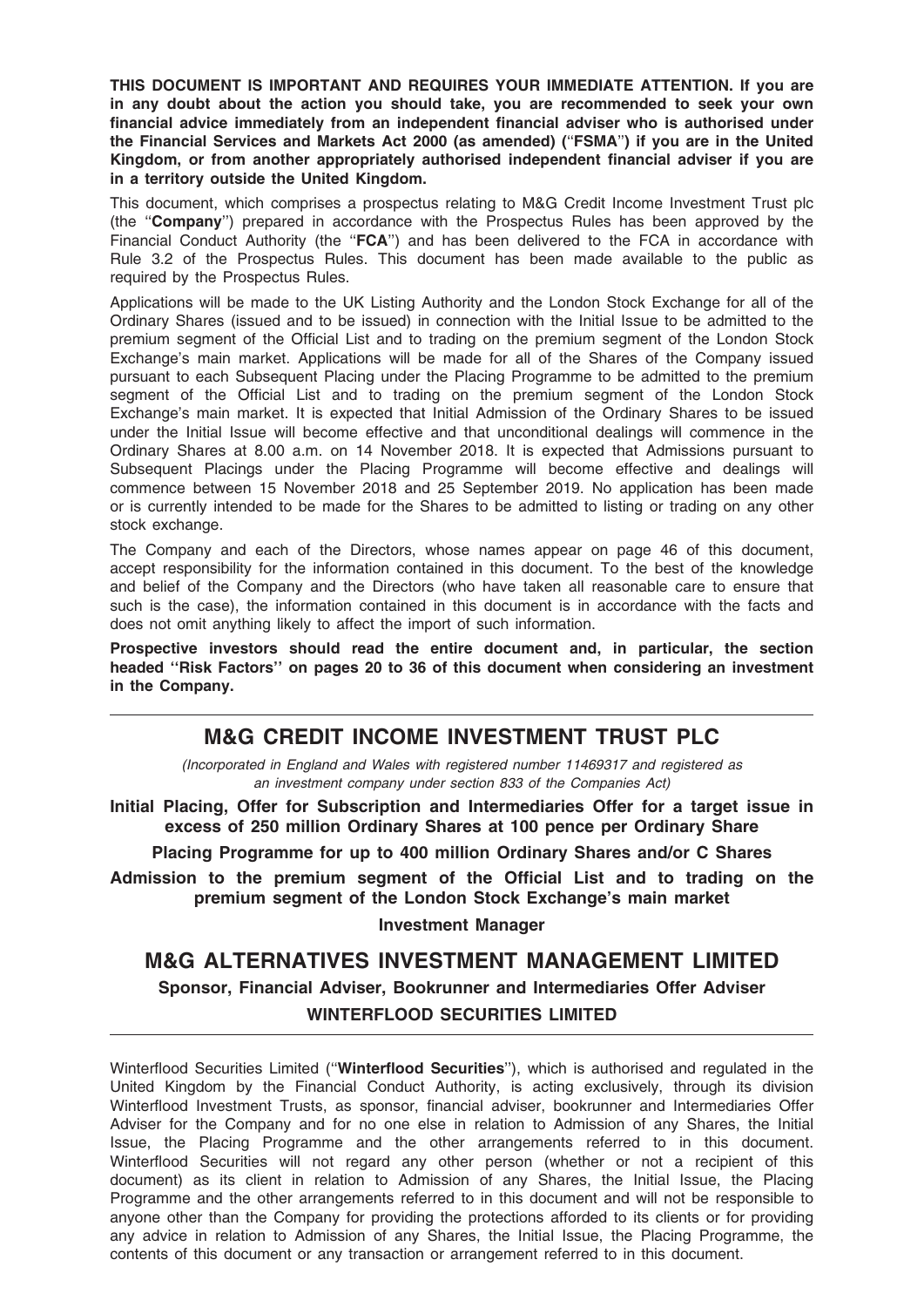**THIS DOCUMENT IS IMPORTANT AND REQUIRES YOUR IMMEDIATE ATTENTION. If you are in any doubt about the action you should take, you are recommended to seek your own financial advice immediately from an independent financial adviser who is authorised under the Financial Services and Markets Act 2000 (as amended) (''FSMA'') if you are in the United Kingdom, or from another appropriately authorised independent financial adviser if you are in a territory outside the United Kingdom.**

This document, which comprises a prospectus relating to M&G Credit Income Investment Trust plc (the ''**Company**'') prepared in accordance with the Prospectus Rules has been approved by the Financial Conduct Authority (the ''**FCA**'') and has been delivered to the FCA in accordance with Rule 3.2 of the Prospectus Rules. This document has been made available to the public as required by the Prospectus Rules.

Applications will be made to the UK Listing Authority and the London Stock Exchange for all of the Ordinary Shares (issued and to be issued) in connection with the Initial Issue to be admitted to the premium segment of the Official List and to trading on the premium segment of the London Stock Exchange's main market. Applications will be made for all of the Shares of the Company issued pursuant to each Subsequent Placing under the Placing Programme to be admitted to the premium segment of the Official List and to trading on the premium segment of the London Stock Exchange's main market. It is expected that Initial Admission of the Ordinary Shares to be issued under the Initial Issue will become effective and that unconditional dealings will commence in the Ordinary Shares at 8.00 a.m. on 14 November 2018. It is expected that Admissions pursuant to Subsequent Placings under the Placing Programme will become effective and dealings will commence between 15 November 2018 and 25 September 2019. No application has been made or is currently intended to be made for the Shares to be admitted to listing or trading on any other stock exchange.

The Company and each of the Directors, whose names appear on page 46 of this document, accept responsibility for the information contained in this document. To the best of the knowledge and belief of the Company and the Directors (who have taken all reasonable care to ensure that such is the case), the information contained in this document is in accordance with the facts and does not omit anything likely to affect the import of such information.

**Prospective investors should read the entire document and, in particular, the section headed ''Risk Factors'' on pages 20 to 36 of this document when considering an investment in the Company.**

---

# M&G CREDIT INCOME INVESTMENT TRUST PLC

*(Incorporated in England and Wales with registered number 11469317 and registered as an investment company under section 833 of the Companies Act)*

**Initial Placing, Offer for Subscription and Intermediaries Offer for a target issue in excess of 250 million Ordinary Shares at 100 pence per Ordinary Share**

**Placing Programme for up to 400 million Ordinary Shares and/or C Shares**

**Admission to the premium segment of the Official List and to trading on the premium segment of the London Stock Exchange's main market**

**Investment Manager**

## M&G ALTERNATIVES INVESTMENT MANAGEMENT LIMITED

**Sponsor, Financial Adviser, Bookrunner and Intermediaries Offer Adviser**

**WINTERFLOOD SECURITIES LIMITED**

---

Winterflood Securities Limited (''**Winterflood Securities**''), which is authorised and regulated in the United Kingdom by the Financial Conduct Authority, is acting exclusively, through its division Winterflood Investment Trusts, as sponsor, financial adviser, bookrunner and Intermediaries Offer Adviser for the Company and for no one else in relation to Admission of any Shares, the Initial Issue, the Placing Programme and the other arrangements referred to in this document. Winterflood Securities will not regard any other person (whether or not a recipient of this document) as its client in relation to Admission of any Shares, the Initial Issue, the Placing Programme and the other arrangements referred to in this document and will not be responsible to anyone other than the Company for providing the protections afforded to its clients or for providing any advice in relation to Admission of any Shares, the Initial Issue, the Placing Programme, the contents of this document or any transaction or arrangement referred to in this document.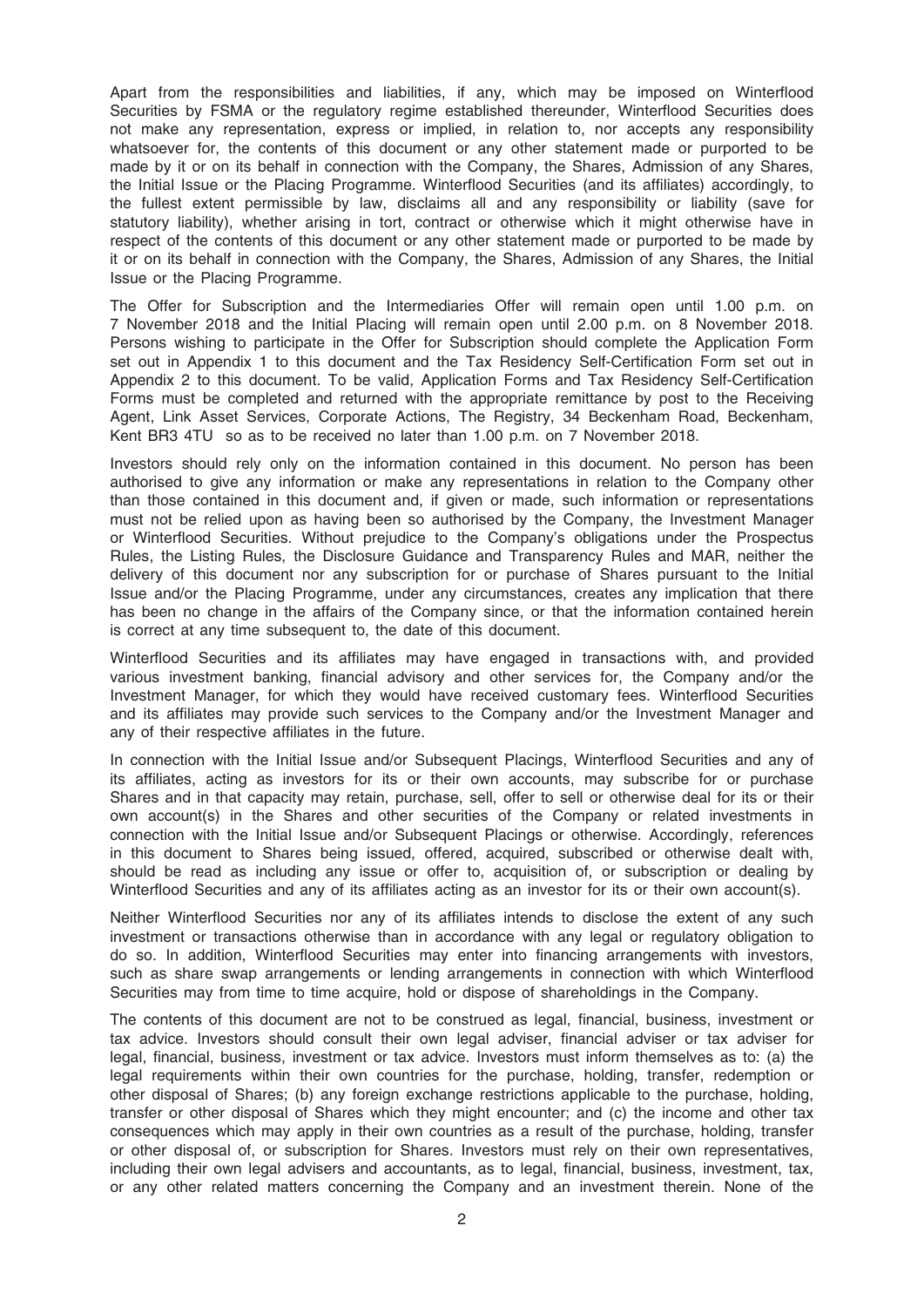Apart from the responsibilities and liabilities, if any, which may be imposed on Winterflood Securities by FSMA or the regulatory regime established thereunder, Winterflood Securities does not make any representation, express or implied, in relation to, nor accepts any responsibility whatsoever for, the contents of this document or any other statement made or purported to be made by it or on its behalf in connection with the Company, the Shares, Admission of any Shares, the Initial Issue or the Placing Programme. Winterflood Securities (and its affiliates) accordingly, to the fullest extent permissible by law, disclaims all and any responsibility or liability (save for statutory liability), whether arising in tort, contract or otherwise which it might otherwise have in respect of the contents of this document or any other statement made or purported to be made by it or on its behalf in connection with the Company, the Shares, Admission of any Shares, the Initial Issue or the Placing Programme.

The Offer for Subscription and the Intermediaries Offer will remain open until 1.00 p.m. on 7 November 2018 and the Initial Placing will remain open until 2.00 p.m. on 8 November 2018. Persons wishing to participate in the Offer for Subscription should complete the Application Form set out in Appendix 1 to this document and the Tax Residency Self-Certification Form set out in Appendix 2 to this document. To be valid, Application Forms and Tax Residency Self-Certification Forms must be completed and returned with the appropriate remittance by post to the Receiving Agent, Link Asset Services, Corporate Actions, The Registry, 34 Beckenham Road, Beckenham, Kent BR3 4TU so as to be received no later than 1.00 p.m. on 7 November 2018.

Investors should rely only on the information contained in this document. No person has been authorised to give any information or make any representations in relation to the Company other than those contained in this document and, if given or made, such information or representations must not be relied upon as having been so authorised by the Company, the Investment Manager or Winterflood Securities. Without prejudice to the Company's obligations under the Prospectus Rules, the Listing Rules, the Disclosure Guidance and Transparency Rules and MAR, neither the delivery of this document nor any subscription for or purchase of Shares pursuant to the Initial Issue and/or the Placing Programme, under any circumstances, creates any implication that there has been no change in the affairs of the Company since, or that the information contained herein is correct at any time subsequent to, the date of this document.

Winterflood Securities and its affiliates may have engaged in transactions with, and provided various investment banking, financial advisory and other services for, the Company and/or the Investment Manager, for which they would have received customary fees. Winterflood Securities and its affiliates may provide such services to the Company and/or the Investment Manager and any of their respective affiliates in the future.

In connection with the Initial Issue and/or Subsequent Placings, Winterflood Securities and any of its affiliates, acting as investors for its or their own accounts, may subscribe for or purchase Shares and in that capacity may retain, purchase, sell, offer to sell or otherwise deal for its or their own account(s) in the Shares and other securities of the Company or related investments in connection with the Initial Issue and/or Subsequent Placings or otherwise. Accordingly, references in this document to Shares being issued, offered, acquired, subscribed or otherwise dealt with, should be read as including any issue or offer to, acquisition of, or subscription or dealing by Winterflood Securities and any of its affiliates acting as an investor for its or their own account(s).

Neither Winterflood Securities nor any of its affiliates intends to disclose the extent of any such investment or transactions otherwise than in accordance with any legal or regulatory obligation to do so. In addition, Winterflood Securities may enter into financing arrangements with investors, such as share swap arrangements or lending arrangements in connection with which Winterflood Securities may from time to time acquire, hold or dispose of shareholdings in the Company.

The contents of this document are not to be construed as legal, financial, business, investment or tax advice. Investors should consult their own legal adviser, financial adviser or tax adviser for legal, financial, business, investment or tax advice. Investors must inform themselves as to: (a) the legal requirements within their own countries for the purchase, holding, transfer, redemption or other disposal of Shares; (b) any foreign exchange restrictions applicable to the purchase, holding, transfer or other disposal of Shares which they might encounter; and (c) the income and other tax consequences which may apply in their own countries as a result of the purchase, holding, transfer or other disposal of, or subscription for Shares. Investors must rely on their own representatives, including their own legal advisers and accountants, as to legal, financial, business, investment, tax, or any other related matters concerning the Company and an investment therein. None of the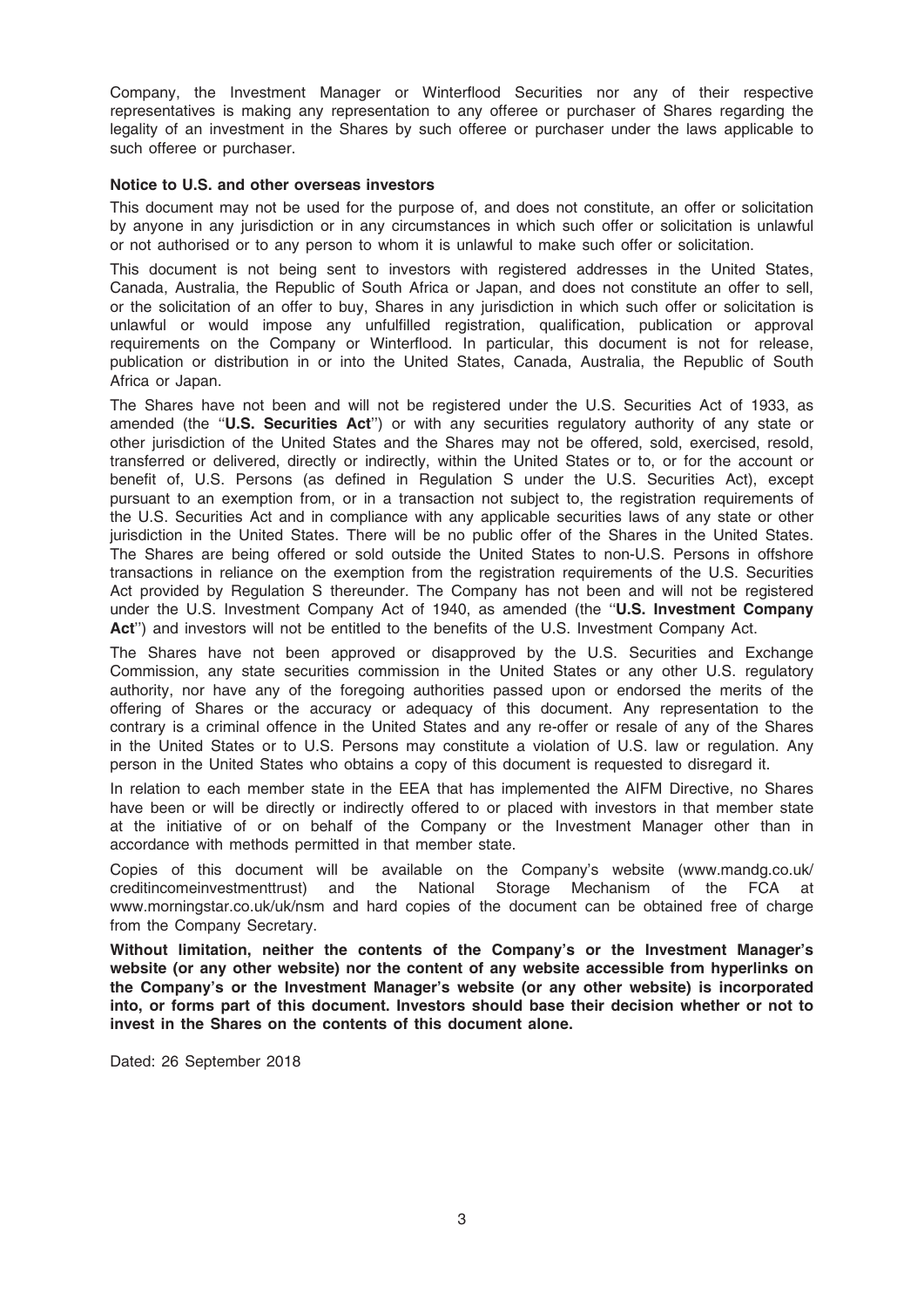Company, the Investment Manager or Winterflood Securities nor any of their respective representatives is making any representation to any offeree or purchaser of Shares regarding the legality of an investment in the Shares by such offeree or purchaser under the laws applicable to such offeree or purchaser.

**Notice to U.S. and other overseas investors**

This document may not be used for the purpose of, and does not constitute, an offer or solicitation by anyone in any jurisdiction or in any circumstances in which such offer or solicitation is unlawful or not authorised or to any person to whom it is unlawful to make such offer or solicitation.

This document is not being sent to investors with registered addresses in the United States, Canada, Australia, the Republic of South Africa or Japan, and does not constitute an offer to sell, or the solicitation of an offer to buy, Shares in any jurisdiction in which such offer or solicitation is unlawful or would impose any unfulfilled registration, qualification, publication or approval requirements on the Company or Winterflood. In particular, this document is not for release, publication or distribution in or into the United States, Canada, Australia, the Republic of South Africa or Japan.

The Shares have not been and will not be registered under the U.S. Securities Act of 1933, as amended (the ''**U.S. Securities Act**'') or with any securities regulatory authority of any state or other jurisdiction of the United States and the Shares may not be offered, sold, exercised, resold, transferred or delivered, directly or indirectly, within the United States or to, or for the account or benefit of, U.S. Persons (as defined in Regulation S under the U.S. Securities Act), except pursuant to an exemption from, or in a transaction not subject to, the registration requirements of the U.S. Securities Act and in compliance with any applicable securities laws of any state or other jurisdiction in the United States. There will be no public offer of the Shares in the United States. The Shares are being offered or sold outside the United States to non-U.S. Persons in offshore transactions in reliance on the exemption from the registration requirements of the U.S. Securities Act provided by Regulation S thereunder. The Company has not been and will not be registered under the U.S. Investment Company Act of 1940, as amended (the ''**U.S. Investment Company Act**'') and investors will not be entitled to the benefits of the U.S. Investment Company Act.

The Shares have not been approved or disapproved by the U.S. Securities and Exchange Commission, any state securities commission in the United States or any other U.S. regulatory authority, nor have any of the foregoing authorities passed upon or endorsed the merits of the offering of Shares or the accuracy or adequacy of this document. Any representation to the contrary is a criminal offence in the United States and any re-offer or resale of any of the Shares in the United States or to U.S. Persons may constitute a violation of U.S. law or regulation. Any person in the United States who obtains a copy of this document is requested to disregard it.

In relation to each member state in the EEA that has implemented the AIFM Directive, no Shares have been or will be directly or indirectly offered to or placed with investors in that member state at the initiative of or on behalf of the Company or the Investment Manager other than in accordance with methods permitted in that member state.

Copies of this document will be available on the Company's website (www.mandg.co.uk/creditincomeinvestmenttrust) and the National Storage Mechanism of the FCA at www.morningstar.co.uk/uk/nsm and hard copies of the document can be obtained free of charge from the Company Secretary.

**Without limitation, neither the contents of the Company's or the Investment Manager's website (or any other website) nor the content of any website accessible from hyperlinks on the Company's or the Investment Manager's website (or any other website) is incorporated into, or forms part of this document. Investors should base their decision whether or not to invest in the Shares on the contents of this document alone.**

Dated: 26 September 2018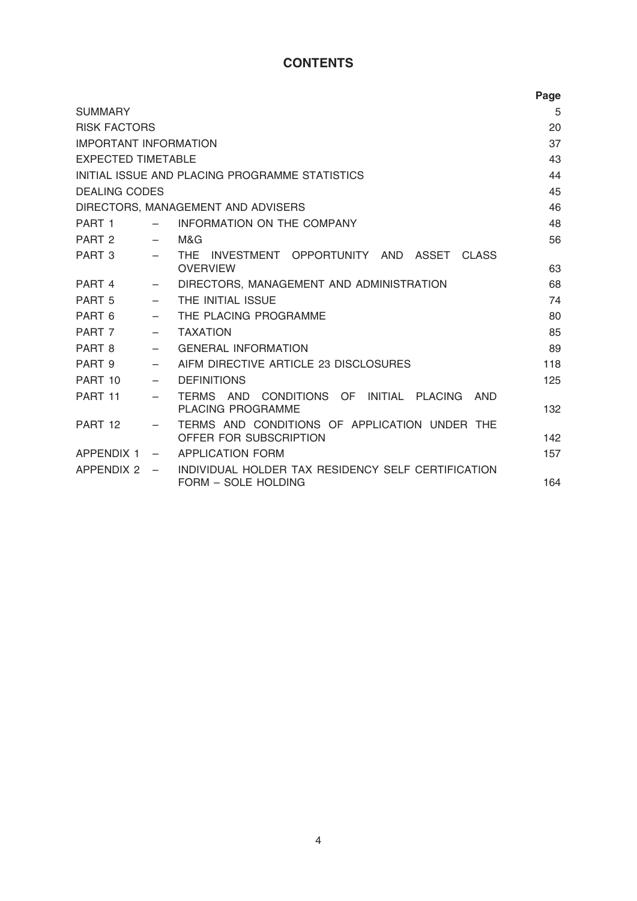# CONTENTS

| | | | Page |
|---|---|---|---|
| SUMMARY | | | 5 |
| RISK FACTORS | | | 20 |
| IMPORTANT INFORMATION | | | 37 |
| EXPECTED TIMETABLE | | | 43 |
| INITIAL ISSUE AND PLACING PROGRAMME STATISTICS | | | 44 |
| DEALING CODES | | | 45 |
| DIRECTORS, MANAGEMENT AND ADVISERS | | | 46 |
| PART 1 | – | INFORMATION ON THE COMPANY | 48 |
| PART 2 | – | M&G | 56 |
| PART 3 | – | THE INVESTMENT OPPORTUNITY AND ASSET CLASS OVERVIEW | 63 |
| PART 4 | – | DIRECTORS, MANAGEMENT AND ADMINISTRATION | 68 |
| PART 5 | – | THE INITIAL ISSUE | 74 |
| PART 6 | – | THE PLACING PROGRAMME | 80 |
| PART 7 | – | TAXATION | 85 |
| PART 8 | – | GENERAL INFORMATION | 89 |
| PART 9 | – | AIFM DIRECTIVE ARTICLE 23 DISCLOSURES | 118 |
| PART 10 | – | DEFINITIONS | 125 |
| PART 11 | – | TERMS AND CONDITIONS OF INITIAL PLACING AND PLACING PROGRAMME | 132 |
| PART 12 | – | TERMS AND CONDITIONS OF APPLICATION UNDER THE OFFER FOR SUBSCRIPTION | 142 |
| APPENDIX 1 | – | APPLICATION FORM | 157 |
| APPENDIX 2 | – | INDIVIDUAL HOLDER TAX RESIDENCY SELF CERTIFICATION FORM – SOLE HOLDING | 164 |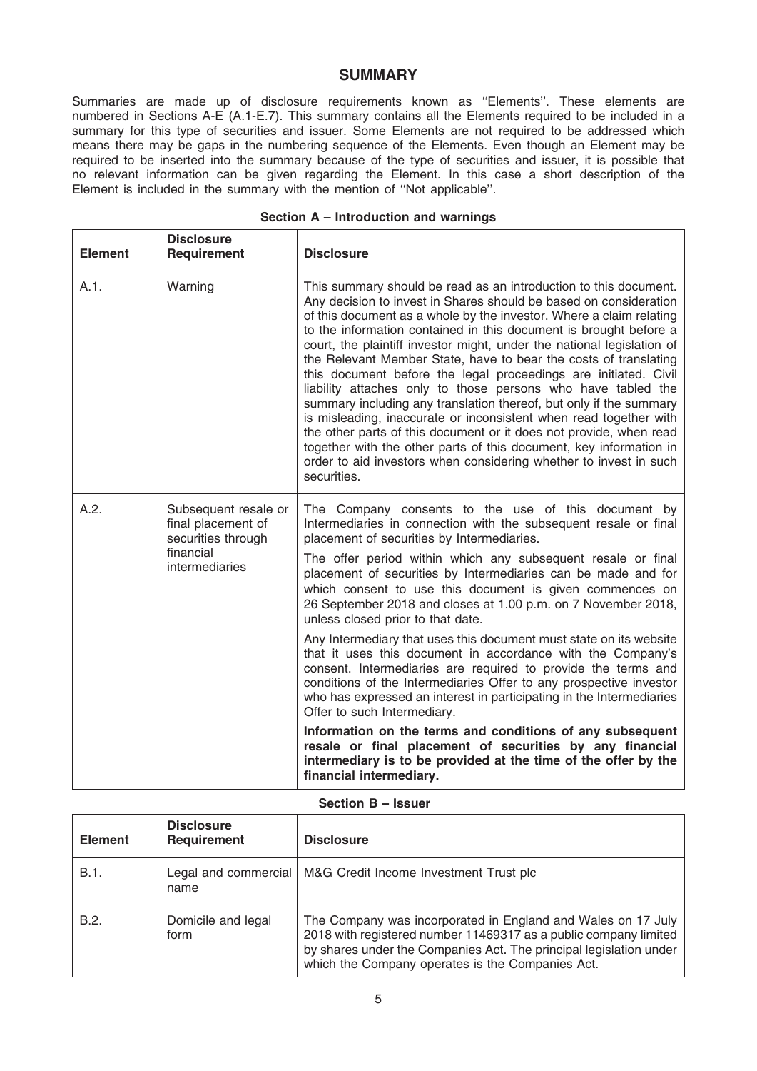# SUMMARY

Summaries are made up of disclosure requirements known as ''Elements''. These elements are numbered in Sections A-E (A.1-E.7). This summary contains all the Elements required to be included in a summary for this type of securities and issuer. Some Elements are not required to be addressed which means there may be gaps in the numbering sequence of the Elements. Even though an Element may be required to be inserted into the summary because of the type of securities and issuer, it is possible that no relevant information can be given regarding the Element. In this case a short description of the Element is included in the summary with the mention of ''Not applicable''.

## Section A – Introduction and warnings

| Element | Disclosure Requirement | Disclosure |
|---|---|---|
| A.1. | Warning | This summary should be read as an introduction to this document. Any decision to invest in Shares should be based on consideration of this document as a whole by the investor. Where a claim relating to the information contained in this document is brought before a court, the plaintiff investor might, under the national legislation of the Relevant Member State, have to bear the costs of translating this document before the legal proceedings are initiated. Civil liability attaches only to those persons who have tabled the summary including any translation thereof, but only if the summary is misleading, inaccurate or inconsistent when read together with the other parts of this document or it does not provide, when read together with the other parts of this document, key information in order to aid investors when considering whether to invest in such securities. |
| A.2. | Subsequent resale or final placement of securities through financial intermediaries | The Company consents to the use of this document by Intermediaries in connection with the subsequent resale or final placement of securities by Intermediaries.<br><br>The offer period within which any subsequent resale or final placement of securities by Intermediaries can be made and for which consent to use this document is given commences on 26 September 2018 and closes at 1.00 p.m. on 7 November 2018, unless closed prior to that date.<br><br>Any Intermediary that uses this document must state on its website that it uses this document in accordance with the Company's consent. Intermediaries are required to provide the terms and conditions of the Intermediaries Offer to any prospective investor who has expressed an interest in participating in the Intermediaries Offer to such Intermediary.<br><br>**Information on the terms and conditions of any subsequent resale or final placement of securities by any financial intermediary is to be provided at the time of the offer by the financial intermediary.** |

## Section B – Issuer

| Element | Disclosure Requirement | Disclosure |
|---|---|---|
| B.1. | Legal and commercial name | M&G Credit Income Investment Trust plc |
| B.2. | Domicile and legal form | The Company was incorporated in England and Wales on 17 July 2018 with registered number 11469317 as a public company limited by shares under the Companies Act. The principal legislation under which the Company operates is the Companies Act. |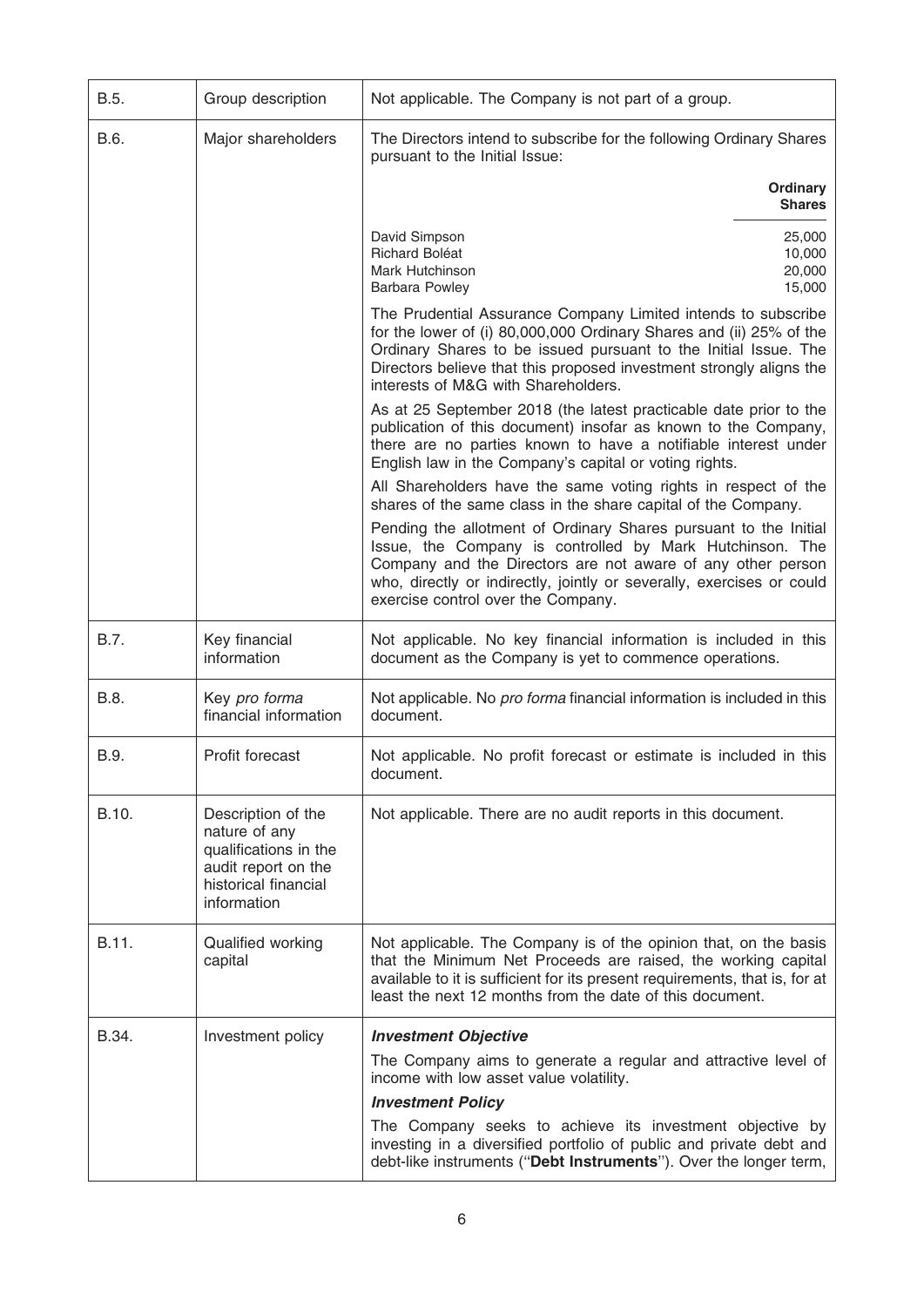| | | |
|---|---|---|
| B.5. | Group description | Not applicable. The Company is not part of a group. |
| B.6. | Major shareholders | The Directors intend to subscribe for the following Ordinary Shares pursuant to the Initial Issue:<br><br>**Ordinary Shares**<br>David Simpson — 25,000<br>Richard Boléat — 10,000<br>Mark Hutchinson — 20,000<br>Barbara Powley — 15,000<br><br>The Prudential Assurance Company Limited intends to subscribe for the lower of (i) 80,000,000 Ordinary Shares and (ii) 25% of the Ordinary Shares to be issued pursuant to the Initial Issue. The Directors believe that this proposed investment strongly aligns the interests of M&G with Shareholders.<br><br>As at 25 September 2018 (the latest practicable date prior to the publication of this document) insofar as known to the Company, there are no parties known to have a notifiable interest under English law in the Company's capital or voting rights.<br><br>All Shareholders have the same voting rights in respect of the shares of the same class in the share capital of the Company.<br><br>Pending the allotment of Ordinary Shares pursuant to the Initial Issue, the Company is controlled by Mark Hutchinson. The Company and the Directors are not aware of any other person who, directly or indirectly, jointly or severally, exercises or could exercise control over the Company. |
| B.7. | Key financial information | Not applicable. No key financial information is included in this document as the Company is yet to commence operations. |
| B.8. | Key *pro forma* financial information | Not applicable. No *pro forma* financial information is included in this document. |
| B.9. | Profit forecast | Not applicable. No profit forecast or estimate is included in this document. |
| B.10. | Description of the nature of any qualifications in the audit report on the historical financial information | Not applicable. There are no audit reports in this document. |
| B.11. | Qualified working capital | Not applicable. The Company is of the opinion that, on the basis that the Minimum Net Proceeds are raised, the working capital available to it is sufficient for its present requirements, that is, for at least the next 12 months from the date of this document. |
| B.34. | Investment policy | ***Investment Objective***<br><br>The Company aims to generate a regular and attractive level of income with low asset value volatility.<br><br>***Investment Policy***<br><br>The Company seeks to achieve its investment objective by investing in a diversified portfolio of public and private debt and debt-like instruments ("**Debt Instruments**"). Over the longer term, |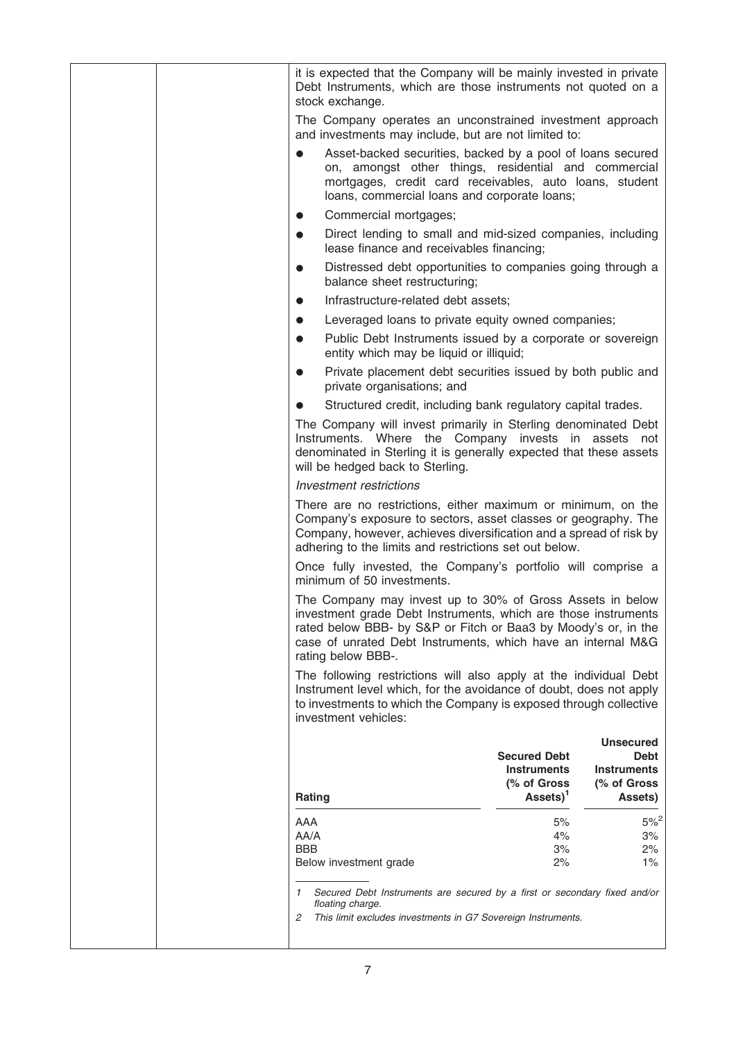it is expected that the Company will be mainly invested in private Debt Instruments, which are those instruments not quoted on a stock exchange.

The Company operates an unconstrained investment approach and investments may include, but are not limited to:

- Asset-backed securities, backed by a pool of loans secured on, amongst other things, residential and commercial mortgages, credit card receivables, auto loans, student loans, commercial loans and corporate loans;
- Commercial mortgages;
- Direct lending to small and mid-sized companies, including lease finance and receivables financing;
- Distressed debt opportunities to companies going through a balance sheet restructuring;
- Infrastructure-related debt assets;
- Leveraged loans to private equity owned companies;
- Public Debt Instruments issued by a corporate or sovereign entity which may be liquid or illiquid;
- Private placement debt securities issued by both public and private organisations; and
- Structured credit, including bank regulatory capital trades.

The Company will invest primarily in Sterling denominated Debt Instruments. Where the Company invests in assets not denominated in Sterling it is generally expected that these assets will be hedged back to Sterling.

*Investment restrictions*

There are no restrictions, either maximum or minimum, on the Company's exposure to sectors, asset classes or geography. The Company, however, achieves diversification and a spread of risk by adhering to the limits and restrictions set out below.

Once fully invested, the Company's portfolio will comprise a minimum of 50 investments.

The Company may invest up to 30% of Gross Assets in below investment grade Debt Instruments, which are those instruments rated below BBB- by S&P or Fitch or Baa3 by Moody's or, in the case of unrated Debt Instruments, which have an internal M&G rating below BBB-.

The following restrictions will also apply at the individual Debt Instrument level which, for the avoidance of doubt, does not apply to investments to which the Company is exposed through collective investment vehicles:

| Rating | Secured Debt Instruments (% of Gross Assets)[1] | Unsecured Debt Instruments (% of Gross Assets) |
|---|---|---|
| AAA | 5% | 5%[2] |
| AA/A | 4% | 3% |
| BBB | 3% | 2% |
| Below investment grade | 2% | 1% |

1 *Secured Debt Instruments are secured by a first or secondary fixed and/or floating charge.*

2 *This limit excludes investments in G7 Sovereign Instruments.*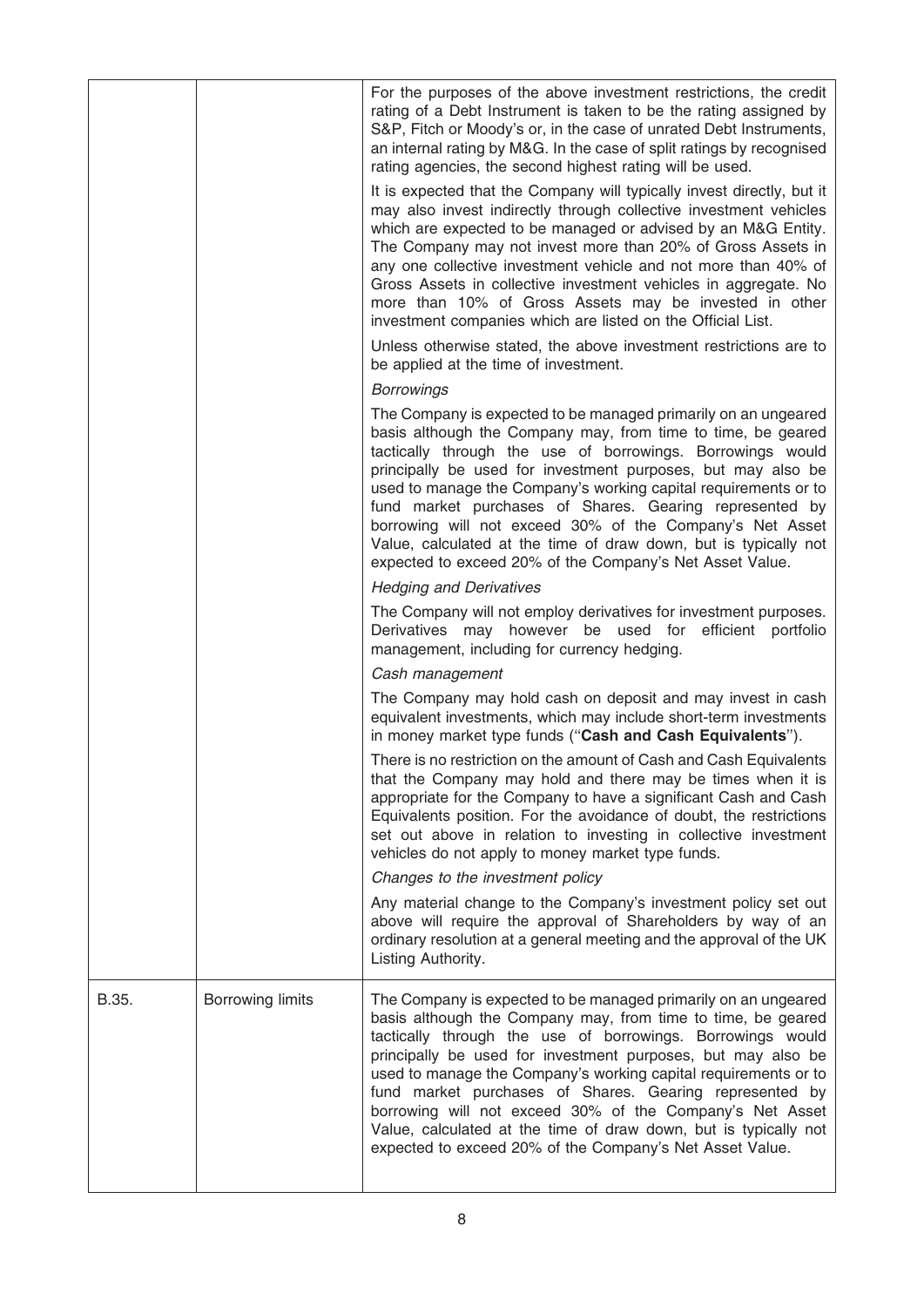| | | |
|---|---|---|
| | | For the purposes of the above investment restrictions, the credit rating of a Debt Instrument is taken to be the rating assigned by S&P, Fitch or Moody's or, in the case of unrated Debt Instruments, an internal rating by M&G. In the case of split ratings by recognised rating agencies, the second highest rating will be used.<br><br>It is expected that the Company will typically invest directly, but it may also invest indirectly through collective investment vehicles which are expected to be managed or advised by an M&G Entity. The Company may not invest more than 20% of Gross Assets in any one collective investment vehicle and not more than 40% of Gross Assets in collective investment vehicles in aggregate. No more than 10% of Gross Assets may be invested in other investment companies which are listed on the Official List.<br><br>Unless otherwise stated, the above investment restrictions are to be applied at the time of investment.<br><br>*Borrowings*<br><br>The Company is expected to be managed primarily on an ungeared basis although the Company may, from time to time, be geared tactically through the use of borrowings. Borrowings would principally be used for investment purposes, but may also be used to manage the Company's working capital requirements or to fund market purchases of Shares. Gearing represented by borrowing will not exceed 30% of the Company's Net Asset Value, calculated at the time of draw down, but is typically not expected to exceed 20% of the Company's Net Asset Value.<br><br>*Hedging and Derivatives*<br><br>The Company will not employ derivatives for investment purposes. Derivatives may however be used for efficient portfolio management, including for currency hedging.<br><br>*Cash management*<br><br>The Company may hold cash on deposit and may invest in cash equivalent investments, which may include short-term investments in money market type funds ("**Cash and Cash Equivalents**").<br><br>There is no restriction on the amount of Cash and Cash Equivalents that the Company may hold and there may be times when it is appropriate for the Company to have a significant Cash and Cash Equivalents position. For the avoidance of doubt, the restrictions set out above in relation to investing in collective investment vehicles do not apply to money market type funds.<br><br>*Changes to the investment policy*<br><br>Any material change to the Company's investment policy set out above will require the approval of Shareholders by way of an ordinary resolution at a general meeting and the approval of the UK Listing Authority. |
| B.35. | Borrowing limits | The Company is expected to be managed primarily on an ungeared basis although the Company may, from time to time, be geared tactically through the use of borrowings. Borrowings would principally be used for investment purposes, but may also be used to manage the Company's working capital requirements or to fund market purchases of Shares. Gearing represented by borrowing will not exceed 30% of the Company's Net Asset Value, calculated at the time of draw down, but is typically not expected to exceed 20% of the Company's Net Asset Value. |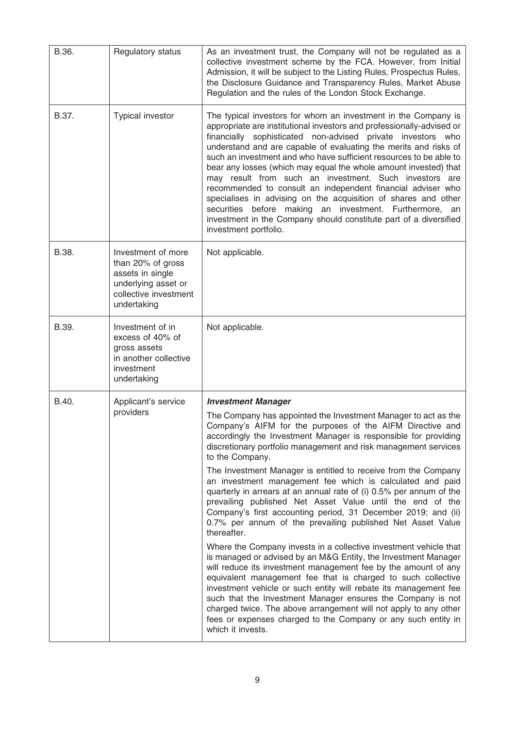| | | |
|---|---|---|
| B.36. | Regulatory status | As an investment trust, the Company will not be regulated as a collective investment scheme by the FCA. However, from Initial Admission, it will be subject to the Listing Rules, Prospectus Rules, the Disclosure Guidance and Transparency Rules, Market Abuse Regulation and the rules of the London Stock Exchange. |
| B.37. | Typical investor | The typical investors for whom an investment in the Company is appropriate are institutional investors and professionally-advised or financially sophisticated non-advised private investors who understand and are capable of evaluating the merits and risks of such an investment and who have sufficient resources to be able to bear any losses (which may equal the whole amount invested) that may result from such an investment. Such investors are recommended to consult an independent financial adviser who specialises in advising on the acquisition of shares and other securities before making an investment. Furthermore, an investment in the Company should constitute part of a diversified investment portfolio. |
| B.38. | Investment of more than 20% of gross assets in single underlying asset or collective investment undertaking | Not applicable. |
| B.39. | Investment of in excess of 40% of gross assets in another collective investment undertaking | Not applicable. |
| B.40. | Applicant's service providers | ***Investment Manager***<br><br>The Company has appointed the Investment Manager to act as the Company's AIFM for the purposes of the AIFM Directive and accordingly the Investment Manager is responsible for providing discretionary portfolio management and risk management services to the Company.<br><br>The Investment Manager is entitled to receive from the Company an investment management fee which is calculated and paid quarterly in arrears at an annual rate of (i) 0.5% per annum of the prevailing published Net Asset Value until the end of the Company's first accounting period, 31 December 2019; and (ii) 0.7% per annum of the prevailing published Net Asset Value thereafter.<br><br>Where the Company invests in a collective investment vehicle that is managed or advised by an M&G Entity, the Investment Manager will reduce its investment management fee by the amount of any equivalent management fee that is charged to such collective investment vehicle or such entity will rebate its management fee such that the Investment Manager ensures the Company is not charged twice. The above arrangement will not apply to any other fees or expenses charged to the Company or any such entity in which it invests. |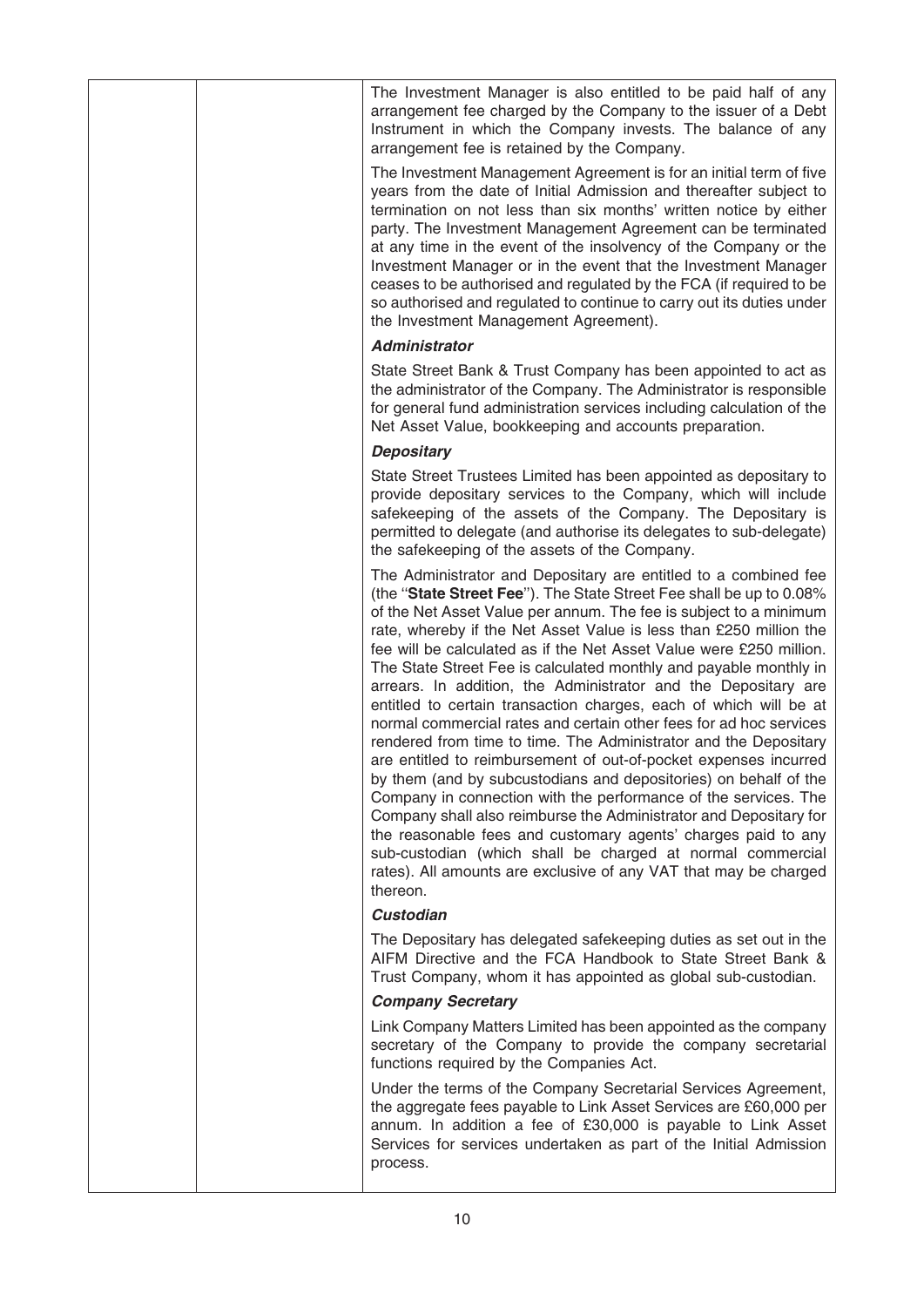The Investment Manager is also entitled to be paid half of any arrangement fee charged by the Company to the issuer of a Debt Instrument in which the Company invests. The balance of any arrangement fee is retained by the Company.

The Investment Management Agreement is for an initial term of five years from the date of Initial Admission and thereafter subject to termination on not less than six months' written notice by either party. The Investment Management Agreement can be terminated at any time in the event of the insolvency of the Company or the Investment Manager or in the event that the Investment Manager ceases to be authorised and regulated by the FCA (if required to be so authorised and regulated to continue to carry out its duties under the Investment Management Agreement).

***Administrator***

State Street Bank & Trust Company has been appointed to act as the administrator of the Company. The Administrator is responsible for general fund administration services including calculation of the Net Asset Value, bookkeeping and accounts preparation.

***Depositary***

State Street Trustees Limited has been appointed as depositary to provide depositary services to the Company, which will include safekeeping of the assets of the Company. The Depositary is permitted to delegate (and authorise its delegates to sub-delegate) the safekeeping of the assets of the Company.

The Administrator and Depositary are entitled to a combined fee (the "**State Street Fee**"). The State Street Fee shall be up to 0.08% of the Net Asset Value per annum. The fee is subject to a minimum rate, whereby if the Net Asset Value is less than £250 million the fee will be calculated as if the Net Asset Value were £250 million. The State Street Fee is calculated monthly and payable monthly in arrears. In addition, the Administrator and the Depositary are entitled to certain transaction charges, each of which will be at normal commercial rates and certain other fees for ad hoc services rendered from time to time. The Administrator and the Depositary are entitled to reimbursement of out-of-pocket expenses incurred by them (and by subcustodians and depositories) on behalf of the Company in connection with the performance of the services. The Company shall also reimburse the Administrator and Depositary for the reasonable fees and customary agents' charges paid to any sub-custodian (which shall be charged at normal commercial rates). All amounts are exclusive of any VAT that may be charged thereon.

***Custodian***

The Depositary has delegated safekeeping duties as set out in the AIFM Directive and the FCA Handbook to State Street Bank & Trust Company, whom it has appointed as global sub-custodian.

***Company Secretary***

Link Company Matters Limited has been appointed as the company secretary of the Company to provide the company secretarial functions required by the Companies Act.

Under the terms of the Company Secretarial Services Agreement, the aggregate fees payable to Link Asset Services are £60,000 per annum. In addition a fee of £30,000 is payable to Link Asset Services for services undertaken as part of the Initial Admission process.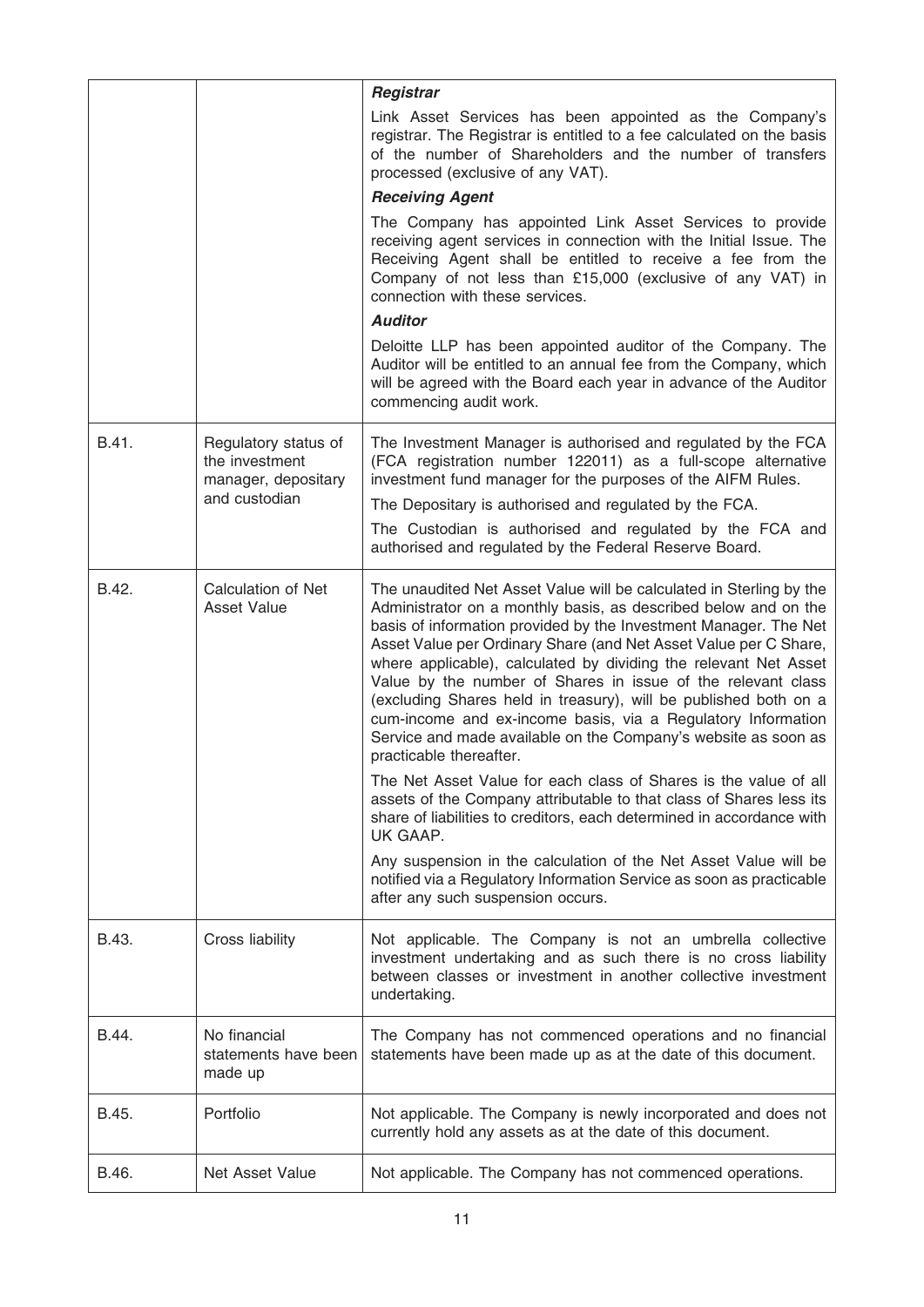| | | |
|---|---|---|
| | | ***Registrar***<br>Link Asset Services has been appointed as the Company's registrar. The Registrar is entitled to a fee calculated on the basis of the number of Shareholders and the number of transfers processed (exclusive of any VAT).<br>***Receiving Agent***<br>The Company has appointed Link Asset Services to provide receiving agent services in connection with the Initial Issue. The Receiving Agent shall be entitled to receive a fee from the Company of not less than £15,000 (exclusive of any VAT) in connection with these services.<br>***Auditor***<br>Deloitte LLP has been appointed auditor of the Company. The Auditor will be entitled to an annual fee from the Company, which will be agreed with the Board each year in advance of the Auditor commencing audit work. |
| B.41. | Regulatory status of the investment manager, depositary and custodian | The Investment Manager is authorised and regulated by the FCA (FCA registration number 122011) as a full-scope alternative investment fund manager for the purposes of the AIFM Rules.<br>The Depositary is authorised and regulated by the FCA.<br>The Custodian is authorised and regulated by the FCA and authorised and regulated by the Federal Reserve Board. |
| B.42. | Calculation of Net Asset Value | The unaudited Net Asset Value will be calculated in Sterling by the Administrator on a monthly basis, as described below and on the basis of information provided by the Investment Manager. The Net Asset Value per Ordinary Share (and Net Asset Value per C Share, where applicable), calculated by dividing the relevant Net Asset Value by the number of Shares in issue of the relevant class (excluding Shares held in treasury), will be published both on a cum-income and ex-income basis, via a Regulatory Information Service and made available on the Company's website as soon as practicable thereafter.<br>The Net Asset Value for each class of Shares is the value of all assets of the Company attributable to that class of Shares less its share of liabilities to creditors, each determined in accordance with UK GAAP.<br>Any suspension in the calculation of the Net Asset Value will be notified via a Regulatory Information Service as soon as practicable after any such suspension occurs. |
| B.43. | Cross liability | Not applicable. The Company is not an umbrella collective investment undertaking and as such there is no cross liability between classes or investment in another collective investment undertaking. |
| B.44. | No financial statements have been made up | The Company has not commenced operations and no financial statements have been made up as at the date of this document. |
| B.45. | Portfolio | Not applicable. The Company is newly incorporated and does not currently hold any assets as at the date of this document. |
| B.46. | Net Asset Value | Not applicable. The Company has not commenced operations. |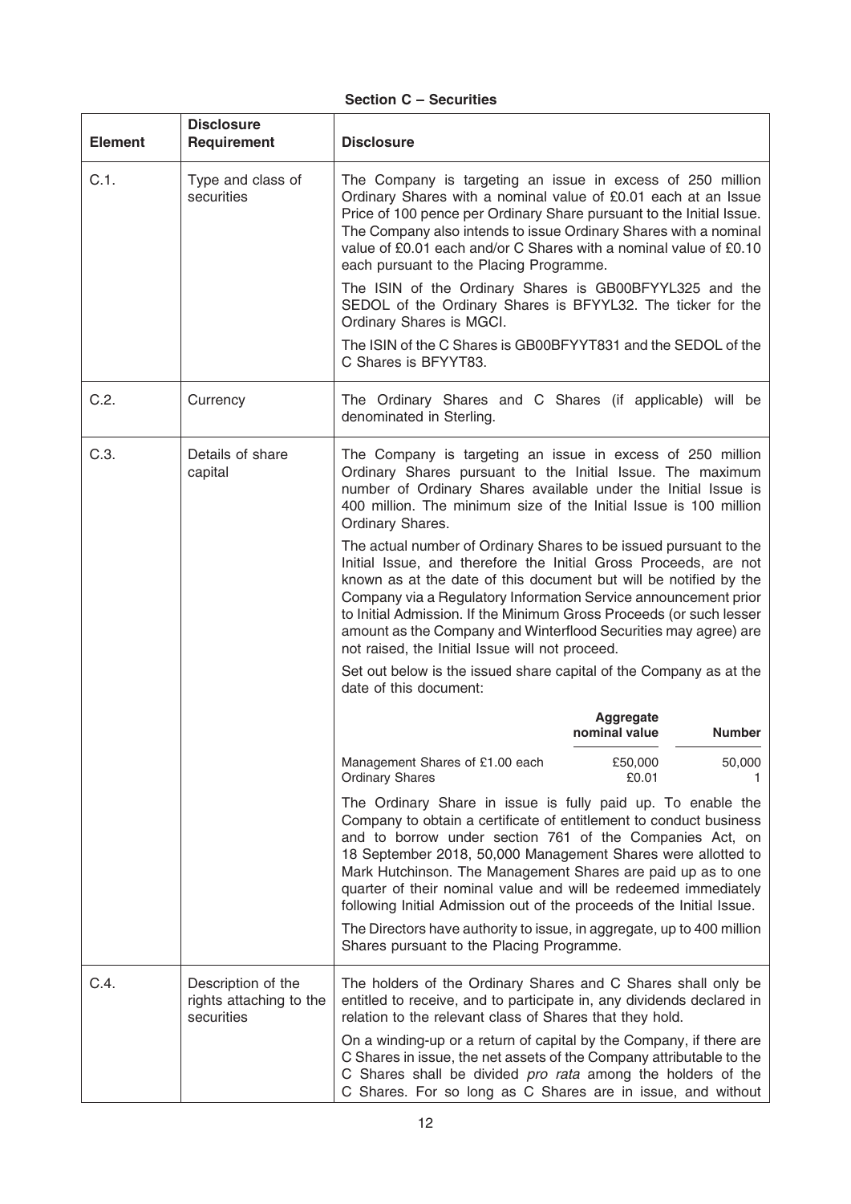## Section C – Securities

| Element | Disclosure Requirement | Disclosure |
|---|---|---|
| C.1. | Type and class of securities | The Company is targeting an issue in excess of 250 million Ordinary Shares with a nominal value of £0.01 each at an Issue Price of 100 pence per Ordinary Share pursuant to the Initial Issue. The Company also intends to issue Ordinary Shares with a nominal value of £0.01 each and/or C Shares with a nominal value of £0.10 each pursuant to the Placing Programme.<br><br>The ISIN of the Ordinary Shares is GB00BFYYL325 and the SEDOL of the Ordinary Shares is BFYYL32. The ticker for the Ordinary Shares is MGCI.<br><br>The ISIN of the C Shares is GB00BFYYT831 and the SEDOL of the C Shares is BFYYT83. |
| C.2. | Currency | The Ordinary Shares and C Shares (if applicable) will be denominated in Sterling. |
| C.3. | Details of share capital | The Company is targeting an issue in excess of 250 million Ordinary Shares pursuant to the Initial Issue. The maximum number of Ordinary Shares available under the Initial Issue is 400 million. The minimum size of the Initial Issue is 100 million Ordinary Shares.<br><br>The actual number of Ordinary Shares to be issued pursuant to the Initial Issue, and therefore the Initial Gross Proceeds, are not known as at the date of this document but will be notified by the Company via a Regulatory Information Service announcement prior to Initial Admission. If the Minimum Gross Proceeds (or such lesser amount as the Company and Winterflood Securities may agree) are not raised, the Initial Issue will not proceed.<br><br>Set out below is the issued share capital of the Company as at the date of this document:<br><br>**Aggregate nominal value / Number**<br>Management Shares of £1.00 each — £50,000 — 50,000<br>Ordinary Shares — £0.01 — 1<br><br>The Ordinary Share in issue is fully paid up. To enable the Company to obtain a certificate of entitlement to conduct business and to borrow under section 761 of the Companies Act, on 18 September 2018, 50,000 Management Shares were allotted to Mark Hutchinson. The Management Shares are paid up as to one quarter of their nominal value and will be redeemed immediately following Initial Admission out of the proceeds of the Initial Issue.<br><br>The Directors have authority to issue, in aggregate, up to 400 million Shares pursuant to the Placing Programme. |
| C.4. | Description of the rights attaching to the securities | The holders of the Ordinary Shares and C Shares shall only be entitled to receive, and to participate in, any dividends declared in relation to the relevant class of Shares that they hold.<br><br>On a winding-up or a return of capital by the Company, if there are C Shares in issue, the net assets of the Company attributable to the C Shares shall be divided *pro rata* among the holders of the C Shares. For so long as C Shares are in issue, and without |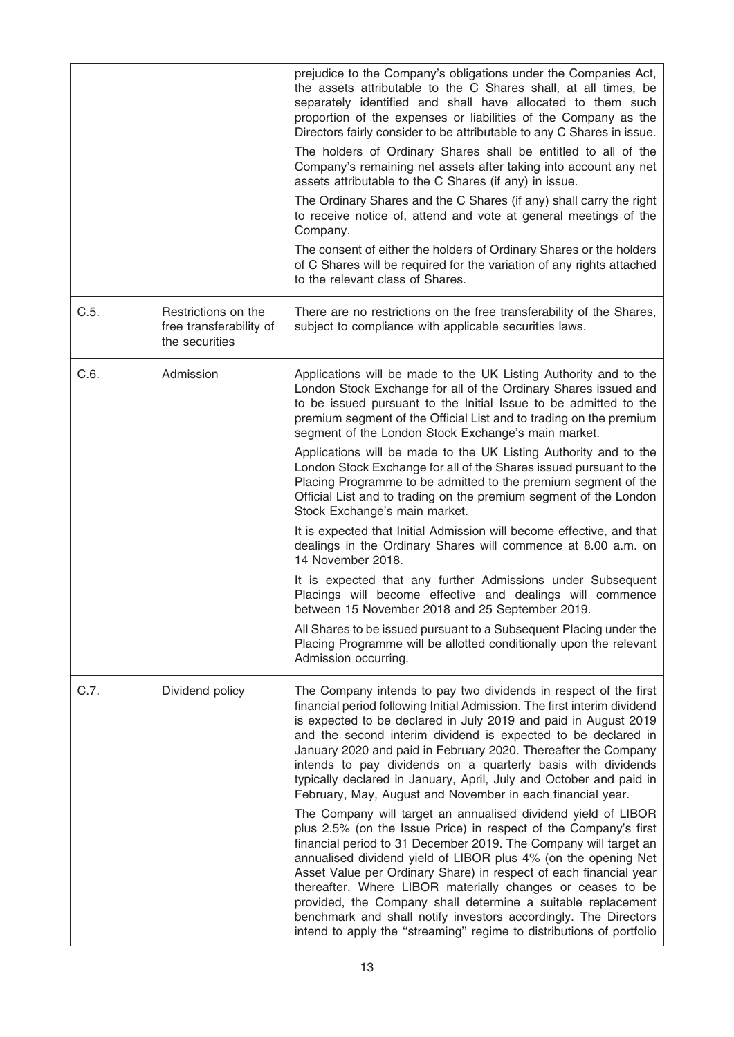| | | |
|---|---|---|
| | | prejudice to the Company's obligations under the Companies Act, the assets attributable to the C Shares shall, at all times, be separately identified and shall have allocated to them such proportion of the expenses or liabilities of the Company as the Directors fairly consider to be attributable to any C Shares in issue.<br><br>The holders of Ordinary Shares shall be entitled to all of the Company's remaining net assets after taking into account any net assets attributable to the C Shares (if any) in issue.<br><br>The Ordinary Shares and the C Shares (if any) shall carry the right to receive notice of, attend and vote at general meetings of the Company.<br><br>The consent of either the holders of Ordinary Shares or the holders of C Shares will be required for the variation of any rights attached to the relevant class of Shares. |
| C.5. | Restrictions on the free transferability of the securities | There are no restrictions on the free transferability of the Shares, subject to compliance with applicable securities laws. |
| C.6. | Admission | Applications will be made to the UK Listing Authority and to the London Stock Exchange for all of the Ordinary Shares issued and to be issued pursuant to the Initial Issue to be admitted to the premium segment of the Official List and to trading on the premium segment of the London Stock Exchange's main market.<br><br>Applications will be made to the UK Listing Authority and to the London Stock Exchange for all of the Shares issued pursuant to the Placing Programme to be admitted to the premium segment of the Official List and to trading on the premium segment of the London Stock Exchange's main market.<br><br>It is expected that Initial Admission will become effective, and that dealings in the Ordinary Shares will commence at 8.00 a.m. on 14 November 2018.<br><br>It is expected that any further Admissions under Subsequent Placings will become effective and dealings will commence between 15 November 2018 and 25 September 2019.<br><br>All Shares to be issued pursuant to a Subsequent Placing under the Placing Programme will be allotted conditionally upon the relevant Admission occurring. |
| C.7. | Dividend policy | The Company intends to pay two dividends in respect of the first financial period following Initial Admission. The first interim dividend is expected to be declared in July 2019 and paid in August 2019 and the second interim dividend is expected to be declared in January 2020 and paid in February 2020. Thereafter the Company intends to pay dividends on a quarterly basis with dividends typically declared in January, April, July and October and paid in February, May, August and November in each financial year.<br><br>The Company will target an annualised dividend yield of LIBOR plus 2.5% (on the Issue Price) in respect of the Company's first financial period to 31 December 2019. The Company will target an annualised dividend yield of LIBOR plus 4% (on the opening Net Asset Value per Ordinary Share) in respect of each financial year thereafter. Where LIBOR materially changes or ceases to be provided, the Company shall determine a suitable replacement benchmark and shall notify investors accordingly. The Directors intend to apply the "streaming" regime to distributions of portfolio |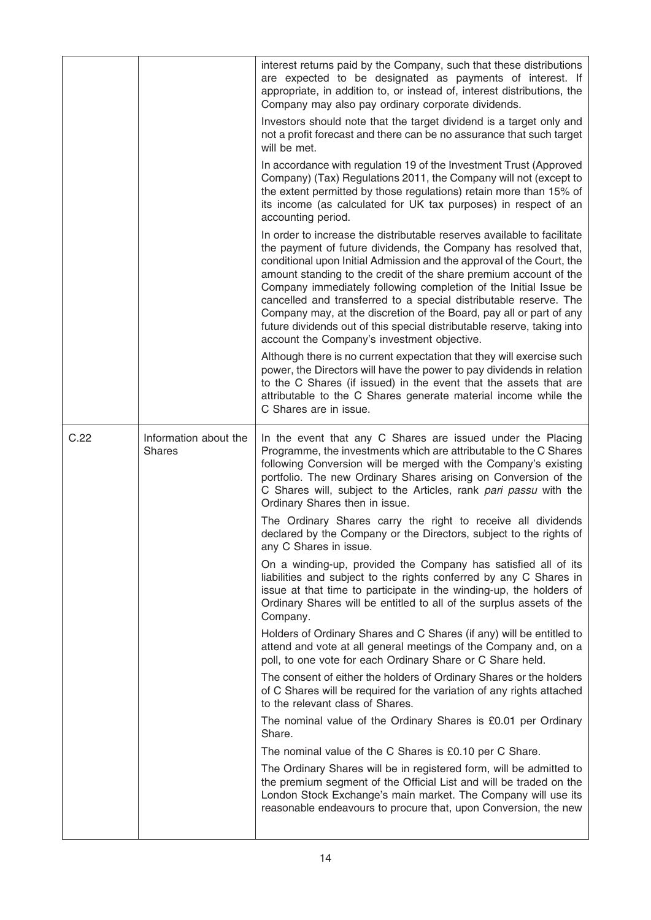| | | |
|---|---|---|
| | | interest returns paid by the Company, such that these distributions are expected to be designated as payments of interest. If appropriate, in addition to, or instead of, interest distributions, the Company may also pay ordinary corporate dividends.<br><br>Investors should note that the target dividend is a target only and not a profit forecast and there can be no assurance that such target will be met.<br><br>In accordance with regulation 19 of the Investment Trust (Approved Company) (Tax) Regulations 2011, the Company will not (except to the extent permitted by those regulations) retain more than 15% of its income (as calculated for UK tax purposes) in respect of an accounting period.<br><br>In order to increase the distributable reserves available to facilitate the payment of future dividends, the Company has resolved that, conditional upon Initial Admission and the approval of the Court, the amount standing to the credit of the share premium account of the Company immediately following completion of the Initial Issue be cancelled and transferred to a special distributable reserve. The Company may, at the discretion of the Board, pay all or part of any future dividends out of this special distributable reserve, taking into account the Company's investment objective.<br><br>Although there is no current expectation that they will exercise such power, the Directors will have the power to pay dividends in relation to the C Shares (if issued) in the event that the assets that are attributable to the C Shares generate material income while the C Shares are in issue. |
| C.22 | Information about the Shares | In the event that any C Shares are issued under the Placing Programme, the investments which are attributable to the C Shares following Conversion will be merged with the Company's existing portfolio. The new Ordinary Shares arising on Conversion of the C Shares will, subject to the Articles, rank *pari passu* with the Ordinary Shares then in issue.<br><br>The Ordinary Shares carry the right to receive all dividends declared by the Company or the Directors, subject to the rights of any C Shares in issue.<br><br>On a winding-up, provided the Company has satisfied all of its liabilities and subject to the rights conferred by any C Shares in issue at that time to participate in the winding-up, the holders of Ordinary Shares will be entitled to all of the surplus assets of the Company.<br><br>Holders of Ordinary Shares and C Shares (if any) will be entitled to attend and vote at all general meetings of the Company and, on a poll, to one vote for each Ordinary Share or C Share held.<br><br>The consent of either the holders of Ordinary Shares or the holders of C Shares will be required for the variation of any rights attached to the relevant class of Shares.<br><br>The nominal value of the Ordinary Shares is £0.01 per Ordinary Share.<br><br>The nominal value of the C Shares is £0.10 per C Share.<br><br>The Ordinary Shares will be in registered form, will be admitted to the premium segment of the Official List and will be traded on the London Stock Exchange's main market. The Company will use its reasonable endeavours to procure that, upon Conversion, the new |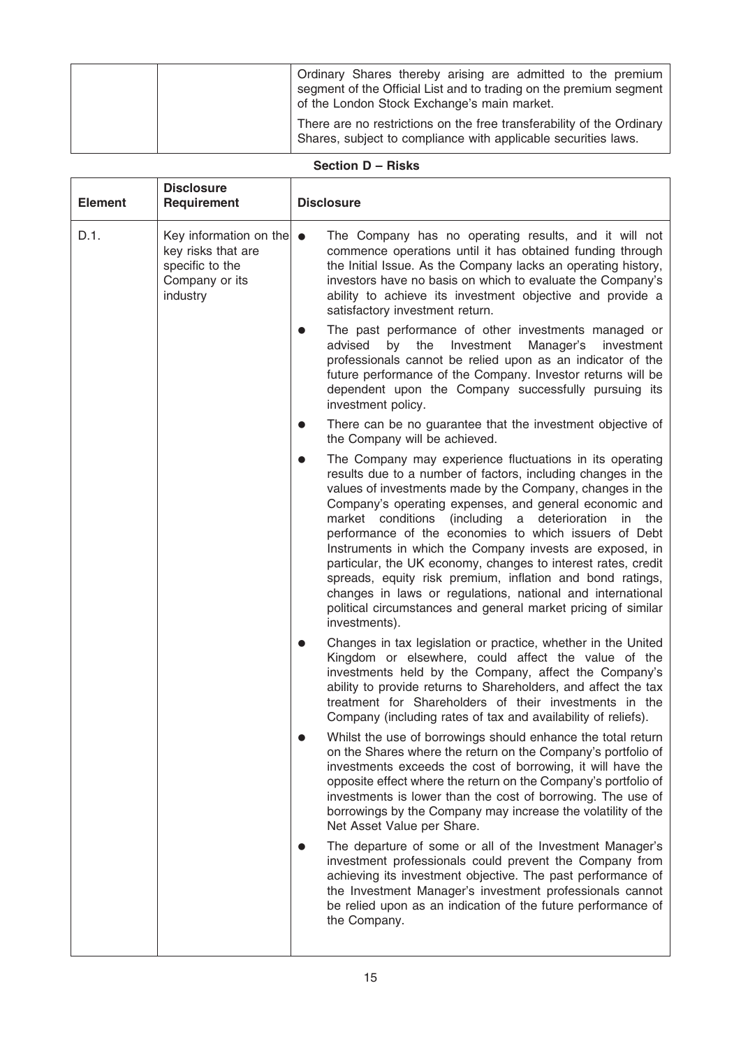| | | Ordinary Shares thereby arising are admitted to the premium segment of the Official List and to trading on the premium segment of the London Stock Exchange's main market.<br><br>There are no restrictions on the free transferability of the Ordinary Shares, subject to compliance with applicable securities laws. |
|---|---|---|

**Section D – Risks**

| Element | Disclosure Requirement | Disclosure |
|---|---|---|
| D.1. | Key information on the key risks that are specific to the Company or its industry | • The Company has no operating results, and it will not commence operations until it has obtained funding through the Initial Issue. As the Company lacks an operating history, investors have no basis on which to evaluate the Company's ability to achieve its investment objective and provide a satisfactory investment return.<br><br>• The past performance of other investments managed or advised by the Investment Manager's investment professionals cannot be relied upon as an indicator of the future performance of the Company. Investor returns will be dependent upon the Company successfully pursuing its investment policy.<br><br>• There can be no guarantee that the investment objective of the Company will be achieved.<br><br>• The Company may experience fluctuations in its operating results due to a number of factors, including changes in the values of investments made by the Company, changes in the Company's operating expenses, and general economic and market conditions (including a deterioration in the performance of the economies to which issuers of Debt Instruments in which the Company invests are exposed, in particular, the UK economy, changes to interest rates, credit spreads, equity risk premium, inflation and bond ratings, changes in laws or regulations, national and international political circumstances and general market pricing of similar investments).<br><br>• Changes in tax legislation or practice, whether in the United Kingdom or elsewhere, could affect the value of the investments held by the Company, affect the Company's ability to provide returns to Shareholders, and affect the tax treatment for Shareholders of their investments in the Company (including rates of tax and availability of reliefs).<br><br>• Whilst the use of borrowings should enhance the total return on the Shares where the return on the Company's portfolio of investments exceeds the cost of borrowing, it will have the opposite effect where the return on the Company's portfolio of investments is lower than the cost of borrowing. The use of borrowings by the Company may increase the volatility of the Net Asset Value per Share.<br><br>• The departure of some or all of the Investment Manager's investment professionals could prevent the Company from achieving its investment objective. The past performance of the Investment Manager's investment professionals cannot be relied upon as an indication of the future performance of the Company. |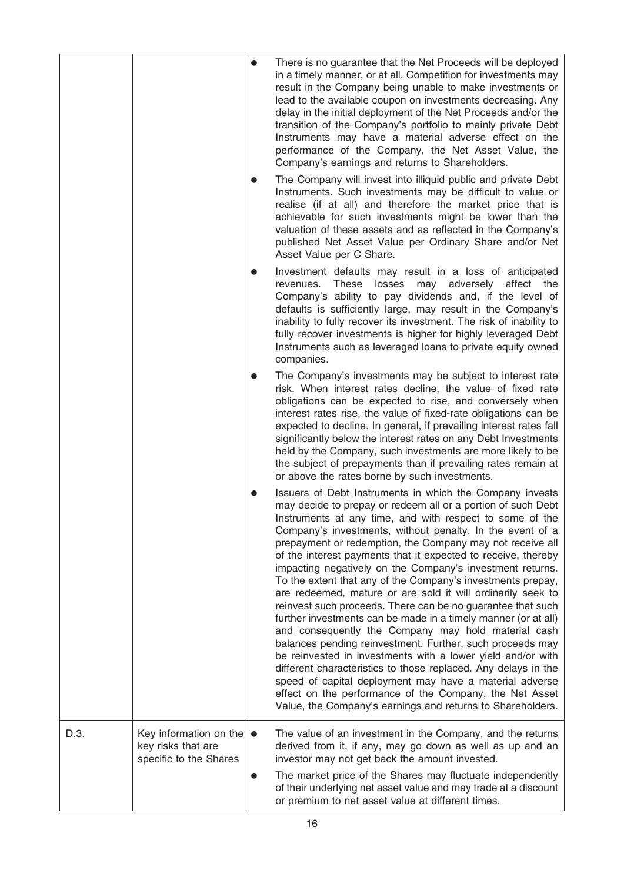| | | |
|---|---|---|
| | | • There is no guarantee that the Net Proceeds will be deployed in a timely manner, or at all. Competition for investments may result in the Company being unable to make investments or lead to the available coupon on investments decreasing. Any delay in the initial deployment of the Net Proceeds and/or the transition of the Company's portfolio to mainly private Debt Instruments may have a material adverse effect on the performance of the Company, the Net Asset Value, the Company's earnings and returns to Shareholders.<br><br>• The Company will invest into illiquid public and private Debt Instruments. Such investments may be difficult to value or realise (if at all) and therefore the market price that is achievable for such investments might be lower than the valuation of these assets and as reflected in the Company's published Net Asset Value per Ordinary Share and/or Net Asset Value per C Share.<br><br>• Investment defaults may result in a loss of anticipated revenues. These losses may adversely affect the Company's ability to pay dividends and, if the level of defaults is sufficiently large, may result in the Company's inability to fully recover its investment. The risk of inability to fully recover investments is higher for highly leveraged Debt Instruments such as leveraged loans to private equity owned companies.<br><br>• The Company's investments may be subject to interest rate risk. When interest rates decline, the value of fixed rate obligations can be expected to rise, and conversely when interest rates rise, the value of fixed-rate obligations can be expected to decline. In general, if prevailing interest rates fall significantly below the interest rates on any Debt Investments held by the Company, such investments are more likely to be the subject of prepayments than if prevailing rates remain at or above the rates borne by such investments.<br><br>• Issuers of Debt Instruments in which the Company invests may decide to prepay or redeem all or a portion of such Debt Instruments at any time, and with respect to some of the Company's investments, without penalty. In the event of a prepayment or redemption, the Company may not receive all of the interest payments that it expected to receive, thereby impacting negatively on the Company's investment returns. To the extent that any of the Company's investments prepay, are redeemed, mature or are sold it will ordinarily seek to reinvest such proceeds. There can be no guarantee that such further investments can be made in a timely manner (or at all) and consequently the Company may hold material cash balances pending reinvestment. Further, such proceeds may be reinvested in investments with a lower yield and/or with different characteristics to those replaced. Any delays in the speed of capital deployment may have a material adverse effect on the performance of the Company, the Net Asset Value, the Company's earnings and returns to Shareholders. |
| D.3. | Key information on the key risks that are specific to the Shares | • The value of an investment in the Company, and the returns derived from it, if any, may go down as well as up and an investor may not get back the amount invested.<br><br>• The market price of the Shares may fluctuate independently of their underlying net asset value and may trade at a discount or premium to net asset value at different times. |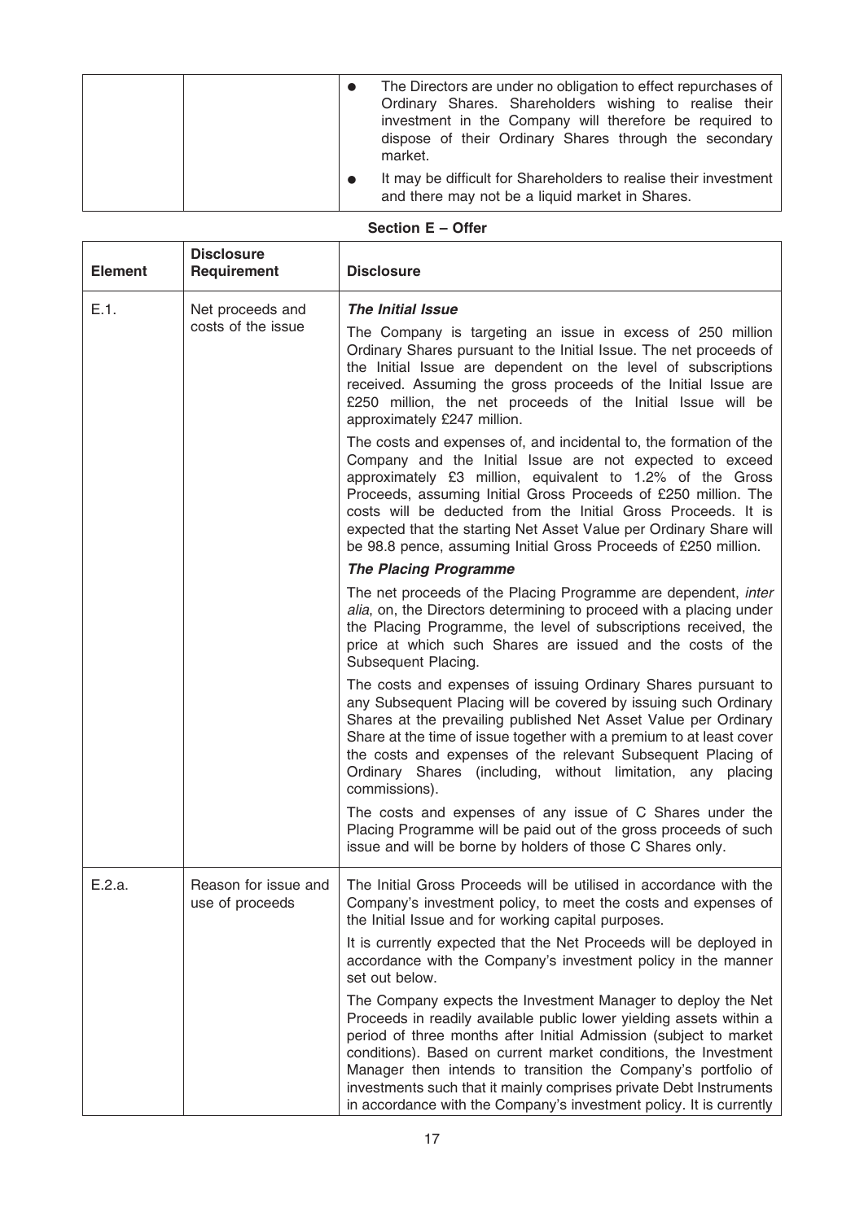| | | • The Directors are under no obligation to effect repurchases of Ordinary Shares. Shareholders wishing to realise their investment in the Company will therefore be required to dispose of their Ordinary Shares through the secondary market.<br>• It may be difficult for Shareholders to realise their investment and there may not be a liquid market in Shares. |
|---|---|---|

**Section E – Offer**

| Element | Disclosure Requirement | Disclosure |
|---|---|---|
| E.1. | Net proceeds and costs of the issue | ***The Initial Issue***<br>The Company is targeting an issue in excess of 250 million Ordinary Shares pursuant to the Initial Issue. The net proceeds of the Initial Issue are dependent on the level of subscriptions received. Assuming the gross proceeds of the Initial Issue are £250 million, the net proceeds of the Initial Issue will be approximately £247 million.<br>The costs and expenses of, and incidental to, the formation of the Company and the Initial Issue are not expected to exceed approximately £3 million, equivalent to 1.2% of the Gross Proceeds, assuming Initial Gross Proceeds of £250 million. The costs will be deducted from the Initial Gross Proceeds. It is expected that the starting Net Asset Value per Ordinary Share will be 98.8 pence, assuming Initial Gross Proceeds of £250 million.<br>***The Placing Programme***<br>The net proceeds of the Placing Programme are dependent, *inter alia*, on, the Directors determining to proceed with a placing under the Placing Programme, the level of subscriptions received, the price at which such Shares are issued and the costs of the Subsequent Placing.<br>The costs and expenses of issuing Ordinary Shares pursuant to any Subsequent Placing will be covered by issuing such Ordinary Shares at the prevailing published Net Asset Value per Ordinary Share at the time of issue together with a premium to at least cover the costs and expenses of the relevant Subsequent Placing of Ordinary Shares (including, without limitation, any placing commissions).<br>The costs and expenses of any issue of C Shares under the Placing Programme will be paid out of the gross proceeds of such issue and will be borne by holders of those C Shares only. |
| E.2.a. | Reason for issue and use of proceeds | The Initial Gross Proceeds will be utilised in accordance with the Company's investment policy, to meet the costs and expenses of the Initial Issue and for working capital purposes.<br>It is currently expected that the Net Proceeds will be deployed in accordance with the Company's investment policy in the manner set out below.<br>The Company expects the Investment Manager to deploy the Net Proceeds in readily available public lower yielding assets within a period of three months after Initial Admission (subject to market conditions). Based on current market conditions, the Investment Manager then intends to transition the Company's portfolio of investments such that it mainly comprises private Debt Instruments in accordance with the Company's investment policy. It is currently |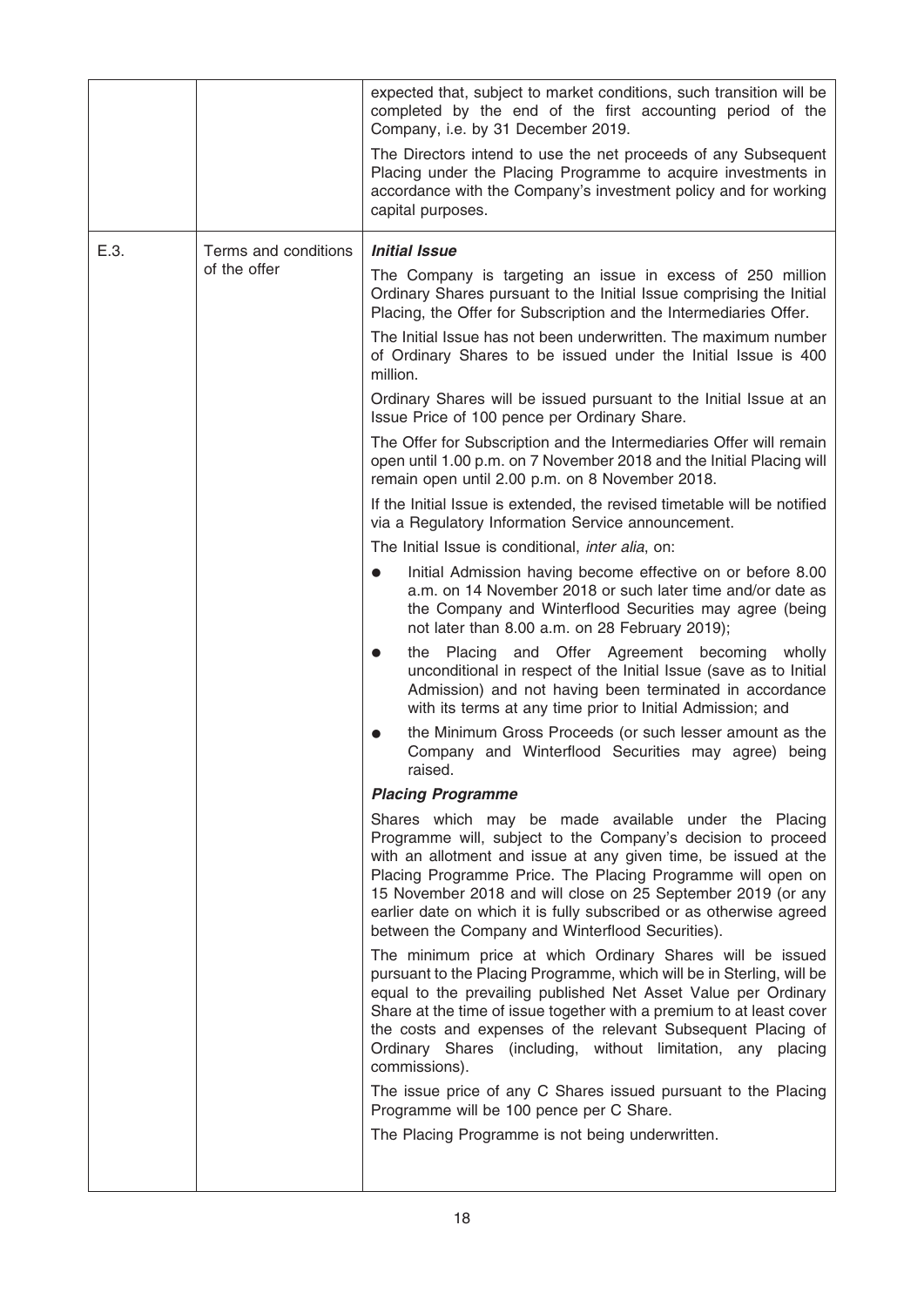| | | |
|---|---|---|
| | | expected that, subject to market conditions, such transition will be completed by the end of the first accounting period of the Company, i.e. by 31 December 2019.<br><br>The Directors intend to use the net proceeds of any Subsequent Placing under the Placing Programme to acquire investments in accordance with the Company's investment policy and for working capital purposes. |
| E.3. | Terms and conditions of the offer | ***Initial Issue***<br><br>The Company is targeting an issue in excess of 250 million Ordinary Shares pursuant to the Initial Issue comprising the Initial Placing, the Offer for Subscription and the Intermediaries Offer.<br><br>The Initial Issue has not been underwritten. The maximum number of Ordinary Shares to be issued under the Initial Issue is 400 million.<br><br>Ordinary Shares will be issued pursuant to the Initial Issue at an Issue Price of 100 pence per Ordinary Share.<br><br>The Offer for Subscription and the Intermediaries Offer will remain open until 1.00 p.m. on 7 November 2018 and the Initial Placing will remain open until 2.00 p.m. on 8 November 2018.<br><br>If the Initial Issue is extended, the revised timetable will be notified via a Regulatory Information Service announcement.<br><br>The Initial Issue is conditional, *inter alia*, on:<br><br>● Initial Admission having become effective on or before 8.00 a.m. on 14 November 2018 or such later time and/or date as the Company and Winterflood Securities may agree (being not later than 8.00 a.m. on 28 February 2019);<br><br>● the Placing and Offer Agreement becoming wholly unconditional in respect of the Initial Issue (save as to Initial Admission) and not having been terminated in accordance with its terms at any time prior to Initial Admission; and<br><br>● the Minimum Gross Proceeds (or such lesser amount as the Company and Winterflood Securities may agree) being raised.<br><br>***Placing Programme***<br><br>Shares which may be made available under the Placing Programme will, subject to the Company's decision to proceed with an allotment and issue at any given time, be issued at the Placing Programme Price. The Placing Programme will open on 15 November 2018 and will close on 25 September 2019 (or any earlier date on which it is fully subscribed or as otherwise agreed between the Company and Winterflood Securities).<br><br>The minimum price at which Ordinary Shares will be issued pursuant to the Placing Programme, which will be in Sterling, will be equal to the prevailing published Net Asset Value per Ordinary Share at the time of issue together with a premium to at least cover the costs and expenses of the relevant Subsequent Placing of Ordinary Shares (including, without limitation, any placing commissions).<br><br>The issue price of any C Shares issued pursuant to the Placing Programme will be 100 pence per C Share.<br><br>The Placing Programme is not being underwritten. |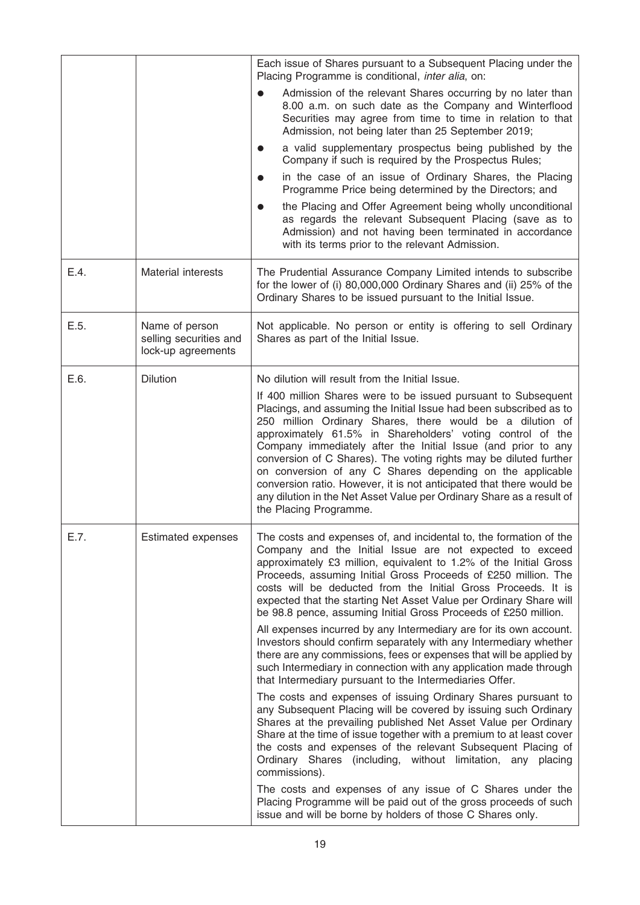| | | |
|---|---|---|
| | | Each issue of Shares pursuant to a Subsequent Placing under the Placing Programme is conditional, *inter alia*, on:<br>● Admission of the relevant Shares occurring by no later than 8.00 a.m. on such date as the Company and Winterflood Securities may agree from time to time in relation to that Admission, not being later than 25 September 2019;<br>● a valid supplementary prospectus being published by the Company if such is required by the Prospectus Rules;<br>● in the case of an issue of Ordinary Shares, the Placing Programme Price being determined by the Directors; and<br>● the Placing and Offer Agreement being wholly unconditional as regards the relevant Subsequent Placing (save as to Admission) and not having been terminated in accordance with its terms prior to the relevant Admission. |
| E.4. | Material interests | The Prudential Assurance Company Limited intends to subscribe for the lower of (i) 80,000,000 Ordinary Shares and (ii) 25% of the Ordinary Shares to be issued pursuant to the Initial Issue. |
| E.5. | Name of person selling securities and lock-up agreements | Not applicable. No person or entity is offering to sell Ordinary Shares as part of the Initial Issue. |
| E.6. | Dilution | No dilution will result from the Initial Issue.<br><br>If 400 million Shares were to be issued pursuant to Subsequent Placings, and assuming the Initial Issue had been subscribed as to 250 million Ordinary Shares, there would be a dilution of approximately 61.5% in Shareholders' voting control of the Company immediately after the Initial Issue (and prior to any conversion of C Shares). The voting rights may be diluted further on conversion of any C Shares depending on the applicable conversion ratio. However, it is not anticipated that there would be any dilution in the Net Asset Value per Ordinary Share as a result of the Placing Programme. |
| E.7. | Estimated expenses | The costs and expenses of, and incidental to, the formation of the Company and the Initial Issue are not expected to exceed approximately £3 million, equivalent to 1.2% of the Initial Gross Proceeds, assuming Initial Gross Proceeds of £250 million. The costs will be deducted from the Initial Gross Proceeds. It is expected that the starting Net Asset Value per Ordinary Share will be 98.8 pence, assuming Initial Gross Proceeds of £250 million.<br><br>All expenses incurred by any Intermediary are for its own account. Investors should confirm separately with any Intermediary whether there are any commissions, fees or expenses that will be applied by such Intermediary in connection with any application made through that Intermediary pursuant to the Intermediaries Offer.<br><br>The costs and expenses of issuing Ordinary Shares pursuant to any Subsequent Placing will be covered by issuing such Ordinary Shares at the prevailing published Net Asset Value per Ordinary Share at the time of issue together with a premium to at least cover the costs and expenses of the relevant Subsequent Placing of Ordinary Shares (including, without limitation, any placing commissions).<br><br>The costs and expenses of any issue of C Shares under the Placing Programme will be paid out of the gross proceeds of such issue and will be borne by holders of those C Shares only. |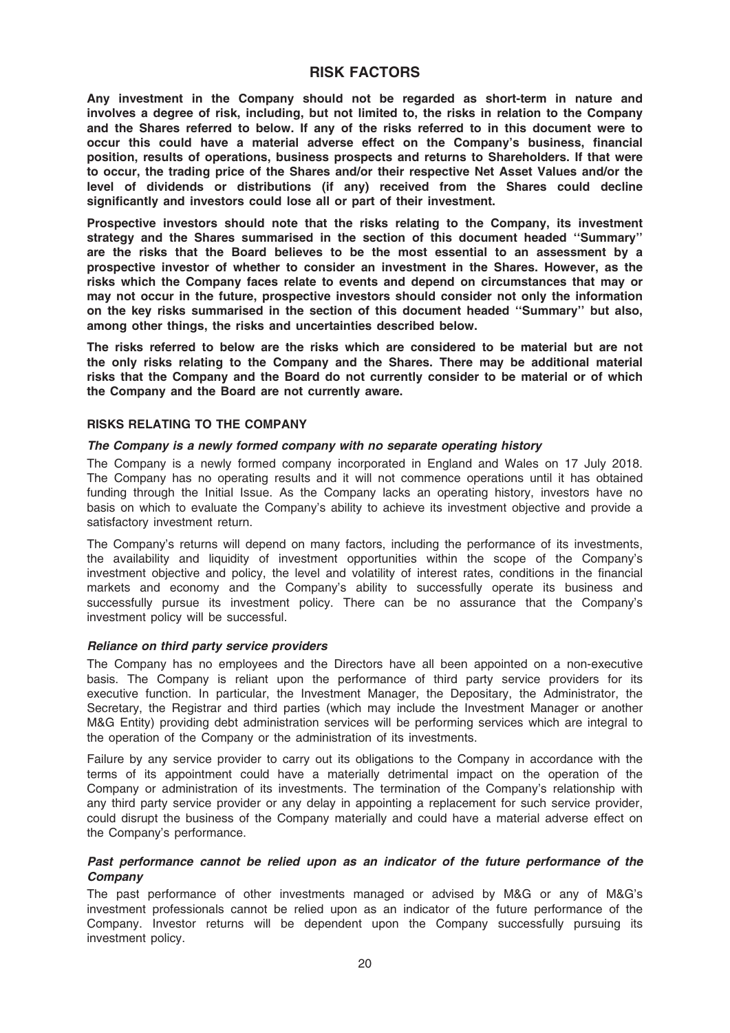# RISK FACTORS

**Any investment in the Company should not be regarded as short-term in nature and involves a degree of risk, including, but not limited to, the risks in relation to the Company and the Shares referred to below. If any of the risks referred to in this document were to occur this could have a material adverse effect on the Company's business, financial position, results of operations, business prospects and returns to Shareholders. If that were to occur, the trading price of the Shares and/or their respective Net Asset Values and/or the level of dividends or distributions (if any) received from the Shares could decline significantly and investors could lose all or part of their investment.**

**Prospective investors should note that the risks relating to the Company, its investment strategy and the Shares summarised in the section of this document headed ''Summary'' are the risks that the Board believes to be the most essential to an assessment by a prospective investor of whether to consider an investment in the Shares. However, as the risks which the Company faces relate to events and depend on circumstances that may or may not occur in the future, prospective investors should consider not only the information on the key risks summarised in the section of this document headed ''Summary'' but also, among other things, the risks and uncertainties described below.**

**The risks referred to below are the risks which are considered to be material but are not the only risks relating to the Company and the Shares. There may be additional material risks that the Company and the Board do not currently consider to be material or of which the Company and the Board are not currently aware.**

## RISKS RELATING TO THE COMPANY

### *The Company is a newly formed company with no separate operating history*

The Company is a newly formed company incorporated in England and Wales on 17 July 2018. The Company has no operating results and it will not commence operations until it has obtained funding through the Initial Issue. As the Company lacks an operating history, investors have no basis on which to evaluate the Company's ability to achieve its investment objective and provide a satisfactory investment return.

The Company's returns will depend on many factors, including the performance of its investments, the availability and liquidity of investment opportunities within the scope of the Company's investment objective and policy, the level and volatility of interest rates, conditions in the financial markets and economy and the Company's ability to successfully operate its business and successfully pursue its investment policy. There can be no assurance that the Company's investment policy will be successful.

### *Reliance on third party service providers*

The Company has no employees and the Directors have all been appointed on a non-executive basis. The Company is reliant upon the performance of third party service providers for its executive function. In particular, the Investment Manager, the Depositary, the Administrator, the Secretary, the Registrar and third parties (which may include the Investment Manager or another M&G Entity) providing debt administration services will be performing services which are integral to the operation of the Company or the administration of its investments.

Failure by any service provider to carry out its obligations to the Company in accordance with the terms of its appointment could have a materially detrimental impact on the operation of the Company or administration of its investments. The termination of the Company's relationship with any third party service provider or any delay in appointing a replacement for such service provider, could disrupt the business of the Company materially and could have a material adverse effect on the Company's performance.

### *Past performance cannot be relied upon as an indicator of the future performance of the Company*

The past performance of other investments managed or advised by M&G or any of M&G's investment professionals cannot be relied upon as an indicator of the future performance of the Company. Investor returns will be dependent upon the Company successfully pursuing its investment policy.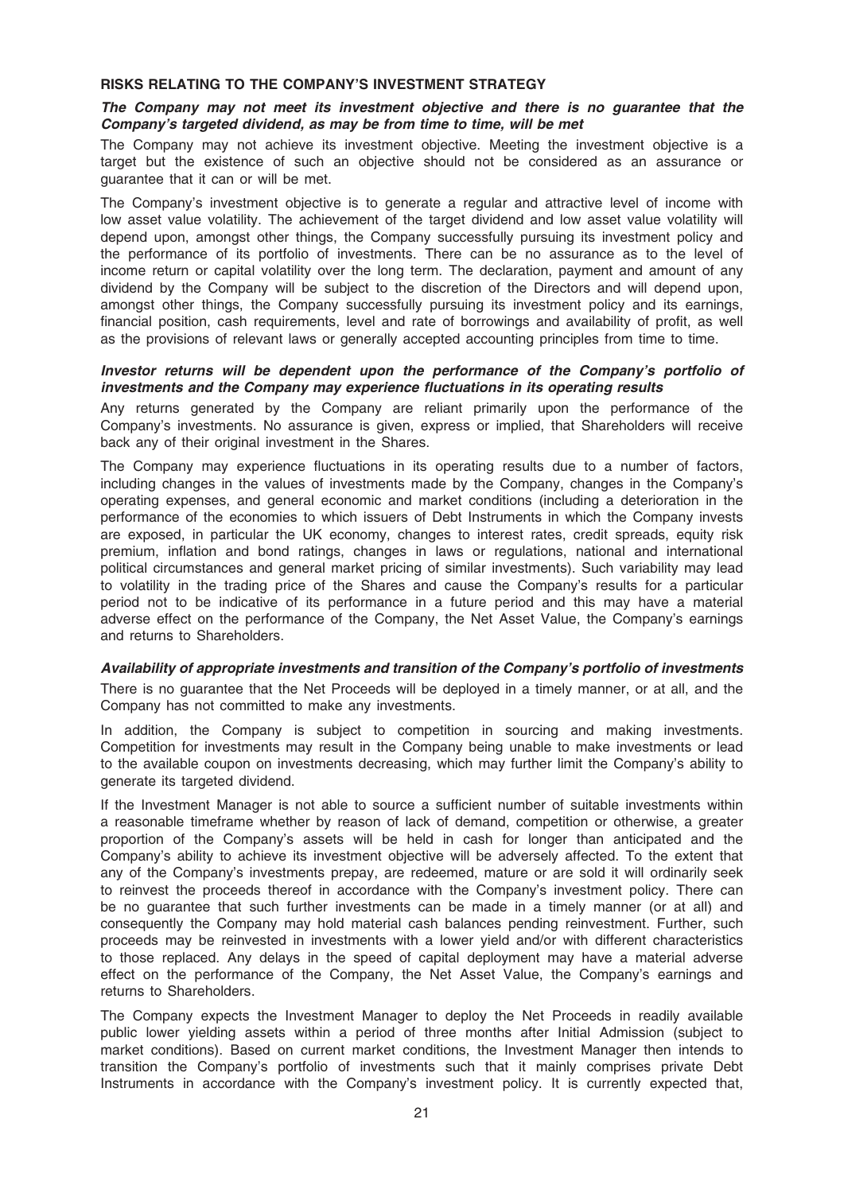## RISKS RELATING TO THE COMPANY'S INVESTMENT STRATEGY

### *The Company may not meet its investment objective and there is no guarantee that the Company's targeted dividend, as may be from time to time, will be met*

The Company may not achieve its investment objective. Meeting the investment objective is a target but the existence of such an objective should not be considered as an assurance or guarantee that it can or will be met.

The Company's investment objective is to generate a regular and attractive level of income with low asset value volatility. The achievement of the target dividend and low asset value volatility will depend upon, amongst other things, the Company successfully pursuing its investment policy and the performance of its portfolio of investments. There can be no assurance as to the level of income return or capital volatility over the long term. The declaration, payment and amount of any dividend by the Company will be subject to the discretion of the Directors and will depend upon, amongst other things, the Company successfully pursuing its investment policy and its earnings, financial position, cash requirements, level and rate of borrowings and availability of profit, as well as the provisions of relevant laws or generally accepted accounting principles from time to time.

### *Investor returns will be dependent upon the performance of the Company's portfolio of investments and the Company may experience fluctuations in its operating results*

Any returns generated by the Company are reliant primarily upon the performance of the Company's investments. No assurance is given, express or implied, that Shareholders will receive back any of their original investment in the Shares.

The Company may experience fluctuations in its operating results due to a number of factors, including changes in the values of investments made by the Company, changes in the Company's operating expenses, and general economic and market conditions (including a deterioration in the performance of the economies to which issuers of Debt Instruments in which the Company invests are exposed, in particular the UK economy, changes to interest rates, credit spreads, equity risk premium, inflation and bond ratings, changes in laws or regulations, national and international political circumstances and general market pricing of similar investments). Such variability may lead to volatility in the trading price of the Shares and cause the Company's results for a particular period not to be indicative of its performance in a future period and this may have a material adverse effect on the performance of the Company, the Net Asset Value, the Company's earnings and returns to Shareholders.

### *Availability of appropriate investments and transition of the Company's portfolio of investments*

There is no guarantee that the Net Proceeds will be deployed in a timely manner, or at all, and the Company has not committed to make any investments.

In addition, the Company is subject to competition in sourcing and making investments. Competition for investments may result in the Company being unable to make investments or lead to the available coupon on investments decreasing, which may further limit the Company's ability to generate its targeted dividend.

If the Investment Manager is not able to source a sufficient number of suitable investments within a reasonable timeframe whether by reason of lack of demand, competition or otherwise, a greater proportion of the Company's assets will be held in cash for longer than anticipated and the Company's ability to achieve its investment objective will be adversely affected. To the extent that any of the Company's investments prepay, are redeemed, mature or are sold it will ordinarily seek to reinvest the proceeds thereof in accordance with the Company's investment policy. There can be no guarantee that such further investments can be made in a timely manner (or at all) and consequently the Company may hold material cash balances pending reinvestment. Further, such proceeds may be reinvested in investments with a lower yield and/or with different characteristics to those replaced. Any delays in the speed of capital deployment may have a material adverse effect on the performance of the Company, the Net Asset Value, the Company's earnings and returns to Shareholders.

The Company expects the Investment Manager to deploy the Net Proceeds in readily available public lower yielding assets within a period of three months after Initial Admission (subject to market conditions). Based on current market conditions, the Investment Manager then intends to transition the Company's portfolio of investments such that it mainly comprises private Debt Instruments in accordance with the Company's investment policy. It is currently expected that,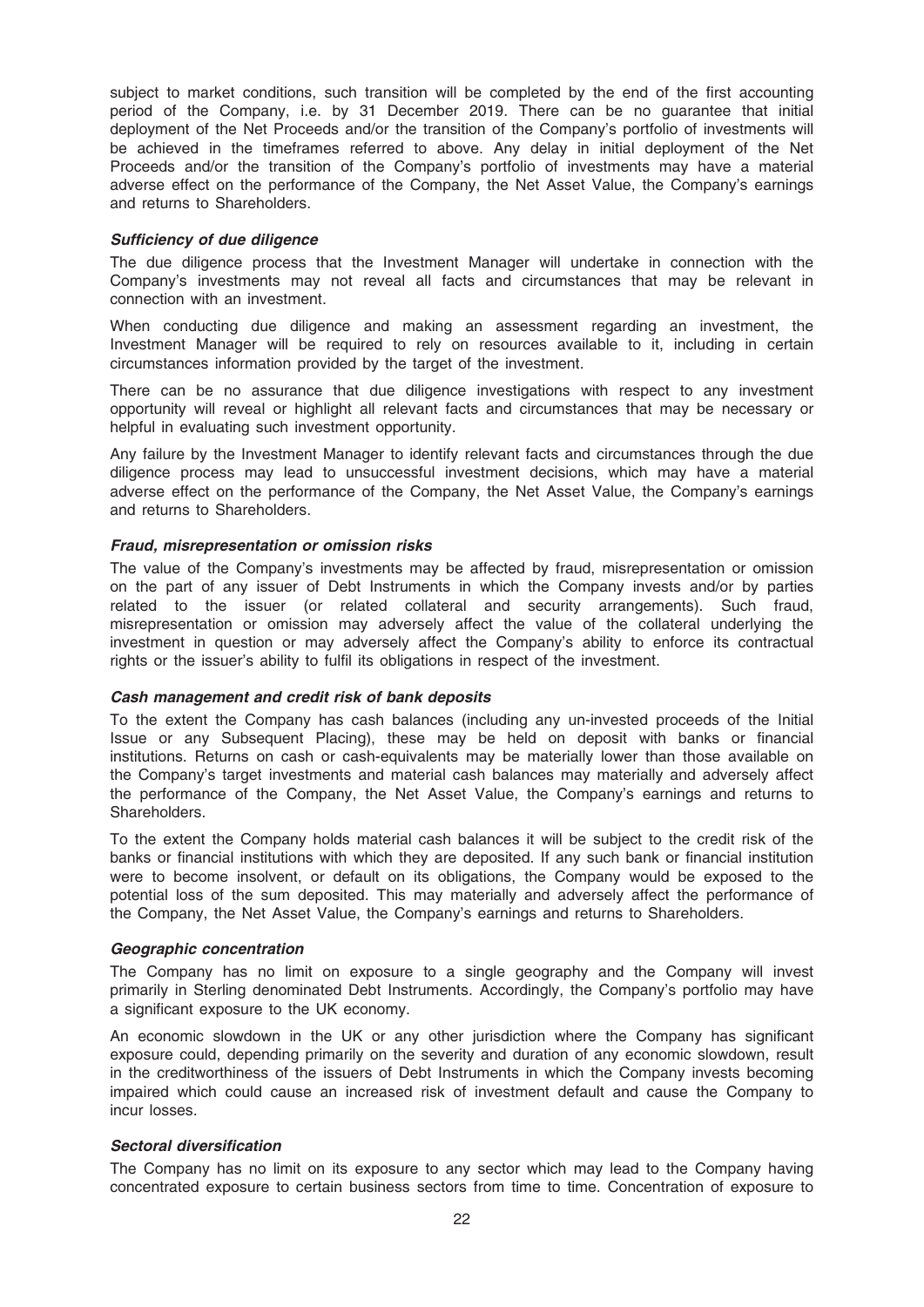subject to market conditions, such transition will be completed by the end of the first accounting period of the Company, i.e. by 31 December 2019. There can be no guarantee that initial deployment of the Net Proceeds and/or the transition of the Company's portfolio of investments will be achieved in the timeframes referred to above. Any delay in initial deployment of the Net Proceeds and/or the transition of the Company's portfolio of investments may have a material adverse effect on the performance of the Company, the Net Asset Value, the Company's earnings and returns to Shareholders.

***Sufficiency of due diligence***

The due diligence process that the Investment Manager will undertake in connection with the Company's investments may not reveal all facts and circumstances that may be relevant in connection with an investment.

When conducting due diligence and making an assessment regarding an investment, the Investment Manager will be required to rely on resources available to it, including in certain circumstances information provided by the target of the investment.

There can be no assurance that due diligence investigations with respect to any investment opportunity will reveal or highlight all relevant facts and circumstances that may be necessary or helpful in evaluating such investment opportunity.

Any failure by the Investment Manager to identify relevant facts and circumstances through the due diligence process may lead to unsuccessful investment decisions, which may have a material adverse effect on the performance of the Company, the Net Asset Value, the Company's earnings and returns to Shareholders.

***Fraud, misrepresentation or omission risks***

The value of the Company's investments may be affected by fraud, misrepresentation or omission on the part of any issuer of Debt Instruments in which the Company invests and/or by parties related to the issuer (or related collateral and security arrangements). Such fraud, misrepresentation or omission may adversely affect the value of the collateral underlying the investment in question or may adversely affect the Company's ability to enforce its contractual rights or the issuer's ability to fulfil its obligations in respect of the investment.

***Cash management and credit risk of bank deposits***

To the extent the Company has cash balances (including any un-invested proceeds of the Initial Issue or any Subsequent Placing), these may be held on deposit with banks or financial institutions. Returns on cash or cash-equivalents may be materially lower than those available on the Company's target investments and material cash balances may materially and adversely affect the performance of the Company, the Net Asset Value, the Company's earnings and returns to Shareholders.

To the extent the Company holds material cash balances it will be subject to the credit risk of the banks or financial institutions with which they are deposited. If any such bank or financial institution were to become insolvent, or default on its obligations, the Company would be exposed to the potential loss of the sum deposited. This may materially and adversely affect the performance of the Company, the Net Asset Value, the Company's earnings and returns to Shareholders.

***Geographic concentration***

The Company has no limit on exposure to a single geography and the Company will invest primarily in Sterling denominated Debt Instruments. Accordingly, the Company's portfolio may have a significant exposure to the UK economy.

An economic slowdown in the UK or any other jurisdiction where the Company has significant exposure could, depending primarily on the severity and duration of any economic slowdown, result in the creditworthiness of the issuers of Debt Instruments in which the Company invests becoming impaired which could cause an increased risk of investment default and cause the Company to incur losses.

***Sectoral diversification***

The Company has no limit on its exposure to any sector which may lead to the Company having concentrated exposure to certain business sectors from time to time. Concentration of exposure to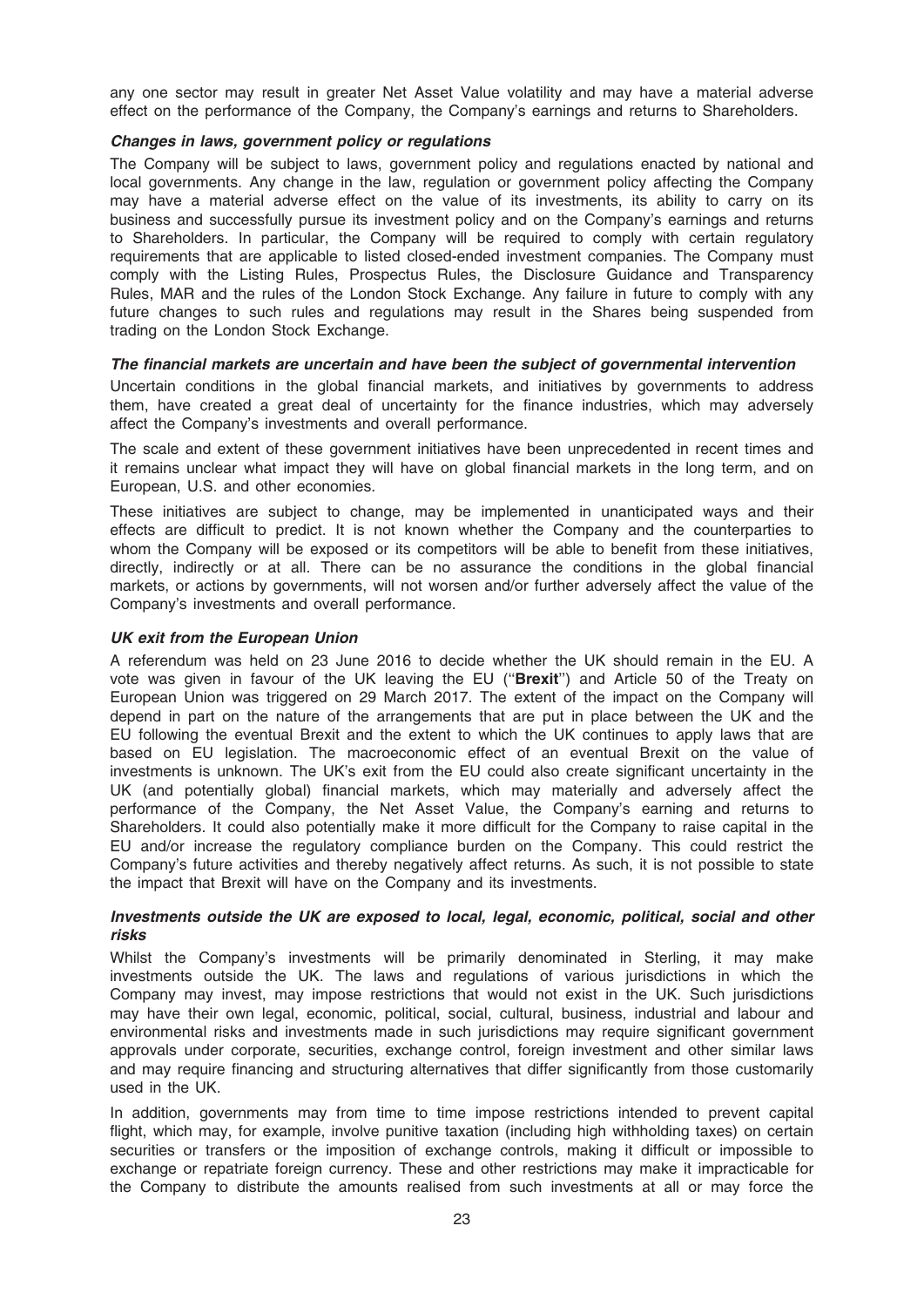any one sector may result in greater Net Asset Value volatility and may have a material adverse effect on the performance of the Company, the Company's earnings and returns to Shareholders.

***Changes in laws, government policy or regulations***

The Company will be subject to laws, government policy and regulations enacted by national and local governments. Any change in the law, regulation or government policy affecting the Company may have a material adverse effect on the value of its investments, its ability to carry on its business and successfully pursue its investment policy and on the Company's earnings and returns to Shareholders. In particular, the Company will be required to comply with certain regulatory requirements that are applicable to listed closed-ended investment companies. The Company must comply with the Listing Rules, Prospectus Rules, the Disclosure Guidance and Transparency Rules, MAR and the rules of the London Stock Exchange. Any failure in future to comply with any future changes to such rules and regulations may result in the Shares being suspended from trading on the London Stock Exchange.

***The financial markets are uncertain and have been the subject of governmental intervention***

Uncertain conditions in the global financial markets, and initiatives by governments to address them, have created a great deal of uncertainty for the finance industries, which may adversely affect the Company's investments and overall performance.

The scale and extent of these government initiatives have been unprecedented in recent times and it remains unclear what impact they will have on global financial markets in the long term, and on European, U.S. and other economies.

These initiatives are subject to change, may be implemented in unanticipated ways and their effects are difficult to predict. It is not known whether the Company and the counterparties to whom the Company will be exposed or its competitors will be able to benefit from these initiatives, directly, indirectly or at all. There can be no assurance the conditions in the global financial markets, or actions by governments, will not worsen and/or further adversely affect the value of the Company's investments and overall performance.

***UK exit from the European Union***

A referendum was held on 23 June 2016 to decide whether the UK should remain in the EU. A vote was given in favour of the UK leaving the EU ("**Brexit**") and Article 50 of the Treaty on European Union was triggered on 29 March 2017. The extent of the impact on the Company will depend in part on the nature of the arrangements that are put in place between the UK and the EU following the eventual Brexit and the extent to which the UK continues to apply laws that are based on EU legislation. The macroeconomic effect of an eventual Brexit on the value of investments is unknown. The UK's exit from the EU could also create significant uncertainty in the UK (and potentially global) financial markets, which may materially and adversely affect the performance of the Company, the Net Asset Value, the Company's earning and returns to Shareholders. It could also potentially make it more difficult for the Company to raise capital in the EU and/or increase the regulatory compliance burden on the Company. This could restrict the Company's future activities and thereby negatively affect returns. As such, it is not possible to state the impact that Brexit will have on the Company and its investments.

***Investments outside the UK are exposed to local, legal, economic, political, social and other risks***

Whilst the Company's investments will be primarily denominated in Sterling, it may make investments outside the UK. The laws and regulations of various jurisdictions in which the Company may invest, may impose restrictions that would not exist in the UK. Such jurisdictions may have their own legal, economic, political, social, cultural, business, industrial and labour and environmental risks and investments made in such jurisdictions may require significant government approvals under corporate, securities, exchange control, foreign investment and other similar laws and may require financing and structuring alternatives that differ significantly from those customarily used in the UK.

In addition, governments may from time to time impose restrictions intended to prevent capital flight, which may, for example, involve punitive taxation (including high withholding taxes) on certain securities or transfers or the imposition of exchange controls, making it difficult or impossible to exchange or repatriate foreign currency. These and other restrictions may make it impracticable for the Company to distribute the amounts realised from such investments at all or may force the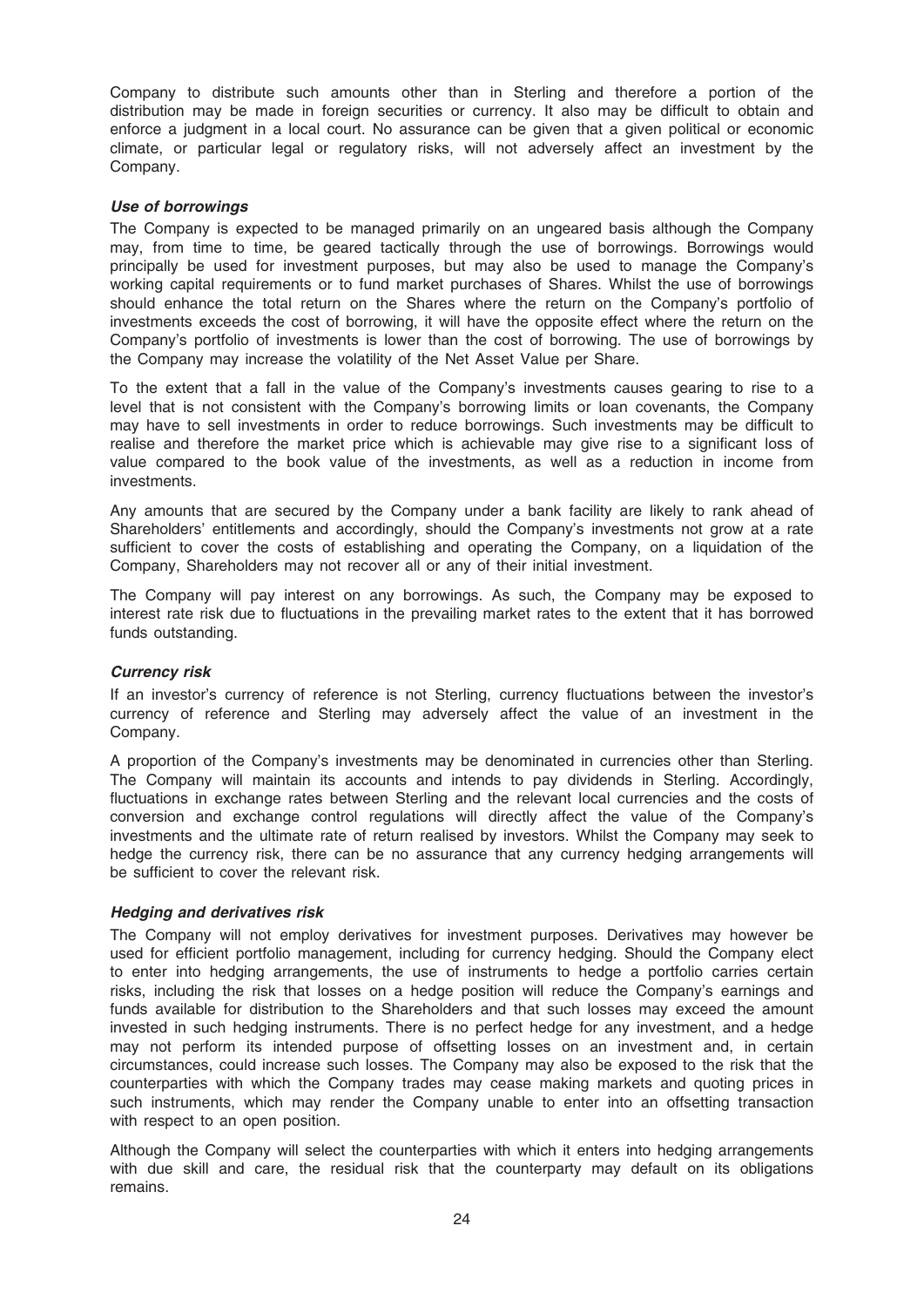Company to distribute such amounts other than in Sterling and therefore a portion of the distribution may be made in foreign securities or currency. It also may be difficult to obtain and enforce a judgment in a local court. No assurance can be given that a given political or economic climate, or particular legal or regulatory risks, will not adversely affect an investment by the Company.

***Use of borrowings***

The Company is expected to be managed primarily on an ungeared basis although the Company may, from time to time, be geared tactically through the use of borrowings. Borrowings would principally be used for investment purposes, but may also be used to manage the Company's working capital requirements or to fund market purchases of Shares. Whilst the use of borrowings should enhance the total return on the Shares where the return on the Company's portfolio of investments exceeds the cost of borrowing, it will have the opposite effect where the return on the Company's portfolio of investments is lower than the cost of borrowing. The use of borrowings by the Company may increase the volatility of the Net Asset Value per Share.

To the extent that a fall in the value of the Company's investments causes gearing to rise to a level that is not consistent with the Company's borrowing limits or loan covenants, the Company may have to sell investments in order to reduce borrowings. Such investments may be difficult to realise and therefore the market price which is achievable may give rise to a significant loss of value compared to the book value of the investments, as well as a reduction in income from investments.

Any amounts that are secured by the Company under a bank facility are likely to rank ahead of Shareholders' entitlements and accordingly, should the Company's investments not grow at a rate sufficient to cover the costs of establishing and operating the Company, on a liquidation of the Company, Shareholders may not recover all or any of their initial investment.

The Company will pay interest on any borrowings. As such, the Company may be exposed to interest rate risk due to fluctuations in the prevailing market rates to the extent that it has borrowed funds outstanding.

***Currency risk***

If an investor's currency of reference is not Sterling, currency fluctuations between the investor's currency of reference and Sterling may adversely affect the value of an investment in the Company.

A proportion of the Company's investments may be denominated in currencies other than Sterling. The Company will maintain its accounts and intends to pay dividends in Sterling. Accordingly, fluctuations in exchange rates between Sterling and the relevant local currencies and the costs of conversion and exchange control regulations will directly affect the value of the Company's investments and the ultimate rate of return realised by investors. Whilst the Company may seek to hedge the currency risk, there can be no assurance that any currency hedging arrangements will be sufficient to cover the relevant risk.

***Hedging and derivatives risk***

The Company will not employ derivatives for investment purposes. Derivatives may however be used for efficient portfolio management, including for currency hedging. Should the Company elect to enter into hedging arrangements, the use of instruments to hedge a portfolio carries certain risks, including the risk that losses on a hedge position will reduce the Company's earnings and funds available for distribution to the Shareholders and that such losses may exceed the amount invested in such hedging instruments. There is no perfect hedge for any investment, and a hedge may not perform its intended purpose of offsetting losses on an investment and, in certain circumstances, could increase such losses. The Company may also be exposed to the risk that the counterparties with which the Company trades may cease making markets and quoting prices in such instruments, which may render the Company unable to enter into an offsetting transaction with respect to an open position.

Although the Company will select the counterparties with which it enters into hedging arrangements with due skill and care, the residual risk that the counterparty may default on its obligations remains.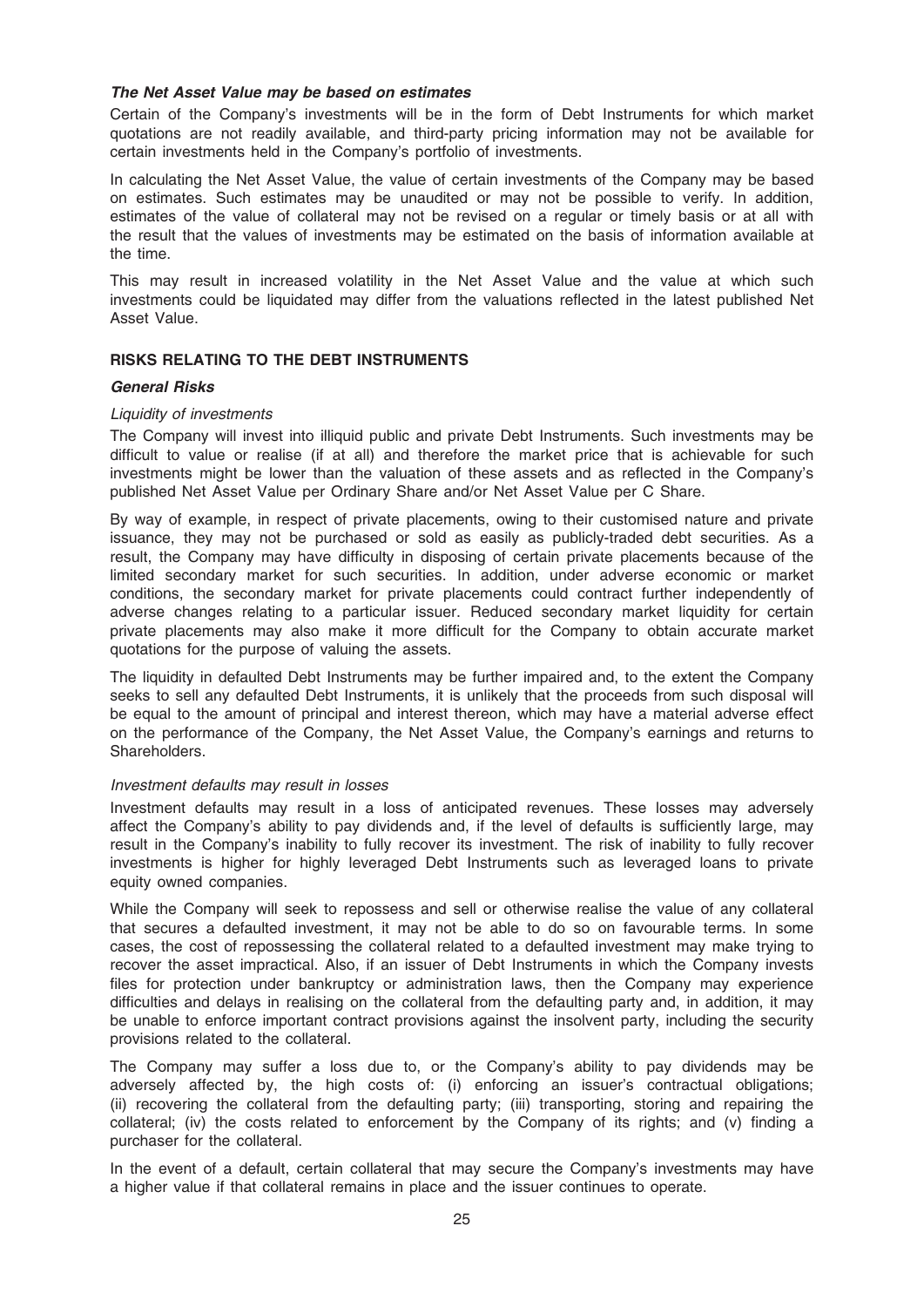***The Net Asset Value may be based on estimates***

Certain of the Company's investments will be in the form of Debt Instruments for which market quotations are not readily available, and third-party pricing information may not be available for certain investments held in the Company's portfolio of investments.

In calculating the Net Asset Value, the value of certain investments of the Company may be based on estimates. Such estimates may be unaudited or may not be possible to verify. In addition, estimates of the value of collateral may not be revised on a regular or timely basis or at all with the result that the values of investments may be estimated on the basis of information available at the time.

This may result in increased volatility in the Net Asset Value and the value at which such investments could be liquidated may differ from the valuations reflected in the latest published Net Asset Value.

## RISKS RELATING TO THE DEBT INSTRUMENTS

### *General Risks*

*Liquidity of investments*

The Company will invest into illiquid public and private Debt Instruments. Such investments may be difficult to value or realise (if at all) and therefore the market price that is achievable for such investments might be lower than the valuation of these assets and as reflected in the Company's published Net Asset Value per Ordinary Share and/or Net Asset Value per C Share.

By way of example, in respect of private placements, owing to their customised nature and private issuance, they may not be purchased or sold as easily as publicly-traded debt securities. As a result, the Company may have difficulty in disposing of certain private placements because of the limited secondary market for such securities. In addition, under adverse economic or market conditions, the secondary market for private placements could contract further independently of adverse changes relating to a particular issuer. Reduced secondary market liquidity for certain private placements may also make it more difficult for the Company to obtain accurate market quotations for the purpose of valuing the assets.

The liquidity in defaulted Debt Instruments may be further impaired and, to the extent the Company seeks to sell any defaulted Debt Instruments, it is unlikely that the proceeds from such disposal will be equal to the amount of principal and interest thereon, which may have a material adverse effect on the performance of the Company, the Net Asset Value, the Company's earnings and returns to Shareholders.

*Investment defaults may result in losses*

Investment defaults may result in a loss of anticipated revenues. These losses may adversely affect the Company's ability to pay dividends and, if the level of defaults is sufficiently large, may result in the Company's inability to fully recover its investment. The risk of inability to fully recover investments is higher for highly leveraged Debt Instruments such as leveraged loans to private equity owned companies.

While the Company will seek to repossess and sell or otherwise realise the value of any collateral that secures a defaulted investment, it may not be able to do so on favourable terms. In some cases, the cost of repossessing the collateral related to a defaulted investment may make trying to recover the asset impractical. Also, if an issuer of Debt Instruments in which the Company invests files for protection under bankruptcy or administration laws, then the Company may experience difficulties and delays in realising on the collateral from the defaulting party and, in addition, it may be unable to enforce important contract provisions against the insolvent party, including the security provisions related to the collateral.

The Company may suffer a loss due to, or the Company's ability to pay dividends may be adversely affected by, the high costs of: (i) enforcing an issuer's contractual obligations; (ii) recovering the collateral from the defaulting party; (iii) transporting, storing and repairing the collateral; (iv) the costs related to enforcement by the Company of its rights; and (v) finding a purchaser for the collateral.

In the event of a default, certain collateral that may secure the Company's investments may have a higher value if that collateral remains in place and the issuer continues to operate.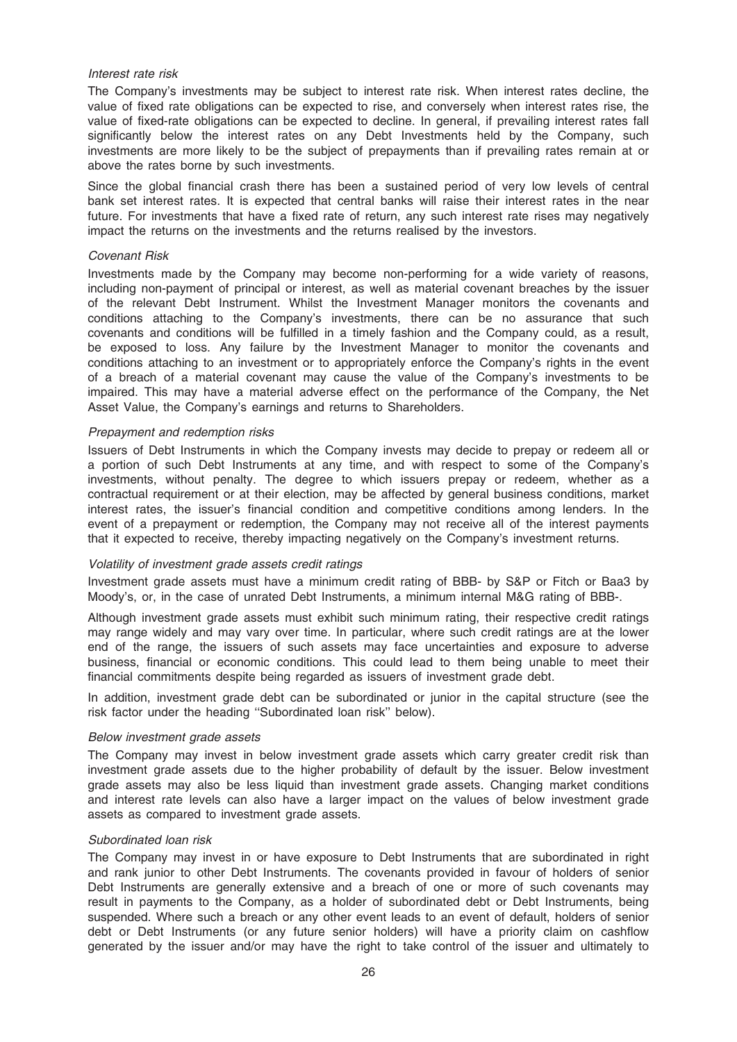*Interest rate risk*

The Company's investments may be subject to interest rate risk. When interest rates decline, the value of fixed rate obligations can be expected to rise, and conversely when interest rates rise, the value of fixed-rate obligations can be expected to decline. In general, if prevailing interest rates fall significantly below the interest rates on any Debt Investments held by the Company, such investments are more likely to be the subject of prepayments than if prevailing rates remain at or above the rates borne by such investments.

Since the global financial crash there has been a sustained period of very low levels of central bank set interest rates. It is expected that central banks will raise their interest rates in the near future. For investments that have a fixed rate of return, any such interest rate rises may negatively impact the returns on the investments and the returns realised by the investors.

*Covenant Risk*

Investments made by the Company may become non-performing for a wide variety of reasons, including non-payment of principal or interest, as well as material covenant breaches by the issuer of the relevant Debt Instrument. Whilst the Investment Manager monitors the covenants and conditions attaching to the Company's investments, there can be no assurance that such covenants and conditions will be fulfilled in a timely fashion and the Company could, as a result, be exposed to loss. Any failure by the Investment Manager to monitor the covenants and conditions attaching to an investment or to appropriately enforce the Company's rights in the event of a breach of a material covenant may cause the value of the Company's investments to be impaired. This may have a material adverse effect on the performance of the Company, the Net Asset Value, the Company's earnings and returns to Shareholders.

*Prepayment and redemption risks*

Issuers of Debt Instruments in which the Company invests may decide to prepay or redeem all or a portion of such Debt Instruments at any time, and with respect to some of the Company's investments, without penalty. The degree to which issuers prepay or redeem, whether as a contractual requirement or at their election, may be affected by general business conditions, market interest rates, the issuer's financial condition and competitive conditions among lenders. In the event of a prepayment or redemption, the Company may not receive all of the interest payments that it expected to receive, thereby impacting negatively on the Company's investment returns.

*Volatility of investment grade assets credit ratings*

Investment grade assets must have a minimum credit rating of BBB- by S&P or Fitch or Baa3 by Moody's, or, in the case of unrated Debt Instruments, a minimum internal M&G rating of BBB-.

Although investment grade assets must exhibit such minimum rating, their respective credit ratings may range widely and may vary over time. In particular, where such credit ratings are at the lower end of the range, the issuers of such assets may face uncertainties and exposure to adverse business, financial or economic conditions. This could lead to them being unable to meet their financial commitments despite being regarded as issuers of investment grade debt.

In addition, investment grade debt can be subordinated or junior in the capital structure (see the risk factor under the heading ''Subordinated loan risk'' below).

*Below investment grade assets*

The Company may invest in below investment grade assets which carry greater credit risk than investment grade assets due to the higher probability of default by the issuer. Below investment grade assets may also be less liquid than investment grade assets. Changing market conditions and interest rate levels can also have a larger impact on the values of below investment grade assets as compared to investment grade assets.

*Subordinated loan risk*

The Company may invest in or have exposure to Debt Instruments that are subordinated in right and rank junior to other Debt Instruments. The covenants provided in favour of holders of senior Debt Instruments are generally extensive and a breach of one or more of such covenants may result in payments to the Company, as a holder of subordinated debt or Debt Instruments, being suspended. Where such a breach or any other event leads to an event of default, holders of senior debt or Debt Instruments (or any future senior holders) will have a priority claim on cashflow generated by the issuer and/or may have the right to take control of the issuer and ultimately to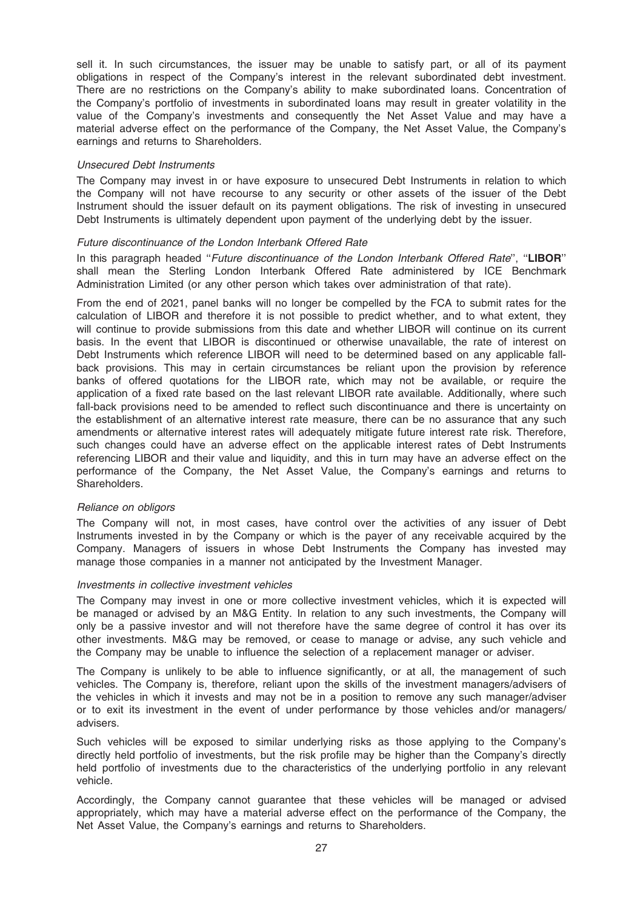sell it. In such circumstances, the issuer may be unable to satisfy part, or all of its payment obligations in respect of the Company's interest in the relevant subordinated debt investment. There are no restrictions on the Company's ability to make subordinated loans. Concentration of the Company's portfolio of investments in subordinated loans may result in greater volatility in the value of the Company's investments and consequently the Net Asset Value and may have a material adverse effect on the performance of the Company, the Net Asset Value, the Company's earnings and returns to Shareholders.

*Unsecured Debt Instruments*

The Company may invest in or have exposure to unsecured Debt Instruments in relation to which the Company will not have recourse to any security or other assets of the issuer of the Debt Instrument should the issuer default on its payment obligations. The risk of investing in unsecured Debt Instruments is ultimately dependent upon payment of the underlying debt by the issuer.

*Future discontinuance of the London Interbank Offered Rate*

In this paragraph headed ''*Future discontinuance of the London Interbank Offered Rate*'', ''**LIBOR**'' shall mean the Sterling London Interbank Offered Rate administered by ICE Benchmark Administration Limited (or any other person which takes over administration of that rate).

From the end of 2021, panel banks will no longer be compelled by the FCA to submit rates for the calculation of LIBOR and therefore it is not possible to predict whether, and to what extent, they will continue to provide submissions from this date and whether LIBOR will continue on its current basis. In the event that LIBOR is discontinued or otherwise unavailable, the rate of interest on Debt Instruments which reference LIBOR will need to be determined based on any applicable fall-back provisions. This may in certain circumstances be reliant upon the provision by reference banks of offered quotations for the LIBOR rate, which may not be available, or require the application of a fixed rate based on the last relevant LIBOR rate available. Additionally, where such fall-back provisions need to be amended to reflect such discontinuance and there is uncertainty on the establishment of an alternative interest rate measure, there can be no assurance that any such amendments or alternative interest rates will adequately mitigate future interest rate risk. Therefore, such changes could have an adverse effect on the applicable interest rates of Debt Instruments referencing LIBOR and their value and liquidity, and this in turn may have an adverse effect on the performance of the Company, the Net Asset Value, the Company's earnings and returns to Shareholders.

*Reliance on obligors*

The Company will not, in most cases, have control over the activities of any issuer of Debt Instruments invested in by the Company or which is the payer of any receivable acquired by the Company. Managers of issuers in whose Debt Instruments the Company has invested may manage those companies in a manner not anticipated by the Investment Manager.

*Investments in collective investment vehicles*

The Company may invest in one or more collective investment vehicles, which it is expected will be managed or advised by an M&G Entity. In relation to any such investments, the Company will only be a passive investor and will not therefore have the same degree of control it has over its other investments. M&G may be removed, or cease to manage or advise, any such vehicle and the Company may be unable to influence the selection of a replacement manager or adviser.

The Company is unlikely to be able to influence significantly, or at all, the management of such vehicles. The Company is, therefore, reliant upon the skills of the investment managers/advisers of the vehicles in which it invests and may not be in a position to remove any such manager/adviser or to exit its investment in the event of under performance by those vehicles and/or managers/advisers.

Such vehicles will be exposed to similar underlying risks as those applying to the Company's directly held portfolio of investments, but the risk profile may be higher than the Company's directly held portfolio of investments due to the characteristics of the underlying portfolio in any relevant vehicle.

Accordingly, the Company cannot guarantee that these vehicles will be managed or advised appropriately, which may have a material adverse effect on the performance of the Company, the Net Asset Value, the Company's earnings and returns to Shareholders.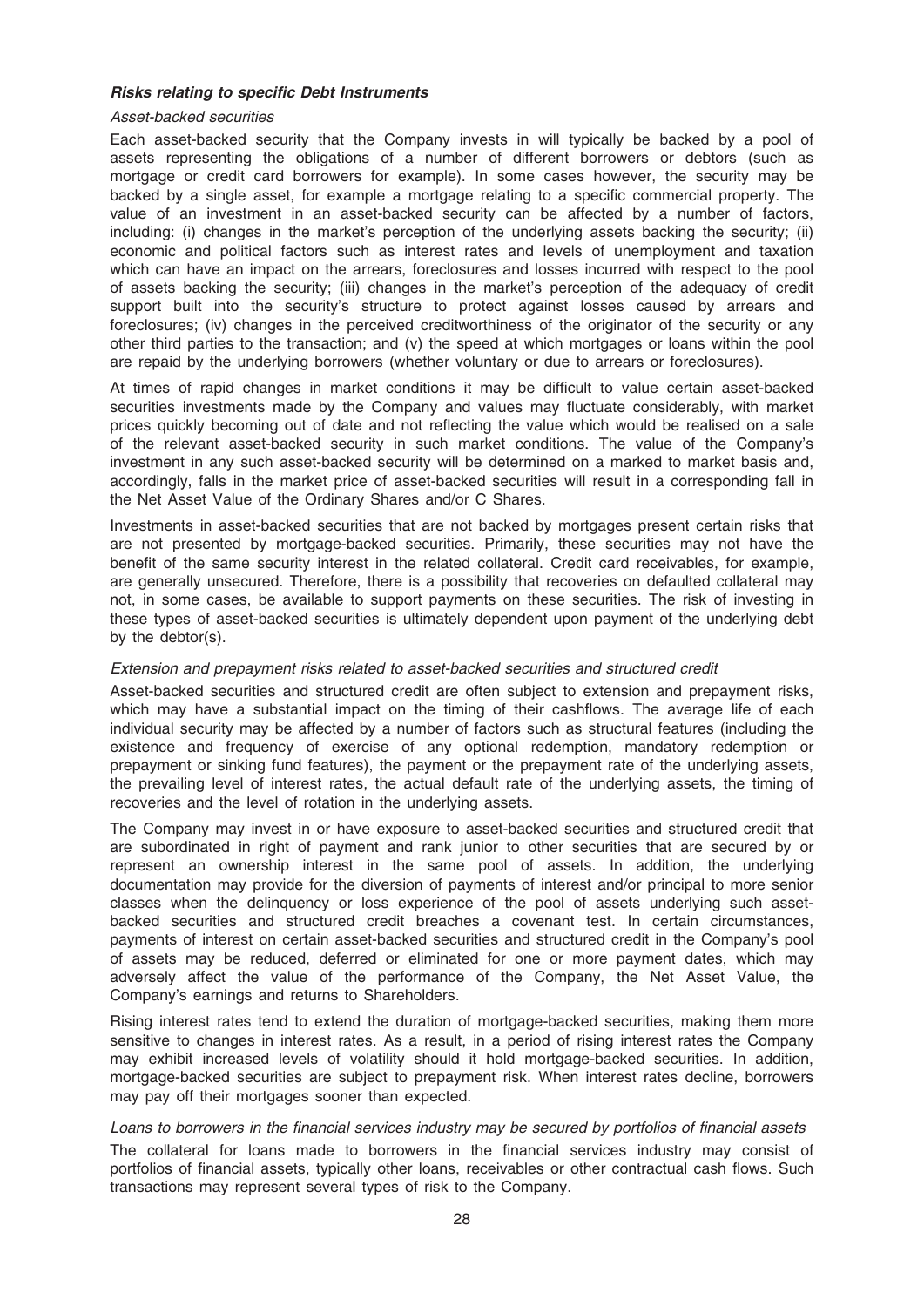### *Risks relating to specific Debt Instruments*

*Asset-backed securities*

Each asset-backed security that the Company invests in will typically be backed by a pool of assets representing the obligations of a number of different borrowers or debtors (such as mortgage or credit card borrowers for example). In some cases however, the security may be backed by a single asset, for example a mortgage relating to a specific commercial property. The value of an investment in an asset-backed security can be affected by a number of factors, including: (i) changes in the market's perception of the underlying assets backing the security; (ii) economic and political factors such as interest rates and levels of unemployment and taxation which can have an impact on the arrears, foreclosures and losses incurred with respect to the pool of assets backing the security; (iii) changes in the market's perception of the adequacy of credit support built into the security's structure to protect against losses caused by arrears and foreclosures; (iv) changes in the perceived creditworthiness of the originator of the security or any other third parties to the transaction; and (v) the speed at which mortgages or loans within the pool are repaid by the underlying borrowers (whether voluntary or due to arrears or foreclosures).

At times of rapid changes in market conditions it may be difficult to value certain asset-backed securities investments made by the Company and values may fluctuate considerably, with market prices quickly becoming out of date and not reflecting the value which would be realised on a sale of the relevant asset-backed security in such market conditions. The value of the Company's investment in any such asset-backed security will be determined on a marked to market basis and, accordingly, falls in the market price of asset-backed securities will result in a corresponding fall in the Net Asset Value of the Ordinary Shares and/or C Shares.

Investments in asset-backed securities that are not backed by mortgages present certain risks that are not presented by mortgage-backed securities. Primarily, these securities may not have the benefit of the same security interest in the related collateral. Credit card receivables, for example, are generally unsecured. Therefore, there is a possibility that recoveries on defaulted collateral may not, in some cases, be available to support payments on these securities. The risk of investing in these types of asset-backed securities is ultimately dependent upon payment of the underlying debt by the debtor(s).

*Extension and prepayment risks related to asset-backed securities and structured credit*

Asset-backed securities and structured credit are often subject to extension and prepayment risks, which may have a substantial impact on the timing of their cashflows. The average life of each individual security may be affected by a number of factors such as structural features (including the existence and frequency of exercise of any optional redemption, mandatory redemption or prepayment or sinking fund features), the payment or the prepayment rate of the underlying assets, the prevailing level of interest rates, the actual default rate of the underlying assets, the timing of recoveries and the level of rotation in the underlying assets.

The Company may invest in or have exposure to asset-backed securities and structured credit that are subordinated in right of payment and rank junior to other securities that are secured by or represent an ownership interest in the same pool of assets. In addition, the underlying documentation may provide for the diversion of payments of interest and/or principal to more senior classes when the delinquency or loss experience of the pool of assets underlying such asset-backed securities and structured credit breaches a covenant test. In certain circumstances, payments of interest on certain asset-backed securities and structured credit in the Company's pool of assets may be reduced, deferred or eliminated for one or more payment dates, which may adversely affect the value of the performance of the Company, the Net Asset Value, the Company's earnings and returns to Shareholders.

Rising interest rates tend to extend the duration of mortgage-backed securities, making them more sensitive to changes in interest rates. As a result, in a period of rising interest rates the Company may exhibit increased levels of volatility should it hold mortgage-backed securities. In addition, mortgage-backed securities are subject to prepayment risk. When interest rates decline, borrowers may pay off their mortgages sooner than expected.

*Loans to borrowers in the financial services industry may be secured by portfolios of financial assets*

The collateral for loans made to borrowers in the financial services industry may consist of portfolios of financial assets, typically other loans, receivables or other contractual cash flows. Such transactions may represent several types of risk to the Company.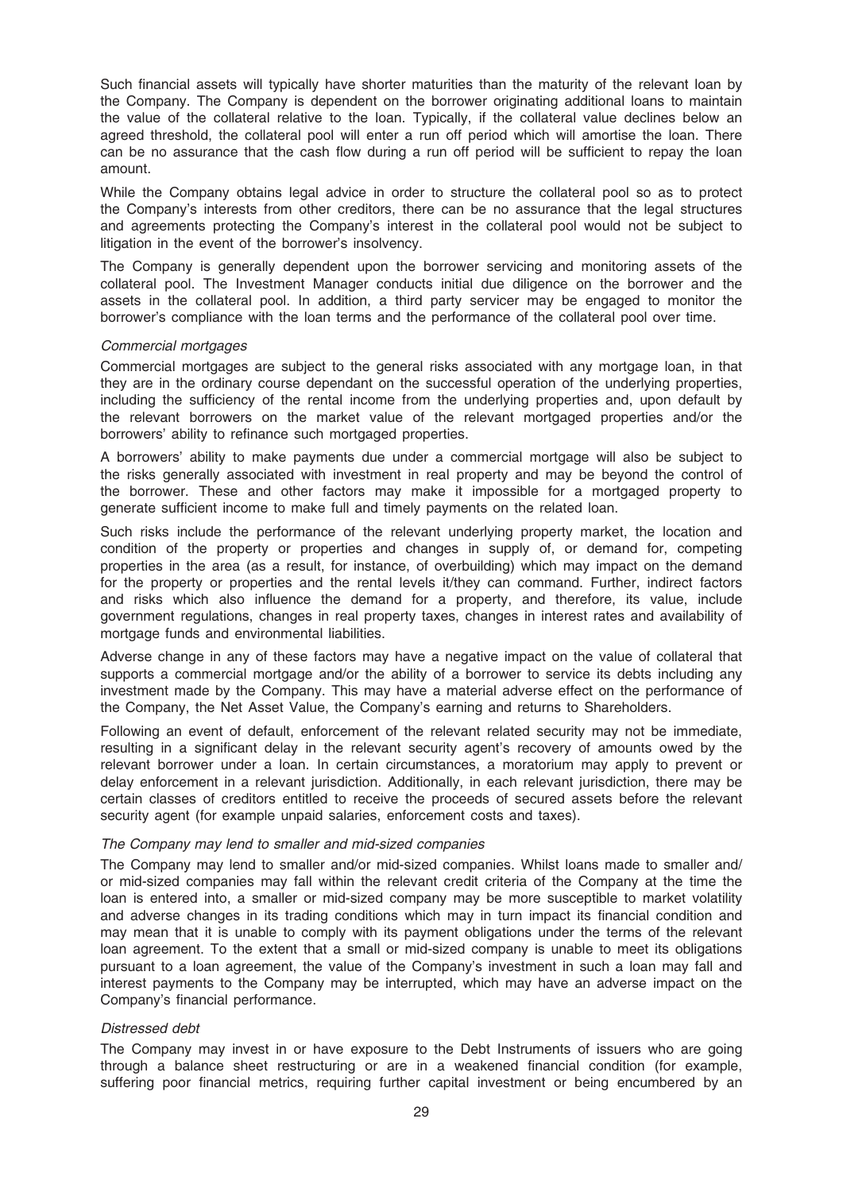Such financial assets will typically have shorter maturities than the maturity of the relevant loan by the Company. The Company is dependent on the borrower originating additional loans to maintain the value of the collateral relative to the loan. Typically, if the collateral value declines below an agreed threshold, the collateral pool will enter a run off period which will amortise the loan. There can be no assurance that the cash flow during a run off period will be sufficient to repay the loan amount.

While the Company obtains legal advice in order to structure the collateral pool so as to protect the Company's interests from other creditors, there can be no assurance that the legal structures and agreements protecting the Company's interest in the collateral pool would not be subject to litigation in the event of the borrower's insolvency.

The Company is generally dependent upon the borrower servicing and monitoring assets of the collateral pool. The Investment Manager conducts initial due diligence on the borrower and the assets in the collateral pool. In addition, a third party servicer may be engaged to monitor the borrower's compliance with the loan terms and the performance of the collateral pool over time.

*Commercial mortgages*

Commercial mortgages are subject to the general risks associated with any mortgage loan, in that they are in the ordinary course dependant on the successful operation of the underlying properties, including the sufficiency of the rental income from the underlying properties and, upon default by the relevant borrowers on the market value of the relevant mortgaged properties and/or the borrowers' ability to refinance such mortgaged properties.

A borrowers' ability to make payments due under a commercial mortgage will also be subject to the risks generally associated with investment in real property and may be beyond the control of the borrower. These and other factors may make it impossible for a mortgaged property to generate sufficient income to make full and timely payments on the related loan.

Such risks include the performance of the relevant underlying property market, the location and condition of the property or properties and changes in supply of, or demand for, competing properties in the area (as a result, for instance, of overbuilding) which may impact on the demand for the property or properties and the rental levels it/they can command. Further, indirect factors and risks which also influence the demand for a property, and therefore, its value, include government regulations, changes in real property taxes, changes in interest rates and availability of mortgage funds and environmental liabilities.

Adverse change in any of these factors may have a negative impact on the value of collateral that supports a commercial mortgage and/or the ability of a borrower to service its debts including any investment made by the Company. This may have a material adverse effect on the performance of the Company, the Net Asset Value, the Company's earning and returns to Shareholders.

Following an event of default, enforcement of the relevant related security may not be immediate, resulting in a significant delay in the relevant security agent's recovery of amounts owed by the relevant borrower under a loan. In certain circumstances, a moratorium may apply to prevent or delay enforcement in a relevant jurisdiction. Additionally, in each relevant jurisdiction, there may be certain classes of creditors entitled to receive the proceeds of secured assets before the relevant security agent (for example unpaid salaries, enforcement costs and taxes).

*The Company may lend to smaller and mid-sized companies*

The Company may lend to smaller and/or mid-sized companies. Whilst loans made to smaller and/ or mid-sized companies may fall within the relevant credit criteria of the Company at the time the loan is entered into, a smaller or mid-sized company may be more susceptible to market volatility and adverse changes in its trading conditions which may in turn impact its financial condition and may mean that it is unable to comply with its payment obligations under the terms of the relevant loan agreement. To the extent that a small or mid-sized company is unable to meet its obligations pursuant to a loan agreement, the value of the Company's investment in such a loan may fall and interest payments to the Company may be interrupted, which may have an adverse impact on the Company's financial performance.

*Distressed debt*

The Company may invest in or have exposure to the Debt Instruments of issuers who are going through a balance sheet restructuring or are in a weakened financial condition (for example, suffering poor financial metrics, requiring further capital investment or being encumbered by an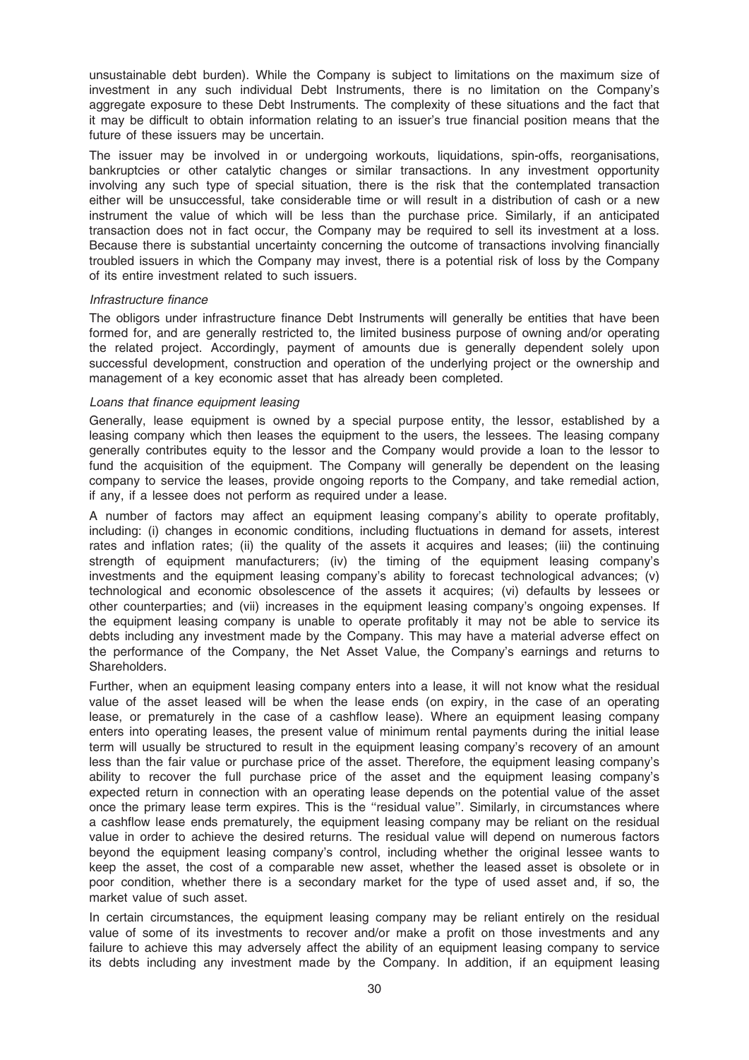unsustainable debt burden). While the Company is subject to limitations on the maximum size of investment in any such individual Debt Instruments, there is no limitation on the Company's aggregate exposure to these Debt Instruments. The complexity of these situations and the fact that it may be difficult to obtain information relating to an issuer's true financial position means that the future of these issuers may be uncertain.

The issuer may be involved in or undergoing workouts, liquidations, spin-offs, reorganisations, bankruptcies or other catalytic changes or similar transactions. In any investment opportunity involving any such type of special situation, there is the risk that the contemplated transaction either will be unsuccessful, take considerable time or will result in a distribution of cash or a new instrument the value of which will be less than the purchase price. Similarly, if an anticipated transaction does not in fact occur, the Company may be required to sell its investment at a loss. Because there is substantial uncertainty concerning the outcome of transactions involving financially troubled issuers in which the Company may invest, there is a potential risk of loss by the Company of its entire investment related to such issuers.

*Infrastructure finance*

The obligors under infrastructure finance Debt Instruments will generally be entities that have been formed for, and are generally restricted to, the limited business purpose of owning and/or operating the related project. Accordingly, payment of amounts due is generally dependent solely upon successful development, construction and operation of the underlying project or the ownership and management of a key economic asset that has already been completed.

*Loans that finance equipment leasing*

Generally, lease equipment is owned by a special purpose entity, the lessor, established by a leasing company which then leases the equipment to the users, the lessees. The leasing company generally contributes equity to the lessor and the Company would provide a loan to the lessor to fund the acquisition of the equipment. The Company will generally be dependent on the leasing company to service the leases, provide ongoing reports to the Company, and take remedial action, if any, if a lessee does not perform as required under a lease.

A number of factors may affect an equipment leasing company's ability to operate profitably, including: (i) changes in economic conditions, including fluctuations in demand for assets, interest rates and inflation rates; (ii) the quality of the assets it acquires and leases; (iii) the continuing strength of equipment manufacturers; (iv) the timing of the equipment leasing company's investments and the equipment leasing company's ability to forecast technological advances; (v) technological and economic obsolescence of the assets it acquires; (vi) defaults by lessees or other counterparties; and (vii) increases in the equipment leasing company's ongoing expenses. If the equipment leasing company is unable to operate profitably it may not be able to service its debts including any investment made by the Company. This may have a material adverse effect on the performance of the Company, the Net Asset Value, the Company's earnings and returns to Shareholders.

Further, when an equipment leasing company enters into a lease, it will not know what the residual value of the asset leased will be when the lease ends (on expiry, in the case of an operating lease, or prematurely in the case of a cashflow lease). Where an equipment leasing company enters into operating leases, the present value of minimum rental payments during the initial lease term will usually be structured to result in the equipment leasing company's recovery of an amount less than the fair value or purchase price of the asset. Therefore, the equipment leasing company's ability to recover the full purchase price of the asset and the equipment leasing company's expected return in connection with an operating lease depends on the potential value of the asset once the primary lease term expires. This is the "residual value". Similarly, in circumstances where a cashflow lease ends prematurely, the equipment leasing company may be reliant on the residual value in order to achieve the desired returns. The residual value will depend on numerous factors beyond the equipment leasing company's control, including whether the original lessee wants to keep the asset, the cost of a comparable new asset, whether the leased asset is obsolete or in poor condition, whether there is a secondary market for the type of used asset and, if so, the market value of such asset.

In certain circumstances, the equipment leasing company may be reliant entirely on the residual value of some of its investments to recover and/or make a profit on those investments and any failure to achieve this may adversely affect the ability of an equipment leasing company to service its debts including any investment made by the Company. In addition, if an equipment leasing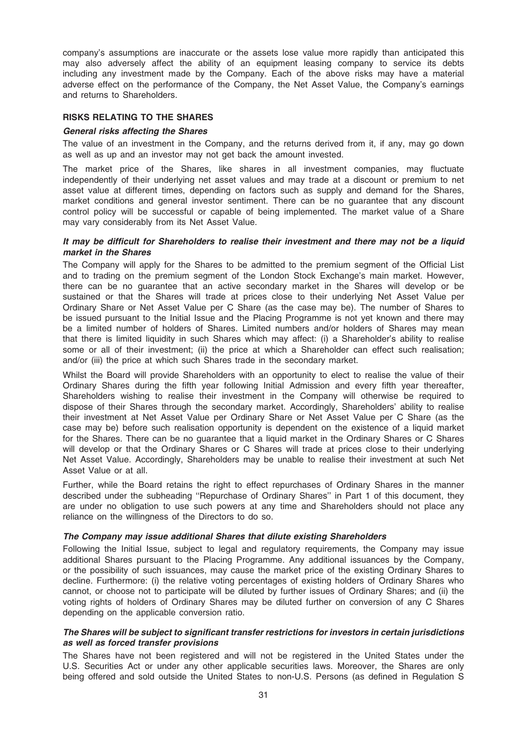company's assumptions are inaccurate or the assets lose value more rapidly than anticipated this may also adversely affect the ability of an equipment leasing company to service its debts including any investment made by the Company. Each of the above risks may have a material adverse effect on the performance of the Company, the Net Asset Value, the Company's earnings and returns to Shareholders.

## RISKS RELATING TO THE SHARES

### *General risks affecting the Shares*

The value of an investment in the Company, and the returns derived from it, if any, may go down as well as up and an investor may not get back the amount invested.

The market price of the Shares, like shares in all investment companies, may fluctuate independently of their underlying net asset values and may trade at a discount or premium to net asset value at different times, depending on factors such as supply and demand for the Shares, market conditions and general investor sentiment. There can be no guarantee that any discount control policy will be successful or capable of being implemented. The market value of a Share may vary considerably from its Net Asset Value.

### *It may be difficult for Shareholders to realise their investment and there may not be a liquid market in the Shares*

The Company will apply for the Shares to be admitted to the premium segment of the Official List and to trading on the premium segment of the London Stock Exchange's main market. However, there can be no guarantee that an active secondary market in the Shares will develop or be sustained or that the Shares will trade at prices close to their underlying Net Asset Value per Ordinary Share or Net Asset Value per C Share (as the case may be). The number of Shares to be issued pursuant to the Initial Issue and the Placing Programme is not yet known and there may be a limited number of holders of Shares. Limited numbers and/or holders of Shares may mean that there is limited liquidity in such Shares which may affect: (i) a Shareholder's ability to realise some or all of their investment; (ii) the price at which a Shareholder can effect such realisation; and/or (iii) the price at which such Shares trade in the secondary market.

Whilst the Board will provide Shareholders with an opportunity to elect to realise the value of their Ordinary Shares during the fifth year following Initial Admission and every fifth year thereafter, Shareholders wishing to realise their investment in the Company will otherwise be required to dispose of their Shares through the secondary market. Accordingly, Shareholders' ability to realise their investment at Net Asset Value per Ordinary Share or Net Asset Value per C Share (as the case may be) before such realisation opportunity is dependent on the existence of a liquid market for the Shares. There can be no guarantee that a liquid market in the Ordinary Shares or C Shares will develop or that the Ordinary Shares or C Shares will trade at prices close to their underlying Net Asset Value. Accordingly, Shareholders may be unable to realise their investment at such Net Asset Value or at all.

Further, while the Board retains the right to effect repurchases of Ordinary Shares in the manner described under the subheading ''Repurchase of Ordinary Shares'' in Part 1 of this document, they are under no obligation to use such powers at any time and Shareholders should not place any reliance on the willingness of the Directors to do so.

### *The Company may issue additional Shares that dilute existing Shareholders*

Following the Initial Issue, subject to legal and regulatory requirements, the Company may issue additional Shares pursuant to the Placing Programme. Any additional issuances by the Company, or the possibility of such issuances, may cause the market price of the existing Ordinary Shares to decline. Furthermore: (i) the relative voting percentages of existing holders of Ordinary Shares who cannot, or choose not to participate will be diluted by further issues of Ordinary Shares; and (ii) the voting rights of holders of Ordinary Shares may be diluted further on conversion of any C Shares depending on the applicable conversion ratio.

### *The Shares will be subject to significant transfer restrictions for investors in certain jurisdictions as well as forced transfer provisions*

The Shares have not been registered and will not be registered in the United States under the U.S. Securities Act or under any other applicable securities laws. Moreover, the Shares are only being offered and sold outside the United States to non-U.S. Persons (as defined in Regulation S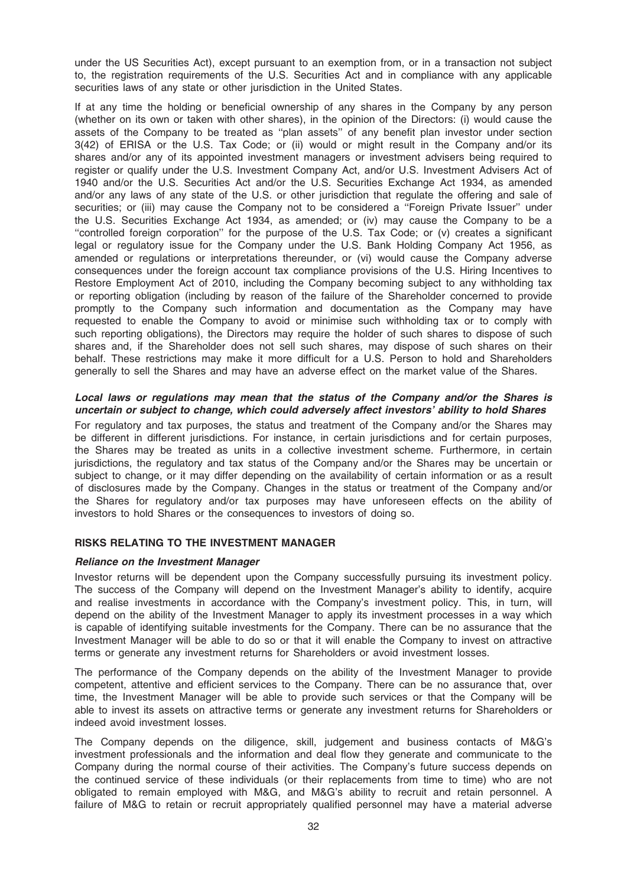under the US Securities Act), except pursuant to an exemption from, or in a transaction not subject to, the registration requirements of the U.S. Securities Act and in compliance with any applicable securities laws of any state or other jurisdiction in the United States.

If at any time the holding or beneficial ownership of any shares in the Company by any person (whether on its own or taken with other shares), in the opinion of the Directors: (i) would cause the assets of the Company to be treated as ''plan assets'' of any benefit plan investor under section 3(42) of ERISA or the U.S. Tax Code; or (ii) would or might result in the Company and/or its shares and/or any of its appointed investment managers or investment advisers being required to register or qualify under the U.S. Investment Company Act, and/or U.S. Investment Advisers Act of 1940 and/or the U.S. Securities Act and/or the U.S. Securities Exchange Act 1934, as amended and/or any laws of any state of the U.S. or other jurisdiction that regulate the offering and sale of securities; or (iii) may cause the Company not to be considered a ''Foreign Private Issuer'' under the U.S. Securities Exchange Act 1934, as amended; or (iv) may cause the Company to be a ''controlled foreign corporation'' for the purpose of the U.S. Tax Code; or (v) creates a significant legal or regulatory issue for the Company under the U.S. Bank Holding Company Act 1956, as amended or regulations or interpretations thereunder, or (vi) would cause the Company adverse consequences under the foreign account tax compliance provisions of the U.S. Hiring Incentives to Restore Employment Act of 2010, including the Company becoming subject to any withholding tax or reporting obligation (including by reason of the failure of the Shareholder concerned to provide promptly to the Company such information and documentation as the Company may have requested to enable the Company to avoid or minimise such withholding tax or to comply with such reporting obligations), the Directors may require the holder of such shares to dispose of such shares and, if the Shareholder does not sell such shares, may dispose of such shares on their behalf. These restrictions may make it more difficult for a U.S. Person to hold and Shareholders generally to sell the Shares and may have an adverse effect on the market value of the Shares.

***Local laws or regulations may mean that the status of the Company and/or the Shares is uncertain or subject to change, which could adversely affect investors' ability to hold Shares***

For regulatory and tax purposes, the status and treatment of the Company and/or the Shares may be different in different jurisdictions. For instance, in certain jurisdictions and for certain purposes, the Shares may be treated as units in a collective investment scheme. Furthermore, in certain jurisdictions, the regulatory and tax status of the Company and/or the Shares may be uncertain or subject to change, or it may differ depending on the availability of certain information or as a result of disclosures made by the Company. Changes in the status or treatment of the Company and/or the Shares for regulatory and/or tax purposes may have unforeseen effects on the ability of investors to hold Shares or the consequences to investors of doing so.

## RISKS RELATING TO THE INVESTMENT MANAGER

***Reliance on the Investment Manager***

Investor returns will be dependent upon the Company successfully pursuing its investment policy. The success of the Company will depend on the Investment Manager's ability to identify, acquire and realise investments in accordance with the Company's investment policy. This, in turn, will depend on the ability of the Investment Manager to apply its investment processes in a way which is capable of identifying suitable investments for the Company. There can be no assurance that the Investment Manager will be able to do so or that it will enable the Company to invest on attractive terms or generate any investment returns for Shareholders or avoid investment losses.

The performance of the Company depends on the ability of the Investment Manager to provide competent, attentive and efficient services to the Company. There can be no assurance that, over time, the Investment Manager will be able to provide such services or that the Company will be able to invest its assets on attractive terms or generate any investment returns for Shareholders or indeed avoid investment losses.

The Company depends on the diligence, skill, judgement and business contacts of M&G's investment professionals and the information and deal flow they generate and communicate to the Company during the normal course of their activities. The Company's future success depends on the continued service of these individuals (or their replacements from time to time) who are not obligated to remain employed with M&G, and M&G's ability to recruit and retain personnel. A failure of M&G to retain or recruit appropriately qualified personnel may have a material adverse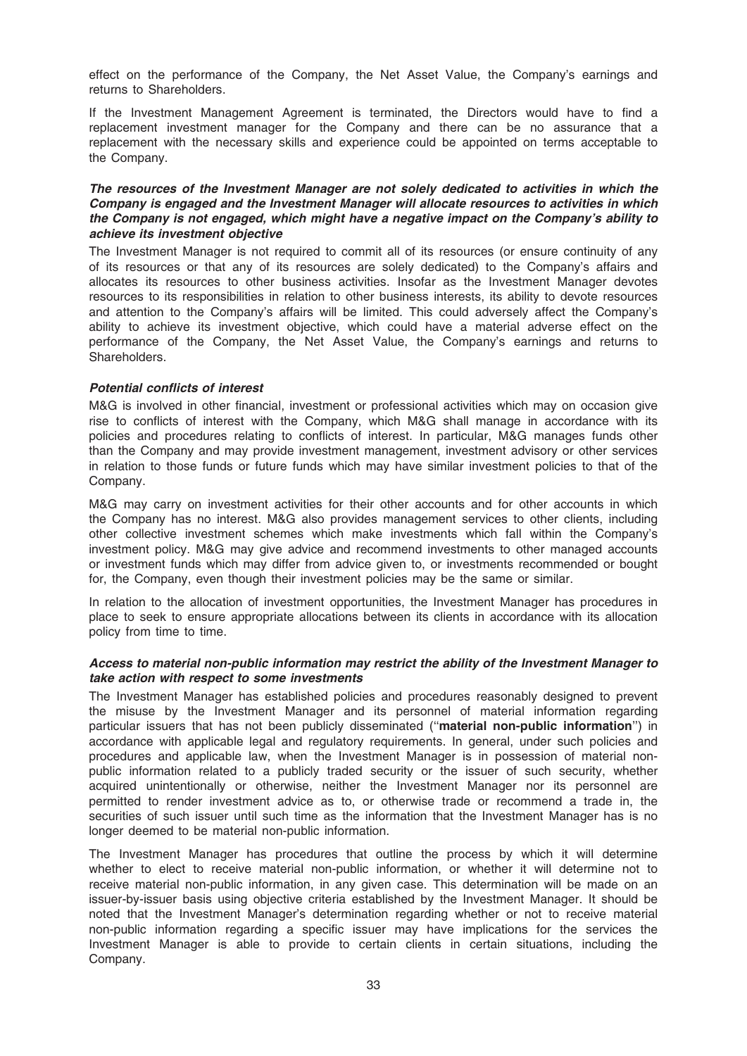effect on the performance of the Company, the Net Asset Value, the Company's earnings and returns to Shareholders.

If the Investment Management Agreement is terminated, the Directors would have to find a replacement investment manager for the Company and there can be no assurance that a replacement with the necessary skills and experience could be appointed on terms acceptable to the Company.

***The resources of the Investment Manager are not solely dedicated to activities in which the Company is engaged and the Investment Manager will allocate resources to activities in which the Company is not engaged, which might have a negative impact on the Company's ability to achieve its investment objective***

The Investment Manager is not required to commit all of its resources (or ensure continuity of any of its resources or that any of its resources are solely dedicated) to the Company's affairs and allocates its resources to other business activities. Insofar as the Investment Manager devotes resources to its responsibilities in relation to other business interests, its ability to devote resources and attention to the Company's affairs will be limited. This could adversely affect the Company's ability to achieve its investment objective, which could have a material adverse effect on the performance of the Company, the Net Asset Value, the Company's earnings and returns to Shareholders.

***Potential conflicts of interest***

M&G is involved in other financial, investment or professional activities which may on occasion give rise to conflicts of interest with the Company, which M&G shall manage in accordance with its policies and procedures relating to conflicts of interest. In particular, M&G manages funds other than the Company and may provide investment management, investment advisory or other services in relation to those funds or future funds which may have similar investment policies to that of the Company.

M&G may carry on investment activities for their other accounts and for other accounts in which the Company has no interest. M&G also provides management services to other clients, including other collective investment schemes which make investments which fall within the Company's investment policy. M&G may give advice and recommend investments to other managed accounts or investment funds which may differ from advice given to, or investments recommended or bought for, the Company, even though their investment policies may be the same or similar.

In relation to the allocation of investment opportunities, the Investment Manager has procedures in place to seek to ensure appropriate allocations between its clients in accordance with its allocation policy from time to time.

***Access to material non-public information may restrict the ability of the Investment Manager to take action with respect to some investments***

The Investment Manager has established policies and procedures reasonably designed to prevent the misuse by the Investment Manager and its personnel of material information regarding particular issuers that has not been publicly disseminated (''**material non-public information**'') in accordance with applicable legal and regulatory requirements. In general, under such policies and procedures and applicable law, when the Investment Manager is in possession of material non-public information related to a publicly traded security or the issuer of such security, whether acquired unintentionally or otherwise, neither the Investment Manager nor its personnel are permitted to render investment advice as to, or otherwise trade or recommend a trade in, the securities of such issuer until such time as the information that the Investment Manager has is no longer deemed to be material non-public information.

The Investment Manager has procedures that outline the process by which it will determine whether to elect to receive material non-public information, or whether it will determine not to receive material non-public information, in any given case. This determination will be made on an issuer-by-issuer basis using objective criteria established by the Investment Manager. It should be noted that the Investment Manager's determination regarding whether or not to receive material non-public information regarding a specific issuer may have implications for the services the Investment Manager is able to provide to certain clients in certain situations, including the Company.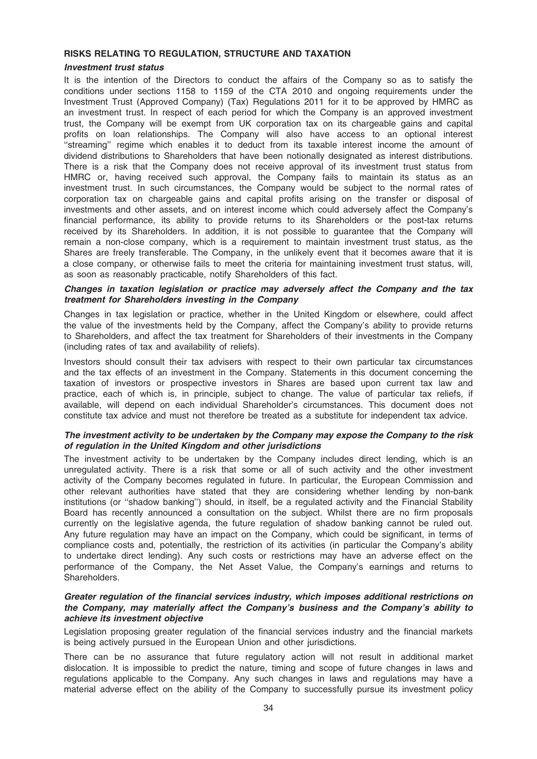## RISKS RELATING TO REGULATION, STRUCTURE AND TAXATION

***Investment trust status***

It is the intention of the Directors to conduct the affairs of the Company so as to satisfy the conditions under sections 1158 to 1159 of the CTA 2010 and ongoing requirements under the Investment Trust (Approved Company) (Tax) Regulations 2011 for it to be approved by HMRC as an investment trust. In respect of each period for which the Company is an approved investment trust, the Company will be exempt from UK corporation tax on its chargeable gains and capital profits on loan relationships. The Company will also have access to an optional interest ''streaming'' regime which enables it to deduct from its taxable interest income the amount of dividend distributions to Shareholders that have been notionally designated as interest distributions. There is a risk that the Company does not receive approval of its investment trust status from HMRC or, having received such approval, the Company fails to maintain its status as an investment trust. In such circumstances, the Company would be subject to the normal rates of corporation tax on chargeable gains and capital profits arising on the transfer or disposal of investments and other assets, and on interest income which could adversely affect the Company's financial performance, its ability to provide returns to its Shareholders or the post-tax returns received by its Shareholders. In addition, it is not possible to guarantee that the Company will remain a non-close company, which is a requirement to maintain investment trust status, as the Shares are freely transferable. The Company, in the unlikely event that it becomes aware that it is a close company, or otherwise fails to meet the criteria for maintaining investment trust status, will, as soon as reasonably practicable, notify Shareholders of this fact.

***Changes in taxation legislation or practice may adversely affect the Company and the tax treatment for Shareholders investing in the Company***

Changes in tax legislation or practice, whether in the United Kingdom or elsewhere, could affect the value of the investments held by the Company, affect the Company's ability to provide returns to Shareholders, and affect the tax treatment for Shareholders of their investments in the Company (including rates of tax and availability of reliefs).

Investors should consult their tax advisers with respect to their own particular tax circumstances and the tax effects of an investment in the Company. Statements in this document concerning the taxation of investors or prospective investors in Shares are based upon current tax law and practice, each of which is, in principle, subject to change. The value of particular tax reliefs, if available, will depend on each individual Shareholder's circumstances. This document does not constitute tax advice and must not therefore be treated as a substitute for independent tax advice.

***The investment activity to be undertaken by the Company may expose the Company to the risk of regulation in the United Kingdom and other jurisdictions***

The investment activity to be undertaken by the Company includes direct lending, which is an unregulated activity. There is a risk that some or all of such activity and the other investment activity of the Company becomes regulated in future. In particular, the European Commission and other relevant authorities have stated that they are considering whether lending by non-bank institutions (or ''shadow banking'') should, in itself, be a regulated activity and the Financial Stability Board has recently announced a consultation on the subject. Whilst there are no firm proposals currently on the legislative agenda, the future regulation of shadow banking cannot be ruled out. Any future regulation may have an impact on the Company, which could be significant, in terms of compliance costs and, potentially, the restriction of its activities (in particular the Company's ability to undertake direct lending). Any such costs or restrictions may have an adverse effect on the performance of the Company, the Net Asset Value, the Company's earnings and returns to Shareholders.

***Greater regulation of the financial services industry, which imposes additional restrictions on the Company, may materially affect the Company's business and the Company's ability to achieve its investment objective***

Legislation proposing greater regulation of the financial services industry and the financial markets is being actively pursued in the European Union and other jurisdictions.

There can be no assurance that future regulatory action will not result in additional market dislocation. It is impossible to predict the nature, timing and scope of future changes in laws and regulations applicable to the Company. Any such changes in laws and regulations may have a material adverse effect on the ability of the Company to successfully pursue its investment policy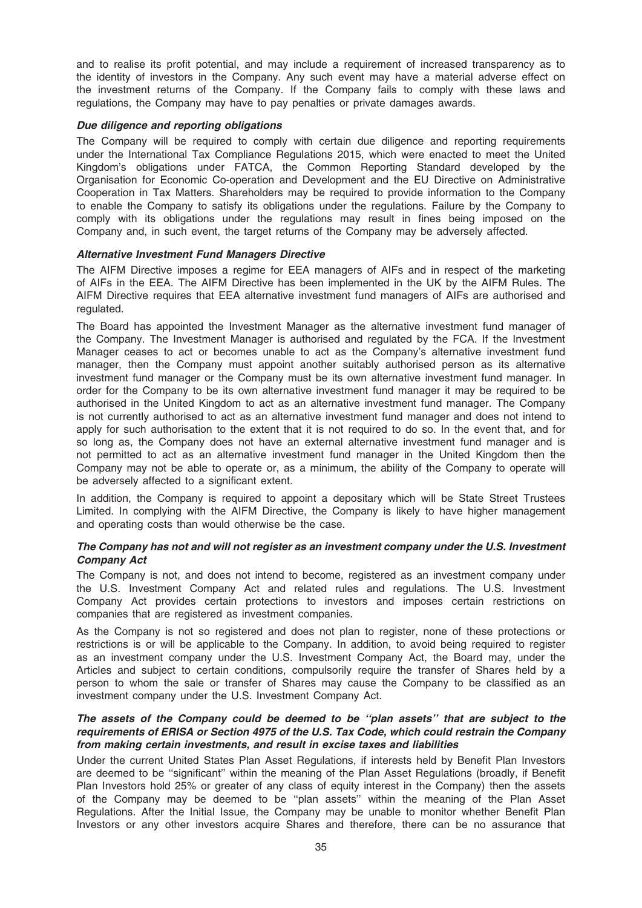and to realise its profit potential, and may include a requirement of increased transparency as to the identity of investors in the Company. Any such event may have a material adverse effect on the investment returns of the Company. If the Company fails to comply with these laws and regulations, the Company may have to pay penalties or private damages awards.

***Due diligence and reporting obligations***

The Company will be required to comply with certain due diligence and reporting requirements under the International Tax Compliance Regulations 2015, which were enacted to meet the United Kingdom's obligations under FATCA, the Common Reporting Standard developed by the Organisation for Economic Co-operation and Development and the EU Directive on Administrative Cooperation in Tax Matters. Shareholders may be required to provide information to the Company to enable the Company to satisfy its obligations under the regulations. Failure by the Company to comply with its obligations under the regulations may result in fines being imposed on the Company and, in such event, the target returns of the Company may be adversely affected.

***Alternative Investment Fund Managers Directive***

The AIFM Directive imposes a regime for EEA managers of AIFs and in respect of the marketing of AIFs in the EEA. The AIFM Directive has been implemented in the UK by the AIFM Rules. The AIFM Directive requires that EEA alternative investment fund managers of AIFs are authorised and regulated.

The Board has appointed the Investment Manager as the alternative investment fund manager of the Company. The Investment Manager is authorised and regulated by the FCA. If the Investment Manager ceases to act or becomes unable to act as the Company's alternative investment fund manager, then the Company must appoint another suitably authorised person as its alternative investment fund manager or the Company must be its own alternative investment fund manager. In order for the Company to be its own alternative investment fund manager it may be required to be authorised in the United Kingdom to act as an alternative investment fund manager. The Company is not currently authorised to act as an alternative investment fund manager and does not intend to apply for such authorisation to the extent that it is not required to do so. In the event that, and for so long as, the Company does not have an external alternative investment fund manager and is not permitted to act as an alternative investment fund manager in the United Kingdom then the Company may not be able to operate or, as a minimum, the ability of the Company to operate will be adversely affected to a significant extent.

In addition, the Company is required to appoint a depositary which will be State Street Trustees Limited. In complying with the AIFM Directive, the Company is likely to have higher management and operating costs than would otherwise be the case.

***The Company has not and will not register as an investment company under the U.S. Investment Company Act***

The Company is not, and does not intend to become, registered as an investment company under the U.S. Investment Company Act and related rules and regulations. The U.S. Investment Company Act provides certain protections to investors and imposes certain restrictions on companies that are registered as investment companies.

As the Company is not so registered and does not plan to register, none of these protections or restrictions is or will be applicable to the Company. In addition, to avoid being required to register as an investment company under the U.S. Investment Company Act, the Board may, under the Articles and subject to certain conditions, compulsorily require the transfer of Shares held by a person to whom the sale or transfer of Shares may cause the Company to be classified as an investment company under the U.S. Investment Company Act.

***The assets of the Company could be deemed to be ''plan assets'' that are subject to the requirements of ERISA or Section 4975 of the U.S. Tax Code, which could restrain the Company from making certain investments, and result in excise taxes and liabilities***

Under the current United States Plan Asset Regulations, if interests held by Benefit Plan Investors are deemed to be ''significant'' within the meaning of the Plan Asset Regulations (broadly, if Benefit Plan Investors hold 25% or greater of any class of equity interest in the Company) then the assets of the Company may be deemed to be ''plan assets'' within the meaning of the Plan Asset Regulations. After the Initial Issue, the Company may be unable to monitor whether Benefit Plan Investors or any other investors acquire Shares and therefore, there can be no assurance that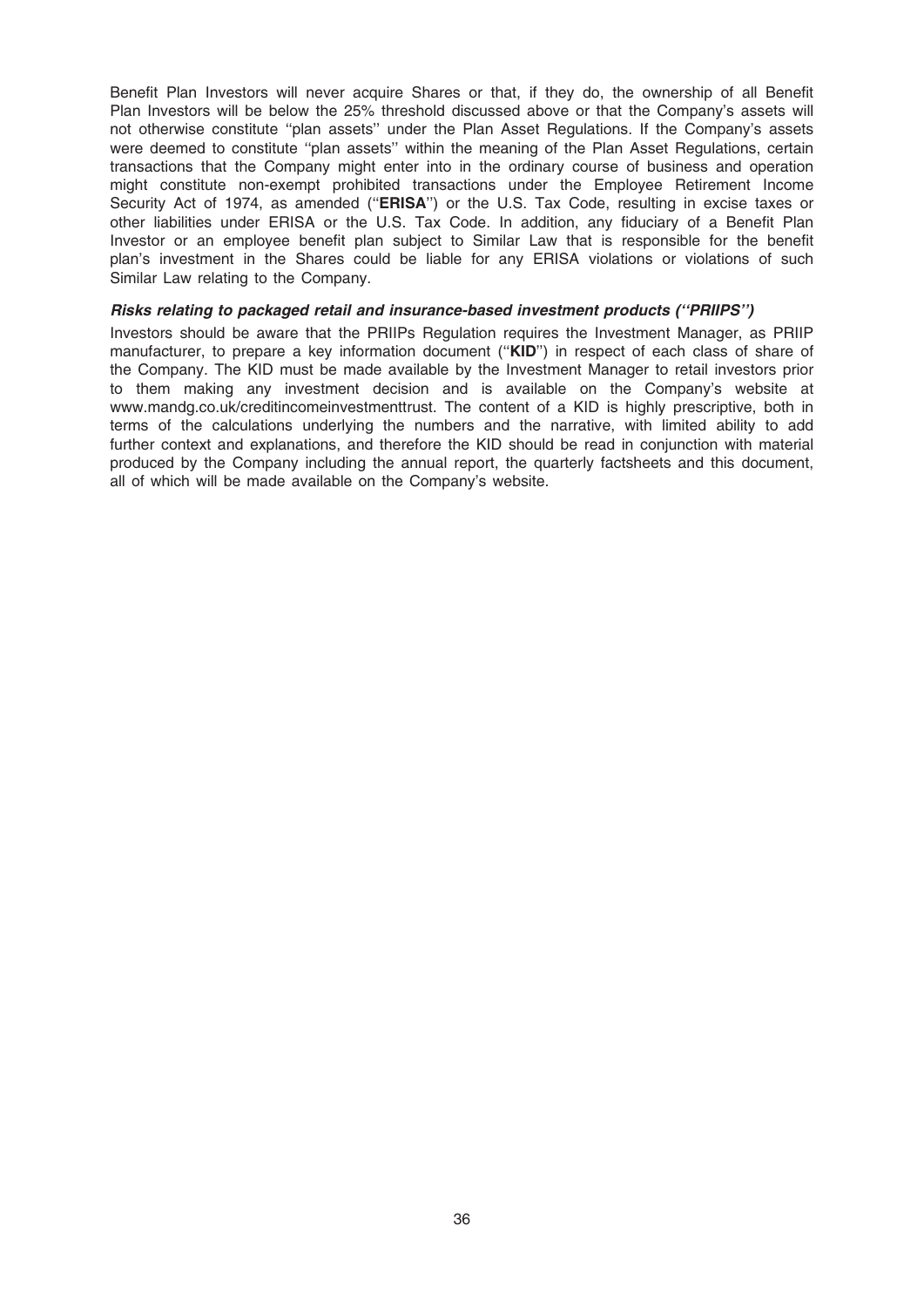Benefit Plan Investors will never acquire Shares or that, if they do, the ownership of all Benefit Plan Investors will be below the 25% threshold discussed above or that the Company's assets will not otherwise constitute ''plan assets'' under the Plan Asset Regulations. If the Company's assets were deemed to constitute ''plan assets'' within the meaning of the Plan Asset Regulations, certain transactions that the Company might enter into in the ordinary course of business and operation might constitute non-exempt prohibited transactions under the Employee Retirement Income Security Act of 1974, as amended (''**ERISA**'') or the U.S. Tax Code, resulting in excise taxes or other liabilities under ERISA or the U.S. Tax Code. In addition, any fiduciary of a Benefit Plan Investor or an employee benefit plan subject to Similar Law that is responsible for the benefit plan's investment in the Shares could be liable for any ERISA violations or violations of such Similar Law relating to the Company.

***Risks relating to packaged retail and insurance-based investment products (''PRIIPS'')***

Investors should be aware that the PRIIPs Regulation requires the Investment Manager, as PRIIP manufacturer, to prepare a key information document (''**KID**'') in respect of each class of share of the Company. The KID must be made available by the Investment Manager to retail investors prior to them making any investment decision and is available on the Company's website at www.mandg.co.uk/creditincomeinvestmenttrust. The content of a KID is highly prescriptive, both in terms of the calculations underlying the numbers and the narrative, with limited ability to add further context and explanations, and therefore the KID should be read in conjunction with material produced by the Company including the annual report, the quarterly factsheets and this document, all of which will be made available on the Company's website.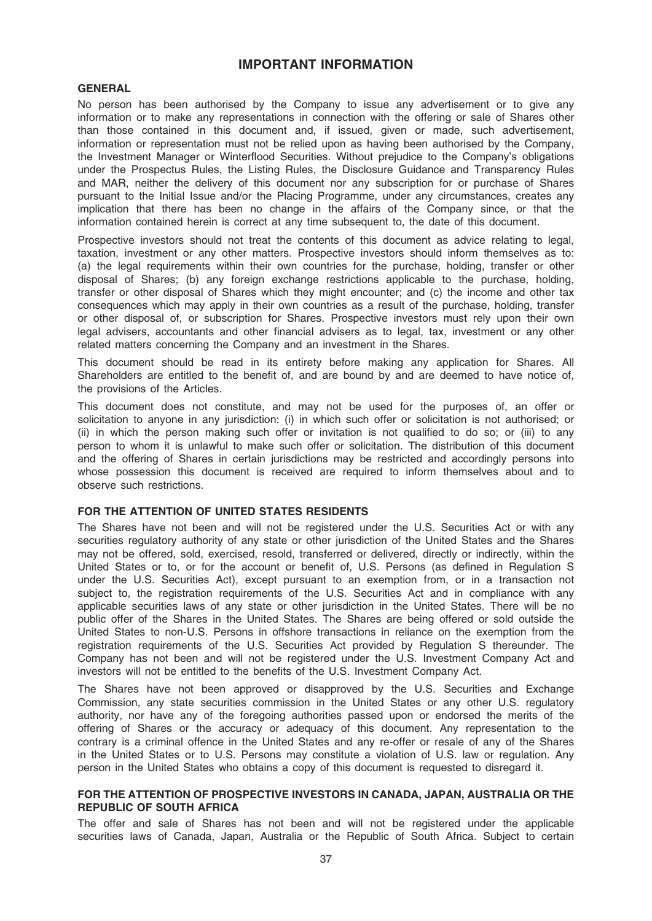# IMPORTANT INFORMATION

## GENERAL

No person has been authorised by the Company to issue any advertisement or to give any information or to make any representations in connection with the offering or sale of Shares other than those contained in this document and, if issued, given or made, such advertisement, information or representation must not be relied upon as having been authorised by the Company, the Investment Manager or Winterflood Securities. Without prejudice to the Company's obligations under the Prospectus Rules, the Listing Rules, the Disclosure Guidance and Transparency Rules and MAR, neither the delivery of this document nor any subscription for or purchase of Shares pursuant to the Initial Issue and/or the Placing Programme, under any circumstances, creates any implication that there has been no change in the affairs of the Company since, or that the information contained herein is correct at any time subsequent to, the date of this document.

Prospective investors should not treat the contents of this document as advice relating to legal, taxation, investment or any other matters. Prospective investors should inform themselves as to: (a) the legal requirements within their own countries for the purchase, holding, transfer or other disposal of Shares; (b) any foreign exchange restrictions applicable to the purchase, holding, transfer or other disposal of Shares which they might encounter; and (c) the income and other tax consequences which may apply in their own countries as a result of the purchase, holding, transfer or other disposal of, or subscription for Shares. Prospective investors must rely upon their own legal advisers, accountants and other financial advisers as to legal, tax, investment or any other related matters concerning the Company and an investment in the Shares.

This document should be read in its entirety before making any application for Shares. All Shareholders are entitled to the benefit of, and are bound by and are deemed to have notice of, the provisions of the Articles.

This document does not constitute, and may not be used for the purposes of, an offer or solicitation to anyone in any jurisdiction: (i) in which such offer or solicitation is not authorised; or (ii) in which the person making such offer or invitation is not qualified to do so; or (iii) to any person to whom it is unlawful to make such offer or solicitation. The distribution of this document and the offering of Shares in certain jurisdictions may be restricted and accordingly persons into whose possession this document is received are required to inform themselves about and to observe such restrictions.

## FOR THE ATTENTION OF UNITED STATES RESIDENTS

The Shares have not been and will not be registered under the U.S. Securities Act or with any securities regulatory authority of any state or other jurisdiction of the United States and the Shares may not be offered, sold, exercised, resold, transferred or delivered, directly or indirectly, within the United States or to, or for the account or benefit of, U.S. Persons (as defined in Regulation S under the U.S. Securities Act), except pursuant to an exemption from, or in a transaction not subject to, the registration requirements of the U.S. Securities Act and in compliance with any applicable securities laws of any state or other jurisdiction in the United States. There will be no public offer of the Shares in the United States. The Shares are being offered or sold outside the United States to non-U.S. Persons in offshore transactions in reliance on the exemption from the registration requirements of the U.S. Securities Act provided by Regulation S thereunder. The Company has not been and will not be registered under the U.S. Investment Company Act and investors will not be entitled to the benefits of the U.S. Investment Company Act.

The Shares have not been approved or disapproved by the U.S. Securities and Exchange Commission, any state securities commission in the United States or any other U.S. regulatory authority, nor have any of the foregoing authorities passed upon or endorsed the merits of the offering of Shares or the accuracy or adequacy of this document. Any representation to the contrary is a criminal offence in the United States and any re-offer or resale of any of the Shares in the United States or to U.S. Persons may constitute a violation of U.S. law or regulation. Any person in the United States who obtains a copy of this document is requested to disregard it.

## FOR THE ATTENTION OF PROSPECTIVE INVESTORS IN CANADA, JAPAN, AUSTRALIA OR THE REPUBLIC OF SOUTH AFRICA

The offer and sale of Shares has not been and will not be registered under the applicable securities laws of Canada, Japan, Australia or the Republic of South Africa. Subject to certain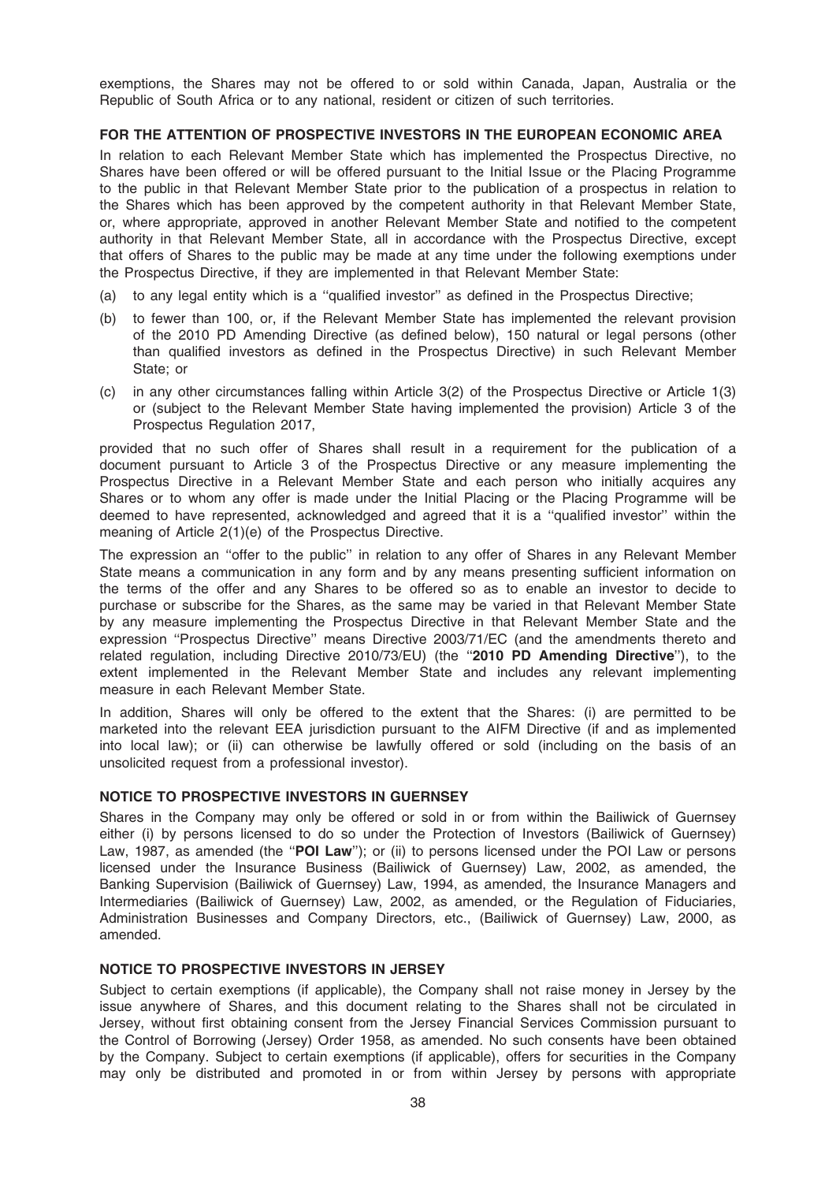exemptions, the Shares may not be offered to or sold within Canada, Japan, Australia or the Republic of South Africa or to any national, resident or citizen of such territories.

## FOR THE ATTENTION OF PROSPECTIVE INVESTORS IN THE EUROPEAN ECONOMIC AREA

In relation to each Relevant Member State which has implemented the Prospectus Directive, no Shares have been offered or will be offered pursuant to the Initial Issue or the Placing Programme to the public in that Relevant Member State prior to the publication of a prospectus in relation to the Shares which has been approved by the competent authority in that Relevant Member State, or, where appropriate, approved in another Relevant Member State and notified to the competent authority in that Relevant Member State, all in accordance with the Prospectus Directive, except that offers of Shares to the public may be made at any time under the following exemptions under the Prospectus Directive, if they are implemented in that Relevant Member State:

(a) to any legal entity which is a ''qualified investor'' as defined in the Prospectus Directive;

(b) to fewer than 100, or, if the Relevant Member State has implemented the relevant provision of the 2010 PD Amending Directive (as defined below), 150 natural or legal persons (other than qualified investors as defined in the Prospectus Directive) in such Relevant Member State; or

(c) in any other circumstances falling within Article 3(2) of the Prospectus Directive or Article 1(3) or (subject to the Relevant Member State having implemented the provision) Article 3 of the Prospectus Regulation 2017,

provided that no such offer of Shares shall result in a requirement for the publication of a document pursuant to Article 3 of the Prospectus Directive or any measure implementing the Prospectus Directive in a Relevant Member State and each person who initially acquires any Shares or to whom any offer is made under the Initial Placing or the Placing Programme will be deemed to have represented, acknowledged and agreed that it is a ''qualified investor'' within the meaning of Article 2(1)(e) of the Prospectus Directive.

The expression an ''offer to the public'' in relation to any offer of Shares in any Relevant Member State means a communication in any form and by any means presenting sufficient information on the terms of the offer and any Shares to be offered so as to enable an investor to decide to purchase or subscribe for the Shares, as the same may be varied in that Relevant Member State by any measure implementing the Prospectus Directive in that Relevant Member State and the expression ''Prospectus Directive'' means Directive 2003/71/EC (and the amendments thereto and related regulation, including Directive 2010/73/EU) (the ''**2010 PD Amending Directive**''), to the extent implemented in the Relevant Member State and includes any relevant implementing measure in each Relevant Member State.

In addition, Shares will only be offered to the extent that the Shares: (i) are permitted to be marketed into the relevant EEA jurisdiction pursuant to the AIFM Directive (if and as implemented into local law); or (ii) can otherwise be lawfully offered or sold (including on the basis of an unsolicited request from a professional investor).

## NOTICE TO PROSPECTIVE INVESTORS IN GUERNSEY

Shares in the Company may only be offered or sold in or from within the Bailiwick of Guernsey either (i) by persons licensed to do so under the Protection of Investors (Bailiwick of Guernsey) Law, 1987, as amended (the ''**POI Law**''); or (ii) to persons licensed under the POI Law or persons licensed under the Insurance Business (Bailiwick of Guernsey) Law, 2002, as amended, the Banking Supervision (Bailiwick of Guernsey) Law, 1994, as amended, the Insurance Managers and Intermediaries (Bailiwick of Guernsey) Law, 2002, as amended, or the Regulation of Fiduciaries, Administration Businesses and Company Directors, etc., (Bailiwick of Guernsey) Law, 2000, as amended.

## NOTICE TO PROSPECTIVE INVESTORS IN JERSEY

Subject to certain exemptions (if applicable), the Company shall not raise money in Jersey by the issue anywhere of Shares, and this document relating to the Shares shall not be circulated in Jersey, without first obtaining consent from the Jersey Financial Services Commission pursuant to the Control of Borrowing (Jersey) Order 1958, as amended. No such consents have been obtained by the Company. Subject to certain exemptions (if applicable), offers for securities in the Company may only be distributed and promoted in or from within Jersey by persons with appropriate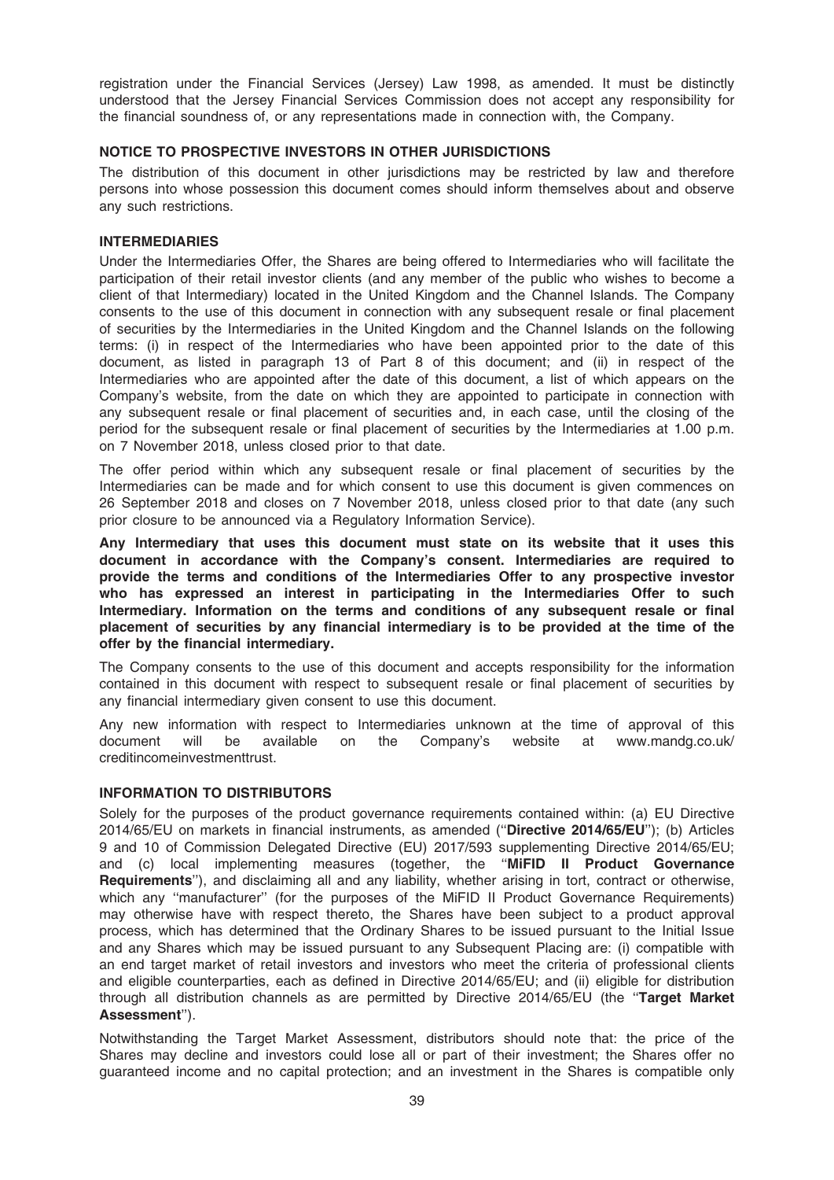registration under the Financial Services (Jersey) Law 1998, as amended. It must be distinctly understood that the Jersey Financial Services Commission does not accept any responsibility for the financial soundness of, or any representations made in connection with, the Company.

## NOTICE TO PROSPECTIVE INVESTORS IN OTHER JURISDICTIONS

The distribution of this document in other jurisdictions may be restricted by law and therefore persons into whose possession this document comes should inform themselves about and observe any such restrictions.

## INTERMEDIARIES

Under the Intermediaries Offer, the Shares are being offered to Intermediaries who will facilitate the participation of their retail investor clients (and any member of the public who wishes to become a client of that Intermediary) located in the United Kingdom and the Channel Islands. The Company consents to the use of this document in connection with any subsequent resale or final placement of securities by the Intermediaries in the United Kingdom and the Channel Islands on the following terms: (i) in respect of the Intermediaries who have been appointed prior to the date of this document, as listed in paragraph 13 of Part 8 of this document; and (ii) in respect of the Intermediaries who are appointed after the date of this document, a list of which appears on the Company's website, from the date on which they are appointed to participate in connection with any subsequent resale or final placement of securities and, in each case, until the closing of the period for the subsequent resale or final placement of securities by the Intermediaries at 1.00 p.m. on 7 November 2018, unless closed prior to that date.

The offer period within which any subsequent resale or final placement of securities by the Intermediaries can be made and for which consent to use this document is given commences on 26 September 2018 and closes on 7 November 2018, unless closed prior to that date (any such prior closure to be announced via a Regulatory Information Service).

**Any Intermediary that uses this document must state on its website that it uses this document in accordance with the Company's consent. Intermediaries are required to provide the terms and conditions of the Intermediaries Offer to any prospective investor who has expressed an interest in participating in the Intermediaries Offer to such Intermediary. Information on the terms and conditions of any subsequent resale or final placement of securities by any financial intermediary is to be provided at the time of the offer by the financial intermediary.**

The Company consents to the use of this document and accepts responsibility for the information contained in this document with respect to subsequent resale or final placement of securities by any financial intermediary given consent to use this document.

Any new information with respect to Intermediaries unknown at the time of approval of this document will be available on the Company's website at www.mandg.co.uk/creditincomeinvestmenttrust.

## INFORMATION TO DISTRIBUTORS

Solely for the purposes of the product governance requirements contained within: (a) EU Directive 2014/65/EU on markets in financial instruments, as amended ("**Directive 2014/65/EU**"); (b) Articles 9 and 10 of Commission Delegated Directive (EU) 2017/593 supplementing Directive 2014/65/EU; and (c) local implementing measures (together, the "**MiFID II Product Governance Requirements**"), and disclaiming all and any liability, whether arising in tort, contract or otherwise, which any "manufacturer" (for the purposes of the MiFID II Product Governance Requirements) may otherwise have with respect thereto, the Shares have been subject to a product approval process, which has determined that the Ordinary Shares to be issued pursuant to the Initial Issue and any Shares which may be issued pursuant to any Subsequent Placing are: (i) compatible with an end target market of retail investors and investors who meet the criteria of professional clients and eligible counterparties, each as defined in Directive 2014/65/EU; and (ii) eligible for distribution through all distribution channels as are permitted by Directive 2014/65/EU (the "**Target Market Assessment**").

Notwithstanding the Target Market Assessment, distributors should note that: the price of the Shares may decline and investors could lose all or part of their investment; the Shares offer no guaranteed income and no capital protection; and an investment in the Shares is compatible only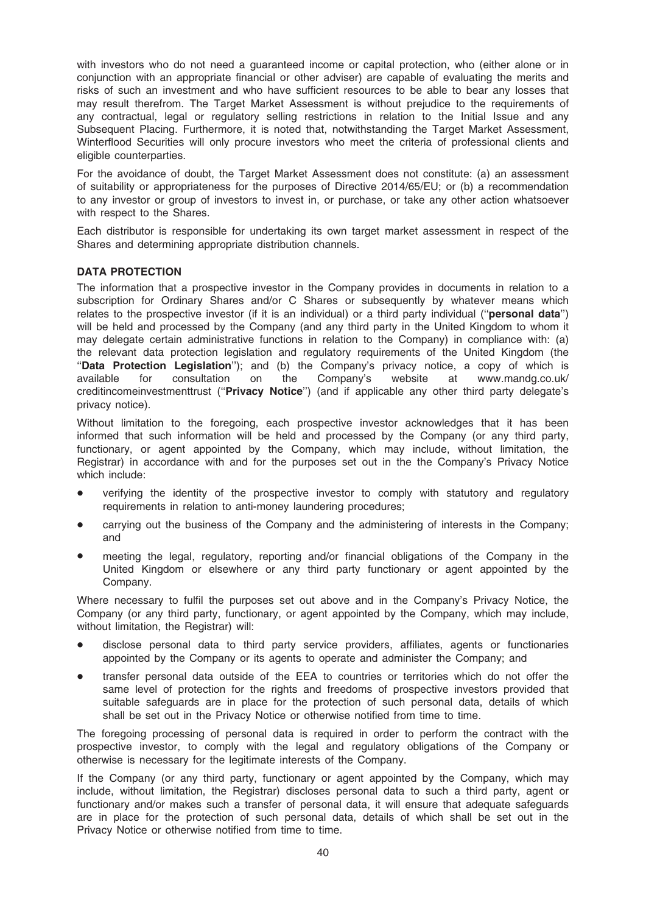with investors who do not need a guaranteed income or capital protection, who (either alone or in conjunction with an appropriate financial or other adviser) are capable of evaluating the merits and risks of such an investment and who have sufficient resources to be able to bear any losses that may result therefrom. The Target Market Assessment is without prejudice to the requirements of any contractual, legal or regulatory selling restrictions in relation to the Initial Issue and any Subsequent Placing. Furthermore, it is noted that, notwithstanding the Target Market Assessment, Winterflood Securities will only procure investors who meet the criteria of professional clients and eligible counterparties.

For the avoidance of doubt, the Target Market Assessment does not constitute: (a) an assessment of suitability or appropriateness for the purposes of Directive 2014/65/EU; or (b) a recommendation to any investor or group of investors to invest in, or purchase, or take any other action whatsoever with respect to the Shares.

Each distributor is responsible for undertaking its own target market assessment in respect of the Shares and determining appropriate distribution channels.

**DATA PROTECTION**

The information that a prospective investor in the Company provides in documents in relation to a subscription for Ordinary Shares and/or C Shares or subsequently by whatever means which relates to the prospective investor (if it is an individual) or a third party individual (''**personal data**'') will be held and processed by the Company (and any third party in the United Kingdom to whom it may delegate certain administrative functions in relation to the Company) in compliance with: (a) the relevant data protection legislation and regulatory requirements of the United Kingdom (the ''**Data Protection Legislation**''); and (b) the Company's privacy notice, a copy of which is available for consultation on the Company's website at www.mandg.co.uk/creditincomeinvestmenttrust (''**Privacy Notice**'') (and if applicable any other third party delegate's privacy notice).

Without limitation to the foregoing, each prospective investor acknowledges that it has been informed that such information will be held and processed by the Company (or any third party, functionary, or agent appointed by the Company, which may include, without limitation, the Registrar) in accordance with and for the purposes set out in the the Company's Privacy Notice which include:

- verifying the identity of the prospective investor to comply with statutory and regulatory requirements in relation to anti-money laundering procedures;
- carrying out the business of the Company and the administering of interests in the Company; and
- meeting the legal, regulatory, reporting and/or financial obligations of the Company in the United Kingdom or elsewhere or any third party functionary or agent appointed by the Company.

Where necessary to fulfil the purposes set out above and in the Company's Privacy Notice, the Company (or any third party, functionary, or agent appointed by the Company, which may include, without limitation, the Registrar) will:

- disclose personal data to third party service providers, affiliates, agents or functionaries appointed by the Company or its agents to operate and administer the Company; and
- transfer personal data outside of the EEA to countries or territories which do not offer the same level of protection for the rights and freedoms of prospective investors provided that suitable safeguards are in place for the protection of such personal data, details of which shall be set out in the Privacy Notice or otherwise notified from time to time.

The foregoing processing of personal data is required in order to perform the contract with the prospective investor, to comply with the legal and regulatory obligations of the Company or otherwise is necessary for the legitimate interests of the Company.

If the Company (or any third party, functionary or agent appointed by the Company, which may include, without limitation, the Registrar) discloses personal data to such a third party, agent or functionary and/or makes such a transfer of personal data, it will ensure that adequate safeguards are in place for the protection of such personal data, details of which shall be set out in the Privacy Notice or otherwise notified from time to time.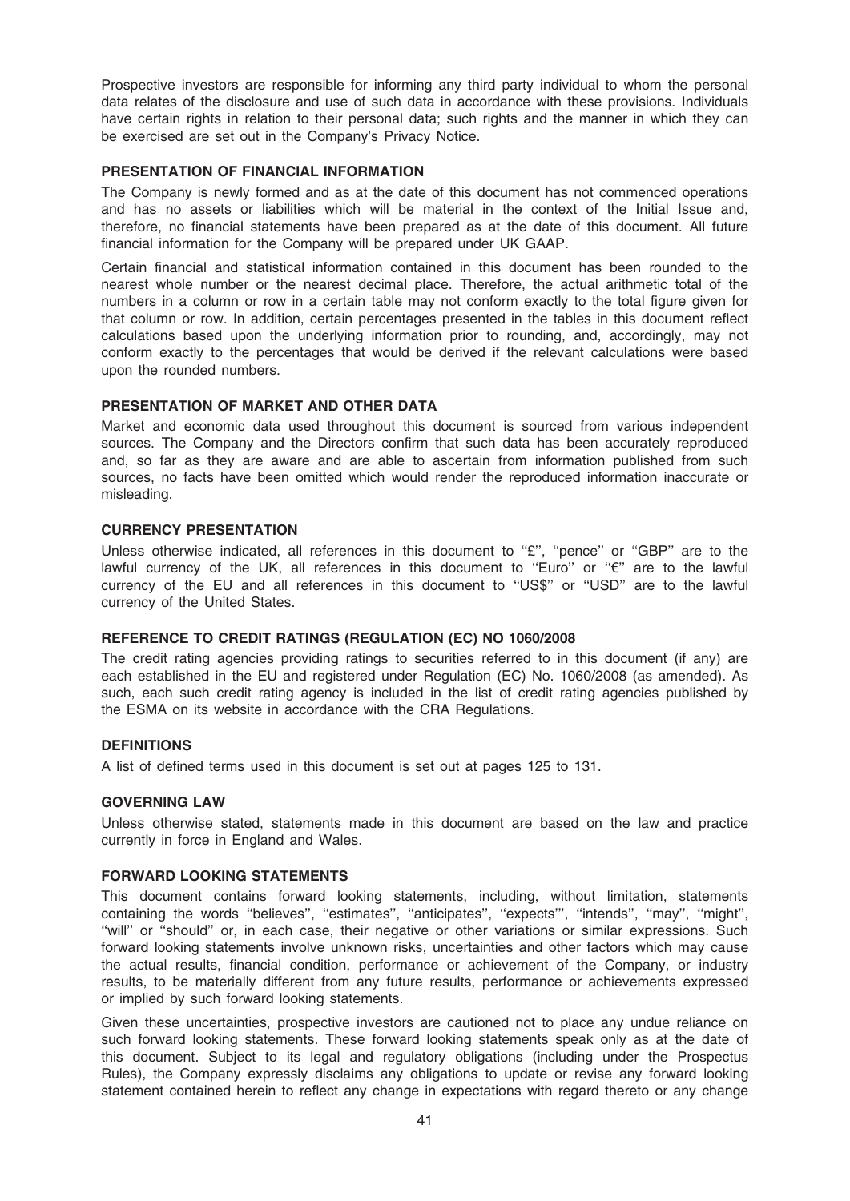Prospective investors are responsible for informing any third party individual to whom the personal data relates of the disclosure and use of such data in accordance with these provisions. Individuals have certain rights in relation to their personal data; such rights and the manner in which they can be exercised are set out in the Company's Privacy Notice.

## PRESENTATION OF FINANCIAL INFORMATION

The Company is newly formed and as at the date of this document has not commenced operations and has no assets or liabilities which will be material in the context of the Initial Issue and, therefore, no financial statements have been prepared as at the date of this document. All future financial information for the Company will be prepared under UK GAAP.

Certain financial and statistical information contained in this document has been rounded to the nearest whole number or the nearest decimal place. Therefore, the actual arithmetic total of the numbers in a column or row in a certain table may not conform exactly to the total figure given for that column or row. In addition, certain percentages presented in the tables in this document reflect calculations based upon the underlying information prior to rounding, and, accordingly, may not conform exactly to the percentages that would be derived if the relevant calculations were based upon the rounded numbers.

## PRESENTATION OF MARKET AND OTHER DATA

Market and economic data used throughout this document is sourced from various independent sources. The Company and the Directors confirm that such data has been accurately reproduced and, so far as they are aware and are able to ascertain from information published from such sources, no facts have been omitted which would render the reproduced information inaccurate or misleading.

## CURRENCY PRESENTATION

Unless otherwise indicated, all references in this document to "£", "pence" or "GBP" are to the lawful currency of the UK, all references in this document to "Euro" or "€" are to the lawful currency of the EU and all references in this document to "US$" or "USD" are to the lawful currency of the United States.

## REFERENCE TO CREDIT RATINGS (REGULATION (EC) NO 1060/2008

The credit rating agencies providing ratings to securities referred to in this document (if any) are each established in the EU and registered under Regulation (EC) No. 1060/2008 (as amended). As such, each such credit rating agency is included in the list of credit rating agencies published by the ESMA on its website in accordance with the CRA Regulations.

## DEFINITIONS

A list of defined terms used in this document is set out at pages 125 to 131.

## GOVERNING LAW

Unless otherwise stated, statements made in this document are based on the law and practice currently in force in England and Wales.

## FORWARD LOOKING STATEMENTS

This document contains forward looking statements, including, without limitation, statements containing the words "believes", "estimates", "anticipates", "expects"', "intends", "may", "might", "will" or "should" or, in each case, their negative or other variations or similar expressions. Such forward looking statements involve unknown risks, uncertainties and other factors which may cause the actual results, financial condition, performance or achievement of the Company, or industry results, to be materially different from any future results, performance or achievements expressed or implied by such forward looking statements.

Given these uncertainties, prospective investors are cautioned not to place any undue reliance on such forward looking statements. These forward looking statements speak only as at the date of this document. Subject to its legal and regulatory obligations (including under the Prospectus Rules), the Company expressly disclaims any obligations to update or revise any forward looking statement contained herein to reflect any change in expectations with regard thereto or any change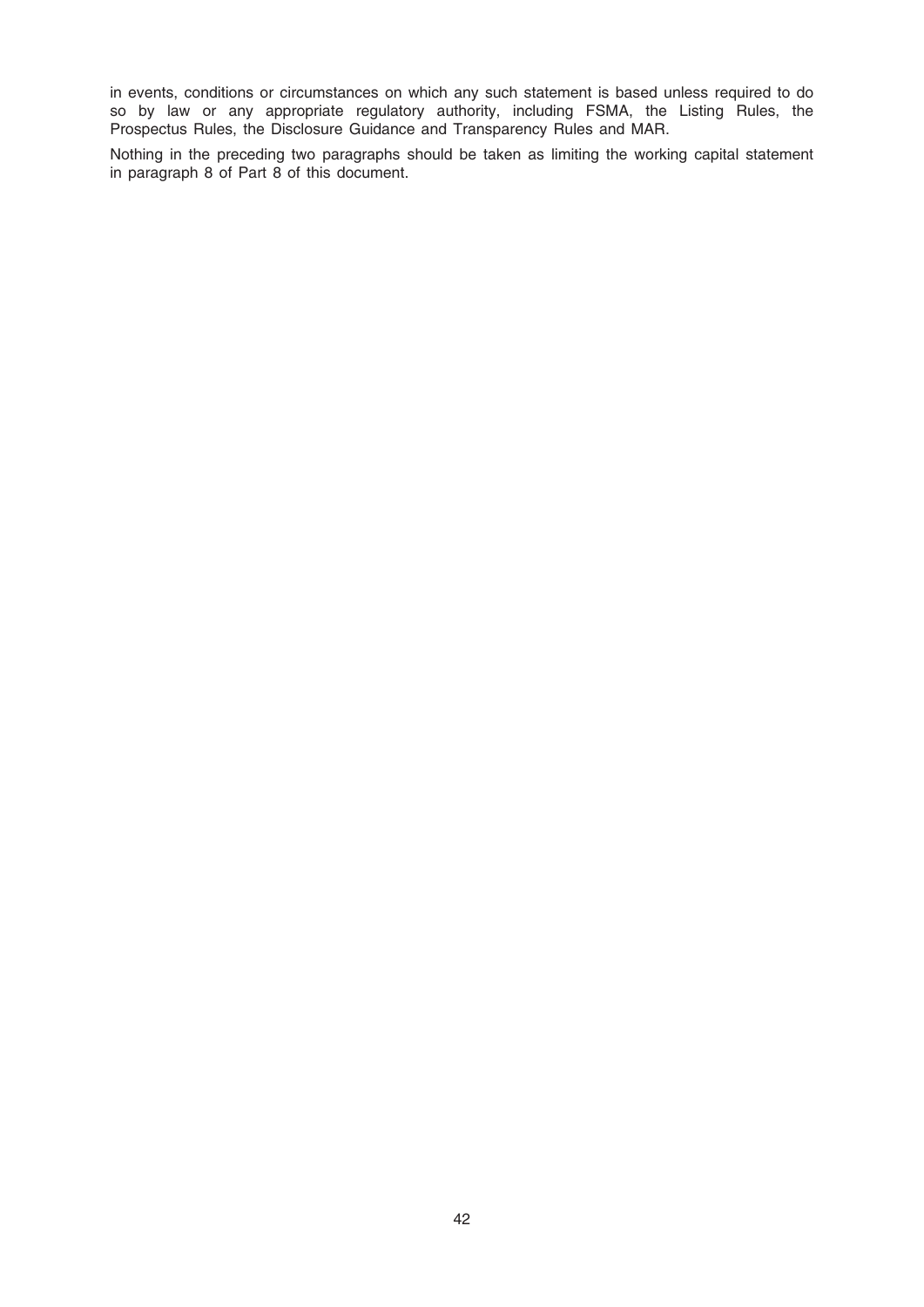in events, conditions or circumstances on which any such statement is based unless required to do so by law or any appropriate regulatory authority, including FSMA, the Listing Rules, the Prospectus Rules, the Disclosure Guidance and Transparency Rules and MAR.

Nothing in the preceding two paragraphs should be taken as limiting the working capital statement in paragraph 8 of Part 8 of this document.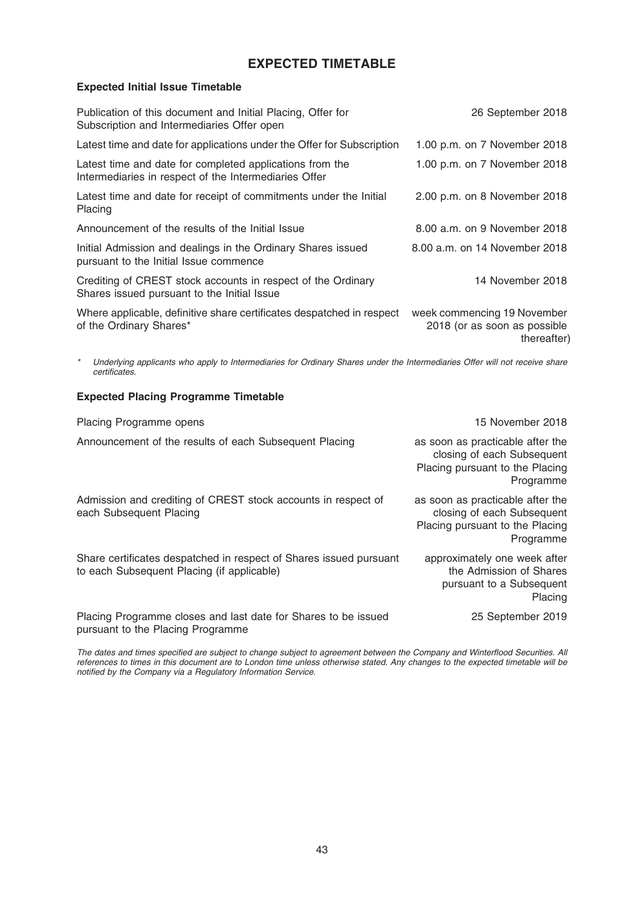# EXPECTED TIMETABLE

### Expected Initial Issue Timetable

| | |
|---|---|
| Publication of this document and Initial Placing, Offer for Subscription and Intermediaries Offer open | 26 September 2018 |
| Latest time and date for applications under the Offer for Subscription | 1.00 p.m. on 7 November 2018 |
| Latest time and date for completed applications from the Intermediaries in respect of the Intermediaries Offer | 1.00 p.m. on 7 November 2018 |
| Latest time and date for receipt of commitments under the Initial Placing | 2.00 p.m. on 8 November 2018 |
| Announcement of the results of the Initial Issue | 8.00 a.m. on 9 November 2018 |
| Initial Admission and dealings in the Ordinary Shares issued pursuant to the Initial Issue commence | 8.00 a.m. on 14 November 2018 |
| Crediting of CREST stock accounts in respect of the Ordinary Shares issued pursuant to the Initial Issue | 14 November 2018 |
| Where applicable, definitive share certificates despatched in respect of the Ordinary Shares* | week commencing 19 November 2018 (or as soon as possible thereafter) |

\* *Underlying applicants who apply to Intermediaries for Ordinary Shares under the Intermediaries Offer will not receive share certificates.*

### Expected Placing Programme Timetable

| | |
|---|---|
| Placing Programme opens | 15 November 2018 |
| Announcement of the results of each Subsequent Placing | as soon as practicable after the closing of each Subsequent Placing pursuant to the Placing Programme |
| Admission and crediting of CREST stock accounts in respect of each Subsequent Placing | as soon as practicable after the closing of each Subsequent Placing pursuant to the Placing Programme |
| Share certificates despatched in respect of Shares issued pursuant to each Subsequent Placing (if applicable) | approximately one week after the Admission of Shares pursuant to a Subsequent Placing |
| Placing Programme closes and last date for Shares to be issued pursuant to the Placing Programme | 25 September 2019 |

*The dates and times specified are subject to change subject to agreement between the Company and Winterflood Securities. All references to times in this document are to London time unless otherwise stated. Any changes to the expected timetable will be notified by the Company via a Regulatory Information Service.*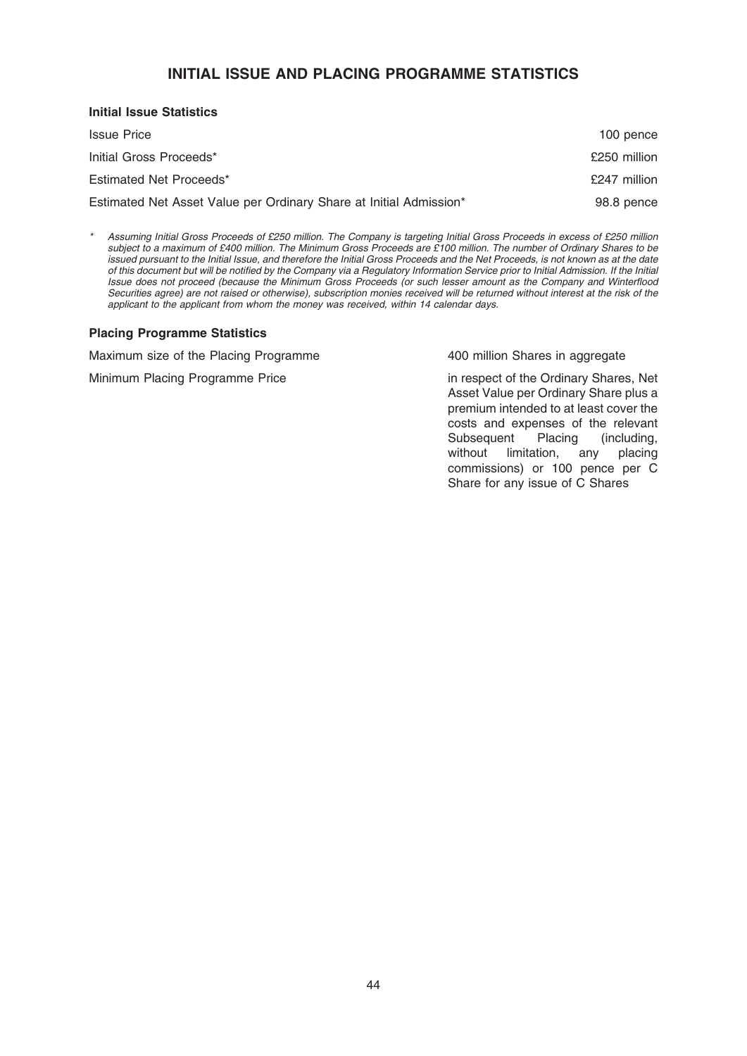# INITIAL ISSUE AND PLACING PROGRAMME STATISTICS

### Initial Issue Statistics

| | |
|---|---|
| Issue Price | 100 pence |
| Initial Gross Proceeds* | £250 million |
| Estimated Net Proceeds* | £247 million |
| Estimated Net Asset Value per Ordinary Share at Initial Admission* | 98.8 pence |

\* *Assuming Initial Gross Proceeds of £250 million. The Company is targeting Initial Gross Proceeds in excess of £250 million subject to a maximum of £400 million. The Minimum Gross Proceeds are £100 million. The number of Ordinary Shares to be issued pursuant to the Initial Issue, and therefore the Initial Gross Proceeds and the Net Proceeds, is not known as at the date of this document but will be notified by the Company via a Regulatory Information Service prior to Initial Admission. If the Initial Issue does not proceed (because the Minimum Gross Proceeds (or such lesser amount as the Company and Winterflood Securities agree) are not raised or otherwise), subscription monies received will be returned without interest at the risk of the applicant to the applicant from whom the money was received, within 14 calendar days.*

### Placing Programme Statistics

| | |
|---|---|
| Maximum size of the Placing Programme | 400 million Shares in aggregate |
| Minimum Placing Programme Price | in respect of the Ordinary Shares, Net Asset Value per Ordinary Share plus a premium intended to at least cover the costs and expenses of the relevant Subsequent Placing (including, without limitation, any placing commissions) or 100 pence per C Share for any issue of C Shares |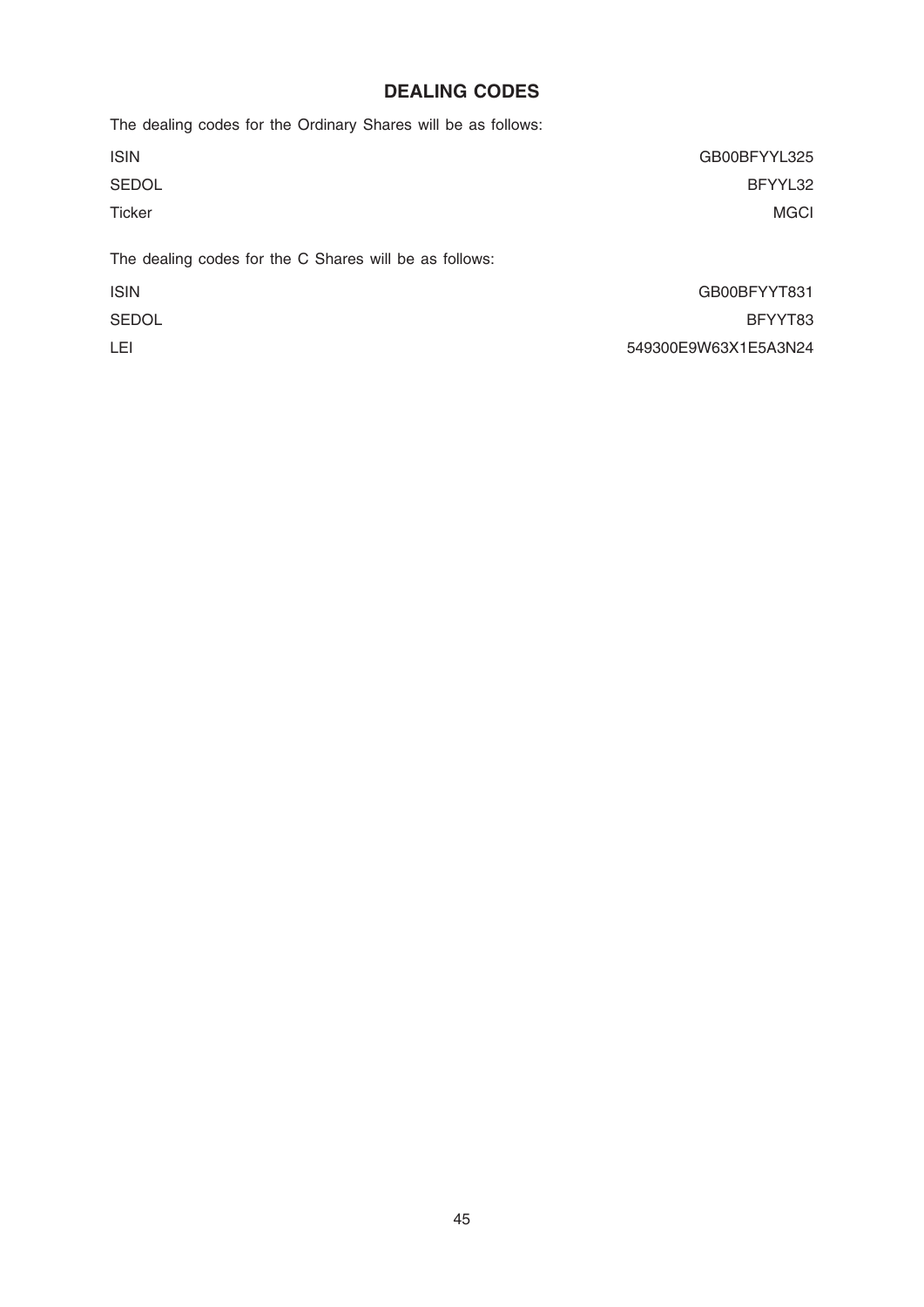## DEALING CODES

The dealing codes for the Ordinary Shares will be as follows:

| | |
|---|---|
| ISIN | GB00BFYYL325 |
| SEDOL | BFYYL32 |
| Ticker | MGCI |

The dealing codes for the C Shares will be as follows:

| | |
|---|---|
| ISIN | GB00BFYYT831 |
| SEDOL | BFYYT83 |
| LEI | 549300E9W63X1E5A3N24 |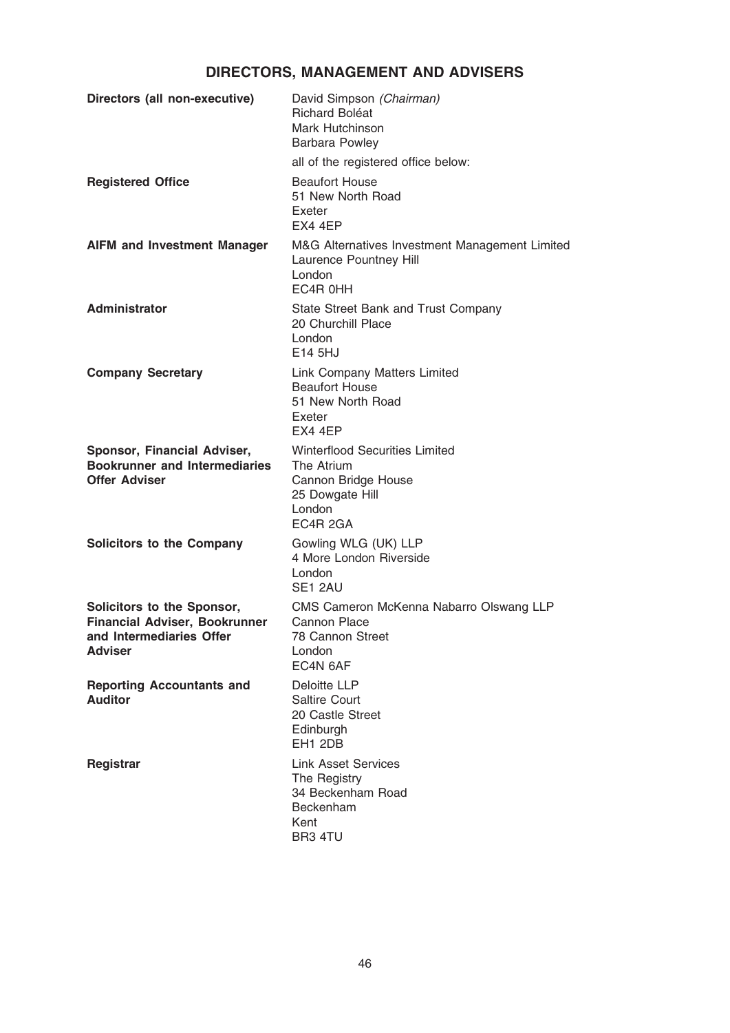# DIRECTORS, MANAGEMENT AND ADVISERS

| | |
|---|---|
| **Directors (all non-executive)** | David Simpson *(Chairman)*<br>Richard Boléat<br>Mark Hutchinson<br>Barbara Powley<br><br>all of the registered office below: |
| **Registered Office** | Beaufort House<br>51 New North Road<br>Exeter<br>EX4 4EP |
| **AIFM and Investment Manager** | M&G Alternatives Investment Management Limited<br>Laurence Pountney Hill<br>London<br>EC4R 0HH |
| **Administrator** | State Street Bank and Trust Company<br>20 Churchill Place<br>London<br>E14 5HJ |
| **Company Secretary** | Link Company Matters Limited<br>Beaufort House<br>51 New North Road<br>Exeter<br>EX4 4EP |
| **Sponsor, Financial Adviser, Bookrunner and Intermediaries Offer Adviser** | Winterflood Securities Limited<br>The Atrium<br>Cannon Bridge House<br>25 Dowgate Hill<br>London<br>EC4R 2GA |
| **Solicitors to the Company** | Gowling WLG (UK) LLP<br>4 More London Riverside<br>London<br>SE1 2AU |
| **Solicitors to the Sponsor, Financial Adviser, Bookrunner and Intermediaries Offer Adviser** | CMS Cameron McKenna Nabarro Olswang LLP<br>Cannon Place<br>78 Cannon Street<br>London<br>EC4N 6AF |
| **Reporting Accountants and Auditor** | Deloitte LLP<br>Saltire Court<br>20 Castle Street<br>Edinburgh<br>EH1 2DB |
| **Registrar** | Link Asset Services<br>The Registry<br>34 Beckenham Road<br>Beckenham<br>Kent<br>BR3 4TU |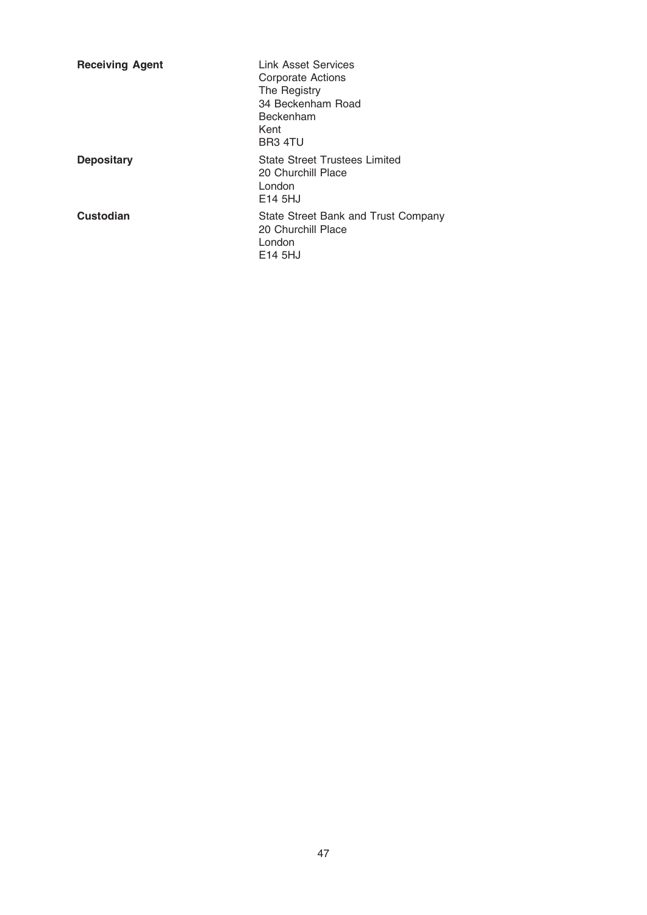**Receiving Agent**

Link Asset Services
Corporate Actions
The Registry
34 Beckenham Road
Beckenham
Kent
BR3 4TU

**Depositary**

State Street Trustees Limited
20 Churchill Place
London
E14 5HJ

**Custodian**

State Street Bank and Trust Company
20 Churchill Place
London
E14 5HJ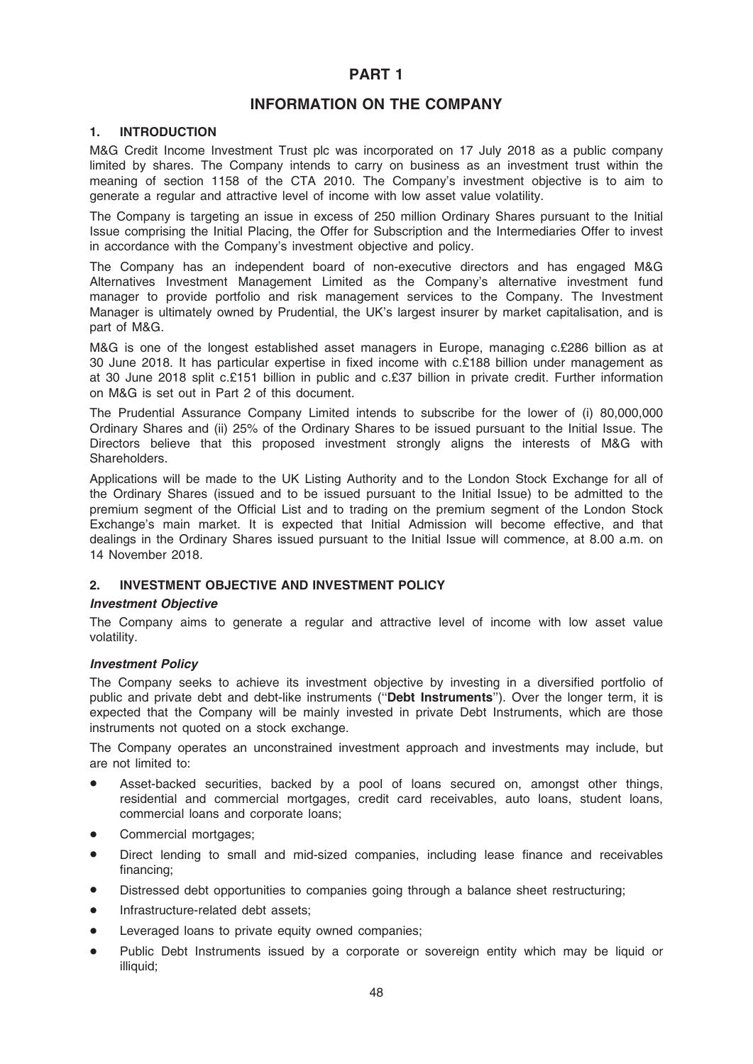# PART 1

## INFORMATION ON THE COMPANY

### 1. INTRODUCTION

M&G Credit Income Investment Trust plc was incorporated on 17 July 2018 as a public company limited by shares. The Company intends to carry on business as an investment trust within the meaning of section 1158 of the CTA 2010. The Company's investment objective is to aim to generate a regular and attractive level of income with low asset value volatility.

The Company is targeting an issue in excess of 250 million Ordinary Shares pursuant to the Initial Issue comprising the Initial Placing, the Offer for Subscription and the Intermediaries Offer to invest in accordance with the Company's investment objective and policy.

The Company has an independent board of non-executive directors and has engaged M&G Alternatives Investment Management Limited as the Company's alternative investment fund manager to provide portfolio and risk management services to the Company. The Investment Manager is ultimately owned by Prudential, the UK's largest insurer by market capitalisation, and is part of M&G.

M&G is one of the longest established asset managers in Europe, managing c.£286 billion as at 30 June 2018. It has particular expertise in fixed income with c.£188 billion under management as at 30 June 2018 split c.£151 billion in public and c.£37 billion in private credit. Further information on M&G is set out in Part 2 of this document.

The Prudential Assurance Company Limited intends to subscribe for the lower of (i) 80,000,000 Ordinary Shares and (ii) 25% of the Ordinary Shares to be issued pursuant to the Initial Issue. The Directors believe that this proposed investment strongly aligns the interests of M&G with Shareholders.

Applications will be made to the UK Listing Authority and to the London Stock Exchange for all of the Ordinary Shares (issued and to be issued pursuant to the Initial Issue) to be admitted to the premium segment of the Official List and to trading on the premium segment of the London Stock Exchange's main market. It is expected that Initial Admission will become effective, and that dealings in the Ordinary Shares issued pursuant to the Initial Issue will commence, at 8.00 a.m. on 14 November 2018.

### 2. INVESTMENT OBJECTIVE AND INVESTMENT POLICY

***Investment Objective***

The Company aims to generate a regular and attractive level of income with low asset value volatility.

***Investment Policy***

The Company seeks to achieve its investment objective by investing in a diversified portfolio of public and private debt and debt-like instruments (''**Debt Instruments**''). Over the longer term, it is expected that the Company will be mainly invested in private Debt Instruments, which are those instruments not quoted on a stock exchange.

The Company operates an unconstrained investment approach and investments may include, but are not limited to:

- Asset-backed securities, backed by a pool of loans secured on, amongst other things, residential and commercial mortgages, credit card receivables, auto loans, student loans, commercial loans and corporate loans;
- Commercial mortgages;
- Direct lending to small and mid-sized companies, including lease finance and receivables financing;
- Distressed debt opportunities to companies going through a balance sheet restructuring;
- Infrastructure-related debt assets;
- Leveraged loans to private equity owned companies;
- Public Debt Instruments issued by a corporate or sovereign entity which may be liquid or illiquid;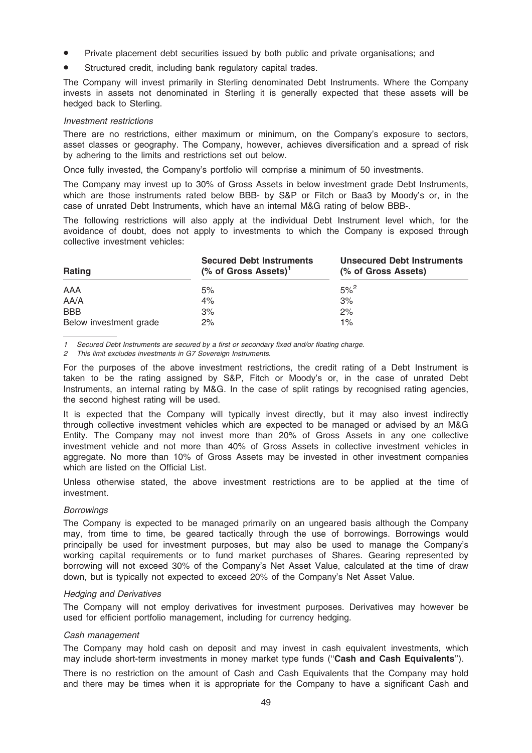- Private placement debt securities issued by both public and private organisations; and
- Structured credit, including bank regulatory capital trades.

The Company will invest primarily in Sterling denominated Debt Instruments. Where the Company invests in assets not denominated in Sterling it is generally expected that these assets will be hedged back to Sterling.

*Investment restrictions*

There are no restrictions, either maximum or minimum, on the Company's exposure to sectors, asset classes or geography. The Company, however, achieves diversification and a spread of risk by adhering to the limits and restrictions set out below.

Once fully invested, the Company's portfolio will comprise a minimum of 50 investments.

The Company may invest up to 30% of Gross Assets in below investment grade Debt Instruments, which are those instruments rated below BBB- by S&P or Fitch or Baa3 by Moody's or, in the case of unrated Debt Instruments, which have an internal M&G rating of below BBB-.

The following restrictions will also apply at the individual Debt Instrument level which, for the avoidance of doubt, does not apply to investments to which the Company is exposed through collective investment vehicles:

| Rating | Secured Debt Instruments (% of Gross Assets)[1] | Unsecured Debt Instruments (% of Gross Assets) |
|---|---|---|
| AAA | 5% | 5%[2] |
| AA/A | 4% | 3% |
| BBB | 3% | 2% |
| Below investment grade | 2% | 1% |

*1 Secured Debt Instruments are secured by a first or secondary fixed and/or floating charge.*

*2 This limit excludes investments in G7 Sovereign Instruments.*

For the purposes of the above investment restrictions, the credit rating of a Debt Instrument is taken to be the rating assigned by S&P, Fitch or Moody's or, in the case of unrated Debt Instruments, an internal rating by M&G. In the case of split ratings by recognised rating agencies, the second highest rating will be used.

It is expected that the Company will typically invest directly, but it may also invest indirectly through collective investment vehicles which are expected to be managed or advised by an M&G Entity. The Company may not invest more than 20% of Gross Assets in any one collective investment vehicle and not more than 40% of Gross Assets in collective investment vehicles in aggregate. No more than 10% of Gross Assets may be invested in other investment companies which are listed on the Official List.

Unless otherwise stated, the above investment restrictions are to be applied at the time of investment.

*Borrowings*

The Company is expected to be managed primarily on an ungeared basis although the Company may, from time to time, be geared tactically through the use of borrowings. Borrowings would principally be used for investment purposes, but may also be used to manage the Company's working capital requirements or to fund market purchases of Shares. Gearing represented by borrowing will not exceed 30% of the Company's Net Asset Value, calculated at the time of draw down, but is typically not expected to exceed 20% of the Company's Net Asset Value.

*Hedging and Derivatives*

The Company will not employ derivatives for investment purposes. Derivatives may however be used for efficient portfolio management, including for currency hedging.

*Cash management*

The Company may hold cash on deposit and may invest in cash equivalent investments, which may include short-term investments in money market type funds ("**Cash and Cash Equivalents**").

There is no restriction on the amount of Cash and Cash Equivalents that the Company may hold and there may be times when it is appropriate for the Company to have a significant Cash and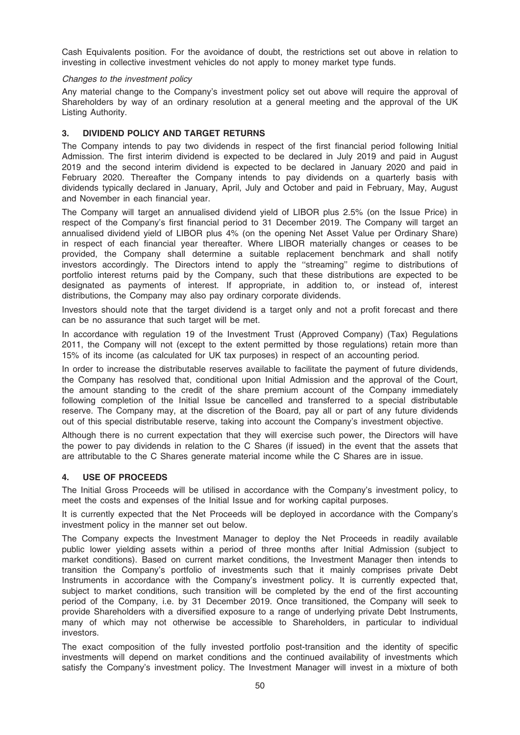Cash Equivalents position. For the avoidance of doubt, the restrictions set out above in relation to investing in collective investment vehicles do not apply to money market type funds.

*Changes to the investment policy*

Any material change to the Company's investment policy set out above will require the approval of Shareholders by way of an ordinary resolution at a general meeting and the approval of the UK Listing Authority.

## 3. DIVIDEND POLICY AND TARGET RETURNS

The Company intends to pay two dividends in respect of the first financial period following Initial Admission. The first interim dividend is expected to be declared in July 2019 and paid in August 2019 and the second interim dividend is expected to be declared in January 2020 and paid in February 2020. Thereafter the Company intends to pay dividends on a quarterly basis with dividends typically declared in January, April, July and October and paid in February, May, August and November in each financial year.

The Company will target an annualised dividend yield of LIBOR plus 2.5% (on the Issue Price) in respect of the Company's first financial period to 31 December 2019. The Company will target an annualised dividend yield of LIBOR plus 4% (on the opening Net Asset Value per Ordinary Share) in respect of each financial year thereafter. Where LIBOR materially changes or ceases to be provided, the Company shall determine a suitable replacement benchmark and shall notify investors accordingly. The Directors intend to apply the ''streaming'' regime to distributions of portfolio interest returns paid by the Company, such that these distributions are expected to be designated as payments of interest. If appropriate, in addition to, or instead of, interest distributions, the Company may also pay ordinary corporate dividends.

Investors should note that the target dividend is a target only and not a profit forecast and there can be no assurance that such target will be met.

In accordance with regulation 19 of the Investment Trust (Approved Company) (Tax) Regulations 2011, the Company will not (except to the extent permitted by those regulations) retain more than 15% of its income (as calculated for UK tax purposes) in respect of an accounting period.

In order to increase the distributable reserves available to facilitate the payment of future dividends, the Company has resolved that, conditional upon Initial Admission and the approval of the Court, the amount standing to the credit of the share premium account of the Company immediately following completion of the Initial Issue be cancelled and transferred to a special distributable reserve. The Company may, at the discretion of the Board, pay all or part of any future dividends out of this special distributable reserve, taking into account the Company's investment objective.

Although there is no current expectation that they will exercise such power, the Directors will have the power to pay dividends in relation to the C Shares (if issued) in the event that the assets that are attributable to the C Shares generate material income while the C Shares are in issue.

## 4. USE OF PROCEEDS

The Initial Gross Proceeds will be utilised in accordance with the Company's investment policy, to meet the costs and expenses of the Initial Issue and for working capital purposes.

It is currently expected that the Net Proceeds will be deployed in accordance with the Company's investment policy in the manner set out below.

The Company expects the Investment Manager to deploy the Net Proceeds in readily available public lower yielding assets within a period of three months after Initial Admission (subject to market conditions). Based on current market conditions, the Investment Manager then intends to transition the Company's portfolio of investments such that it mainly comprises private Debt Instruments in accordance with the Company's investment policy. It is currently expected that, subject to market conditions, such transition will be completed by the end of the first accounting period of the Company, i.e. by 31 December 2019. Once transitioned, the Company will seek to provide Shareholders with a diversified exposure to a range of underlying private Debt Instruments, many of which may not otherwise be accessible to Shareholders, in particular to individual investors.

The exact composition of the fully invested portfolio post-transition and the identity of specific investments will depend on market conditions and the continued availability of investments which satisfy the Company's investment policy. The Investment Manager will invest in a mixture of both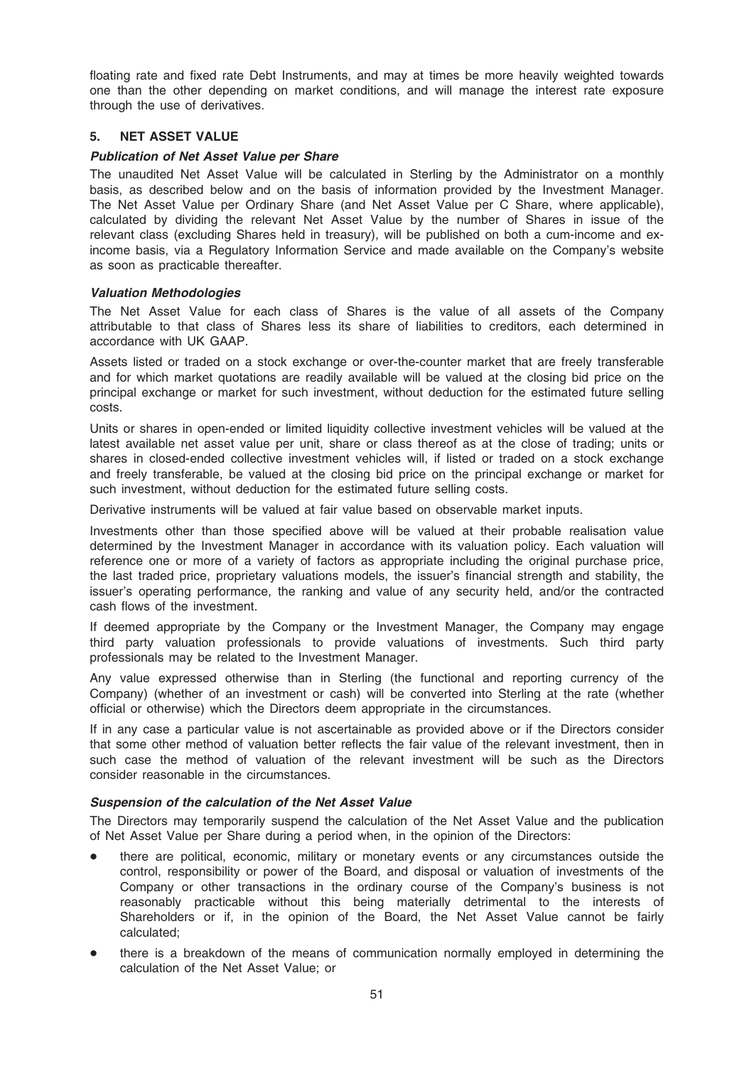floating rate and fixed rate Debt Instruments, and may at times be more heavily weighted towards one than the other depending on market conditions, and will manage the interest rate exposure through the use of derivatives.

## 5. NET ASSET VALUE

### *Publication of Net Asset Value per Share*

The unaudited Net Asset Value will be calculated in Sterling by the Administrator on a monthly basis, as described below and on the basis of information provided by the Investment Manager. The Net Asset Value per Ordinary Share (and Net Asset Value per C Share, where applicable), calculated by dividing the relevant Net Asset Value by the number of Shares in issue of the relevant class (excluding Shares held in treasury), will be published on both a cum-income and ex-income basis, via a Regulatory Information Service and made available on the Company's website as soon as practicable thereafter.

### *Valuation Methodologies*

The Net Asset Value for each class of Shares is the value of all assets of the Company attributable to that class of Shares less its share of liabilities to creditors, each determined in accordance with UK GAAP.

Assets listed or traded on a stock exchange or over-the-counter market that are freely transferable and for which market quotations are readily available will be valued at the closing bid price on the principal exchange or market for such investment, without deduction for the estimated future selling costs.

Units or shares in open-ended or limited liquidity collective investment vehicles will be valued at the latest available net asset value per unit, share or class thereof as at the close of trading; units or shares in closed-ended collective investment vehicles will, if listed or traded on a stock exchange and freely transferable, be valued at the closing bid price on the principal exchange or market for such investment, without deduction for the estimated future selling costs.

Derivative instruments will be valued at fair value based on observable market inputs.

Investments other than those specified above will be valued at their probable realisation value determined by the Investment Manager in accordance with its valuation policy. Each valuation will reference one or more of a variety of factors as appropriate including the original purchase price, the last traded price, proprietary valuations models, the issuer's financial strength and stability, the issuer's operating performance, the ranking and value of any security held, and/or the contracted cash flows of the investment.

If deemed appropriate by the Company or the Investment Manager, the Company may engage third party valuation professionals to provide valuations of investments. Such third party professionals may be related to the Investment Manager.

Any value expressed otherwise than in Sterling (the functional and reporting currency of the Company) (whether of an investment or cash) will be converted into Sterling at the rate (whether official or otherwise) which the Directors deem appropriate in the circumstances.

If in any case a particular value is not ascertainable as provided above or if the Directors consider that some other method of valuation better reflects the fair value of the relevant investment, then in such case the method of valuation of the relevant investment will be such as the Directors consider reasonable in the circumstances.

### *Suspension of the calculation of the Net Asset Value*

The Directors may temporarily suspend the calculation of the Net Asset Value and the publication of Net Asset Value per Share during a period when, in the opinion of the Directors:

- there are political, economic, military or monetary events or any circumstances outside the control, responsibility or power of the Board, and disposal or valuation of investments of the Company or other transactions in the ordinary course of the Company's business is not reasonably practicable without this being materially detrimental to the interests of Shareholders or if, in the opinion of the Board, the Net Asset Value cannot be fairly calculated;
- there is a breakdown of the means of communication normally employed in determining the calculation of the Net Asset Value; or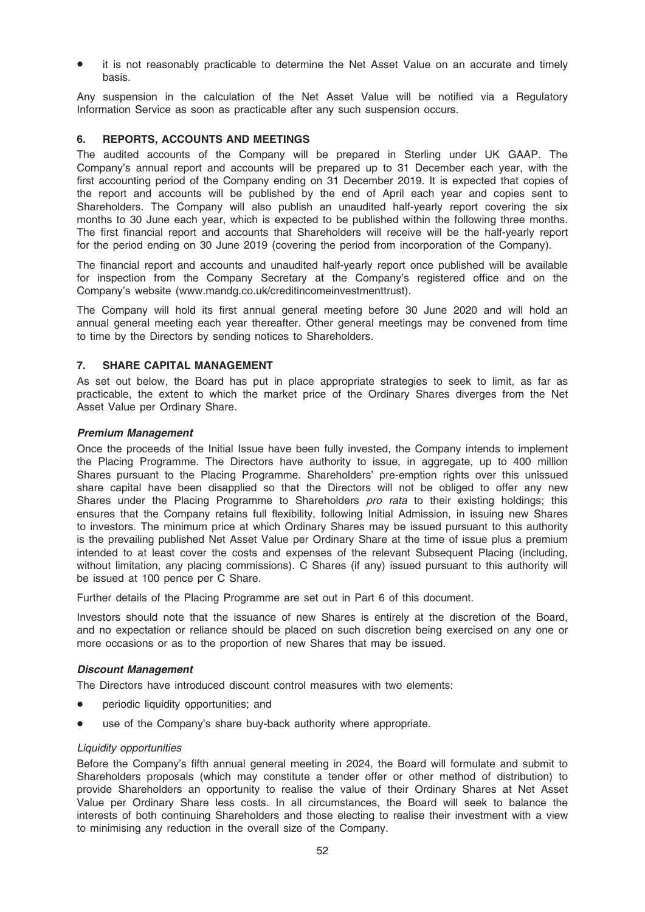- it is not reasonably practicable to determine the Net Asset Value on an accurate and timely basis.

Any suspension in the calculation of the Net Asset Value will be notified via a Regulatory Information Service as soon as practicable after any such suspension occurs.

## 6. REPORTS, ACCOUNTS AND MEETINGS

The audited accounts of the Company will be prepared in Sterling under UK GAAP. The Company's annual report and accounts will be prepared up to 31 December each year, with the first accounting period of the Company ending on 31 December 2019. It is expected that copies of the report and accounts will be published by the end of April each year and copies sent to Shareholders. The Company will also publish an unaudited half-yearly report covering the six months to 30 June each year, which is expected to be published within the following three months. The first financial report and accounts that Shareholders will receive will be the half-yearly report for the period ending on 30 June 2019 (covering the period from incorporation of the Company).

The financial report and accounts and unaudited half-yearly report once published will be available for inspection from the Company Secretary at the Company's registered office and on the Company's website (www.mandg.co.uk/creditincomeinvestmenttrust).

The Company will hold its first annual general meeting before 30 June 2020 and will hold an annual general meeting each year thereafter. Other general meetings may be convened from time to time by the Directors by sending notices to Shareholders.

## 7. SHARE CAPITAL MANAGEMENT

As set out below, the Board has put in place appropriate strategies to seek to limit, as far as practicable, the extent to which the market price of the Ordinary Shares diverges from the Net Asset Value per Ordinary Share.

### *Premium Management*

Once the proceeds of the Initial Issue have been fully invested, the Company intends to implement the Placing Programme. The Directors have authority to issue, in aggregate, up to 400 million Shares pursuant to the Placing Programme. Shareholders' pre-emption rights over this unissued share capital have been disapplied so that the Directors will not be obliged to offer any new Shares under the Placing Programme to Shareholders *pro rata* to their existing holdings; this ensures that the Company retains full flexibility, following Initial Admission, in issuing new Shares to investors. The minimum price at which Ordinary Shares may be issued pursuant to this authority is the prevailing published Net Asset Value per Ordinary Share at the time of issue plus a premium intended to at least cover the costs and expenses of the relevant Subsequent Placing (including, without limitation, any placing commissions). C Shares (if any) issued pursuant to this authority will be issued at 100 pence per C Share.

Further details of the Placing Programme are set out in Part 6 of this document.

Investors should note that the issuance of new Shares is entirely at the discretion of the Board, and no expectation or reliance should be placed on such discretion being exercised on any one or more occasions or as to the proportion of new Shares that may be issued.

### *Discount Management*

The Directors have introduced discount control measures with two elements:

- periodic liquidity opportunities; and
- use of the Company's share buy-back authority where appropriate.

*Liquidity opportunities*

Before the Company's fifth annual general meeting in 2024, the Board will formulate and submit to Shareholders proposals (which may constitute a tender offer or other method of distribution) to provide Shareholders an opportunity to realise the value of their Ordinary Shares at Net Asset Value per Ordinary Share less costs. In all circumstances, the Board will seek to balance the interests of both continuing Shareholders and those electing to realise their investment with a view to minimising any reduction in the overall size of the Company.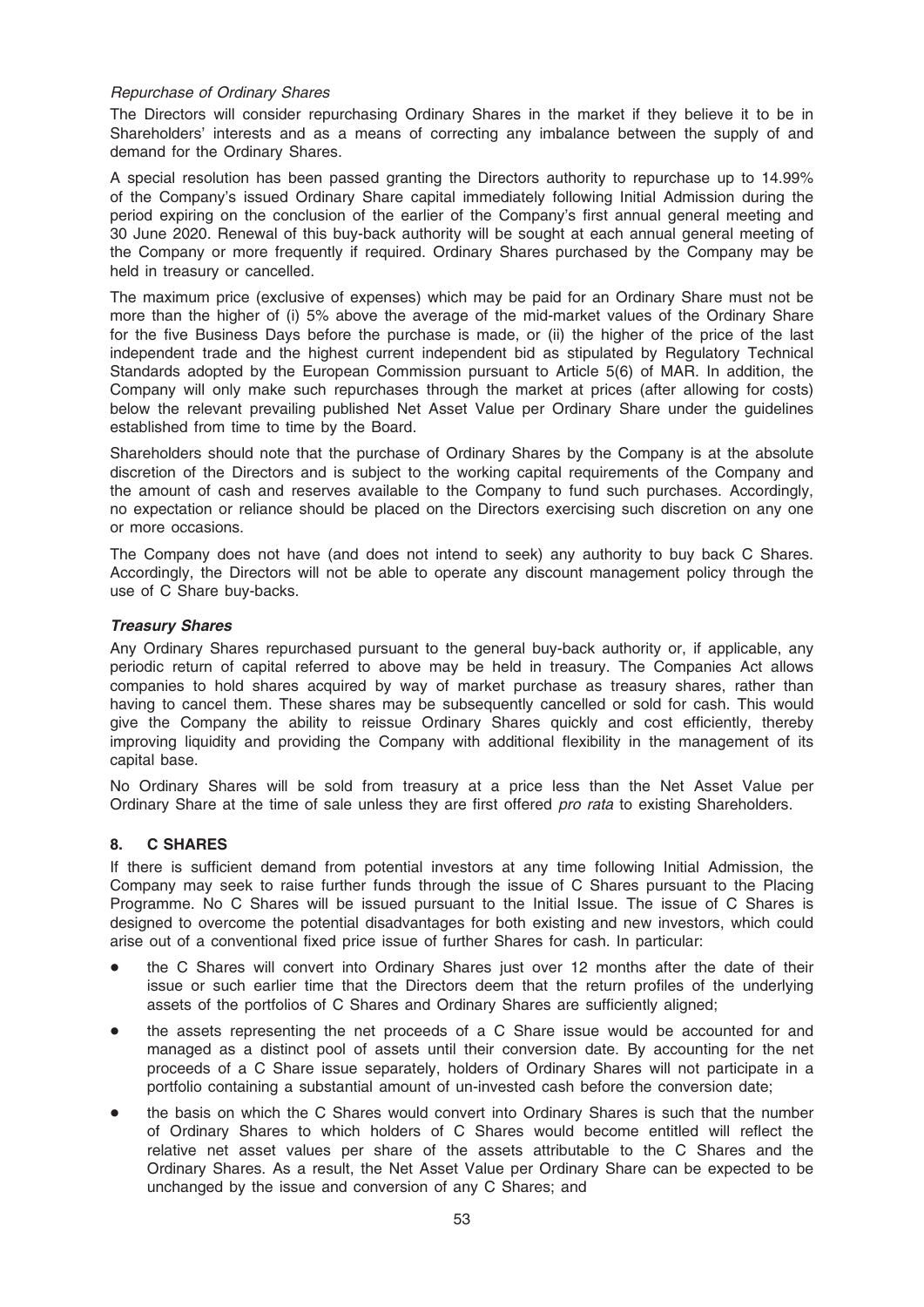*Repurchase of Ordinary Shares*

The Directors will consider repurchasing Ordinary Shares in the market if they believe it to be in Shareholders' interests and as a means of correcting any imbalance between the supply of and demand for the Ordinary Shares.

A special resolution has been passed granting the Directors authority to repurchase up to 14.99% of the Company's issued Ordinary Share capital immediately following Initial Admission during the period expiring on the conclusion of the earlier of the Company's first annual general meeting and 30 June 2020. Renewal of this buy-back authority will be sought at each annual general meeting of the Company or more frequently if required. Ordinary Shares purchased by the Company may be held in treasury or cancelled.

The maximum price (exclusive of expenses) which may be paid for an Ordinary Share must not be more than the higher of (i) 5% above the average of the mid-market values of the Ordinary Share for the five Business Days before the purchase is made, or (ii) the higher of the price of the last independent trade and the highest current independent bid as stipulated by Regulatory Technical Standards adopted by the European Commission pursuant to Article 5(6) of MAR. In addition, the Company will only make such repurchases through the market at prices (after allowing for costs) below the relevant prevailing published Net Asset Value per Ordinary Share under the guidelines established from time to time by the Board.

Shareholders should note that the purchase of Ordinary Shares by the Company is at the absolute discretion of the Directors and is subject to the working capital requirements of the Company and the amount of cash and reserves available to the Company to fund such purchases. Accordingly, no expectation or reliance should be placed on the Directors exercising such discretion on any one or more occasions.

The Company does not have (and does not intend to seek) any authority to buy back C Shares. Accordingly, the Directors will not be able to operate any discount management policy through the use of C Share buy-backs.

***Treasury Shares***

Any Ordinary Shares repurchased pursuant to the general buy-back authority or, if applicable, any periodic return of capital referred to above may be held in treasury. The Companies Act allows companies to hold shares acquired by way of market purchase as treasury shares, rather than having to cancel them. These shares may be subsequently cancelled or sold for cash. This would give the Company the ability to reissue Ordinary Shares quickly and cost efficiently, thereby improving liquidity and providing the Company with additional flexibility in the management of its capital base.

No Ordinary Shares will be sold from treasury at a price less than the Net Asset Value per Ordinary Share at the time of sale unless they are first offered *pro rata* to existing Shareholders.

## 8. C SHARES

If there is sufficient demand from potential investors at any time following Initial Admission, the Company may seek to raise further funds through the issue of C Shares pursuant to the Placing Programme. No C Shares will be issued pursuant to the Initial Issue. The issue of C Shares is designed to overcome the potential disadvantages for both existing and new investors, which could arise out of a conventional fixed price issue of further Shares for cash. In particular:

- the C Shares will convert into Ordinary Shares just over 12 months after the date of their issue or such earlier time that the Directors deem that the return profiles of the underlying assets of the portfolios of C Shares and Ordinary Shares are sufficiently aligned;
- the assets representing the net proceeds of a C Share issue would be accounted for and managed as a distinct pool of assets until their conversion date. By accounting for the net proceeds of a C Share issue separately, holders of Ordinary Shares will not participate in a portfolio containing a substantial amount of un-invested cash before the conversion date;
- the basis on which the C Shares would convert into Ordinary Shares is such that the number of Ordinary Shares to which holders of C Shares would become entitled will reflect the relative net asset values per share of the assets attributable to the C Shares and the Ordinary Shares. As a result, the Net Asset Value per Ordinary Share can be expected to be unchanged by the issue and conversion of any C Shares; and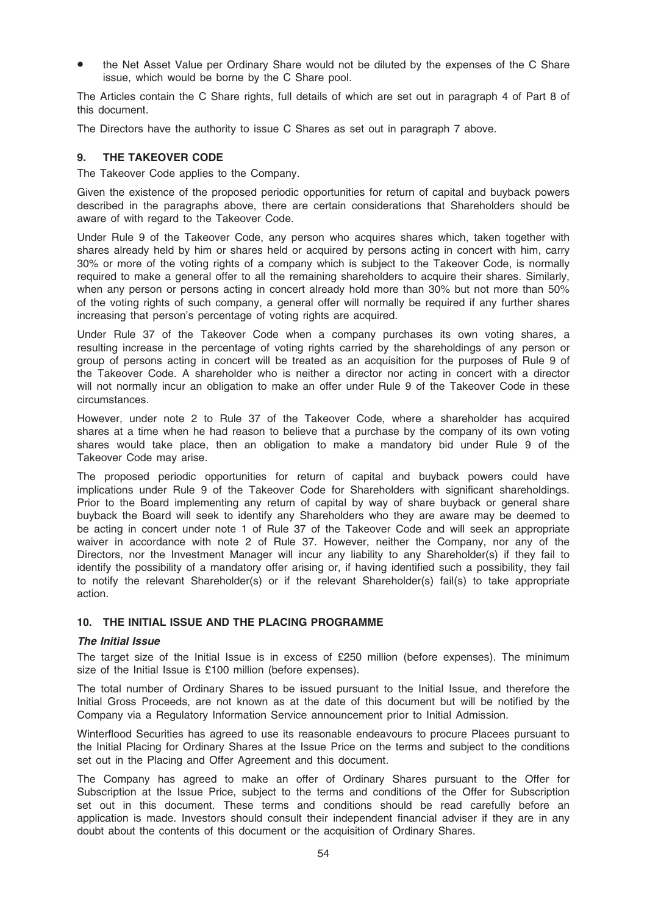- the Net Asset Value per Ordinary Share would not be diluted by the expenses of the C Share issue, which would be borne by the C Share pool.

The Articles contain the C Share rights, full details of which are set out in paragraph 4 of Part 8 of this document.

The Directors have the authority to issue C Shares as set out in paragraph 7 above.

## 9. THE TAKEOVER CODE

The Takeover Code applies to the Company.

Given the existence of the proposed periodic opportunities for return of capital and buyback powers described in the paragraphs above, there are certain considerations that Shareholders should be aware of with regard to the Takeover Code.

Under Rule 9 of the Takeover Code, any person who acquires shares which, taken together with shares already held by him or shares held or acquired by persons acting in concert with him, carry 30% or more of the voting rights of a company which is subject to the Takeover Code, is normally required to make a general offer to all the remaining shareholders to acquire their shares. Similarly, when any person or persons acting in concert already hold more than 30% but not more than 50% of the voting rights of such company, a general offer will normally be required if any further shares increasing that person's percentage of voting rights are acquired.

Under Rule 37 of the Takeover Code when a company purchases its own voting shares, a resulting increase in the percentage of voting rights carried by the shareholdings of any person or group of persons acting in concert will be treated as an acquisition for the purposes of Rule 9 of the Takeover Code. A shareholder who is neither a director nor acting in concert with a director will not normally incur an obligation to make an offer under Rule 9 of the Takeover Code in these circumstances.

However, under note 2 to Rule 37 of the Takeover Code, where a shareholder has acquired shares at a time when he had reason to believe that a purchase by the company of its own voting shares would take place, then an obligation to make a mandatory bid under Rule 9 of the Takeover Code may arise.

The proposed periodic opportunities for return of capital and buyback powers could have implications under Rule 9 of the Takeover Code for Shareholders with significant shareholdings. Prior to the Board implementing any return of capital by way of share buyback or general share buyback the Board will seek to identify any Shareholders who they are aware may be deemed to be acting in concert under note 1 of Rule 37 of the Takeover Code and will seek an appropriate waiver in accordance with note 2 of Rule 37. However, neither the Company, nor any of the Directors, nor the Investment Manager will incur any liability to any Shareholder(s) if they fail to identify the possibility of a mandatory offer arising or, if having identified such a possibility, they fail to notify the relevant Shareholder(s) or if the relevant Shareholder(s) fail(s) to take appropriate action.

## 10. THE INITIAL ISSUE AND THE PLACING PROGRAMME

### *The Initial Issue*

The target size of the Initial Issue is in excess of £250 million (before expenses). The minimum size of the Initial Issue is £100 million (before expenses).

The total number of Ordinary Shares to be issued pursuant to the Initial Issue, and therefore the Initial Gross Proceeds, are not known as at the date of this document but will be notified by the Company via a Regulatory Information Service announcement prior to Initial Admission.

Winterflood Securities has agreed to use its reasonable endeavours to procure Placees pursuant to the Initial Placing for Ordinary Shares at the Issue Price on the terms and subject to the conditions set out in the Placing and Offer Agreement and this document.

The Company has agreed to make an offer of Ordinary Shares pursuant to the Offer for Subscription at the Issue Price, subject to the terms and conditions of the Offer for Subscription set out in this document. These terms and conditions should be read carefully before an application is made. Investors should consult their independent financial adviser if they are in any doubt about the contents of this document or the acquisition of Ordinary Shares.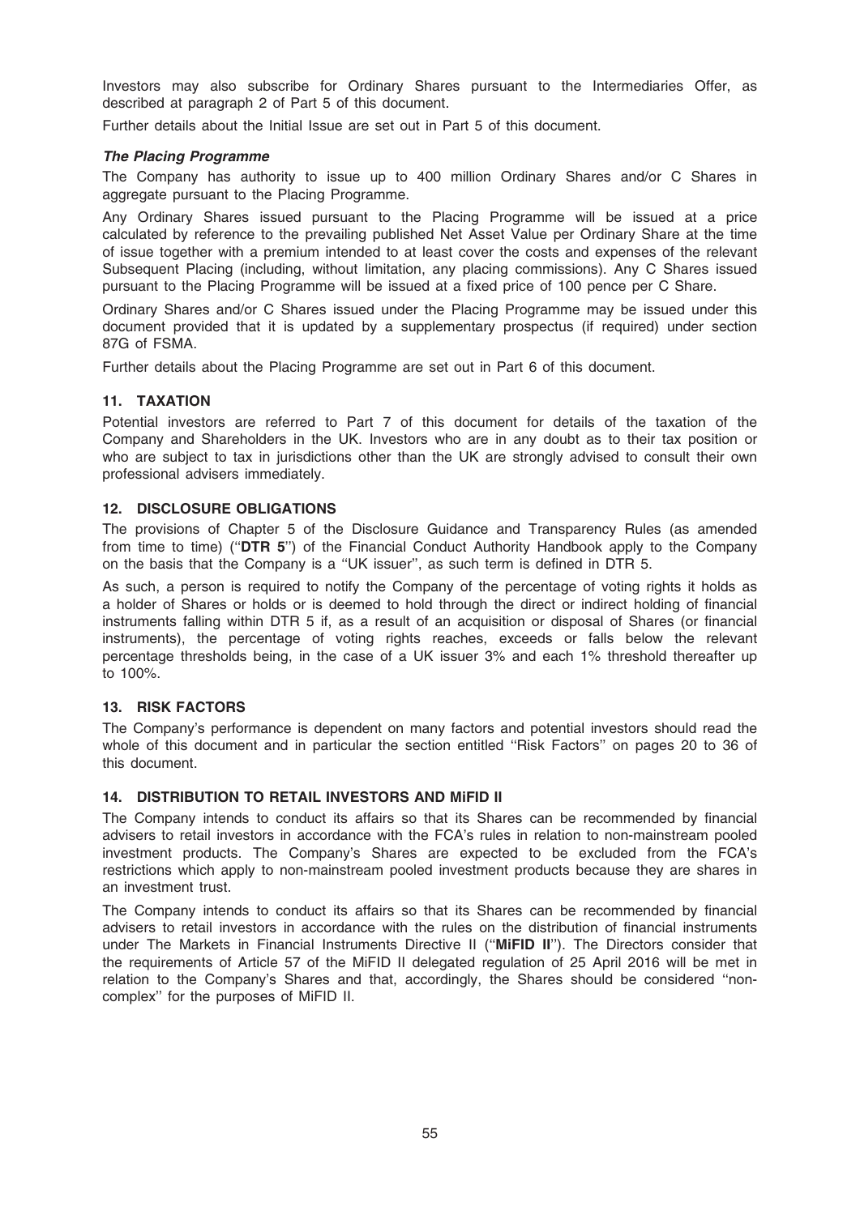Investors may also subscribe for Ordinary Shares pursuant to the Intermediaries Offer, as described at paragraph 2 of Part 5 of this document.

Further details about the Initial Issue are set out in Part 5 of this document.

***The Placing Programme***

The Company has authority to issue up to 400 million Ordinary Shares and/or C Shares in aggregate pursuant to the Placing Programme.

Any Ordinary Shares issued pursuant to the Placing Programme will be issued at a price calculated by reference to the prevailing published Net Asset Value per Ordinary Share at the time of issue together with a premium intended to at least cover the costs and expenses of the relevant Subsequent Placing (including, without limitation, any placing commissions). Any C Shares issued pursuant to the Placing Programme will be issued at a fixed price of 100 pence per C Share.

Ordinary Shares and/or C Shares issued under the Placing Programme may be issued under this document provided that it is updated by a supplementary prospectus (if required) under section 87G of FSMA.

Further details about the Placing Programme are set out in Part 6 of this document.

## 11. TAXATION

Potential investors are referred to Part 7 of this document for details of the taxation of the Company and Shareholders in the UK. Investors who are in any doubt as to their tax position or who are subject to tax in jurisdictions other than the UK are strongly advised to consult their own professional advisers immediately.

## 12. DISCLOSURE OBLIGATIONS

The provisions of Chapter 5 of the Disclosure Guidance and Transparency Rules (as amended from time to time) (''**DTR 5**'') of the Financial Conduct Authority Handbook apply to the Company on the basis that the Company is a ''UK issuer'', as such term is defined in DTR 5.

As such, a person is required to notify the Company of the percentage of voting rights it holds as a holder of Shares or holds or is deemed to hold through the direct or indirect holding of financial instruments falling within DTR 5 if, as a result of an acquisition or disposal of Shares (or financial instruments), the percentage of voting rights reaches, exceeds or falls below the relevant percentage thresholds being, in the case of a UK issuer 3% and each 1% threshold thereafter up to 100%.

## 13. RISK FACTORS

The Company's performance is dependent on many factors and potential investors should read the whole of this document and in particular the section entitled ''Risk Factors'' on pages 20 to 36 of this document.

## 14. DISTRIBUTION TO RETAIL INVESTORS AND MiFID II

The Company intends to conduct its affairs so that its Shares can be recommended by financial advisers to retail investors in accordance with the FCA's rules in relation to non-mainstream pooled investment products. The Company's Shares are expected to be excluded from the FCA's restrictions which apply to non-mainstream pooled investment products because they are shares in an investment trust.

The Company intends to conduct its affairs so that its Shares can be recommended by financial advisers to retail investors in accordance with the rules on the distribution of financial instruments under The Markets in Financial Instruments Directive II (''**MiFID II**''). The Directors consider that the requirements of Article 57 of the MiFID II delegated regulation of 25 April 2016 will be met in relation to the Company's Shares and that, accordingly, the Shares should be considered ''non-complex'' for the purposes of MiFID II.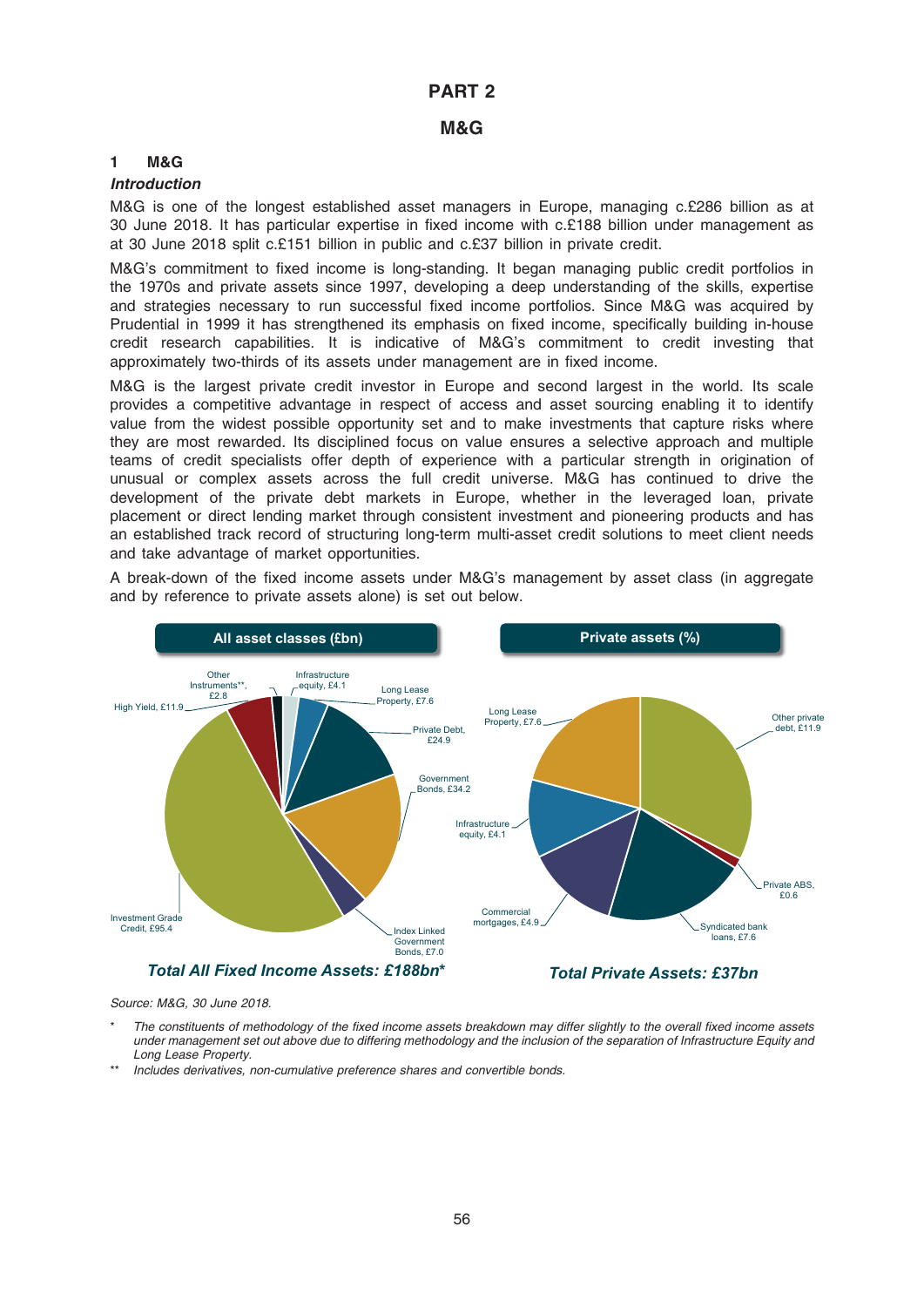# PART 2

## M&G

### 1 M&G

***Introduction***

M&G is one of the longest established asset managers in Europe, managing c.£286 billion as at 30 June 2018. It has particular expertise in fixed income with c.£188 billion under management as at 30 June 2018 split c.£151 billion in public and c.£37 billion in private credit.

M&G's commitment to fixed income is long-standing. It began managing public credit portfolios in the 1970s and private assets since 1997, developing a deep understanding of the skills, expertise and strategies necessary to run successful fixed income portfolios. Since M&G was acquired by Prudential in 1999 it has strengthened its emphasis on fixed income, specifically building in-house credit research capabilities. It is indicative of M&G's commitment to credit investing that approximately two-thirds of its assets under management are in fixed income.

M&G is the largest private credit investor in Europe and second largest in the world. Its scale provides a competitive advantage in respect of access and asset sourcing enabling it to identify value from the widest possible opportunity set and to make investments that capture risks where they are most rewarded. Its disciplined focus on value ensures a selective approach and multiple teams of credit specialists offer depth of experience with a particular strength in origination of unusual or complex assets across the full credit universe. M&G has continued to drive the development of the private debt markets in Europe, whether in the leveraged loan, private placement or direct lending market through consistent investment and pioneering products and has an established track record of structuring long-term multi-asset credit solutions to meet client needs and take advantage of market opportunities.

A break-down of the fixed income assets under M&G's management by asset class (in aggregate and by reference to private assets alone) is set out below.

**All asset classes (£bn)**

| Asset class | £bn |
|---|---|
| Investment Grade Credit | 95.4 |
| Government Bonds | 34.2 |
| Private Debt | 24.9 |
| High Yield | 11.9 |
| Long Lease Property | 7.6 |
| Index Linked Government Bonds | 7.0 |
| Infrastructure equity | 4.1 |
| Other Instruments** | 2.8 |

***Total All Fixed Income Assets: £188bn****

**Private assets (%)**

| Asset class | £bn |
|---|---|
| Other private debt | 11.9 |
| Long Lease Property | 7.6 |
| Syndicated bank loans | 7.6 |
| Commercial mortgages | 4.9 |
| Infrastructure equity | 4.1 |
| Private ABS | 0.6 |

***Total Private Assets: £37bn***

*Source: M&G, 30 June 2018.*

\* *The constituents of methodology of the fixed income assets breakdown may differ slightly to the overall fixed income assets under management set out above due to differing methodology and the inclusion of the separation of Infrastructure Equity and Long Lease Property.*

\*\* *Includes derivatives, non-cumulative preference shares and convertible bonds.*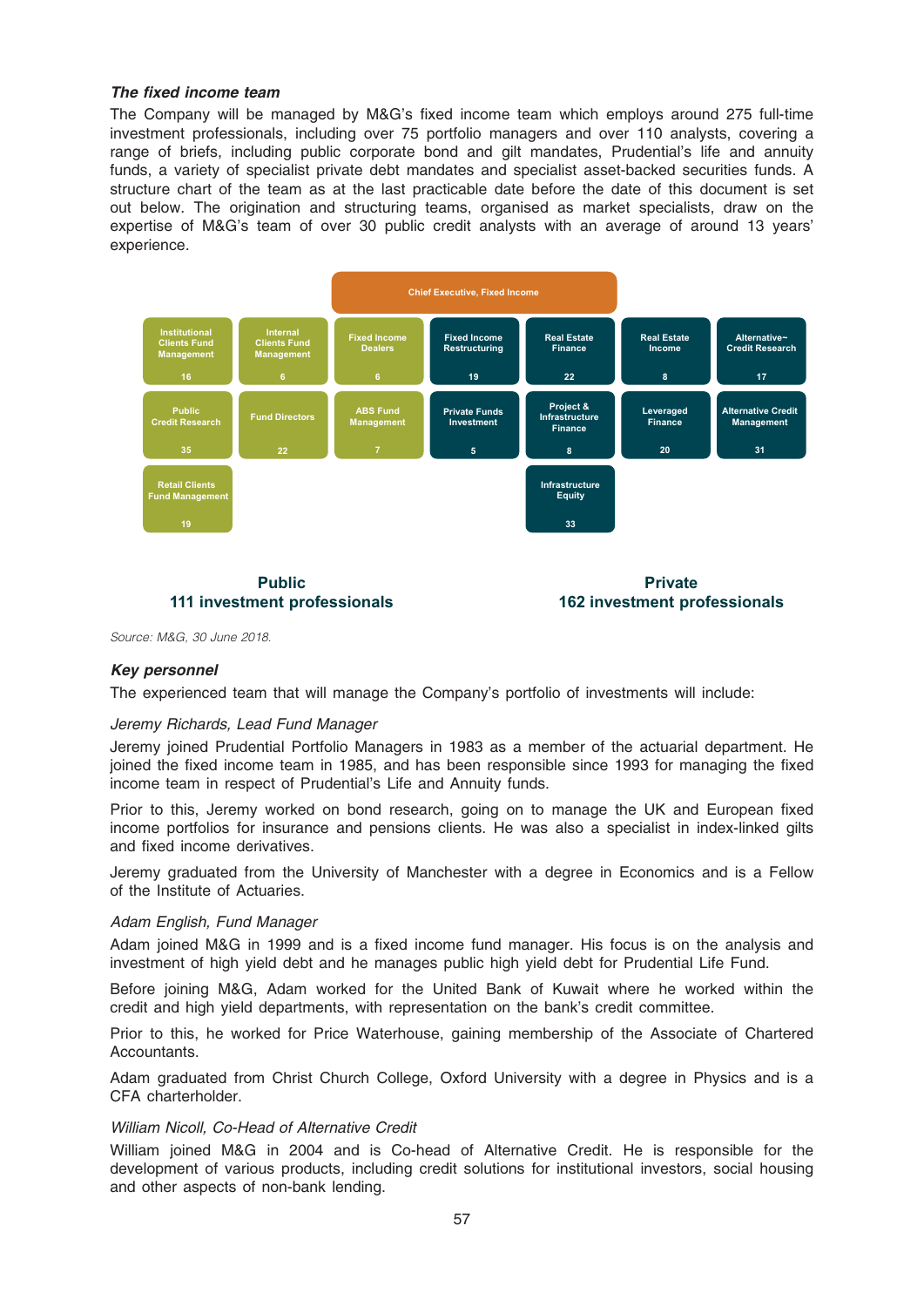***The fixed income team***

The Company will be managed by M&G's fixed income team which employs around 275 full-time investment professionals, including over 75 portfolio managers and over 110 analysts, covering a range of briefs, including public corporate bond and gilt mandates, Prudential's life and annuity funds, a variety of specialist private debt mandates and specialist asset-backed securities funds. A structure chart of the team as at the last practicable date before the date of this document is set out below. The origination and structuring teams, organised as market specialists, draw on the expertise of M&G's team of over 30 public credit analysts with an average of around 13 years' experience.

**Chief Executive, Fixed Income**

**Public – 111 investment professionals**

| Team | Number |
| --- | --- |
| Institutional Clients Fund Management | 16 |
| Internal Clients Fund Management | 6 |
| Fixed Income Dealers | 6 |
| Public Credit Research | 35 |
| Fund Directors | 22 |
| ABS Fund Management | 7 |
| Retail Clients Fund Management | 19 |

**Private – 162 investment professionals**

| Team | Number |
| --- | --- |
| Fixed Income Restructuring | 19 |
| Real Estate Finance | 22 |
| Real Estate Income | 8 |
| Alternative-Credit Research | 17 |
| Private Funds Investment | 5 |
| Project & Infrastructure Finance | 8 |
| Leveraged Finance | 20 |
| Alternative Credit Management | 31 |
| Infrastructure Equity | 33 |

*Source: M&G, 30 June 2018.*

***Key personnel***

The experienced team that will manage the Company's portfolio of investments will include:

*Jeremy Richards, Lead Fund Manager*

Jeremy joined Prudential Portfolio Managers in 1983 as a member of the actuarial department. He joined the fixed income team in 1985, and has been responsible since 1993 for managing the fixed income team in respect of Prudential's Life and Annuity funds.

Prior to this, Jeremy worked on bond research, going on to manage the UK and European fixed income portfolios for insurance and pensions clients. He was also a specialist in index-linked gilts and fixed income derivatives.

Jeremy graduated from the University of Manchester with a degree in Economics and is a Fellow of the Institute of Actuaries.

*Adam English, Fund Manager*

Adam joined M&G in 1999 and is a fixed income fund manager. His focus is on the analysis and investment of high yield debt and he manages public high yield debt for Prudential Life Fund.

Before joining M&G, Adam worked for the United Bank of Kuwait where he worked within the credit and high yield departments, with representation on the bank's credit committee.

Prior to this, he worked for Price Waterhouse, gaining membership of the Associate of Chartered Accountants.

Adam graduated from Christ Church College, Oxford University with a degree in Physics and is a CFA charterholder.

*William Nicoll, Co-Head of Alternative Credit*

William joined M&G in 2004 and is Co-head of Alternative Credit. He is responsible for the development of various products, including credit solutions for institutional investors, social housing and other aspects of non-bank lending.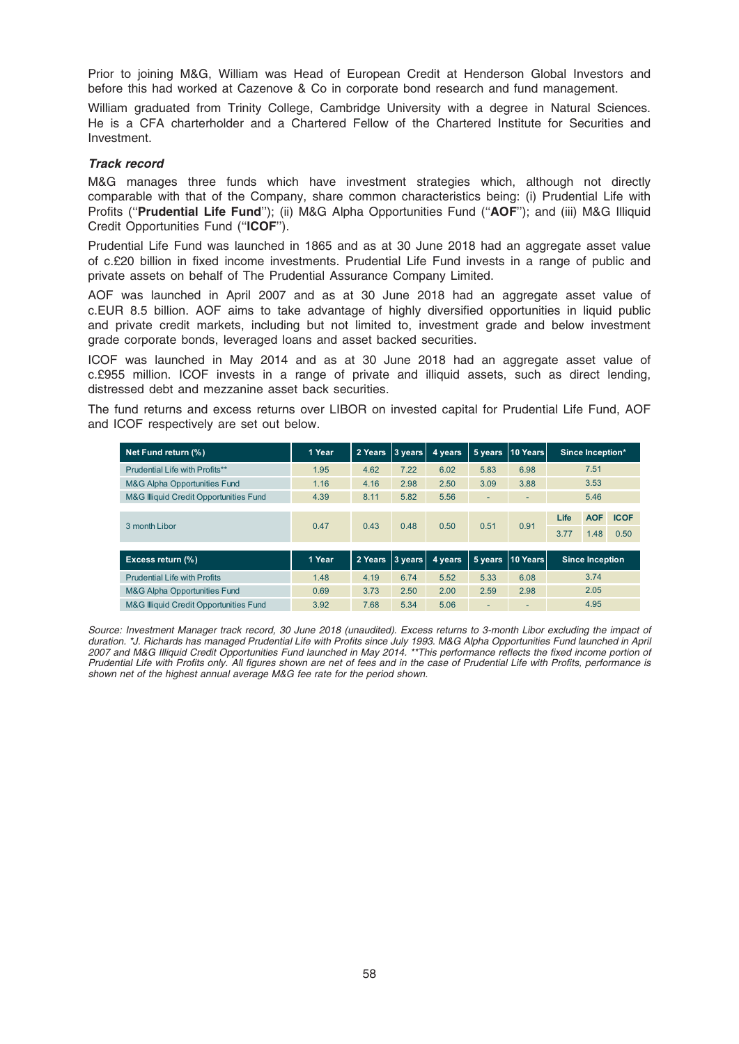Prior to joining M&G, William was Head of European Credit at Henderson Global Investors and before this had worked at Cazenove & Co in corporate bond research and fund management.

William graduated from Trinity College, Cambridge University with a degree in Natural Sciences. He is a CFA charterholder and a Chartered Fellow of the Chartered Institute for Securities and Investment.

***Track record***

M&G manages three funds which have investment strategies which, although not directly comparable with that of the Company, share common characteristics being: (i) Prudential Life with Profits (''**Prudential Life Fund**''); (ii) M&G Alpha Opportunities Fund (''**AOF**''); and (iii) M&G Illiquid Credit Opportunities Fund (''**ICOF**'').

Prudential Life Fund was launched in 1865 and as at 30 June 2018 had an aggregate asset value of c.£20 billion in fixed income investments. Prudential Life Fund invests in a range of public and private assets on behalf of The Prudential Assurance Company Limited.

AOF was launched in April 2007 and as at 30 June 2018 had an aggregate asset value of c.EUR 8.5 billion. AOF aims to take advantage of highly diversified opportunities in liquid public and private credit markets, including but not limited to, investment grade and below investment grade corporate bonds, leveraged loans and asset backed securities.

ICOF was launched in May 2014 and as at 30 June 2018 had an aggregate asset value of c.£955 million. ICOF invests in a range of private and illiquid assets, such as direct lending, distressed debt and mezzanine asset back securities.

The fund returns and excess returns over LIBOR on invested capital for Prudential Life Fund, AOF and ICOF respectively are set out below.

| Net Fund return (%) | 1 Year | 2 Years | 3 years | 4 years | 5 years | 10 Years | Since Inception* | | |
|---|---|---|---|---|---|---|---|---|---|
| Prudential Life with Profits** | 1.95 | 4.62 | 7.22 | 6.02 | 5.83 | 6.98 | 7.51 | | |
| M&G Alpha Opportunities Fund | 1.16 | 4.16 | 2.98 | 2.50 | 3.09 | 3.88 | 3.53 | | |
| M&G Illiquid Credit Opportunities Fund | 4.39 | 8.11 | 5.82 | 5.56 | - | - | 5.46 | | |
| | | | | | | | Life | AOF | ICOF |
| 3 month Libor | 0.47 | 0.43 | 0.48 | 0.50 | 0.51 | 0.91 | 3.77 | 1.48 | 0.50 |

| Excess return (%) | 1 Year | 2 Years | 3 years | 4 years | 5 years | 10 Years | Since Inception |
|---|---|---|---|---|---|---|---|
| Prudential Life with Profits | 1.48 | 4.19 | 6.74 | 5.52 | 5.33 | 6.08 | 3.74 |
| M&G Alpha Opportunities Fund | 0.69 | 3.73 | 2.50 | 2.00 | 2.59 | 2.98 | 2.05 |
| M&G Illiquid Credit Opportunities Fund | 3.92 | 7.68 | 5.34 | 5.06 | - | - | 4.95 |

*Source: Investment Manager track record, 30 June 2018 (unaudited). Excess returns to 3-month Libor excluding the impact of duration. \*J. Richards has managed Prudential Life with Profits since July 1993. M&G Alpha Opportunities Fund launched in April 2007 and M&G Illiquid Credit Opportunities Fund launched in May 2014. \*\*This performance reflects the fixed income portion of Prudential Life with Profits only. All figures shown are net of fees and in the case of Prudential Life with Profits, performance is shown net of the highest annual average M&G fee rate for the period shown.*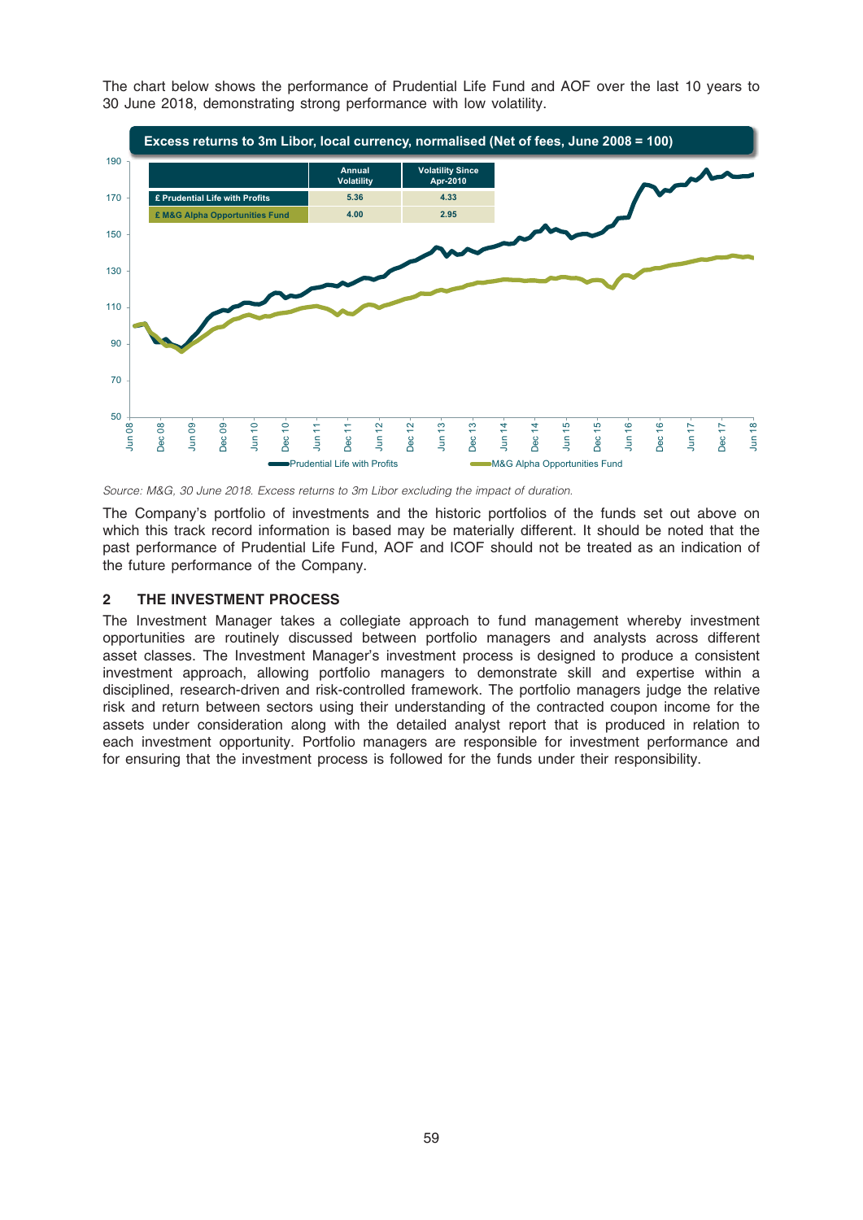The chart below shows the performance of Prudential Life Fund and AOF over the last 10 years to 30 June 2018, demonstrating strong performance with low volatility.

**Excess returns to 3m Libor, local currency, normalised (Net of fees, June 2008 = 100)**

| | Annual Volatility | Volatility Since Apr-2010 |
|---|---|---|
| £ Prudential Life with Profits | 5.36 | 4.33 |
| £ M&G Alpha Opportunities Fund | 4.00 | 2.95 |

*Source: M&G, 30 June 2018. Excess returns to 3m Libor excluding the impact of duration.*

The Company's portfolio of investments and the historic portfolios of the funds set out above on which this track record information is based may be materially different. It should be noted that the past performance of Prudential Life Fund, AOF and ICOF should not be treated as an indication of the future performance of the Company.

## 2 THE INVESTMENT PROCESS

The Investment Manager takes a collegiate approach to fund management whereby investment opportunities are routinely discussed between portfolio managers and analysts across different asset classes. The Investment Manager's investment process is designed to produce a consistent investment approach, allowing portfolio managers to demonstrate skill and expertise within a disciplined, research-driven and risk-controlled framework. The portfolio managers judge the relative risk and return between sectors using their understanding of the contracted coupon income for the assets under consideration along with the detailed analyst report that is produced in relation to each investment opportunity. Portfolio managers are responsible for investment performance and for ensuring that the investment process is followed for the funds under their responsibility.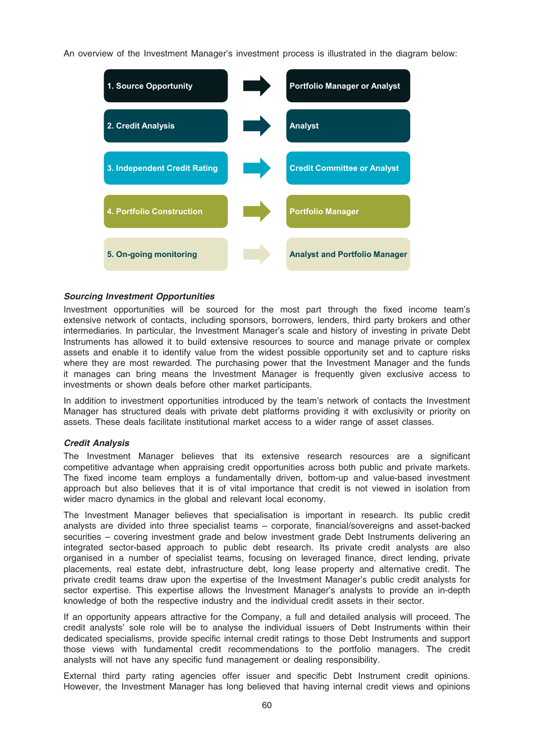An overview of the Investment Manager's investment process is illustrated in the diagram below:

| Step | Responsibility |
| --- | --- |
| 1. Source Opportunity | Portfolio Manager or Analyst |
| 2. Credit Analysis | Analyst |
| 3. Independent Credit Rating | Credit Committee or Analyst |
| 4. Portfolio Construction | Portfolio Manager |
| 5. On-going monitoring | Analyst and Portfolio Manager |

***Sourcing Investment Opportunities***

Investment opportunities will be sourced for the most part through the fixed income team's extensive network of contacts, including sponsors, borrowers, lenders, third party brokers and other intermediaries. In particular, the Investment Manager's scale and history of investing in private Debt Instruments has allowed it to build extensive resources to source and manage private or complex assets and enable it to identify value from the widest possible opportunity set and to capture risks where they are most rewarded. The purchasing power that the Investment Manager and the funds it manages can bring means the Investment Manager is frequently given exclusive access to investments or shown deals before other market participants.

In addition to investment opportunities introduced by the team's network of contacts the Investment Manager has structured deals with private debt platforms providing it with exclusivity or priority on assets. These deals facilitate institutional market access to a wider range of asset classes.

***Credit Analysis***

The Investment Manager believes that its extensive research resources are a significant competitive advantage when appraising credit opportunities across both public and private markets. The fixed income team employs a fundamentally driven, bottom-up and value-based investment approach but also believes that it is of vital importance that credit is not viewed in isolation from wider macro dynamics in the global and relevant local economy.

The Investment Manager believes that specialisation is important in research. Its public credit analysts are divided into three specialist teams – corporate, financial/sovereigns and asset-backed securities – covering investment grade and below investment grade Debt Instruments delivering an integrated sector-based approach to public debt research. Its private credit analysts are also organised in a number of specialist teams, focusing on leveraged finance, direct lending, private placements, real estate debt, infrastructure debt, long lease property and alternative credit. The private credit teams draw upon the expertise of the Investment Manager's public credit analysts for sector expertise. This expertise allows the Investment Manager's analysts to provide an in-depth knowledge of both the respective industry and the individual credit assets in their sector.

If an opportunity appears attractive for the Company, a full and detailed analysis will proceed. The credit analysts' sole role will be to analyse the individual issuers of Debt Instruments within their dedicated specialisms, provide specific internal credit ratings to those Debt Instruments and support those views with fundamental credit recommendations to the portfolio managers. The credit analysts will not have any specific fund management or dealing responsibility.

External third party rating agencies offer issuer and specific Debt Instrument credit opinions. However, the Investment Manager has long believed that having internal credit views and opinions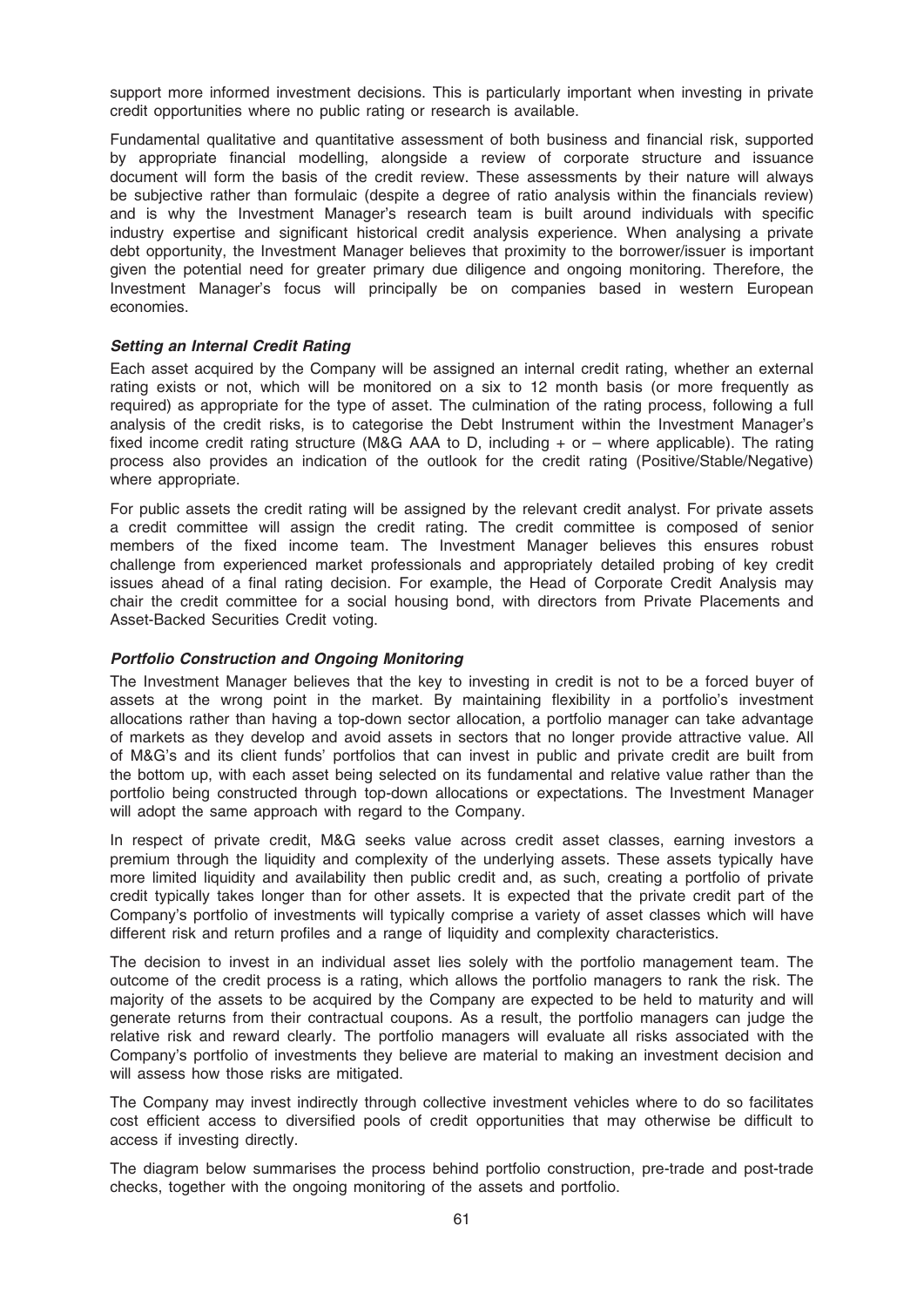support more informed investment decisions. This is particularly important when investing in private credit opportunities where no public rating or research is available.

Fundamental qualitative and quantitative assessment of both business and financial risk, supported by appropriate financial modelling, alongside a review of corporate structure and issuance document will form the basis of the credit review. These assessments by their nature will always be subjective rather than formulaic (despite a degree of ratio analysis within the financials review) and is why the Investment Manager's research team is built around individuals with specific industry expertise and significant historical credit analysis experience. When analysing a private debt opportunity, the Investment Manager believes that proximity to the borrower/issuer is important given the potential need for greater primary due diligence and ongoing monitoring. Therefore, the Investment Manager's focus will principally be on companies based in western European economies.

### *Setting an Internal Credit Rating*

Each asset acquired by the Company will be assigned an internal credit rating, whether an external rating exists or not, which will be monitored on a six to 12 month basis (or more frequently as required) as appropriate for the type of asset. The culmination of the rating process, following a full analysis of the credit risks, is to categorise the Debt Instrument within the Investment Manager's fixed income credit rating structure (M&G AAA to D, including + or – where applicable). The rating process also provides an indication of the outlook for the credit rating (Positive/Stable/Negative) where appropriate.

For public assets the credit rating will be assigned by the relevant credit analyst. For private assets a credit committee will assign the credit rating. The credit committee is composed of senior members of the fixed income team. The Investment Manager believes this ensures robust challenge from experienced market professionals and appropriately detailed probing of key credit issues ahead of a final rating decision. For example, the Head of Corporate Credit Analysis may chair the credit committee for a social housing bond, with directors from Private Placements and Asset-Backed Securities Credit voting.

### *Portfolio Construction and Ongoing Monitoring*

The Investment Manager believes that the key to investing in credit is not to be a forced buyer of assets at the wrong point in the market. By maintaining flexibility in a portfolio's investment allocations rather than having a top-down sector allocation, a portfolio manager can take advantage of markets as they develop and avoid assets in sectors that no longer provide attractive value. All of M&G's and its client funds' portfolios that can invest in public and private credit are built from the bottom up, with each asset being selected on its fundamental and relative value rather than the portfolio being constructed through top-down allocations or expectations. The Investment Manager will adopt the same approach with regard to the Company.

In respect of private credit, M&G seeks value across credit asset classes, earning investors a premium through the liquidity and complexity of the underlying assets. These assets typically have more limited liquidity and availability then public credit and, as such, creating a portfolio of private credit typically takes longer than for other assets. It is expected that the private credit part of the Company's portfolio of investments will typically comprise a variety of asset classes which will have different risk and return profiles and a range of liquidity and complexity characteristics.

The decision to invest in an individual asset lies solely with the portfolio management team. The outcome of the credit process is a rating, which allows the portfolio managers to rank the risk. The majority of the assets to be acquired by the Company are expected to be held to maturity and will generate returns from their contractual coupons. As a result, the portfolio managers can judge the relative risk and reward clearly. The portfolio managers will evaluate all risks associated with the Company's portfolio of investments they believe are material to making an investment decision and will assess how those risks are mitigated.

The Company may invest indirectly through collective investment vehicles where to do so facilitates cost efficient access to diversified pools of credit opportunities that may otherwise be difficult to access if investing directly.

The diagram below summarises the process behind portfolio construction, pre-trade and post-trade checks, together with the ongoing monitoring of the assets and portfolio.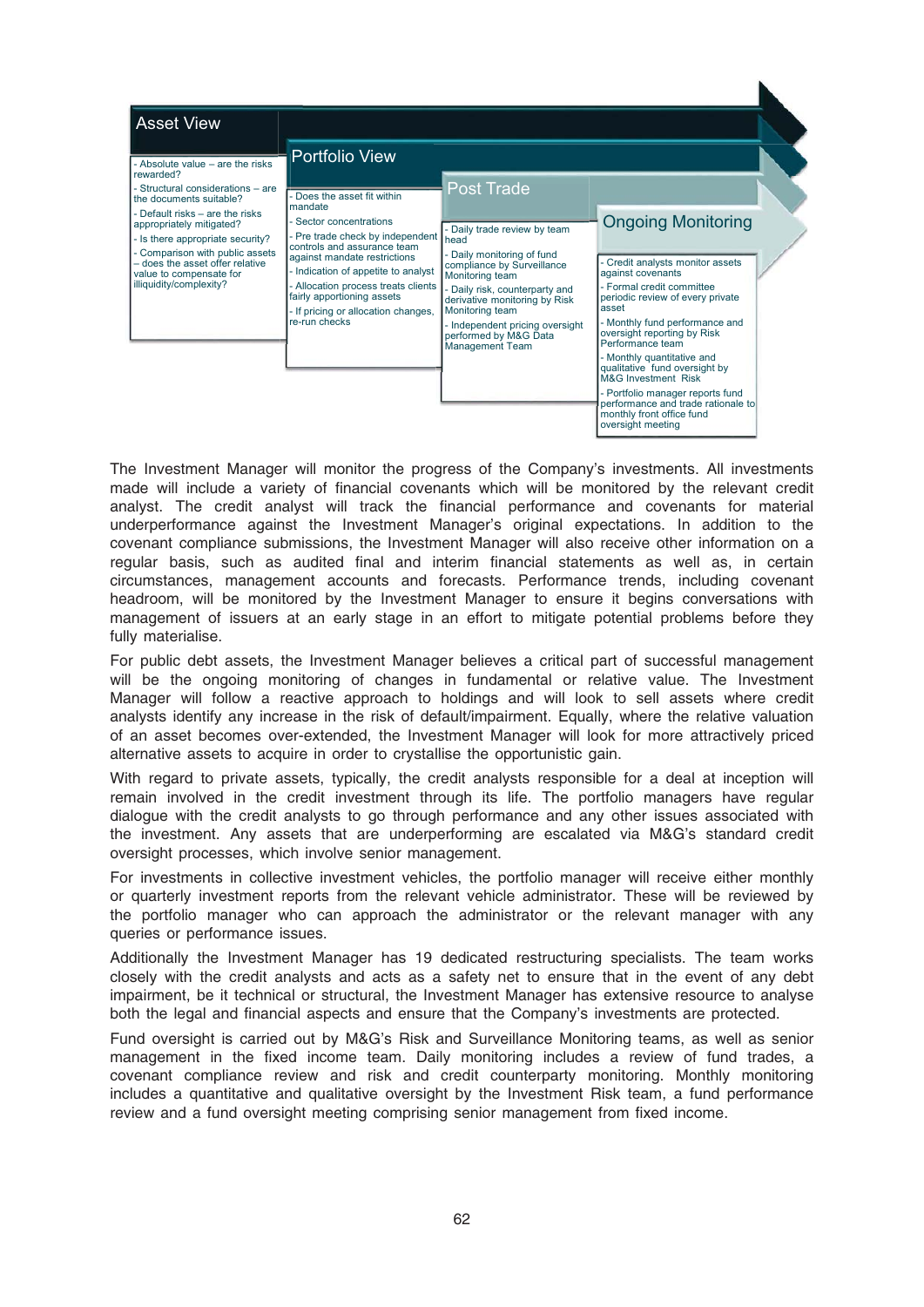**Asset View**

- Absolute value – are the risks rewarded?
- Structural considerations – are the documents suitable?
- Default risks – are the risks appropriately mitigated?
- Is there appropriate security?
- Comparison with public assets – does the asset offer relative value to compensate for illiquidity/complexity?

**Portfolio View**

- Does the asset fit within mandate
- Sector concentrations
- Pre trade check by independent controls and assurance team against mandate restrictions
- Indication of appetite to analyst
- Allocation process treats clients fairly apportioning assets
- If pricing or allocation changes, re-run checks

**Post Trade**

- Daily trade review by team head
- Daily monitoring of fund compliance by Surveillance Monitoring team
- Daily risk, counterparty and derivative monitoring by Risk Monitoring team
- Independent pricing oversight performed by M&G Data Management Team

**Ongoing Monitoring**

- Credit analysts monitor assets against covenants
- Formal credit committee periodic review of every private asset
- Monthly fund performance and oversight reporting by Risk Performance team
- Monthly quantitative and qualitative fund oversight by M&G Investment Risk
- Portfolio manager reports fund performance and trade rationale to monthly front office fund oversight meeting

The Investment Manager will monitor the progress of the Company's investments. All investments made will include a variety of financial covenants which will be monitored by the relevant credit analyst. The credit analyst will track the financial performance and covenants for material underperformance against the Investment Manager's original expectations. In addition to the covenant compliance submissions, the Investment Manager will also receive other information on a regular basis, such as audited final and interim financial statements as well as, in certain circumstances, management accounts and forecasts. Performance trends, including covenant headroom, will be monitored by the Investment Manager to ensure it begins conversations with management of issuers at an early stage in an effort to mitigate potential problems before they fully materialise.

For public debt assets, the Investment Manager believes a critical part of successful management will be the ongoing monitoring of changes in fundamental or relative value. The Investment Manager will follow a reactive approach to holdings and will look to sell assets where credit analysts identify any increase in the risk of default/impairment. Equally, where the relative valuation of an asset becomes over-extended, the Investment Manager will look for more attractively priced alternative assets to acquire in order to crystallise the opportunistic gain.

With regard to private assets, typically, the credit analysts responsible for a deal at inception will remain involved in the credit investment through its life. The portfolio managers have regular dialogue with the credit analysts to go through performance and any other issues associated with the investment. Any assets that are underperforming are escalated via M&G's standard credit oversight processes, which involve senior management.

For investments in collective investment vehicles, the portfolio manager will receive either monthly or quarterly investment reports from the relevant vehicle administrator. These will be reviewed by the portfolio manager who can approach the administrator or the relevant manager with any queries or performance issues.

Additionally the Investment Manager has 19 dedicated restructuring specialists. The team works closely with the credit analysts and acts as a safety net to ensure that in the event of any debt impairment, be it technical or structural, the Investment Manager has extensive resource to analyse both the legal and financial aspects and ensure that the Company's investments are protected.

Fund oversight is carried out by M&G's Risk and Surveillance Monitoring teams, as well as senior management in the fixed income team. Daily monitoring includes a review of fund trades, a covenant compliance review and risk and credit counterparty monitoring. Monthly monitoring includes a quantitative and qualitative oversight by the Investment Risk team, a fund performance review and a fund oversight meeting comprising senior management from fixed income.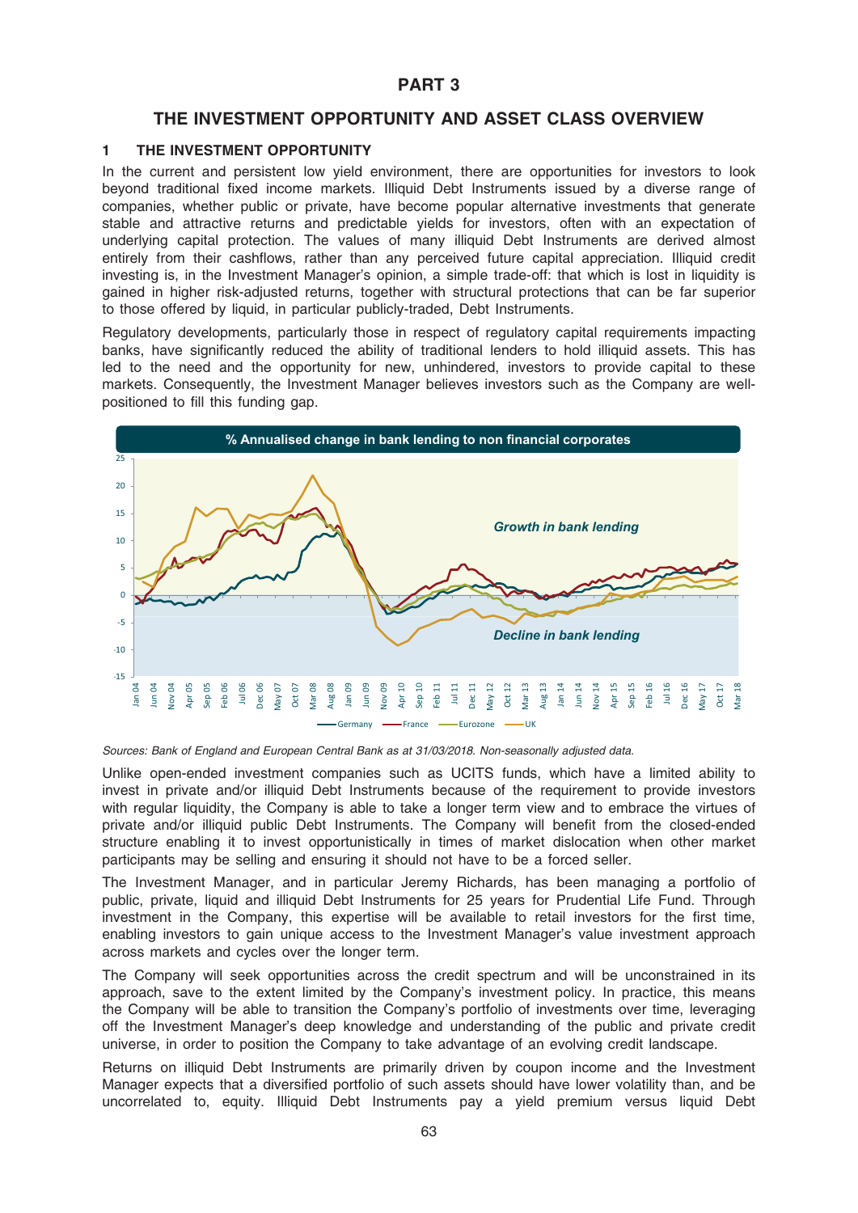# PART 3

## THE INVESTMENT OPPORTUNITY AND ASSET CLASS OVERVIEW

### 1 THE INVESTMENT OPPORTUNITY

In the current and persistent low yield environment, there are opportunities for investors to look beyond traditional fixed income markets. Illiquid Debt Instruments issued by a diverse range of companies, whether public or private, have become popular alternative investments that generate stable and attractive returns and predictable yields for investors, often with an expectation of underlying capital protection. The values of many illiquid Debt Instruments are derived almost entirely from their cashflows, rather than any perceived future capital appreciation. Illiquid credit investing is, in the Investment Manager's opinion, a simple trade-off: that which is lost in liquidity is gained in higher risk-adjusted returns, together with structural protections that can be far superior to those offered by liquid, in particular publicly-traded, Debt Instruments.

Regulatory developments, particularly those in respect of regulatory capital requirements impacting banks, have significantly reduced the ability of traditional lenders to hold illiquid assets. This has led to the need and the opportunity for new, unhindered, investors to provide capital to these markets. Consequently, the Investment Manager believes investors such as the Company are well-positioned to fill this funding gap.

**% Annualised change in bank lending to non financial corporates**

*Sources: Bank of England and European Central Bank as at 31/03/2018. Non-seasonally adjusted data.*

Unlike open-ended investment companies such as UCITS funds, which have a limited ability to invest in private and/or illiquid Debt Instruments because of the requirement to provide investors with regular liquidity, the Company is able to take a longer term view and to embrace the virtues of private and/or illiquid public Debt Instruments. The Company will benefit from the closed-ended structure enabling it to invest opportunistically in times of market dislocation when other market participants may be selling and ensuring it should not have to be a forced seller.

The Investment Manager, and in particular Jeremy Richards, has been managing a portfolio of public, private, liquid and illiquid Debt Instruments for 25 years for Prudential Life Fund. Through investment in the Company, this expertise will be available to retail investors for the first time, enabling investors to gain unique access to the Investment Manager's value investment approach across markets and cycles over the longer term.

The Company will seek opportunities across the credit spectrum and will be unconstrained in its approach, save to the extent limited by the Company's investment policy. In practice, this means the Company will be able to transition the Company's portfolio of investments over time, leveraging off the Investment Manager's deep knowledge and understanding of the public and private credit universe, in order to position the Company to take advantage of an evolving credit landscape.

Returns on illiquid Debt Instruments are primarily driven by coupon income and the Investment Manager expects that a diversified portfolio of such assets should have lower volatility than, and be uncorrelated to, equity. Illiquid Debt Instruments pay a yield premium versus liquid Debt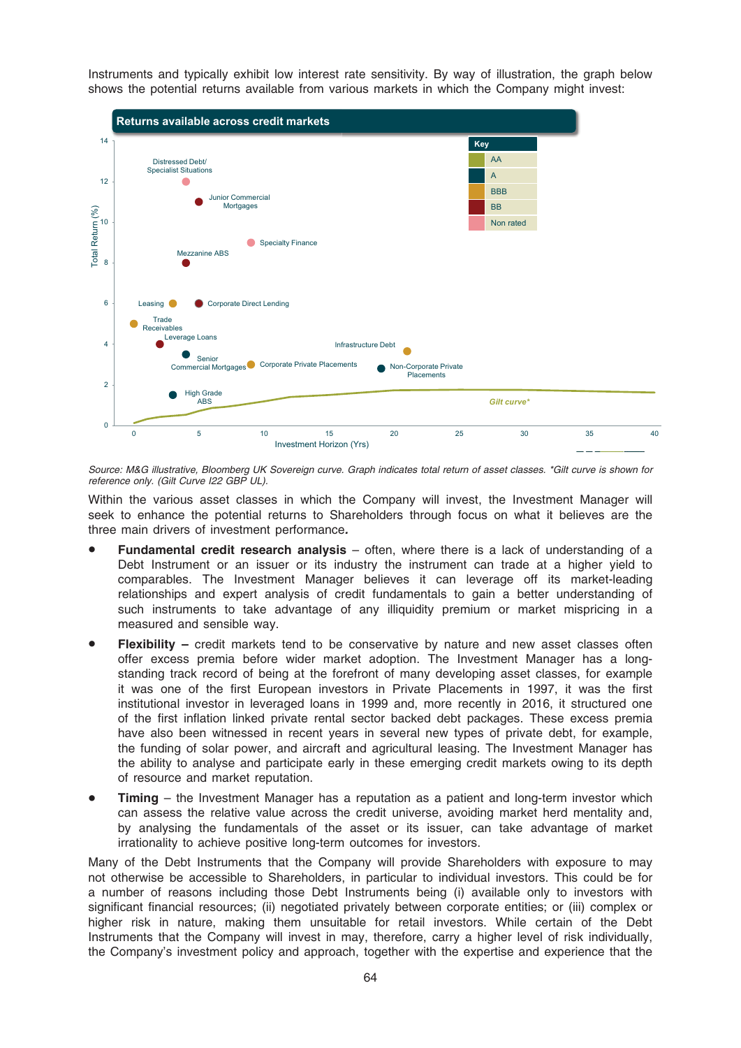Instruments and typically exhibit low interest rate sensitivity. By way of illustration, the graph below shows the potential returns available from various markets in which the Company might invest:

**Returns available across credit markets**

Key: AA, A, BBB, BB, Non rated

Total Return (%) — Investment Horizon (Yrs)

Distressed Debt/ Specialist Situations; Junior Commercial Mortgages; Specialty Finance; Mezzanine ABS; Leasing; Corporate Direct Lending; Trade Receivables; Leverage Loans; Infrastructure Debt; Senior Commercial Mortgages; Corporate Private Placements; Non-Corporate Private Placements; High Grade ABS; *Gilt curve**

*Source: M&G illustrative, Bloomberg UK Sovereign curve. Graph indicates total return of asset classes. *Gilt curve is shown for reference only. (Gilt Curve I22 GBP UL).*

Within the various asset classes in which the Company will invest, the Investment Manager will seek to enhance the potential returns to Shareholders through focus on what it believes are the three main drivers of investment performance**.**

- **Fundamental credit research analysis** – often, where there is a lack of understanding of a Debt Instrument or an issuer or its industry the instrument can trade at a higher yield to comparables. The Investment Manager believes it can leverage off its market-leading relationships and expert analysis of credit fundamentals to gain a better understanding of such instruments to take advantage of any illiquidity premium or market mispricing in a measured and sensible way.
- **Flexibility –** credit markets tend to be conservative by nature and new asset classes often offer excess premia before wider market adoption. The Investment Manager has a long-standing track record of being at the forefront of many developing asset classes, for example it was one of the first European investors in Private Placements in 1997, it was the first institutional investor in leveraged loans in 1999 and, more recently in 2016, it structured one of the first inflation linked private rental sector backed debt packages. These excess premia have also been witnessed in recent years in several new types of private debt, for example, the funding of solar power, and aircraft and agricultural leasing. The Investment Manager has the ability to analyse and participate early in these emerging credit markets owing to its depth of resource and market reputation.
- **Timing** – the Investment Manager has a reputation as a patient and long-term investor which can assess the relative value across the credit universe, avoiding market herd mentality and, by analysing the fundamentals of the asset or its issuer, can take advantage of market irrationality to achieve positive long-term outcomes for investors.

Many of the Debt Instruments that the Company will provide Shareholders with exposure to may not otherwise be accessible to Shareholders, in particular to individual investors. This could be for a number of reasons including those Debt Instruments being (i) available only to investors with significant financial resources; (ii) negotiated privately between corporate entities; or (iii) complex or higher risk in nature, making them unsuitable for retail investors. While certain of the Debt Instruments that the Company will invest in may, therefore, carry a higher level of risk individually, the Company's investment policy and approach, together with the expertise and experience that the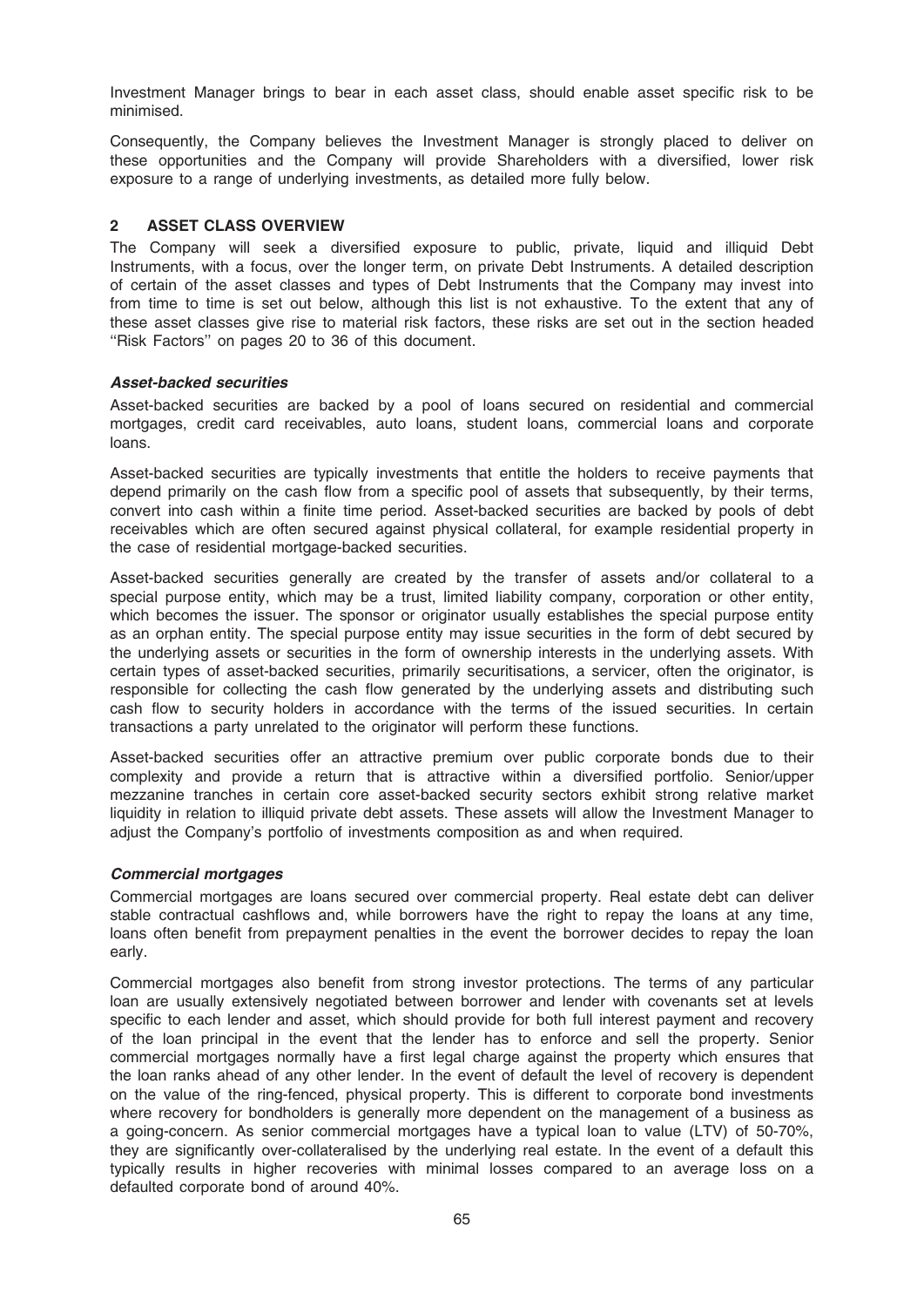Investment Manager brings to bear in each asset class, should enable asset specific risk to be minimised.

Consequently, the Company believes the Investment Manager is strongly placed to deliver on these opportunities and the Company will provide Shareholders with a diversified, lower risk exposure to a range of underlying investments, as detailed more fully below.

## 2 ASSET CLASS OVERVIEW

The Company will seek a diversified exposure to public, private, liquid and illiquid Debt Instruments, with a focus, over the longer term, on private Debt Instruments. A detailed description of certain of the asset classes and types of Debt Instruments that the Company may invest into from time to time is set out below, although this list is not exhaustive. To the extent that any of these asset classes give rise to material risk factors, these risks are set out in the section headed ''Risk Factors'' on pages 20 to 36 of this document.

### *Asset-backed securities*

Asset-backed securities are backed by a pool of loans secured on residential and commercial mortgages, credit card receivables, auto loans, student loans, commercial loans and corporate loans.

Asset-backed securities are typically investments that entitle the holders to receive payments that depend primarily on the cash flow from a specific pool of assets that subsequently, by their terms, convert into cash within a finite time period. Asset-backed securities are backed by pools of debt receivables which are often secured against physical collateral, for example residential property in the case of residential mortgage-backed securities.

Asset-backed securities generally are created by the transfer of assets and/or collateral to a special purpose entity, which may be a trust, limited liability company, corporation or other entity, which becomes the issuer. The sponsor or originator usually establishes the special purpose entity as an orphan entity. The special purpose entity may issue securities in the form of debt secured by the underlying assets or securities in the form of ownership interests in the underlying assets. With certain types of asset-backed securities, primarily securitisations, a servicer, often the originator, is responsible for collecting the cash flow generated by the underlying assets and distributing such cash flow to security holders in accordance with the terms of the issued securities. In certain transactions a party unrelated to the originator will perform these functions.

Asset-backed securities offer an attractive premium over public corporate bonds due to their complexity and provide a return that is attractive within a diversified portfolio. Senior/upper mezzanine tranches in certain core asset-backed security sectors exhibit strong relative market liquidity in relation to illiquid private debt assets. These assets will allow the Investment Manager to adjust the Company's portfolio of investments composition as and when required.

### *Commercial mortgages*

Commercial mortgages are loans secured over commercial property. Real estate debt can deliver stable contractual cashflows and, while borrowers have the right to repay the loans at any time, loans often benefit from prepayment penalties in the event the borrower decides to repay the loan early.

Commercial mortgages also benefit from strong investor protections. The terms of any particular loan are usually extensively negotiated between borrower and lender with covenants set at levels specific to each lender and asset, which should provide for both full interest payment and recovery of the loan principal in the event that the lender has to enforce and sell the property. Senior commercial mortgages normally have a first legal charge against the property which ensures that the loan ranks ahead of any other lender. In the event of default the level of recovery is dependent on the value of the ring-fenced, physical property. This is different to corporate bond investments where recovery for bondholders is generally more dependent on the management of a business as a going-concern. As senior commercial mortgages have a typical loan to value (LTV) of 50-70%, they are significantly over-collateralised by the underlying real estate. In the event of a default this typically results in higher recoveries with minimal losses compared to an average loss on a defaulted corporate bond of around 40%.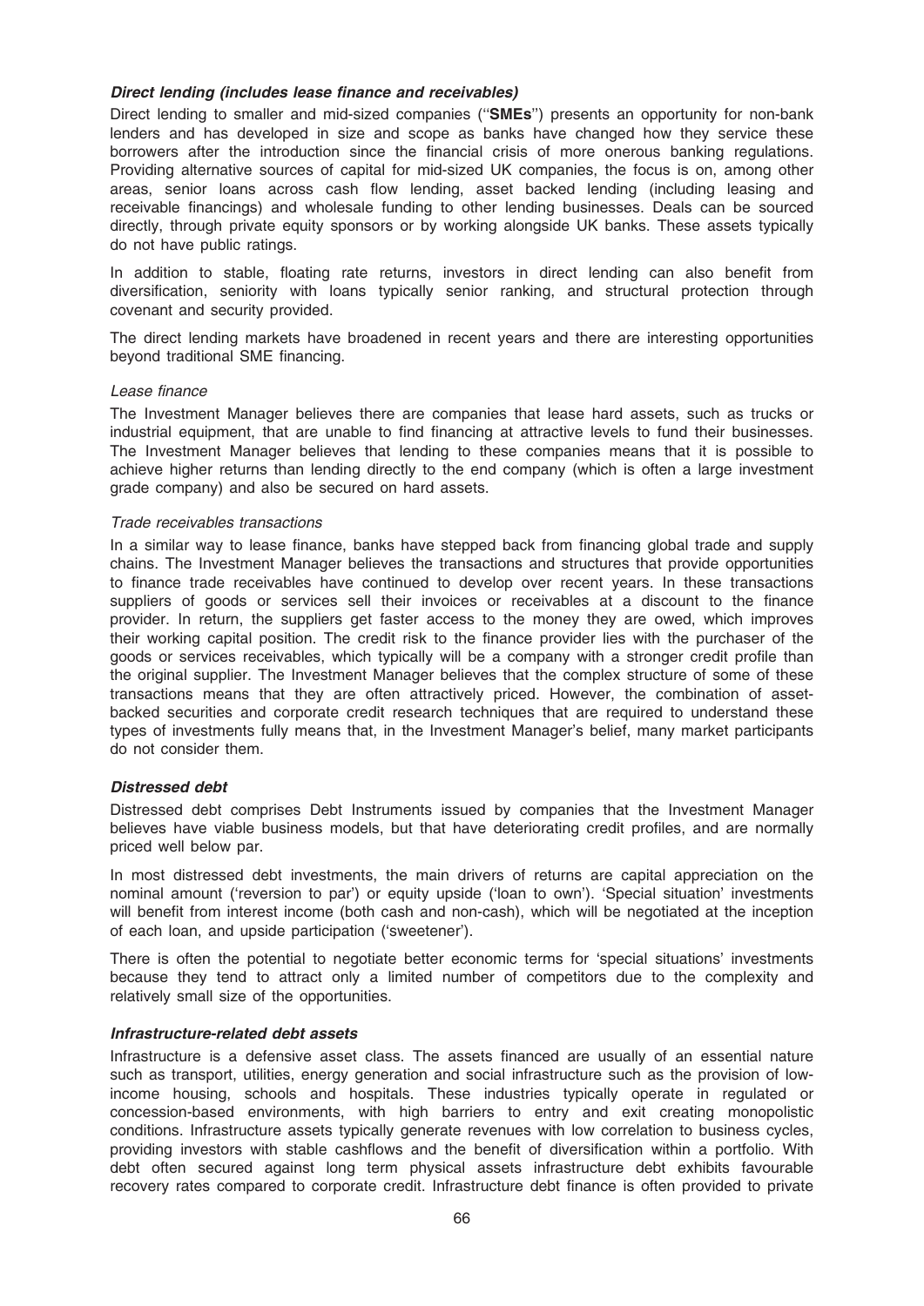***Direct lending (includes lease finance and receivables)***

Direct lending to smaller and mid-sized companies (''**SMEs**'') presents an opportunity for non-bank lenders and has developed in size and scope as banks have changed how they service these borrowers after the introduction since the financial crisis of more onerous banking regulations. Providing alternative sources of capital for mid-sized UK companies, the focus is on, among other areas, senior loans across cash flow lending, asset backed lending (including leasing and receivable financings) and wholesale funding to other lending businesses. Deals can be sourced directly, through private equity sponsors or by working alongside UK banks. These assets typically do not have public ratings.

In addition to stable, floating rate returns, investors in direct lending can also benefit from diversification, seniority with loans typically senior ranking, and structural protection through covenant and security provided.

The direct lending markets have broadened in recent years and there are interesting opportunities beyond traditional SME financing.

*Lease finance*

The Investment Manager believes there are companies that lease hard assets, such as trucks or industrial equipment, that are unable to find financing at attractive levels to fund their businesses. The Investment Manager believes that lending to these companies means that it is possible to achieve higher returns than lending directly to the end company (which is often a large investment grade company) and also be secured on hard assets.

*Trade receivables transactions*

In a similar way to lease finance, banks have stepped back from financing global trade and supply chains. The Investment Manager believes the transactions and structures that provide opportunities to finance trade receivables have continued to develop over recent years. In these transactions suppliers of goods or services sell their invoices or receivables at a discount to the finance provider. In return, the suppliers get faster access to the money they are owed, which improves their working capital position. The credit risk to the finance provider lies with the purchaser of the goods or services receivables, which typically will be a company with a stronger credit profile than the original supplier. The Investment Manager believes that the complex structure of some of these transactions means that they are often attractively priced. However, the combination of asset-backed securities and corporate credit research techniques that are required to understand these types of investments fully means that, in the Investment Manager's belief, many market participants do not consider them.

***Distressed debt***

Distressed debt comprises Debt Instruments issued by companies that the Investment Manager believes have viable business models, but that have deteriorating credit profiles, and are normally priced well below par.

In most distressed debt investments, the main drivers of returns are capital appreciation on the nominal amount ('reversion to par') or equity upside ('loan to own'). 'Special situation' investments will benefit from interest income (both cash and non-cash), which will be negotiated at the inception of each loan, and upside participation ('sweetener').

There is often the potential to negotiate better economic terms for 'special situations' investments because they tend to attract only a limited number of competitors due to the complexity and relatively small size of the opportunities.

***Infrastructure-related debt assets***

Infrastructure is a defensive asset class. The assets financed are usually of an essential nature such as transport, utilities, energy generation and social infrastructure such as the provision of low-income housing, schools and hospitals. These industries typically operate in regulated or concession-based environments, with high barriers to entry and exit creating monopolistic conditions. Infrastructure assets typically generate revenues with low correlation to business cycles, providing investors with stable cashflows and the benefit of diversification within a portfolio. With debt often secured against long term physical assets infrastructure debt exhibits favourable recovery rates compared to corporate credit. Infrastructure debt finance is often provided to private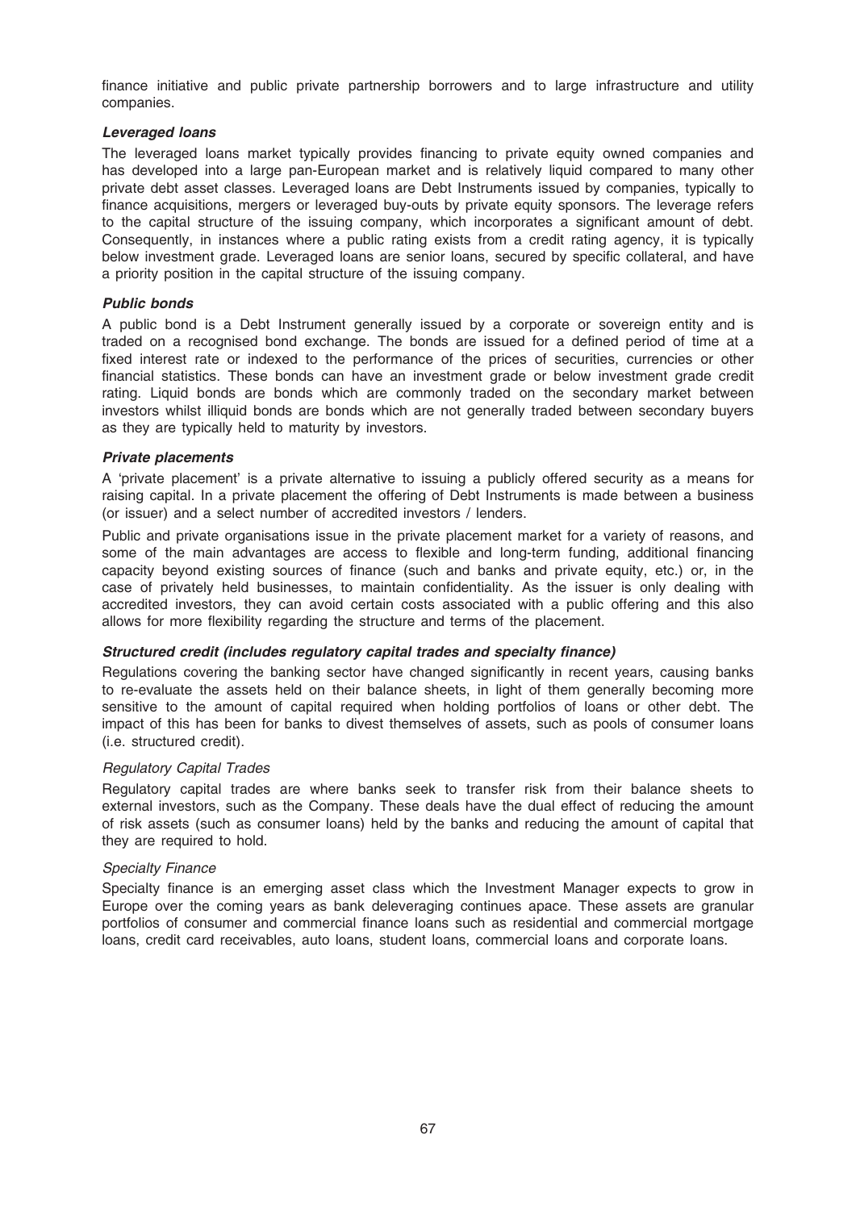finance initiative and public private partnership borrowers and to large infrastructure and utility companies.

***Leveraged loans***

The leveraged loans market typically provides financing to private equity owned companies and has developed into a large pan-European market and is relatively liquid compared to many other private debt asset classes. Leveraged loans are Debt Instruments issued by companies, typically to finance acquisitions, mergers or leveraged buy-outs by private equity sponsors. The leverage refers to the capital structure of the issuing company, which incorporates a significant amount of debt. Consequently, in instances where a public rating exists from a credit rating agency, it is typically below investment grade. Leveraged loans are senior loans, secured by specific collateral, and have a priority position in the capital structure of the issuing company.

***Public bonds***

A public bond is a Debt Instrument generally issued by a corporate or sovereign entity and is traded on a recognised bond exchange. The bonds are issued for a defined period of time at a fixed interest rate or indexed to the performance of the prices of securities, currencies or other financial statistics. These bonds can have an investment grade or below investment grade credit rating. Liquid bonds are bonds which are commonly traded on the secondary market between investors whilst illiquid bonds are bonds which are not generally traded between secondary buyers as they are typically held to maturity by investors.

***Private placements***

A 'private placement' is a private alternative to issuing a publicly offered security as a means for raising capital. In a private placement the offering of Debt Instruments is made between a business (or issuer) and a select number of accredited investors / lenders.

Public and private organisations issue in the private placement market for a variety of reasons, and some of the main advantages are access to flexible and long-term funding, additional financing capacity beyond existing sources of finance (such and banks and private equity, etc.) or, in the case of privately held businesses, to maintain confidentiality. As the issuer is only dealing with accredited investors, they can avoid certain costs associated with a public offering and this also allows for more flexibility regarding the structure and terms of the placement.

***Structured credit (includes regulatory capital trades and specialty finance)***

Regulations covering the banking sector have changed significantly in recent years, causing banks to re-evaluate the assets held on their balance sheets, in light of them generally becoming more sensitive to the amount of capital required when holding portfolios of loans or other debt. The impact of this has been for banks to divest themselves of assets, such as pools of consumer loans (i.e. structured credit).

*Regulatory Capital Trades*

Regulatory capital trades are where banks seek to transfer risk from their balance sheets to external investors, such as the Company. These deals have the dual effect of reducing the amount of risk assets (such as consumer loans) held by the banks and reducing the amount of capital that they are required to hold.

*Specialty Finance*

Specialty finance is an emerging asset class which the Investment Manager expects to grow in Europe over the coming years as bank deleveraging continues apace. These assets are granular portfolios of consumer and commercial finance loans such as residential and commercial mortgage loans, credit card receivables, auto loans, student loans, commercial loans and corporate loans.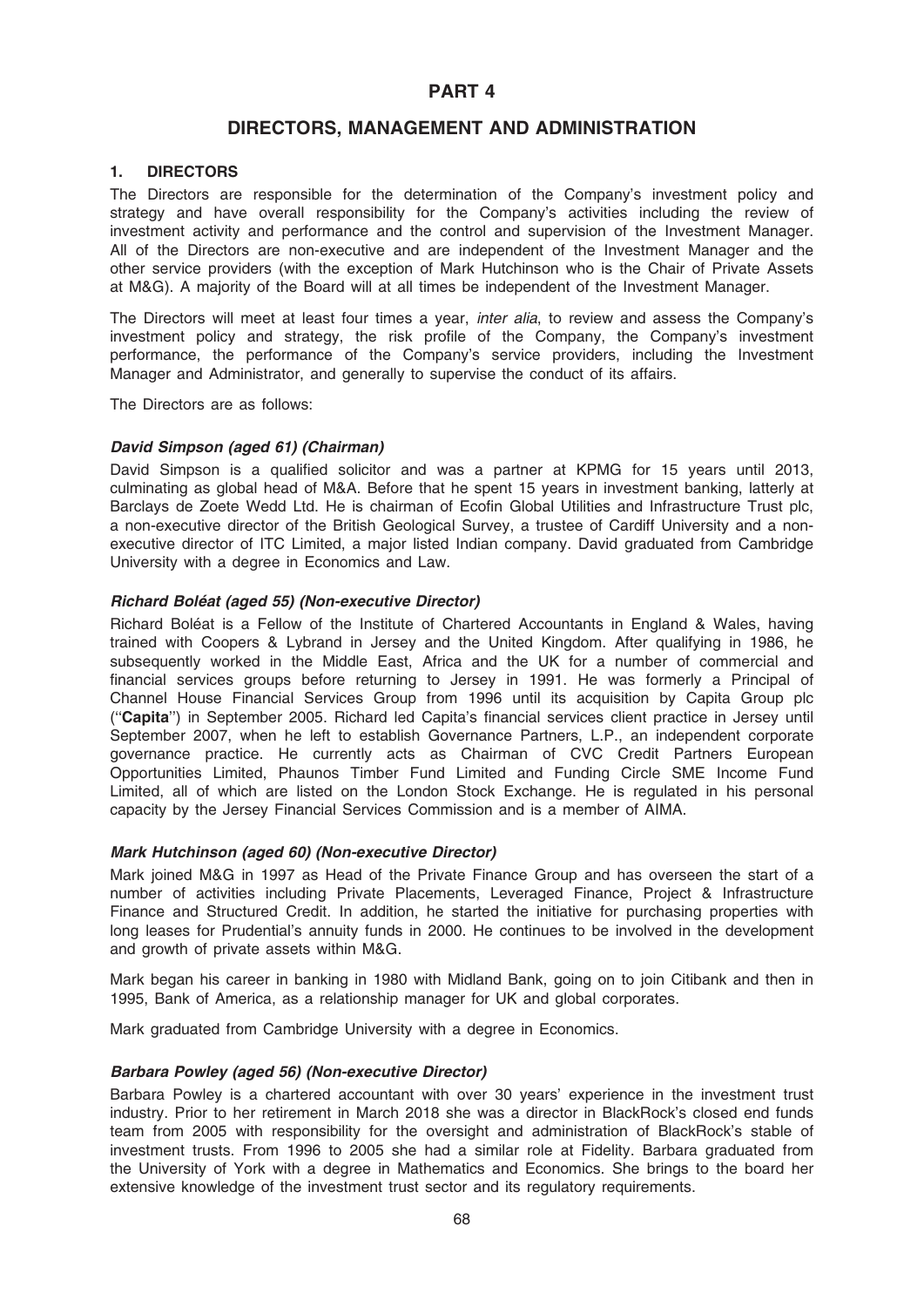# PART 4

## DIRECTORS, MANAGEMENT AND ADMINISTRATION

### 1. DIRECTORS

The Directors are responsible for the determination of the Company's investment policy and strategy and have overall responsibility for the Company's activities including the review of investment activity and performance and the control and supervision of the Investment Manager. All of the Directors are non-executive and are independent of the Investment Manager and the other service providers (with the exception of Mark Hutchinson who is the Chair of Private Assets at M&G). A majority of the Board will at all times be independent of the Investment Manager.

The Directors will meet at least four times a year, *inter alia*, to review and assess the Company's investment policy and strategy, the risk profile of the Company, the Company's investment performance, the performance of the Company's service providers, including the Investment Manager and Administrator, and generally to supervise the conduct of its affairs.

The Directors are as follows:

***David Simpson (aged 61) (Chairman)***

David Simpson is a qualified solicitor and was a partner at KPMG for 15 years until 2013, culminating as global head of M&A. Before that he spent 15 years in investment banking, latterly at Barclays de Zoete Wedd Ltd. He is chairman of Ecofin Global Utilities and Infrastructure Trust plc, a non-executive director of the British Geological Survey, a trustee of Cardiff University and a non-executive director of ITC Limited, a major listed Indian company. David graduated from Cambridge University with a degree in Economics and Law.

***Richard Boléat (aged 55) (Non-executive Director)***

Richard Boléat is a Fellow of the Institute of Chartered Accountants in England & Wales, having trained with Coopers & Lybrand in Jersey and the United Kingdom. After qualifying in 1986, he subsequently worked in the Middle East, Africa and the UK for a number of commercial and financial services groups before returning to Jersey in 1991. He was formerly a Principal of Channel House Financial Services Group from 1996 until its acquisition by Capita Group plc ("**Capita**") in September 2005. Richard led Capita's financial services client practice in Jersey until September 2007, when he left to establish Governance Partners, L.P., an independent corporate governance practice. He currently acts as Chairman of CVC Credit Partners European Opportunities Limited, Phaunos Timber Fund Limited and Funding Circle SME Income Fund Limited, all of which are listed on the London Stock Exchange. He is regulated in his personal capacity by the Jersey Financial Services Commission and is a member of AIMA.

***Mark Hutchinson (aged 60) (Non-executive Director)***

Mark joined M&G in 1997 as Head of the Private Finance Group and has overseen the start of a number of activities including Private Placements, Leveraged Finance, Project & Infrastructure Finance and Structured Credit. In addition, he started the initiative for purchasing properties with long leases for Prudential's annuity funds in 2000. He continues to be involved in the development and growth of private assets within M&G.

Mark began his career in banking in 1980 with Midland Bank, going on to join Citibank and then in 1995, Bank of America, as a relationship manager for UK and global corporates.

Mark graduated from Cambridge University with a degree in Economics.

***Barbara Powley (aged 56) (Non-executive Director)***

Barbara Powley is a chartered accountant with over 30 years' experience in the investment trust industry. Prior to her retirement in March 2018 she was a director in BlackRock's closed end funds team from 2005 with responsibility for the oversight and administration of BlackRock's stable of investment trusts. From 1996 to 2005 she had a similar role at Fidelity. Barbara graduated from the University of York with a degree in Mathematics and Economics. She brings to the board her extensive knowledge of the investment trust sector and its regulatory requirements.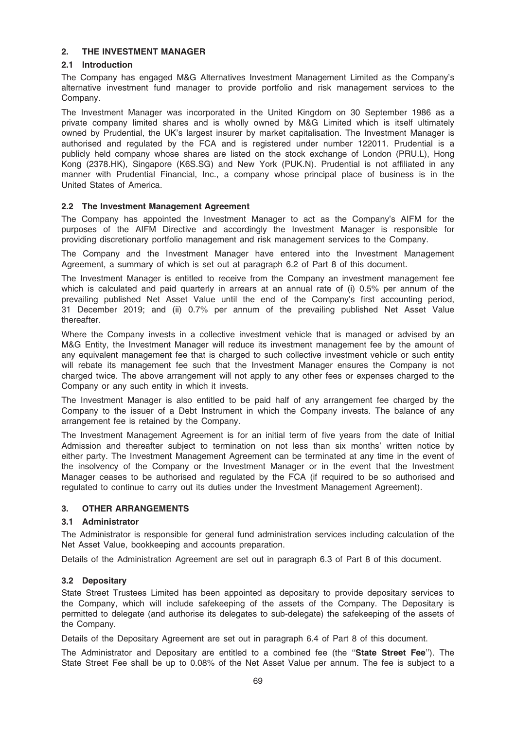## 2. THE INVESTMENT MANAGER

### 2.1 Introduction

The Company has engaged M&G Alternatives Investment Management Limited as the Company's alternative investment fund manager to provide portfolio and risk management services to the Company.

The Investment Manager was incorporated in the United Kingdom on 30 September 1986 as a private company limited shares and is wholly owned by M&G Limited which is itself ultimately owned by Prudential, the UK's largest insurer by market capitalisation. The Investment Manager is authorised and regulated by the FCA and is registered under number 122011. Prudential is a publicly held company whose shares are listed on the stock exchange of London (PRU.L), Hong Kong (2378.HK), Singapore (K6S.SG) and New York (PUK.N). Prudential is not affiliated in any manner with Prudential Financial, Inc., a company whose principal place of business is in the United States of America.

### 2.2 The Investment Management Agreement

The Company has appointed the Investment Manager to act as the Company's AIFM for the purposes of the AIFM Directive and accordingly the Investment Manager is responsible for providing discretionary portfolio management and risk management services to the Company.

The Company and the Investment Manager have entered into the Investment Management Agreement, a summary of which is set out at paragraph 6.2 of Part 8 of this document.

The Investment Manager is entitled to receive from the Company an investment management fee which is calculated and paid quarterly in arrears at an annual rate of (i) 0.5% per annum of the prevailing published Net Asset Value until the end of the Company's first accounting period, 31 December 2019; and (ii) 0.7% per annum of the prevailing published Net Asset Value thereafter.

Where the Company invests in a collective investment vehicle that is managed or advised by an M&G Entity, the Investment Manager will reduce its investment management fee by the amount of any equivalent management fee that is charged to such collective investment vehicle or such entity will rebate its management fee such that the Investment Manager ensures the Company is not charged twice. The above arrangement will not apply to any other fees or expenses charged to the Company or any such entity in which it invests.

The Investment Manager is also entitled to be paid half of any arrangement fee charged by the Company to the issuer of a Debt Instrument in which the Company invests. The balance of any arrangement fee is retained by the Company.

The Investment Management Agreement is for an initial term of five years from the date of Initial Admission and thereafter subject to termination on not less than six months' written notice by either party. The Investment Management Agreement can be terminated at any time in the event of the insolvency of the Company or the Investment Manager or in the event that the Investment Manager ceases to be authorised and regulated by the FCA (if required to be so authorised and regulated to continue to carry out its duties under the Investment Management Agreement).

## 3. OTHER ARRANGEMENTS

### 3.1 Administrator

The Administrator is responsible for general fund administration services including calculation of the Net Asset Value, bookkeeping and accounts preparation.

Details of the Administration Agreement are set out in paragraph 6.3 of Part 8 of this document.

### 3.2 Depositary

State Street Trustees Limited has been appointed as depositary to provide depositary services to the Company, which will include safekeeping of the assets of the Company. The Depositary is permitted to delegate (and authorise its delegates to sub-delegate) the safekeeping of the assets of the Company.

Details of the Depositary Agreement are set out in paragraph 6.4 of Part 8 of this document.

The Administrator and Depositary are entitled to a combined fee (the "**State Street Fee**"). The State Street Fee shall be up to 0.08% of the Net Asset Value per annum. The fee is subject to a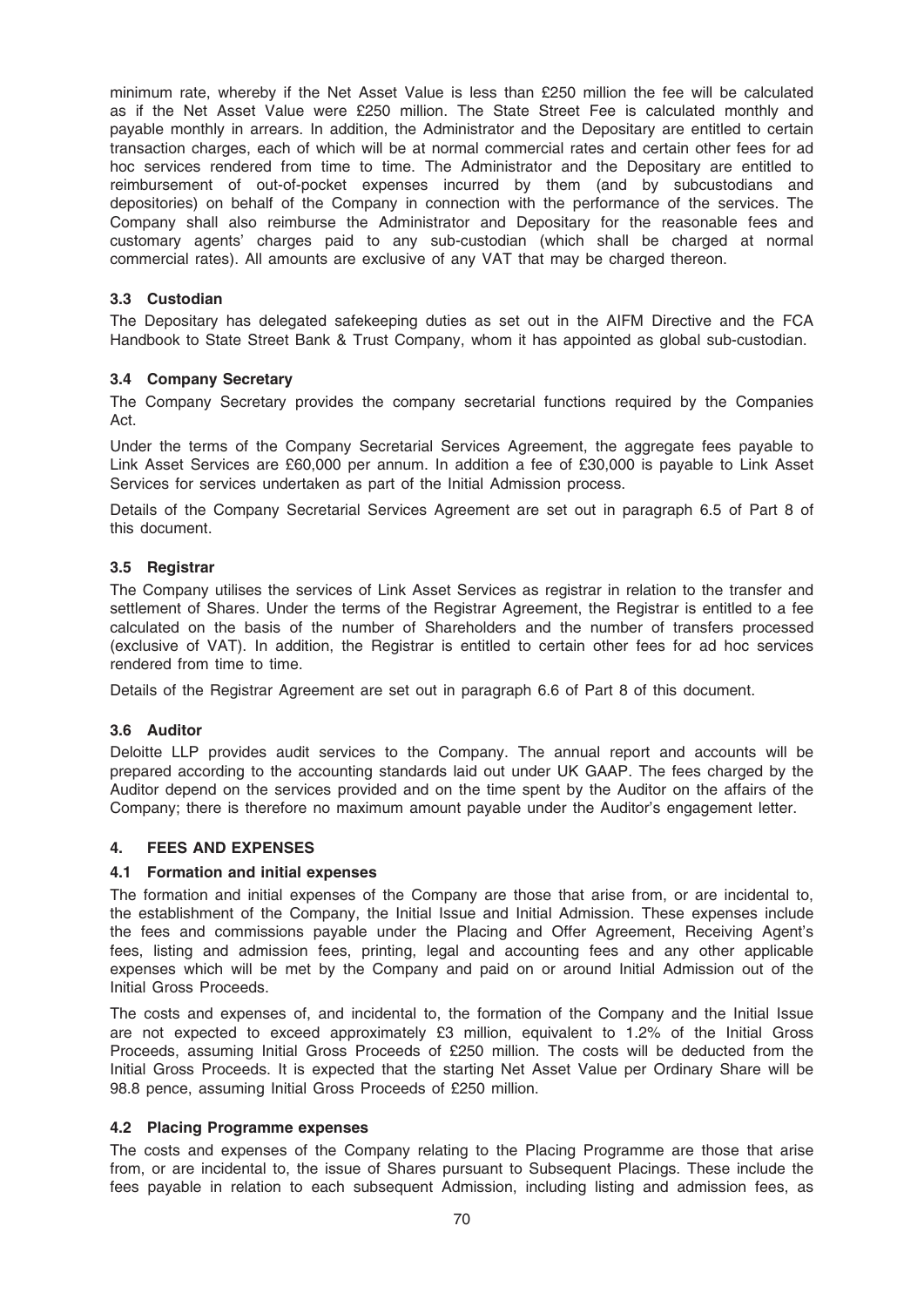minimum rate, whereby if the Net Asset Value is less than £250 million the fee will be calculated as if the Net Asset Value were £250 million. The State Street Fee is calculated monthly and payable monthly in arrears. In addition, the Administrator and the Depositary are entitled to certain transaction charges, each of which will be at normal commercial rates and certain other fees for ad hoc services rendered from time to time. The Administrator and the Depositary are entitled to reimbursement of out-of-pocket expenses incurred by them (and by subcustodians and depositories) on behalf of the Company in connection with the performance of the services. The Company shall also reimburse the Administrator and Depositary for the reasonable fees and customary agents' charges paid to any sub-custodian (which shall be charged at normal commercial rates). All amounts are exclusive of any VAT that may be charged thereon.

### 3.3 Custodian

The Depositary has delegated safekeeping duties as set out in the AIFM Directive and the FCA Handbook to State Street Bank & Trust Company, whom it has appointed as global sub-custodian.

### 3.4 Company Secretary

The Company Secretary provides the company secretarial functions required by the Companies Act.

Under the terms of the Company Secretarial Services Agreement, the aggregate fees payable to Link Asset Services are £60,000 per annum. In addition a fee of £30,000 is payable to Link Asset Services for services undertaken as part of the Initial Admission process.

Details of the Company Secretarial Services Agreement are set out in paragraph 6.5 of Part 8 of this document.

### 3.5 Registrar

The Company utilises the services of Link Asset Services as registrar in relation to the transfer and settlement of Shares. Under the terms of the Registrar Agreement, the Registrar is entitled to a fee calculated on the basis of the number of Shareholders and the number of transfers processed (exclusive of VAT). In addition, the Registrar is entitled to certain other fees for ad hoc services rendered from time to time.

Details of the Registrar Agreement are set out in paragraph 6.6 of Part 8 of this document.

### 3.6 Auditor

Deloitte LLP provides audit services to the Company. The annual report and accounts will be prepared according to the accounting standards laid out under UK GAAP. The fees charged by the Auditor depend on the services provided and on the time spent by the Auditor on the affairs of the Company; there is therefore no maximum amount payable under the Auditor's engagement letter.

## 4. FEES AND EXPENSES

### 4.1 Formation and initial expenses

The formation and initial expenses of the Company are those that arise from, or are incidental to, the establishment of the Company, the Initial Issue and Initial Admission. These expenses include the fees and commissions payable under the Placing and Offer Agreement, Receiving Agent's fees, listing and admission fees, printing, legal and accounting fees and any other applicable expenses which will be met by the Company and paid on or around Initial Admission out of the Initial Gross Proceeds.

The costs and expenses of, and incidental to, the formation of the Company and the Initial Issue are not expected to exceed approximately £3 million, equivalent to 1.2% of the Initial Gross Proceeds, assuming Initial Gross Proceeds of £250 million. The costs will be deducted from the Initial Gross Proceeds. It is expected that the starting Net Asset Value per Ordinary Share will be 98.8 pence, assuming Initial Gross Proceeds of £250 million.

### 4.2 Placing Programme expenses

The costs and expenses of the Company relating to the Placing Programme are those that arise from, or are incidental to, the issue of Shares pursuant to Subsequent Placings. These include the fees payable in relation to each subsequent Admission, including listing and admission fees, as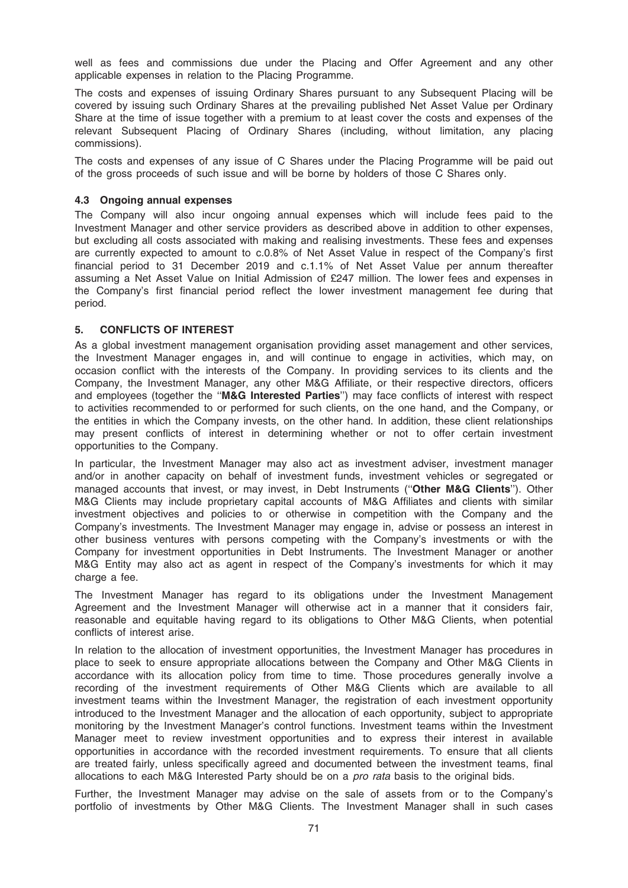well as fees and commissions due under the Placing and Offer Agreement and any other applicable expenses in relation to the Placing Programme.

The costs and expenses of issuing Ordinary Shares pursuant to any Subsequent Placing will be covered by issuing such Ordinary Shares at the prevailing published Net Asset Value per Ordinary Share at the time of issue together with a premium to at least cover the costs and expenses of the relevant Subsequent Placing of Ordinary Shares (including, without limitation, any placing commissions).

The costs and expenses of any issue of C Shares under the Placing Programme will be paid out of the gross proceeds of such issue and will be borne by holders of those C Shares only.

### 4.3 Ongoing annual expenses

The Company will also incur ongoing annual expenses which will include fees paid to the Investment Manager and other service providers as described above in addition to other expenses, but excluding all costs associated with making and realising investments. These fees and expenses are currently expected to amount to c.0.8% of Net Asset Value in respect of the Company's first financial period to 31 December 2019 and c.1.1% of Net Asset Value per annum thereafter assuming a Net Asset Value on Initial Admission of £247 million. The lower fees and expenses in the Company's first financial period reflect the lower investment management fee during that period.

## 5. CONFLICTS OF INTEREST

As a global investment management organisation providing asset management and other services, the Investment Manager engages in, and will continue to engage in activities, which may, on occasion conflict with the interests of the Company. In providing services to its clients and the Company, the Investment Manager, any other M&G Affiliate, or their respective directors, officers and employees (together the "**M&G Interested Parties**") may face conflicts of interest with respect to activities recommended to or performed for such clients, on the one hand, and the Company, or the entities in which the Company invests, on the other hand. In addition, these client relationships may present conflicts of interest in determining whether or not to offer certain investment opportunities to the Company.

In particular, the Investment Manager may also act as investment adviser, investment manager and/or in another capacity on behalf of investment funds, investment vehicles or segregated or managed accounts that invest, or may invest, in Debt Instruments ("**Other M&G Clients**"). Other M&G Clients may include proprietary capital accounts of M&G Affiliates and clients with similar investment objectives and policies to or otherwise in competition with the Company and the Company's investments. The Investment Manager may engage in, advise or possess an interest in other business ventures with persons competing with the Company's investments or with the Company for investment opportunities in Debt Instruments. The Investment Manager or another M&G Entity may also act as agent in respect of the Company's investments for which it may charge a fee.

The Investment Manager has regard to its obligations under the Investment Management Agreement and the Investment Manager will otherwise act in a manner that it considers fair, reasonable and equitable having regard to its obligations to Other M&G Clients, when potential conflicts of interest arise.

In relation to the allocation of investment opportunities, the Investment Manager has procedures in place to seek to ensure appropriate allocations between the Company and Other M&G Clients in accordance with its allocation policy from time to time. Those procedures generally involve a recording of the investment requirements of Other M&G Clients which are available to all investment teams within the Investment Manager, the registration of each investment opportunity introduced to the Investment Manager and the allocation of each opportunity, subject to appropriate monitoring by the Investment Manager's control functions. Investment teams within the Investment Manager meet to review investment opportunities and to express their interest in available opportunities in accordance with the recorded investment requirements. To ensure that all clients are treated fairly, unless specifically agreed and documented between the investment teams, final allocations to each M&G Interested Party should be on a *pro rata* basis to the original bids.

Further, the Investment Manager may advise on the sale of assets from or to the Company's portfolio of investments by Other M&G Clients. The Investment Manager shall in such cases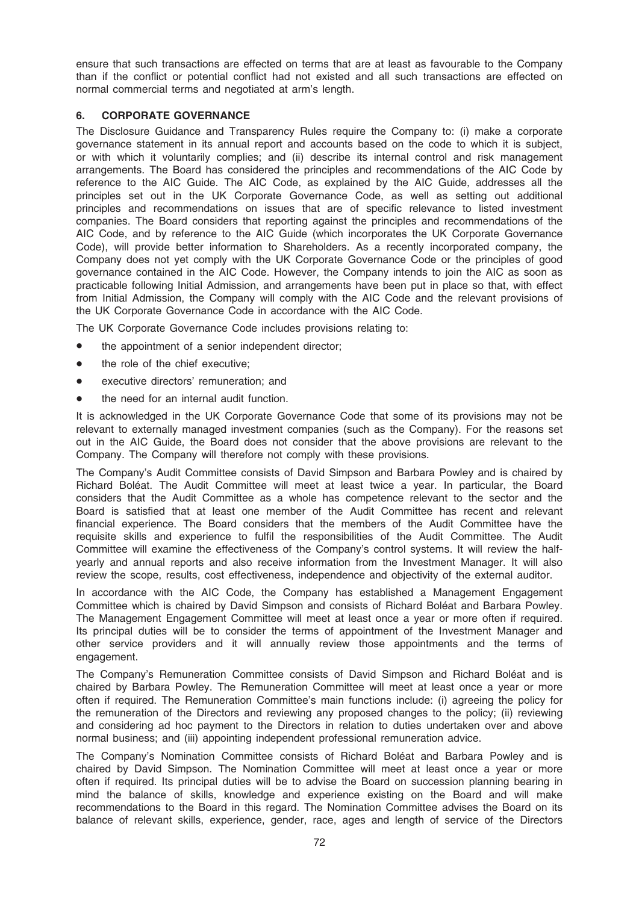ensure that such transactions are effected on terms that are at least as favourable to the Company than if the conflict or potential conflict had not existed and all such transactions are effected on normal commercial terms and negotiated at arm's length.

## 6. CORPORATE GOVERNANCE

The Disclosure Guidance and Transparency Rules require the Company to: (i) make a corporate governance statement in its annual report and accounts based on the code to which it is subject, or with which it voluntarily complies; and (ii) describe its internal control and risk management arrangements. The Board has considered the principles and recommendations of the AIC Code by reference to the AIC Guide. The AIC Code, as explained by the AIC Guide, addresses all the principles set out in the UK Corporate Governance Code, as well as setting out additional principles and recommendations on issues that are of specific relevance to listed investment companies. The Board considers that reporting against the principles and recommendations of the AIC Code, and by reference to the AIC Guide (which incorporates the UK Corporate Governance Code), will provide better information to Shareholders. As a recently incorporated company, the Company does not yet comply with the UK Corporate Governance Code or the principles of good governance contained in the AIC Code. However, the Company intends to join the AIC as soon as practicable following Initial Admission, and arrangements have been put in place so that, with effect from Initial Admission, the Company will comply with the AIC Code and the relevant provisions of the UK Corporate Governance Code in accordance with the AIC Code.

The UK Corporate Governance Code includes provisions relating to:

- the appointment of a senior independent director;
- the role of the chief executive;
- executive directors' remuneration; and
- the need for an internal audit function.

It is acknowledged in the UK Corporate Governance Code that some of its provisions may not be relevant to externally managed investment companies (such as the Company). For the reasons set out in the AIC Guide, the Board does not consider that the above provisions are relevant to the Company. The Company will therefore not comply with these provisions.

The Company's Audit Committee consists of David Simpson and Barbara Powley and is chaired by Richard Boléat. The Audit Committee will meet at least twice a year. In particular, the Board considers that the Audit Committee as a whole has competence relevant to the sector and the Board is satisfied that at least one member of the Audit Committee has recent and relevant financial experience. The Board considers that the members of the Audit Committee have the requisite skills and experience to fulfil the responsibilities of the Audit Committee. The Audit Committee will examine the effectiveness of the Company's control systems. It will review the half-yearly and annual reports and also receive information from the Investment Manager. It will also review the scope, results, cost effectiveness, independence and objectivity of the external auditor.

In accordance with the AIC Code, the Company has established a Management Engagement Committee which is chaired by David Simpson and consists of Richard Boléat and Barbara Powley. The Management Engagement Committee will meet at least once a year or more often if required. Its principal duties will be to consider the terms of appointment of the Investment Manager and other service providers and it will annually review those appointments and the terms of engagement.

The Company's Remuneration Committee consists of David Simpson and Richard Boléat and is chaired by Barbara Powley. The Remuneration Committee will meet at least once a year or more often if required. The Remuneration Committee's main functions include: (i) agreeing the policy for the remuneration of the Directors and reviewing any proposed changes to the policy; (ii) reviewing and considering ad hoc payment to the Directors in relation to duties undertaken over and above normal business; and (iii) appointing independent professional remuneration advice.

The Company's Nomination Committee consists of Richard Boléat and Barbara Powley and is chaired by David Simpson. The Nomination Committee will meet at least once a year or more often if required. Its principal duties will be to advise the Board on succession planning bearing in mind the balance of skills, knowledge and experience existing on the Board and will make recommendations to the Board in this regard. The Nomination Committee advises the Board on its balance of relevant skills, experience, gender, race, ages and length of service of the Directors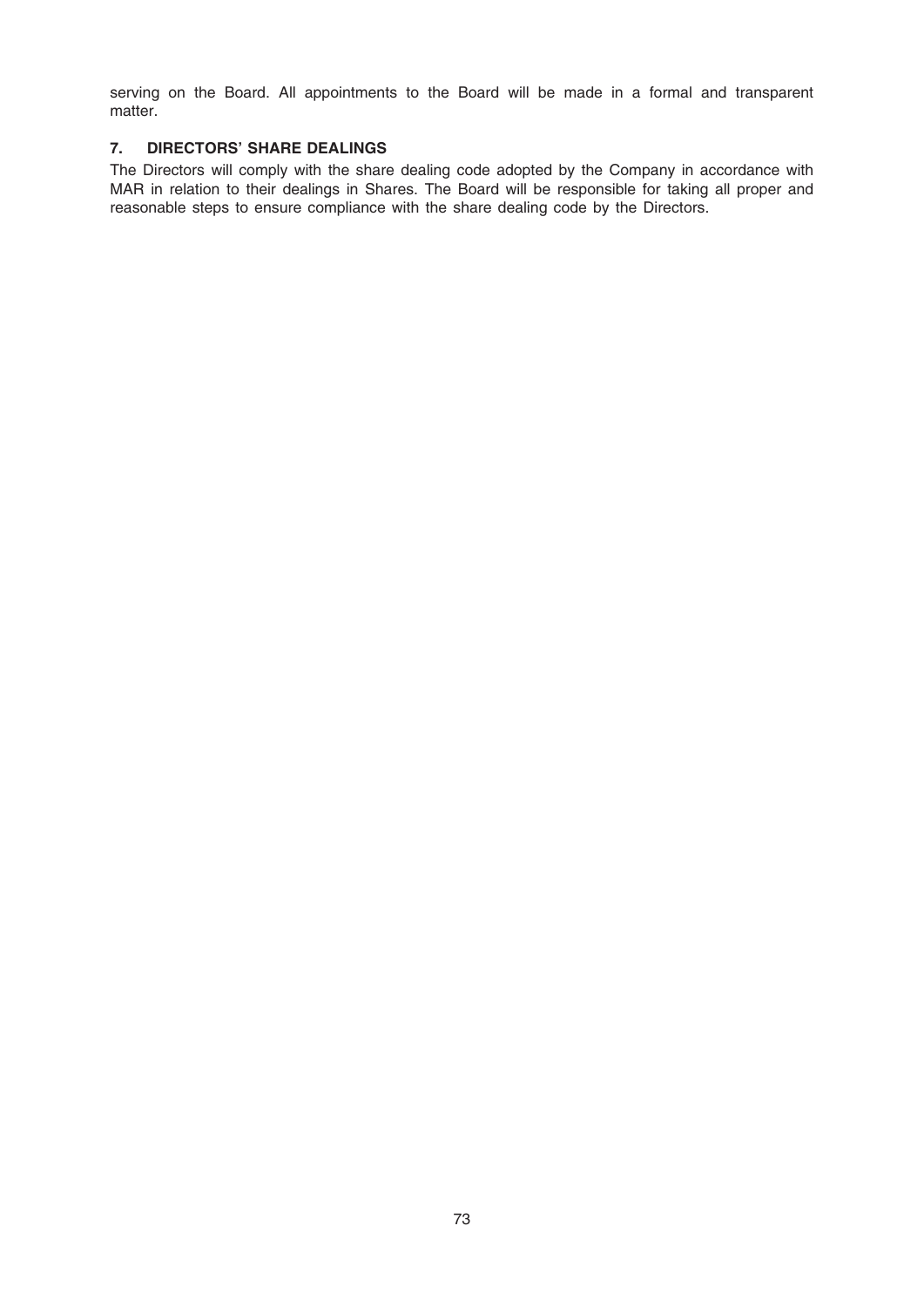serving on the Board. All appointments to the Board will be made in a formal and transparent matter.

## 7. DIRECTORS' SHARE DEALINGS

The Directors will comply with the share dealing code adopted by the Company in accordance with MAR in relation to their dealings in Shares. The Board will be responsible for taking all proper and reasonable steps to ensure compliance with the share dealing code by the Directors.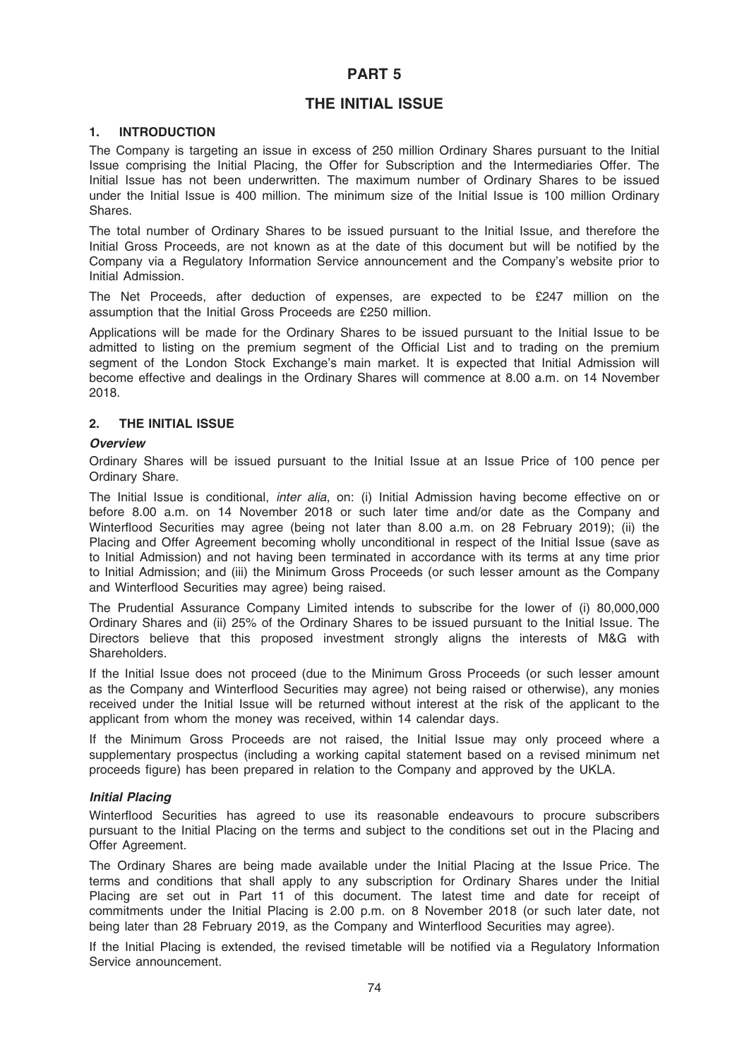# PART 5

# THE INITIAL ISSUE

## 1. INTRODUCTION

The Company is targeting an issue in excess of 250 million Ordinary Shares pursuant to the Initial Issue comprising the Initial Placing, the Offer for Subscription and the Intermediaries Offer. The Initial Issue has not been underwritten. The maximum number of Ordinary Shares to be issued under the Initial Issue is 400 million. The minimum size of the Initial Issue is 100 million Ordinary Shares.

The total number of Ordinary Shares to be issued pursuant to the Initial Issue, and therefore the Initial Gross Proceeds, are not known as at the date of this document but will be notified by the Company via a Regulatory Information Service announcement and the Company's website prior to Initial Admission.

The Net Proceeds, after deduction of expenses, are expected to be £247 million on the assumption that the Initial Gross Proceeds are £250 million.

Applications will be made for the Ordinary Shares to be issued pursuant to the Initial Issue to be admitted to listing on the premium segment of the Official List and to trading on the premium segment of the London Stock Exchange's main market. It is expected that Initial Admission will become effective and dealings in the Ordinary Shares will commence at 8.00 a.m. on 14 November 2018.

## 2. THE INITIAL ISSUE

### *Overview*

Ordinary Shares will be issued pursuant to the Initial Issue at an Issue Price of 100 pence per Ordinary Share.

The Initial Issue is conditional, *inter alia*, on: (i) Initial Admission having become effective on or before 8.00 a.m. on 14 November 2018 or such later time and/or date as the Company and Winterflood Securities may agree (being not later than 8.00 a.m. on 28 February 2019); (ii) the Placing and Offer Agreement becoming wholly unconditional in respect of the Initial Issue (save as to Initial Admission) and not having been terminated in accordance with its terms at any time prior to Initial Admission; and (iii) the Minimum Gross Proceeds (or such lesser amount as the Company and Winterflood Securities may agree) being raised.

The Prudential Assurance Company Limited intends to subscribe for the lower of (i) 80,000,000 Ordinary Shares and (ii) 25% of the Ordinary Shares to be issued pursuant to the Initial Issue. The Directors believe that this proposed investment strongly aligns the interests of M&G with Shareholders.

If the Initial Issue does not proceed (due to the Minimum Gross Proceeds (or such lesser amount as the Company and Winterflood Securities may agree) not being raised or otherwise), any monies received under the Initial Issue will be returned without interest at the risk of the applicant to the applicant from whom the money was received, within 14 calendar days.

If the Minimum Gross Proceeds are not raised, the Initial Issue may only proceed where a supplementary prospectus (including a working capital statement based on a revised minimum net proceeds figure) has been prepared in relation to the Company and approved by the UKLA.

### *Initial Placing*

Winterflood Securities has agreed to use its reasonable endeavours to procure subscribers pursuant to the Initial Placing on the terms and subject to the conditions set out in the Placing and Offer Agreement.

The Ordinary Shares are being made available under the Initial Placing at the Issue Price. The terms and conditions that shall apply to any subscription for Ordinary Shares under the Initial Placing are set out in Part 11 of this document. The latest time and date for receipt of commitments under the Initial Placing is 2.00 p.m. on 8 November 2018 (or such later date, not being later than 28 February 2019, as the Company and Winterflood Securities may agree).

If the Initial Placing is extended, the revised timetable will be notified via a Regulatory Information Service announcement.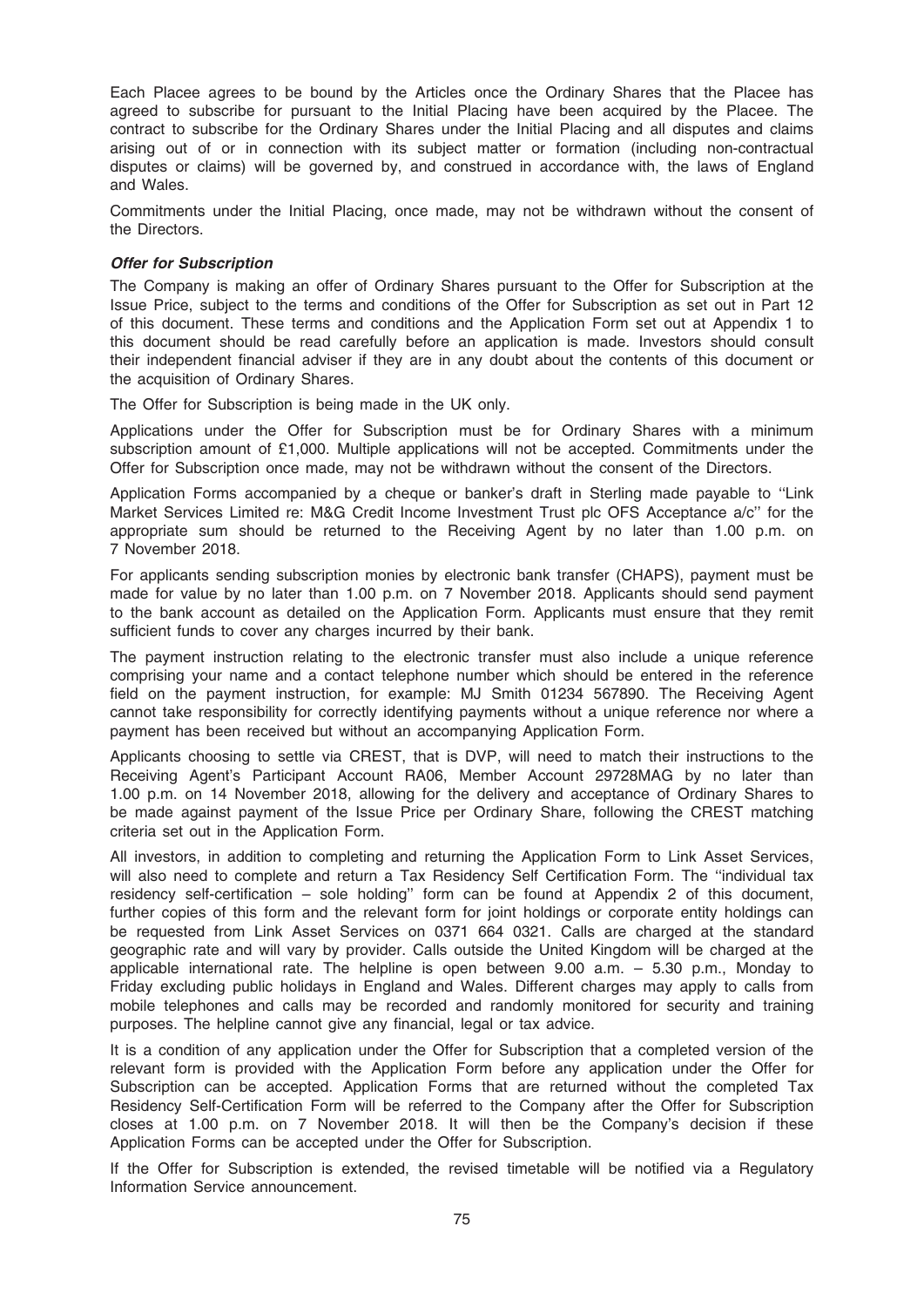Each Placee agrees to be bound by the Articles once the Ordinary Shares that the Placee has agreed to subscribe for pursuant to the Initial Placing have been acquired by the Placee. The contract to subscribe for the Ordinary Shares under the Initial Placing and all disputes and claims arising out of or in connection with its subject matter or formation (including non-contractual disputes or claims) will be governed by, and construed in accordance with, the laws of England and Wales.

Commitments under the Initial Placing, once made, may not be withdrawn without the consent of the Directors.

***Offer for Subscription***

The Company is making an offer of Ordinary Shares pursuant to the Offer for Subscription at the Issue Price, subject to the terms and conditions of the Offer for Subscription as set out in Part 12 of this document. These terms and conditions and the Application Form set out at Appendix 1 to this document should be read carefully before an application is made. Investors should consult their independent financial adviser if they are in any doubt about the contents of this document or the acquisition of Ordinary Shares.

The Offer for Subscription is being made in the UK only.

Applications under the Offer for Subscription must be for Ordinary Shares with a minimum subscription amount of £1,000. Multiple applications will not be accepted. Commitments under the Offer for Subscription once made, may not be withdrawn without the consent of the Directors.

Application Forms accompanied by a cheque or banker's draft in Sterling made payable to ''Link Market Services Limited re: M&G Credit Income Investment Trust plc OFS Acceptance a/c'' for the appropriate sum should be returned to the Receiving Agent by no later than 1.00 p.m. on 7 November 2018.

For applicants sending subscription monies by electronic bank transfer (CHAPS), payment must be made for value by no later than 1.00 p.m. on 7 November 2018. Applicants should send payment to the bank account as detailed on the Application Form. Applicants must ensure that they remit sufficient funds to cover any charges incurred by their bank.

The payment instruction relating to the electronic transfer must also include a unique reference comprising your name and a contact telephone number which should be entered in the reference field on the payment instruction, for example: MJ Smith 01234 567890. The Receiving Agent cannot take responsibility for correctly identifying payments without a unique reference nor where a payment has been received but without an accompanying Application Form.

Applicants choosing to settle via CREST, that is DVP, will need to match their instructions to the Receiving Agent's Participant Account RA06, Member Account 29728MAG by no later than 1.00 p.m. on 14 November 2018, allowing for the delivery and acceptance of Ordinary Shares to be made against payment of the Issue Price per Ordinary Share, following the CREST matching criteria set out in the Application Form.

All investors, in addition to completing and returning the Application Form to Link Asset Services, will also need to complete and return a Tax Residency Self Certification Form. The ''individual tax residency self-certification – sole holding'' form can be found at Appendix 2 of this document, further copies of this form and the relevant form for joint holdings or corporate entity holdings can be requested from Link Asset Services on 0371 664 0321. Calls are charged at the standard geographic rate and will vary by provider. Calls outside the United Kingdom will be charged at the applicable international rate. The helpline is open between 9.00 a.m. – 5.30 p.m., Monday to Friday excluding public holidays in England and Wales. Different charges may apply to calls from mobile telephones and calls may be recorded and randomly monitored for security and training purposes. The helpline cannot give any financial, legal or tax advice.

It is a condition of any application under the Offer for Subscription that a completed version of the relevant form is provided with the Application Form before any application under the Offer for Subscription can be accepted. Application Forms that are returned without the completed Tax Residency Self-Certification Form will be referred to the Company after the Offer for Subscription closes at 1.00 p.m. on 7 November 2018. It will then be the Company's decision if these Application Forms can be accepted under the Offer for Subscription.

If the Offer for Subscription is extended, the revised timetable will be notified via a Regulatory Information Service announcement.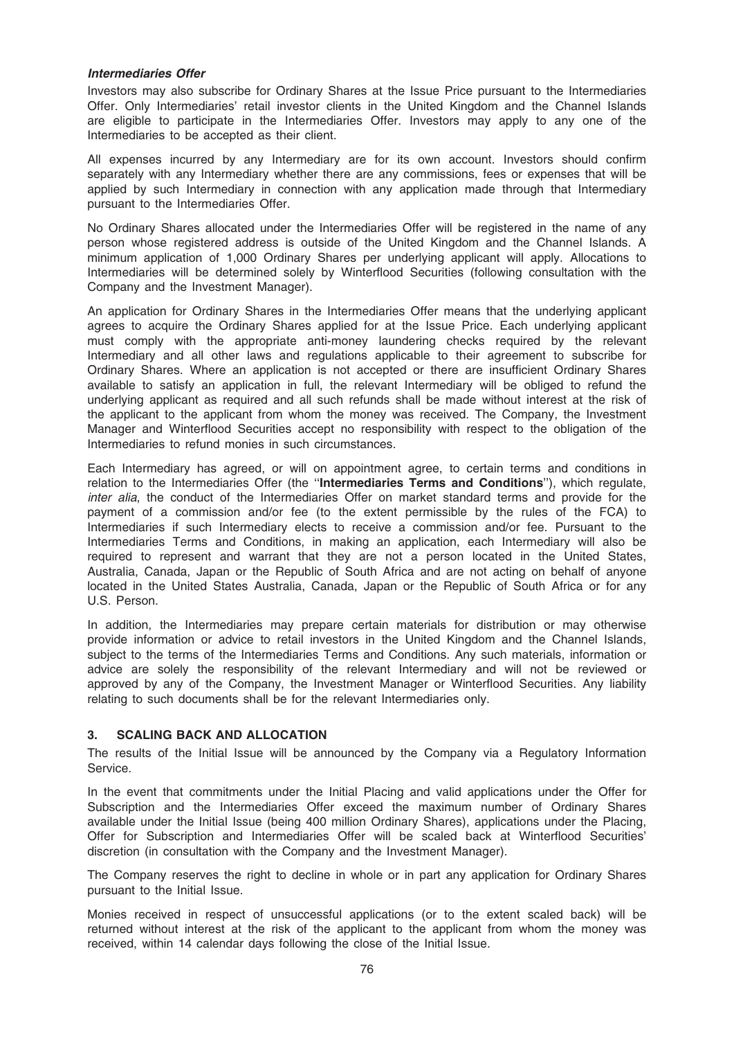### *Intermediaries Offer*

Investors may also subscribe for Ordinary Shares at the Issue Price pursuant to the Intermediaries Offer. Only Intermediaries' retail investor clients in the United Kingdom and the Channel Islands are eligible to participate in the Intermediaries Offer. Investors may apply to any one of the Intermediaries to be accepted as their client.

All expenses incurred by any Intermediary are for its own account. Investors should confirm separately with any Intermediary whether there are any commissions, fees or expenses that will be applied by such Intermediary in connection with any application made through that Intermediary pursuant to the Intermediaries Offer.

No Ordinary Shares allocated under the Intermediaries Offer will be registered in the name of any person whose registered address is outside of the United Kingdom and the Channel Islands. A minimum application of 1,000 Ordinary Shares per underlying applicant will apply. Allocations to Intermediaries will be determined solely by Winterflood Securities (following consultation with the Company and the Investment Manager).

An application for Ordinary Shares in the Intermediaries Offer means that the underlying applicant agrees to acquire the Ordinary Shares applied for at the Issue Price. Each underlying applicant must comply with the appropriate anti-money laundering checks required by the relevant Intermediary and all other laws and regulations applicable to their agreement to subscribe for Ordinary Shares. Where an application is not accepted or there are insufficient Ordinary Shares available to satisfy an application in full, the relevant Intermediary will be obliged to refund the underlying applicant as required and all such refunds shall be made without interest at the risk of the applicant to the applicant from whom the money was received. The Company, the Investment Manager and Winterflood Securities accept no responsibility with respect to the obligation of the Intermediaries to refund monies in such circumstances.

Each Intermediary has agreed, or will on appointment agree, to certain terms and conditions in relation to the Intermediaries Offer (the ''**Intermediaries Terms and Conditions**''), which regulate, *inter alia*, the conduct of the Intermediaries Offer on market standard terms and provide for the payment of a commission and/or fee (to the extent permissible by the rules of the FCA) to Intermediaries if such Intermediary elects to receive a commission and/or fee. Pursuant to the Intermediaries Terms and Conditions, in making an application, each Intermediary will also be required to represent and warrant that they are not a person located in the United States, Australia, Canada, Japan or the Republic of South Africa and are not acting on behalf of anyone located in the United States Australia, Canada, Japan or the Republic of South Africa or for any U.S. Person.

In addition, the Intermediaries may prepare certain materials for distribution or may otherwise provide information or advice to retail investors in the United Kingdom and the Channel Islands, subject to the terms of the Intermediaries Terms and Conditions. Any such materials, information or advice are solely the responsibility of the relevant Intermediary and will not be reviewed or approved by any of the Company, the Investment Manager or Winterflood Securities. Any liability relating to such documents shall be for the relevant Intermediaries only.

## 3. SCALING BACK AND ALLOCATION

The results of the Initial Issue will be announced by the Company via a Regulatory Information Service.

In the event that commitments under the Initial Placing and valid applications under the Offer for Subscription and the Intermediaries Offer exceed the maximum number of Ordinary Shares available under the Initial Issue (being 400 million Ordinary Shares), applications under the Placing, Offer for Subscription and Intermediaries Offer will be scaled back at Winterflood Securities' discretion (in consultation with the Company and the Investment Manager).

The Company reserves the right to decline in whole or in part any application for Ordinary Shares pursuant to the Initial Issue.

Monies received in respect of unsuccessful applications (or to the extent scaled back) will be returned without interest at the risk of the applicant to the applicant from whom the money was received, within 14 calendar days following the close of the Initial Issue.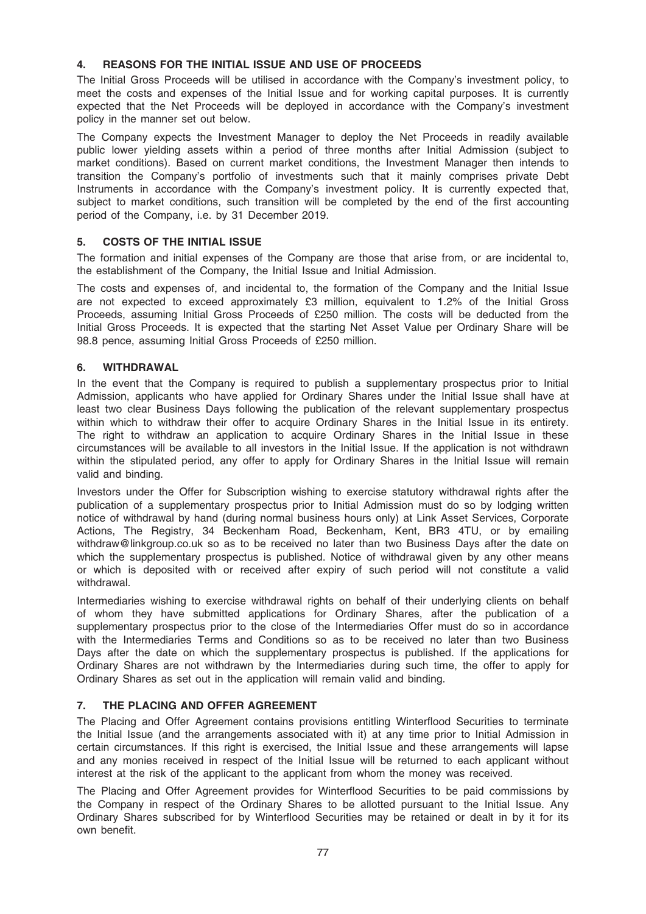## 4. REASONS FOR THE INITIAL ISSUE AND USE OF PROCEEDS

The Initial Gross Proceeds will be utilised in accordance with the Company's investment policy, to meet the costs and expenses of the Initial Issue and for working capital purposes. It is currently expected that the Net Proceeds will be deployed in accordance with the Company's investment policy in the manner set out below.

The Company expects the Investment Manager to deploy the Net Proceeds in readily available public lower yielding assets within a period of three months after Initial Admission (subject to market conditions). Based on current market conditions, the Investment Manager then intends to transition the Company's portfolio of investments such that it mainly comprises private Debt Instruments in accordance with the Company's investment policy. It is currently expected that, subject to market conditions, such transition will be completed by the end of the first accounting period of the Company, i.e. by 31 December 2019.

## 5. COSTS OF THE INITIAL ISSUE

The formation and initial expenses of the Company are those that arise from, or are incidental to, the establishment of the Company, the Initial Issue and Initial Admission.

The costs and expenses of, and incidental to, the formation of the Company and the Initial Issue are not expected to exceed approximately £3 million, equivalent to 1.2% of the Initial Gross Proceeds, assuming Initial Gross Proceeds of £250 million. The costs will be deducted from the Initial Gross Proceeds. It is expected that the starting Net Asset Value per Ordinary Share will be 98.8 pence, assuming Initial Gross Proceeds of £250 million.

## 6. WITHDRAWAL

In the event that the Company is required to publish a supplementary prospectus prior to Initial Admission, applicants who have applied for Ordinary Shares under the Initial Issue shall have at least two clear Business Days following the publication of the relevant supplementary prospectus within which to withdraw their offer to acquire Ordinary Shares in the Initial Issue in its entirety. The right to withdraw an application to acquire Ordinary Shares in the Initial Issue in these circumstances will be available to all investors in the Initial Issue. If the application is not withdrawn within the stipulated period, any offer to apply for Ordinary Shares in the Initial Issue will remain valid and binding.

Investors under the Offer for Subscription wishing to exercise statutory withdrawal rights after the publication of a supplementary prospectus prior to Initial Admission must do so by lodging written notice of withdrawal by hand (during normal business hours only) at Link Asset Services, Corporate Actions, The Registry, 34 Beckenham Road, Beckenham, Kent, BR3 4TU, or by emailing withdraw@linkgroup.co.uk so as to be received no later than two Business Days after the date on which the supplementary prospectus is published. Notice of withdrawal given by any other means or which is deposited with or received after expiry of such period will not constitute a valid withdrawal.

Intermediaries wishing to exercise withdrawal rights on behalf of their underlying clients on behalf of whom they have submitted applications for Ordinary Shares, after the publication of a supplementary prospectus prior to the close of the Intermediaries Offer must do so in accordance with the Intermediaries Terms and Conditions so as to be received no later than two Business Days after the date on which the supplementary prospectus is published. If the applications for Ordinary Shares are not withdrawn by the Intermediaries during such time, the offer to apply for Ordinary Shares as set out in the application will remain valid and binding.

## 7. THE PLACING AND OFFER AGREEMENT

The Placing and Offer Agreement contains provisions entitling Winterflood Securities to terminate the Initial Issue (and the arrangements associated with it) at any time prior to Initial Admission in certain circumstances. If this right is exercised, the Initial Issue and these arrangements will lapse and any monies received in respect of the Initial Issue will be returned to each applicant without interest at the risk of the applicant to the applicant from whom the money was received.

The Placing and Offer Agreement provides for Winterflood Securities to be paid commissions by the Company in respect of the Ordinary Shares to be allotted pursuant to the Initial Issue. Any Ordinary Shares subscribed for by Winterflood Securities may be retained or dealt in by it for its own benefit.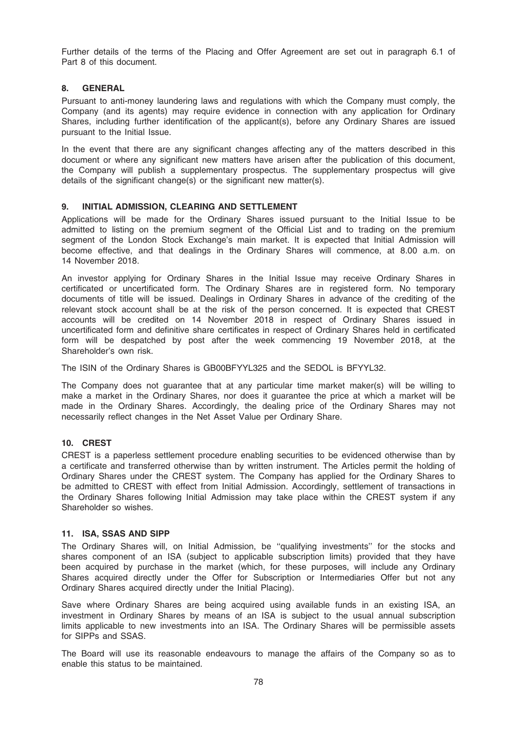Further details of the terms of the Placing and Offer Agreement are set out in paragraph 6.1 of Part 8 of this document.

## 8. GENERAL

Pursuant to anti-money laundering laws and regulations with which the Company must comply, the Company (and its agents) may require evidence in connection with any application for Ordinary Shares, including further identification of the applicant(s), before any Ordinary Shares are issued pursuant to the Initial Issue.

In the event that there are any significant changes affecting any of the matters described in this document or where any significant new matters have arisen after the publication of this document, the Company will publish a supplementary prospectus. The supplementary prospectus will give details of the significant change(s) or the significant new matter(s).

## 9. INITIAL ADMISSION, CLEARING AND SETTLEMENT

Applications will be made for the Ordinary Shares issued pursuant to the Initial Issue to be admitted to listing on the premium segment of the Official List and to trading on the premium segment of the London Stock Exchange's main market. It is expected that Initial Admission will become effective, and that dealings in the Ordinary Shares will commence, at 8.00 a.m. on 14 November 2018.

An investor applying for Ordinary Shares in the Initial Issue may receive Ordinary Shares in certificated or uncertificated form. The Ordinary Shares are in registered form. No temporary documents of title will be issued. Dealings in Ordinary Shares in advance of the crediting of the relevant stock account shall be at the risk of the person concerned. It is expected that CREST accounts will be credited on 14 November 2018 in respect of Ordinary Shares issued in uncertificated form and definitive share certificates in respect of Ordinary Shares held in certificated form will be despatched by post after the week commencing 19 November 2018, at the Shareholder's own risk.

The ISIN of the Ordinary Shares is GB00BFYYL325 and the SEDOL is BFYYL32.

The Company does not guarantee that at any particular time market maker(s) will be willing to make a market in the Ordinary Shares, nor does it guarantee the price at which a market will be made in the Ordinary Shares. Accordingly, the dealing price of the Ordinary Shares may not necessarily reflect changes in the Net Asset Value per Ordinary Share.

## 10. CREST

CREST is a paperless settlement procedure enabling securities to be evidenced otherwise than by a certificate and transferred otherwise than by written instrument. The Articles permit the holding of Ordinary Shares under the CREST system. The Company has applied for the Ordinary Shares to be admitted to CREST with effect from Initial Admission. Accordingly, settlement of transactions in the Ordinary Shares following Initial Admission may take place within the CREST system if any Shareholder so wishes.

## 11. ISA, SSAS AND SIPP

The Ordinary Shares will, on Initial Admission, be ''qualifying investments'' for the stocks and shares component of an ISA (subject to applicable subscription limits) provided that they have been acquired by purchase in the market (which, for these purposes, will include any Ordinary Shares acquired directly under the Offer for Subscription or Intermediaries Offer but not any Ordinary Shares acquired directly under the Initial Placing).

Save where Ordinary Shares are being acquired using available funds in an existing ISA, an investment in Ordinary Shares by means of an ISA is subject to the usual annual subscription limits applicable to new investments into an ISA. The Ordinary Shares will be permissible assets for SIPPs and SSAS.

The Board will use its reasonable endeavours to manage the affairs of the Company so as to enable this status to be maintained.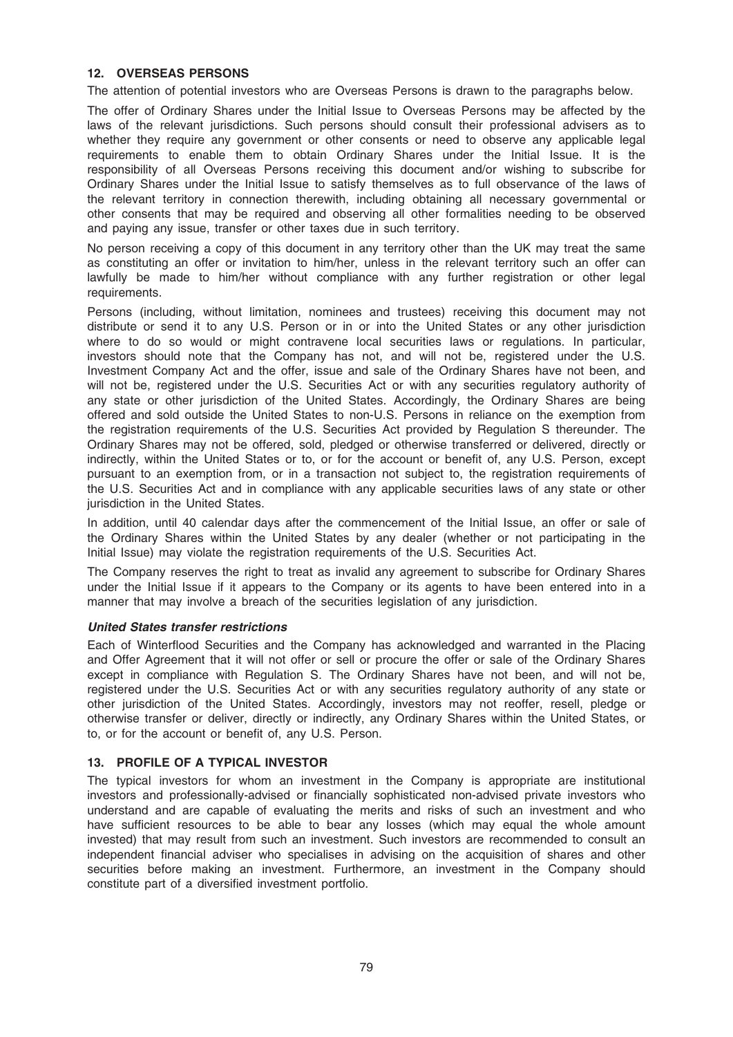## 12. OVERSEAS PERSONS

The attention of potential investors who are Overseas Persons is drawn to the paragraphs below.

The offer of Ordinary Shares under the Initial Issue to Overseas Persons may be affected by the laws of the relevant jurisdictions. Such persons should consult their professional advisers as to whether they require any government or other consents or need to observe any applicable legal requirements to enable them to obtain Ordinary Shares under the Initial Issue. It is the responsibility of all Overseas Persons receiving this document and/or wishing to subscribe for Ordinary Shares under the Initial Issue to satisfy themselves as to full observance of the laws of the relevant territory in connection therewith, including obtaining all necessary governmental or other consents that may be required and observing all other formalities needing to be observed and paying any issue, transfer or other taxes due in such territory.

No person receiving a copy of this document in any territory other than the UK may treat the same as constituting an offer or invitation to him/her, unless in the relevant territory such an offer can lawfully be made to him/her without compliance with any further registration or other legal requirements.

Persons (including, without limitation, nominees and trustees) receiving this document may not distribute or send it to any U.S. Person or in or into the United States or any other jurisdiction where to do so would or might contravene local securities laws or regulations. In particular, investors should note that the Company has not, and will not be, registered under the U.S. Investment Company Act and the offer, issue and sale of the Ordinary Shares have not been, and will not be, registered under the U.S. Securities Act or with any securities regulatory authority of any state or other jurisdiction of the United States. Accordingly, the Ordinary Shares are being offered and sold outside the United States to non-U.S. Persons in reliance on the exemption from the registration requirements of the U.S. Securities Act provided by Regulation S thereunder. The Ordinary Shares may not be offered, sold, pledged or otherwise transferred or delivered, directly or indirectly, within the United States or to, or for the account or benefit of, any U.S. Person, except pursuant to an exemption from, or in a transaction not subject to, the registration requirements of the U.S. Securities Act and in compliance with any applicable securities laws of any state or other jurisdiction in the United States.

In addition, until 40 calendar days after the commencement of the Initial Issue, an offer or sale of the Ordinary Shares within the United States by any dealer (whether or not participating in the Initial Issue) may violate the registration requirements of the U.S. Securities Act.

The Company reserves the right to treat as invalid any agreement to subscribe for Ordinary Shares under the Initial Issue if it appears to the Company or its agents to have been entered into in a manner that may involve a breach of the securities legislation of any jurisdiction.

### *United States transfer restrictions*

Each of Winterflood Securities and the Company has acknowledged and warranted in the Placing and Offer Agreement that it will not offer or sell or procure the offer or sale of the Ordinary Shares except in compliance with Regulation S. The Ordinary Shares have not been, and will not be, registered under the U.S. Securities Act or with any securities regulatory authority of any state or other jurisdiction of the United States. Accordingly, investors may not reoffer, resell, pledge or otherwise transfer or deliver, directly or indirectly, any Ordinary Shares within the United States, or to, or for the account or benefit of, any U.S. Person.

## 13. PROFILE OF A TYPICAL INVESTOR

The typical investors for whom an investment in the Company is appropriate are institutional investors and professionally-advised or financially sophisticated non-advised private investors who understand and are capable of evaluating the merits and risks of such an investment and who have sufficient resources to be able to bear any losses (which may equal the whole amount invested) that may result from such an investment. Such investors are recommended to consult an independent financial adviser who specialises in advising on the acquisition of shares and other securities before making an investment. Furthermore, an investment in the Company should constitute part of a diversified investment portfolio.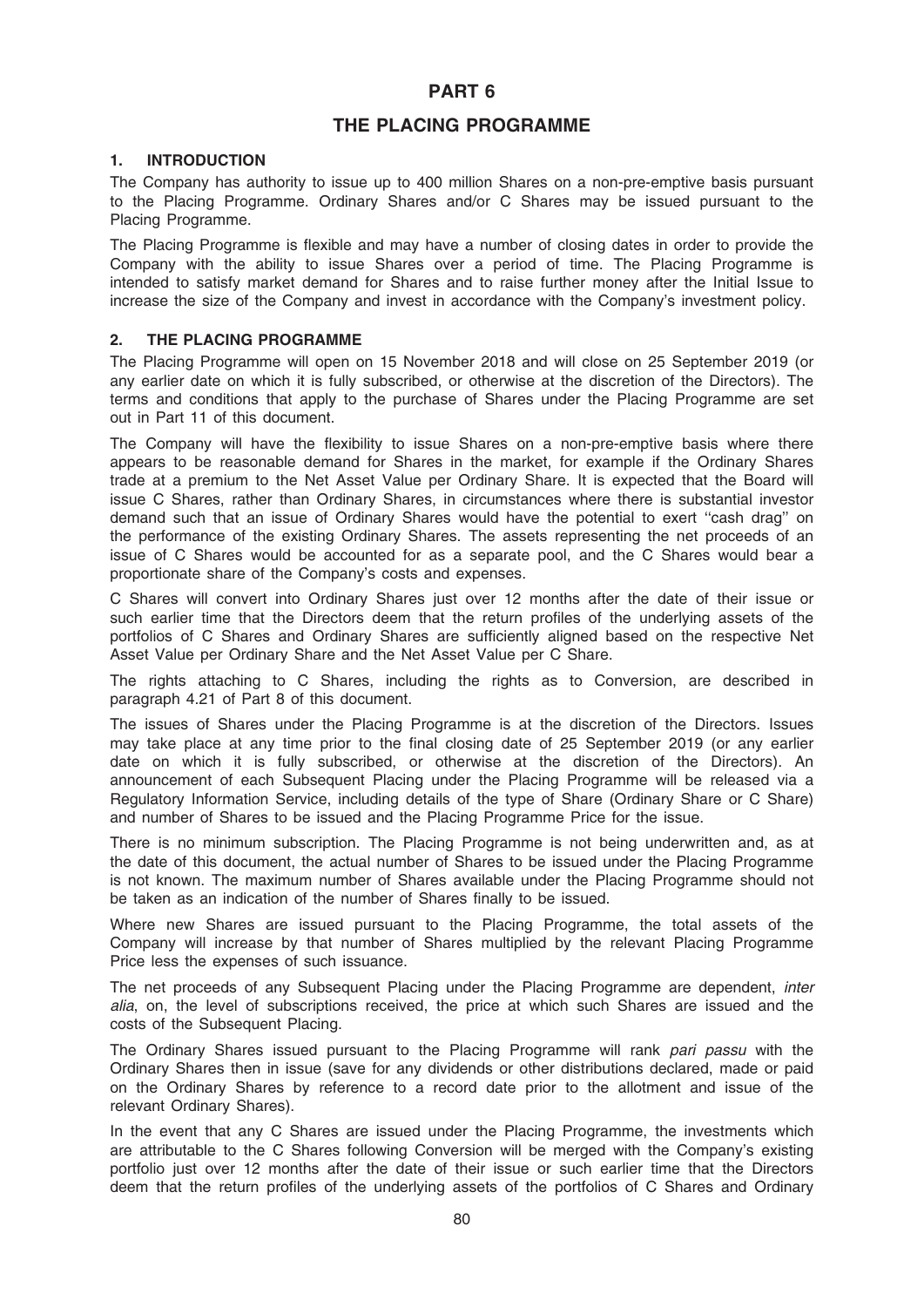# PART 6

# THE PLACING PROGRAMME

## 1. INTRODUCTION

The Company has authority to issue up to 400 million Shares on a non-pre-emptive basis pursuant to the Placing Programme. Ordinary Shares and/or C Shares may be issued pursuant to the Placing Programme.

The Placing Programme is flexible and may have a number of closing dates in order to provide the Company with the ability to issue Shares over a period of time. The Placing Programme is intended to satisfy market demand for Shares and to raise further money after the Initial Issue to increase the size of the Company and invest in accordance with the Company's investment policy.

## 2. THE PLACING PROGRAMME

The Placing Programme will open on 15 November 2018 and will close on 25 September 2019 (or any earlier date on which it is fully subscribed, or otherwise at the discretion of the Directors). The terms and conditions that apply to the purchase of Shares under the Placing Programme are set out in Part 11 of this document.

The Company will have the flexibility to issue Shares on a non-pre-emptive basis where there appears to be reasonable demand for Shares in the market, for example if the Ordinary Shares trade at a premium to the Net Asset Value per Ordinary Share. It is expected that the Board will issue C Shares, rather than Ordinary Shares, in circumstances where there is substantial investor demand such that an issue of Ordinary Shares would have the potential to exert ''cash drag'' on the performance of the existing Ordinary Shares. The assets representing the net proceeds of an issue of C Shares would be accounted for as a separate pool, and the C Shares would bear a proportionate share of the Company's costs and expenses.

C Shares will convert into Ordinary Shares just over 12 months after the date of their issue or such earlier time that the Directors deem that the return profiles of the underlying assets of the portfolios of C Shares and Ordinary Shares are sufficiently aligned based on the respective Net Asset Value per Ordinary Share and the Net Asset Value per C Share.

The rights attaching to C Shares, including the rights as to Conversion, are described in paragraph 4.21 of Part 8 of this document.

The issues of Shares under the Placing Programme is at the discretion of the Directors. Issues may take place at any time prior to the final closing date of 25 September 2019 (or any earlier date on which it is fully subscribed, or otherwise at the discretion of the Directors). An announcement of each Subsequent Placing under the Placing Programme will be released via a Regulatory Information Service, including details of the type of Share (Ordinary Share or C Share) and number of Shares to be issued and the Placing Programme Price for the issue.

There is no minimum subscription. The Placing Programme is not being underwritten and, as at the date of this document, the actual number of Shares to be issued under the Placing Programme is not known. The maximum number of Shares available under the Placing Programme should not be taken as an indication of the number of Shares finally to be issued.

Where new Shares are issued pursuant to the Placing Programme, the total assets of the Company will increase by that number of Shares multiplied by the relevant Placing Programme Price less the expenses of such issuance.

The net proceeds of any Subsequent Placing under the Placing Programme are dependent, *inter alia*, on, the level of subscriptions received, the price at which such Shares are issued and the costs of the Subsequent Placing.

The Ordinary Shares issued pursuant to the Placing Programme will rank *pari passu* with the Ordinary Shares then in issue (save for any dividends or other distributions declared, made or paid on the Ordinary Shares by reference to a record date prior to the allotment and issue of the relevant Ordinary Shares).

In the event that any C Shares are issued under the Placing Programme, the investments which are attributable to the C Shares following Conversion will be merged with the Company's existing portfolio just over 12 months after the date of their issue or such earlier time that the Directors deem that the return profiles of the underlying assets of the portfolios of C Shares and Ordinary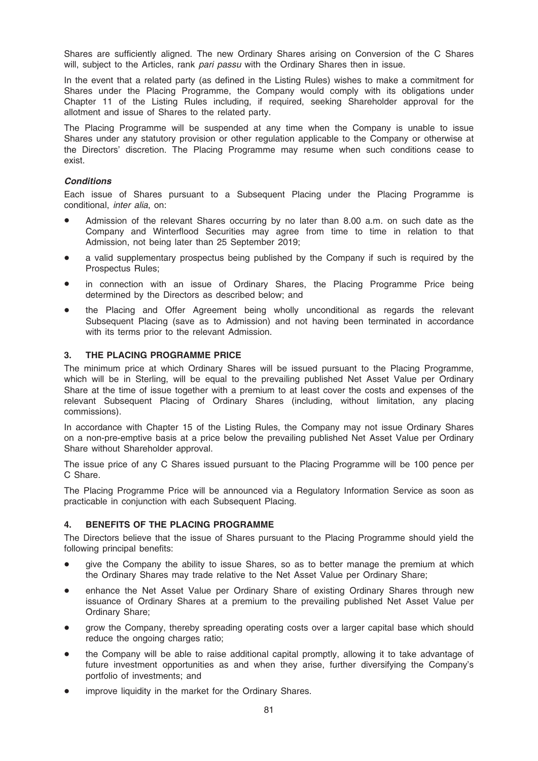Shares are sufficiently aligned. The new Ordinary Shares arising on Conversion of the C Shares will, subject to the Articles, rank *pari passu* with the Ordinary Shares then in issue.

In the event that a related party (as defined in the Listing Rules) wishes to make a commitment for Shares under the Placing Programme, the Company would comply with its obligations under Chapter 11 of the Listing Rules including, if required, seeking Shareholder approval for the allotment and issue of Shares to the related party.

The Placing Programme will be suspended at any time when the Company is unable to issue Shares under any statutory provision or other regulation applicable to the Company or otherwise at the Directors' discretion. The Placing Programme may resume when such conditions cease to exist.

***Conditions***

Each issue of Shares pursuant to a Subsequent Placing under the Placing Programme is conditional, *inter alia*, on:

- Admission of the relevant Shares occurring by no later than 8.00 a.m. on such date as the Company and Winterflood Securities may agree from time to time in relation to that Admission, not being later than 25 September 2019;
- a valid supplementary prospectus being published by the Company if such is required by the Prospectus Rules;
- in connection with an issue of Ordinary Shares, the Placing Programme Price being determined by the Directors as described below; and
- the Placing and Offer Agreement being wholly unconditional as regards the relevant Subsequent Placing (save as to Admission) and not having been terminated in accordance with its terms prior to the relevant Admission.

## 3. THE PLACING PROGRAMME PRICE

The minimum price at which Ordinary Shares will be issued pursuant to the Placing Programme, which will be in Sterling, will be equal to the prevailing published Net Asset Value per Ordinary Share at the time of issue together with a premium to at least cover the costs and expenses of the relevant Subsequent Placing of Ordinary Shares (including, without limitation, any placing commissions).

In accordance with Chapter 15 of the Listing Rules, the Company may not issue Ordinary Shares on a non-pre-emptive basis at a price below the prevailing published Net Asset Value per Ordinary Share without Shareholder approval.

The issue price of any C Shares issued pursuant to the Placing Programme will be 100 pence per C Share.

The Placing Programme Price will be announced via a Regulatory Information Service as soon as practicable in conjunction with each Subsequent Placing.

## 4. BENEFITS OF THE PLACING PROGRAMME

The Directors believe that the issue of Shares pursuant to the Placing Programme should yield the following principal benefits:

- give the Company the ability to issue Shares, so as to better manage the premium at which the Ordinary Shares may trade relative to the Net Asset Value per Ordinary Share;
- enhance the Net Asset Value per Ordinary Share of existing Ordinary Shares through new issuance of Ordinary Shares at a premium to the prevailing published Net Asset Value per Ordinary Share;
- grow the Company, thereby spreading operating costs over a larger capital base which should reduce the ongoing charges ratio;
- the Company will be able to raise additional capital promptly, allowing it to take advantage of future investment opportunities as and when they arise, further diversifying the Company's portfolio of investments; and
- improve liquidity in the market for the Ordinary Shares.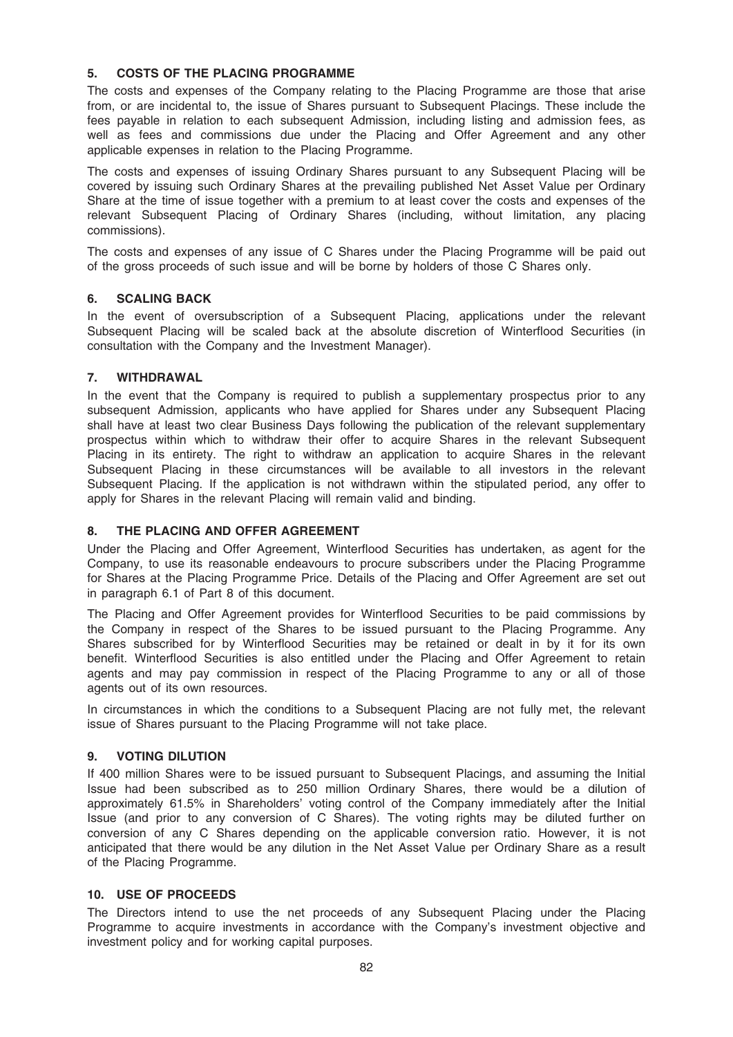## 5. COSTS OF THE PLACING PROGRAMME

The costs and expenses of the Company relating to the Placing Programme are those that arise from, or are incidental to, the issue of Shares pursuant to Subsequent Placings. These include the fees payable in relation to each subsequent Admission, including listing and admission fees, as well as fees and commissions due under the Placing and Offer Agreement and any other applicable expenses in relation to the Placing Programme.

The costs and expenses of issuing Ordinary Shares pursuant to any Subsequent Placing will be covered by issuing such Ordinary Shares at the prevailing published Net Asset Value per Ordinary Share at the time of issue together with a premium to at least cover the costs and expenses of the relevant Subsequent Placing of Ordinary Shares (including, without limitation, any placing commissions).

The costs and expenses of any issue of C Shares under the Placing Programme will be paid out of the gross proceeds of such issue and will be borne by holders of those C Shares only.

## 6. SCALING BACK

In the event of oversubscription of a Subsequent Placing, applications under the relevant Subsequent Placing will be scaled back at the absolute discretion of Winterflood Securities (in consultation with the Company and the Investment Manager).

## 7. WITHDRAWAL

In the event that the Company is required to publish a supplementary prospectus prior to any subsequent Admission, applicants who have applied for Shares under any Subsequent Placing shall have at least two clear Business Days following the publication of the relevant supplementary prospectus within which to withdraw their offer to acquire Shares in the relevant Subsequent Placing in its entirety. The right to withdraw an application to acquire Shares in the relevant Subsequent Placing in these circumstances will be available to all investors in the relevant Subsequent Placing. If the application is not withdrawn within the stipulated period, any offer to apply for Shares in the relevant Placing will remain valid and binding.

## 8. THE PLACING AND OFFER AGREEMENT

Under the Placing and Offer Agreement, Winterflood Securities has undertaken, as agent for the Company, to use its reasonable endeavours to procure subscribers under the Placing Programme for Shares at the Placing Programme Price. Details of the Placing and Offer Agreement are set out in paragraph 6.1 of Part 8 of this document.

The Placing and Offer Agreement provides for Winterflood Securities to be paid commissions by the Company in respect of the Shares to be issued pursuant to the Placing Programme. Any Shares subscribed for by Winterflood Securities may be retained or dealt in by it for its own benefit. Winterflood Securities is also entitled under the Placing and Offer Agreement to retain agents and may pay commission in respect of the Placing Programme to any or all of those agents out of its own resources.

In circumstances in which the conditions to a Subsequent Placing are not fully met, the relevant issue of Shares pursuant to the Placing Programme will not take place.

## 9. VOTING DILUTION

If 400 million Shares were to be issued pursuant to Subsequent Placings, and assuming the Initial Issue had been subscribed as to 250 million Ordinary Shares, there would be a dilution of approximately 61.5% in Shareholders' voting control of the Company immediately after the Initial Issue (and prior to any conversion of C Shares). The voting rights may be diluted further on conversion of any C Shares depending on the applicable conversion ratio. However, it is not anticipated that there would be any dilution in the Net Asset Value per Ordinary Share as a result of the Placing Programme.

## 10. USE OF PROCEEDS

The Directors intend to use the net proceeds of any Subsequent Placing under the Placing Programme to acquire investments in accordance with the Company's investment objective and investment policy and for working capital purposes.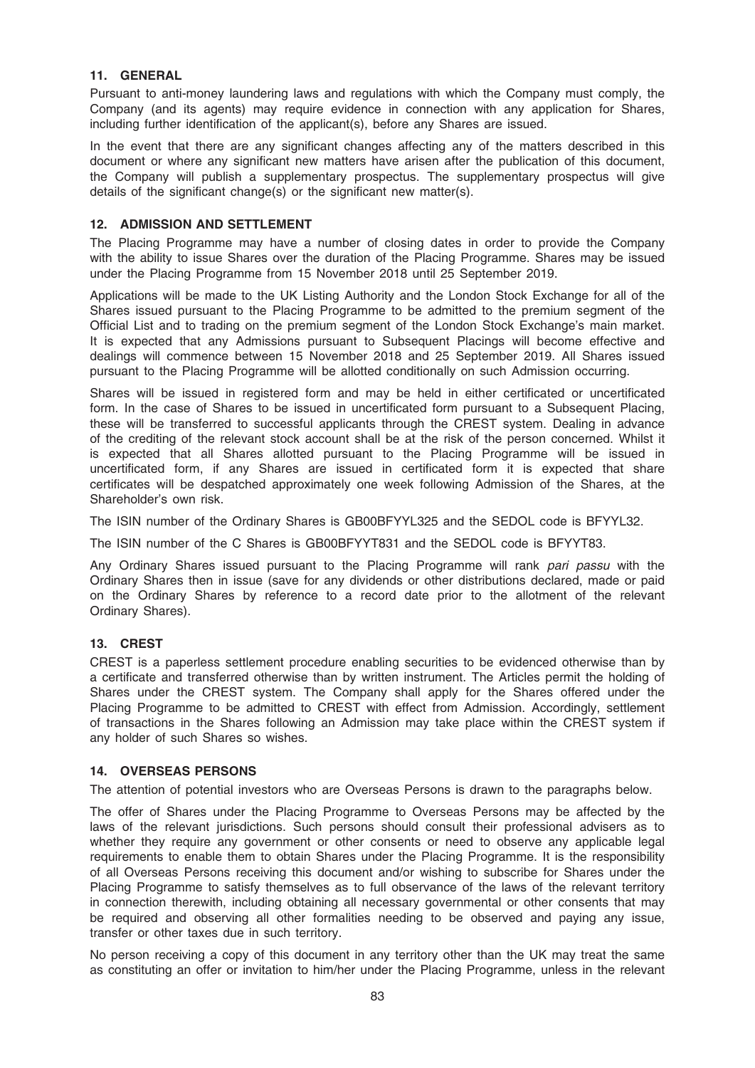## 11. GENERAL

Pursuant to anti-money laundering laws and regulations with which the Company must comply, the Company (and its agents) may require evidence in connection with any application for Shares, including further identification of the applicant(s), before any Shares are issued.

In the event that there are any significant changes affecting any of the matters described in this document or where any significant new matters have arisen after the publication of this document, the Company will publish a supplementary prospectus. The supplementary prospectus will give details of the significant change(s) or the significant new matter(s).

## 12. ADMISSION AND SETTLEMENT

The Placing Programme may have a number of closing dates in order to provide the Company with the ability to issue Shares over the duration of the Placing Programme. Shares may be issued under the Placing Programme from 15 November 2018 until 25 September 2019.

Applications will be made to the UK Listing Authority and the London Stock Exchange for all of the Shares issued pursuant to the Placing Programme to be admitted to the premium segment of the Official List and to trading on the premium segment of the London Stock Exchange's main market. It is expected that any Admissions pursuant to Subsequent Placings will become effective and dealings will commence between 15 November 2018 and 25 September 2019. All Shares issued pursuant to the Placing Programme will be allotted conditionally on such Admission occurring.

Shares will be issued in registered form and may be held in either certificated or uncertificated form. In the case of Shares to be issued in uncertificated form pursuant to a Subsequent Placing, these will be transferred to successful applicants through the CREST system. Dealing in advance of the crediting of the relevant stock account shall be at the risk of the person concerned. Whilst it is expected that all Shares allotted pursuant to the Placing Programme will be issued in uncertificated form, if any Shares are issued in certificated form it is expected that share certificates will be despatched approximately one week following Admission of the Shares, at the Shareholder's own risk.

The ISIN number of the Ordinary Shares is GB00BFYYL325 and the SEDOL code is BFYYL32.

The ISIN number of the C Shares is GB00BFYYT831 and the SEDOL code is BFYYT83.

Any Ordinary Shares issued pursuant to the Placing Programme will rank *pari passu* with the Ordinary Shares then in issue (save for any dividends or other distributions declared, made or paid on the Ordinary Shares by reference to a record date prior to the allotment of the relevant Ordinary Shares).

## 13. CREST

CREST is a paperless settlement procedure enabling securities to be evidenced otherwise than by a certificate and transferred otherwise than by written instrument. The Articles permit the holding of Shares under the CREST system. The Company shall apply for the Shares offered under the Placing Programme to be admitted to CREST with effect from Admission. Accordingly, settlement of transactions in the Shares following an Admission may take place within the CREST system if any holder of such Shares so wishes.

## 14. OVERSEAS PERSONS

The attention of potential investors who are Overseas Persons is drawn to the paragraphs below.

The offer of Shares under the Placing Programme to Overseas Persons may be affected by the laws of the relevant jurisdictions. Such persons should consult their professional advisers as to whether they require any government or other consents or need to observe any applicable legal requirements to enable them to obtain Shares under the Placing Programme. It is the responsibility of all Overseas Persons receiving this document and/or wishing to subscribe for Shares under the Placing Programme to satisfy themselves as to full observance of the laws of the relevant territory in connection therewith, including obtaining all necessary governmental or other consents that may be required and observing all other formalities needing to be observed and paying any issue, transfer or other taxes due in such territory.

No person receiving a copy of this document in any territory other than the UK may treat the same as constituting an offer or invitation to him/her under the Placing Programme, unless in the relevant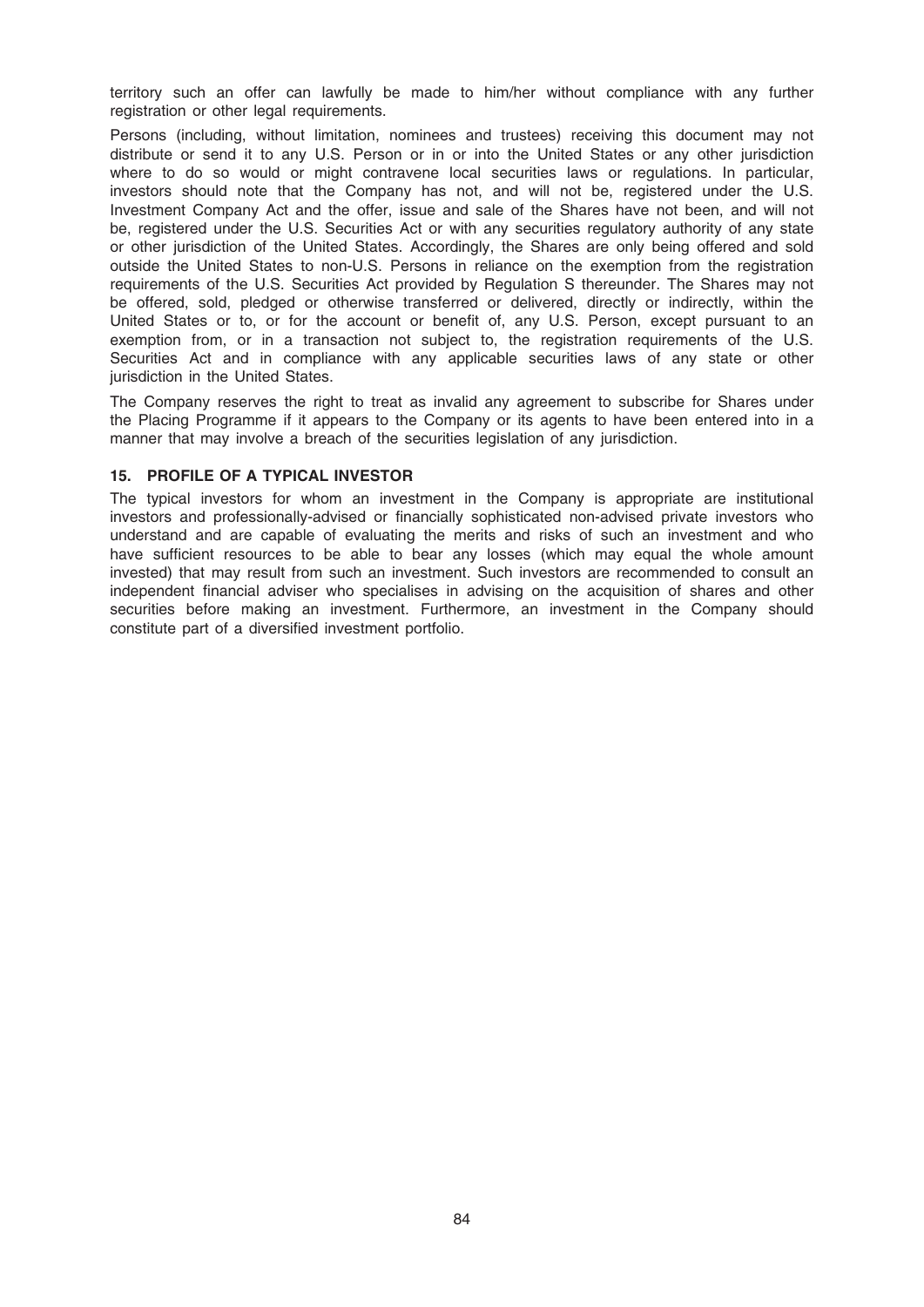territory such an offer can lawfully be made to him/her without compliance with any further registration or other legal requirements.

Persons (including, without limitation, nominees and trustees) receiving this document may not distribute or send it to any U.S. Person or in or into the United States or any other jurisdiction where to do so would or might contravene local securities laws or regulations. In particular, investors should note that the Company has not, and will not be, registered under the U.S. Investment Company Act and the offer, issue and sale of the Shares have not been, and will not be, registered under the U.S. Securities Act or with any securities regulatory authority of any state or other jurisdiction of the United States. Accordingly, the Shares are only being offered and sold outside the United States to non-U.S. Persons in reliance on the exemption from the registration requirements of the U.S. Securities Act provided by Regulation S thereunder. The Shares may not be offered, sold, pledged or otherwise transferred or delivered, directly or indirectly, within the United States or to, or for the account or benefit of, any U.S. Person, except pursuant to an exemption from, or in a transaction not subject to, the registration requirements of the U.S. Securities Act and in compliance with any applicable securities laws of any state or other jurisdiction in the United States.

The Company reserves the right to treat as invalid any agreement to subscribe for Shares under the Placing Programme if it appears to the Company or its agents to have been entered into in a manner that may involve a breach of the securities legislation of any jurisdiction.

## 15. PROFILE OF A TYPICAL INVESTOR

The typical investors for whom an investment in the Company is appropriate are institutional investors and professionally-advised or financially sophisticated non-advised private investors who understand and are capable of evaluating the merits and risks of such an investment and who have sufficient resources to be able to bear any losses (which may equal the whole amount invested) that may result from such an investment. Such investors are recommended to consult an independent financial adviser who specialises in advising on the acquisition of shares and other securities before making an investment. Furthermore, an investment in the Company should constitute part of a diversified investment portfolio.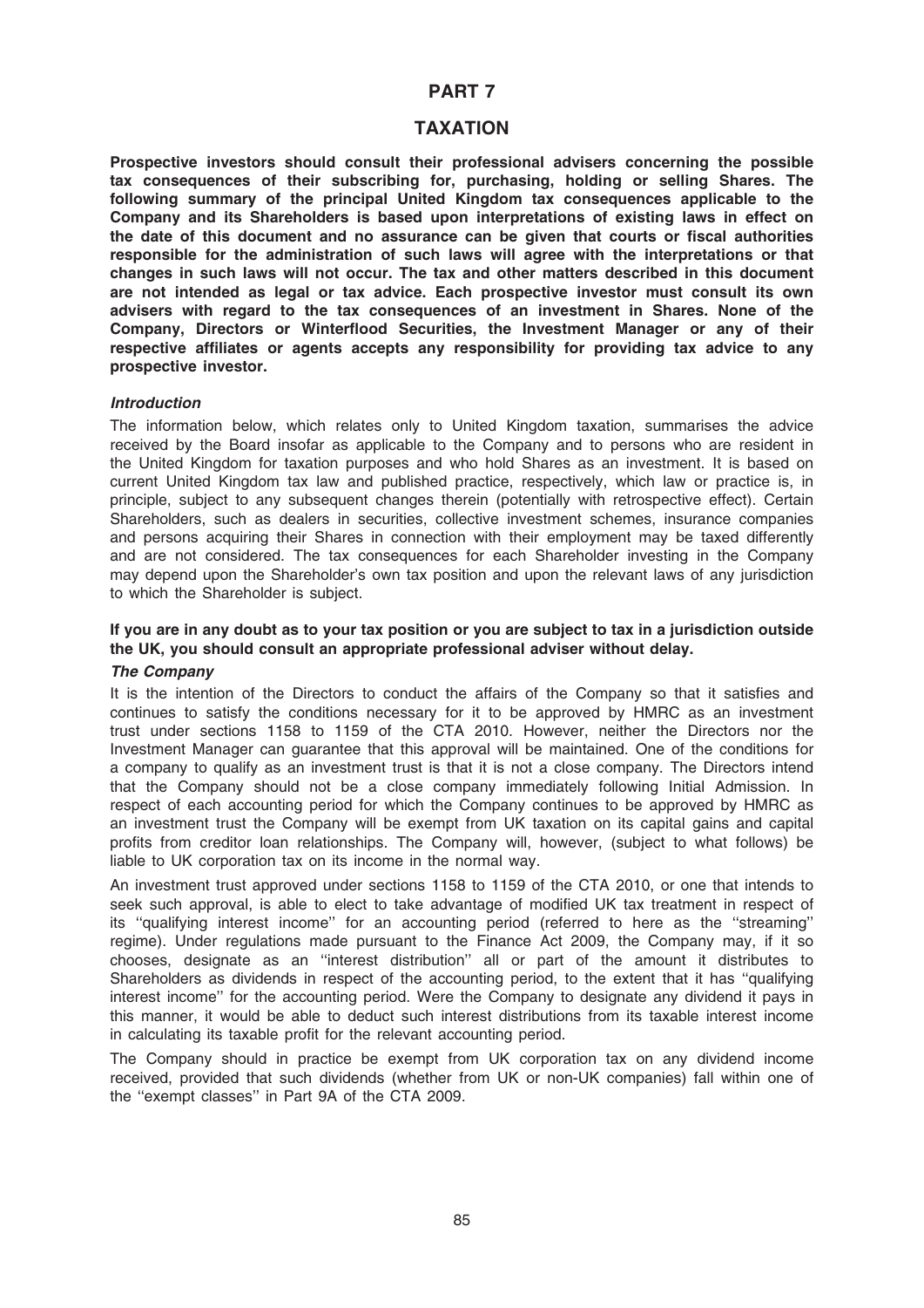# PART 7

# TAXATION

**Prospective investors should consult their professional advisers concerning the possible tax consequences of their subscribing for, purchasing, holding or selling Shares. The following summary of the principal United Kingdom tax consequences applicable to the Company and its Shareholders is based upon interpretations of existing laws in effect on the date of this document and no assurance can be given that courts or fiscal authorities responsible for the administration of such laws will agree with the interpretations or that changes in such laws will not occur. The tax and other matters described in this document are not intended as legal or tax advice. Each prospective investor must consult its own advisers with regard to the tax consequences of an investment in Shares. None of the Company, Directors or Winterflood Securities, the Investment Manager or any of their respective affiliates or agents accepts any responsibility for providing tax advice to any prospective investor.**

### *Introduction*

The information below, which relates only to United Kingdom taxation, summarises the advice received by the Board insofar as applicable to the Company and to persons who are resident in the United Kingdom for taxation purposes and who hold Shares as an investment. It is based on current United Kingdom tax law and published practice, respectively, which law or practice is, in principle, subject to any subsequent changes therein (potentially with retrospective effect). Certain Shareholders, such as dealers in securities, collective investment schemes, insurance companies and persons acquiring their Shares in connection with their employment may be taxed differently and are not considered. The tax consequences for each Shareholder investing in the Company may depend upon the Shareholder's own tax position and upon the relevant laws of any jurisdiction to which the Shareholder is subject.

**If you are in any doubt as to your tax position or you are subject to tax in a jurisdiction outside the UK, you should consult an appropriate professional adviser without delay.**

### *The Company*

It is the intention of the Directors to conduct the affairs of the Company so that it satisfies and continues to satisfy the conditions necessary for it to be approved by HMRC as an investment trust under sections 1158 to 1159 of the CTA 2010. However, neither the Directors nor the Investment Manager can guarantee that this approval will be maintained. One of the conditions for a company to qualify as an investment trust is that it is not a close company. The Directors intend that the Company should not be a close company immediately following Initial Admission. In respect of each accounting period for which the Company continues to be approved by HMRC as an investment trust the Company will be exempt from UK taxation on its capital gains and capital profits from creditor loan relationships. The Company will, however, (subject to what follows) be liable to UK corporation tax on its income in the normal way.

An investment trust approved under sections 1158 to 1159 of the CTA 2010, or one that intends to seek such approval, is able to elect to take advantage of modified UK tax treatment in respect of its ''qualifying interest income'' for an accounting period (referred to here as the ''streaming'' regime). Under regulations made pursuant to the Finance Act 2009, the Company may, if it so chooses, designate as an ''interest distribution'' all or part of the amount it distributes to Shareholders as dividends in respect of the accounting period, to the extent that it has ''qualifying interest income'' for the accounting period. Were the Company to designate any dividend it pays in this manner, it would be able to deduct such interest distributions from its taxable interest income in calculating its taxable profit for the relevant accounting period.

The Company should in practice be exempt from UK corporation tax on any dividend income received, provided that such dividends (whether from UK or non-UK companies) fall within one of the ''exempt classes'' in Part 9A of the CTA 2009.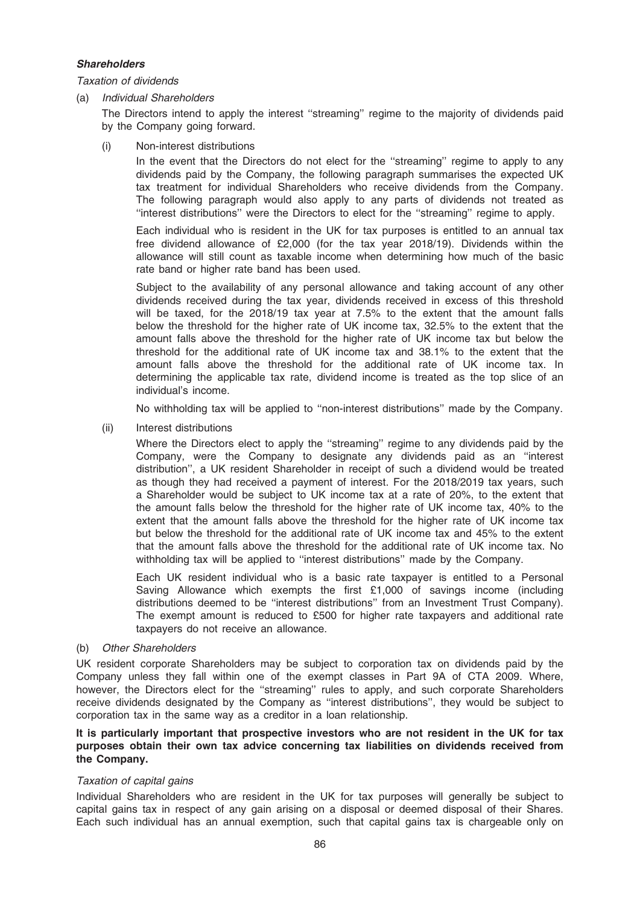***Shareholders***

*Taxation of dividends*

(a) *Individual Shareholders*

The Directors intend to apply the interest ''streaming'' regime to the majority of dividends paid by the Company going forward.

(i) Non-interest distributions

In the event that the Directors do not elect for the ''streaming'' regime to apply to any dividends paid by the Company, the following paragraph summarises the expected UK tax treatment for individual Shareholders who receive dividends from the Company. The following paragraph would also apply to any parts of dividends not treated as ''interest distributions'' were the Directors to elect for the ''streaming'' regime to apply.

Each individual who is resident in the UK for tax purposes is entitled to an annual tax free dividend allowance of £2,000 (for the tax year 2018/19). Dividends within the allowance will still count as taxable income when determining how much of the basic rate band or higher rate band has been used.

Subject to the availability of any personal allowance and taking account of any other dividends received during the tax year, dividends received in excess of this threshold will be taxed, for the 2018/19 tax year at 7.5% to the extent that the amount falls below the threshold for the higher rate of UK income tax, 32.5% to the extent that the amount falls above the threshold for the higher rate of UK income tax but below the threshold for the additional rate of UK income tax and 38.1% to the extent that the amount falls above the threshold for the additional rate of UK income tax. In determining the applicable tax rate, dividend income is treated as the top slice of an individual's income.

No withholding tax will be applied to ''non-interest distributions'' made by the Company.

(ii) Interest distributions

Where the Directors elect to apply the ''streaming'' regime to any dividends paid by the Company, were the Company to designate any dividends paid as an ''interest distribution'', a UK resident Shareholder in receipt of such a dividend would be treated as though they had received a payment of interest. For the 2018/2019 tax years, such a Shareholder would be subject to UK income tax at a rate of 20%, to the extent that the amount falls below the threshold for the higher rate of UK income tax, 40% to the extent that the amount falls above the threshold for the higher rate of UK income tax but below the threshold for the additional rate of UK income tax and 45% to the extent that the amount falls above the threshold for the additional rate of UK income tax. No withholding tax will be applied to ''interest distributions'' made by the Company.

Each UK resident individual who is a basic rate taxpayer is entitled to a Personal Saving Allowance which exempts the first £1,000 of savings income (including distributions deemed to be ''interest distributions'' from an Investment Trust Company). The exempt amount is reduced to £500 for higher rate taxpayers and additional rate taxpayers do not receive an allowance.

(b) *Other Shareholders*

UK resident corporate Shareholders may be subject to corporation tax on dividends paid by the Company unless they fall within one of the exempt classes in Part 9A of CTA 2009. Where, however, the Directors elect for the ''streaming'' rules to apply, and such corporate Shareholders receive dividends designated by the Company as ''interest distributions'', they would be subject to corporation tax in the same way as a creditor in a loan relationship.

**It is particularly important that prospective investors who are not resident in the UK for tax purposes obtain their own tax advice concerning tax liabilities on dividends received from the Company.**

*Taxation of capital gains*

Individual Shareholders who are resident in the UK for tax purposes will generally be subject to capital gains tax in respect of any gain arising on a disposal or deemed disposal of their Shares. Each such individual has an annual exemption, such that capital gains tax is chargeable only on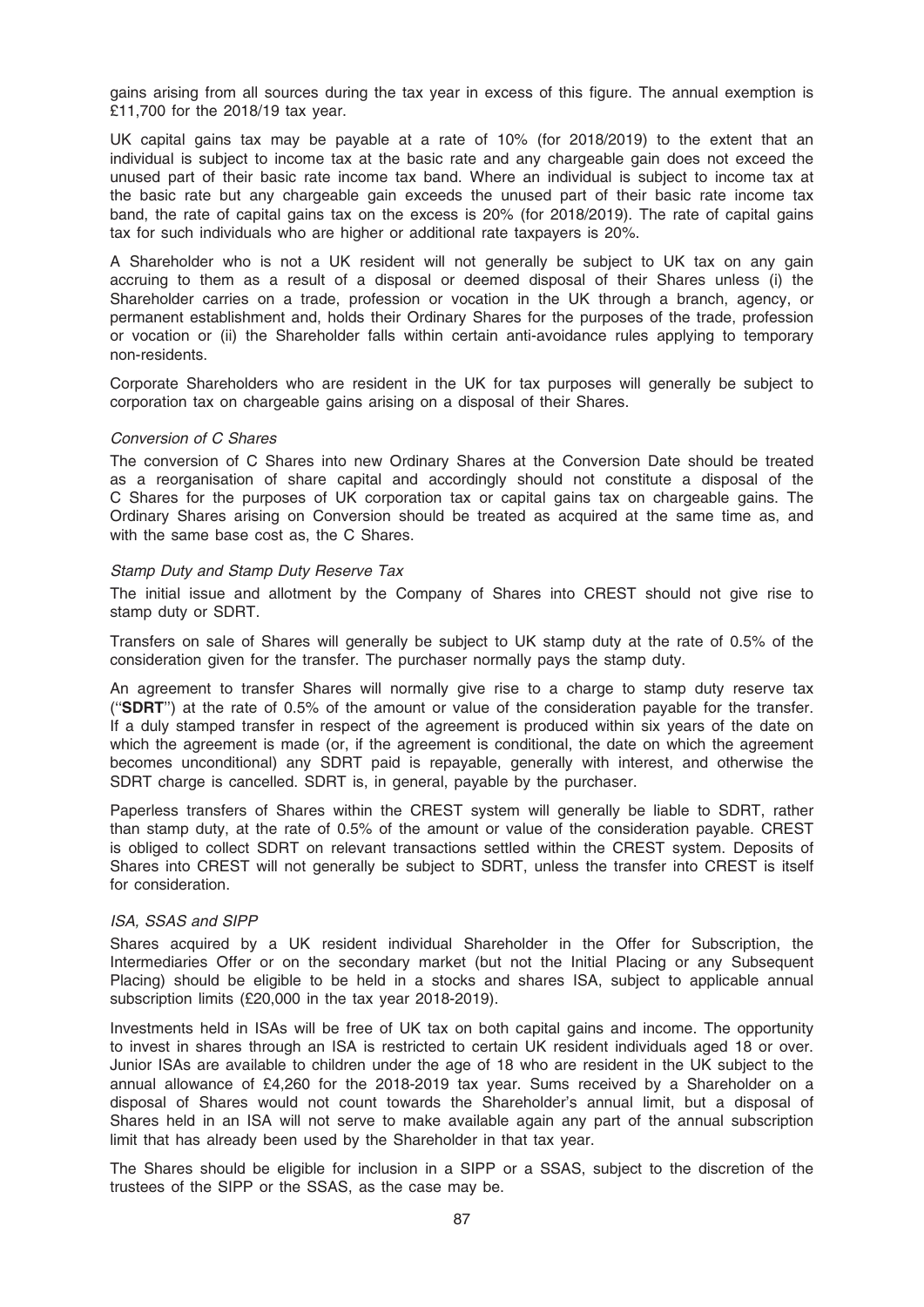gains arising from all sources during the tax year in excess of this figure. The annual exemption is £11,700 for the 2018/19 tax year.

UK capital gains tax may be payable at a rate of 10% (for 2018/2019) to the extent that an individual is subject to income tax at the basic rate and any chargeable gain does not exceed the unused part of their basic rate income tax band. Where an individual is subject to income tax at the basic rate but any chargeable gain exceeds the unused part of their basic rate income tax band, the rate of capital gains tax on the excess is 20% (for 2018/2019). The rate of capital gains tax for such individuals who are higher or additional rate taxpayers is 20%.

A Shareholder who is not a UK resident will not generally be subject to UK tax on any gain accruing to them as a result of a disposal or deemed disposal of their Shares unless (i) the Shareholder carries on a trade, profession or vocation in the UK through a branch, agency, or permanent establishment and, holds their Ordinary Shares for the purposes of the trade, profession or vocation or (ii) the Shareholder falls within certain anti-avoidance rules applying to temporary non-residents.

Corporate Shareholders who are resident in the UK for tax purposes will generally be subject to corporation tax on chargeable gains arising on a disposal of their Shares.

*Conversion of C Shares*

The conversion of C Shares into new Ordinary Shares at the Conversion Date should be treated as a reorganisation of share capital and accordingly should not constitute a disposal of the C Shares for the purposes of UK corporation tax or capital gains tax on chargeable gains. The Ordinary Shares arising on Conversion should be treated as acquired at the same time as, and with the same base cost as, the C Shares.

*Stamp Duty and Stamp Duty Reserve Tax*

The initial issue and allotment by the Company of Shares into CREST should not give rise to stamp duty or SDRT.

Transfers on sale of Shares will generally be subject to UK stamp duty at the rate of 0.5% of the consideration given for the transfer. The purchaser normally pays the stamp duty.

An agreement to transfer Shares will normally give rise to a charge to stamp duty reserve tax ("**SDRT**") at the rate of 0.5% of the amount or value of the consideration payable for the transfer. If a duly stamped transfer in respect of the agreement is produced within six years of the date on which the agreement is made (or, if the agreement is conditional, the date on which the agreement becomes unconditional) any SDRT paid is repayable, generally with interest, and otherwise the SDRT charge is cancelled. SDRT is, in general, payable by the purchaser.

Paperless transfers of Shares within the CREST system will generally be liable to SDRT, rather than stamp duty, at the rate of 0.5% of the amount or value of the consideration payable. CREST is obliged to collect SDRT on relevant transactions settled within the CREST system. Deposits of Shares into CREST will not generally be subject to SDRT, unless the transfer into CREST is itself for consideration.

*ISA, SSAS and SIPP*

Shares acquired by a UK resident individual Shareholder in the Offer for Subscription, the Intermediaries Offer or on the secondary market (but not the Initial Placing or any Subsequent Placing) should be eligible to be held in a stocks and shares ISA, subject to applicable annual subscription limits (£20,000 in the tax year 2018-2019).

Investments held in ISAs will be free of UK tax on both capital gains and income. The opportunity to invest in shares through an ISA is restricted to certain UK resident individuals aged 18 or over. Junior ISAs are available to children under the age of 18 who are resident in the UK subject to the annual allowance of £4,260 for the 2018-2019 tax year. Sums received by a Shareholder on a disposal of Shares would not count towards the Shareholder's annual limit, but a disposal of Shares held in an ISA will not serve to make available again any part of the annual subscription limit that has already been used by the Shareholder in that tax year.

The Shares should be eligible for inclusion in a SIPP or a SSAS, subject to the discretion of the trustees of the SIPP or the SSAS, as the case may be.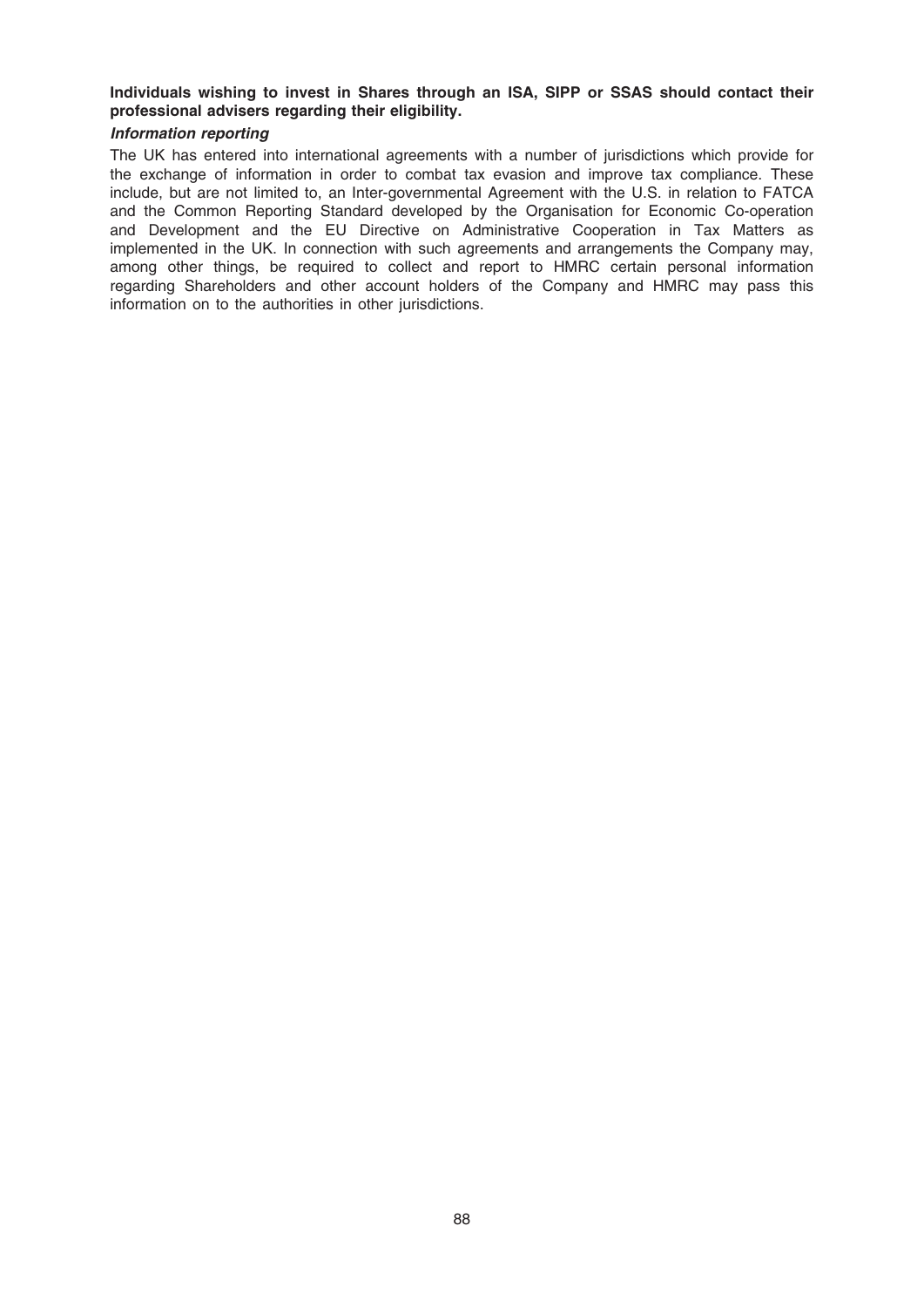**Individuals wishing to invest in Shares through an ISA, SIPP or SSAS should contact their professional advisers regarding their eligibility.**

***Information reporting***

The UK has entered into international agreements with a number of jurisdictions which provide for the exchange of information in order to combat tax evasion and improve tax compliance. These include, but are not limited to, an Inter-governmental Agreement with the U.S. in relation to FATCA and the Common Reporting Standard developed by the Organisation for Economic Co-operation and Development and the EU Directive on Administrative Cooperation in Tax Matters as implemented in the UK. In connection with such agreements and arrangements the Company may, among other things, be required to collect and report to HMRC certain personal information regarding Shareholders and other account holders of the Company and HMRC may pass this information on to the authorities in other jurisdictions.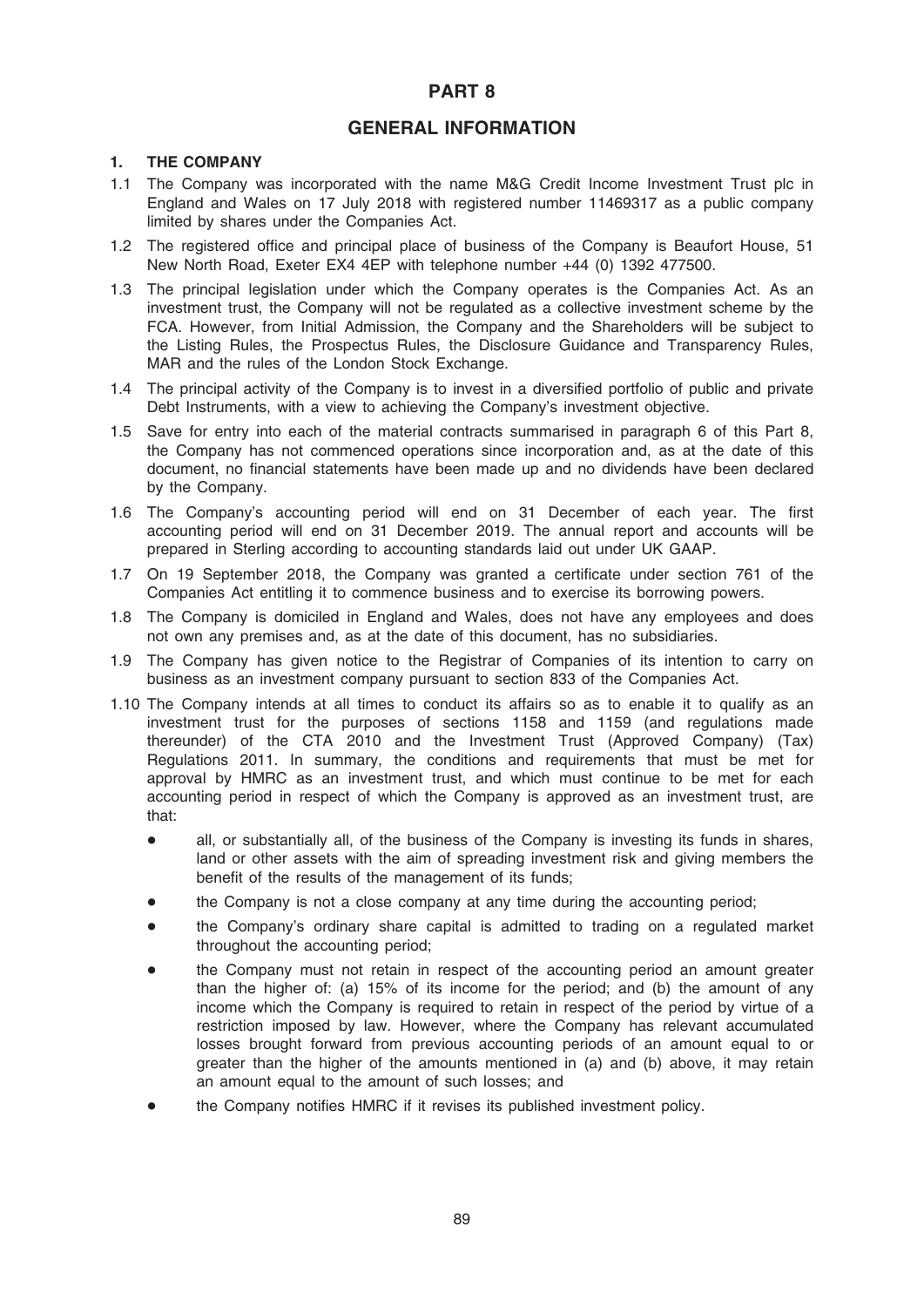# PART 8

## GENERAL INFORMATION

### 1. THE COMPANY

1.1 The Company was incorporated with the name M&G Credit Income Investment Trust plc in England and Wales on 17 July 2018 with registered number 11469317 as a public company limited by shares under the Companies Act.

1.2 The registered office and principal place of business of the Company is Beaufort House, 51 New North Road, Exeter EX4 4EP with telephone number +44 (0) 1392 477500.

1.3 The principal legislation under which the Company operates is the Companies Act. As an investment trust, the Company will not be regulated as a collective investment scheme by the FCA. However, from Initial Admission, the Company and the Shareholders will be subject to the Listing Rules, the Prospectus Rules, the Disclosure Guidance and Transparency Rules, MAR and the rules of the London Stock Exchange.

1.4 The principal activity of the Company is to invest in a diversified portfolio of public and private Debt Instruments, with a view to achieving the Company's investment objective.

1.5 Save for entry into each of the material contracts summarised in paragraph 6 of this Part 8, the Company has not commenced operations since incorporation and, as at the date of this document, no financial statements have been made up and no dividends have been declared by the Company.

1.6 The Company's accounting period will end on 31 December of each year. The first accounting period will end on 31 December 2019. The annual report and accounts will be prepared in Sterling according to accounting standards laid out under UK GAAP.

1.7 On 19 September 2018, the Company was granted a certificate under section 761 of the Companies Act entitling it to commence business and to exercise its borrowing powers.

1.8 The Company is domiciled in England and Wales, does not have any employees and does not own any premises and, as at the date of this document, has no subsidiaries.

1.9 The Company has given notice to the Registrar of Companies of its intention to carry on business as an investment company pursuant to section 833 of the Companies Act.

1.10 The Company intends at all times to conduct its affairs so as to enable it to qualify as an investment trust for the purposes of sections 1158 and 1159 (and regulations made thereunder) of the CTA 2010 and the Investment Trust (Approved Company) (Tax) Regulations 2011. In summary, the conditions and requirements that must be met for approval by HMRC as an investment trust, and which must continue to be met for each accounting period in respect of which the Company is approved as an investment trust, are that:

- all, or substantially all, of the business of the Company is investing its funds in shares, land or other assets with the aim of spreading investment risk and giving members the benefit of the results of the management of its funds;
- the Company is not a close company at any time during the accounting period;
- the Company's ordinary share capital is admitted to trading on a regulated market throughout the accounting period;
- the Company must not retain in respect of the accounting period an amount greater than the higher of: (a) 15% of its income for the period; and (b) the amount of any income which the Company is required to retain in respect of the period by virtue of a restriction imposed by law. However, where the Company has relevant accumulated losses brought forward from previous accounting periods of an amount equal to or greater than the higher of the amounts mentioned in (a) and (b) above, it may retain an amount equal to the amount of such losses; and
- the Company notifies HMRC if it revises its published investment policy.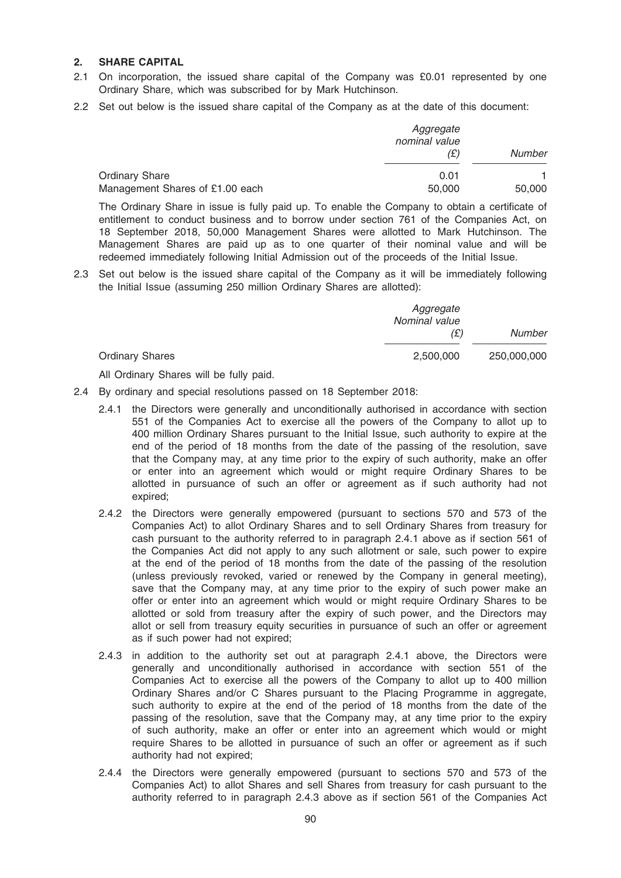## 2. SHARE CAPITAL

2.1 On incorporation, the issued share capital of the Company was £0.01 represented by one Ordinary Share, which was subscribed for by Mark Hutchinson.

2.2 Set out below is the issued share capital of the Company as at the date of this document:

| | *Aggregate nominal value (£)* | *Number* |
|---|---|---|
| Ordinary Share | 0.01 | 1 |
| Management Shares of £1.00 each | 50,000 | 50,000 |

The Ordinary Share in issue is fully paid up. To enable the Company to obtain a certificate of entitlement to conduct business and to borrow under section 761 of the Companies Act, on 18 September 2018, 50,000 Management Shares were allotted to Mark Hutchinson. The Management Shares are paid up as to one quarter of their nominal value and will be redeemed immediately following Initial Admission out of the proceeds of the Initial Issue.

2.3 Set out below is the issued share capital of the Company as it will be immediately following the Initial Issue (assuming 250 million Ordinary Shares are allotted):

| | *Aggregate Nominal value (£)* | *Number* |
|---|---|---|
| Ordinary Shares | 2,500,000 | 250,000,000 |

All Ordinary Shares will be fully paid.

2.4 By ordinary and special resolutions passed on 18 September 2018:

2.4.1 the Directors were generally and unconditionally authorised in accordance with section 551 of the Companies Act to exercise all the powers of the Company to allot up to 400 million Ordinary Shares pursuant to the Initial Issue, such authority to expire at the end of the period of 18 months from the date of the passing of the resolution, save that the Company may, at any time prior to the expiry of such authority, make an offer or enter into an agreement which would or might require Ordinary Shares to be allotted in pursuance of such an offer or agreement as if such authority had not expired;

2.4.2 the Directors were generally empowered (pursuant to sections 570 and 573 of the Companies Act) to allot Ordinary Shares and to sell Ordinary Shares from treasury for cash pursuant to the authority referred to in paragraph 2.4.1 above as if section 561 of the Companies Act did not apply to any such allotment or sale, such power to expire at the end of the period of 18 months from the date of the passing of the resolution (unless previously revoked, varied or renewed by the Company in general meeting), save that the Company may, at any time prior to the expiry of such power make an offer or enter into an agreement which would or might require Ordinary Shares to be allotted or sold from treasury after the expiry of such power, and the Directors may allot or sell from treasury equity securities in pursuance of such an offer or agreement as if such power had not expired;

2.4.3 in addition to the authority set out at paragraph 2.4.1 above, the Directors were generally and unconditionally authorised in accordance with section 551 of the Companies Act to exercise all the powers of the Company to allot up to 400 million Ordinary Shares and/or C Shares pursuant to the Placing Programme in aggregate, such authority to expire at the end of the period of 18 months from the date of the passing of the resolution, save that the Company may, at any time prior to the expiry of such authority, make an offer or enter into an agreement which would or might require Shares to be allotted in pursuance of such an offer or agreement as if such authority had not expired;

2.4.4 the Directors were generally empowered (pursuant to sections 570 and 573 of the Companies Act) to allot Shares and sell Shares from treasury for cash pursuant to the authority referred to in paragraph 2.4.3 above as if section 561 of the Companies Act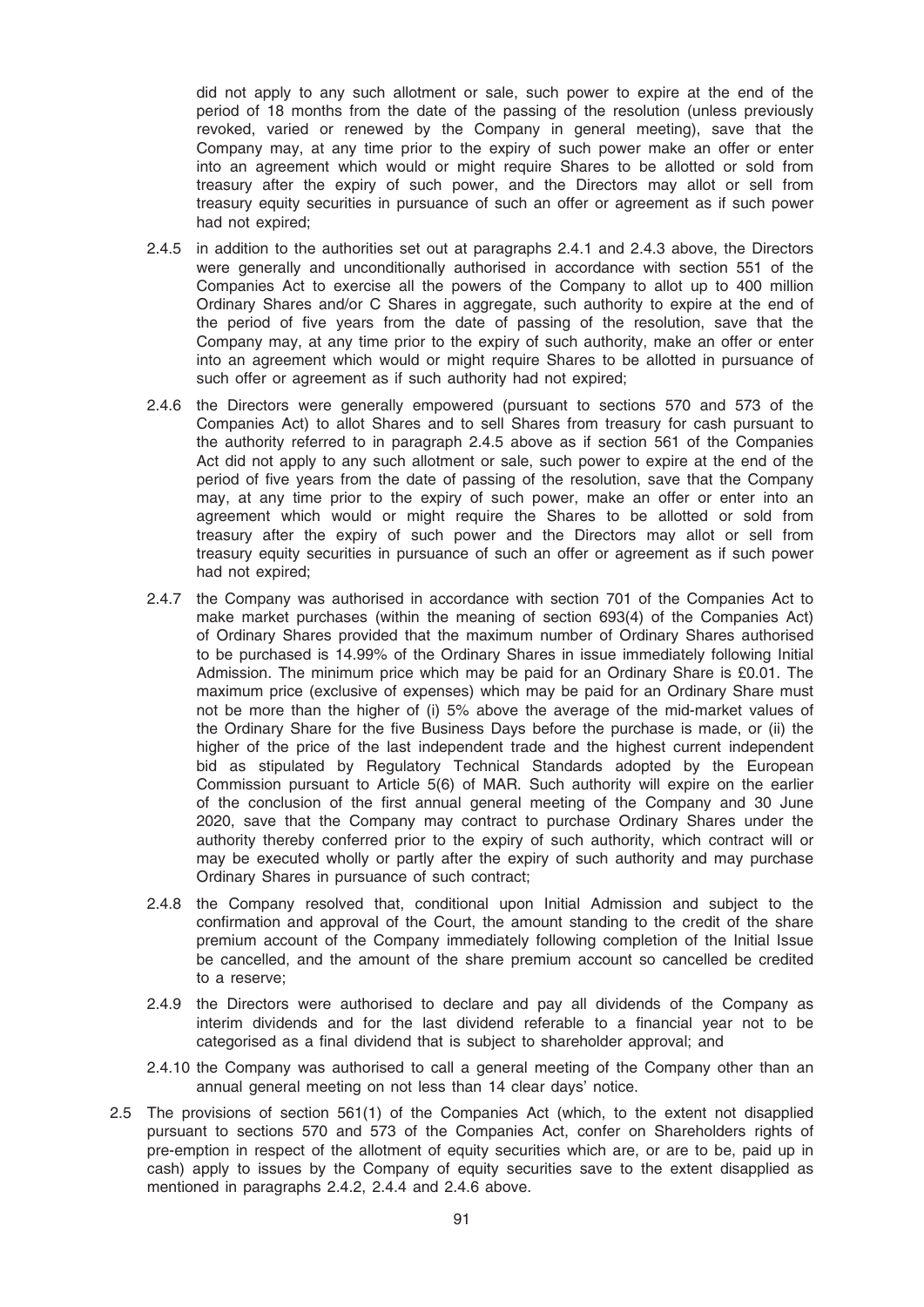did not apply to any such allotment or sale, such power to expire at the end of the period of 18 months from the date of the passing of the resolution (unless previously revoked, varied or renewed by the Company in general meeting), save that the Company may, at any time prior to the expiry of such power make an offer or enter into an agreement which would or might require Shares to be allotted or sold from treasury after the expiry of such power, and the Directors may allot or sell from treasury equity securities in pursuance of such an offer or agreement as if such power had not expired;

2.4.5 in addition to the authorities set out at paragraphs 2.4.1 and 2.4.3 above, the Directors were generally and unconditionally authorised in accordance with section 551 of the Companies Act to exercise all the powers of the Company to allot up to 400 million Ordinary Shares and/or C Shares in aggregate, such authority to expire at the end of the period of five years from the date of passing of the resolution, save that the Company may, at any time prior to the expiry of such authority, make an offer or enter into an agreement which would or might require Shares to be allotted in pursuance of such offer or agreement as if such authority had not expired;

2.4.6 the Directors were generally empowered (pursuant to sections 570 and 573 of the Companies Act) to allot Shares and to sell Shares from treasury for cash pursuant to the authority referred to in paragraph 2.4.5 above as if section 561 of the Companies Act did not apply to any such allotment or sale, such power to expire at the end of the period of five years from the date of passing of the resolution, save that the Company may, at any time prior to the expiry of such power, make an offer or enter into an agreement which would or might require the Shares to be allotted or sold from treasury after the expiry of such power and the Directors may allot or sell from treasury equity securities in pursuance of such an offer or agreement as if such power had not expired;

2.4.7 the Company was authorised in accordance with section 701 of the Companies Act to make market purchases (within the meaning of section 693(4) of the Companies Act) of Ordinary Shares provided that the maximum number of Ordinary Shares authorised to be purchased is 14.99% of the Ordinary Shares in issue immediately following Initial Admission. The minimum price which may be paid for an Ordinary Share is £0.01. The maximum price (exclusive of expenses) which may be paid for an Ordinary Share must not be more than the higher of (i) 5% above the average of the mid-market values of the Ordinary Share for the five Business Days before the purchase is made, or (ii) the higher of the price of the last independent trade and the highest current independent bid as stipulated by Regulatory Technical Standards adopted by the European Commission pursuant to Article 5(6) of MAR. Such authority will expire on the earlier of the conclusion of the first annual general meeting of the Company and 30 June 2020, save that the Company may contract to purchase Ordinary Shares under the authority thereby conferred prior to the expiry of such authority, which contract will or may be executed wholly or partly after the expiry of such authority and may purchase Ordinary Shares in pursuance of such contract;

2.4.8 the Company resolved that, conditional upon Initial Admission and subject to the confirmation and approval of the Court, the amount standing to the credit of the share premium account of the Company immediately following completion of the Initial Issue be cancelled, and the amount of the share premium account so cancelled be credited to a reserve;

2.4.9 the Directors were authorised to declare and pay all dividends of the Company as interim dividends and for the last dividend referable to a financial year not to be categorised as a final dividend that is subject to shareholder approval; and

2.4.10 the Company was authorised to call a general meeting of the Company other than an annual general meeting on not less than 14 clear days' notice.

2.5 The provisions of section 561(1) of the Companies Act (which, to the extent not disapplied pursuant to sections 570 and 573 of the Companies Act, confer on Shareholders rights of pre-emption in respect of the allotment of equity securities which are, or are to be, paid up in cash) apply to issues by the Company of equity securities save to the extent disapplied as mentioned in paragraphs 2.4.2, 2.4.4 and 2.4.6 above.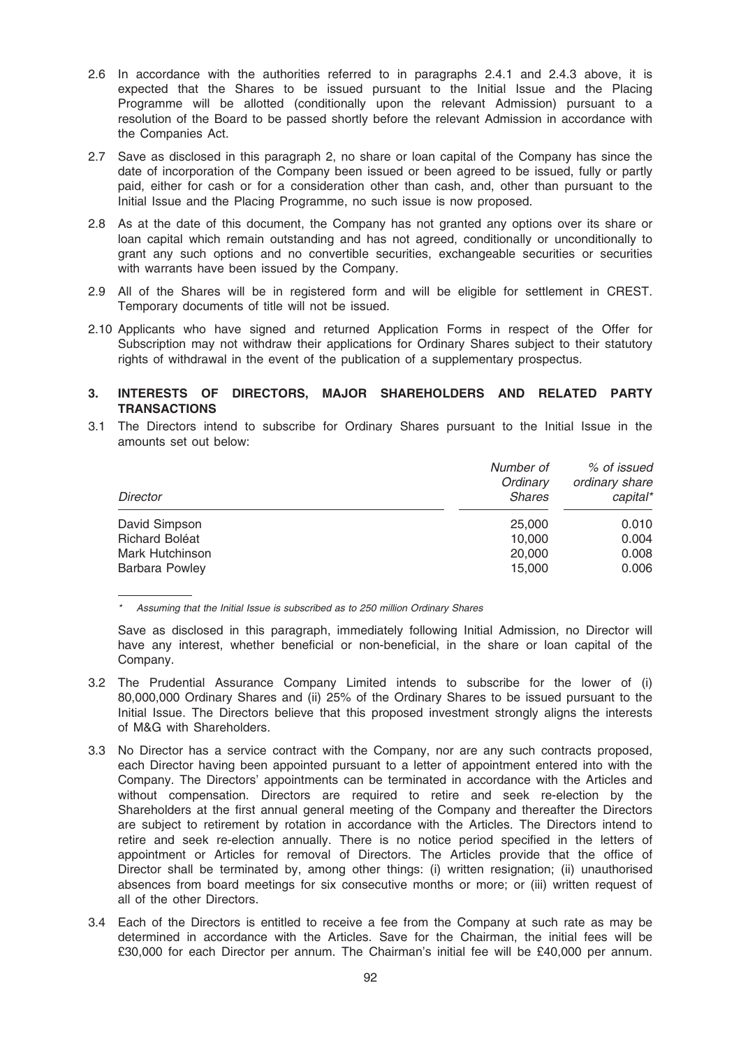2.6 In accordance with the authorities referred to in paragraphs 2.4.1 and 2.4.3 above, it is expected that the Shares to be issued pursuant to the Initial Issue and the Placing Programme will be allotted (conditionally upon the relevant Admission) pursuant to a resolution of the Board to be passed shortly before the relevant Admission in accordance with the Companies Act.

2.7 Save as disclosed in this paragraph 2, no share or loan capital of the Company has since the date of incorporation of the Company been issued or been agreed to be issued, fully or partly paid, either for cash or for a consideration other than cash, and, other than pursuant to the Initial Issue and the Placing Programme, no such issue is now proposed.

2.8 As at the date of this document, the Company has not granted any options over its share or loan capital which remain outstanding and has not agreed, conditionally or unconditionally to grant any such options and no convertible securities, exchangeable securities or securities with warrants have been issued by the Company.

2.9 All of the Shares will be in registered form and will be eligible for settlement in CREST. Temporary documents of title will not be issued.

2.10 Applicants who have signed and returned Application Forms in respect of the Offer for Subscription may not withdraw their applications for Ordinary Shares subject to their statutory rights of withdrawal in the event of the publication of a supplementary prospectus.

## 3. INTERESTS OF DIRECTORS, MAJOR SHAREHOLDERS AND RELATED PARTY TRANSACTIONS

3.1 The Directors intend to subscribe for Ordinary Shares pursuant to the Initial Issue in the amounts set out below:

| *Director* | *Number of Ordinary Shares* | *% of issued ordinary share capital** |
|---|---|---|
| David Simpson | 25,000 | 0.010 |
| Richard Boléat | 10,000 | 0.004 |
| Mark Hutchinson | 20,000 | 0.008 |
| Barbara Powley | 15,000 | 0.006 |

\* *Assuming that the Initial Issue is subscribed as to 250 million Ordinary Shares*

Save as disclosed in this paragraph, immediately following Initial Admission, no Director will have any interest, whether beneficial or non-beneficial, in the share or loan capital of the Company.

3.2 The Prudential Assurance Company Limited intends to subscribe for the lower of (i) 80,000,000 Ordinary Shares and (ii) 25% of the Ordinary Shares to be issued pursuant to the Initial Issue. The Directors believe that this proposed investment strongly aligns the interests of M&G with Shareholders.

3.3 No Director has a service contract with the Company, nor are any such contracts proposed, each Director having been appointed pursuant to a letter of appointment entered into with the Company. The Directors' appointments can be terminated in accordance with the Articles and without compensation. Directors are required to retire and seek re-election by the Shareholders at the first annual general meeting of the Company and thereafter the Directors are subject to retirement by rotation in accordance with the Articles. The Directors intend to retire and seek re-election annually. There is no notice period specified in the letters of appointment or Articles for removal of Directors. The Articles provide that the office of Director shall be terminated by, among other things: (i) written resignation; (ii) unauthorised absences from board meetings for six consecutive months or more; or (iii) written request of all of the other Directors.

3.4 Each of the Directors is entitled to receive a fee from the Company at such rate as may be determined in accordance with the Articles. Save for the Chairman, the initial fees will be £30,000 for each Director per annum. The Chairman's initial fee will be £40,000 per annum.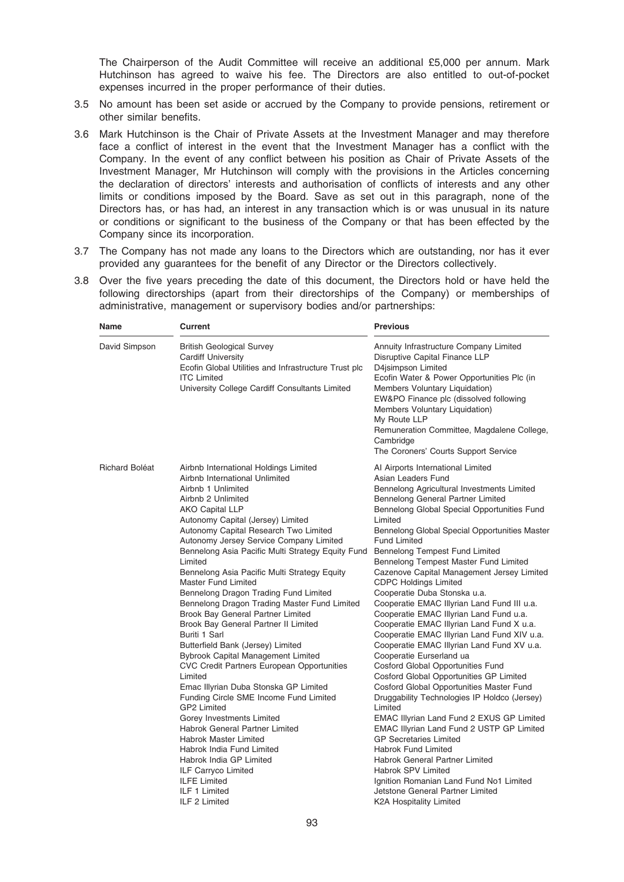The Chairperson of the Audit Committee will receive an additional £5,000 per annum. Mark Hutchinson has agreed to waive his fee. The Directors are also entitled to out-of-pocket expenses incurred in the proper performance of their duties.

3.5 No amount has been set aside or accrued by the Company to provide pensions, retirement or other similar benefits.

3.6 Mark Hutchinson is the Chair of Private Assets at the Investment Manager and may therefore face a conflict of interest in the event that the Investment Manager has a conflict with the Company. In the event of any conflict between his position as Chair of Private Assets of the Investment Manager, Mr Hutchinson will comply with the provisions in the Articles concerning the declaration of directors' interests and authorisation of conflicts of interests and any other limits or conditions imposed by the Board. Save as set out in this paragraph, none of the Directors has, or has had, an interest in any transaction which is or was unusual in its nature or conditions or significant to the business of the Company or that has been effected by the Company since its incorporation.

3.7 The Company has not made any loans to the Directors which are outstanding, nor has it ever provided any guarantees for the benefit of any Director or the Directors collectively.

3.8 Over the five years preceding the date of this document, the Directors hold or have held the following directorships (apart from their directorships of the Company) or memberships of administrative, management or supervisory bodies and/or partnerships:

| Name | Current | Previous |
|---|---|---|
| David Simpson | British Geological Survey<br>Cardiff University<br>Ecofin Global Utilities and Infrastructure Trust plc<br>ITC Limited<br>University College Cardiff Consultants Limited | Annuity Infrastructure Company Limited<br>Disruptive Capital Finance LLP<br>D4jsimpson Limited<br>Ecofin Water & Power Opportunities Plc (in Members Voluntary Liquidation)<br>EW&PO Finance plc (dissolved following Members Voluntary Liquidation)<br>My Route LLP<br>Remuneration Committee, Magdalene College, Cambridge<br>The Coroners' Courts Support Service |
| Richard Boléat | Airbnb International Holdings Limited<br>Airbnb International Unlimited<br>Airbnb 1 Unlimited<br>Airbnb 2 Unlimited<br>AKO Capital LLP<br>Autonomy Capital (Jersey) Limited<br>Autonomy Capital Research Two Limited<br>Autonomy Jersey Service Company Limited<br>Bennelong Asia Pacific Multi Strategy Equity Fund Limited<br>Bennelong Asia Pacific Multi Strategy Equity Master Fund Limited<br>Bennelong Dragon Trading Fund Limited<br>Bennelong Dragon Trading Master Fund Limited<br>Brook Bay General Partner Limited<br>Brook Bay General Partner II Limited<br>Buriti 1 Sarl<br>Butterfield Bank (Jersey) Limited<br>Bybrook Capital Management Limited<br>CVC Credit Partners European Opportunities Limited<br>Emac Illyrian Duba Stonska GP Limited<br>Funding Circle SME Income Fund Limited<br>GP2 Limited<br>Gorey Investments Limited<br>Habrok General Partner Limited<br>Habrok Master Limited<br>Habrok India Fund Limited<br>Habrok India GP Limited<br>ILF Carryco Limited<br>ILFE Limited<br>ILF 1 Limited<br>ILF 2 Limited | AI Airports International Limited<br>Asian Leaders Fund<br>Bennelong Agricultural Investments Limited<br>Bennelong General Partner Limited<br>Bennelong Global Special Opportunities Fund Limited<br>Bennelong Global Special Opportunities Master Fund Limited<br>Bennelong Tempest Fund Limited<br>Bennelong Tempest Master Fund Limited<br>Cazenove Capital Management Jersey Limited<br>CDPC Holdings Limited<br>Cooperatie Duba Stonska u.a.<br>Cooperatie EMAC Illyrian Land Fund III u.a.<br>Cooperatie EMAC Illyrian Land Fund u.a.<br>Cooperatie EMAC Illyrian Land Fund X u.a.<br>Cooperatie EMAC Illyrian Land Fund XIV u.a.<br>Cooperatie EMAC Illyrian Land Fund XV u.a.<br>Cooperatie Eurserland ua<br>Cosford Global Opportunities Fund<br>Cosford Global Opportunities GP Limited<br>Cosford Global Opportunities Master Fund<br>Druggability Technologies IP Holdco (Jersey) Limited<br>EMAC Illyrian Land Fund 2 EXUS GP Limited<br>EMAC Illyrian Land Fund 2 USTP GP Limited<br>GP Secretaries Limited<br>Habrok Fund Limited<br>Habrok General Partner Limited<br>Habrok SPV Limited<br>Ignition Romanian Land Fund No1 Limited<br>Jetstone General Partner Limited<br>K2A Hospitality Limited |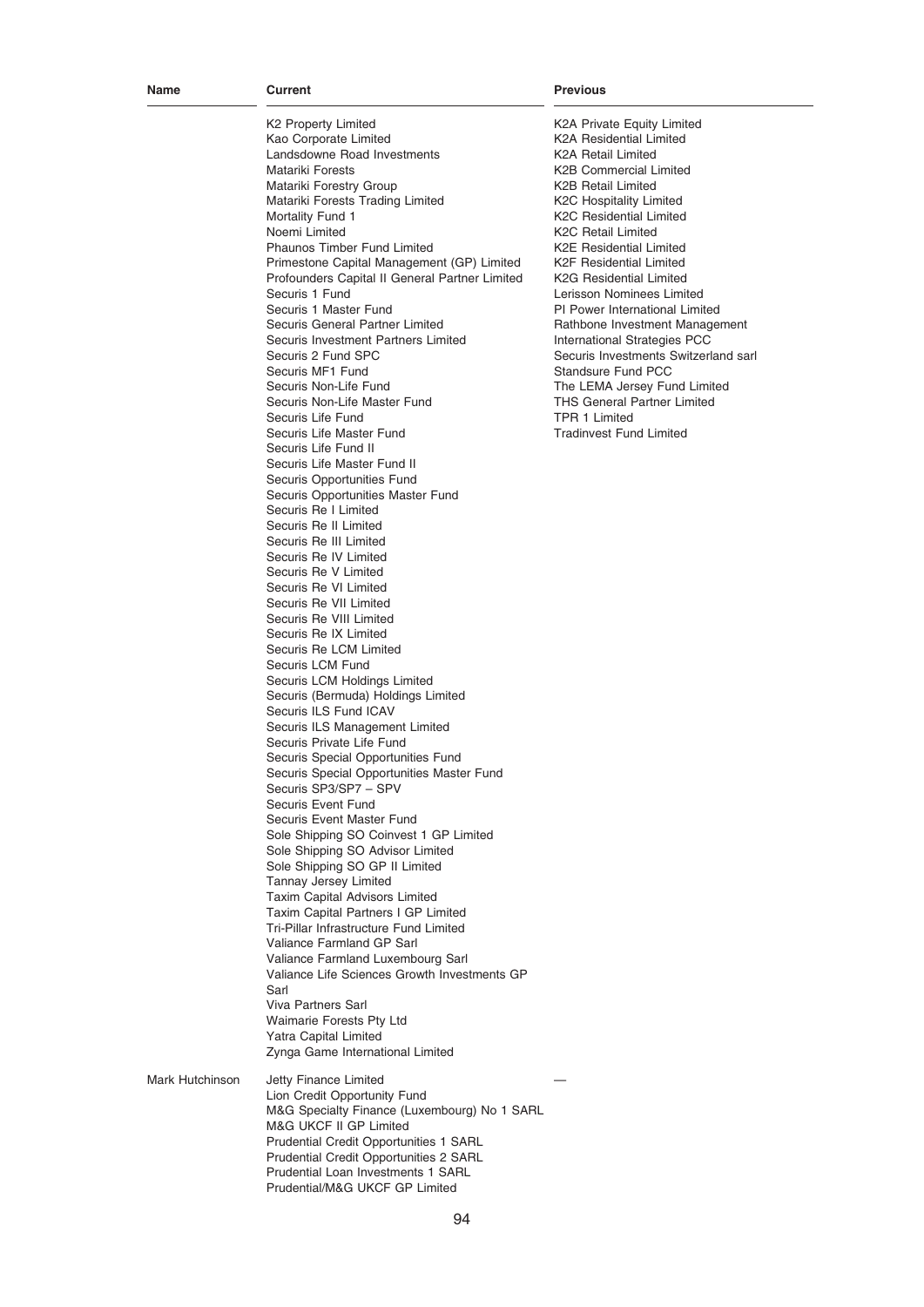| Name | Current | Previous |
| --- | --- | --- |
| | K2 Property Limited<br>Kao Corporate Limited<br>Landsdowne Road Investments<br>Matariki Forests<br>Matariki Forestry Group<br>Matariki Forests Trading Limited<br>Mortality Fund 1<br>Noemi Limited<br>Phaunos Timber Fund Limited<br>Primestone Capital Management (GP) Limited<br>Profounders Capital II General Partner Limited<br>Securis 1 Fund<br>Securis 1 Master Fund<br>Securis General Partner Limited<br>Securis Investment Partners Limited<br>Securis 2 Fund SPC<br>Securis MF1 Fund<br>Securis Non-Life Fund<br>Securis Non-Life Master Fund<br>Securis Life Fund<br>Securis Life Master Fund<br>Securis Life Fund II<br>Securis Life Master Fund II<br>Securis Opportunities Fund<br>Securis Opportunities Master Fund<br>Securis Re I Limited<br>Securis Re II Limited<br>Securis Re III Limited<br>Securis Re IV Limited<br>Securis Re V Limited<br>Securis Re VI Limited<br>Securis Re VII Limited<br>Securis Re VIII Limited<br>Securis Re IX Limited<br>Securis Re LCM Limited<br>Securis LCM Fund<br>Securis LCM Holdings Limited<br>Securis (Bermuda) Holdings Limited<br>Securis ILS Fund ICAV<br>Securis ILS Management Limited<br>Securis Private Life Fund<br>Securis Special Opportunities Fund<br>Securis Special Opportunities Master Fund<br>Securis SP3/SP7 – SPV<br>Securis Event Fund<br>Securis Event Master Fund<br>Sole Shipping SO Coinvest 1 GP Limited<br>Sole Shipping SO Advisor Limited<br>Sole Shipping SO GP II Limited<br>Tannay Jersey Limited<br>Taxim Capital Advisors Limited<br>Taxim Capital Partners I GP Limited<br>Tri-Pillar Infrastructure Fund Limited<br>Valiance Farmland GP Sarl<br>Valiance Farmland Luxembourg Sarl<br>Valiance Life Sciences Growth Investments GP Sarl<br>Viva Partners Sarl<br>Waimarie Forests Pty Ltd<br>Yatra Capital Limited<br>Zynga Game International Limited | K2A Private Equity Limited<br>K2A Residential Limited<br>K2A Retail Limited<br>K2B Commercial Limited<br>K2B Retail Limited<br>K2C Hospitality Limited<br>K2C Residential Limited<br>K2C Retail Limited<br>K2E Residential Limited<br>K2F Residential Limited<br>K2G Residential Limited<br>Lerisson Nominees Limited<br>PI Power International Limited<br>Rathbone Investment Management International Strategies PCC<br>Securis Investments Switzerland sarl<br>Standsure Fund PCC<br>The LEMA Jersey Fund Limited<br>THS General Partner Limited<br>TPR 1 Limited<br>Tradinvest Fund Limited |
| Mark Hutchinson | Jetty Finance Limited<br>Lion Credit Opportunity Fund<br>M&G Specialty Finance (Luxembourg) No 1 SARL<br>M&G UKCF II GP Limited<br>Prudential Credit Opportunities 1 SARL<br>Prudential Credit Opportunities 2 SARL<br>Prudential Loan Investments 1 SARL<br>Prudential/M&G UKCF GP Limited | — |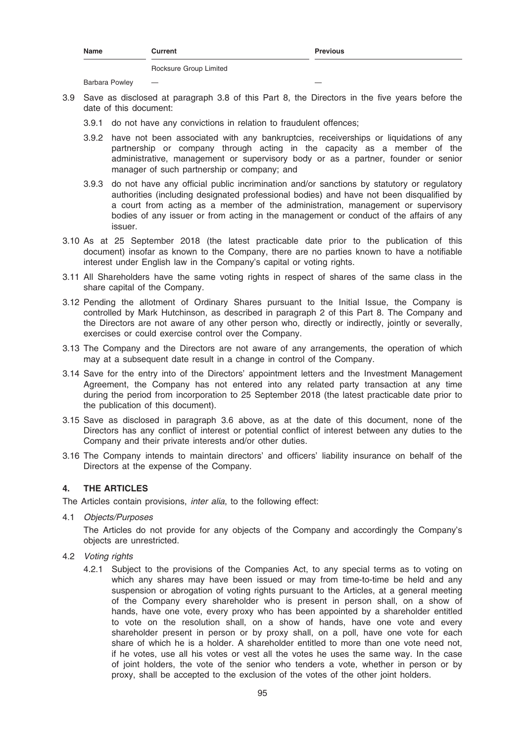| Name | Current | Previous |
|---|---|---|
| | Rocksure Group Limited | |
| Barbara Powley | — | — |

3.9 Save as disclosed at paragraph 3.8 of this Part 8, the Directors in the five years before the date of this document:

3.9.1 do not have any convictions in relation to fraudulent offences;

3.9.2 have not been associated with any bankruptcies, receiverships or liquidations of any partnership or company through acting in the capacity as a member of the administrative, management or supervisory body or as a partner, founder or senior manager of such partnership or company; and

3.9.3 do not have any official public incrimination and/or sanctions by statutory or regulatory authorities (including designated professional bodies) and have not been disqualified by a court from acting as a member of the administration, management or supervisory bodies of any issuer or from acting in the management or conduct of the affairs of any issuer.

3.10 As at 25 September 2018 (the latest practicable date prior to the publication of this document) insofar as known to the Company, there are no parties known to have a notifiable interest under English law in the Company's capital or voting rights.

3.11 All Shareholders have the same voting rights in respect of shares of the same class in the share capital of the Company.

3.12 Pending the allotment of Ordinary Shares pursuant to the Initial Issue, the Company is controlled by Mark Hutchinson, as described in paragraph 2 of this Part 8. The Company and the Directors are not aware of any other person who, directly or indirectly, jointly or severally, exercises or could exercise control over the Company.

3.13 The Company and the Directors are not aware of any arrangements, the operation of which may at a subsequent date result in a change in control of the Company.

3.14 Save for the entry into of the Directors' appointment letters and the Investment Management Agreement, the Company has not entered into any related party transaction at any time during the period from incorporation to 25 September 2018 (the latest practicable date prior to the publication of this document).

3.15 Save as disclosed in paragraph 3.6 above, as at the date of this document, none of the Directors has any conflict of interest or potential conflict of interest between any duties to the Company and their private interests and/or other duties.

3.16 The Company intends to maintain directors' and officers' liability insurance on behalf of the Directors at the expense of the Company.

## 4. THE ARTICLES

The Articles contain provisions, *inter alia*, to the following effect:

4.1 *Objects/Purposes*

The Articles do not provide for any objects of the Company and accordingly the Company's objects are unrestricted.

4.2 *Voting rights*

4.2.1 Subject to the provisions of the Companies Act, to any special terms as to voting on which any shares may have been issued or may from time-to-time be held and any suspension or abrogation of voting rights pursuant to the Articles, at a general meeting of the Company every shareholder who is present in person shall, on a show of hands, have one vote, every proxy who has been appointed by a shareholder entitled to vote on the resolution shall, on a show of hands, have one vote and every shareholder present in person or by proxy shall, on a poll, have one vote for each share of which he is a holder. A shareholder entitled to more than one vote need not, if he votes, use all his votes or vest all the votes he uses the same way. In the case of joint holders, the vote of the senior who tenders a vote, whether in person or by proxy, shall be accepted to the exclusion of the votes of the other joint holders.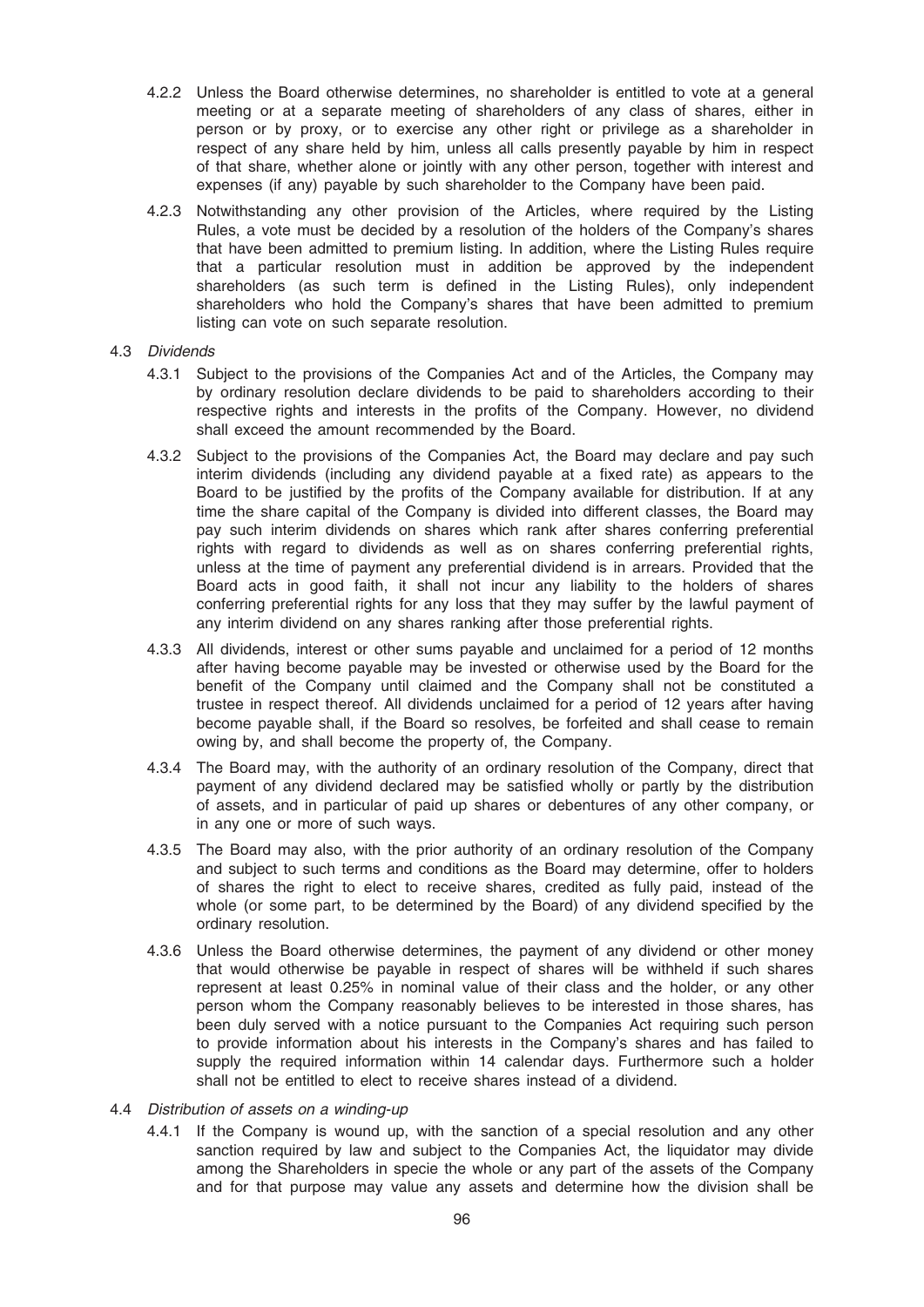4.2.2 Unless the Board otherwise determines, no shareholder is entitled to vote at a general meeting or at a separate meeting of shareholders of any class of shares, either in person or by proxy, or to exercise any other right or privilege as a shareholder in respect of any share held by him, unless all calls presently payable by him in respect of that share, whether alone or jointly with any other person, together with interest and expenses (if any) payable by such shareholder to the Company have been paid.

4.2.3 Notwithstanding any other provision of the Articles, where required by the Listing Rules, a vote must be decided by a resolution of the holders of the Company's shares that have been admitted to premium listing. In addition, where the Listing Rules require that a particular resolution must in addition be approved by the independent shareholders (as such term is defined in the Listing Rules), only independent shareholders who hold the Company's shares that have been admitted to premium listing can vote on such separate resolution.

4.3 *Dividends*

4.3.1 Subject to the provisions of the Companies Act and of the Articles, the Company may by ordinary resolution declare dividends to be paid to shareholders according to their respective rights and interests in the profits of the Company. However, no dividend shall exceed the amount recommended by the Board.

4.3.2 Subject to the provisions of the Companies Act, the Board may declare and pay such interim dividends (including any dividend payable at a fixed rate) as appears to the Board to be justified by the profits of the Company available for distribution. If at any time the share capital of the Company is divided into different classes, the Board may pay such interim dividends on shares which rank after shares conferring preferential rights with regard to dividends as well as on shares conferring preferential rights, unless at the time of payment any preferential dividend is in arrears. Provided that the Board acts in good faith, it shall not incur any liability to the holders of shares conferring preferential rights for any loss that they may suffer by the lawful payment of any interim dividend on any shares ranking after those preferential rights.

4.3.3 All dividends, interest or other sums payable and unclaimed for a period of 12 months after having become payable may be invested or otherwise used by the Board for the benefit of the Company until claimed and the Company shall not be constituted a trustee in respect thereof. All dividends unclaimed for a period of 12 years after having become payable shall, if the Board so resolves, be forfeited and shall cease to remain owing by, and shall become the property of, the Company.

4.3.4 The Board may, with the authority of an ordinary resolution of the Company, direct that payment of any dividend declared may be satisfied wholly or partly by the distribution of assets, and in particular of paid up shares or debentures of any other company, or in any one or more of such ways.

4.3.5 The Board may also, with the prior authority of an ordinary resolution of the Company and subject to such terms and conditions as the Board may determine, offer to holders of shares the right to elect to receive shares, credited as fully paid, instead of the whole (or some part, to be determined by the Board) of any dividend specified by the ordinary resolution.

4.3.6 Unless the Board otherwise determines, the payment of any dividend or other money that would otherwise be payable in respect of shares will be withheld if such shares represent at least 0.25% in nominal value of their class and the holder, or any other person whom the Company reasonably believes to be interested in those shares, has been duly served with a notice pursuant to the Companies Act requiring such person to provide information about his interests in the Company's shares and has failed to supply the required information within 14 calendar days. Furthermore such a holder shall not be entitled to elect to receive shares instead of a dividend.

4.4 *Distribution of assets on a winding-up*

4.4.1 If the Company is wound up, with the sanction of a special resolution and any other sanction required by law and subject to the Companies Act, the liquidator may divide among the Shareholders in specie the whole or any part of the assets of the Company and for that purpose may value any assets and determine how the division shall be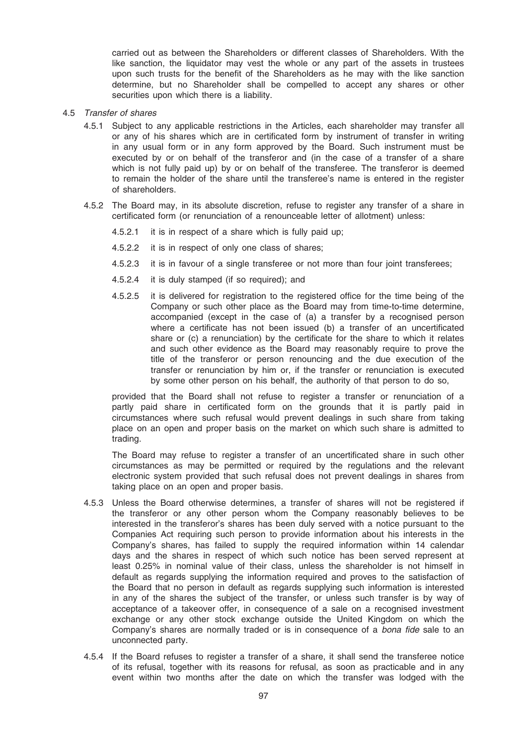carried out as between the Shareholders or different classes of Shareholders. With the like sanction, the liquidator may vest the whole or any part of the assets in trustees upon such trusts for the benefit of the Shareholders as he may with the like sanction determine, but no Shareholder shall be compelled to accept any shares or other securities upon which there is a liability.

4.5 *Transfer of shares*

4.5.1 Subject to any applicable restrictions in the Articles, each shareholder may transfer all or any of his shares which are in certificated form by instrument of transfer in writing in any usual form or in any form approved by the Board. Such instrument must be executed by or on behalf of the transferor and (in the case of a transfer of a share which is not fully paid up) by or on behalf of the transferee. The transferor is deemed to remain the holder of the share until the transferee's name is entered in the register of shareholders.

4.5.2 The Board may, in its absolute discretion, refuse to register any transfer of a share in certificated form (or renunciation of a renounceable letter of allotment) unless:

4.5.2.1 it is in respect of a share which is fully paid up;

4.5.2.2 it is in respect of only one class of shares;

4.5.2.3 it is in favour of a single transferee or not more than four joint transferees;

4.5.2.4 it is duly stamped (if so required); and

4.5.2.5 it is delivered for registration to the registered office for the time being of the Company or such other place as the Board may from time-to-time determine, accompanied (except in the case of (a) a transfer by a recognised person where a certificate has not been issued (b) a transfer of an uncertificated share or (c) a renunciation) by the certificate for the share to which it relates and such other evidence as the Board may reasonably require to prove the title of the transferor or person renouncing and the due execution of the transfer or renunciation by him or, if the transfer or renunciation is executed by some other person on his behalf, the authority of that person to do so,

provided that the Board shall not refuse to register a transfer or renunciation of a partly paid share in certificated form on the grounds that it is partly paid in circumstances where such refusal would prevent dealings in such share from taking place on an open and proper basis on the market on which such share is admitted to trading.

The Board may refuse to register a transfer of an uncertificated share in such other circumstances as may be permitted or required by the regulations and the relevant electronic system provided that such refusal does not prevent dealings in shares from taking place on an open and proper basis.

4.5.3 Unless the Board otherwise determines, a transfer of shares will not be registered if the transferor or any other person whom the Company reasonably believes to be interested in the transferor's shares has been duly served with a notice pursuant to the Companies Act requiring such person to provide information about his interests in the Company's shares, has failed to supply the required information within 14 calendar days and the shares in respect of which such notice has been served represent at least 0.25% in nominal value of their class, unless the shareholder is not himself in default as regards supplying the information required and proves to the satisfaction of the Board that no person in default as regards supplying such information is interested in any of the shares the subject of the transfer, or unless such transfer is by way of acceptance of a takeover offer, in consequence of a sale on a recognised investment exchange or any other stock exchange outside the United Kingdom on which the Company's shares are normally traded or is in consequence of a *bona fide* sale to an unconnected party.

4.5.4 If the Board refuses to register a transfer of a share, it shall send the transferee notice of its refusal, together with its reasons for refusal, as soon as practicable and in any event within two months after the date on which the transfer was lodged with the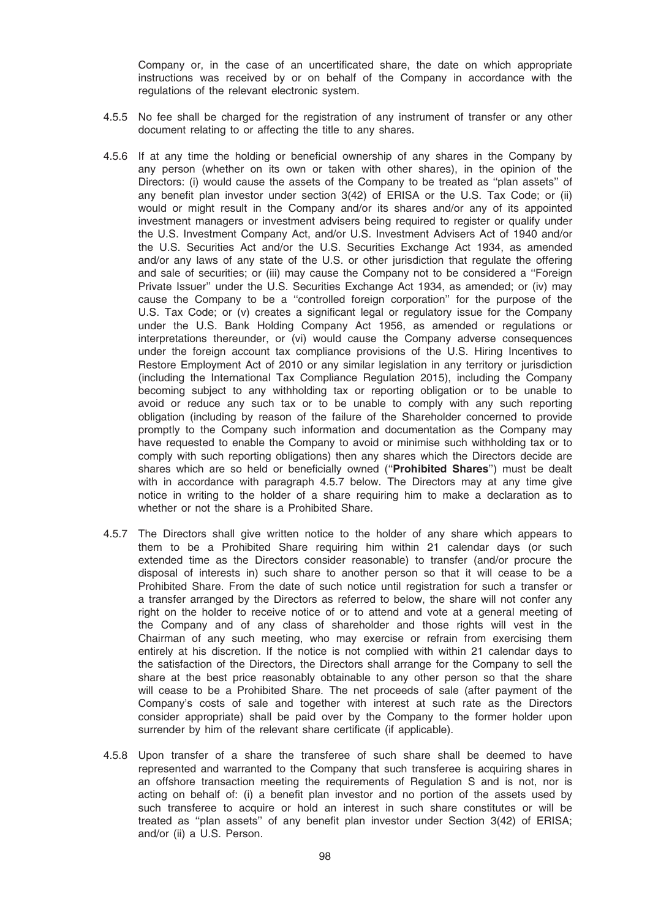Company or, in the case of an uncertificated share, the date on which appropriate instructions was received by or on behalf of the Company in accordance with the regulations of the relevant electronic system.

4.5.5 No fee shall be charged for the registration of any instrument of transfer or any other document relating to or affecting the title to any shares.

4.5.6 If at any time the holding or beneficial ownership of any shares in the Company by any person (whether on its own or taken with other shares), in the opinion of the Directors: (i) would cause the assets of the Company to be treated as ''plan assets'' of any benefit plan investor under section 3(42) of ERISA or the U.S. Tax Code; or (ii) would or might result in the Company and/or its shares and/or any of its appointed investment managers or investment advisers being required to register or qualify under the U.S. Investment Company Act, and/or U.S. Investment Advisers Act of 1940 and/or the U.S. Securities Act and/or the U.S. Securities Exchange Act 1934, as amended and/or any laws of any state of the U.S. or other jurisdiction that regulate the offering and sale of securities; or (iii) may cause the Company not to be considered a ''Foreign Private Issuer'' under the U.S. Securities Exchange Act 1934, as amended; or (iv) may cause the Company to be a ''controlled foreign corporation'' for the purpose of the U.S. Tax Code; or (v) creates a significant legal or regulatory issue for the Company under the U.S. Bank Holding Company Act 1956, as amended or regulations or interpretations thereunder, or (vi) would cause the Company adverse consequences under the foreign account tax compliance provisions of the U.S. Hiring Incentives to Restore Employment Act of 2010 or any similar legislation in any territory or jurisdiction (including the International Tax Compliance Regulation 2015), including the Company becoming subject to any withholding tax or reporting obligation or to be unable to avoid or reduce any such tax or to be unable to comply with any such reporting obligation (including by reason of the failure of the Shareholder concerned to provide promptly to the Company such information and documentation as the Company may have requested to enable the Company to avoid or minimise such withholding tax or to comply with such reporting obligations) then any shares which the Directors decide are shares which are so held or beneficially owned (''**Prohibited Shares**'') must be dealt with in accordance with paragraph 4.5.7 below. The Directors may at any time give notice in writing to the holder of a share requiring him to make a declaration as to whether or not the share is a Prohibited Share.

4.5.7 The Directors shall give written notice to the holder of any share which appears to them to be a Prohibited Share requiring him within 21 calendar days (or such extended time as the Directors consider reasonable) to transfer (and/or procure the disposal of interests in) such share to another person so that it will cease to be a Prohibited Share. From the date of such notice until registration for such a transfer or a transfer arranged by the Directors as referred to below, the share will not confer any right on the holder to receive notice of or to attend and vote at a general meeting of the Company and of any class of shareholder and those rights will vest in the Chairman of any such meeting, who may exercise or refrain from exercising them entirely at his discretion. If the notice is not complied with within 21 calendar days to the satisfaction of the Directors, the Directors shall arrange for the Company to sell the share at the best price reasonably obtainable to any other person so that the share will cease to be a Prohibited Share. The net proceeds of sale (after payment of the Company's costs of sale and together with interest at such rate as the Directors consider appropriate) shall be paid over by the Company to the former holder upon surrender by him of the relevant share certificate (if applicable).

4.5.8 Upon transfer of a share the transferee of such share shall be deemed to have represented and warranted to the Company that such transferee is acquiring shares in an offshore transaction meeting the requirements of Regulation S and is not, nor is acting on behalf of: (i) a benefit plan investor and no portion of the assets used by such transferee to acquire or hold an interest in such share constitutes or will be treated as ''plan assets'' of any benefit plan investor under Section 3(42) of ERISA; and/or (ii) a U.S. Person.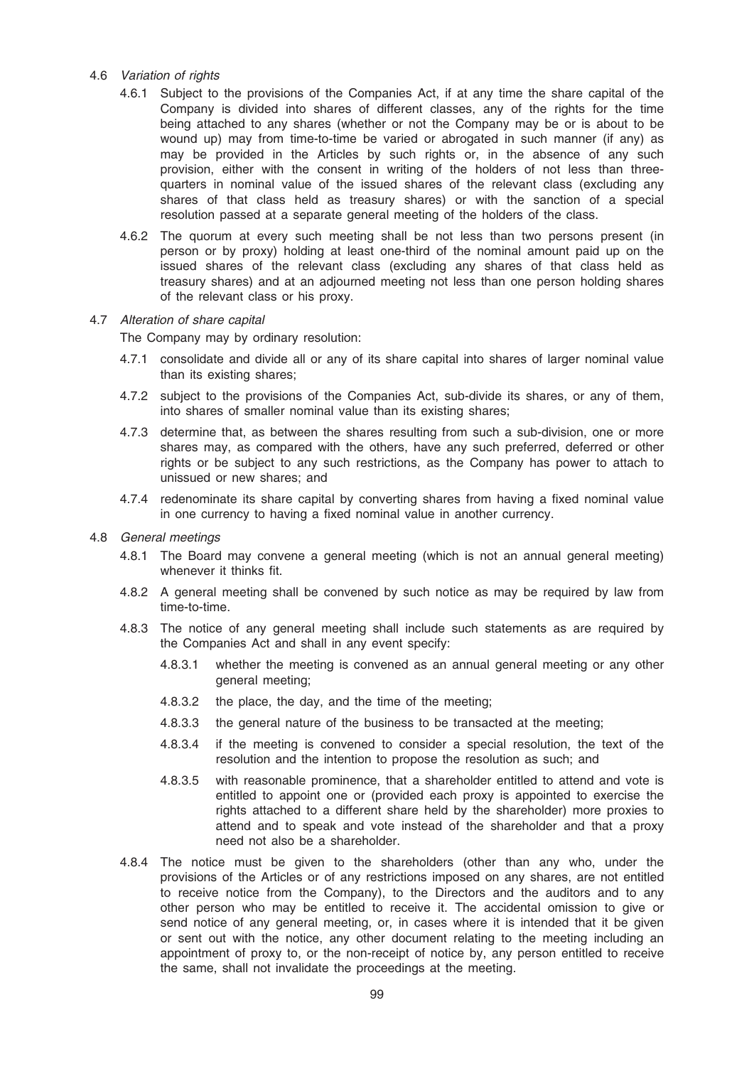4.6 *Variation of rights*

4.6.1 Subject to the provisions of the Companies Act, if at any time the share capital of the Company is divided into shares of different classes, any of the rights for the time being attached to any shares (whether or not the Company may be or is about to be wound up) may from time-to-time be varied or abrogated in such manner (if any) as may be provided in the Articles by such rights or, in the absence of any such provision, either with the consent in writing of the holders of not less than three-quarters in nominal value of the issued shares of the relevant class (excluding any shares of that class held as treasury shares) or with the sanction of a special resolution passed at a separate general meeting of the holders of the class.

4.6.2 The quorum at every such meeting shall be not less than two persons present (in person or by proxy) holding at least one-third of the nominal amount paid up on the issued shares of the relevant class (excluding any shares of that class held as treasury shares) and at an adjourned meeting not less than one person holding shares of the relevant class or his proxy.

4.7 *Alteration of share capital*

The Company may by ordinary resolution:

4.7.1 consolidate and divide all or any of its share capital into shares of larger nominal value than its existing shares;

4.7.2 subject to the provisions of the Companies Act, sub-divide its shares, or any of them, into shares of smaller nominal value than its existing shares;

4.7.3 determine that, as between the shares resulting from such a sub-division, one or more shares may, as compared with the others, have any such preferred, deferred or other rights or be subject to any such restrictions, as the Company has power to attach to unissued or new shares; and

4.7.4 redenominate its share capital by converting shares from having a fixed nominal value in one currency to having a fixed nominal value in another currency.

4.8 *General meetings*

4.8.1 The Board may convene a general meeting (which is not an annual general meeting) whenever it thinks fit.

4.8.2 A general meeting shall be convened by such notice as may be required by law from time-to-time.

4.8.3 The notice of any general meeting shall include such statements as are required by the Companies Act and shall in any event specify:

4.8.3.1 whether the meeting is convened as an annual general meeting or any other general meeting;

4.8.3.2 the place, the day, and the time of the meeting;

4.8.3.3 the general nature of the business to be transacted at the meeting;

4.8.3.4 if the meeting is convened to consider a special resolution, the text of the resolution and the intention to propose the resolution as such; and

4.8.3.5 with reasonable prominence, that a shareholder entitled to attend and vote is entitled to appoint one or (provided each proxy is appointed to exercise the rights attached to a different share held by the shareholder) more proxies to attend and to speak and vote instead of the shareholder and that a proxy need not also be a shareholder.

4.8.4 The notice must be given to the shareholders (other than any who, under the provisions of the Articles or of any restrictions imposed on any shares, are not entitled to receive notice from the Company), to the Directors and the auditors and to any other person who may be entitled to receive it. The accidental omission to give or send notice of any general meeting, or, in cases where it is intended that it be given or sent out with the notice, any other document relating to the meeting including an appointment of proxy to, or the non-receipt of notice by, any person entitled to receive the same, shall not invalidate the proceedings at the meeting.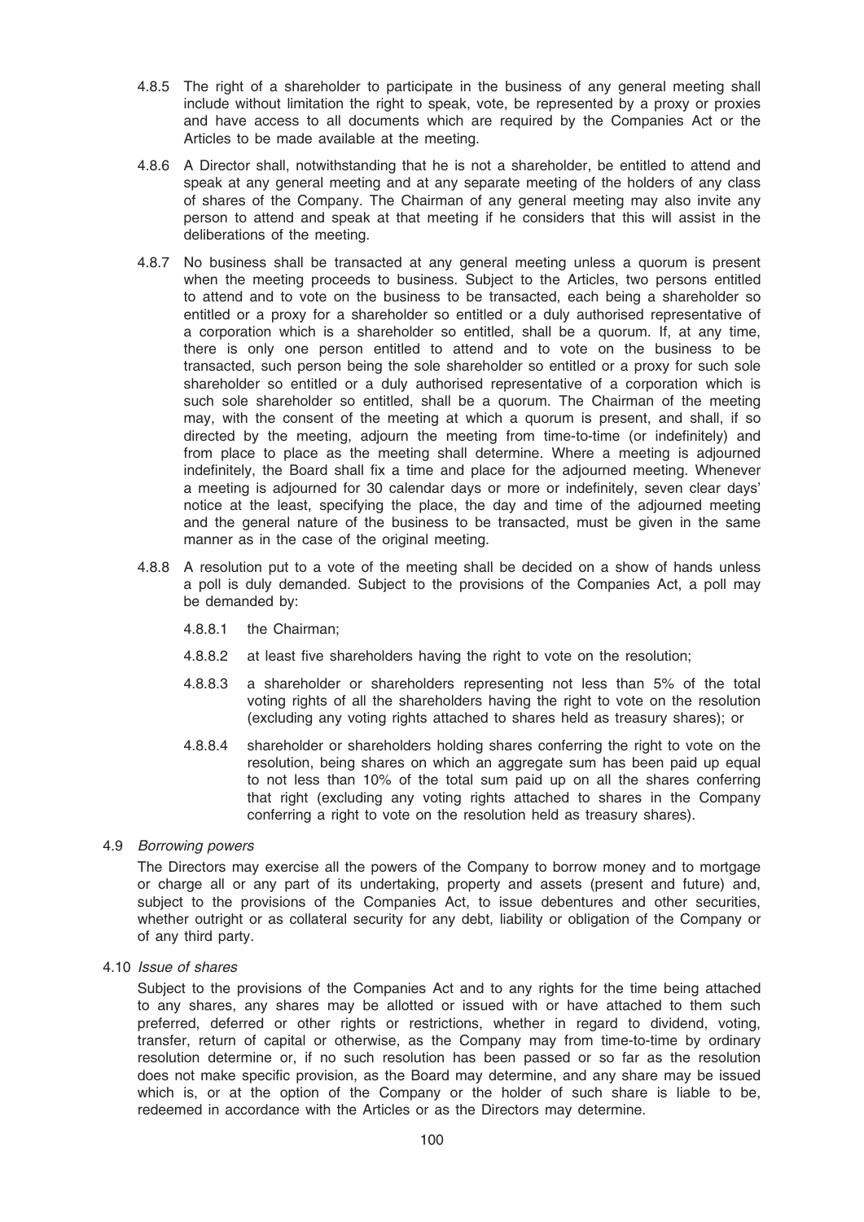4.8.5 The right of a shareholder to participate in the business of any general meeting shall include without limitation the right to speak, vote, be represented by a proxy or proxies and have access to all documents which are required by the Companies Act or the Articles to be made available at the meeting.

4.8.6 A Director shall, notwithstanding that he is not a shareholder, be entitled to attend and speak at any general meeting and at any separate meeting of the holders of any class of shares of the Company. The Chairman of any general meeting may also invite any person to attend and speak at that meeting if he considers that this will assist in the deliberations of the meeting.

4.8.7 No business shall be transacted at any general meeting unless a quorum is present when the meeting proceeds to business. Subject to the Articles, two persons entitled to attend and to vote on the business to be transacted, each being a shareholder so entitled or a proxy for a shareholder so entitled or a duly authorised representative of a corporation which is a shareholder so entitled, shall be a quorum. If, at any time, there is only one person entitled to attend and to vote on the business to be transacted, such person being the sole shareholder so entitled or a proxy for such sole shareholder so entitled or a duly authorised representative of a corporation which is such sole shareholder so entitled, shall be a quorum. The Chairman of the meeting may, with the consent of the meeting at which a quorum is present, and shall, if so directed by the meeting, adjourn the meeting from time-to-time (or indefinitely) and from place to place as the meeting shall determine. Where a meeting is adjourned indefinitely, the Board shall fix a time and place for the adjourned meeting. Whenever a meeting is adjourned for 30 calendar days or more or indefinitely, seven clear days' notice at the least, specifying the place, the day and time of the adjourned meeting and the general nature of the business to be transacted, must be given in the same manner as in the case of the original meeting.

4.8.8 A resolution put to a vote of the meeting shall be decided on a show of hands unless a poll is duly demanded. Subject to the provisions of the Companies Act, a poll may be demanded by:

4.8.8.1 the Chairman;

4.8.8.2 at least five shareholders having the right to vote on the resolution;

4.8.8.3 a shareholder or shareholders representing not less than 5% of the total voting rights of all the shareholders having the right to vote on the resolution (excluding any voting rights attached to shares held as treasury shares); or

4.8.8.4 shareholder or shareholders holding shares conferring the right to vote on the resolution, being shares on which an aggregate sum has been paid up equal to not less than 10% of the total sum paid up on all the shares conferring that right (excluding any voting rights attached to shares in the Company conferring a right to vote on the resolution held as treasury shares).

4.9 *Borrowing powers*

The Directors may exercise all the powers of the Company to borrow money and to mortgage or charge all or any part of its undertaking, property and assets (present and future) and, subject to the provisions of the Companies Act, to issue debentures and other securities, whether outright or as collateral security for any debt, liability or obligation of the Company or of any third party.

4.10 *Issue of shares*

Subject to the provisions of the Companies Act and to any rights for the time being attached to any shares, any shares may be allotted or issued with or have attached to them such preferred, deferred or other rights or restrictions, whether in regard to dividend, voting, transfer, return of capital or otherwise, as the Company may from time-to-time by ordinary resolution determine or, if no such resolution has been passed or so far as the resolution does not make specific provision, as the Board may determine, and any share may be issued which is, or at the option of the Company or the holder of such share is liable to be, redeemed in accordance with the Articles or as the Directors may determine.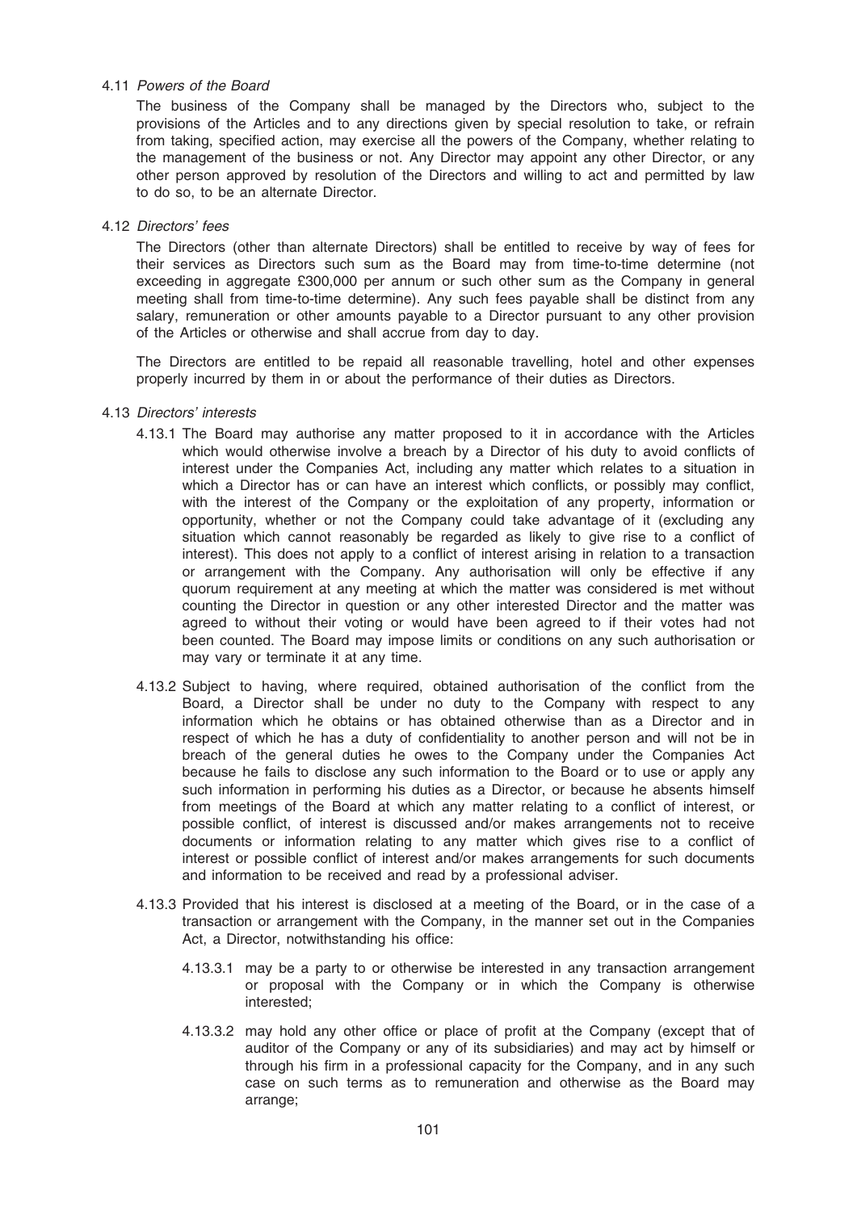4.11 *Powers of the Board*

The business of the Company shall be managed by the Directors who, subject to the provisions of the Articles and to any directions given by special resolution to take, or refrain from taking, specified action, may exercise all the powers of the Company, whether relating to the management of the business or not. Any Director may appoint any other Director, or any other person approved by resolution of the Directors and willing to act and permitted by law to do so, to be an alternate Director.

4.12 *Directors' fees*

The Directors (other than alternate Directors) shall be entitled to receive by way of fees for their services as Directors such sum as the Board may from time-to-time determine (not exceeding in aggregate £300,000 per annum or such other sum as the Company in general meeting shall from time-to-time determine). Any such fees payable shall be distinct from any salary, remuneration or other amounts payable to a Director pursuant to any other provision of the Articles or otherwise and shall accrue from day to day.

The Directors are entitled to be repaid all reasonable travelling, hotel and other expenses properly incurred by them in or about the performance of their duties as Directors.

4.13 *Directors' interests*

4.13.1 The Board may authorise any matter proposed to it in accordance with the Articles which would otherwise involve a breach by a Director of his duty to avoid conflicts of interest under the Companies Act, including any matter which relates to a situation in which a Director has or can have an interest which conflicts, or possibly may conflict, with the interest of the Company or the exploitation of any property, information or opportunity, whether or not the Company could take advantage of it (excluding any situation which cannot reasonably be regarded as likely to give rise to a conflict of interest). This does not apply to a conflict of interest arising in relation to a transaction or arrangement with the Company. Any authorisation will only be effective if any quorum requirement at any meeting at which the matter was considered is met without counting the Director in question or any other interested Director and the matter was agreed to without their voting or would have been agreed to if their votes had not been counted. The Board may impose limits or conditions on any such authorisation or may vary or terminate it at any time.

4.13.2 Subject to having, where required, obtained authorisation of the conflict from the Board, a Director shall be under no duty to the Company with respect to any information which he obtains or has obtained otherwise than as a Director and in respect of which he has a duty of confidentiality to another person and will not be in breach of the general duties he owes to the Company under the Companies Act because he fails to disclose any such information to the Board or to use or apply any such information in performing his duties as a Director, or because he absents himself from meetings of the Board at which any matter relating to a conflict of interest, or possible conflict, of interest is discussed and/or makes arrangements not to receive documents or information relating to any matter which gives rise to a conflict of interest or possible conflict of interest and/or makes arrangements for such documents and information to be received and read by a professional adviser.

4.13.3 Provided that his interest is disclosed at a meeting of the Board, or in the case of a transaction or arrangement with the Company, in the manner set out in the Companies Act, a Director, notwithstanding his office:

4.13.3.1 may be a party to or otherwise be interested in any transaction arrangement or proposal with the Company or in which the Company is otherwise interested;

4.13.3.2 may hold any other office or place of profit at the Company (except that of auditor of the Company or any of its subsidiaries) and may act by himself or through his firm in a professional capacity for the Company, and in any such case on such terms as to remuneration and otherwise as the Board may arrange;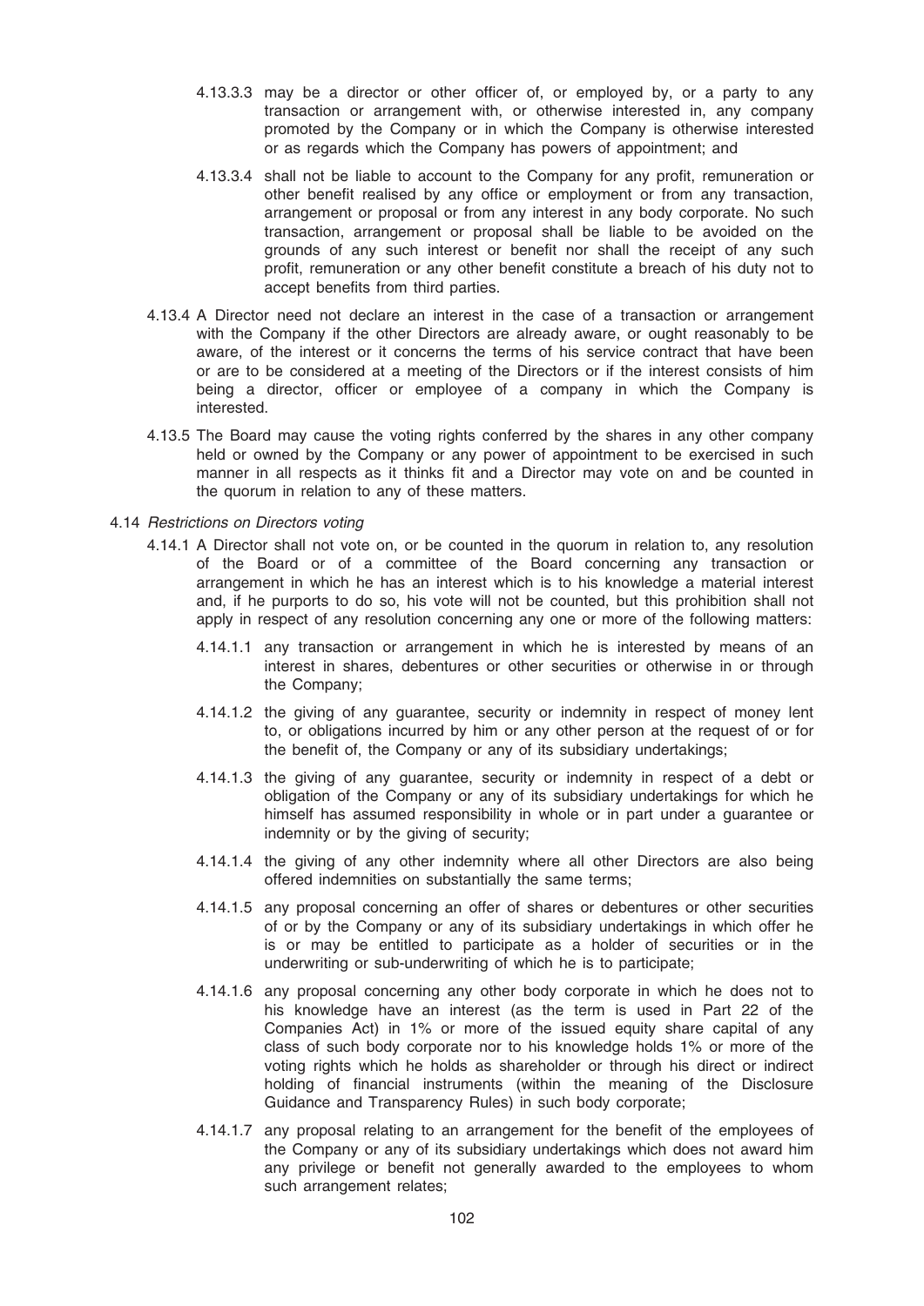4.13.3.3 may be a director or other officer of, or employed by, or a party to any transaction or arrangement with, or otherwise interested in, any company promoted by the Company or in which the Company is otherwise interested or as regards which the Company has powers of appointment; and

4.13.3.4 shall not be liable to account to the Company for any profit, remuneration or other benefit realised by any office or employment or from any transaction, arrangement or proposal or from any interest in any body corporate. No such transaction, arrangement or proposal shall be liable to be avoided on the grounds of any such interest or benefit nor shall the receipt of any such profit, remuneration or any other benefit constitute a breach of his duty not to accept benefits from third parties.

4.13.4 A Director need not declare an interest in the case of a transaction or arrangement with the Company if the other Directors are already aware, or ought reasonably to be aware, of the interest or it concerns the terms of his service contract that have been or are to be considered at a meeting of the Directors or if the interest consists of him being a director, officer or employee of a company in which the Company is interested.

4.13.5 The Board may cause the voting rights conferred by the shares in any other company held or owned by the Company or any power of appointment to be exercised in such manner in all respects as it thinks fit and a Director may vote on and be counted in the quorum in relation to any of these matters.

4.14 *Restrictions on Directors voting*

4.14.1 A Director shall not vote on, or be counted in the quorum in relation to, any resolution of the Board or of a committee of the Board concerning any transaction or arrangement in which he has an interest which is to his knowledge a material interest and, if he purports to do so, his vote will not be counted, but this prohibition shall not apply in respect of any resolution concerning any one or more of the following matters:

4.14.1.1 any transaction or arrangement in which he is interested by means of an interest in shares, debentures or other securities or otherwise in or through the Company;

4.14.1.2 the giving of any guarantee, security or indemnity in respect of money lent to, or obligations incurred by him or any other person at the request of or for the benefit of, the Company or any of its subsidiary undertakings;

4.14.1.3 the giving of any guarantee, security or indemnity in respect of a debt or obligation of the Company or any of its subsidiary undertakings for which he himself has assumed responsibility in whole or in part under a guarantee or indemnity or by the giving of security;

4.14.1.4 the giving of any other indemnity where all other Directors are also being offered indemnities on substantially the same terms;

4.14.1.5 any proposal concerning an offer of shares or debentures or other securities of or by the Company or any of its subsidiary undertakings in which offer he is or may be entitled to participate as a holder of securities or in the underwriting or sub-underwriting of which he is to participate;

4.14.1.6 any proposal concerning any other body corporate in which he does not to his knowledge have an interest (as the term is used in Part 22 of the Companies Act) in 1% or more of the issued equity share capital of any class of such body corporate nor to his knowledge holds 1% or more of the voting rights which he holds as shareholder or through his direct or indirect holding of financial instruments (within the meaning of the Disclosure Guidance and Transparency Rules) in such body corporate;

4.14.1.7 any proposal relating to an arrangement for the benefit of the employees of the Company or any of its subsidiary undertakings which does not award him any privilege or benefit not generally awarded to the employees to whom such arrangement relates;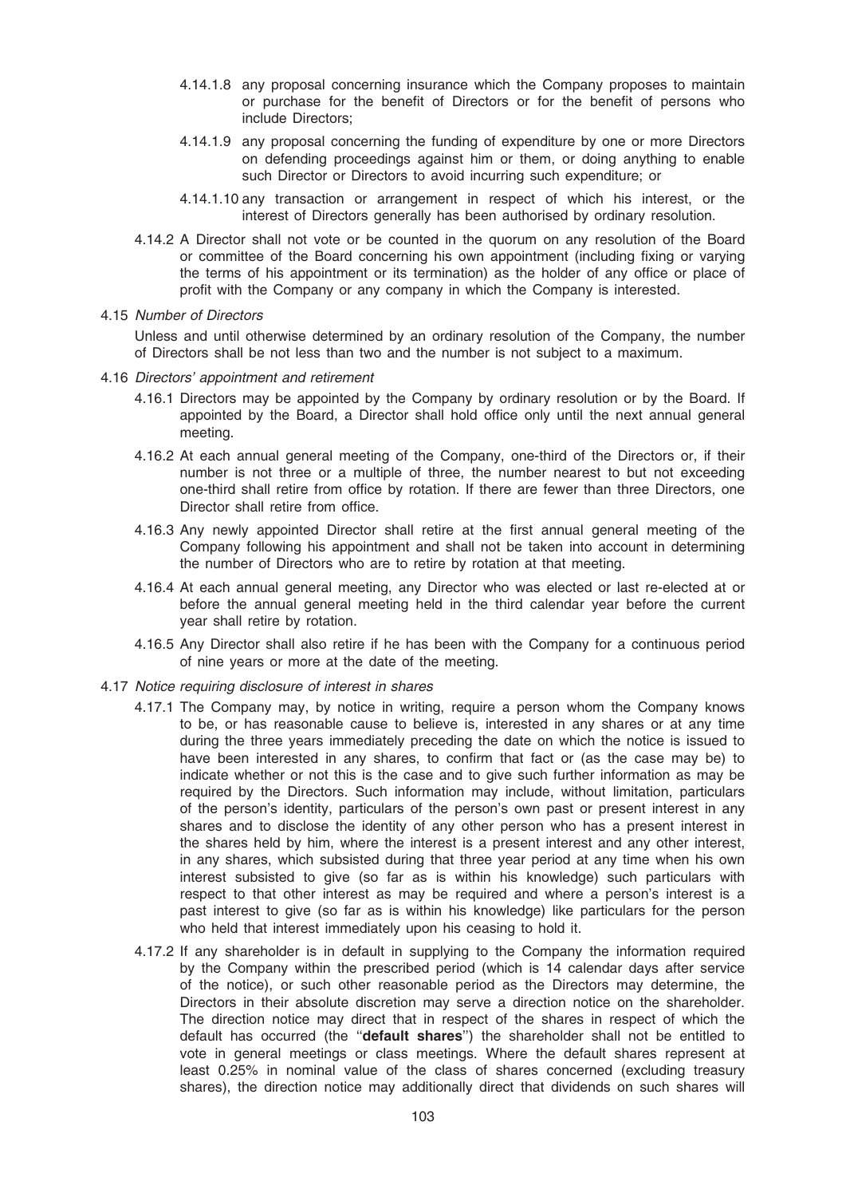4.14.1.8 any proposal concerning insurance which the Company proposes to maintain or purchase for the benefit of Directors or for the benefit of persons who include Directors;

4.14.1.9 any proposal concerning the funding of expenditure by one or more Directors on defending proceedings against him or them, or doing anything to enable such Director or Directors to avoid incurring such expenditure; or

4.14.1.10 any transaction or arrangement in respect of which his interest, or the interest of Directors generally has been authorised by ordinary resolution.

4.14.2 A Director shall not vote or be counted in the quorum on any resolution of the Board or committee of the Board concerning his own appointment (including fixing or varying the terms of his appointment or its termination) as the holder of any office or place of profit with the Company or any company in which the Company is interested.

4.15 *Number of Directors*

Unless and until otherwise determined by an ordinary resolution of the Company, the number of Directors shall be not less than two and the number is not subject to a maximum.

4.16 *Directors' appointment and retirement*

4.16.1 Directors may be appointed by the Company by ordinary resolution or by the Board. If appointed by the Board, a Director shall hold office only until the next annual general meeting.

4.16.2 At each annual general meeting of the Company, one-third of the Directors or, if their number is not three or a multiple of three, the number nearest to but not exceeding one-third shall retire from office by rotation. If there are fewer than three Directors, one Director shall retire from office.

4.16.3 Any newly appointed Director shall retire at the first annual general meeting of the Company following his appointment and shall not be taken into account in determining the number of Directors who are to retire by rotation at that meeting.

4.16.4 At each annual general meeting, any Director who was elected or last re-elected at or before the annual general meeting held in the third calendar year before the current year shall retire by rotation.

4.16.5 Any Director shall also retire if he has been with the Company for a continuous period of nine years or more at the date of the meeting.

4.17 *Notice requiring disclosure of interest in shares*

4.17.1 The Company may, by notice in writing, require a person whom the Company knows to be, or has reasonable cause to believe is, interested in any shares or at any time during the three years immediately preceding the date on which the notice is issued to have been interested in any shares, to confirm that fact or (as the case may be) to indicate whether or not this is the case and to give such further information as may be required by the Directors. Such information may include, without limitation, particulars of the person's identity, particulars of the person's own past or present interest in any shares and to disclose the identity of any other person who has a present interest in the shares held by him, where the interest is a present interest and any other interest, in any shares, which subsisted during that three year period at any time when his own interest subsisted to give (so far as is within his knowledge) such particulars with respect to that other interest as may be required and where a person's interest is a past interest to give (so far as is within his knowledge) like particulars for the person who held that interest immediately upon his ceasing to hold it.

4.17.2 If any shareholder is in default in supplying to the Company the information required by the Company within the prescribed period (which is 14 calendar days after service of the notice), or such other reasonable period as the Directors may determine, the Directors in their absolute discretion may serve a direction notice on the shareholder. The direction notice may direct that in respect of the shares in respect of which the default has occurred (the "**default shares**") the shareholder shall not be entitled to vote in general meetings or class meetings. Where the default shares represent at least 0.25% in nominal value of the class of shares concerned (excluding treasury shares), the direction notice may additionally direct that dividends on such shares will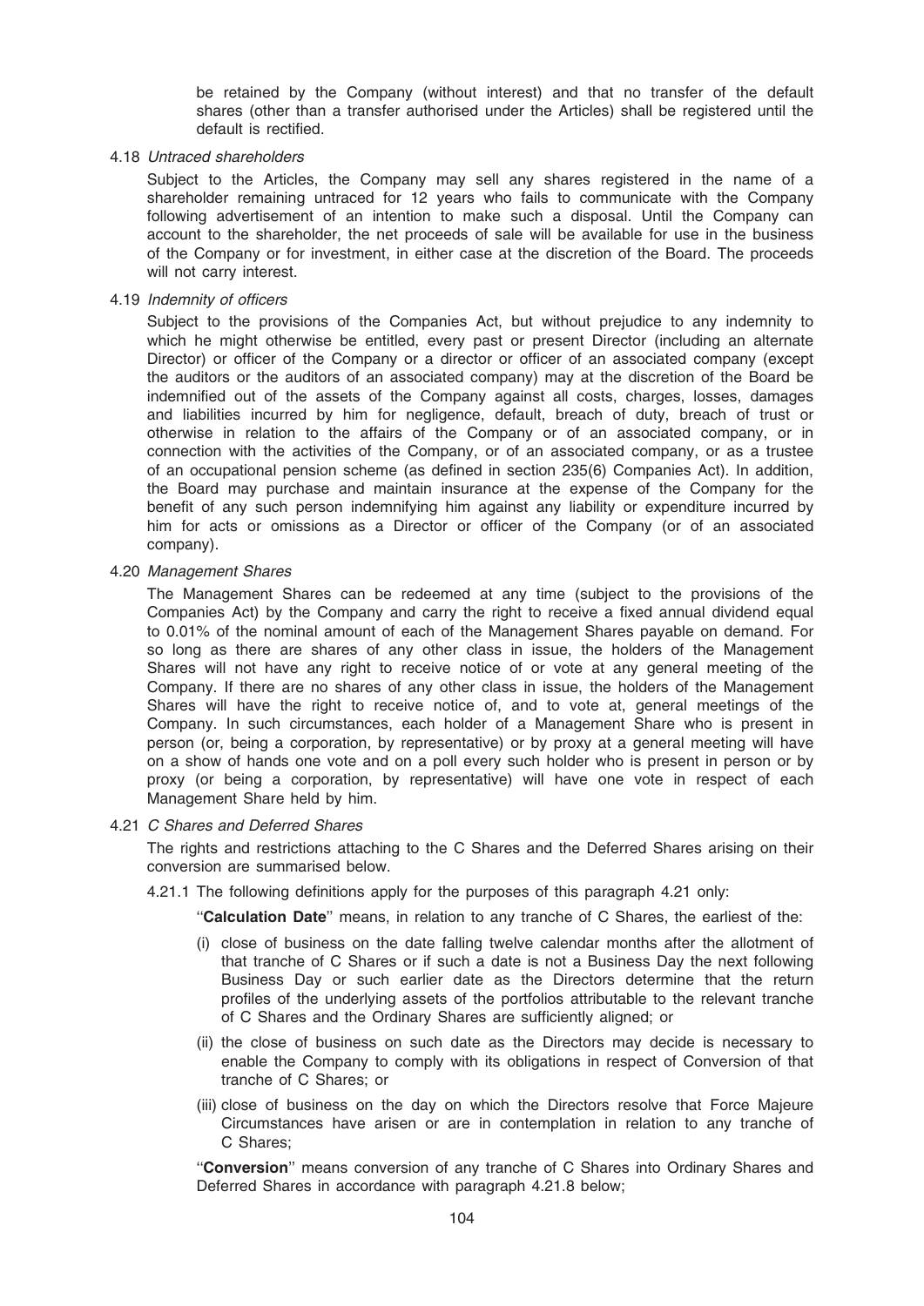be retained by the Company (without interest) and that no transfer of the default shares (other than a transfer authorised under the Articles) shall be registered until the default is rectified.

4.18 *Untraced shareholders*

Subject to the Articles, the Company may sell any shares registered in the name of a shareholder remaining untraced for 12 years who fails to communicate with the Company following advertisement of an intention to make such a disposal. Until the Company can account to the shareholder, the net proceeds of sale will be available for use in the business of the Company or for investment, in either case at the discretion of the Board. The proceeds will not carry interest.

4.19 *Indemnity of officers*

Subject to the provisions of the Companies Act, but without prejudice to any indemnity to which he might otherwise be entitled, every past or present Director (including an alternate Director) or officer of the Company or a director or officer of an associated company (except the auditors or the auditors of an associated company) may at the discretion of the Board be indemnified out of the assets of the Company against all costs, charges, losses, damages and liabilities incurred by him for negligence, default, breach of duty, breach of trust or otherwise in relation to the affairs of the Company or of an associated company, or in connection with the activities of the Company, or of an associated company, or as a trustee of an occupational pension scheme (as defined in section 235(6) Companies Act). In addition, the Board may purchase and maintain insurance at the expense of the Company for the benefit of any such person indemnifying him against any liability or expenditure incurred by him for acts or omissions as a Director or officer of the Company (or of an associated company).

4.20 *Management Shares*

The Management Shares can be redeemed at any time (subject to the provisions of the Companies Act) by the Company and carry the right to receive a fixed annual dividend equal to 0.01% of the nominal amount of each of the Management Shares payable on demand. For so long as there are shares of any other class in issue, the holders of the Management Shares will not have any right to receive notice of or vote at any general meeting of the Company. If there are no shares of any other class in issue, the holders of the Management Shares will have the right to receive notice of, and to vote at, general meetings of the Company. In such circumstances, each holder of a Management Share who is present in person (or, being a corporation, by representative) or by proxy at a general meeting will have on a show of hands one vote and on a poll every such holder who is present in person or by proxy (or being a corporation, by representative) will have one vote in respect of each Management Share held by him.

4.21 *C Shares and Deferred Shares*

The rights and restrictions attaching to the C Shares and the Deferred Shares arising on their conversion are summarised below.

4.21.1 The following definitions apply for the purposes of this paragraph 4.21 only:

''**Calculation Date**'' means, in relation to any tranche of C Shares, the earliest of the:

(i) close of business on the date falling twelve calendar months after the allotment of that tranche of C Shares or if such a date is not a Business Day the next following Business Day or such earlier date as the Directors determine that the return profiles of the underlying assets of the portfolios attributable to the relevant tranche of C Shares and the Ordinary Shares are sufficiently aligned; or

(ii) the close of business on such date as the Directors may decide is necessary to enable the Company to comply with its obligations in respect of Conversion of that tranche of C Shares; or

(iii) close of business on the day on which the Directors resolve that Force Majeure Circumstances have arisen or are in contemplation in relation to any tranche of C Shares;

''**Conversion**'' means conversion of any tranche of C Shares into Ordinary Shares and Deferred Shares in accordance with paragraph 4.21.8 below;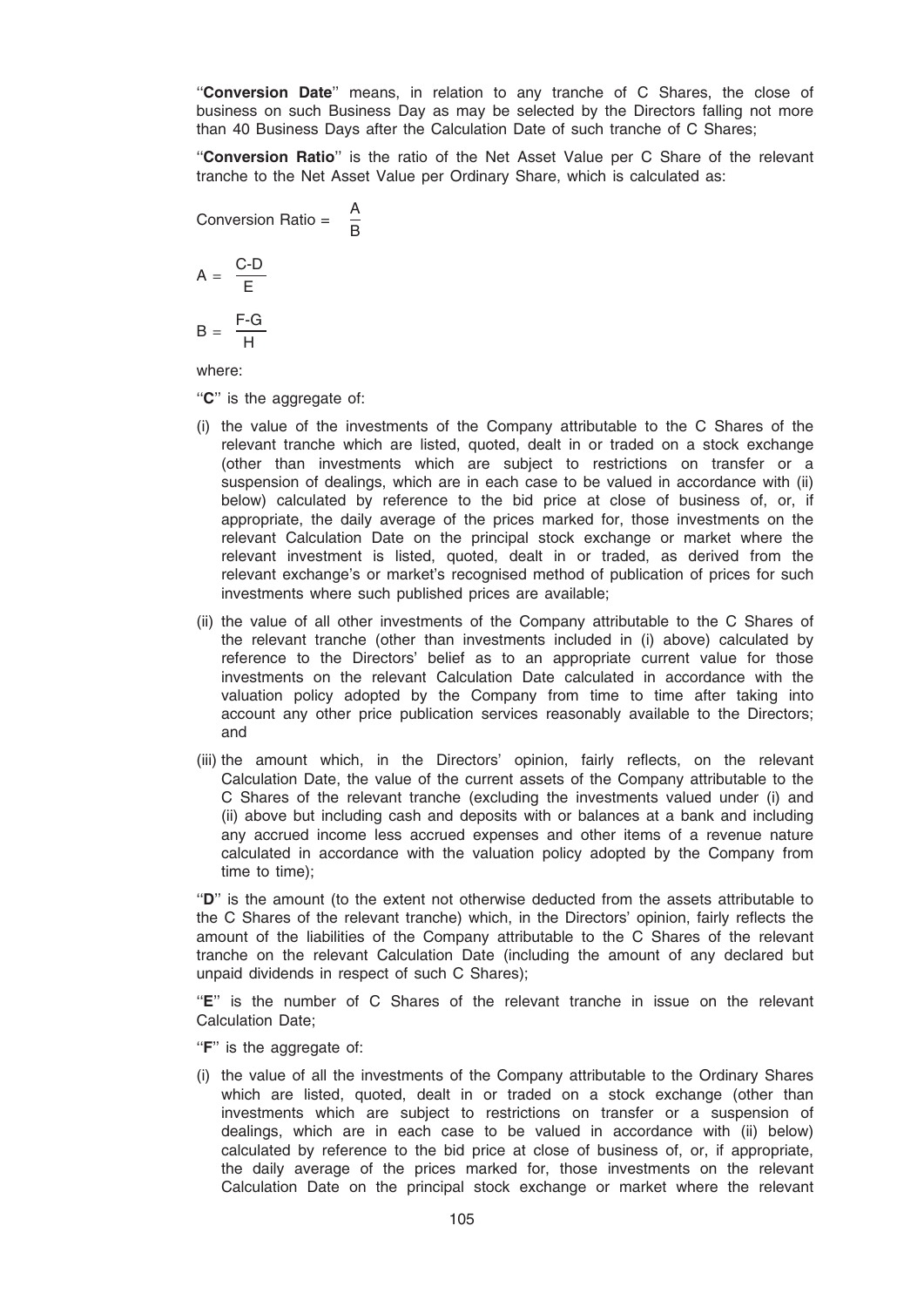"**Conversion Date**" means, in relation to any tranche of C Shares, the close of business on such Business Day as may be selected by the Directors falling not more than 40 Business Days after the Calculation Date of such tranche of C Shares;

"**Conversion Ratio**" is the ratio of the Net Asset Value per C Share of the relevant tranche to the Net Asset Value per Ordinary Share, which is calculated as:

$$\text{Conversion Ratio} = \frac{A}{B}$$

$$A = \frac{C-D}{E}$$

$$B = \frac{F-G}{H}$$

where:

"**C**" is the aggregate of:

(i) the value of the investments of the Company attributable to the C Shares of the relevant tranche which are listed, quoted, dealt in or traded on a stock exchange (other than investments which are subject to restrictions on transfer or a suspension of dealings, which are in each case to be valued in accordance with (ii) below) calculated by reference to the bid price at close of business of, or, if appropriate, the daily average of the prices marked for, those investments on the relevant Calculation Date on the principal stock exchange or market where the relevant investment is listed, quoted, dealt in or traded, as derived from the relevant exchange's or market's recognised method of publication of prices for such investments where such published prices are available;

(ii) the value of all other investments of the Company attributable to the C Shares of the relevant tranche (other than investments included in (i) above) calculated by reference to the Directors' belief as to an appropriate current value for those investments on the relevant Calculation Date calculated in accordance with the valuation policy adopted by the Company from time to time after taking into account any other price publication services reasonably available to the Directors; and

(iii) the amount which, in the Directors' opinion, fairly reflects, on the relevant Calculation Date, the value of the current assets of the Company attributable to the C Shares of the relevant tranche (excluding the investments valued under (i) and (ii) above but including cash and deposits with or balances at a bank and including any accrued income less accrued expenses and other items of a revenue nature calculated in accordance with the valuation policy adopted by the Company from time to time);

"**D**" is the amount (to the extent not otherwise deducted from the assets attributable to the C Shares of the relevant tranche) which, in the Directors' opinion, fairly reflects the amount of the liabilities of the Company attributable to the C Shares of the relevant tranche on the relevant Calculation Date (including the amount of any declared but unpaid dividends in respect of such C Shares);

"**E**" is the number of C Shares of the relevant tranche in issue on the relevant Calculation Date;

"**F**" is the aggregate of:

(i) the value of all the investments of the Company attributable to the Ordinary Shares which are listed, quoted, dealt in or traded on a stock exchange (other than investments which are subject to restrictions on transfer or a suspension of dealings, which are in each case to be valued in accordance with (ii) below) calculated by reference to the bid price at close of business of, or, if appropriate, the daily average of the prices marked for, those investments on the relevant Calculation Date on the principal stock exchange or market where the relevant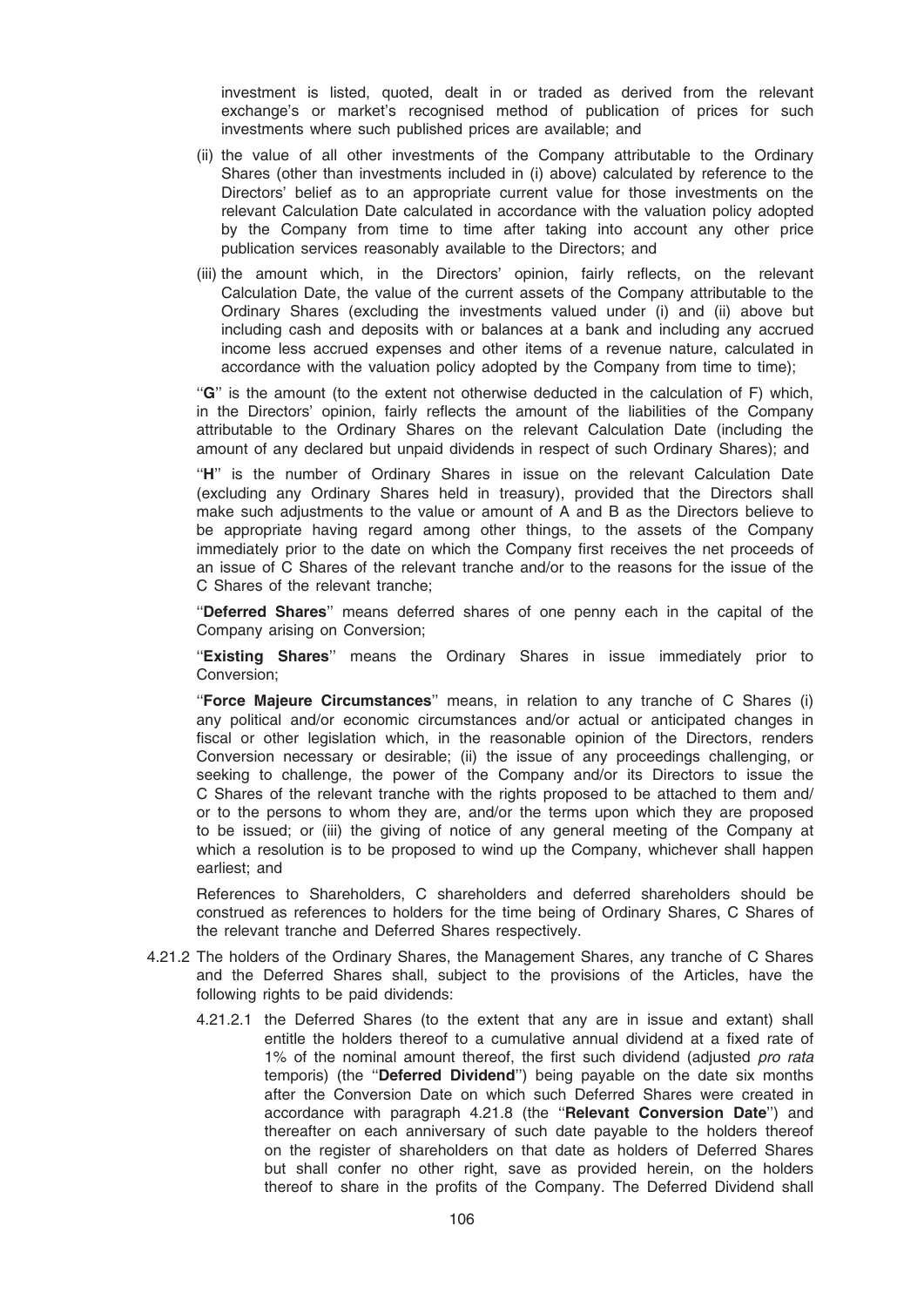investment is listed, quoted, dealt in or traded as derived from the relevant exchange's or market's recognised method of publication of prices for such investments where such published prices are available; and

(ii) the value of all other investments of the Company attributable to the Ordinary Shares (other than investments included in (i) above) calculated by reference to the Directors' belief as to an appropriate current value for those investments on the relevant Calculation Date calculated in accordance with the valuation policy adopted by the Company from time to time after taking into account any other price publication services reasonably available to the Directors; and

(iii) the amount which, in the Directors' opinion, fairly reflects, on the relevant Calculation Date, the value of the current assets of the Company attributable to the Ordinary Shares (excluding the investments valued under (i) and (ii) above but including cash and deposits with or balances at a bank and including any accrued income less accrued expenses and other items of a revenue nature, calculated in accordance with the valuation policy adopted by the Company from time to time);

''**G**'' is the amount (to the extent not otherwise deducted in the calculation of F) which, in the Directors' opinion, fairly reflects the amount of the liabilities of the Company attributable to the Ordinary Shares on the relevant Calculation Date (including the amount of any declared but unpaid dividends in respect of such Ordinary Shares); and

''**H**'' is the number of Ordinary Shares in issue on the relevant Calculation Date (excluding any Ordinary Shares held in treasury), provided that the Directors shall make such adjustments to the value or amount of A and B as the Directors believe to be appropriate having regard among other things, to the assets of the Company immediately prior to the date on which the Company first receives the net proceeds of an issue of C Shares of the relevant tranche and/or to the reasons for the issue of the C Shares of the relevant tranche;

''**Deferred Shares**'' means deferred shares of one penny each in the capital of the Company arising on Conversion;

''**Existing Shares**'' means the Ordinary Shares in issue immediately prior to Conversion;

''**Force Majeure Circumstances**'' means, in relation to any tranche of C Shares (i) any political and/or economic circumstances and/or actual or anticipated changes in fiscal or other legislation which, in the reasonable opinion of the Directors, renders Conversion necessary or desirable; (ii) the issue of any proceedings challenging, or seeking to challenge, the power of the Company and/or its Directors to issue the C Shares of the relevant tranche with the rights proposed to be attached to them and/ or to the persons to whom they are, and/or the terms upon which they are proposed to be issued; or (iii) the giving of notice of any general meeting of the Company at which a resolution is to be proposed to wind up the Company, whichever shall happen earliest; and

References to Shareholders, C shareholders and deferred shareholders should be construed as references to holders for the time being of Ordinary Shares, C Shares of the relevant tranche and Deferred Shares respectively.

4.21.2 The holders of the Ordinary Shares, the Management Shares, any tranche of C Shares and the Deferred Shares shall, subject to the provisions of the Articles, have the following rights to be paid dividends:

4.21.2.1 the Deferred Shares (to the extent that any are in issue and extant) shall entitle the holders thereof to a cumulative annual dividend at a fixed rate of 1% of the nominal amount thereof, the first such dividend (adjusted *pro rata* temporis) (the ''**Deferred Dividend**'') being payable on the date six months after the Conversion Date on which such Deferred Shares were created in accordance with paragraph 4.21.8 (the ''**Relevant Conversion Date**'') and thereafter on each anniversary of such date payable to the holders thereof on the register of shareholders on that date as holders of Deferred Shares but shall confer no other right, save as provided herein, on the holders thereof to share in the profits of the Company. The Deferred Dividend shall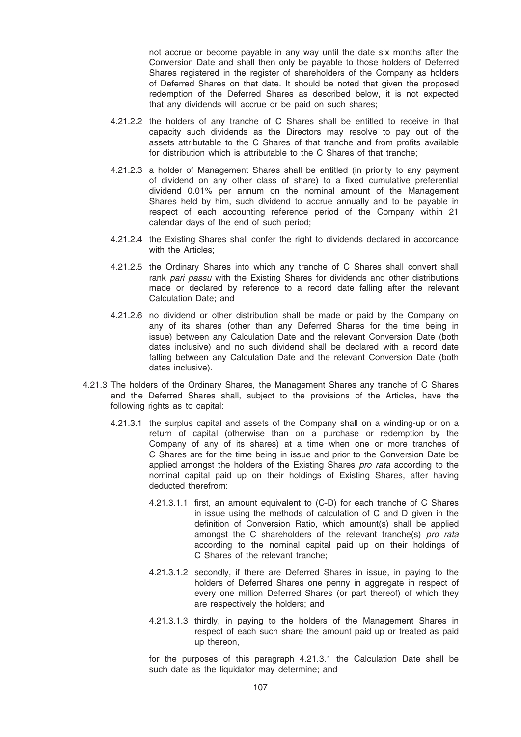not accrue or become payable in any way until the date six months after the Conversion Date and shall then only be payable to those holders of Deferred Shares registered in the register of shareholders of the Company as holders of Deferred Shares on that date. It should be noted that given the proposed redemption of the Deferred Shares as described below, it is not expected that any dividends will accrue or be paid on such shares;

4.21.2.2 the holders of any tranche of C Shares shall be entitled to receive in that capacity such dividends as the Directors may resolve to pay out of the assets attributable to the C Shares of that tranche and from profits available for distribution which is attributable to the C Shares of that tranche;

4.21.2.3 a holder of Management Shares shall be entitled (in priority to any payment of dividend on any other class of share) to a fixed cumulative preferential dividend 0.01% per annum on the nominal amount of the Management Shares held by him, such dividend to accrue annually and to be payable in respect of each accounting reference period of the Company within 21 calendar days of the end of such period;

4.21.2.4 the Existing Shares shall confer the right to dividends declared in accordance with the Articles;

4.21.2.5 the Ordinary Shares into which any tranche of C Shares shall convert shall rank *pari passu* with the Existing Shares for dividends and other distributions made or declared by reference to a record date falling after the relevant Calculation Date; and

4.21.2.6 no dividend or other distribution shall be made or paid by the Company on any of its shares (other than any Deferred Shares for the time being in issue) between any Calculation Date and the relevant Conversion Date (both dates inclusive) and no such dividend shall be declared with a record date falling between any Calculation Date and the relevant Conversion Date (both dates inclusive).

4.21.3 The holders of the Ordinary Shares, the Management Shares any tranche of C Shares and the Deferred Shares shall, subject to the provisions of the Articles, have the following rights as to capital:

4.21.3.1 the surplus capital and assets of the Company shall on a winding-up or on a return of capital (otherwise than on a purchase or redemption by the Company of any of its shares) at a time when one or more tranches of C Shares are for the time being in issue and prior to the Conversion Date be applied amongst the holders of the Existing Shares *pro rata* according to the nominal capital paid up on their holdings of Existing Shares, after having deducted therefrom:

4.21.3.1.1 first, an amount equivalent to (C-D) for each tranche of C Shares in issue using the methods of calculation of C and D given in the definition of Conversion Ratio, which amount(s) shall be applied amongst the C shareholders of the relevant tranche(s) *pro rata* according to the nominal capital paid up on their holdings of C Shares of the relevant tranche;

4.21.3.1.2 secondly, if there are Deferred Shares in issue, in paying to the holders of Deferred Shares one penny in aggregate in respect of every one million Deferred Shares (or part thereof) of which they are respectively the holders; and

4.21.3.1.3 thirdly, in paying to the holders of the Management Shares in respect of each such share the amount paid up or treated as paid up thereon,

for the purposes of this paragraph 4.21.3.1 the Calculation Date shall be such date as the liquidator may determine; and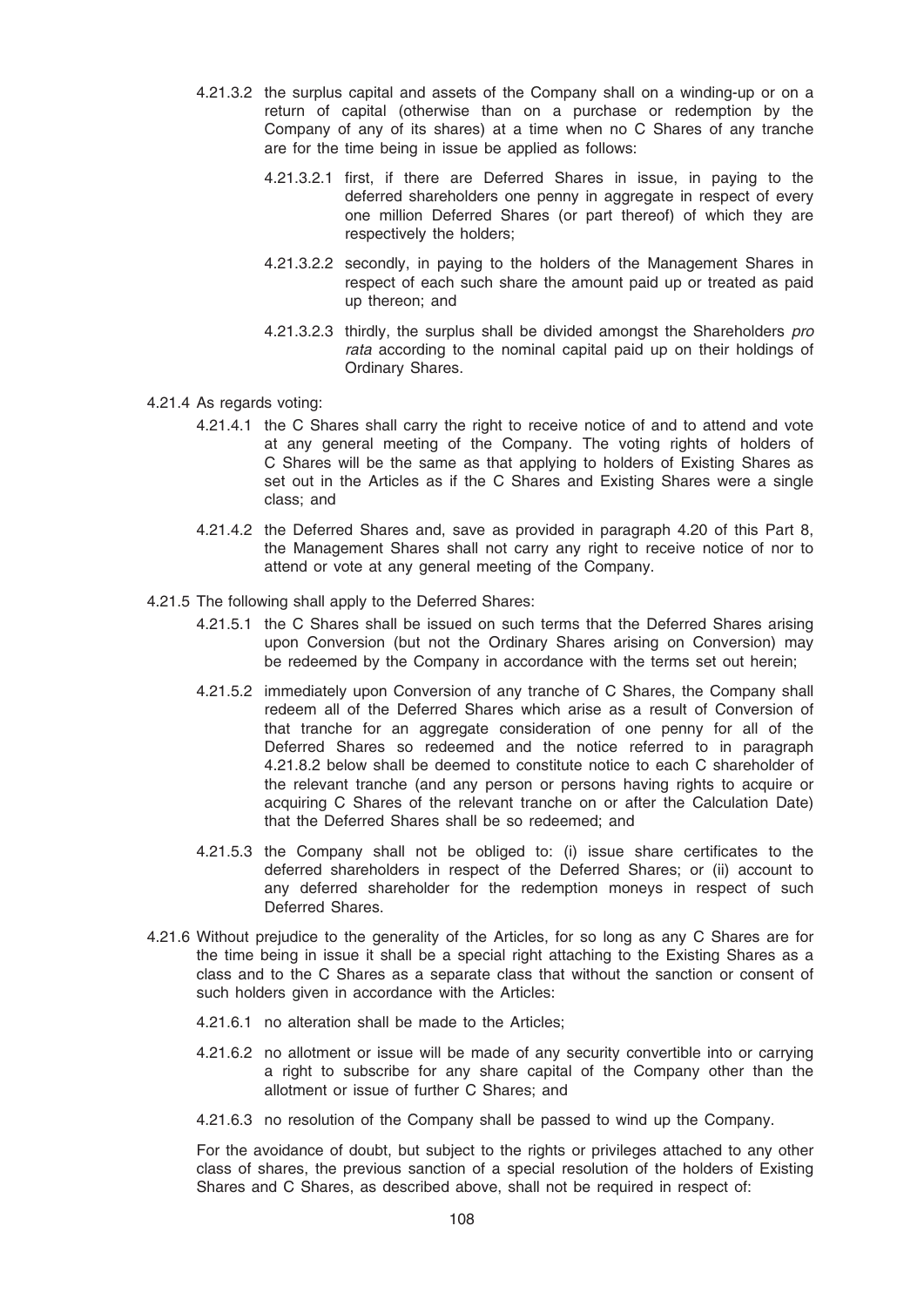4.21.3.2 the surplus capital and assets of the Company shall on a winding-up or on a return of capital (otherwise than on a purchase or redemption by the Company of any of its shares) at a time when no C Shares of any tranche are for the time being in issue be applied as follows:

4.21.3.2.1 first, if there are Deferred Shares in issue, in paying to the deferred shareholders one penny in aggregate in respect of every one million Deferred Shares (or part thereof) of which they are respectively the holders;

4.21.3.2.2 secondly, in paying to the holders of the Management Shares in respect of each such share the amount paid up or treated as paid up thereon; and

4.21.3.2.3 thirdly, the surplus shall be divided amongst the Shareholders *pro rata* according to the nominal capital paid up on their holdings of Ordinary Shares.

4.21.4 As regards voting:

4.21.4.1 the C Shares shall carry the right to receive notice of and to attend and vote at any general meeting of the Company. The voting rights of holders of C Shares will be the same as that applying to holders of Existing Shares as set out in the Articles as if the C Shares and Existing Shares were a single class; and

4.21.4.2 the Deferred Shares and, save as provided in paragraph 4.20 of this Part 8, the Management Shares shall not carry any right to receive notice of nor to attend or vote at any general meeting of the Company.

4.21.5 The following shall apply to the Deferred Shares:

4.21.5.1 the C Shares shall be issued on such terms that the Deferred Shares arising upon Conversion (but not the Ordinary Shares arising on Conversion) may be redeemed by the Company in accordance with the terms set out herein;

4.21.5.2 immediately upon Conversion of any tranche of C Shares, the Company shall redeem all of the Deferred Shares which arise as a result of Conversion of that tranche for an aggregate consideration of one penny for all of the Deferred Shares so redeemed and the notice referred to in paragraph 4.21.8.2 below shall be deemed to constitute notice to each C shareholder of the relevant tranche (and any person or persons having rights to acquire or acquiring C Shares of the relevant tranche on or after the Calculation Date) that the Deferred Shares shall be so redeemed; and

4.21.5.3 the Company shall not be obliged to: (i) issue share certificates to the deferred shareholders in respect of the Deferred Shares; or (ii) account to any deferred shareholder for the redemption moneys in respect of such Deferred Shares.

4.21.6 Without prejudice to the generality of the Articles, for so long as any C Shares are for the time being in issue it shall be a special right attaching to the Existing Shares as a class and to the C Shares as a separate class that without the sanction or consent of such holders given in accordance with the Articles:

4.21.6.1 no alteration shall be made to the Articles;

4.21.6.2 no allotment or issue will be made of any security convertible into or carrying a right to subscribe for any share capital of the Company other than the allotment or issue of further C Shares; and

4.21.6.3 no resolution of the Company shall be passed to wind up the Company.

For the avoidance of doubt, but subject to the rights or privileges attached to any other class of shares, the previous sanction of a special resolution of the holders of Existing Shares and C Shares, as described above, shall not be required in respect of: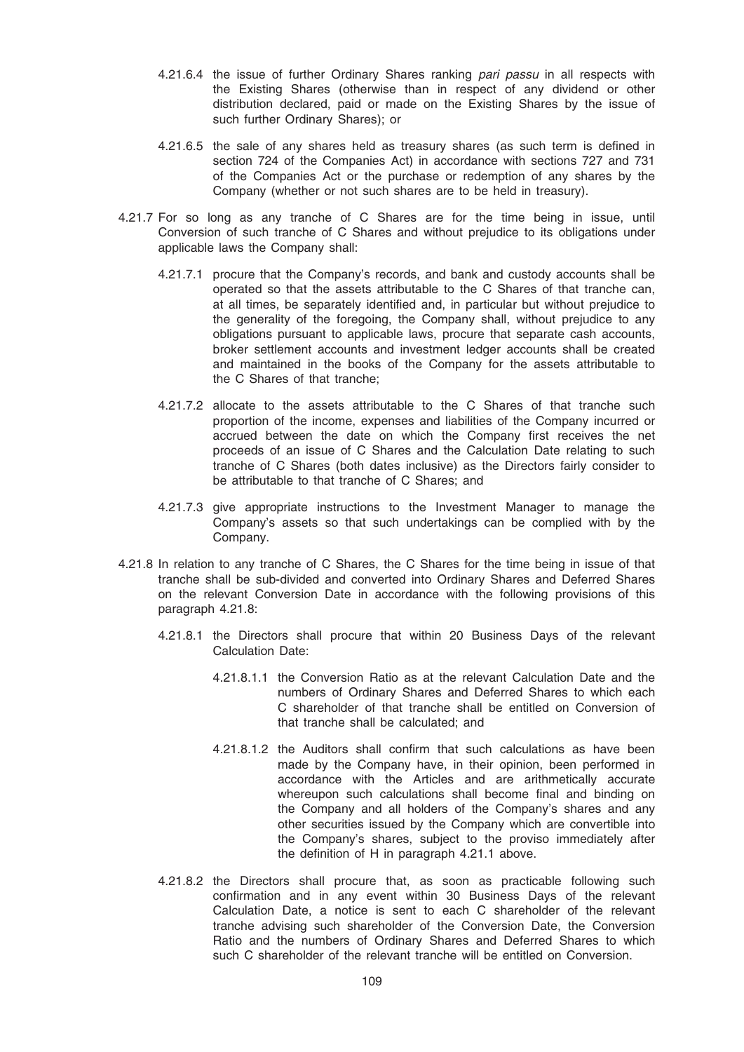4.21.6.4 the issue of further Ordinary Shares ranking *pari passu* in all respects with the Existing Shares (otherwise than in respect of any dividend or other distribution declared, paid or made on the Existing Shares by the issue of such further Ordinary Shares); or

4.21.6.5 the sale of any shares held as treasury shares (as such term is defined in section 724 of the Companies Act) in accordance with sections 727 and 731 of the Companies Act or the purchase or redemption of any shares by the Company (whether or not such shares are to be held in treasury).

4.21.7 For so long as any tranche of C Shares are for the time being in issue, until Conversion of such tranche of C Shares and without prejudice to its obligations under applicable laws the Company shall:

4.21.7.1 procure that the Company's records, and bank and custody accounts shall be operated so that the assets attributable to the C Shares of that tranche can, at all times, be separately identified and, in particular but without prejudice to the generality of the foregoing, the Company shall, without prejudice to any obligations pursuant to applicable laws, procure that separate cash accounts, broker settlement accounts and investment ledger accounts shall be created and maintained in the books of the Company for the assets attributable to the C Shares of that tranche;

4.21.7.2 allocate to the assets attributable to the C Shares of that tranche such proportion of the income, expenses and liabilities of the Company incurred or accrued between the date on which the Company first receives the net proceeds of an issue of C Shares and the Calculation Date relating to such tranche of C Shares (both dates inclusive) as the Directors fairly consider to be attributable to that tranche of C Shares; and

4.21.7.3 give appropriate instructions to the Investment Manager to manage the Company's assets so that such undertakings can be complied with by the Company.

4.21.8 In relation to any tranche of C Shares, the C Shares for the time being in issue of that tranche shall be sub-divided and converted into Ordinary Shares and Deferred Shares on the relevant Conversion Date in accordance with the following provisions of this paragraph 4.21.8:

4.21.8.1 the Directors shall procure that within 20 Business Days of the relevant Calculation Date:

4.21.8.1.1 the Conversion Ratio as at the relevant Calculation Date and the numbers of Ordinary Shares and Deferred Shares to which each C shareholder of that tranche shall be entitled on Conversion of that tranche shall be calculated; and

4.21.8.1.2 the Auditors shall confirm that such calculations as have been made by the Company have, in their opinion, been performed in accordance with the Articles and are arithmetically accurate whereupon such calculations shall become final and binding on the Company and all holders of the Company's shares and any other securities issued by the Company which are convertible into the Company's shares, subject to the proviso immediately after the definition of H in paragraph 4.21.1 above.

4.21.8.2 the Directors shall procure that, as soon as practicable following such confirmation and in any event within 30 Business Days of the relevant Calculation Date, a notice is sent to each C shareholder of the relevant tranche advising such shareholder of the Conversion Date, the Conversion Ratio and the numbers of Ordinary Shares and Deferred Shares to which such C shareholder of the relevant tranche will be entitled on Conversion.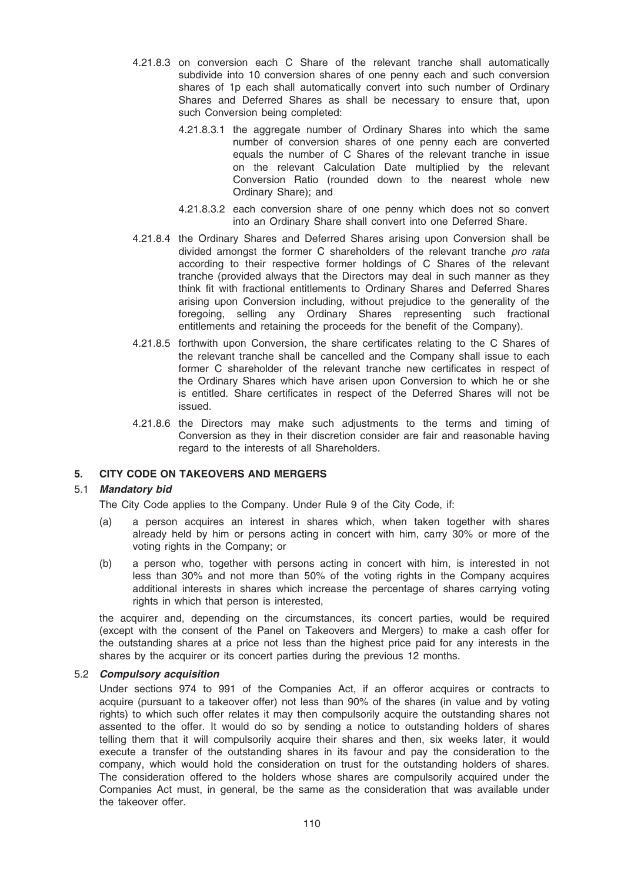4.21.8.3 on conversion each C Share of the relevant tranche shall automatically subdivide into 10 conversion shares of one penny each and such conversion shares of 1p each shall automatically convert into such number of Ordinary Shares and Deferred Shares as shall be necessary to ensure that, upon such Conversion being completed:

4.21.8.3.1 the aggregate number of Ordinary Shares into which the same number of conversion shares of one penny each are converted equals the number of C Shares of the relevant tranche in issue on the relevant Calculation Date multiplied by the relevant Conversion Ratio (rounded down to the nearest whole new Ordinary Share); and

4.21.8.3.2 each conversion share of one penny which does not so convert into an Ordinary Share shall convert into one Deferred Share.

4.21.8.4 the Ordinary Shares and Deferred Shares arising upon Conversion shall be divided amongst the former C shareholders of the relevant tranche *pro rata* according to their respective former holdings of C Shares of the relevant tranche (provided always that the Directors may deal in such manner as they think fit with fractional entitlements to Ordinary Shares and Deferred Shares arising upon Conversion including, without prejudice to the generality of the foregoing, selling any Ordinary Shares representing such fractional entitlements and retaining the proceeds for the benefit of the Company).

4.21.8.5 forthwith upon Conversion, the share certificates relating to the C Shares of the relevant tranche shall be cancelled and the Company shall issue to each former C shareholder of the relevant tranche new certificates in respect of the Ordinary Shares which have arisen upon Conversion to which he or she is entitled. Share certificates in respect of the Deferred Shares will not be issued.

4.21.8.6 the Directors may make such adjustments to the terms and timing of Conversion as they in their discretion consider are fair and reasonable having regard to the interests of all Shareholders.

## 5. CITY CODE ON TAKEOVERS AND MERGERS

### 5.1 *Mandatory bid*

The City Code applies to the Company. Under Rule 9 of the City Code, if:

(a) a person acquires an interest in shares which, when taken together with shares already held by him or persons acting in concert with him, carry 30% or more of the voting rights in the Company; or

(b) a person who, together with persons acting in concert with him, is interested in not less than 30% and not more than 50% of the voting rights in the Company acquires additional interests in shares which increase the percentage of shares carrying voting rights in which that person is interested,

the acquirer and, depending on the circumstances, its concert parties, would be required (except with the consent of the Panel on Takeovers and Mergers) to make a cash offer for the outstanding shares at a price not less than the highest price paid for any interests in the shares by the acquirer or its concert parties during the previous 12 months.

### 5.2 *Compulsory acquisition*

Under sections 974 to 991 of the Companies Act, if an offeror acquires or contracts to acquire (pursuant to a takeover offer) not less than 90% of the shares (in value and by voting rights) to which such offer relates it may then compulsorily acquire the outstanding shares not assented to the offer. It would do so by sending a notice to outstanding holders of shares telling them that it will compulsorily acquire their shares and then, six weeks later, it would execute a transfer of the outstanding shares in its favour and pay the consideration to the company, which would hold the consideration on trust for the outstanding holders of shares. The consideration offered to the holders whose shares are compulsorily acquired under the Companies Act must, in general, be the same as the consideration that was available under the takeover offer.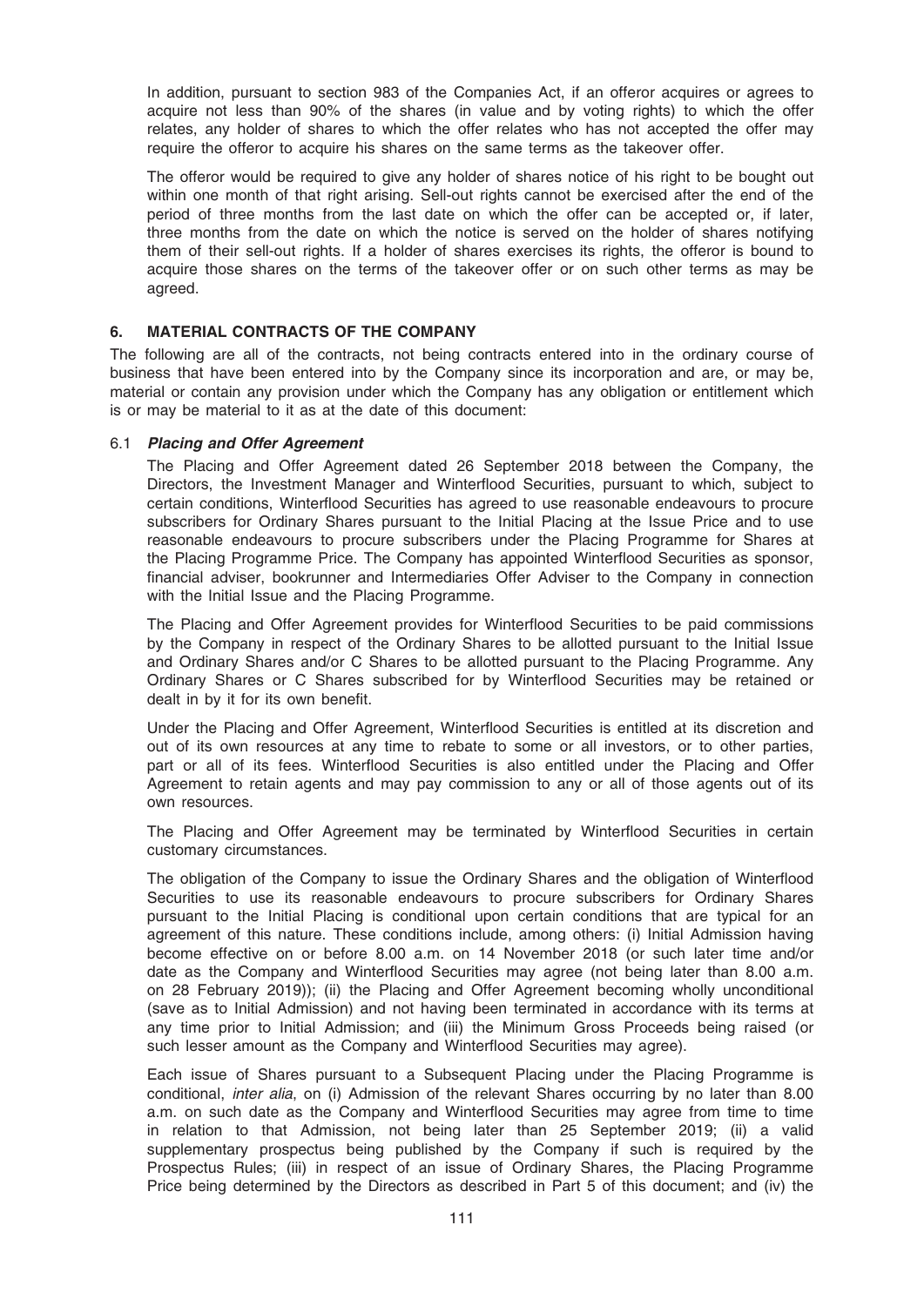In addition, pursuant to section 983 of the Companies Act, if an offeror acquires or agrees to acquire not less than 90% of the shares (in value and by voting rights) to which the offer relates, any holder of shares to which the offer relates who has not accepted the offer may require the offeror to acquire his shares on the same terms as the takeover offer.

The offeror would be required to give any holder of shares notice of his right to be bought out within one month of that right arising. Sell-out rights cannot be exercised after the end of the period of three months from the last date on which the offer can be accepted or, if later, three months from the date on which the notice is served on the holder of shares notifying them of their sell-out rights. If a holder of shares exercises its rights, the offeror is bound to acquire those shares on the terms of the takeover offer or on such other terms as may be agreed.

## 6. MATERIAL CONTRACTS OF THE COMPANY

The following are all of the contracts, not being contracts entered into in the ordinary course of business that have been entered into by the Company since its incorporation and are, or may be, material or contain any provision under which the Company has any obligation or entitlement which is or may be material to it as at the date of this document:

### 6.1 *Placing and Offer Agreement*

The Placing and Offer Agreement dated 26 September 2018 between the Company, the Directors, the Investment Manager and Winterflood Securities, pursuant to which, subject to certain conditions, Winterflood Securities has agreed to use reasonable endeavours to procure subscribers for Ordinary Shares pursuant to the Initial Placing at the Issue Price and to use reasonable endeavours to procure subscribers under the Placing Programme for Shares at the Placing Programme Price. The Company has appointed Winterflood Securities as sponsor, financial adviser, bookrunner and Intermediaries Offer Adviser to the Company in connection with the Initial Issue and the Placing Programme.

The Placing and Offer Agreement provides for Winterflood Securities to be paid commissions by the Company in respect of the Ordinary Shares to be allotted pursuant to the Initial Issue and Ordinary Shares and/or C Shares to be allotted pursuant to the Placing Programme. Any Ordinary Shares or C Shares subscribed for by Winterflood Securities may be retained or dealt in by it for its own benefit.

Under the Placing and Offer Agreement, Winterflood Securities is entitled at its discretion and out of its own resources at any time to rebate to some or all investors, or to other parties, part or all of its fees. Winterflood Securities is also entitled under the Placing and Offer Agreement to retain agents and may pay commission to any or all of those agents out of its own resources.

The Placing and Offer Agreement may be terminated by Winterflood Securities in certain customary circumstances.

The obligation of the Company to issue the Ordinary Shares and the obligation of Winterflood Securities to use its reasonable endeavours to procure subscribers for Ordinary Shares pursuant to the Initial Placing is conditional upon certain conditions that are typical for an agreement of this nature. These conditions include, among others: (i) Initial Admission having become effective on or before 8.00 a.m. on 14 November 2018 (or such later time and/or date as the Company and Winterflood Securities may agree (not being later than 8.00 a.m. on 28 February 2019)); (ii) the Placing and Offer Agreement becoming wholly unconditional (save as to Initial Admission) and not having been terminated in accordance with its terms at any time prior to Initial Admission; and (iii) the Minimum Gross Proceeds being raised (or such lesser amount as the Company and Winterflood Securities may agree).

Each issue of Shares pursuant to a Subsequent Placing under the Placing Programme is conditional, *inter alia*, on (i) Admission of the relevant Shares occurring by no later than 8.00 a.m. on such date as the Company and Winterflood Securities may agree from time to time in relation to that Admission, not being later than 25 September 2019; (ii) a valid supplementary prospectus being published by the Company if such is required by the Prospectus Rules; (iii) in respect of an issue of Ordinary Shares, the Placing Programme Price being determined by the Directors as described in Part 5 of this document; and (iv) the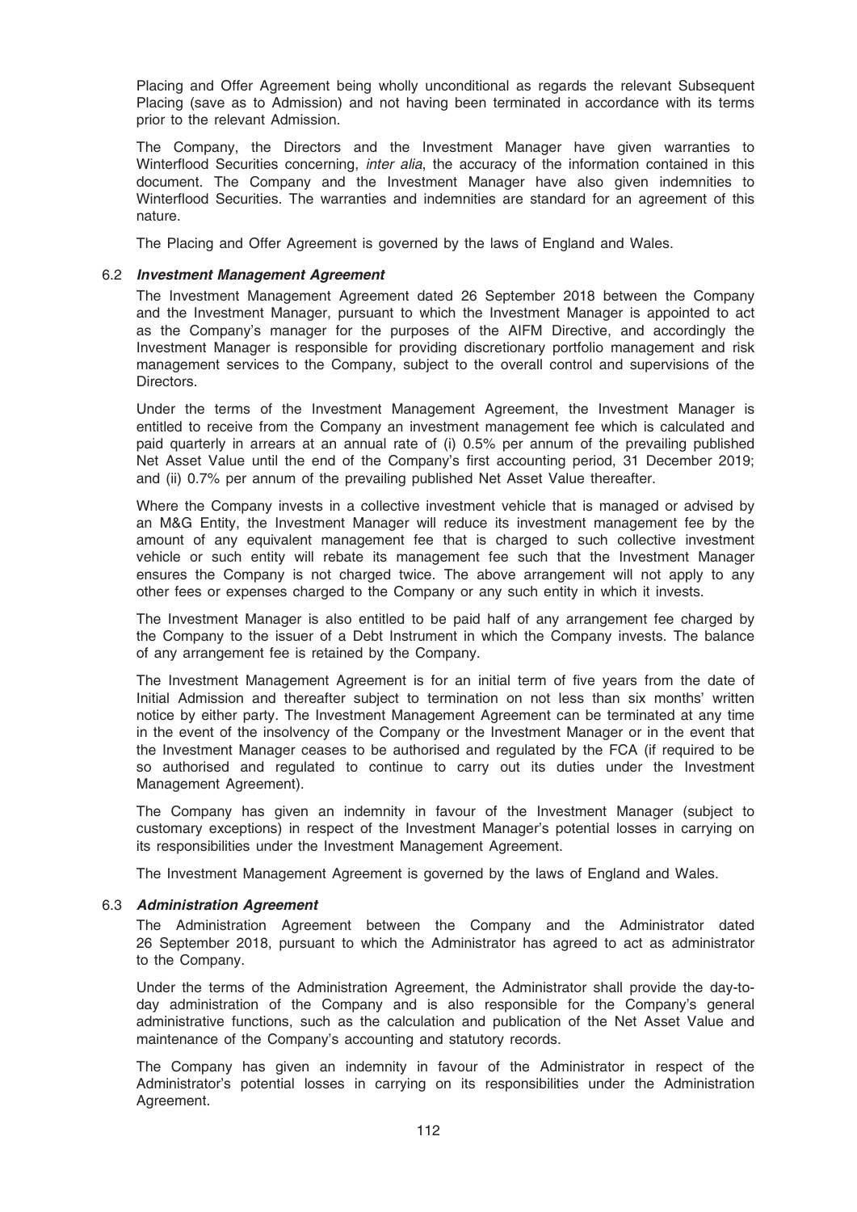Placing and Offer Agreement being wholly unconditional as regards the relevant Subsequent Placing (save as to Admission) and not having been terminated in accordance with its terms prior to the relevant Admission.

The Company, the Directors and the Investment Manager have given warranties to Winterflood Securities concerning, *inter alia*, the accuracy of the information contained in this document. The Company and the Investment Manager have also given indemnities to Winterflood Securities. The warranties and indemnities are standard for an agreement of this nature.

The Placing and Offer Agreement is governed by the laws of England and Wales.

### 6.2 *Investment Management Agreement*

The Investment Management Agreement dated 26 September 2018 between the Company and the Investment Manager, pursuant to which the Investment Manager is appointed to act as the Company's manager for the purposes of the AIFM Directive, and accordingly the Investment Manager is responsible for providing discretionary portfolio management and risk management services to the Company, subject to the overall control and supervisions of the Directors.

Under the terms of the Investment Management Agreement, the Investment Manager is entitled to receive from the Company an investment management fee which is calculated and paid quarterly in arrears at an annual rate of (i) 0.5% per annum of the prevailing published Net Asset Value until the end of the Company's first accounting period, 31 December 2019; and (ii) 0.7% per annum of the prevailing published Net Asset Value thereafter.

Where the Company invests in a collective investment vehicle that is managed or advised by an M&G Entity, the Investment Manager will reduce its investment management fee by the amount of any equivalent management fee that is charged to such collective investment vehicle or such entity will rebate its management fee such that the Investment Manager ensures the Company is not charged twice. The above arrangement will not apply to any other fees or expenses charged to the Company or any such entity in which it invests.

The Investment Manager is also entitled to be paid half of any arrangement fee charged by the Company to the issuer of a Debt Instrument in which the Company invests. The balance of any arrangement fee is retained by the Company.

The Investment Management Agreement is for an initial term of five years from the date of Initial Admission and thereafter subject to termination on not less than six months' written notice by either party. The Investment Management Agreement can be terminated at any time in the event of the insolvency of the Company or the Investment Manager or in the event that the Investment Manager ceases to be authorised and regulated by the FCA (if required to be so authorised and regulated to continue to carry out its duties under the Investment Management Agreement).

The Company has given an indemnity in favour of the Investment Manager (subject to customary exceptions) in respect of the Investment Manager's potential losses in carrying on its responsibilities under the Investment Management Agreement.

The Investment Management Agreement is governed by the laws of England and Wales.

### 6.3 *Administration Agreement*

The Administration Agreement between the Company and the Administrator dated 26 September 2018, pursuant to which the Administrator has agreed to act as administrator to the Company.

Under the terms of the Administration Agreement, the Administrator shall provide the day-to-day administration of the Company and is also responsible for the Company's general administrative functions, such as the calculation and publication of the Net Asset Value and maintenance of the Company's accounting and statutory records.

The Company has given an indemnity in favour of the Administrator in respect of the Administrator's potential losses in carrying on its responsibilities under the Administration Agreement.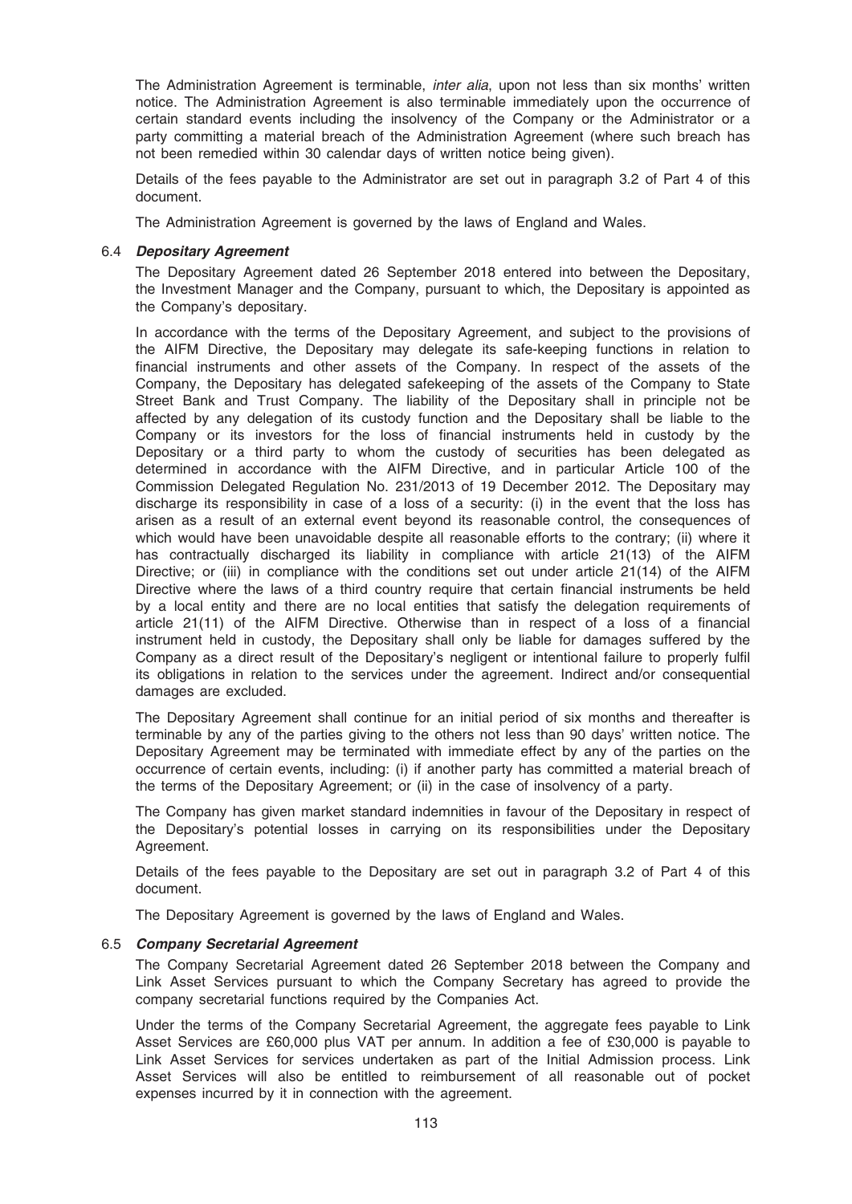The Administration Agreement is terminable, *inter alia*, upon not less than six months' written notice. The Administration Agreement is also terminable immediately upon the occurrence of certain standard events including the insolvency of the Company or the Administrator or a party committing a material breach of the Administration Agreement (where such breach has not been remedied within 30 calendar days of written notice being given).

Details of the fees payable to the Administrator are set out in paragraph 3.2 of Part 4 of this document.

The Administration Agreement is governed by the laws of England and Wales.

### 6.4 *Depositary Agreement*

The Depositary Agreement dated 26 September 2018 entered into between the Depositary, the Investment Manager and the Company, pursuant to which, the Depositary is appointed as the Company's depositary.

In accordance with the terms of the Depositary Agreement, and subject to the provisions of the AIFM Directive, the Depositary may delegate its safe-keeping functions in relation to financial instruments and other assets of the Company. In respect of the assets of the Company, the Depositary has delegated safekeeping of the assets of the Company to State Street Bank and Trust Company. The liability of the Depositary shall in principle not be affected by any delegation of its custody function and the Depositary shall be liable to the Company or its investors for the loss of financial instruments held in custody by the Depositary or a third party to whom the custody of securities has been delegated as determined in accordance with the AIFM Directive, and in particular Article 100 of the Commission Delegated Regulation No. 231/2013 of 19 December 2012. The Depositary may discharge its responsibility in case of a loss of a security: (i) in the event that the loss has arisen as a result of an external event beyond its reasonable control, the consequences of which would have been unavoidable despite all reasonable efforts to the contrary; (ii) where it has contractually discharged its liability in compliance with article 21(13) of the AIFM Directive; or (iii) in compliance with the conditions set out under article 21(14) of the AIFM Directive where the laws of a third country require that certain financial instruments be held by a local entity and there are no local entities that satisfy the delegation requirements of article 21(11) of the AIFM Directive. Otherwise than in respect of a loss of a financial instrument held in custody, the Depositary shall only be liable for damages suffered by the Company as a direct result of the Depositary's negligent or intentional failure to properly fulfil its obligations in relation to the services under the agreement. Indirect and/or consequential damages are excluded.

The Depositary Agreement shall continue for an initial period of six months and thereafter is terminable by any of the parties giving to the others not less than 90 days' written notice. The Depositary Agreement may be terminated with immediate effect by any of the parties on the occurrence of certain events, including: (i) if another party has committed a material breach of the terms of the Depositary Agreement; or (ii) in the case of insolvency of a party.

The Company has given market standard indemnities in favour of the Depositary in respect of the Depositary's potential losses in carrying on its responsibilities under the Depositary Agreement.

Details of the fees payable to the Depositary are set out in paragraph 3.2 of Part 4 of this document.

The Depositary Agreement is governed by the laws of England and Wales.

### 6.5 *Company Secretarial Agreement*

The Company Secretarial Agreement dated 26 September 2018 between the Company and Link Asset Services pursuant to which the Company Secretary has agreed to provide the company secretarial functions required by the Companies Act.

Under the terms of the Company Secretarial Agreement, the aggregate fees payable to Link Asset Services are £60,000 plus VAT per annum. In addition a fee of £30,000 is payable to Link Asset Services for services undertaken as part of the Initial Admission process. Link Asset Services will also be entitled to reimbursement of all reasonable out of pocket expenses incurred by it in connection with the agreement.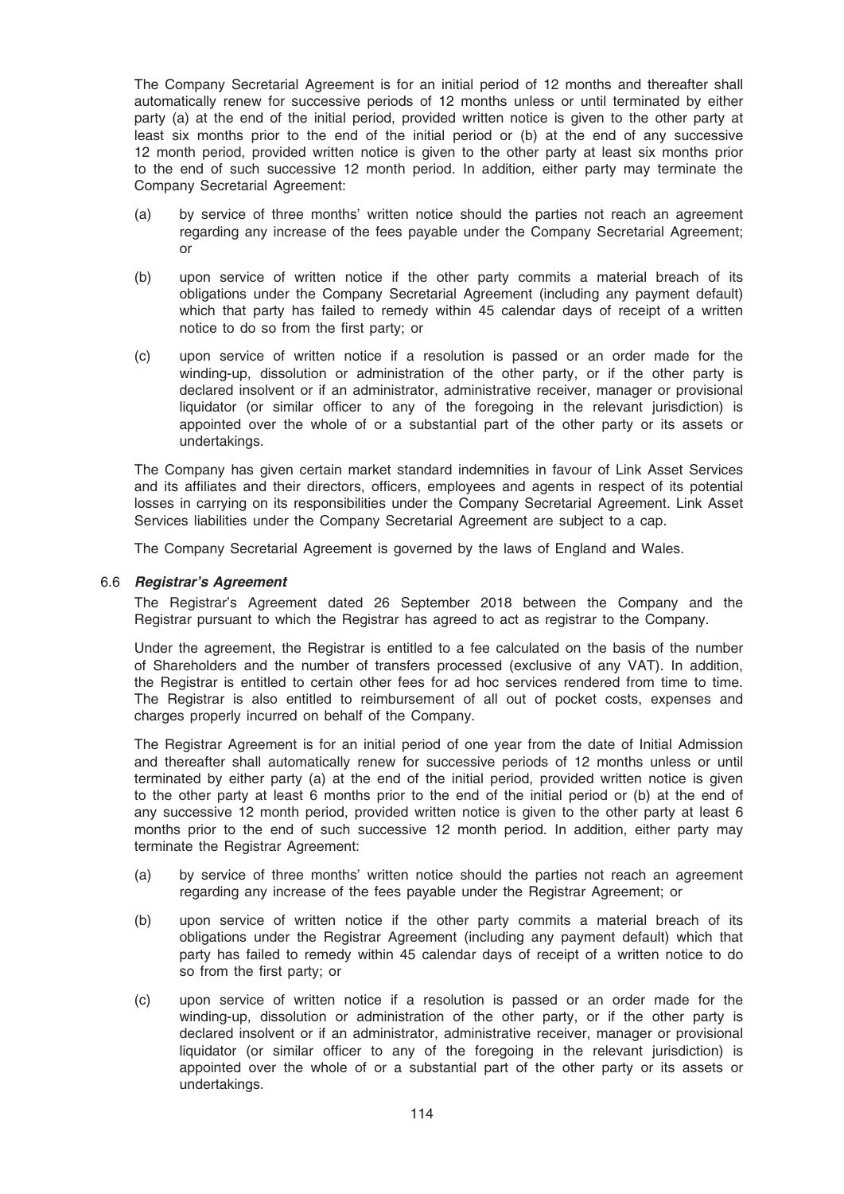The Company Secretarial Agreement is for an initial period of 12 months and thereafter shall automatically renew for successive periods of 12 months unless or until terminated by either party (a) at the end of the initial period, provided written notice is given to the other party at least six months prior to the end of the initial period or (b) at the end of any successive 12 month period, provided written notice is given to the other party at least six months prior to the end of such successive 12 month period. In addition, either party may terminate the Company Secretarial Agreement:

(a) by service of three months' written notice should the parties not reach an agreement regarding any increase of the fees payable under the Company Secretarial Agreement; or

(b) upon service of written notice if the other party commits a material breach of its obligations under the Company Secretarial Agreement (including any payment default) which that party has failed to remedy within 45 calendar days of receipt of a written notice to do so from the first party; or

(c) upon service of written notice if a resolution is passed or an order made for the winding-up, dissolution or administration of the other party, or if the other party is declared insolvent or if an administrator, administrative receiver, manager or provisional liquidator (or similar officer to any of the foregoing in the relevant jurisdiction) is appointed over the whole of or a substantial part of the other party or its assets or undertakings.

The Company has given certain market standard indemnities in favour of Link Asset Services and its affiliates and their directors, officers, employees and agents in respect of its potential losses in carrying on its responsibilities under the Company Secretarial Agreement. Link Asset Services liabilities under the Company Secretarial Agreement are subject to a cap.

The Company Secretarial Agreement is governed by the laws of England and Wales.

### 6.6 *Registrar's Agreement*

The Registrar's Agreement dated 26 September 2018 between the Company and the Registrar pursuant to which the Registrar has agreed to act as registrar to the Company.

Under the agreement, the Registrar is entitled to a fee calculated on the basis of the number of Shareholders and the number of transfers processed (exclusive of any VAT). In addition, the Registrar is entitled to certain other fees for ad hoc services rendered from time to time. The Registrar is also entitled to reimbursement of all out of pocket costs, expenses and charges properly incurred on behalf of the Company.

The Registrar Agreement is for an initial period of one year from the date of Initial Admission and thereafter shall automatically renew for successive periods of 12 months unless or until terminated by either party (a) at the end of the initial period, provided written notice is given to the other party at least 6 months prior to the end of the initial period or (b) at the end of any successive 12 month period, provided written notice is given to the other party at least 6 months prior to the end of such successive 12 month period. In addition, either party may terminate the Registrar Agreement:

(a) by service of three months' written notice should the parties not reach an agreement regarding any increase of the fees payable under the Registrar Agreement; or

(b) upon service of written notice if the other party commits a material breach of its obligations under the Registrar Agreement (including any payment default) which that party has failed to remedy within 45 calendar days of receipt of a written notice to do so from the first party; or

(c) upon service of written notice if a resolution is passed or an order made for the winding-up, dissolution or administration of the other party, or if the other party is declared insolvent or if an administrator, administrative receiver, manager or provisional liquidator (or similar officer to any of the foregoing in the relevant jurisdiction) is appointed over the whole of or a substantial part of the other party or its assets or undertakings.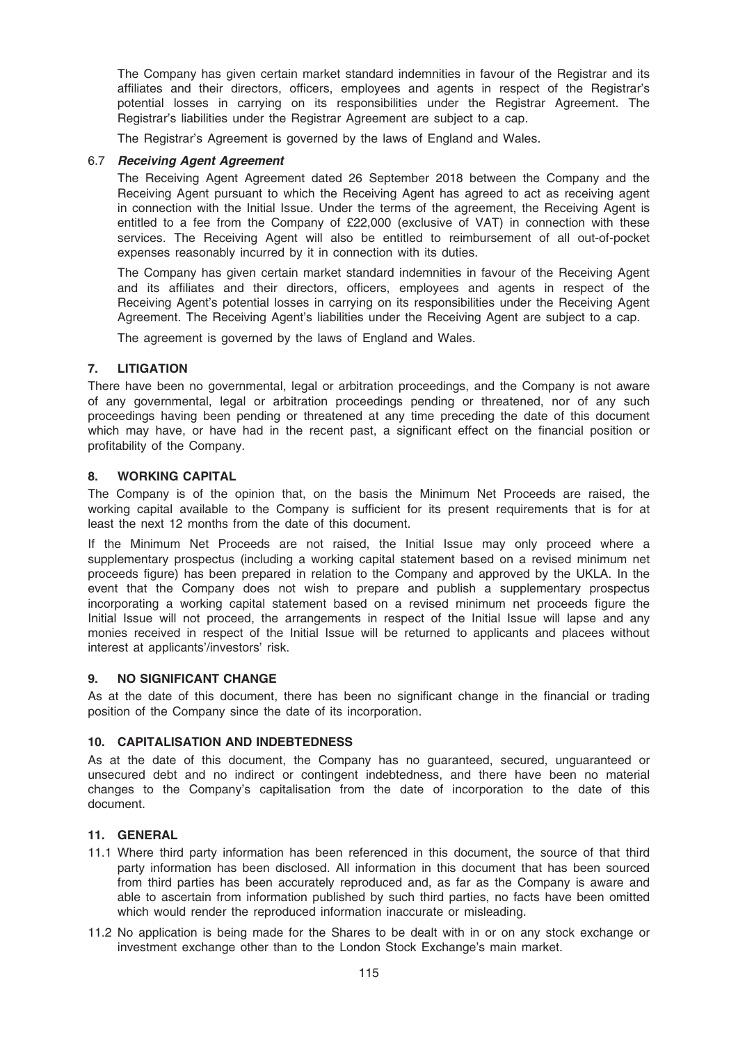The Company has given certain market standard indemnities in favour of the Registrar and its affiliates and their directors, officers, employees and agents in respect of the Registrar's potential losses in carrying on its responsibilities under the Registrar Agreement. The Registrar's liabilities under the Registrar Agreement are subject to a cap.

The Registrar's Agreement is governed by the laws of England and Wales.

6.7 ***Receiving Agent Agreement***

The Receiving Agent Agreement dated 26 September 2018 between the Company and the Receiving Agent pursuant to which the Receiving Agent has agreed to act as receiving agent in connection with the Initial Issue. Under the terms of the agreement, the Receiving Agent is entitled to a fee from the Company of £22,000 (exclusive of VAT) in connection with these services. The Receiving Agent will also be entitled to reimbursement of all out-of-pocket expenses reasonably incurred by it in connection with its duties.

The Company has given certain market standard indemnities in favour of the Receiving Agent and its affiliates and their directors, officers, employees and agents in respect of the Receiving Agent's potential losses in carrying on its responsibilities under the Receiving Agent Agreement. The Receiving Agent's liabilities under the Receiving Agent are subject to a cap.

The agreement is governed by the laws of England and Wales.

## 7. LITIGATION

There have been no governmental, legal or arbitration proceedings, and the Company is not aware of any governmental, legal or arbitration proceedings pending or threatened, nor of any such proceedings having been pending or threatened at any time preceding the date of this document which may have, or have had in the recent past, a significant effect on the financial position or profitability of the Company.

## 8. WORKING CAPITAL

The Company is of the opinion that, on the basis the Minimum Net Proceeds are raised, the working capital available to the Company is sufficient for its present requirements that is for at least the next 12 months from the date of this document.

If the Minimum Net Proceeds are not raised, the Initial Issue may only proceed where a supplementary prospectus (including a working capital statement based on a revised minimum net proceeds figure) has been prepared in relation to the Company and approved by the UKLA. In the event that the Company does not wish to prepare and publish a supplementary prospectus incorporating a working capital statement based on a revised minimum net proceeds figure the Initial Issue will not proceed, the arrangements in respect of the Initial Issue will lapse and any monies received in respect of the Initial Issue will be returned to applicants and placees without interest at applicants'/investors' risk.

## 9. NO SIGNIFICANT CHANGE

As at the date of this document, there has been no significant change in the financial or trading position of the Company since the date of its incorporation.

## 10. CAPITALISATION AND INDEBTEDNESS

As at the date of this document, the Company has no guaranteed, secured, unguaranteed or unsecured debt and no indirect or contingent indebtedness, and there have been no material changes to the Company's capitalisation from the date of incorporation to the date of this document.

## 11. GENERAL

11.1 Where third party information has been referenced in this document, the source of that third party information has been disclosed. All information in this document that has been sourced from third parties has been accurately reproduced and, as far as the Company is aware and able to ascertain from information published by such third parties, no facts have been omitted which would render the reproduced information inaccurate or misleading.

11.2 No application is being made for the Shares to be dealt with in or on any stock exchange or investment exchange other than to the London Stock Exchange's main market.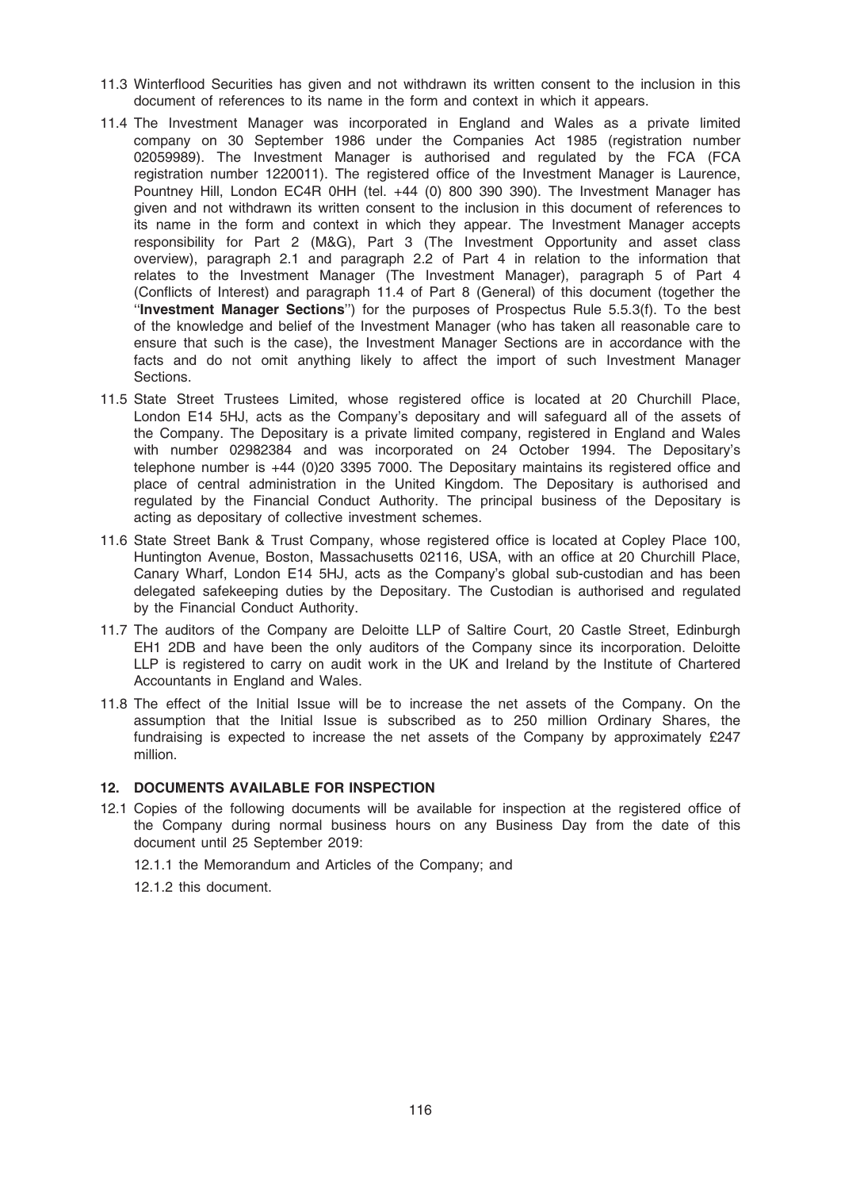11.3 Winterflood Securities has given and not withdrawn its written consent to the inclusion in this document of references to its name in the form and context in which it appears.

11.4 The Investment Manager was incorporated in England and Wales as a private limited company on 30 September 1986 under the Companies Act 1985 (registration number 02059989). The Investment Manager is authorised and regulated by the FCA (FCA registration number 1220011). The registered office of the Investment Manager is Laurence, Pountney Hill, London EC4R 0HH (tel. +44 (0) 800 390 390). The Investment Manager has given and not withdrawn its written consent to the inclusion in this document of references to its name in the form and context in which they appear. The Investment Manager accepts responsibility for Part 2 (M&G), Part 3 (The Investment Opportunity and asset class overview), paragraph 2.1 and paragraph 2.2 of Part 4 in relation to the information that relates to the Investment Manager (The Investment Manager), paragraph 5 of Part 4 (Conflicts of Interest) and paragraph 11.4 of Part 8 (General) of this document (together the ''**Investment Manager Sections**'') for the purposes of Prospectus Rule 5.5.3(f). To the best of the knowledge and belief of the Investment Manager (who has taken all reasonable care to ensure that such is the case), the Investment Manager Sections are in accordance with the facts and do not omit anything likely to affect the import of such Investment Manager Sections.

11.5 State Street Trustees Limited, whose registered office is located at 20 Churchill Place, London E14 5HJ, acts as the Company's depositary and will safeguard all of the assets of the Company. The Depositary is a private limited company, registered in England and Wales with number 02982384 and was incorporated on 24 October 1994. The Depositary's telephone number is +44 (0)20 3395 7000. The Depositary maintains its registered office and place of central administration in the United Kingdom. The Depositary is authorised and regulated by the Financial Conduct Authority. The principal business of the Depositary is acting as depositary of collective investment schemes.

11.6 State Street Bank & Trust Company, whose registered office is located at Copley Place 100, Huntington Avenue, Boston, Massachusetts 02116, USA, with an office at 20 Churchill Place, Canary Wharf, London E14 5HJ, acts as the Company's global sub-custodian and has been delegated safekeeping duties by the Depositary. The Custodian is authorised and regulated by the Financial Conduct Authority.

11.7 The auditors of the Company are Deloitte LLP of Saltire Court, 20 Castle Street, Edinburgh EH1 2DB and have been the only auditors of the Company since its incorporation. Deloitte LLP is registered to carry on audit work in the UK and Ireland by the Institute of Chartered Accountants in England and Wales.

11.8 The effect of the Initial Issue will be to increase the net assets of the Company. On the assumption that the Initial Issue is subscribed as to 250 million Ordinary Shares, the fundraising is expected to increase the net assets of the Company by approximately £247 million.

## 12. DOCUMENTS AVAILABLE FOR INSPECTION

12.1 Copies of the following documents will be available for inspection at the registered office of the Company during normal business hours on any Business Day from the date of this document until 25 September 2019:

12.1.1 the Memorandum and Articles of the Company; and

12.1.2 this document.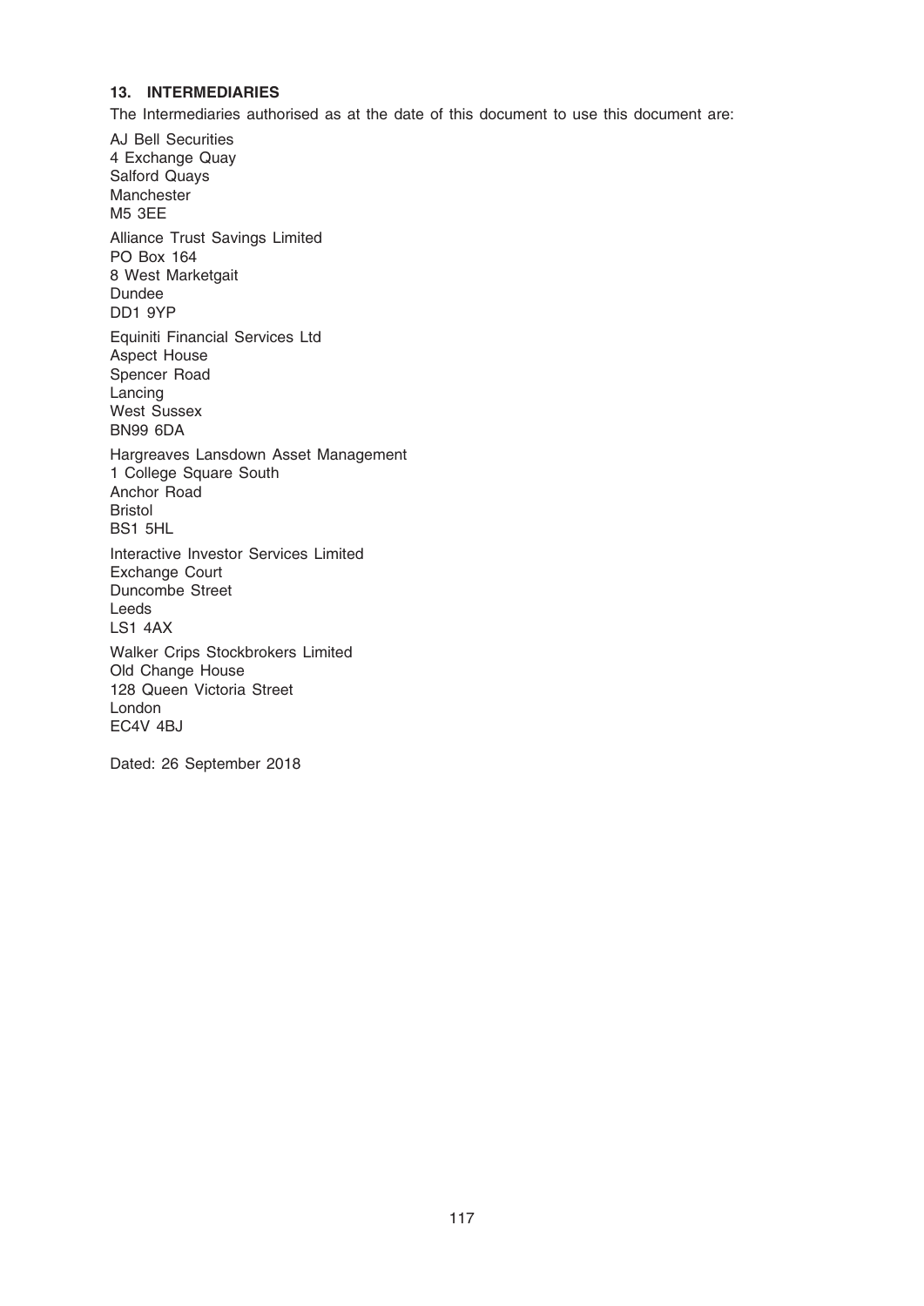### 13. INTERMEDIARIES

The Intermediaries authorised as at the date of this document to use this document are:

AJ Bell Securities
4 Exchange Quay
Salford Quays
Manchester
M5 3EE

Alliance Trust Savings Limited
PO Box 164
8 West Marketgait
Dundee
DD1 9YP

Equiniti Financial Services Ltd
Aspect House
Spencer Road
Lancing
West Sussex
BN99 6DA

Hargreaves Lansdown Asset Management
1 College Square South
Anchor Road
Bristol
BS1 5HL

Interactive Investor Services Limited
Exchange Court
Duncombe Street
Leeds
LS1 4AX

Walker Crips Stockbrokers Limited
Old Change House
128 Queen Victoria Street
London
EC4V 4BJ

Dated: 26 September 2018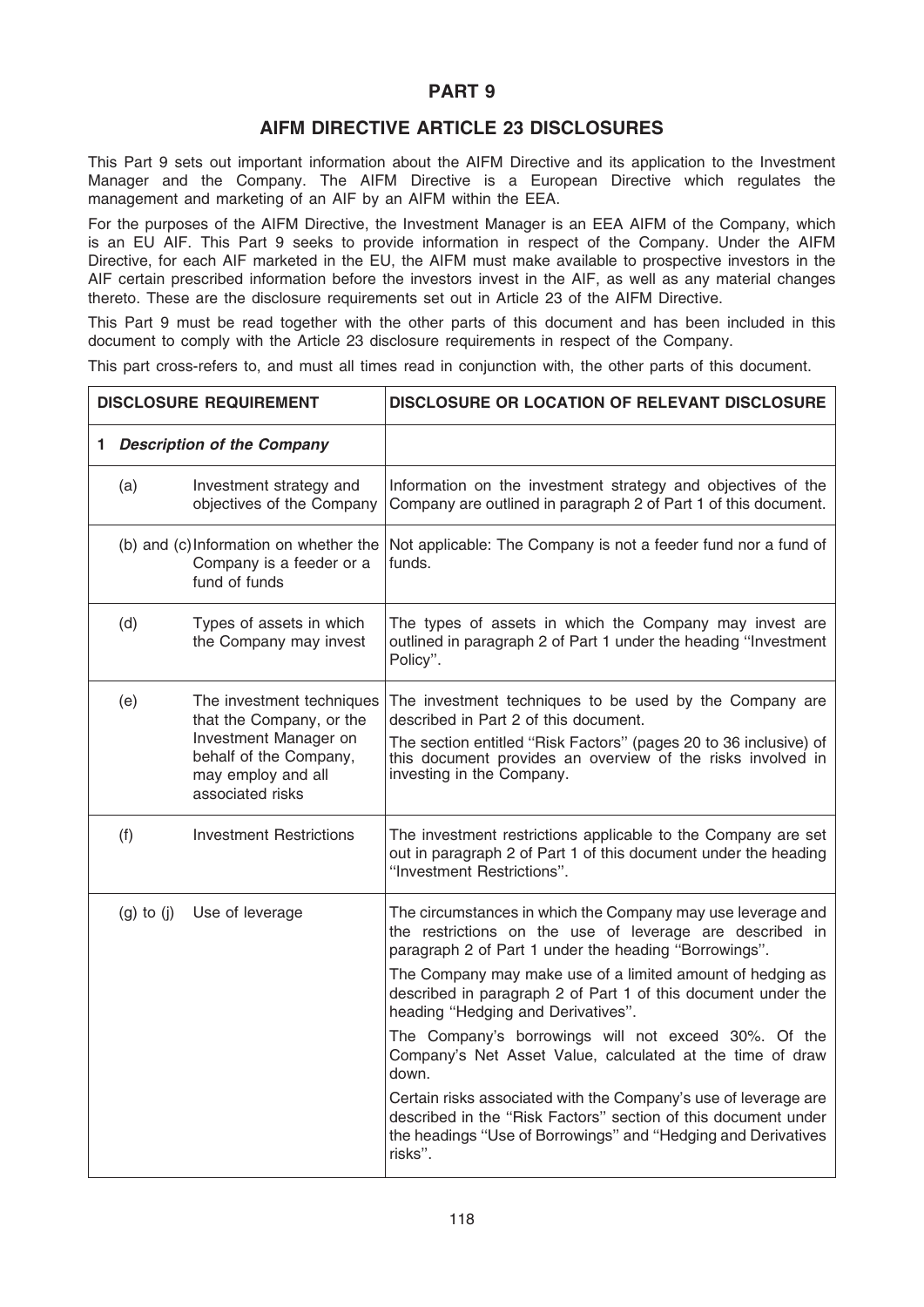# PART 9

## AIFM DIRECTIVE ARTICLE 23 DISCLOSURES

This Part 9 sets out important information about the AIFM Directive and its application to the Investment Manager and the Company. The AIFM Directive is a European Directive which regulates the management and marketing of an AIF by an AIFM within the EEA.

For the purposes of the AIFM Directive, the Investment Manager is an EEA AIFM of the Company, which is an EU AIF. This Part 9 seeks to provide information in respect of the Company. Under the AIFM Directive, for each AIF marketed in the EU, the AIFM must make available to prospective investors in the AIF certain prescribed information before the investors invest in the AIF, as well as any material changes thereto. These are the disclosure requirements set out in Article 23 of the AIFM Directive.

This Part 9 must be read together with the other parts of this document and has been included in this document to comply with the Article 23 disclosure requirements in respect of the Company.

This part cross-refers to, and must all times read in conjunction with, the other parts of this document.

| DISCLOSURE REQUIREMENT | | DISCLOSURE OR LOCATION OF RELEVANT DISCLOSURE |
|---|---|---|
| 1 *Description of the Company* | | |
| (a) | Investment strategy and objectives of the Company | Information on the investment strategy and objectives of the Company are outlined in paragraph 2 of Part 1 of this document. |
| (b) and (c) | Information on whether the Company is a feeder or a fund of funds | Not applicable: The Company is not a feeder fund nor a fund of funds. |
| (d) | Types of assets in which the Company may invest | The types of assets in which the Company may invest are outlined in paragraph 2 of Part 1 under the heading ''Investment Policy''. |
| (e) | The investment techniques that the Company, or the Investment Manager on behalf of the Company, may employ and all associated risks | The investment techniques to be used by the Company are described in Part 2 of this document.<br><br>The section entitled ''Risk Factors'' (pages 20 to 36 inclusive) of this document provides an overview of the risks involved in investing in the Company. |
| (f) | Investment Restrictions | The investment restrictions applicable to the Company are set out in paragraph 2 of Part 1 of this document under the heading ''Investment Restrictions''. |
| (g) to (j) | Use of leverage | The circumstances in which the Company may use leverage and the restrictions on the use of leverage are described in paragraph 2 of Part 1 under the heading ''Borrowings''.<br><br>The Company may make use of a limited amount of hedging as described in paragraph 2 of Part 1 of this document under the heading ''Hedging and Derivatives''.<br><br>The Company's borrowings will not exceed 30%. Of the Company's Net Asset Value, calculated at the time of draw down.<br><br>Certain risks associated with the Company's use of leverage are described in the ''Risk Factors'' section of this document under the headings ''Use of Borrowings'' and ''Hedging and Derivatives risks''. |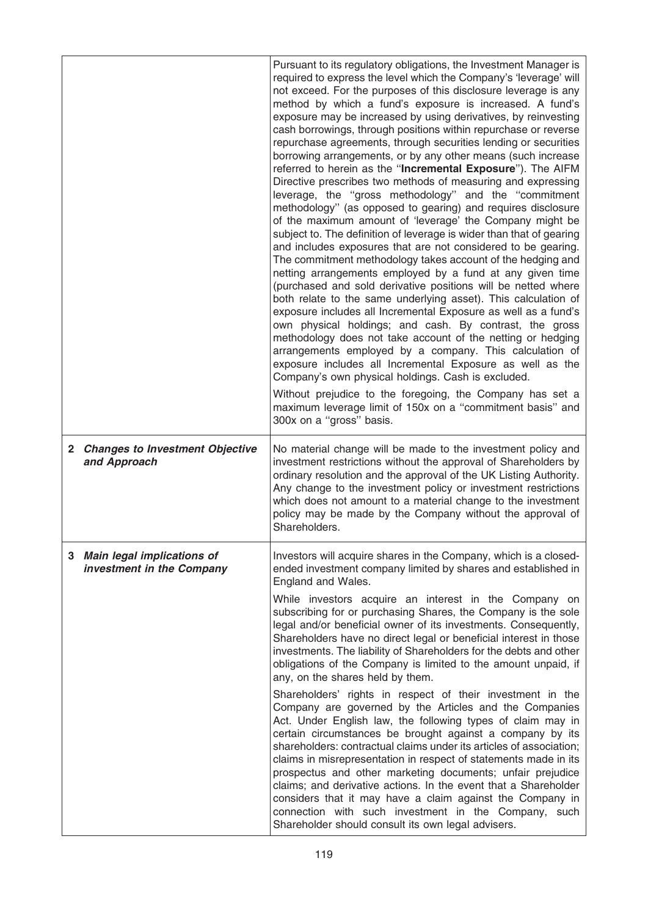|  |  |
| --- | --- |
|  | Pursuant to its regulatory obligations, the Investment Manager is required to express the level which the Company's 'leverage' will not exceed. For the purposes of this disclosure leverage is any method by which a fund's exposure is increased. A fund's exposure may be increased by using derivatives, by reinvesting cash borrowings, through positions within repurchase or reverse repurchase agreements, through securities lending or securities borrowing arrangements, or by any other means (such increase referred to herein as the ''**Incremental Exposure**''). The AIFM Directive prescribes two methods of measuring and expressing leverage, the ''gross methodology'' and the ''commitment methodology'' (as opposed to gearing) and requires disclosure of the maximum amount of 'leverage' the Company might be subject to. The definition of leverage is wider than that of gearing and includes exposures that are not considered to be gearing. The commitment methodology takes account of the hedging and netting arrangements employed by a fund at any given time (purchased and sold derivative positions will be netted where both relate to the same underlying asset). This calculation of exposure includes all Incremental Exposure as well as a fund's own physical holdings; and cash. By contrast, the gross methodology does not take account of the netting or hedging arrangements employed by a company. This calculation of exposure includes all Incremental Exposure as well as the Company's own physical holdings. Cash is excluded.<br><br>Without prejudice to the foregoing, the Company has set a maximum leverage limit of 150x on a ''commitment basis'' and 300x on a ''gross'' basis. |
| **2 *Changes to Investment Objective and Approach*** | No material change will be made to the investment policy and investment restrictions without the approval of Shareholders by ordinary resolution and the approval of the UK Listing Authority. Any change to the investment policy or investment restrictions which does not amount to a material change to the investment policy may be made by the Company without the approval of Shareholders. |
| **3 *Main legal implications of investment in the Company*** | Investors will acquire shares in the Company, which is a closed-ended investment company limited by shares and established in England and Wales.<br><br>While investors acquire an interest in the Company on subscribing for or purchasing Shares, the Company is the sole legal and/or beneficial owner of its investments. Consequently, Shareholders have no direct legal or beneficial interest in those investments. The liability of Shareholders for the debts and other obligations of the Company is limited to the amount unpaid, if any, on the shares held by them.<br><br>Shareholders' rights in respect of their investment in the Company are governed by the Articles and the Companies Act. Under English law, the following types of claim may in certain circumstances be brought against a company by its shareholders: contractual claims under its articles of association; claims in misrepresentation in respect of statements made in its prospectus and other marketing documents; unfair prejudice claims; and derivative actions. In the event that a Shareholder considers that it may have a claim against the Company in connection with such investment in the Company, such Shareholder should consult its own legal advisers. |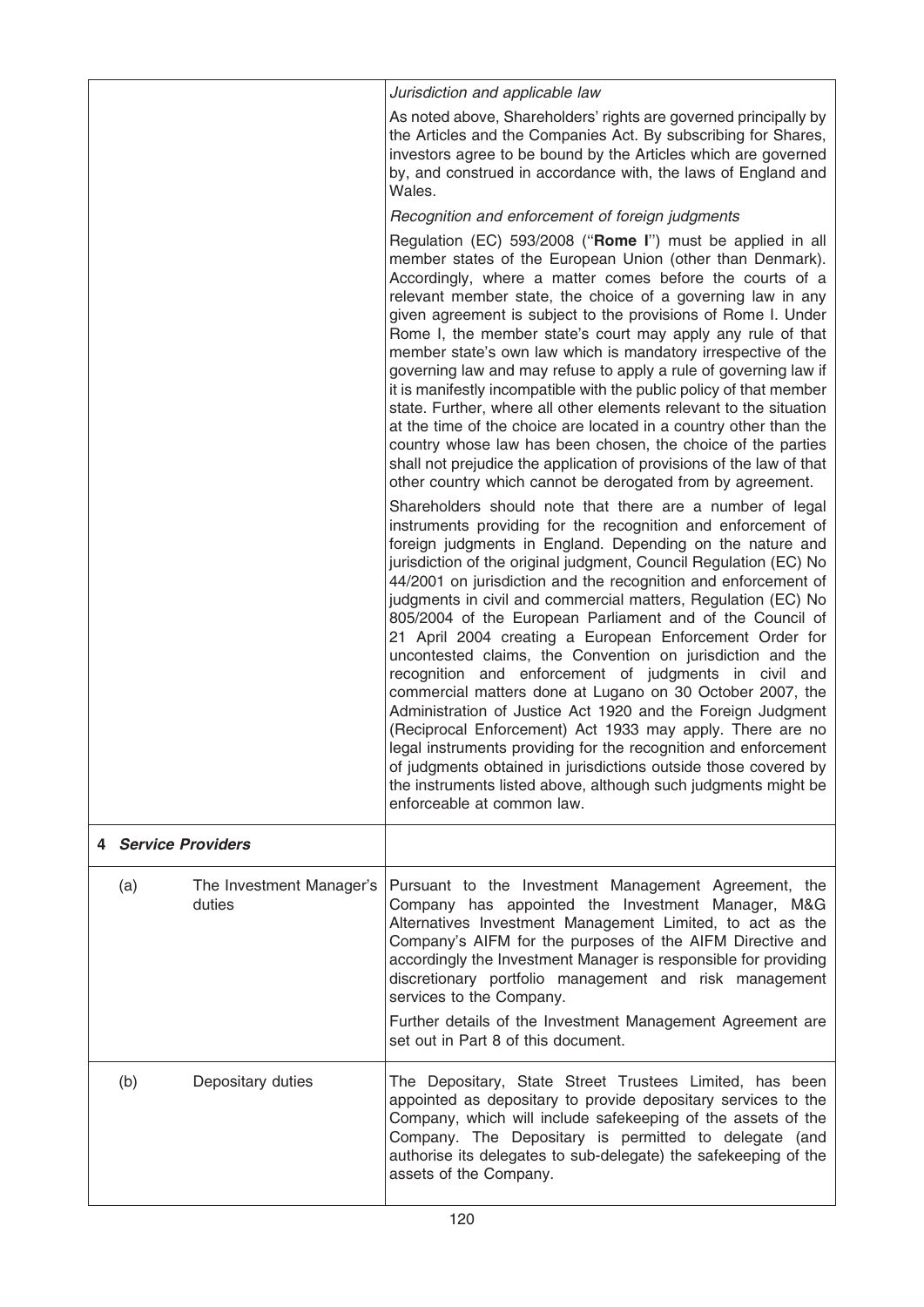| | | |
|---|---|---|
| | | *Jurisdiction and applicable law*<br><br>As noted above, Shareholders' rights are governed principally by the Articles and the Companies Act. By subscribing for Shares, investors agree to be bound by the Articles which are governed by, and construed in accordance with, the laws of England and Wales.<br><br>*Recognition and enforcement of foreign judgments*<br><br>Regulation (EC) 593/2008 ("**Rome I**") must be applied in all member states of the European Union (other than Denmark). Accordingly, where a matter comes before the courts of a relevant member state, the choice of a governing law in any given agreement is subject to the provisions of Rome I. Under Rome I, the member state's court may apply any rule of that member state's own law which is mandatory irrespective of the governing law and may refuse to apply a rule of governing law if it is manifestly incompatible with the public policy of that member state. Further, where all other elements relevant to the situation at the time of the choice are located in a country other than the country whose law has been chosen, the choice of the parties shall not prejudice the application of provisions of the law of that other country which cannot be derogated from by agreement.<br><br>Shareholders should note that there are a number of legal instruments providing for the recognition and enforcement of foreign judgments in England. Depending on the nature and jurisdiction of the original judgment, Council Regulation (EC) No 44/2001 on jurisdiction and the recognition and enforcement of judgments in civil and commercial matters, Regulation (EC) No 805/2004 of the European Parliament and of the Council of 21 April 2004 creating a European Enforcement Order for uncontested claims, the Convention on jurisdiction and the recognition and enforcement of judgments in civil and commercial matters done at Lugano on 30 October 2007, the Administration of Justice Act 1920 and the Foreign Judgment (Reciprocal Enforcement) Act 1933 may apply. There are no legal instruments providing for the recognition and enforcement of judgments obtained in jurisdictions outside those covered by the instruments listed above, although such judgments might be enforceable at common law. |
| **4** | ***Service Providers*** | |
| (a) | The Investment Manager's duties | Pursuant to the Investment Management Agreement, the Company has appointed the Investment Manager, M&G Alternatives Investment Management Limited, to act as the Company's AIFM for the purposes of the AIFM Directive and accordingly the Investment Manager is responsible for providing discretionary portfolio management and risk management services to the Company.<br><br>Further details of the Investment Management Agreement are set out in Part 8 of this document. |
| (b) | Depositary duties | The Depositary, State Street Trustees Limited, has been appointed as depositary to provide depositary services to the Company, which will include safekeeping of the assets of the Company. The Depositary is permitted to delegate (and authorise its delegates to sub-delegate) the safekeeping of the assets of the Company. |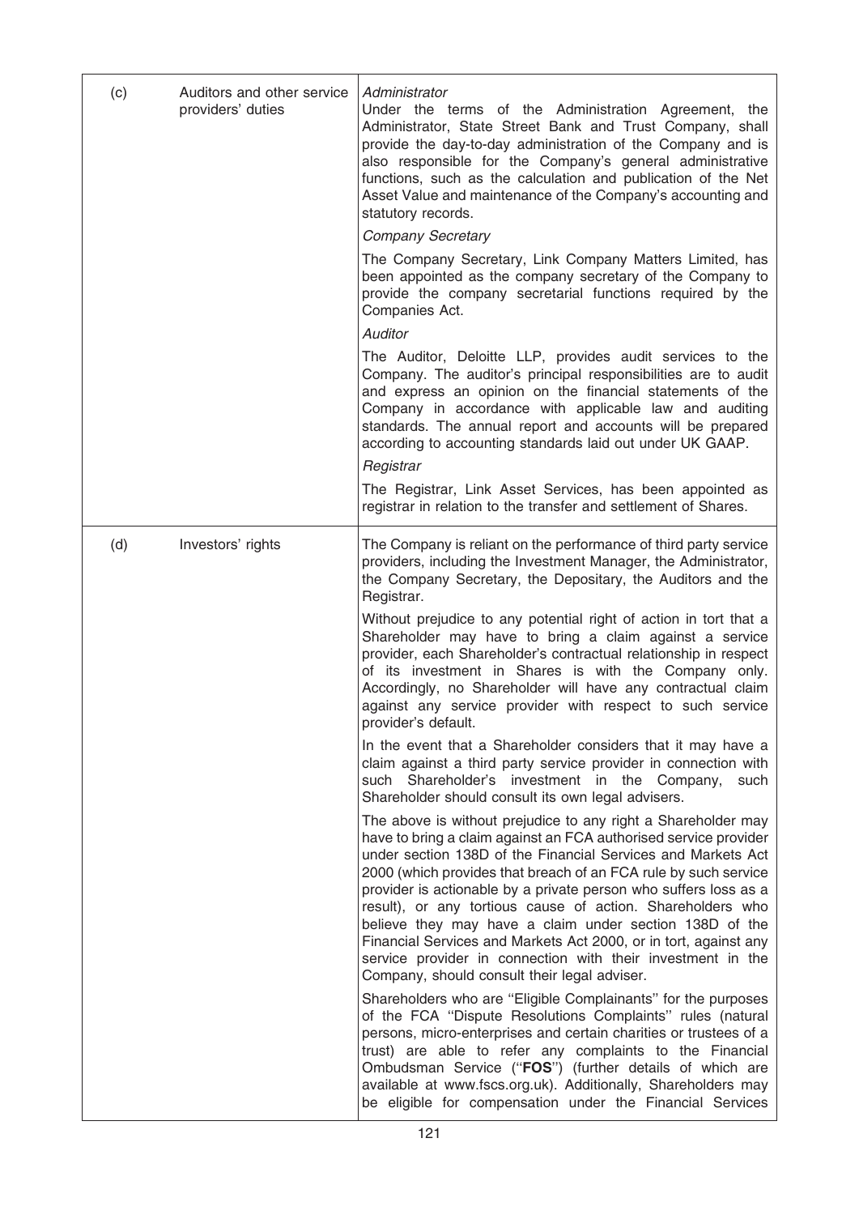| | | |
|---|---|---|
| (c) | Auditors and other service providers' duties | *Administrator*<br>Under the terms of the Administration Agreement, the Administrator, State Street Bank and Trust Company, shall provide the day-to-day administration of the Company and is also responsible for the Company's general administrative functions, such as the calculation and publication of the Net Asset Value and maintenance of the Company's accounting and statutory records.<br>*Company Secretary*<br>The Company Secretary, Link Company Matters Limited, has been appointed as the company secretary of the Company to provide the company secretarial functions required by the Companies Act.<br>*Auditor*<br>The Auditor, Deloitte LLP, provides audit services to the Company. The auditor's principal responsibilities are to audit and express an opinion on the financial statements of the Company in accordance with applicable law and auditing standards. The annual report and accounts will be prepared according to accounting standards laid out under UK GAAP.<br>*Registrar*<br>The Registrar, Link Asset Services, has been appointed as registrar in relation to the transfer and settlement of Shares. |
| (d) | Investors' rights | The Company is reliant on the performance of third party service providers, including the Investment Manager, the Administrator, the Company Secretary, the Depositary, the Auditors and the Registrar.<br>Without prejudice to any potential right of action in tort that a Shareholder may have to bring a claim against a service provider, each Shareholder's contractual relationship in respect of its investment in Shares is with the Company only. Accordingly, no Shareholder will have any contractual claim against any service provider with respect to such service provider's default.<br>In the event that a Shareholder considers that it may have a claim against a third party service provider in connection with such Shareholder's investment in the Company, such Shareholder should consult its own legal advisers.<br>The above is without prejudice to any right a Shareholder may have to bring a claim against an FCA authorised service provider under section 138D of the Financial Services and Markets Act 2000 (which provides that breach of an FCA rule by such service provider is actionable by a private person who suffers loss as a result), or any tortious cause of action. Shareholders who believe they may have a claim under section 138D of the Financial Services and Markets Act 2000, or in tort, against any service provider in connection with their investment in the Company, should consult their legal adviser.<br>Shareholders who are "Eligible Complainants" for the purposes of the FCA "Dispute Resolutions Complaints" rules (natural persons, micro-enterprises and certain charities or trustees of a trust) are able to refer any complaints to the Financial Ombudsman Service ("**FOS**") (further details of which are available at www.fscs.org.uk). Additionally, Shareholders may be eligible for compensation under the Financial Services |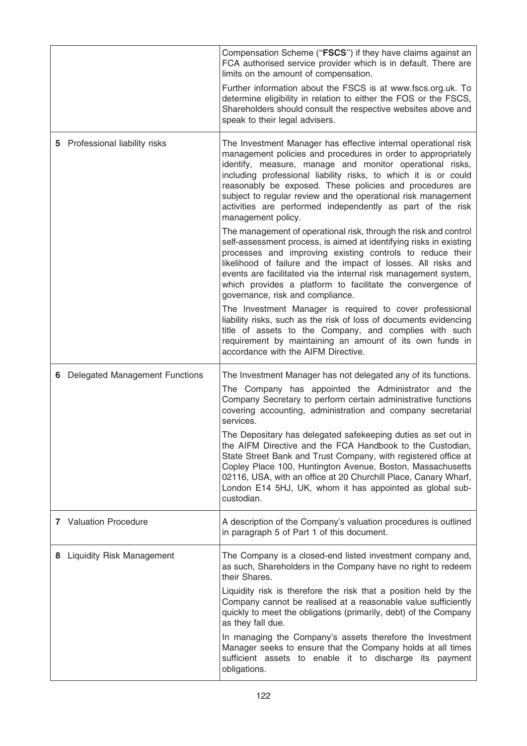| | |
|---|---|
| | Compensation Scheme ("**FSCS**") if they have claims against an FCA authorised service provider which is in default. There are limits on the amount of compensation.<br><br>Further information about the FSCS is at www.fscs.org.uk. To determine eligibility in relation to either the FOS or the FSCS, Shareholders should consult the respective websites above and speak to their legal advisers. |
| **5** Professional liability risks | The Investment Manager has effective internal operational risk management policies and procedures in order to appropriately identify, measure, manage and monitor operational risks, including professional liability risks, to which it is or could reasonably be exposed. These policies and procedures are subject to regular review and the operational risk management activities are performed independently as part of the risk management policy.<br><br>The management of operational risk, through the risk and control self-assessment process, is aimed at identifying risks in existing processes and improving existing controls to reduce their likelihood of failure and the impact of losses. All risks and events are facilitated via the internal risk management system, which provides a platform to facilitate the convergence of governance, risk and compliance.<br><br>The Investment Manager is required to cover professional liability risks, such as the risk of loss of documents evidencing title of assets to the Company, and complies with such requirement by maintaining an amount of its own funds in accordance with the AIFM Directive. |
| **6** Delegated Management Functions | The Investment Manager has not delegated any of its functions.<br><br>The Company has appointed the Administrator and the Company Secretary to perform certain administrative functions covering accounting, administration and company secretarial services.<br><br>The Depositary has delegated safekeeping duties as set out in the AIFM Directive and the FCA Handbook to the Custodian, State Street Bank and Trust Company, with registered office at Copley Place 100, Huntington Avenue, Boston, Massachusetts 02116, USA, with an office at 20 Churchill Place, Canary Wharf, London E14 5HJ, UK, whom it has appointed as global sub-custodian. |
| **7** Valuation Procedure | A description of the Company's valuation procedures is outlined in paragraph 5 of Part 1 of this document. |
| **8** Liquidity Risk Management | The Company is a closed-end listed investment company and, as such, Shareholders in the Company have no right to redeem their Shares.<br><br>Liquidity risk is therefore the risk that a position held by the Company cannot be realised at a reasonable value sufficiently quickly to meet the obligations (primarily, debt) of the Company as they fall due.<br><br>In managing the Company's assets therefore the Investment Manager seeks to ensure that the Company holds at all times sufficient assets to enable it to discharge its payment obligations. |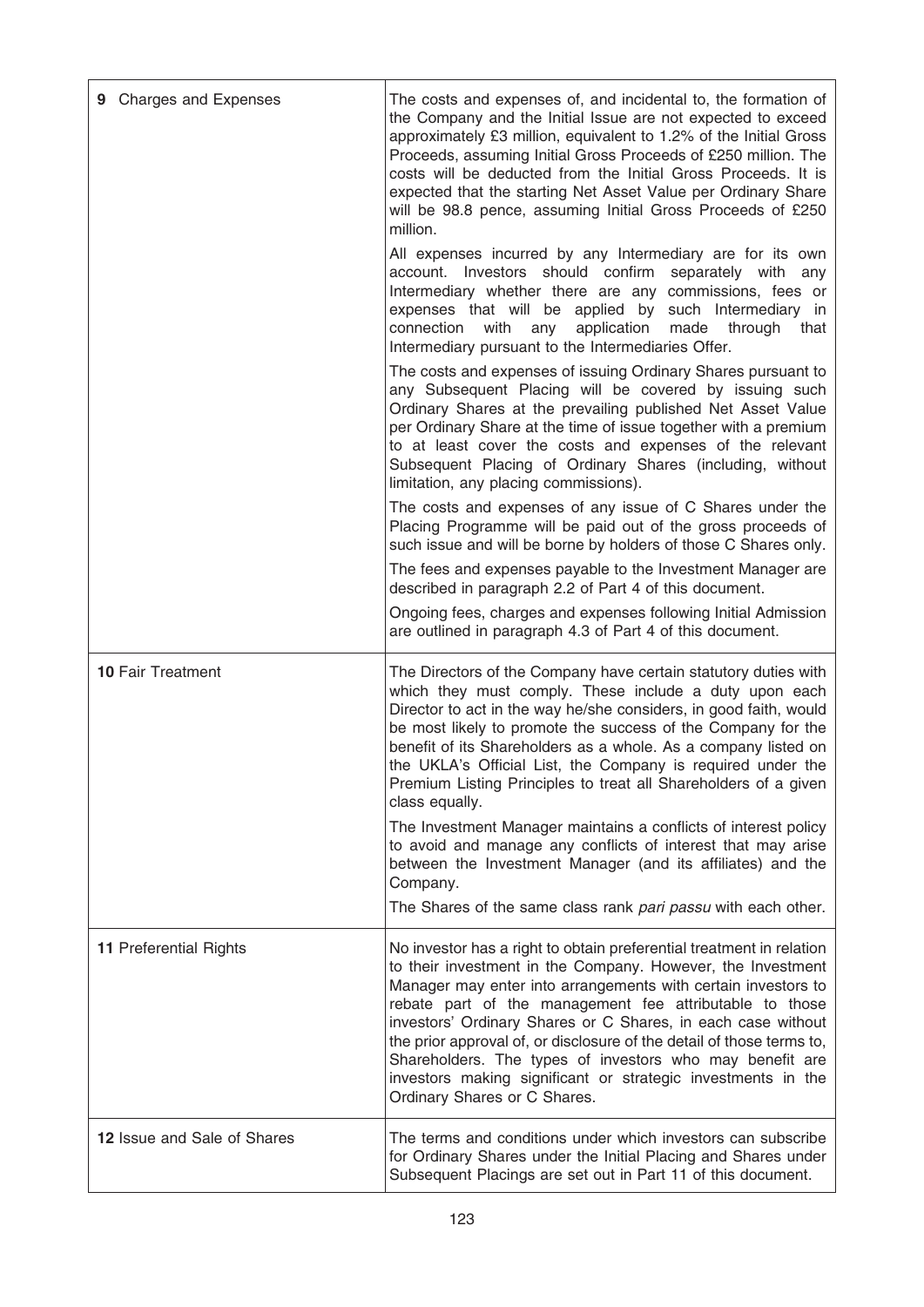| | |
|---|---|
| **9** Charges and Expenses | The costs and expenses of, and incidental to, the formation of the Company and the Initial Issue are not expected to exceed approximately £3 million, equivalent to 1.2% of the Initial Gross Proceeds, assuming Initial Gross Proceeds of £250 million. The costs will be deducted from the Initial Gross Proceeds. It is expected that the starting Net Asset Value per Ordinary Share will be 98.8 pence, assuming Initial Gross Proceeds of £250 million.<br><br>All expenses incurred by any Intermediary are for its own account. Investors should confirm separately with any Intermediary whether there are any commissions, fees or expenses that will be applied by such Intermediary in connection with any application made through that Intermediary pursuant to the Intermediaries Offer.<br><br>The costs and expenses of issuing Ordinary Shares pursuant to any Subsequent Placing will be covered by issuing such Ordinary Shares at the prevailing published Net Asset Value per Ordinary Share at the time of issue together with a premium to at least cover the costs and expenses of the relevant Subsequent Placing of Ordinary Shares (including, without limitation, any placing commissions).<br><br>The costs and expenses of any issue of C Shares under the Placing Programme will be paid out of the gross proceeds of such issue and will be borne by holders of those C Shares only.<br><br>The fees and expenses payable to the Investment Manager are described in paragraph 2.2 of Part 4 of this document.<br><br>Ongoing fees, charges and expenses following Initial Admission are outlined in paragraph 4.3 of Part 4 of this document. |
| **10** Fair Treatment | The Directors of the Company have certain statutory duties with which they must comply. These include a duty upon each Director to act in the way he/she considers, in good faith, would be most likely to promote the success of the Company for the benefit of its Shareholders as a whole. As a company listed on the UKLA's Official List, the Company is required under the Premium Listing Principles to treat all Shareholders of a given class equally.<br><br>The Investment Manager maintains a conflicts of interest policy to avoid and manage any conflicts of interest that may arise between the Investment Manager (and its affiliates) and the Company.<br><br>The Shares of the same class rank *pari passu* with each other. |
| **11** Preferential Rights | No investor has a right to obtain preferential treatment in relation to their investment in the Company. However, the Investment Manager may enter into arrangements with certain investors to rebate part of the management fee attributable to those investors' Ordinary Shares or C Shares, in each case without the prior approval of, or disclosure of the detail of those terms to, Shareholders. The types of investors who may benefit are investors making significant or strategic investments in the Ordinary Shares or C Shares. |
| **12** Issue and Sale of Shares | The terms and conditions under which investors can subscribe for Ordinary Shares under the Initial Placing and Shares under Subsequent Placings are set out in Part 11 of this document. |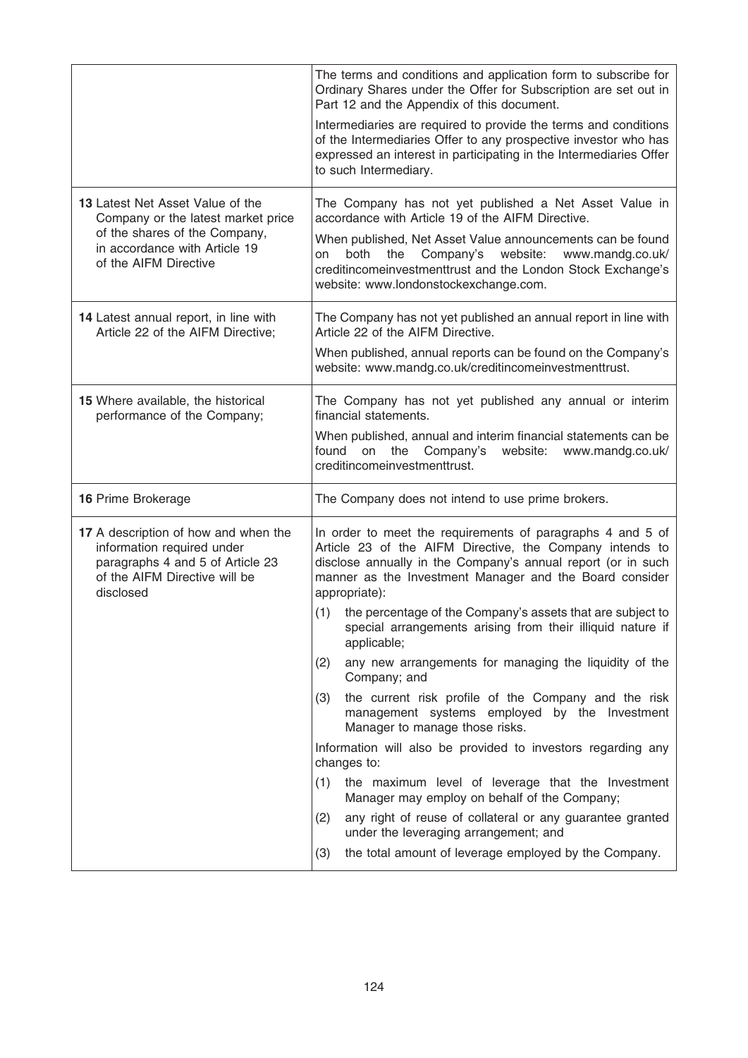| | |
|---|---|
| | The terms and conditions and application form to subscribe for Ordinary Shares under the Offer for Subscription are set out in Part 12 and the Appendix of this document.<br><br>Intermediaries are required to provide the terms and conditions of the Intermediaries Offer to any prospective investor who has expressed an interest in participating in the Intermediaries Offer to such Intermediary. |
| **13** Latest Net Asset Value of the Company or the latest market price of the shares of the Company, in accordance with Article 19 of the AIFM Directive | The Company has not yet published a Net Asset Value in accordance with Article 19 of the AIFM Directive.<br><br>When published, Net Asset Value announcements can be found on both the Company's website: www.mandg.co.uk/creditincomeinvestmenttrust and the London Stock Exchange's website: www.londonstockexchange.com. |
| **14** Latest annual report, in line with Article 22 of the AIFM Directive; | The Company has not yet published an annual report in line with Article 22 of the AIFM Directive.<br><br>When published, annual reports can be found on the Company's website: www.mandg.co.uk/creditincomeinvestmenttrust. |
| **15** Where available, the historical performance of the Company; | The Company has not yet published any annual or interim financial statements.<br><br>When published, annual and interim financial statements can be found on the Company's website: www.mandg.co.uk/creditincomeinvestmenttrust. |
| **16** Prime Brokerage | The Company does not intend to use prime brokers. |
| **17** A description of how and when the information required under paragraphs 4 and 5 of Article 23 of the AIFM Directive will be disclosed | In order to meet the requirements of paragraphs 4 and 5 of Article 23 of the AIFM Directive, the Company intends to disclose annually in the Company's annual report (or in such manner as the Investment Manager and the Board consider appropriate):<br><br>(1) the percentage of the Company's assets that are subject to special arrangements arising from their illiquid nature if applicable;<br><br>(2) any new arrangements for managing the liquidity of the Company; and<br><br>(3) the current risk profile of the Company and the risk management systems employed by the Investment Manager to manage those risks.<br><br>Information will also be provided to investors regarding any changes to:<br><br>(1) the maximum level of leverage that the Investment Manager may employ on behalf of the Company;<br><br>(2) any right of reuse of collateral or any guarantee granted under the leveraging arrangement; and<br><br>(3) the total amount of leverage employed by the Company. |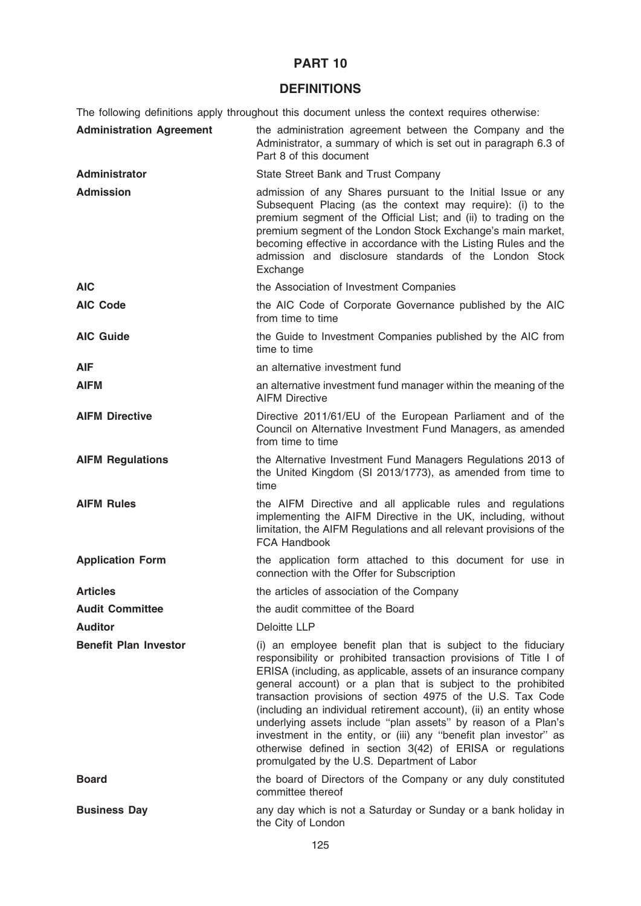# PART 10

## DEFINITIONS

The following definitions apply throughout this document unless the context requires otherwise:

| | |
|---|---|
| **Administration Agreement** | the administration agreement between the Company and the Administrator, a summary of which is set out in paragraph 6.3 of Part 8 of this document |
| **Administrator** | State Street Bank and Trust Company |
| **Admission** | admission of any Shares pursuant to the Initial Issue or any Subsequent Placing (as the context may require): (i) to the premium segment of the Official List; and (ii) to trading on the premium segment of the London Stock Exchange's main market, becoming effective in accordance with the Listing Rules and the admission and disclosure standards of the London Stock Exchange |
| **AIC** | the Association of Investment Companies |
| **AIC Code** | the AIC Code of Corporate Governance published by the AIC from time to time |
| **AIC Guide** | the Guide to Investment Companies published by the AIC from time to time |
| **AIF** | an alternative investment fund |
| **AIFM** | an alternative investment fund manager within the meaning of the AIFM Directive |
| **AIFM Directive** | Directive 2011/61/EU of the European Parliament and of the Council on Alternative Investment Fund Managers, as amended from time to time |
| **AIFM Regulations** | the Alternative Investment Fund Managers Regulations 2013 of the United Kingdom (SI 2013/1773), as amended from time to time |
| **AIFM Rules** | the AIFM Directive and all applicable rules and regulations implementing the AIFM Directive in the UK, including, without limitation, the AIFM Regulations and all relevant provisions of the FCA Handbook |
| **Application Form** | the application form attached to this document for use in connection with the Offer for Subscription |
| **Articles** | the articles of association of the Company |
| **Audit Committee** | the audit committee of the Board |
| **Auditor** | Deloitte LLP |
| **Benefit Plan Investor** | (i) an employee benefit plan that is subject to the fiduciary responsibility or prohibited transaction provisions of Title I of ERISA (including, as applicable, assets of an insurance company general account) or a plan that is subject to the prohibited transaction provisions of section 4975 of the U.S. Tax Code (including an individual retirement account), (ii) an entity whose underlying assets include "plan assets" by reason of a Plan's investment in the entity, or (iii) any "benefit plan investor" as otherwise defined in section 3(42) of ERISA or regulations promulgated by the U.S. Department of Labor |
| **Board** | the board of Directors of the Company or any duly constituted committee thereof |
| **Business Day** | any day which is not a Saturday or Sunday or a bank holiday in the City of London |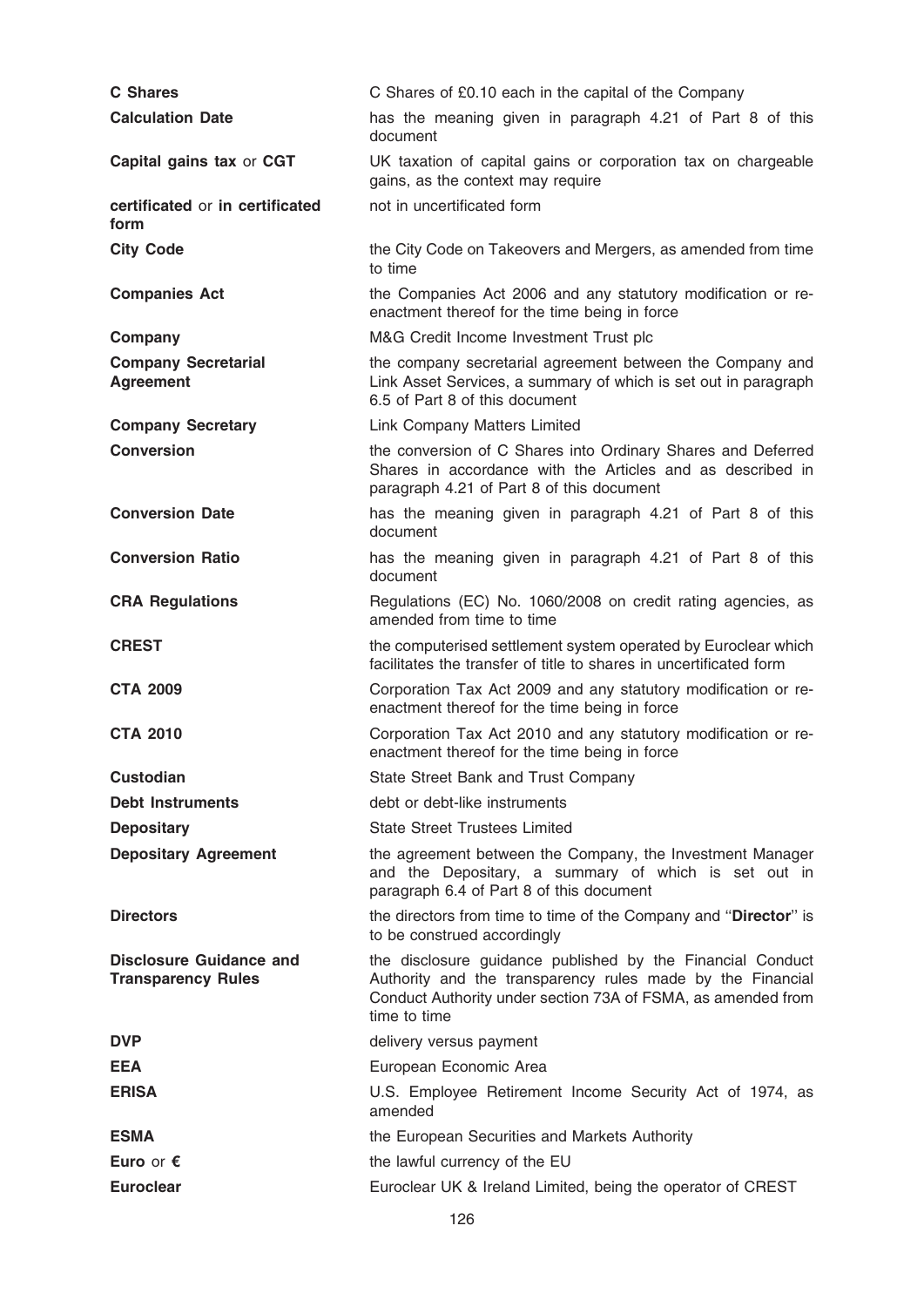| | |
|---|---|
| **C Shares** | C Shares of £0.10 each in the capital of the Company |
| **Calculation Date** | has the meaning given in paragraph 4.21 of Part 8 of this document |
| **Capital gains tax** or **CGT** | UK taxation of capital gains or corporation tax on chargeable gains, as the context may require |
| **certificated** or **in certificated form** | not in uncertificated form |
| **City Code** | the City Code on Takeovers and Mergers, as amended from time to time |
| **Companies Act** | the Companies Act 2006 and any statutory modification or re-enactment thereof for the time being in force |
| **Company** | M&G Credit Income Investment Trust plc |
| **Company Secretarial Agreement** | the company secretarial agreement between the Company and Link Asset Services, a summary of which is set out in paragraph 6.5 of Part 8 of this document |
| **Company Secretary** | Link Company Matters Limited |
| **Conversion** | the conversion of C Shares into Ordinary Shares and Deferred Shares in accordance with the Articles and as described in paragraph 4.21 of Part 8 of this document |
| **Conversion Date** | has the meaning given in paragraph 4.21 of Part 8 of this document |
| **Conversion Ratio** | has the meaning given in paragraph 4.21 of Part 8 of this document |
| **CRA Regulations** | Regulations (EC) No. 1060/2008 on credit rating agencies, as amended from time to time |
| **CREST** | the computerised settlement system operated by Euroclear which facilitates the transfer of title to shares in uncertificated form |
| **CTA 2009** | Corporation Tax Act 2009 and any statutory modification or re-enactment thereof for the time being in force |
| **CTA 2010** | Corporation Tax Act 2010 and any statutory modification or re-enactment thereof for the time being in force |
| **Custodian** | State Street Bank and Trust Company |
| **Debt Instruments** | debt or debt-like instruments |
| **Depositary** | State Street Trustees Limited |
| **Depositary Agreement** | the agreement between the Company, the Investment Manager and the Depositary, a summary of which is set out in paragraph 6.4 of Part 8 of this document |
| **Directors** | the directors from time to time of the Company and "**Director**" is to be construed accordingly |
| **Disclosure Guidance and Transparency Rules** | the disclosure guidance published by the Financial Conduct Authority and the transparency rules made by the Financial Conduct Authority under section 73A of FSMA, as amended from time to time |
| **DVP** | delivery versus payment |
| **EEA** | European Economic Area |
| **ERISA** | U.S. Employee Retirement Income Security Act of 1974, as amended |
| **ESMA** | the European Securities and Markets Authority |
| **Euro** or **€** | the lawful currency of the EU |
| **Euroclear** | Euroclear UK & Ireland Limited, being the operator of CREST |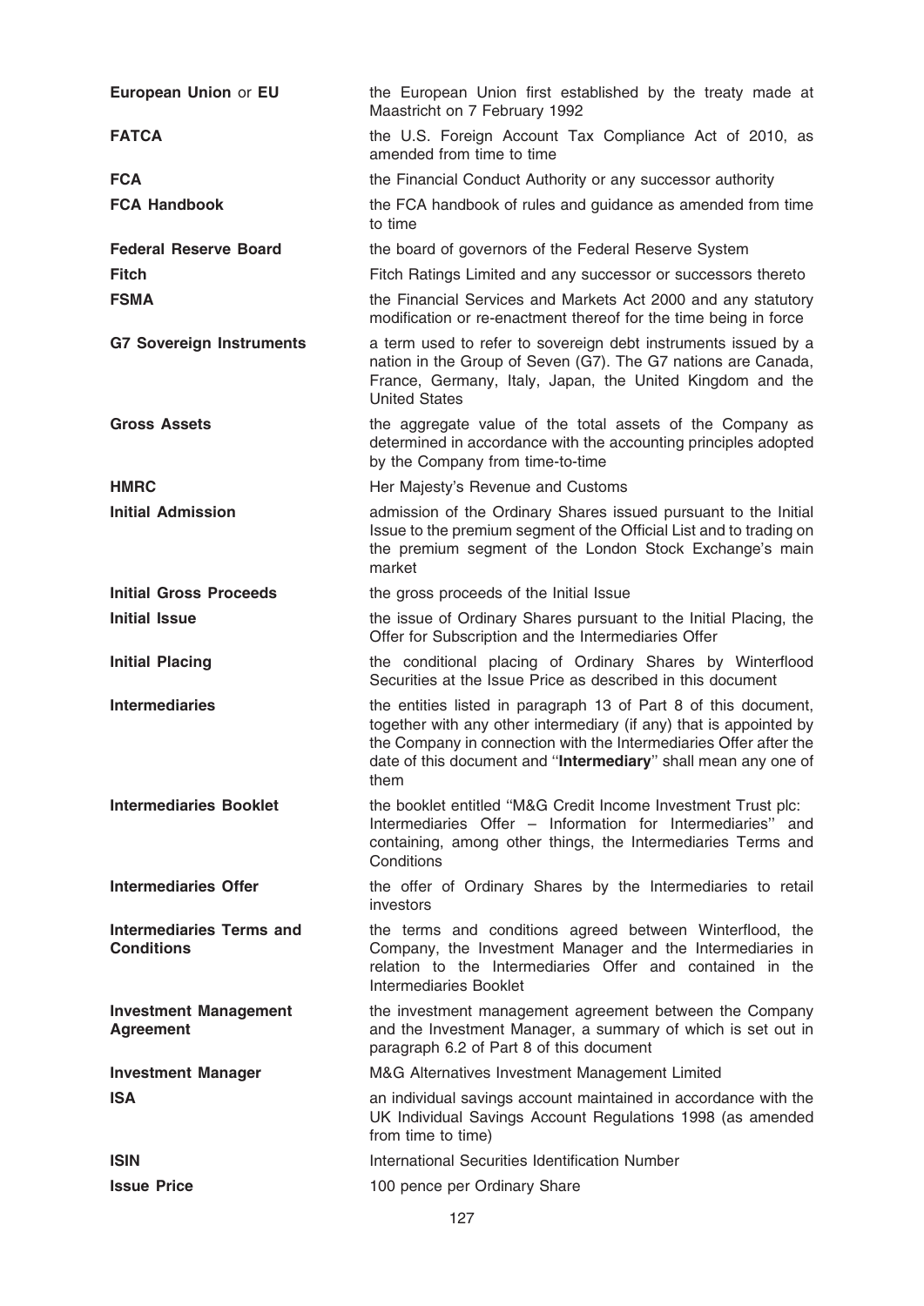**European Union** or **EU** the European Union first established by the treaty made at Maastricht on 7 February 1992

**FATCA** the U.S. Foreign Account Tax Compliance Act of 2010, as amended from time to time

**FCA** the Financial Conduct Authority or any successor authority

**FCA Handbook** the FCA handbook of rules and guidance as amended from time to time

**Federal Reserve Board** the board of governors of the Federal Reserve System

**Fitch** Fitch Ratings Limited and any successor or successors thereto

**FSMA** the Financial Services and Markets Act 2000 and any statutory modification or re-enactment thereof for the time being in force

**G7 Sovereign Instruments** a term used to refer to sovereign debt instruments issued by a nation in the Group of Seven (G7). The G7 nations are Canada, France, Germany, Italy, Japan, the United Kingdom and the United States

**Gross Assets** the aggregate value of the total assets of the Company as determined in accordance with the accounting principles adopted by the Company from time-to-time

**HMRC** Her Majesty's Revenue and Customs

**Initial Admission** admission of the Ordinary Shares issued pursuant to the Initial Issue to the premium segment of the Official List and to trading on the premium segment of the London Stock Exchange's main market

**Initial Gross Proceeds** the gross proceeds of the Initial Issue

**Initial Issue** the issue of Ordinary Shares pursuant to the Initial Placing, the Offer for Subscription and the Intermediaries Offer

**Initial Placing** the conditional placing of Ordinary Shares by Winterflood Securities at the Issue Price as described in this document

**Intermediaries** the entities listed in paragraph 13 of Part 8 of this document, together with any other intermediary (if any) that is appointed by the Company in connection with the Intermediaries Offer after the date of this document and ''**Intermediary**'' shall mean any one of them

**Intermediaries Booklet** the booklet entitled ''M&G Credit Income Investment Trust plc: Intermediaries Offer – Information for Intermediaries'' and containing, among other things, the Intermediaries Terms and Conditions

**Intermediaries Offer** the offer of Ordinary Shares by the Intermediaries to retail investors

**Intermediaries Terms and Conditions** the terms and conditions agreed between Winterflood, the Company, the Investment Manager and the Intermediaries in relation to the Intermediaries Offer and contained in the Intermediaries Booklet

**Investment Management Agreement** the investment management agreement between the Company and the Investment Manager, a summary of which is set out in paragraph 6.2 of Part 8 of this document

**Investment Manager** M&G Alternatives Investment Management Limited

**ISA** an individual savings account maintained in accordance with the UK Individual Savings Account Regulations 1998 (as amended from time to time)

**ISIN** International Securities Identification Number

**Issue Price** 100 pence per Ordinary Share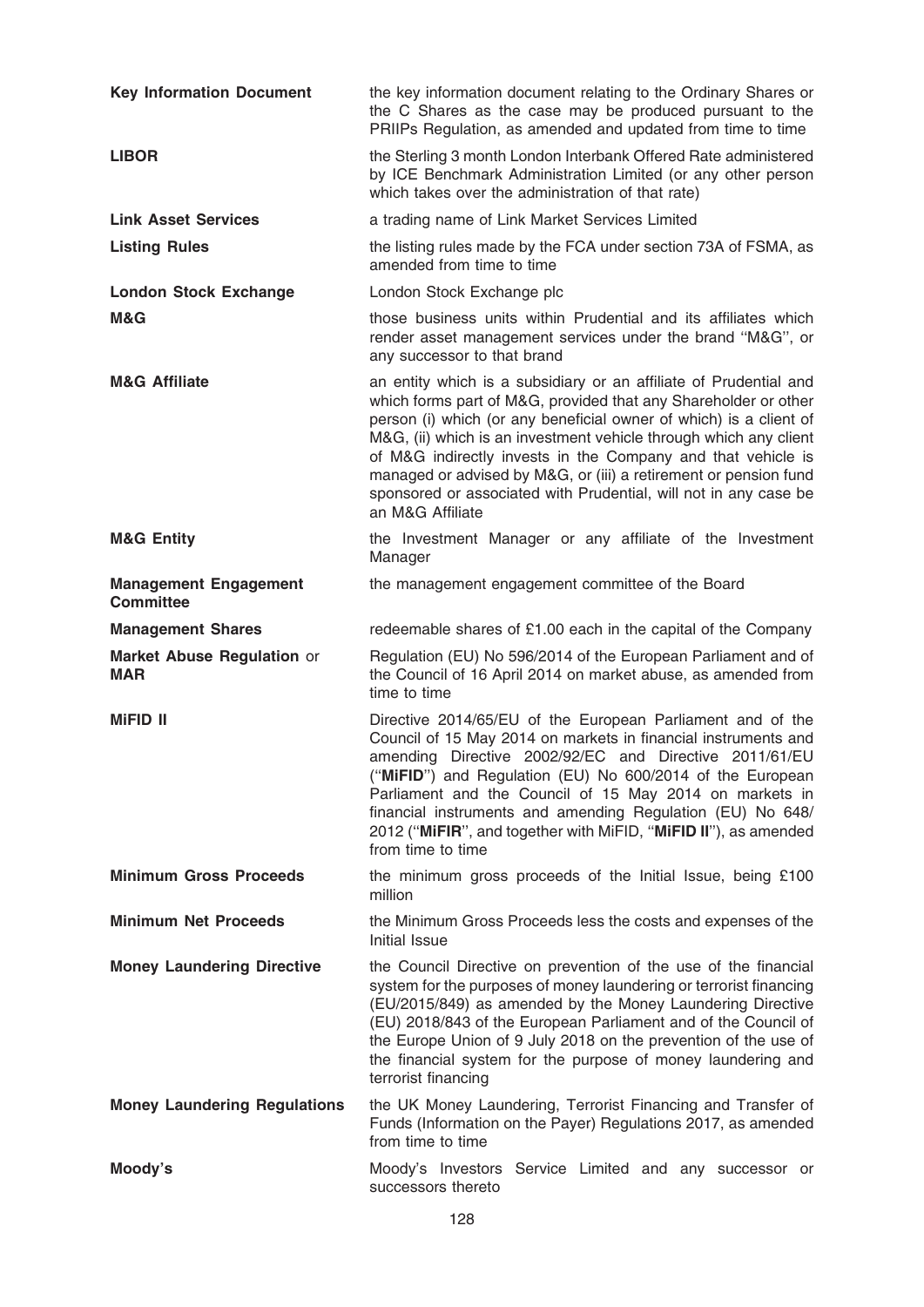| | |
|---|---|
| **Key Information Document** | the key information document relating to the Ordinary Shares or the C Shares as the case may be produced pursuant to the PRIIPs Regulation, as amended and updated from time to time |
| **LIBOR** | the Sterling 3 month London Interbank Offered Rate administered by ICE Benchmark Administration Limited (or any other person which takes over the administration of that rate) |
| **Link Asset Services** | a trading name of Link Market Services Limited |
| **Listing Rules** | the listing rules made by the FCA under section 73A of FSMA, as amended from time to time |
| **London Stock Exchange** | London Stock Exchange plc |
| **M&G** | those business units within Prudential and its affiliates which render asset management services under the brand ''M&G'', or any successor to that brand |
| **M&G Affiliate** | an entity which is a subsidiary or an affiliate of Prudential and which forms part of M&G, provided that any Shareholder or other person (i) which (or any beneficial owner of which) is a client of M&G, (ii) which is an investment vehicle through which any client of M&G indirectly invests in the Company and that vehicle is managed or advised by M&G, or (iii) a retirement or pension fund sponsored or associated with Prudential, will not in any case be an M&G Affiliate |
| **M&G Entity** | the Investment Manager or any affiliate of the Investment Manager |
| **Management Engagement Committee** | the management engagement committee of the Board |
| **Management Shares** | redeemable shares of £1.00 each in the capital of the Company |
| **Market Abuse Regulation** or **MAR** | Regulation (EU) No 596/2014 of the European Parliament and of the Council of 16 April 2014 on market abuse, as amended from time to time |
| **MiFID II** | Directive 2014/65/EU of the European Parliament and of the Council of 15 May 2014 on markets in financial instruments and amending Directive 2002/92/EC and Directive 2011/61/EU (''**MiFID**'') and Regulation (EU) No 600/2014 of the European Parliament and the Council of 15 May 2014 on markets in financial instruments and amending Regulation (EU) No 648/2012 (''**MiFIR**'', and together with MiFID, ''**MiFID II**''), as amended from time to time |
| **Minimum Gross Proceeds** | the minimum gross proceeds of the Initial Issue, being £100 million |
| **Minimum Net Proceeds** | the Minimum Gross Proceeds less the costs and expenses of the Initial Issue |
| **Money Laundering Directive** | the Council Directive on prevention of the use of the financial system for the purposes of money laundering or terrorist financing (EU/2015/849) as amended by the Money Laundering Directive (EU) 2018/843 of the European Parliament and of the Council of the Europe Union of 9 July 2018 on the prevention of the use of the financial system for the purpose of money laundering and terrorist financing |
| **Money Laundering Regulations** | the UK Money Laundering, Terrorist Financing and Transfer of Funds (Information on the Payer) Regulations 2017, as amended from time to time |
| **Moody's** | Moody's Investors Service Limited and any successor or successors thereto |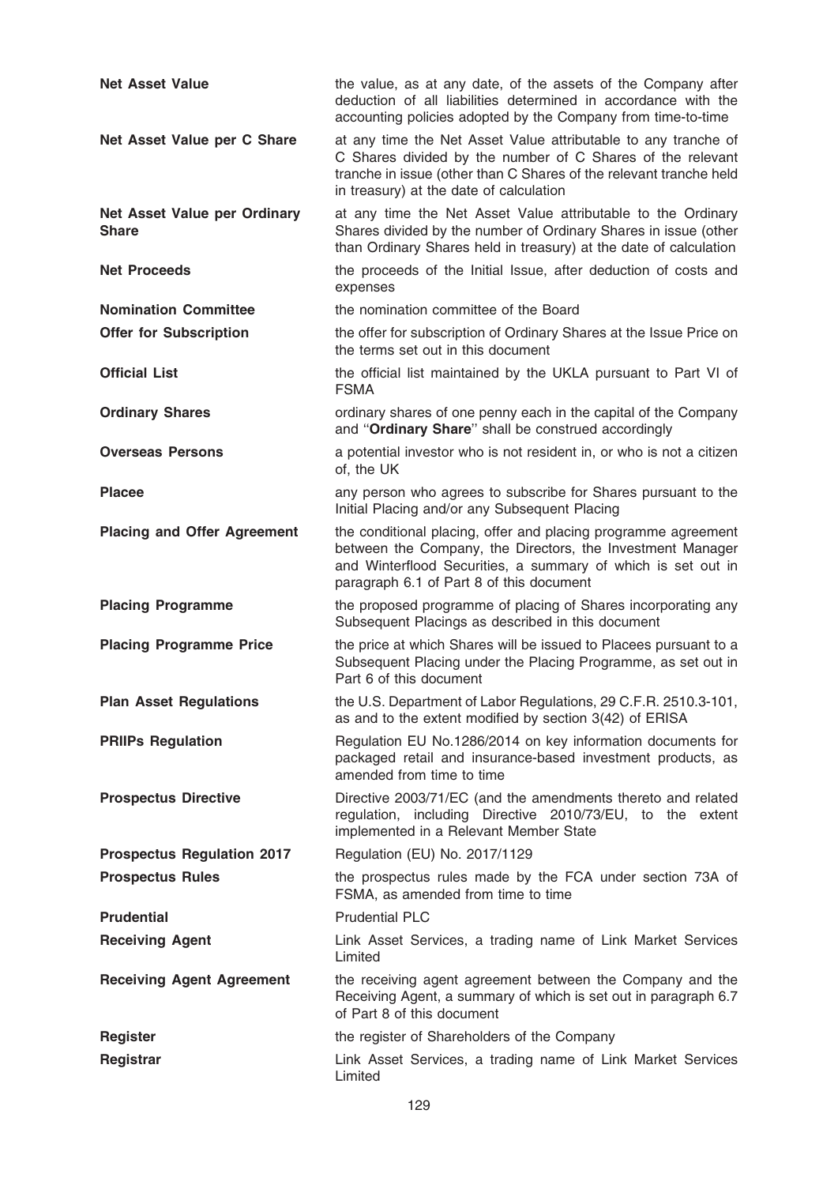| | |
|---|---|
| **Net Asset Value** | the value, as at any date, of the assets of the Company after deduction of all liabilities determined in accordance with the accounting policies adopted by the Company from time-to-time |
| **Net Asset Value per C Share** | at any time the Net Asset Value attributable to any tranche of C Shares divided by the number of C Shares of the relevant tranche in issue (other than C Shares of the relevant tranche held in treasury) at the date of calculation |
| **Net Asset Value per Ordinary Share** | at any time the Net Asset Value attributable to the Ordinary Shares divided by the number of Ordinary Shares in issue (other than Ordinary Shares held in treasury) at the date of calculation |
| **Net Proceeds** | the proceeds of the Initial Issue, after deduction of costs and expenses |
| **Nomination Committee** | the nomination committee of the Board |
| **Offer for Subscription** | the offer for subscription of Ordinary Shares at the Issue Price on the terms set out in this document |
| **Official List** | the official list maintained by the UKLA pursuant to Part VI of FSMA |
| **Ordinary Shares** | ordinary shares of one penny each in the capital of the Company and "**Ordinary Share**" shall be construed accordingly |
| **Overseas Persons** | a potential investor who is not resident in, or who is not a citizen of, the UK |
| **Placee** | any person who agrees to subscribe for Shares pursuant to the Initial Placing and/or any Subsequent Placing |
| **Placing and Offer Agreement** | the conditional placing, offer and placing programme agreement between the Company, the Directors, the Investment Manager and Winterflood Securities, a summary of which is set out in paragraph 6.1 of Part 8 of this document |
| **Placing Programme** | the proposed programme of placing of Shares incorporating any Subsequent Placings as described in this document |
| **Placing Programme Price** | the price at which Shares will be issued to Placees pursuant to a Subsequent Placing under the Placing Programme, as set out in Part 6 of this document |
| **Plan Asset Regulations** | the U.S. Department of Labor Regulations, 29 C.F.R. 2510.3-101, as and to the extent modified by section 3(42) of ERISA |
| **PRIIPs Regulation** | Regulation EU No.1286/2014 on key information documents for packaged retail and insurance-based investment products, as amended from time to time |
| **Prospectus Directive** | Directive 2003/71/EC (and the amendments thereto and related regulation, including Directive 2010/73/EU, to the extent implemented in a Relevant Member State |
| **Prospectus Regulation 2017** | Regulation (EU) No. 2017/1129 |
| **Prospectus Rules** | the prospectus rules made by the FCA under section 73A of FSMA, as amended from time to time |
| **Prudential** | Prudential PLC |
| **Receiving Agent** | Link Asset Services, a trading name of Link Market Services Limited |
| **Receiving Agent Agreement** | the receiving agent agreement between the Company and the Receiving Agent, a summary of which is set out in paragraph 6.7 of Part 8 of this document |
| **Register** | the register of Shareholders of the Company |
| **Registrar** | Link Asset Services, a trading name of Link Market Services Limited |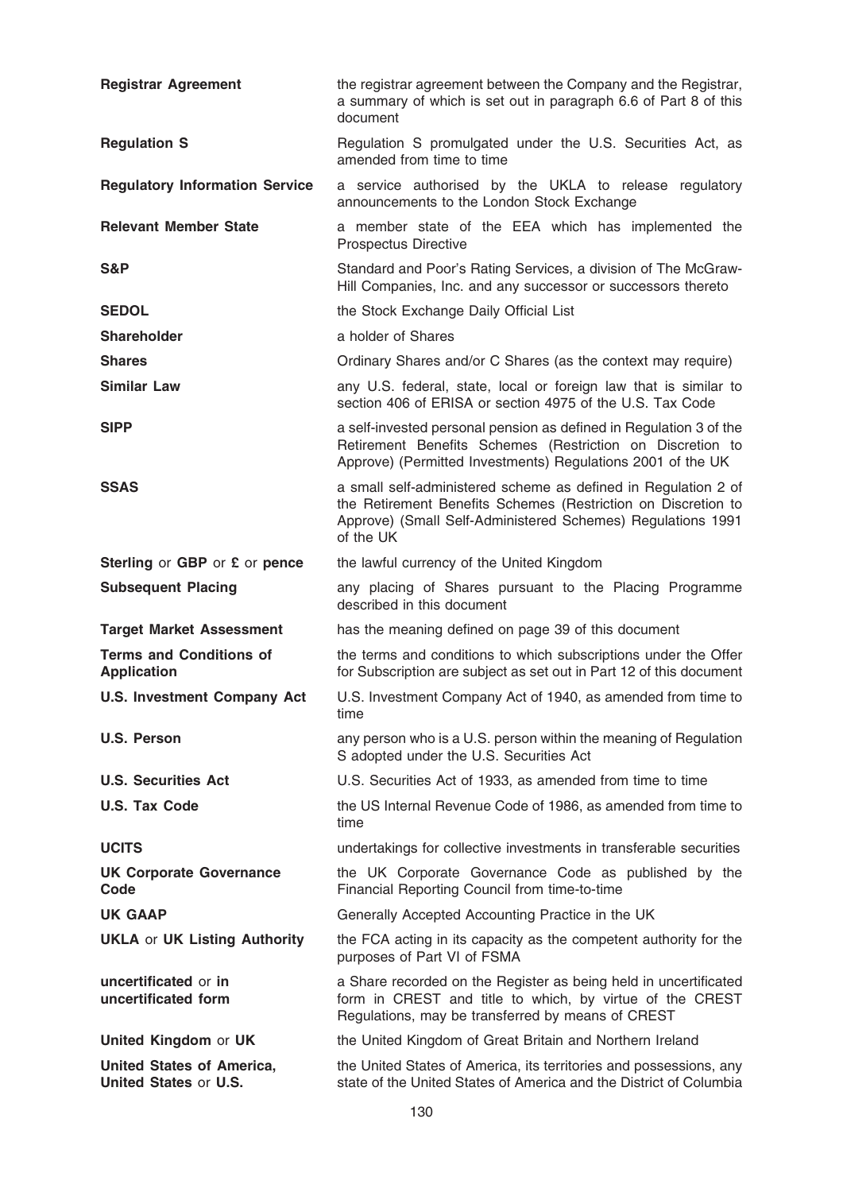| | |
|---|---|
| **Registrar Agreement** | the registrar agreement between the Company and the Registrar, a summary of which is set out in paragraph 6.6 of Part 8 of this document |
| **Regulation S** | Regulation S promulgated under the U.S. Securities Act, as amended from time to time |
| **Regulatory Information Service** | a service authorised by the UKLA to release regulatory announcements to the London Stock Exchange |
| **Relevant Member State** | a member state of the EEA which has implemented the Prospectus Directive |
| **S&P** | Standard and Poor's Rating Services, a division of The McGraw-Hill Companies, Inc. and any successor or successors thereto |
| **SEDOL** | the Stock Exchange Daily Official List |
| **Shareholder** | a holder of Shares |
| **Shares** | Ordinary Shares and/or C Shares (as the context may require) |
| **Similar Law** | any U.S. federal, state, local or foreign law that is similar to section 406 of ERISA or section 4975 of the U.S. Tax Code |
| **SIPP** | a self-invested personal pension as defined in Regulation 3 of the Retirement Benefits Schemes (Restriction on Discretion to Approve) (Permitted Investments) Regulations 2001 of the UK |
| **SSAS** | a small self-administered scheme as defined in Regulation 2 of the Retirement Benefits Schemes (Restriction on Discretion to Approve) (Small Self-Administered Schemes) Regulations 1991 of the UK |
| **Sterling** or **GBP** or **£** or **pence** | the lawful currency of the United Kingdom |
| **Subsequent Placing** | any placing of Shares pursuant to the Placing Programme described in this document |
| **Target Market Assessment** | has the meaning defined on page 39 of this document |
| **Terms and Conditions of Application** | the terms and conditions to which subscriptions under the Offer for Subscription are subject as set out in Part 12 of this document |
| **U.S. Investment Company Act** | U.S. Investment Company Act of 1940, as amended from time to time |
| **U.S. Person** | any person who is a U.S. person within the meaning of Regulation S adopted under the U.S. Securities Act |
| **U.S. Securities Act** | U.S. Securities Act of 1933, as amended from time to time |
| **U.S. Tax Code** | the US Internal Revenue Code of 1986, as amended from time to time |
| **UCITS** | undertakings for collective investments in transferable securities |
| **UK Corporate Governance Code** | the UK Corporate Governance Code as published by the Financial Reporting Council from time-to-time |
| **UK GAAP** | Generally Accepted Accounting Practice in the UK |
| **UKLA** or **UK Listing Authority** | the FCA acting in its capacity as the competent authority for the purposes of Part VI of FSMA |
| **uncertificated** or **in uncertificated form** | a Share recorded on the Register as being held in uncertificated form in CREST and title to which, by virtue of the CREST Regulations, may be transferred by means of CREST |
| **United Kingdom** or **UK** | the United Kingdom of Great Britain and Northern Ireland |
| **United States of America, United States** or **U.S.** | the United States of America, its territories and possessions, any state of the United States of America and the District of Columbia |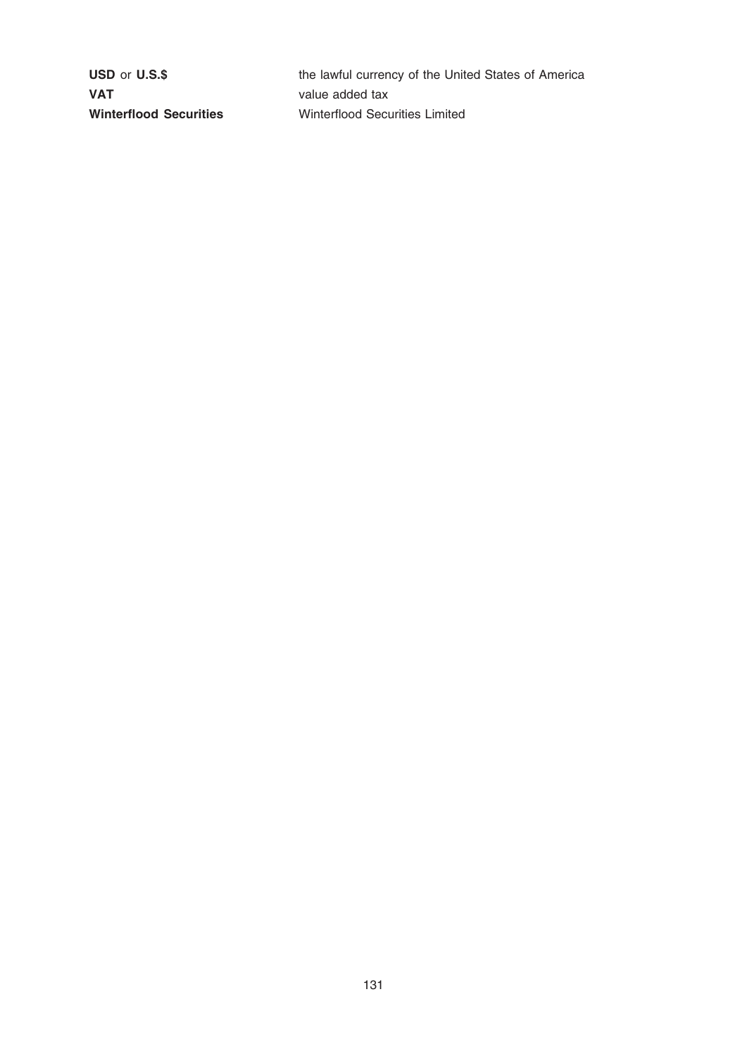| | |
|---|---|
| **USD** or **U.S.$** | the lawful currency of the United States of America |
| **VAT** | value added tax |
| **Winterflood Securities** | Winterflood Securities Limited |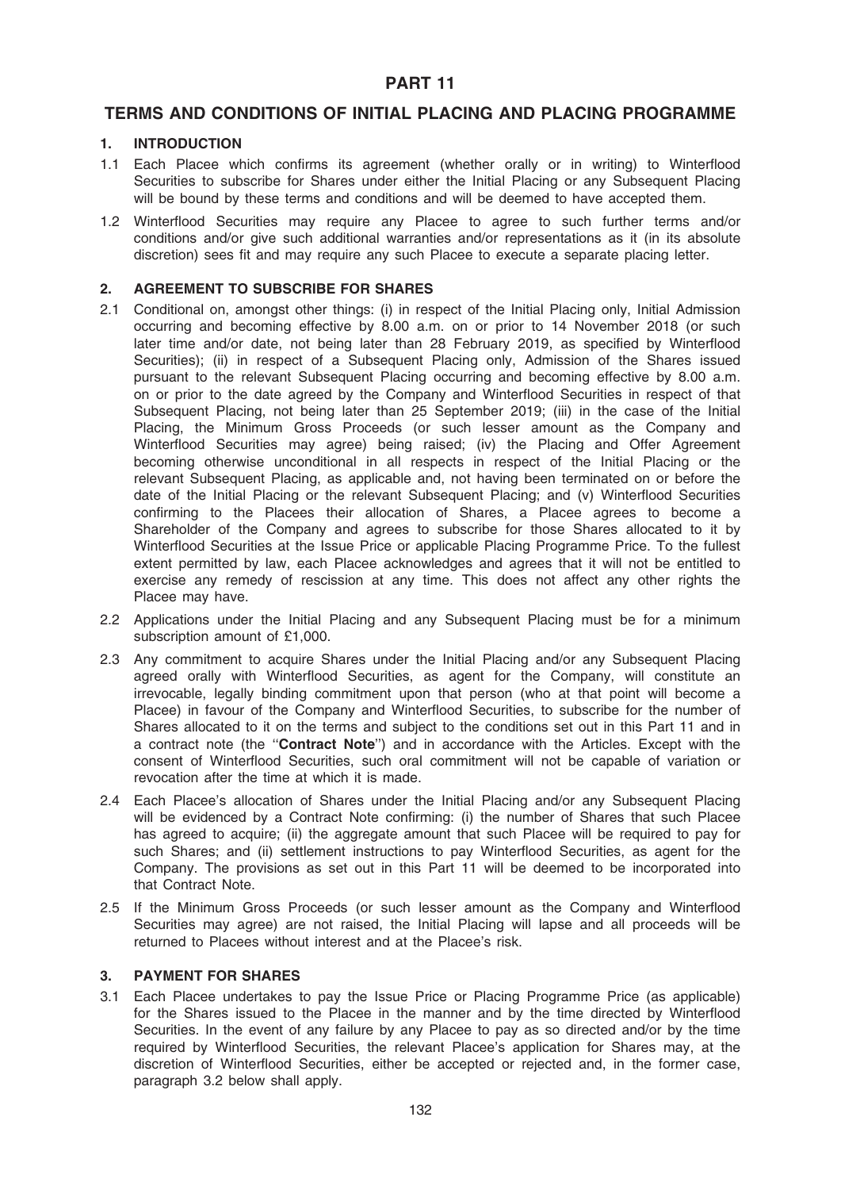# PART 11

## TERMS AND CONDITIONS OF INITIAL PLACING AND PLACING PROGRAMME

### 1. INTRODUCTION

1.1 Each Placee which confirms its agreement (whether orally or in writing) to Winterflood Securities to subscribe for Shares under either the Initial Placing or any Subsequent Placing will be bound by these terms and conditions and will be deemed to have accepted them.

1.2 Winterflood Securities may require any Placee to agree to such further terms and/or conditions and/or give such additional warranties and/or representations as it (in its absolute discretion) sees fit and may require any such Placee to execute a separate placing letter.

### 2. AGREEMENT TO SUBSCRIBE FOR SHARES

2.1 Conditional on, amongst other things: (i) in respect of the Initial Placing only, Initial Admission occurring and becoming effective by 8.00 a.m. on or prior to 14 November 2018 (or such later time and/or date, not being later than 28 February 2019, as specified by Winterflood Securities); (ii) in respect of a Subsequent Placing only, Admission of the Shares issued pursuant to the relevant Subsequent Placing occurring and becoming effective by 8.00 a.m. on or prior to the date agreed by the Company and Winterflood Securities in respect of that Subsequent Placing, not being later than 25 September 2019; (iii) in the case of the Initial Placing, the Minimum Gross Proceeds (or such lesser amount as the Company and Winterflood Securities may agree) being raised; (iv) the Placing and Offer Agreement becoming otherwise unconditional in all respects in respect of the Initial Placing or the relevant Subsequent Placing, as applicable and, not having been terminated on or before the date of the Initial Placing or the relevant Subsequent Placing; and (v) Winterflood Securities confirming to the Placees their allocation of Shares, a Placee agrees to become a Shareholder of the Company and agrees to subscribe for those Shares allocated to it by Winterflood Securities at the Issue Price or applicable Placing Programme Price. To the fullest extent permitted by law, each Placee acknowledges and agrees that it will not be entitled to exercise any remedy of rescission at any time. This does not affect any other rights the Placee may have.

2.2 Applications under the Initial Placing and any Subsequent Placing must be for a minimum subscription amount of £1,000.

2.3 Any commitment to acquire Shares under the Initial Placing and/or any Subsequent Placing agreed orally with Winterflood Securities, as agent for the Company, will constitute an irrevocable, legally binding commitment upon that person (who at that point will become a Placee) in favour of the Company and Winterflood Securities, to subscribe for the number of Shares allocated to it on the terms and subject to the conditions set out in this Part 11 and in a contract note (the "**Contract Note**") and in accordance with the Articles. Except with the consent of Winterflood Securities, such oral commitment will not be capable of variation or revocation after the time at which it is made.

2.4 Each Placee's allocation of Shares under the Initial Placing and/or any Subsequent Placing will be evidenced by a Contract Note confirming: (i) the number of Shares that such Placee has agreed to acquire; (ii) the aggregate amount that such Placee will be required to pay for such Shares; and (ii) settlement instructions to pay Winterflood Securities, as agent for the Company. The provisions as set out in this Part 11 will be deemed to be incorporated into that Contract Note.

2.5 If the Minimum Gross Proceeds (or such lesser amount as the Company and Winterflood Securities may agree) are not raised, the Initial Placing will lapse and all proceeds will be returned to Placees without interest and at the Placee's risk.

### 3. PAYMENT FOR SHARES

3.1 Each Placee undertakes to pay the Issue Price or Placing Programme Price (as applicable) for the Shares issued to the Placee in the manner and by the time directed by Winterflood Securities. In the event of any failure by any Placee to pay as so directed and/or by the time required by Winterflood Securities, the relevant Placee's application for Shares may, at the discretion of Winterflood Securities, either be accepted or rejected and, in the former case, paragraph 3.2 below shall apply.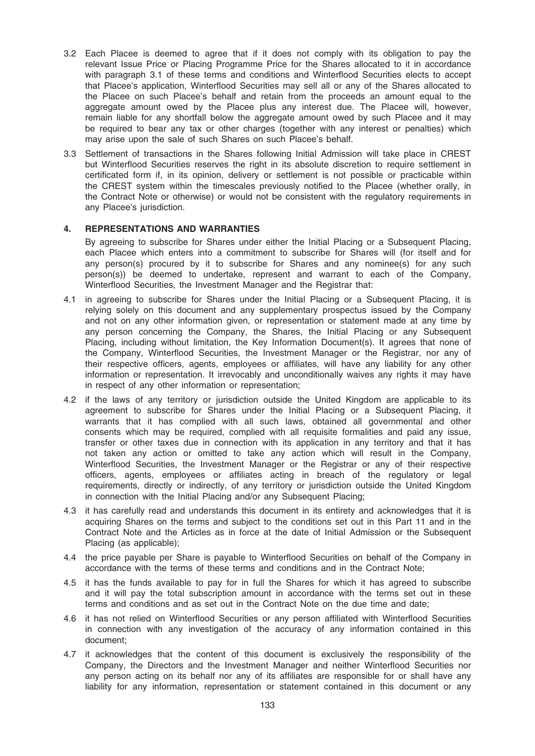3.2 Each Placee is deemed to agree that if it does not comply with its obligation to pay the relevant Issue Price or Placing Programme Price for the Shares allocated to it in accordance with paragraph 3.1 of these terms and conditions and Winterflood Securities elects to accept that Placee's application, Winterflood Securities may sell all or any of the Shares allocated to the Placee on such Placee's behalf and retain from the proceeds an amount equal to the aggregate amount owed by the Placee plus any interest due. The Placee will, however, remain liable for any shortfall below the aggregate amount owed by such Placee and it may be required to bear any tax or other charges (together with any interest or penalties) which may arise upon the sale of such Shares on such Placee's behalf.

3.3 Settlement of transactions in the Shares following Initial Admission will take place in CREST but Winterflood Securities reserves the right in its absolute discretion to require settlement in certificated form if, in its opinion, delivery or settlement is not possible or practicable within the CREST system within the timescales previously notified to the Placee (whether orally, in the Contract Note or otherwise) or would not be consistent with the regulatory requirements in any Placee's jurisdiction.

## 4. REPRESENTATIONS AND WARRANTIES

By agreeing to subscribe for Shares under either the Initial Placing or a Subsequent Placing, each Placee which enters into a commitment to subscribe for Shares will (for itself and for any person(s) procured by it to subscribe for Shares and any nominee(s) for any such person(s)) be deemed to undertake, represent and warrant to each of the Company, Winterflood Securities, the Investment Manager and the Registrar that:

4.1 in agreeing to subscribe for Shares under the Initial Placing or a Subsequent Placing, it is relying solely on this document and any supplementary prospectus issued by the Company and not on any other information given, or representation or statement made at any time by any person concerning the Company, the Shares, the Initial Placing or any Subsequent Placing, including without limitation, the Key Information Document(s). It agrees that none of the Company, Winterflood Securities, the Investment Manager or the Registrar, nor any of their respective officers, agents, employees or affiliates, will have any liability for any other information or representation. It irrevocably and unconditionally waives any rights it may have in respect of any other information or representation;

4.2 if the laws of any territory or jurisdiction outside the United Kingdom are applicable to its agreement to subscribe for Shares under the Initial Placing or a Subsequent Placing, it warrants that it has complied with all such laws, obtained all governmental and other consents which may be required, complied with all requisite formalities and paid any issue, transfer or other taxes due in connection with its application in any territory and that it has not taken any action or omitted to take any action which will result in the Company, Winterflood Securities, the Investment Manager or the Registrar or any of their respective officers, agents, employees or affiliates acting in breach of the regulatory or legal requirements, directly or indirectly, of any territory or jurisdiction outside the United Kingdom in connection with the Initial Placing and/or any Subsequent Placing;

4.3 it has carefully read and understands this document in its entirety and acknowledges that it is acquiring Shares on the terms and subject to the conditions set out in this Part 11 and in the Contract Note and the Articles as in force at the date of Initial Admission or the Subsequent Placing (as applicable);

4.4 the price payable per Share is payable to Winterflood Securities on behalf of the Company in accordance with the terms of these terms and conditions and in the Contract Note;

4.5 it has the funds available to pay for in full the Shares for which it has agreed to subscribe and it will pay the total subscription amount in accordance with the terms set out in these terms and conditions and as set out in the Contract Note on the due time and date;

4.6 it has not relied on Winterflood Securities or any person affiliated with Winterflood Securities in connection with any investigation of the accuracy of any information contained in this document;

4.7 it acknowledges that the content of this document is exclusively the responsibility of the Company, the Directors and the Investment Manager and neither Winterflood Securities nor any person acting on its behalf nor any of its affiliates are responsible for or shall have any liability for any information, representation or statement contained in this document or any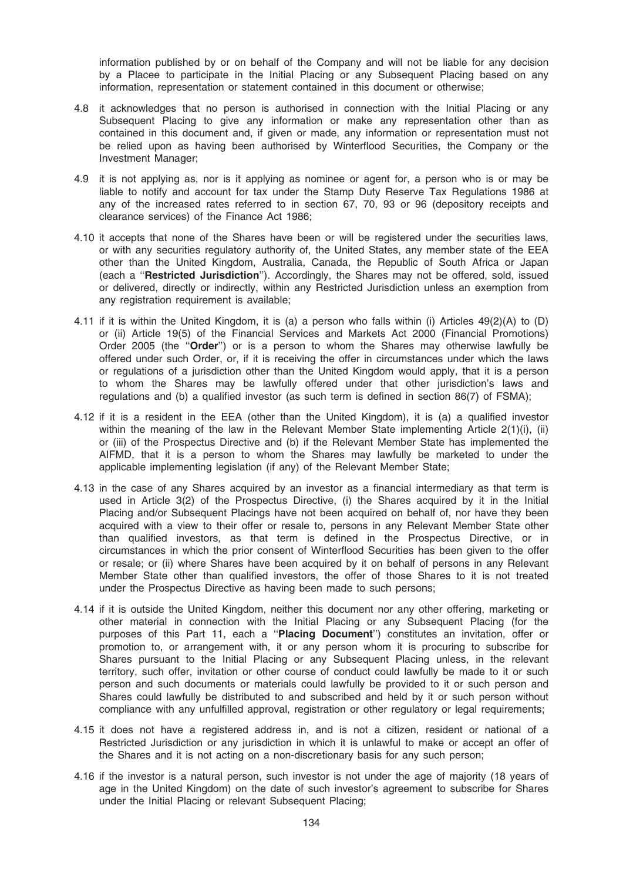information published by or on behalf of the Company and will not be liable for any decision by a Placee to participate in the Initial Placing or any Subsequent Placing based on any information, representation or statement contained in this document or otherwise;

4.8 it acknowledges that no person is authorised in connection with the Initial Placing or any Subsequent Placing to give any information or make any representation other than as contained in this document and, if given or made, any information or representation must not be relied upon as having been authorised by Winterflood Securities, the Company or the Investment Manager;

4.9 it is not applying as, nor is it applying as nominee or agent for, a person who is or may be liable to notify and account for tax under the Stamp Duty Reserve Tax Regulations 1986 at any of the increased rates referred to in section 67, 70, 93 or 96 (depository receipts and clearance services) of the Finance Act 1986;

4.10 it accepts that none of the Shares have been or will be registered under the securities laws, or with any securities regulatory authority of, the United States, any member state of the EEA other than the United Kingdom, Australia, Canada, the Republic of South Africa or Japan (each a ''**Restricted Jurisdiction**''). Accordingly, the Shares may not be offered, sold, issued or delivered, directly or indirectly, within any Restricted Jurisdiction unless an exemption from any registration requirement is available;

4.11 if it is within the United Kingdom, it is (a) a person who falls within (i) Articles 49(2)(A) to (D) or (ii) Article 19(5) of the Financial Services and Markets Act 2000 (Financial Promotions) Order 2005 (the ''**Order**'') or is a person to whom the Shares may otherwise lawfully be offered under such Order, or, if it is receiving the offer in circumstances under which the laws or regulations of a jurisdiction other than the United Kingdom would apply, that it is a person to whom the Shares may be lawfully offered under that other jurisdiction's laws and regulations and (b) a qualified investor (as such term is defined in section 86(7) of FSMA);

4.12 if it is a resident in the EEA (other than the United Kingdom), it is (a) a qualified investor within the meaning of the law in the Relevant Member State implementing Article 2(1)(i), (ii) or (iii) of the Prospectus Directive and (b) if the Relevant Member State has implemented the AIFMD, that it is a person to whom the Shares may lawfully be marketed to under the applicable implementing legislation (if any) of the Relevant Member State;

4.13 in the case of any Shares acquired by an investor as a financial intermediary as that term is used in Article 3(2) of the Prospectus Directive, (i) the Shares acquired by it in the Initial Placing and/or Subsequent Placings have not been acquired on behalf of, nor have they been acquired with a view to their offer or resale to, persons in any Relevant Member State other than qualified investors, as that term is defined in the Prospectus Directive, or in circumstances in which the prior consent of Winterflood Securities has been given to the offer or resale; or (ii) where Shares have been acquired by it on behalf of persons in any Relevant Member State other than qualified investors, the offer of those Shares to it is not treated under the Prospectus Directive as having been made to such persons;

4.14 if it is outside the United Kingdom, neither this document nor any other offering, marketing or other material in connection with the Initial Placing or any Subsequent Placing (for the purposes of this Part 11, each a ''**Placing Document**'') constitutes an invitation, offer or promotion to, or arrangement with, it or any person whom it is procuring to subscribe for Shares pursuant to the Initial Placing or any Subsequent Placing unless, in the relevant territory, such offer, invitation or other course of conduct could lawfully be made to it or such person and such documents or materials could lawfully be provided to it or such person and Shares could lawfully be distributed to and subscribed and held by it or such person without compliance with any unfulfilled approval, registration or other regulatory or legal requirements;

4.15 it does not have a registered address in, and is not a citizen, resident or national of a Restricted Jurisdiction or any jurisdiction in which it is unlawful to make or accept an offer of the Shares and it is not acting on a non-discretionary basis for any such person;

4.16 if the investor is a natural person, such investor is not under the age of majority (18 years of age in the United Kingdom) on the date of such investor's agreement to subscribe for Shares under the Initial Placing or relevant Subsequent Placing;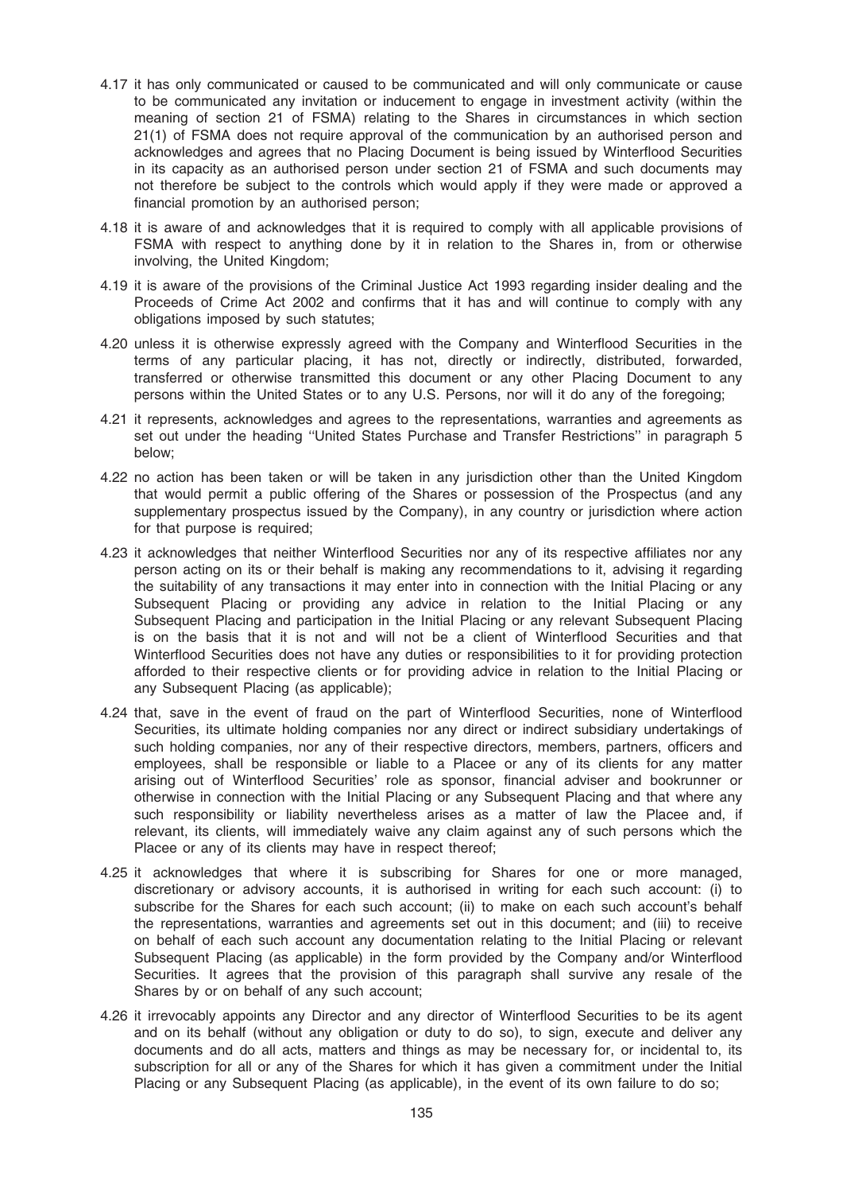4.17 it has only communicated or caused to be communicated and will only communicate or cause to be communicated any invitation or inducement to engage in investment activity (within the meaning of section 21 of FSMA) relating to the Shares in circumstances in which section 21(1) of FSMA does not require approval of the communication by an authorised person and acknowledges and agrees that no Placing Document is being issued by Winterflood Securities in its capacity as an authorised person under section 21 of FSMA and such documents may not therefore be subject to the controls which would apply if they were made or approved a financial promotion by an authorised person;

4.18 it is aware of and acknowledges that it is required to comply with all applicable provisions of FSMA with respect to anything done by it in relation to the Shares in, from or otherwise involving, the United Kingdom;

4.19 it is aware of the provisions of the Criminal Justice Act 1993 regarding insider dealing and the Proceeds of Crime Act 2002 and confirms that it has and will continue to comply with any obligations imposed by such statutes;

4.20 unless it is otherwise expressly agreed with the Company and Winterflood Securities in the terms of any particular placing, it has not, directly or indirectly, distributed, forwarded, transferred or otherwise transmitted this document or any other Placing Document to any persons within the United States or to any U.S. Persons, nor will it do any of the foregoing;

4.21 it represents, acknowledges and agrees to the representations, warranties and agreements as set out under the heading ''United States Purchase and Transfer Restrictions'' in paragraph 5 below;

4.22 no action has been taken or will be taken in any jurisdiction other than the United Kingdom that would permit a public offering of the Shares or possession of the Prospectus (and any supplementary prospectus issued by the Company), in any country or jurisdiction where action for that purpose is required;

4.23 it acknowledges that neither Winterflood Securities nor any of its respective affiliates nor any person acting on its or their behalf is making any recommendations to it, advising it regarding the suitability of any transactions it may enter into in connection with the Initial Placing or any Subsequent Placing or providing any advice in relation to the Initial Placing or any Subsequent Placing and participation in the Initial Placing or any relevant Subsequent Placing is on the basis that it is not and will not be a client of Winterflood Securities and that Winterflood Securities does not have any duties or responsibilities to it for providing protection afforded to their respective clients or for providing advice in relation to the Initial Placing or any Subsequent Placing (as applicable);

4.24 that, save in the event of fraud on the part of Winterflood Securities, none of Winterflood Securities, its ultimate holding companies nor any direct or indirect subsidiary undertakings of such holding companies, nor any of their respective directors, members, partners, officers and employees, shall be responsible or liable to a Placee or any of its clients for any matter arising out of Winterflood Securities' role as sponsor, financial adviser and bookrunner or otherwise in connection with the Initial Placing or any Subsequent Placing and that where any such responsibility or liability nevertheless arises as a matter of law the Placee and, if relevant, its clients, will immediately waive any claim against any of such persons which the Placee or any of its clients may have in respect thereof;

4.25 it acknowledges that where it is subscribing for Shares for one or more managed, discretionary or advisory accounts, it is authorised in writing for each such account: (i) to subscribe for the Shares for each such account; (ii) to make on each such account's behalf the representations, warranties and agreements set out in this document; and (iii) to receive on behalf of each such account any documentation relating to the Initial Placing or relevant Subsequent Placing (as applicable) in the form provided by the Company and/or Winterflood Securities. It agrees that the provision of this paragraph shall survive any resale of the Shares by or on behalf of any such account;

4.26 it irrevocably appoints any Director and any director of Winterflood Securities to be its agent and on its behalf (without any obligation or duty to do so), to sign, execute and deliver any documents and do all acts, matters and things as may be necessary for, or incidental to, its subscription for all or any of the Shares for which it has given a commitment under the Initial Placing or any Subsequent Placing (as applicable), in the event of its own failure to do so;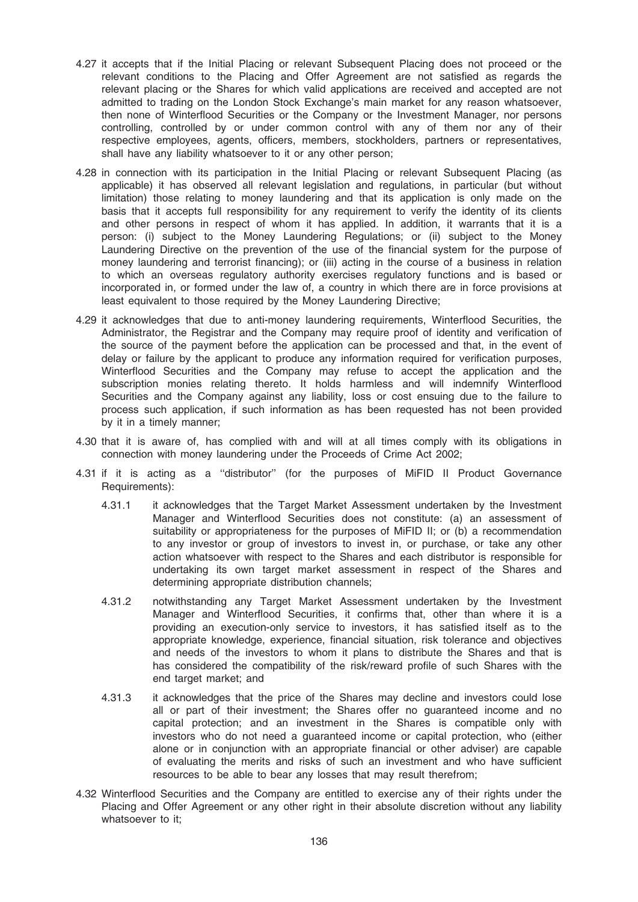4.27 it accepts that if the Initial Placing or relevant Subsequent Placing does not proceed or the relevant conditions to the Placing and Offer Agreement are not satisfied as regards the relevant placing or the Shares for which valid applications are received and accepted are not admitted to trading on the London Stock Exchange's main market for any reason whatsoever, then none of Winterflood Securities or the Company or the Investment Manager, nor persons controlling, controlled by or under common control with any of them nor any of their respective employees, agents, officers, members, stockholders, partners or representatives, shall have any liability whatsoever to it or any other person;

4.28 in connection with its participation in the Initial Placing or relevant Subsequent Placing (as applicable) it has observed all relevant legislation and regulations, in particular (but without limitation) those relating to money laundering and that its application is only made on the basis that it accepts full responsibility for any requirement to verify the identity of its clients and other persons in respect of whom it has applied. In addition, it warrants that it is a person: (i) subject to the Money Laundering Regulations; or (ii) subject to the Money Laundering Directive on the prevention of the use of the financial system for the purpose of money laundering and terrorist financing); or (iii) acting in the course of a business in relation to which an overseas regulatory authority exercises regulatory functions and is based or incorporated in, or formed under the law of, a country in which there are in force provisions at least equivalent to those required by the Money Laundering Directive;

4.29 it acknowledges that due to anti-money laundering requirements, Winterflood Securities, the Administrator, the Registrar and the Company may require proof of identity and verification of the source of the payment before the application can be processed and that, in the event of delay or failure by the applicant to produce any information required for verification purposes, Winterflood Securities and the Company may refuse to accept the application and the subscription monies relating thereto. It holds harmless and will indemnify Winterflood Securities and the Company against any liability, loss or cost ensuing due to the failure to process such application, if such information as has been requested has not been provided by it in a timely manner;

4.30 that it is aware of, has complied with and will at all times comply with its obligations in connection with money laundering under the Proceeds of Crime Act 2002;

4.31 if it is acting as a ''distributor'' (for the purposes of MiFID II Product Governance Requirements):

4.31.1 it acknowledges that the Target Market Assessment undertaken by the Investment Manager and Winterflood Securities does not constitute: (a) an assessment of suitability or appropriateness for the purposes of MiFID II; or (b) a recommendation to any investor or group of investors to invest in, or purchase, or take any other action whatsoever with respect to the Shares and each distributor is responsible for undertaking its own target market assessment in respect of the Shares and determining appropriate distribution channels;

4.31.2 notwithstanding any Target Market Assessment undertaken by the Investment Manager and Winterflood Securities, it confirms that, other than where it is a providing an execution-only service to investors, it has satisfied itself as to the appropriate knowledge, experience, financial situation, risk tolerance and objectives and needs of the investors to whom it plans to distribute the Shares and that is has considered the compatibility of the risk/reward profile of such Shares with the end target market; and

4.31.3 it acknowledges that the price of the Shares may decline and investors could lose all or part of their investment; the Shares offer no guaranteed income and no capital protection; and an investment in the Shares is compatible only with investors who do not need a guaranteed income or capital protection, who (either alone or in conjunction with an appropriate financial or other adviser) are capable of evaluating the merits and risks of such an investment and who have sufficient resources to be able to bear any losses that may result therefrom;

4.32 Winterflood Securities and the Company are entitled to exercise any of their rights under the Placing and Offer Agreement or any other right in their absolute discretion without any liability whatsoever to it;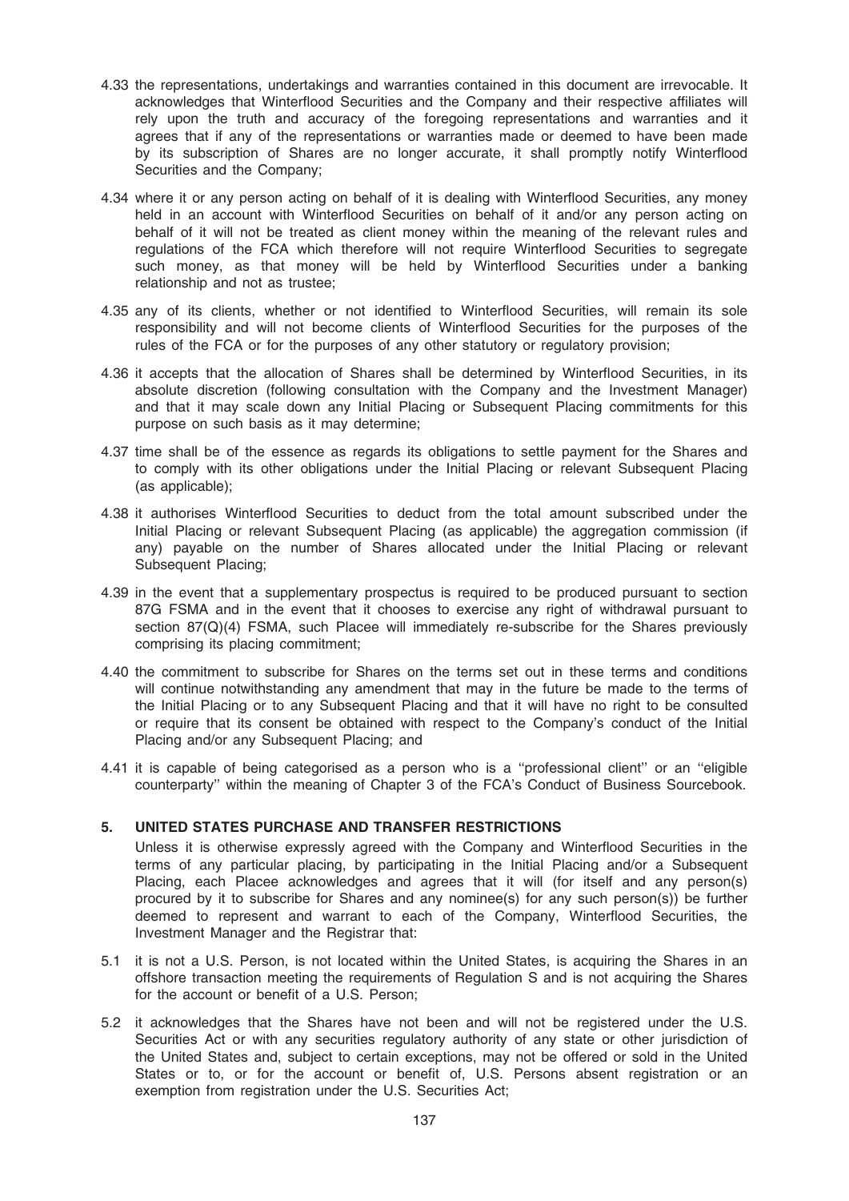4.33 the representations, undertakings and warranties contained in this document are irrevocable. It acknowledges that Winterflood Securities and the Company and their respective affiliates will rely upon the truth and accuracy of the foregoing representations and warranties and it agrees that if any of the representations or warranties made or deemed to have been made by its subscription of Shares are no longer accurate, it shall promptly notify Winterflood Securities and the Company;

4.34 where it or any person acting on behalf of it is dealing with Winterflood Securities, any money held in an account with Winterflood Securities on behalf of it and/or any person acting on behalf of it will not be treated as client money within the meaning of the relevant rules and regulations of the FCA which therefore will not require Winterflood Securities to segregate such money, as that money will be held by Winterflood Securities under a banking relationship and not as trustee;

4.35 any of its clients, whether or not identified to Winterflood Securities, will remain its sole responsibility and will not become clients of Winterflood Securities for the purposes of the rules of the FCA or for the purposes of any other statutory or regulatory provision;

4.36 it accepts that the allocation of Shares shall be determined by Winterflood Securities, in its absolute discretion (following consultation with the Company and the Investment Manager) and that it may scale down any Initial Placing or Subsequent Placing commitments for this purpose on such basis as it may determine;

4.37 time shall be of the essence as regards its obligations to settle payment for the Shares and to comply with its other obligations under the Initial Placing or relevant Subsequent Placing (as applicable);

4.38 it authorises Winterflood Securities to deduct from the total amount subscribed under the Initial Placing or relevant Subsequent Placing (as applicable) the aggregation commission (if any) payable on the number of Shares allocated under the Initial Placing or relevant Subsequent Placing;

4.39 in the event that a supplementary prospectus is required to be produced pursuant to section 87G FSMA and in the event that it chooses to exercise any right of withdrawal pursuant to section 87(Q)(4) FSMA, such Placee will immediately re-subscribe for the Shares previously comprising its placing commitment;

4.40 the commitment to subscribe for Shares on the terms set out in these terms and conditions will continue notwithstanding any amendment that may in the future be made to the terms of the Initial Placing or to any Subsequent Placing and that it will have no right to be consulted or require that its consent be obtained with respect to the Company's conduct of the Initial Placing and/or any Subsequent Placing; and

4.41 it is capable of being categorised as a person who is a ''professional client'' or an ''eligible counterparty'' within the meaning of Chapter 3 of the FCA's Conduct of Business Sourcebook.

## 5. UNITED STATES PURCHASE AND TRANSFER RESTRICTIONS

Unless it is otherwise expressly agreed with the Company and Winterflood Securities in the terms of any particular placing, by participating in the Initial Placing and/or a Subsequent Placing, each Placee acknowledges and agrees that it will (for itself and any person(s) procured by it to subscribe for Shares and any nominee(s) for any such person(s)) be further deemed to represent and warrant to each of the Company, Winterflood Securities, the Investment Manager and the Registrar that:

5.1 it is not a U.S. Person, is not located within the United States, is acquiring the Shares in an offshore transaction meeting the requirements of Regulation S and is not acquiring the Shares for the account or benefit of a U.S. Person;

5.2 it acknowledges that the Shares have not been and will not be registered under the U.S. Securities Act or with any securities regulatory authority of any state or other jurisdiction of the United States and, subject to certain exceptions, may not be offered or sold in the United States or to, or for the account or benefit of, U.S. Persons absent registration or an exemption from registration under the U.S. Securities Act;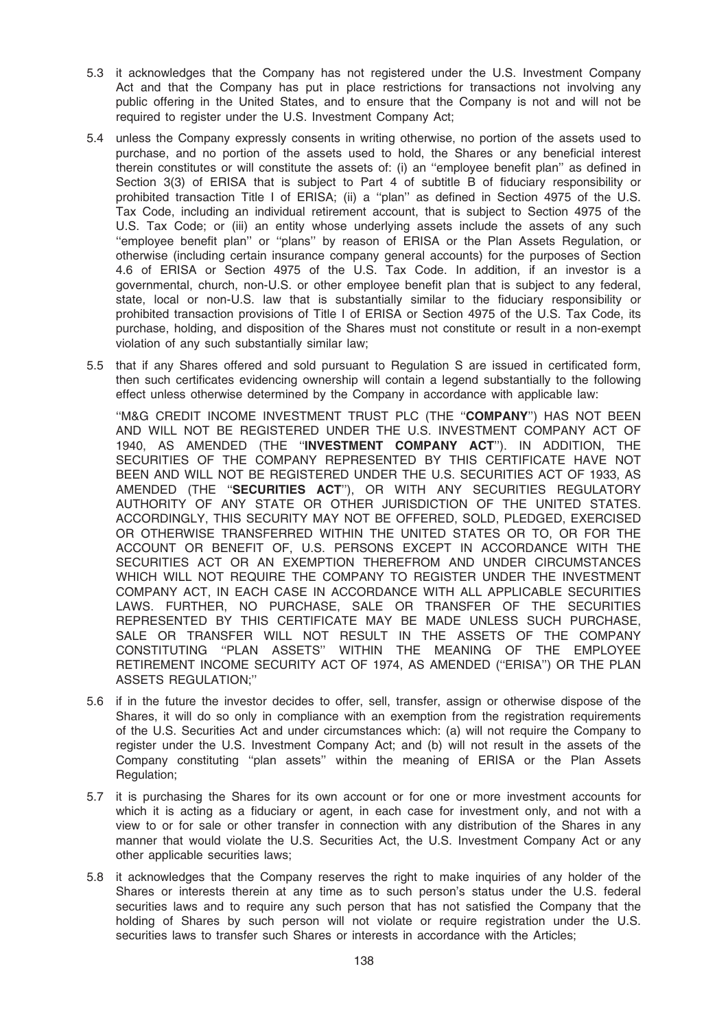5.3 it acknowledges that the Company has not registered under the U.S. Investment Company Act and that the Company has put in place restrictions for transactions not involving any public offering in the United States, and to ensure that the Company is not and will not be required to register under the U.S. Investment Company Act;

5.4 unless the Company expressly consents in writing otherwise, no portion of the assets used to purchase, and no portion of the assets used to hold, the Shares or any beneficial interest therein constitutes or will constitute the assets of: (i) an ''employee benefit plan'' as defined in Section 3(3) of ERISA that is subject to Part 4 of subtitle B of fiduciary responsibility or prohibited transaction Title I of ERISA; (ii) a ''plan'' as defined in Section 4975 of the U.S. Tax Code, including an individual retirement account, that is subject to Section 4975 of the U.S. Tax Code; or (iii) an entity whose underlying assets include the assets of any such ''employee benefit plan'' or ''plans'' by reason of ERISA or the Plan Assets Regulation, or otherwise (including certain insurance company general accounts) for the purposes of Section 4.6 of ERISA or Section 4975 of the U.S. Tax Code. In addition, if an investor is a governmental, church, non-U.S. or other employee benefit plan that is subject to any federal, state, local or non-U.S. law that is substantially similar to the fiduciary responsibility or prohibited transaction provisions of Title I of ERISA or Section 4975 of the U.S. Tax Code, its purchase, holding, and disposition of the Shares must not constitute or result in a non-exempt violation of any such substantially similar law;

5.5 that if any Shares offered and sold pursuant to Regulation S are issued in certificated form, then such certificates evidencing ownership will contain a legend substantially to the following effect unless otherwise determined by the Company in accordance with applicable law:

''M&G CREDIT INCOME INVESTMENT TRUST PLC (THE ''**COMPANY**'') HAS NOT BEEN AND WILL NOT BE REGISTERED UNDER THE U.S. INVESTMENT COMPANY ACT OF 1940, AS AMENDED (THE ''**INVESTMENT COMPANY ACT**''). IN ADDITION, THE SECURITIES OF THE COMPANY REPRESENTED BY THIS CERTIFICATE HAVE NOT BEEN AND WILL NOT BE REGISTERED UNDER THE U.S. SECURITIES ACT OF 1933, AS AMENDED (THE ''**SECURITIES ACT**''), OR WITH ANY SECURITIES REGULATORY AUTHORITY OF ANY STATE OR OTHER JURISDICTION OF THE UNITED STATES. ACCORDINGLY, THIS SECURITY MAY NOT BE OFFERED, SOLD, PLEDGED, EXERCISED OR OTHERWISE TRANSFERRED WITHIN THE UNITED STATES OR TO, OR FOR THE ACCOUNT OR BENEFIT OF, U.S. PERSONS EXCEPT IN ACCORDANCE WITH THE SECURITIES ACT OR AN EXEMPTION THEREFROM AND UNDER CIRCUMSTANCES WHICH WILL NOT REQUIRE THE COMPANY TO REGISTER UNDER THE INVESTMENT COMPANY ACT, IN EACH CASE IN ACCORDANCE WITH ALL APPLICABLE SECURITIES LAWS. FURTHER, NO PURCHASE, SALE OR TRANSFER OF THE SECURITIES REPRESENTED BY THIS CERTIFICATE MAY BE MADE UNLESS SUCH PURCHASE, SALE OR TRANSFER WILL NOT RESULT IN THE ASSETS OF THE COMPANY CONSTITUTING ''PLAN ASSETS'' WITHIN THE MEANING OF THE EMPLOYEE RETIREMENT INCOME SECURITY ACT OF 1974, AS AMENDED (''ERISA'') OR THE PLAN ASSETS REGULATION;''

5.6 if in the future the investor decides to offer, sell, transfer, assign or otherwise dispose of the Shares, it will do so only in compliance with an exemption from the registration requirements of the U.S. Securities Act and under circumstances which: (a) will not require the Company to register under the U.S. Investment Company Act; and (b) will not result in the assets of the Company constituting ''plan assets'' within the meaning of ERISA or the Plan Assets Regulation;

5.7 it is purchasing the Shares for its own account or for one or more investment accounts for which it is acting as a fiduciary or agent, in each case for investment only, and not with a view to or for sale or other transfer in connection with any distribution of the Shares in any manner that would violate the U.S. Securities Act, the U.S. Investment Company Act or any other applicable securities laws;

5.8 it acknowledges that the Company reserves the right to make inquiries of any holder of the Shares or interests therein at any time as to such person's status under the U.S. federal securities laws and to require any such person that has not satisfied the Company that the holding of Shares by such person will not violate or require registration under the U.S. securities laws to transfer such Shares or interests in accordance with the Articles;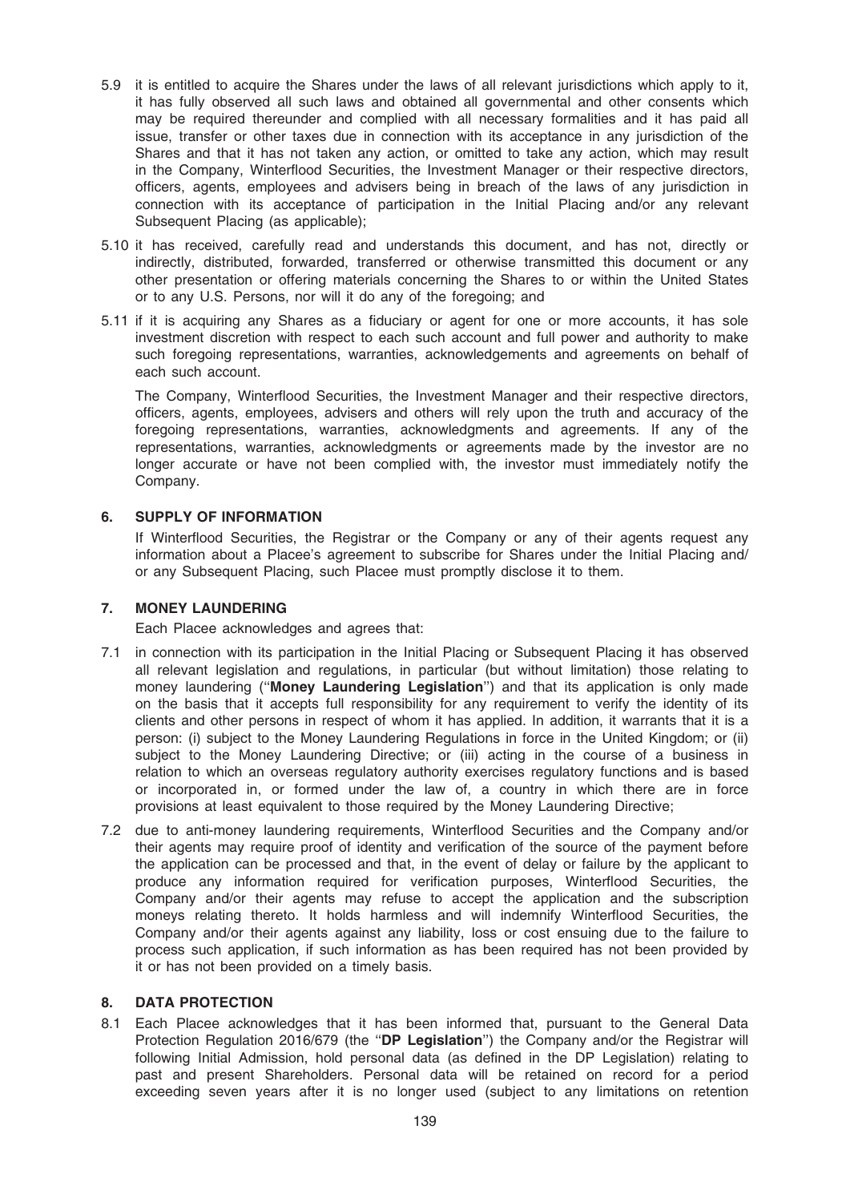5.9 it is entitled to acquire the Shares under the laws of all relevant jurisdictions which apply to it, it has fully observed all such laws and obtained all governmental and other consents which may be required thereunder and complied with all necessary formalities and it has paid all issue, transfer or other taxes due in connection with its acceptance in any jurisdiction of the Shares and that it has not taken any action, or omitted to take any action, which may result in the Company, Winterflood Securities, the Investment Manager or their respective directors, officers, agents, employees and advisers being in breach of the laws of any jurisdiction in connection with its acceptance of participation in the Initial Placing and/or any relevant Subsequent Placing (as applicable);

5.10 it has received, carefully read and understands this document, and has not, directly or indirectly, distributed, forwarded, transferred or otherwise transmitted this document or any other presentation or offering materials concerning the Shares to or within the United States or to any U.S. Persons, nor will it do any of the foregoing; and

5.11 if it is acquiring any Shares as a fiduciary or agent for one or more accounts, it has sole investment discretion with respect to each such account and full power and authority to make such foregoing representations, warranties, acknowledgements and agreements on behalf of each such account.

The Company, Winterflood Securities, the Investment Manager and their respective directors, officers, agents, employees, advisers and others will rely upon the truth and accuracy of the foregoing representations, warranties, acknowledgments and agreements. If any of the representations, warranties, acknowledgments or agreements made by the investor are no longer accurate or have not been complied with, the investor must immediately notify the Company.

## 6. SUPPLY OF INFORMATION

If Winterflood Securities, the Registrar or the Company or any of their agents request any information about a Placee's agreement to subscribe for Shares under the Initial Placing and/or any Subsequent Placing, such Placee must promptly disclose it to them.

## 7. MONEY LAUNDERING

Each Placee acknowledges and agrees that:

7.1 in connection with its participation in the Initial Placing or Subsequent Placing it has observed all relevant legislation and regulations, in particular (but without limitation) those relating to money laundering ("**Money Laundering Legislation**") and that its application is only made on the basis that it accepts full responsibility for any requirement to verify the identity of its clients and other persons in respect of whom it has applied. In addition, it warrants that it is a person: (i) subject to the Money Laundering Regulations in force in the United Kingdom; or (ii) subject to the Money Laundering Directive; or (iii) acting in the course of a business in relation to which an overseas regulatory authority exercises regulatory functions and is based or incorporated in, or formed under the law of, a country in which there are in force provisions at least equivalent to those required by the Money Laundering Directive;

7.2 due to anti-money laundering requirements, Winterflood Securities and the Company and/or their agents may require proof of identity and verification of the source of the payment before the application can be processed and that, in the event of delay or failure by the applicant to produce any information required for verification purposes, Winterflood Securities, the Company and/or their agents may refuse to accept the application and the subscription moneys relating thereto. It holds harmless and will indemnify Winterflood Securities, the Company and/or their agents against any liability, loss or cost ensuing due to the failure to process such application, if such information as has been required has not been provided by it or has not been provided on a timely basis.

## 8. DATA PROTECTION

8.1 Each Placee acknowledges that it has been informed that, pursuant to the General Data Protection Regulation 2016/679 (the "**DP Legislation**") the Company and/or the Registrar will following Initial Admission, hold personal data (as defined in the DP Legislation) relating to past and present Shareholders. Personal data will be retained on record for a period exceeding seven years after it is no longer used (subject to any limitations on retention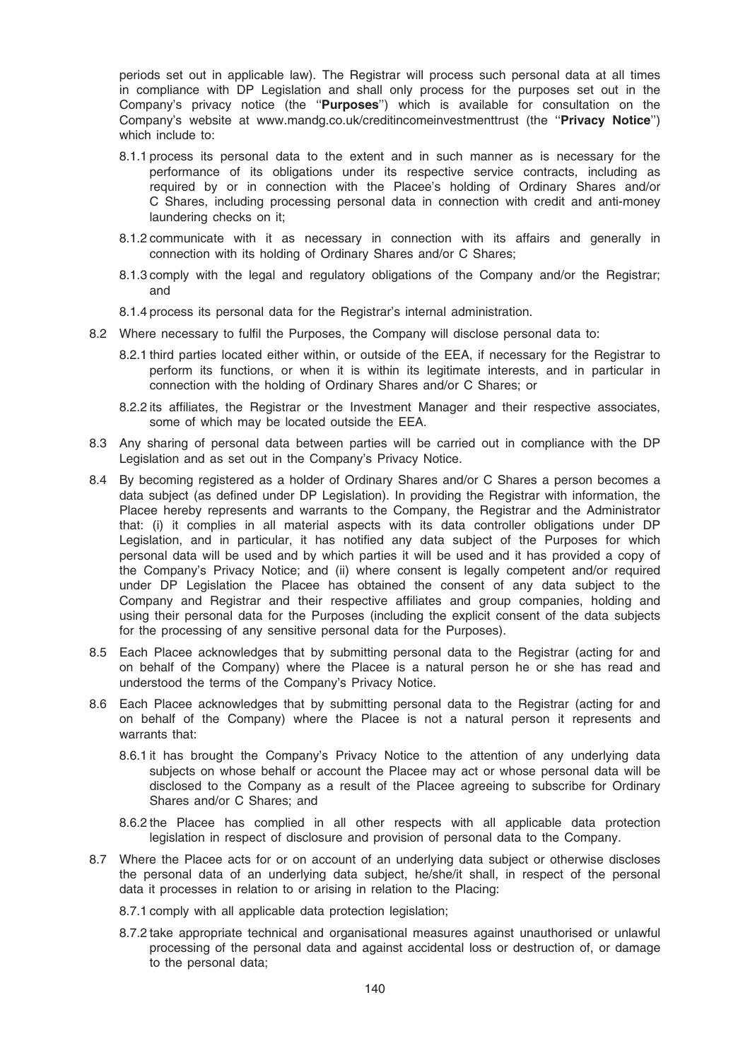periods set out in applicable law). The Registrar will process such personal data at all times in compliance with DP Legislation and shall only process for the purposes set out in the Company's privacy notice (the "**Purposes**") which is available for consultation on the Company's website at www.mandg.co.uk/creditincomeinvestmenttrust (the "**Privacy Notice**") which include to:

8.1.1 process its personal data to the extent and in such manner as is necessary for the performance of its obligations under its respective service contracts, including as required by or in connection with the Placee's holding of Ordinary Shares and/or C Shares, including processing personal data in connection with credit and anti-money laundering checks on it;

8.1.2 communicate with it as necessary in connection with its affairs and generally in connection with its holding of Ordinary Shares and/or C Shares;

8.1.3 comply with the legal and regulatory obligations of the Company and/or the Registrar; and

8.1.4 process its personal data for the Registrar's internal administration.

8.2 Where necessary to fulfil the Purposes, the Company will disclose personal data to:

8.2.1 third parties located either within, or outside of the EEA, if necessary for the Registrar to perform its functions, or when it is within its legitimate interests, and in particular in connection with the holding of Ordinary Shares and/or C Shares; or

8.2.2 its affiliates, the Registrar or the Investment Manager and their respective associates, some of which may be located outside the EEA.

8.3 Any sharing of personal data between parties will be carried out in compliance with the DP Legislation and as set out in the Company's Privacy Notice.

8.4 By becoming registered as a holder of Ordinary Shares and/or C Shares a person becomes a data subject (as defined under DP Legislation). In providing the Registrar with information, the Placee hereby represents and warrants to the Company, the Registrar and the Administrator that: (i) it complies in all material aspects with its data controller obligations under DP Legislation, and in particular, it has notified any data subject of the Purposes for which personal data will be used and by which parties it will be used and it has provided a copy of the Company's Privacy Notice; and (ii) where consent is legally competent and/or required under DP Legislation the Placee has obtained the consent of any data subject to the Company and Registrar and their respective affiliates and group companies, holding and using their personal data for the Purposes (including the explicit consent of the data subjects for the processing of any sensitive personal data for the Purposes).

8.5 Each Placee acknowledges that by submitting personal data to the Registrar (acting for and on behalf of the Company) where the Placee is a natural person he or she has read and understood the terms of the Company's Privacy Notice.

8.6 Each Placee acknowledges that by submitting personal data to the Registrar (acting for and on behalf of the Company) where the Placee is not a natural person it represents and warrants that:

8.6.1 it has brought the Company's Privacy Notice to the attention of any underlying data subjects on whose behalf or account the Placee may act or whose personal data will be disclosed to the Company as a result of the Placee agreeing to subscribe for Ordinary Shares and/or C Shares; and

8.6.2 the Placee has complied in all other respects with all applicable data protection legislation in respect of disclosure and provision of personal data to the Company.

8.7 Where the Placee acts for or on account of an underlying data subject or otherwise discloses the personal data of an underlying data subject, he/she/it shall, in respect of the personal data it processes in relation to or arising in relation to the Placing:

8.7.1 comply with all applicable data protection legislation;

8.7.2 take appropriate technical and organisational measures against unauthorised or unlawful processing of the personal data and against accidental loss or destruction of, or damage to the personal data;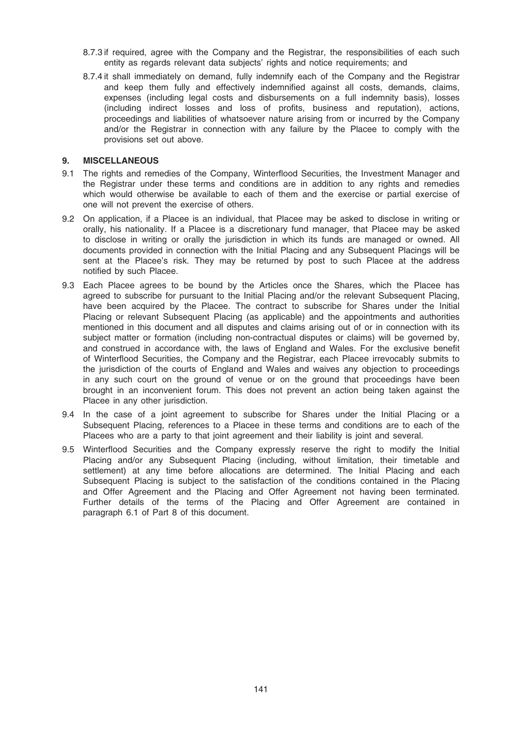8.7.3 if required, agree with the Company and the Registrar, the responsibilities of each such entity as regards relevant data subjects' rights and notice requirements; and

8.7.4 it shall immediately on demand, fully indemnify each of the Company and the Registrar and keep them fully and effectively indemnified against all costs, demands, claims, expenses (including legal costs and disbursements on a full indemnity basis), losses (including indirect losses and loss of profits, business and reputation), actions, proceedings and liabilities of whatsoever nature arising from or incurred by the Company and/or the Registrar in connection with any failure by the Placee to comply with the provisions set out above.

## 9. MISCELLANEOUS

9.1 The rights and remedies of the Company, Winterflood Securities, the Investment Manager and the Registrar under these terms and conditions are in addition to any rights and remedies which would otherwise be available to each of them and the exercise or partial exercise of one will not prevent the exercise of others.

9.2 On application, if a Placee is an individual, that Placee may be asked to disclose in writing or orally, his nationality. If a Placee is a discretionary fund manager, that Placee may be asked to disclose in writing or orally the jurisdiction in which its funds are managed or owned. All documents provided in connection with the Initial Placing and any Subsequent Placings will be sent at the Placee's risk. They may be returned by post to such Placee at the address notified by such Placee.

9.3 Each Placee agrees to be bound by the Articles once the Shares, which the Placee has agreed to subscribe for pursuant to the Initial Placing and/or the relevant Subsequent Placing, have been acquired by the Placee. The contract to subscribe for Shares under the Initial Placing or relevant Subsequent Placing (as applicable) and the appointments and authorities mentioned in this document and all disputes and claims arising out of or in connection with its subject matter or formation (including non-contractual disputes or claims) will be governed by, and construed in accordance with, the laws of England and Wales. For the exclusive benefit of Winterflood Securities, the Company and the Registrar, each Placee irrevocably submits to the jurisdiction of the courts of England and Wales and waives any objection to proceedings in any such court on the ground of venue or on the ground that proceedings have been brought in an inconvenient forum. This does not prevent an action being taken against the Placee in any other jurisdiction.

9.4 In the case of a joint agreement to subscribe for Shares under the Initial Placing or a Subsequent Placing, references to a Placee in these terms and conditions are to each of the Placees who are a party to that joint agreement and their liability is joint and several.

9.5 Winterflood Securities and the Company expressly reserve the right to modify the Initial Placing and/or any Subsequent Placing (including, without limitation, their timetable and settlement) at any time before allocations are determined. The Initial Placing and each Subsequent Placing is subject to the satisfaction of the conditions contained in the Placing and Offer Agreement and the Placing and Offer Agreement not having been terminated. Further details of the terms of the Placing and Offer Agreement are contained in paragraph 6.1 of Part 8 of this document.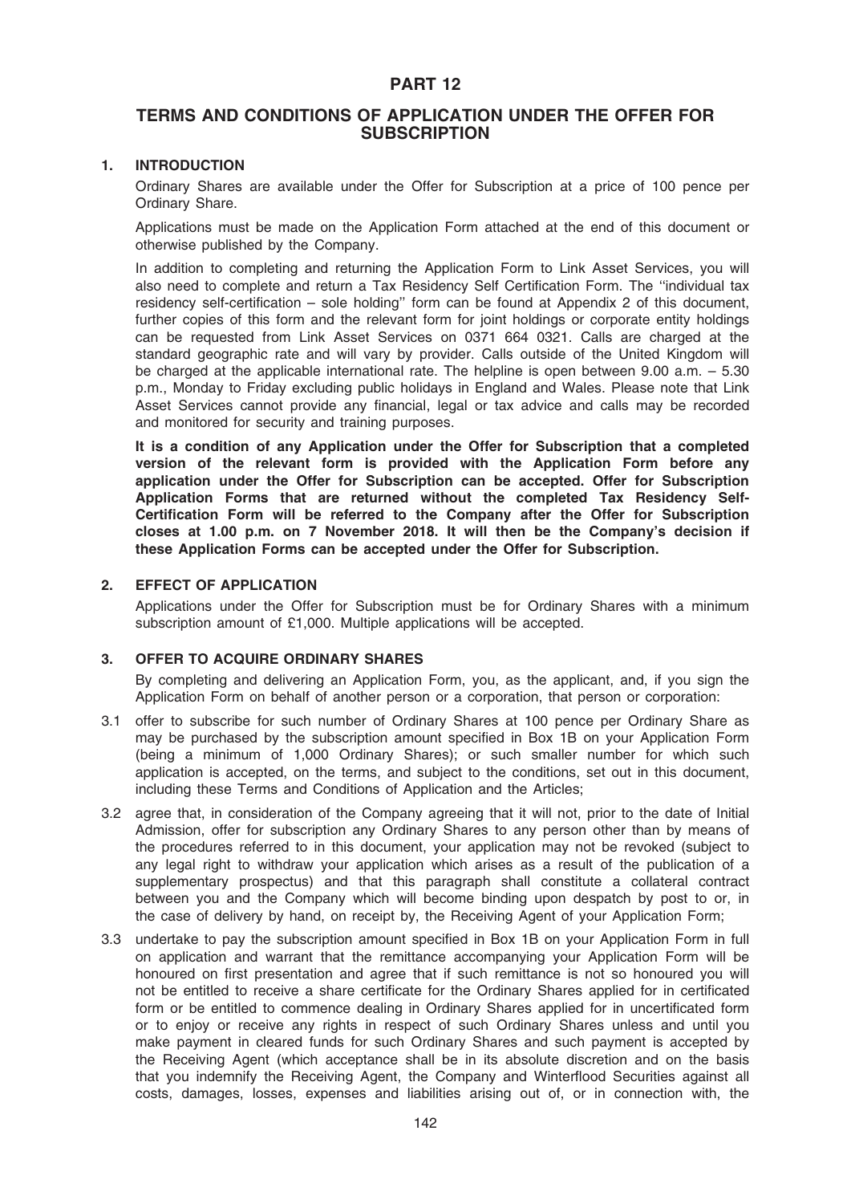# PART 12

## TERMS AND CONDITIONS OF APPLICATION UNDER THE OFFER FOR SUBSCRIPTION

### 1. INTRODUCTION

Ordinary Shares are available under the Offer for Subscription at a price of 100 pence per Ordinary Share.

Applications must be made on the Application Form attached at the end of this document or otherwise published by the Company.

In addition to completing and returning the Application Form to Link Asset Services, you will also need to complete and return a Tax Residency Self Certification Form. The ''individual tax residency self-certification – sole holding'' form can be found at Appendix 2 of this document, further copies of this form and the relevant form for joint holdings or corporate entity holdings can be requested from Link Asset Services on 0371 664 0321. Calls are charged at the standard geographic rate and will vary by provider. Calls outside of the United Kingdom will be charged at the applicable international rate. The helpline is open between 9.00 a.m. – 5.30 p.m., Monday to Friday excluding public holidays in England and Wales. Please note that Link Asset Services cannot provide any financial, legal or tax advice and calls may be recorded and monitored for security and training purposes.

**It is a condition of any Application under the Offer for Subscription that a completed version of the relevant form is provided with the Application Form before any application under the Offer for Subscription can be accepted. Offer for Subscription Application Forms that are returned without the completed Tax Residency Self-Certification Form will be referred to the Company after the Offer for Subscription closes at 1.00 p.m. on 7 November 2018. It will then be the Company's decision if these Application Forms can be accepted under the Offer for Subscription.**

### 2. EFFECT OF APPLICATION

Applications under the Offer for Subscription must be for Ordinary Shares with a minimum subscription amount of £1,000. Multiple applications will be accepted.

### 3. OFFER TO ACQUIRE ORDINARY SHARES

By completing and delivering an Application Form, you, as the applicant, and, if you sign the Application Form on behalf of another person or a corporation, that person or corporation:

3.1 offer to subscribe for such number of Ordinary Shares at 100 pence per Ordinary Share as may be purchased by the subscription amount specified in Box 1B on your Application Form (being a minimum of 1,000 Ordinary Shares); or such smaller number for which such application is accepted, on the terms, and subject to the conditions, set out in this document, including these Terms and Conditions of Application and the Articles;

3.2 agree that, in consideration of the Company agreeing that it will not, prior to the date of Initial Admission, offer for subscription any Ordinary Shares to any person other than by means of the procedures referred to in this document, your application may not be revoked (subject to any legal right to withdraw your application which arises as a result of the publication of a supplementary prospectus) and that this paragraph shall constitute a collateral contract between you and the Company which will become binding upon despatch by post to or, in the case of delivery by hand, on receipt by, the Receiving Agent of your Application Form;

3.3 undertake to pay the subscription amount specified in Box 1B on your Application Form in full on application and warrant that the remittance accompanying your Application Form will be honoured on first presentation and agree that if such remittance is not so honoured you will not be entitled to receive a share certificate for the Ordinary Shares applied for in certificated form or be entitled to commence dealing in Ordinary Shares applied for in uncertificated form or to enjoy or receive any rights in respect of such Ordinary Shares unless and until you make payment in cleared funds for such Ordinary Shares and such payment is accepted by the Receiving Agent (which acceptance shall be in its absolute discretion and on the basis that you indemnify the Receiving Agent, the Company and Winterflood Securities against all costs, damages, losses, expenses and liabilities arising out of, or in connection with, the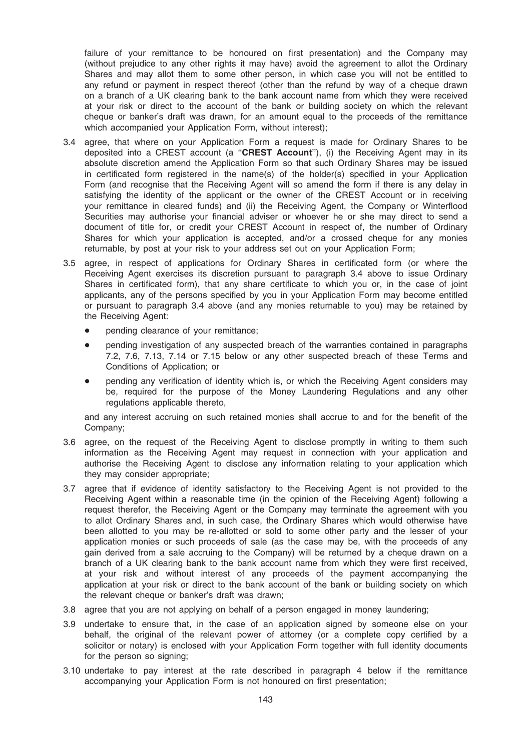failure of your remittance to be honoured on first presentation) and the Company may (without prejudice to any other rights it may have) avoid the agreement to allot the Ordinary Shares and may allot them to some other person, in which case you will not be entitled to any refund or payment in respect thereof (other than the refund by way of a cheque drawn on a branch of a UK clearing bank to the bank account name from which they were received at your risk or direct to the account of the bank or building society on which the relevant cheque or banker's draft was drawn, for an amount equal to the proceeds of the remittance which accompanied your Application Form, without interest);

3.4 agree, that where on your Application Form a request is made for Ordinary Shares to be deposited into a CREST account (a "**CREST Account**"), (i) the Receiving Agent may in its absolute discretion amend the Application Form so that such Ordinary Shares may be issued in certificated form registered in the name(s) of the holder(s) specified in your Application Form (and recognise that the Receiving Agent will so amend the form if there is any delay in satisfying the identity of the applicant or the owner of the CREST Account or in receiving your remittance in cleared funds) and (ii) the Receiving Agent, the Company or Winterflood Securities may authorise your financial adviser or whoever he or she may direct to send a document of title for, or credit your CREST Account in respect of, the number of Ordinary Shares for which your application is accepted, and/or a crossed cheque for any monies returnable, by post at your risk to your address set out on your Application Form;

3.5 agree, in respect of applications for Ordinary Shares in certificated form (or where the Receiving Agent exercises its discretion pursuant to paragraph 3.4 above to issue Ordinary Shares in certificated form), that any share certificate to which you or, in the case of joint applicants, any of the persons specified by you in your Application Form may become entitled or pursuant to paragraph 3.4 above (and any monies returnable to you) may be retained by the Receiving Agent:

- pending clearance of your remittance;
- pending investigation of any suspected breach of the warranties contained in paragraphs 7.2, 7.6, 7.13, 7.14 or 7.15 below or any other suspected breach of these Terms and Conditions of Application; or
- pending any verification of identity which is, or which the Receiving Agent considers may be, required for the purpose of the Money Laundering Regulations and any other regulations applicable thereto,

and any interest accruing on such retained monies shall accrue to and for the benefit of the Company;

3.6 agree, on the request of the Receiving Agent to disclose promptly in writing to them such information as the Receiving Agent may request in connection with your application and authorise the Receiving Agent to disclose any information relating to your application which they may consider appropriate;

3.7 agree that if evidence of identity satisfactory to the Receiving Agent is not provided to the Receiving Agent within a reasonable time (in the opinion of the Receiving Agent) following a request therefor, the Receiving Agent or the Company may terminate the agreement with you to allot Ordinary Shares and, in such case, the Ordinary Shares which would otherwise have been allotted to you may be re-allotted or sold to some other party and the lesser of your application monies or such proceeds of sale (as the case may be, with the proceeds of any gain derived from a sale accruing to the Company) will be returned by a cheque drawn on a branch of a UK clearing bank to the bank account name from which they were first received, at your risk and without interest of any proceeds of the payment accompanying the application at your risk or direct to the bank account of the bank or building society on which the relevant cheque or banker's draft was drawn;

3.8 agree that you are not applying on behalf of a person engaged in money laundering;

3.9 undertake to ensure that, in the case of an application signed by someone else on your behalf, the original of the relevant power of attorney (or a complete copy certified by a solicitor or notary) is enclosed with your Application Form together with full identity documents for the person so signing;

3.10 undertake to pay interest at the rate described in paragraph 4 below if the remittance accompanying your Application Form is not honoured on first presentation;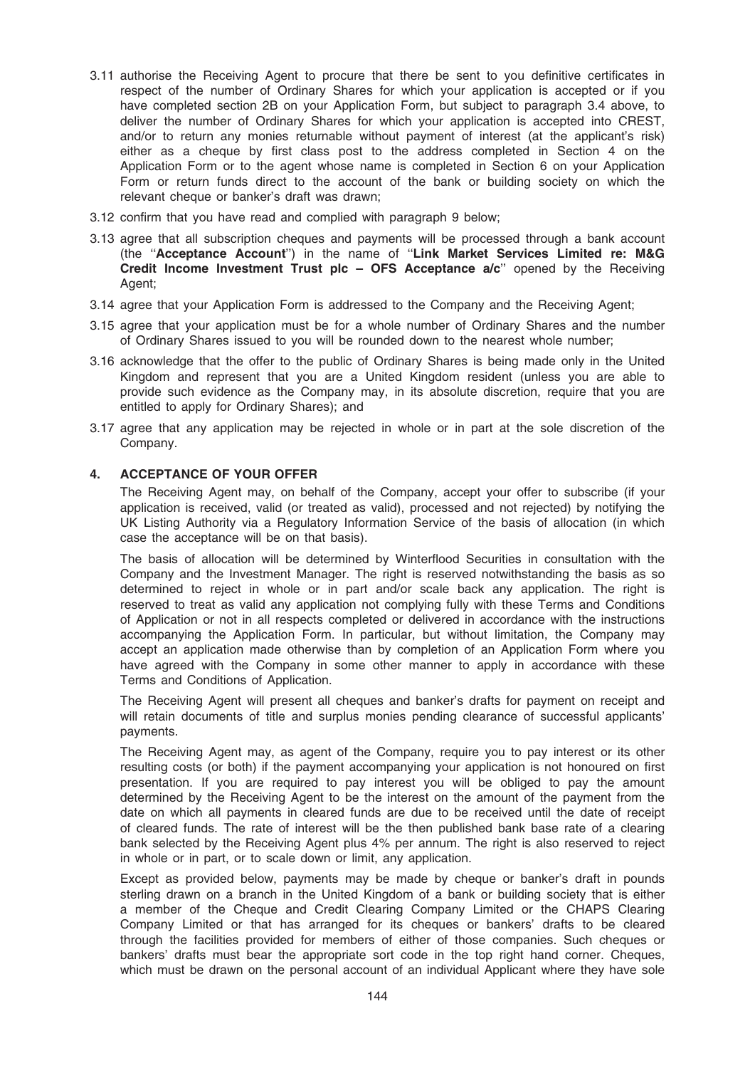3.11 authorise the Receiving Agent to procure that there be sent to you definitive certificates in respect of the number of Ordinary Shares for which your application is accepted or if you have completed section 2B on your Application Form, but subject to paragraph 3.4 above, to deliver the number of Ordinary Shares for which your application is accepted into CREST, and/or to return any monies returnable without payment of interest (at the applicant's risk) either as a cheque by first class post to the address completed in Section 4 on the Application Form or to the agent whose name is completed in Section 6 on your Application Form or return funds direct to the account of the bank or building society on which the relevant cheque or banker's draft was drawn;

3.12 confirm that you have read and complied with paragraph 9 below;

3.13 agree that all subscription cheques and payments will be processed through a bank account (the ''**Acceptance Account**'') in the name of ''**Link Market Services Limited re: M&G Credit Income Investment Trust plc – OFS Acceptance a/c**'' opened by the Receiving Agent;

3.14 agree that your Application Form is addressed to the Company and the Receiving Agent;

3.15 agree that your application must be for a whole number of Ordinary Shares and the number of Ordinary Shares issued to you will be rounded down to the nearest whole number;

3.16 acknowledge that the offer to the public of Ordinary Shares is being made only in the United Kingdom and represent that you are a United Kingdom resident (unless you are able to provide such evidence as the Company may, in its absolute discretion, require that you are entitled to apply for Ordinary Shares); and

3.17 agree that any application may be rejected in whole or in part at the sole discretion of the Company.

## 4. ACCEPTANCE OF YOUR OFFER

The Receiving Agent may, on behalf of the Company, accept your offer to subscribe (if your application is received, valid (or treated as valid), processed and not rejected) by notifying the UK Listing Authority via a Regulatory Information Service of the basis of allocation (in which case the acceptance will be on that basis).

The basis of allocation will be determined by Winterflood Securities in consultation with the Company and the Investment Manager. The right is reserved notwithstanding the basis as so determined to reject in whole or in part and/or scale back any application. The right is reserved to treat as valid any application not complying fully with these Terms and Conditions of Application or not in all respects completed or delivered in accordance with the instructions accompanying the Application Form. In particular, but without limitation, the Company may accept an application made otherwise than by completion of an Application Form where you have agreed with the Company in some other manner to apply in accordance with these Terms and Conditions of Application.

The Receiving Agent will present all cheques and banker's drafts for payment on receipt and will retain documents of title and surplus monies pending clearance of successful applicants' payments.

The Receiving Agent may, as agent of the Company, require you to pay interest or its other resulting costs (or both) if the payment accompanying your application is not honoured on first presentation. If you are required to pay interest you will be obliged to pay the amount determined by the Receiving Agent to be the interest on the amount of the payment from the date on which all payments in cleared funds are due to be received until the date of receipt of cleared funds. The rate of interest will be the then published bank base rate of a clearing bank selected by the Receiving Agent plus 4% per annum. The right is also reserved to reject in whole or in part, or to scale down or limit, any application.

Except as provided below, payments may be made by cheque or banker's draft in pounds sterling drawn on a branch in the United Kingdom of a bank or building society that is either a member of the Cheque and Credit Clearing Company Limited or the CHAPS Clearing Company Limited or that has arranged for its cheques or bankers' drafts to be cleared through the facilities provided for members of either of those companies. Such cheques or bankers' drafts must bear the appropriate sort code in the top right hand corner. Cheques, which must be drawn on the personal account of an individual Applicant where they have sole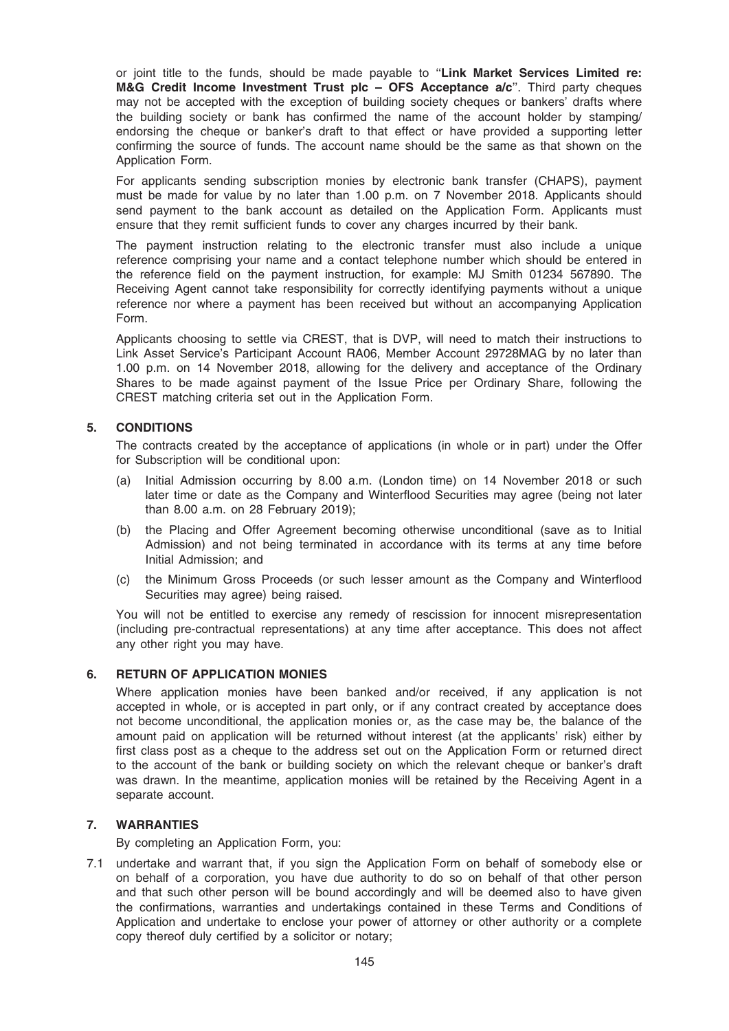or joint title to the funds, should be made payable to "**Link Market Services Limited re: M&G Credit Income Investment Trust plc – OFS Acceptance a/c**". Third party cheques may not be accepted with the exception of building society cheques or bankers' drafts where the building society or bank has confirmed the name of the account holder by stamping/ endorsing the cheque or banker's draft to that effect or have provided a supporting letter confirming the source of funds. The account name should be the same as that shown on the Application Form.

For applicants sending subscription monies by electronic bank transfer (CHAPS), payment must be made for value by no later than 1.00 p.m. on 7 November 2018. Applicants should send payment to the bank account as detailed on the Application Form. Applicants must ensure that they remit sufficient funds to cover any charges incurred by their bank.

The payment instruction relating to the electronic transfer must also include a unique reference comprising your name and a contact telephone number which should be entered in the reference field on the payment instruction, for example: MJ Smith 01234 567890. The Receiving Agent cannot take responsibility for correctly identifying payments without a unique reference nor where a payment has been received but without an accompanying Application Form.

Applicants choosing to settle via CREST, that is DVP, will need to match their instructions to Link Asset Service's Participant Account RA06, Member Account 29728MAG by no later than 1.00 p.m. on 14 November 2018, allowing for the delivery and acceptance of the Ordinary Shares to be made against payment of the Issue Price per Ordinary Share, following the CREST matching criteria set out in the Application Form.

## 5. CONDITIONS

The contracts created by the acceptance of applications (in whole or in part) under the Offer for Subscription will be conditional upon:

(a) Initial Admission occurring by 8.00 a.m. (London time) on 14 November 2018 or such later time or date as the Company and Winterflood Securities may agree (being not later than 8.00 a.m. on 28 February 2019);

(b) the Placing and Offer Agreement becoming otherwise unconditional (save as to Initial Admission) and not being terminated in accordance with its terms at any time before Initial Admission; and

(c) the Minimum Gross Proceeds (or such lesser amount as the Company and Winterflood Securities may agree) being raised.

You will not be entitled to exercise any remedy of rescission for innocent misrepresentation (including pre-contractual representations) at any time after acceptance. This does not affect any other right you may have.

## 6. RETURN OF APPLICATION MONIES

Where application monies have been banked and/or received, if any application is not accepted in whole, or is accepted in part only, or if any contract created by acceptance does not become unconditional, the application monies or, as the case may be, the balance of the amount paid on application will be returned without interest (at the applicants' risk) either by first class post as a cheque to the address set out on the Application Form or returned direct to the account of the bank or building society on which the relevant cheque or banker's draft was drawn. In the meantime, application monies will be retained by the Receiving Agent in a separate account.

## 7. WARRANTIES

By completing an Application Form, you:

7.1 undertake and warrant that, if you sign the Application Form on behalf of somebody else or on behalf of a corporation, you have due authority to do so on behalf of that other person and that such other person will be bound accordingly and will be deemed also to have given the confirmations, warranties and undertakings contained in these Terms and Conditions of Application and undertake to enclose your power of attorney or other authority or a complete copy thereof duly certified by a solicitor or notary;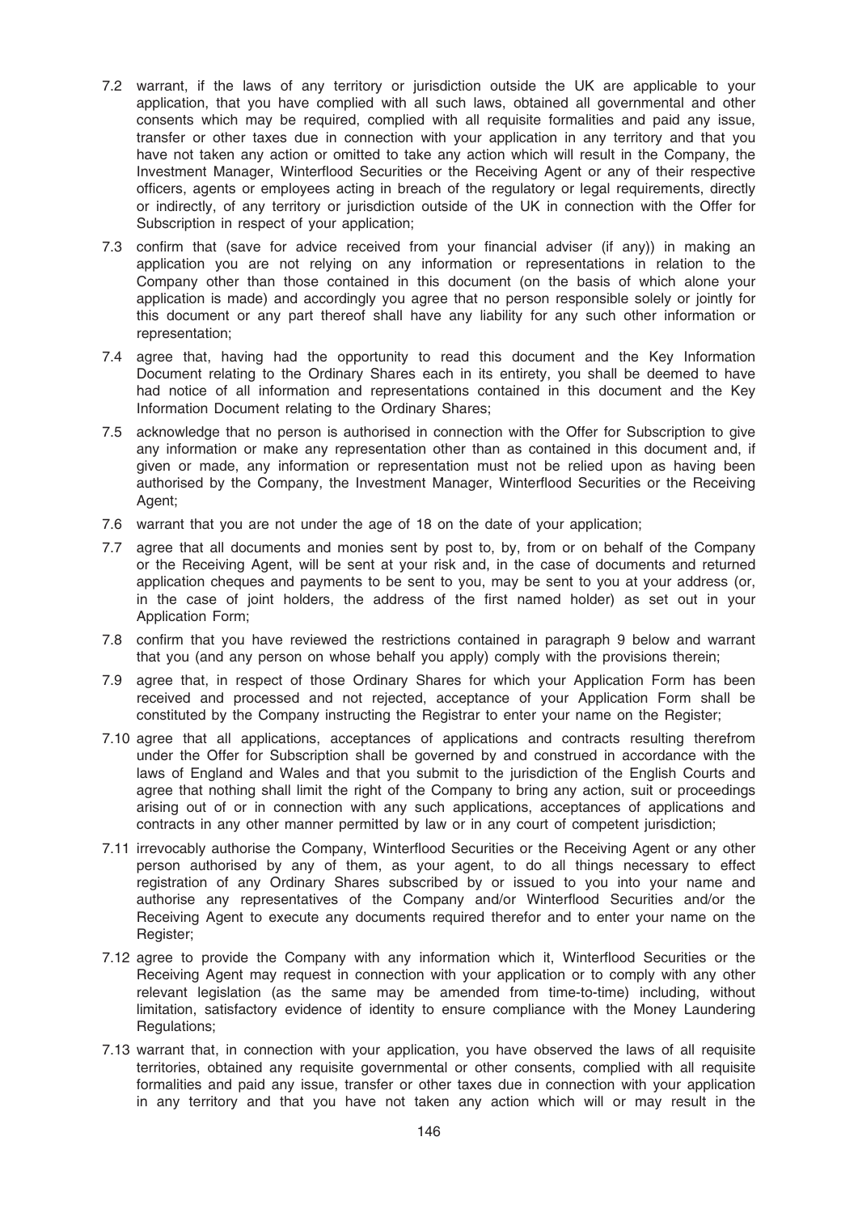7.2 warrant, if the laws of any territory or jurisdiction outside the UK are applicable to your application, that you have complied with all such laws, obtained all governmental and other consents which may be required, complied with all requisite formalities and paid any issue, transfer or other taxes due in connection with your application in any territory and that you have not taken any action or omitted to take any action which will result in the Company, the Investment Manager, Winterflood Securities or the Receiving Agent or any of their respective officers, agents or employees acting in breach of the regulatory or legal requirements, directly or indirectly, of any territory or jurisdiction outside of the UK in connection with the Offer for Subscription in respect of your application;

7.3 confirm that (save for advice received from your financial adviser (if any)) in making an application you are not relying on any information or representations in relation to the Company other than those contained in this document (on the basis of which alone your application is made) and accordingly you agree that no person responsible solely or jointly for this document or any part thereof shall have any liability for any such other information or representation;

7.4 agree that, having had the opportunity to read this document and the Key Information Document relating to the Ordinary Shares each in its entirety, you shall be deemed to have had notice of all information and representations contained in this document and the Key Information Document relating to the Ordinary Shares;

7.5 acknowledge that no person is authorised in connection with the Offer for Subscription to give any information or make any representation other than as contained in this document and, if given or made, any information or representation must not be relied upon as having been authorised by the Company, the Investment Manager, Winterflood Securities or the Receiving Agent;

7.6 warrant that you are not under the age of 18 on the date of your application;

7.7 agree that all documents and monies sent by post to, by, from or on behalf of the Company or the Receiving Agent, will be sent at your risk and, in the case of documents and returned application cheques and payments to be sent to you, may be sent to you at your address (or, in the case of joint holders, the address of the first named holder) as set out in your Application Form;

7.8 confirm that you have reviewed the restrictions contained in paragraph 9 below and warrant that you (and any person on whose behalf you apply) comply with the provisions therein;

7.9 agree that, in respect of those Ordinary Shares for which your Application Form has been received and processed and not rejected, acceptance of your Application Form shall be constituted by the Company instructing the Registrar to enter your name on the Register;

7.10 agree that all applications, acceptances of applications and contracts resulting therefrom under the Offer for Subscription shall be governed by and construed in accordance with the laws of England and Wales and that you submit to the jurisdiction of the English Courts and agree that nothing shall limit the right of the Company to bring any action, suit or proceedings arising out of or in connection with any such applications, acceptances of applications and contracts in any other manner permitted by law or in any court of competent jurisdiction;

7.11 irrevocably authorise the Company, Winterflood Securities or the Receiving Agent or any other person authorised by any of them, as your agent, to do all things necessary to effect registration of any Ordinary Shares subscribed by or issued to you into your name and authorise any representatives of the Company and/or Winterflood Securities and/or the Receiving Agent to execute any documents required therefor and to enter your name on the Register;

7.12 agree to provide the Company with any information which it, Winterflood Securities or the Receiving Agent may request in connection with your application or to comply with any other relevant legislation (as the same may be amended from time-to-time) including, without limitation, satisfactory evidence of identity to ensure compliance with the Money Laundering Regulations;

7.13 warrant that, in connection with your application, you have observed the laws of all requisite territories, obtained any requisite governmental or other consents, complied with all requisite formalities and paid any issue, transfer or other taxes due in connection with your application in any territory and that you have not taken any action which will or may result in the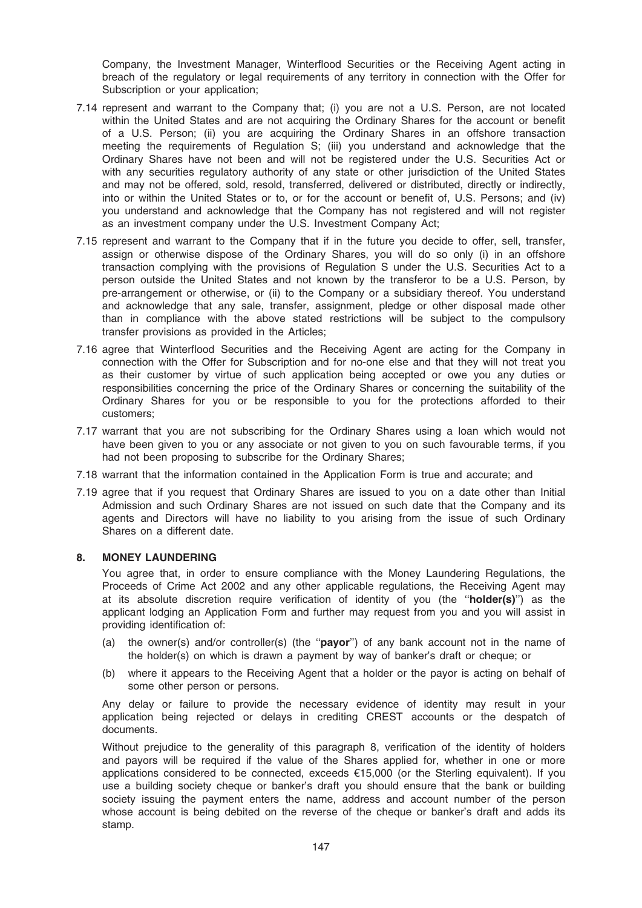Company, the Investment Manager, Winterflood Securities or the Receiving Agent acting in breach of the regulatory or legal requirements of any territory in connection with the Offer for Subscription or your application;

7.14 represent and warrant to the Company that; (i) you are not a U.S. Person, are not located within the United States and are not acquiring the Ordinary Shares for the account or benefit of a U.S. Person; (ii) you are acquiring the Ordinary Shares in an offshore transaction meeting the requirements of Regulation S; (iii) you understand and acknowledge that the Ordinary Shares have not been and will not be registered under the U.S. Securities Act or with any securities regulatory authority of any state or other jurisdiction of the United States and may not be offered, sold, resold, transferred, delivered or distributed, directly or indirectly, into or within the United States or to, or for the account or benefit of, U.S. Persons; and (iv) you understand and acknowledge that the Company has not registered and will not register as an investment company under the U.S. Investment Company Act;

7.15 represent and warrant to the Company that if in the future you decide to offer, sell, transfer, assign or otherwise dispose of the Ordinary Shares, you will do so only (i) in an offshore transaction complying with the provisions of Regulation S under the U.S. Securities Act to a person outside the United States and not known by the transferor to be a U.S. Person, by pre-arrangement or otherwise, or (ii) to the Company or a subsidiary thereof. You understand and acknowledge that any sale, transfer, assignment, pledge or other disposal made other than in compliance with the above stated restrictions will be subject to the compulsory transfer provisions as provided in the Articles;

7.16 agree that Winterflood Securities and the Receiving Agent are acting for the Company in connection with the Offer for Subscription and for no-one else and that they will not treat you as their customer by virtue of such application being accepted or owe you any duties or responsibilities concerning the price of the Ordinary Shares or concerning the suitability of the Ordinary Shares for you or be responsible to you for the protections afforded to their customers;

7.17 warrant that you are not subscribing for the Ordinary Shares using a loan which would not have been given to you or any associate or not given to you on such favourable terms, if you had not been proposing to subscribe for the Ordinary Shares;

7.18 warrant that the information contained in the Application Form is true and accurate; and

7.19 agree that if you request that Ordinary Shares are issued to you on a date other than Initial Admission and such Ordinary Shares are not issued on such date that the Company and its agents and Directors will have no liability to you arising from the issue of such Ordinary Shares on a different date.

## 8. MONEY LAUNDERING

You agree that, in order to ensure compliance with the Money Laundering Regulations, the Proceeds of Crime Act 2002 and any other applicable regulations, the Receiving Agent may at its absolute discretion require verification of identity of you (the ''**holder(s)**'') as the applicant lodging an Application Form and further may request from you and you will assist in providing identification of:

(a) the owner(s) and/or controller(s) (the ''**payor**'') of any bank account not in the name of the holder(s) on which is drawn a payment by way of banker's draft or cheque; or

(b) where it appears to the Receiving Agent that a holder or the payor is acting on behalf of some other person or persons.

Any delay or failure to provide the necessary evidence of identity may result in your application being rejected or delays in crediting CREST accounts or the despatch of documents.

Without prejudice to the generality of this paragraph 8, verification of the identity of holders and payors will be required if the value of the Shares applied for, whether in one or more applications considered to be connected, exceeds €15,000 (or the Sterling equivalent). If you use a building society cheque or banker's draft you should ensure that the bank or building society issuing the payment enters the name, address and account number of the person whose account is being debited on the reverse of the cheque or banker's draft and adds its stamp.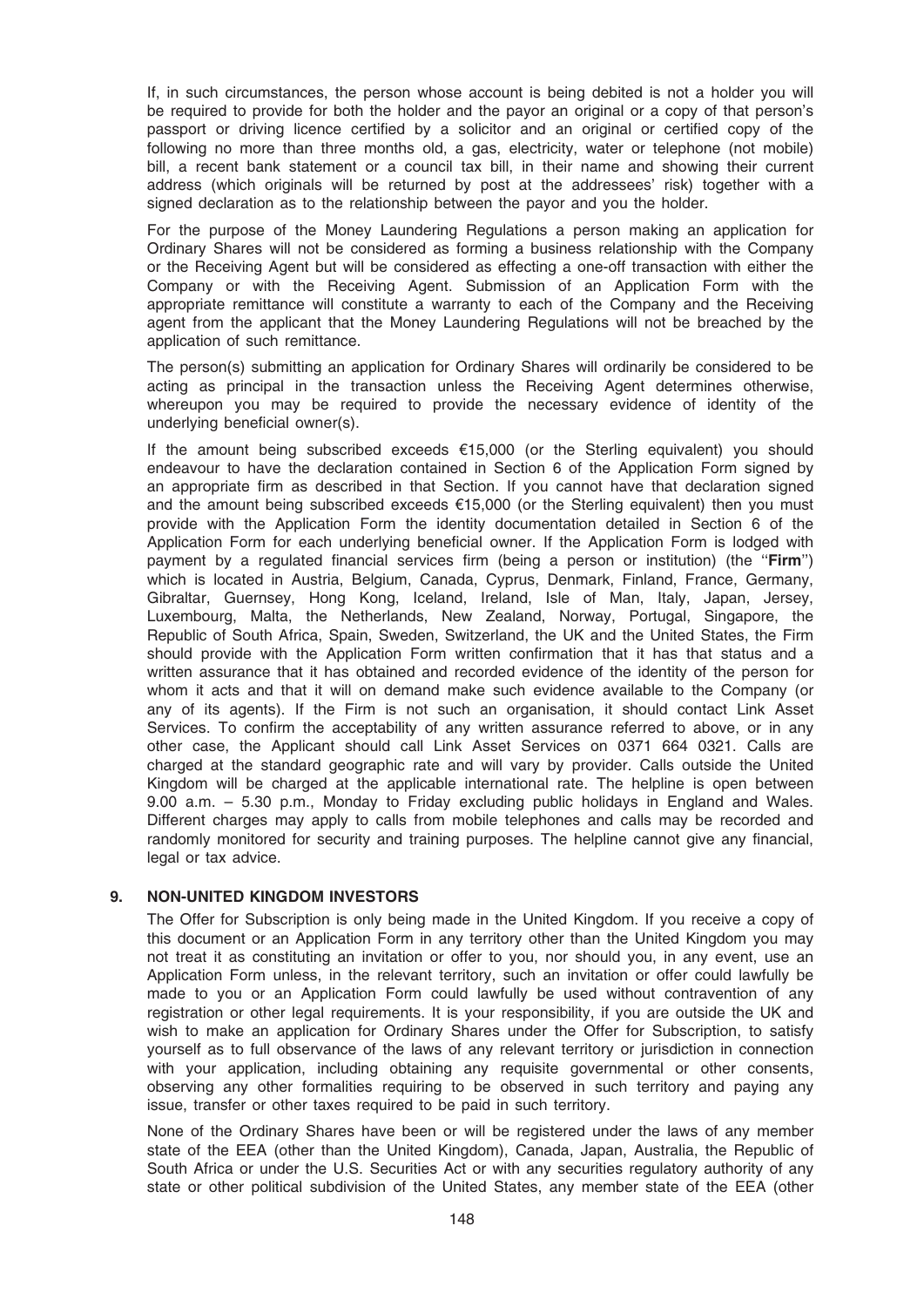If, in such circumstances, the person whose account is being debited is not a holder you will be required to provide for both the holder and the payor an original or a copy of that person's passport or driving licence certified by a solicitor and an original or certified copy of the following no more than three months old, a gas, electricity, water or telephone (not mobile) bill, a recent bank statement or a council tax bill, in their name and showing their current address (which originals will be returned by post at the addressees' risk) together with a signed declaration as to the relationship between the payor and you the holder.

For the purpose of the Money Laundering Regulations a person making an application for Ordinary Shares will not be considered as forming a business relationship with the Company or the Receiving Agent but will be considered as effecting a one-off transaction with either the Company or with the Receiving Agent. Submission of an Application Form with the appropriate remittance will constitute a warranty to each of the Company and the Receiving agent from the applicant that the Money Laundering Regulations will not be breached by the application of such remittance.

The person(s) submitting an application for Ordinary Shares will ordinarily be considered to be acting as principal in the transaction unless the Receiving Agent determines otherwise, whereupon you may be required to provide the necessary evidence of identity of the underlying beneficial owner(s).

If the amount being subscribed exceeds €15,000 (or the Sterling equivalent) you should endeavour to have the declaration contained in Section 6 of the Application Form signed by an appropriate firm as described in that Section. If you cannot have that declaration signed and the amount being subscribed exceeds €15,000 (or the Sterling equivalent) then you must provide with the Application Form the identity documentation detailed in Section 6 of the Application Form for each underlying beneficial owner. If the Application Form is lodged with payment by a regulated financial services firm (being a person or institution) (the "**Firm**") which is located in Austria, Belgium, Canada, Cyprus, Denmark, Finland, France, Germany, Gibraltar, Guernsey, Hong Kong, Iceland, Ireland, Isle of Man, Italy, Japan, Jersey, Luxembourg, Malta, the Netherlands, New Zealand, Norway, Portugal, Singapore, the Republic of South Africa, Spain, Sweden, Switzerland, the UK and the United States, the Firm should provide with the Application Form written confirmation that it has that status and a written assurance that it has obtained and recorded evidence of the identity of the person for whom it acts and that it will on demand make such evidence available to the Company (or any of its agents). If the Firm is not such an organisation, it should contact Link Asset Services. To confirm the acceptability of any written assurance referred to above, or in any other case, the Applicant should call Link Asset Services on 0371 664 0321. Calls are charged at the standard geographic rate and will vary by provider. Calls outside the United Kingdom will be charged at the applicable international rate. The helpline is open between 9.00 a.m. – 5.30 p.m., Monday to Friday excluding public holidays in England and Wales. Different charges may apply to calls from mobile telephones and calls may be recorded and randomly monitored for security and training purposes. The helpline cannot give any financial, legal or tax advice.

## 9. NON-UNITED KINGDOM INVESTORS

The Offer for Subscription is only being made in the United Kingdom. If you receive a copy of this document or an Application Form in any territory other than the United Kingdom you may not treat it as constituting an invitation or offer to you, nor should you, in any event, use an Application Form unless, in the relevant territory, such an invitation or offer could lawfully be made to you or an Application Form could lawfully be used without contravention of any registration or other legal requirements. It is your responsibility, if you are outside the UK and wish to make an application for Ordinary Shares under the Offer for Subscription, to satisfy yourself as to full observance of the laws of any relevant territory or jurisdiction in connection with your application, including obtaining any requisite governmental or other consents, observing any other formalities requiring to be observed in such territory and paying any issue, transfer or other taxes required to be paid in such territory.

None of the Ordinary Shares have been or will be registered under the laws of any member state of the EEA (other than the United Kingdom), Canada, Japan, Australia, the Republic of South Africa or under the U.S. Securities Act or with any securities regulatory authority of any state or other political subdivision of the United States, any member state of the EEA (other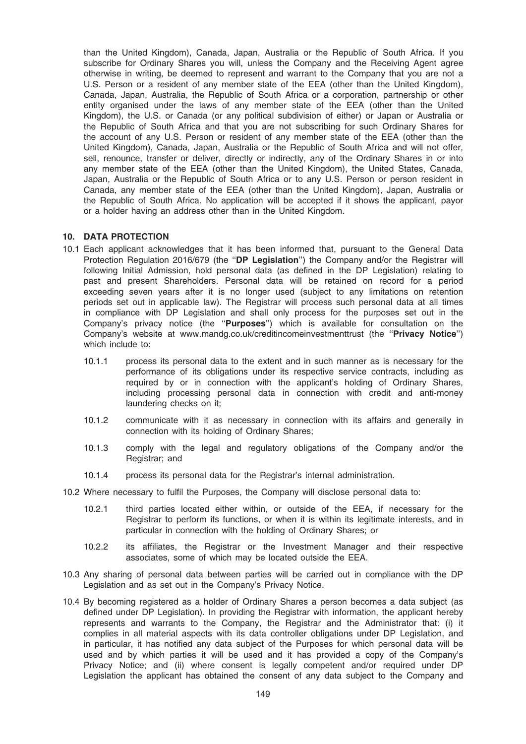than the United Kingdom), Canada, Japan, Australia or the Republic of South Africa. If you subscribe for Ordinary Shares you will, unless the Company and the Receiving Agent agree otherwise in writing, be deemed to represent and warrant to the Company that you are not a U.S. Person or a resident of any member state of the EEA (other than the United Kingdom), Canada, Japan, Australia, the Republic of South Africa or a corporation, partnership or other entity organised under the laws of any member state of the EEA (other than the United Kingdom), the U.S. or Canada (or any political subdivision of either) or Japan or Australia or the Republic of South Africa and that you are not subscribing for such Ordinary Shares for the account of any U.S. Person or resident of any member state of the EEA (other than the United Kingdom), Canada, Japan, Australia or the Republic of South Africa and will not offer, sell, renounce, transfer or deliver, directly or indirectly, any of the Ordinary Shares in or into any member state of the EEA (other than the United Kingdom), the United States, Canada, Japan, Australia or the Republic of South Africa or to any U.S. Person or person resident in Canada, any member state of the EEA (other than the United Kingdom), Japan, Australia or the Republic of South Africa. No application will be accepted if it shows the applicant, payor or a holder having an address other than in the United Kingdom.

## 10. DATA PROTECTION

10.1 Each applicant acknowledges that it has been informed that, pursuant to the General Data Protection Regulation 2016/679 (the "**DP Legislation**") the Company and/or the Registrar will following Initial Admission, hold personal data (as defined in the DP Legislation) relating to past and present Shareholders. Personal data will be retained on record for a period exceeding seven years after it is no longer used (subject to any limitations on retention periods set out in applicable law). The Registrar will process such personal data at all times in compliance with DP Legislation and shall only process for the purposes set out in the Company's privacy notice (the "**Purposes**") which is available for consultation on the Company's website at www.mandg.co.uk/creditincomeinvestmenttrust (the "**Privacy Notice**") which include to:

10.1.1 process its personal data to the extent and in such manner as is necessary for the performance of its obligations under its respective service contracts, including as required by or in connection with the applicant's holding of Ordinary Shares, including processing personal data in connection with credit and anti-money laundering checks on it;

10.1.2 communicate with it as necessary in connection with its affairs and generally in connection with its holding of Ordinary Shares;

10.1.3 comply with the legal and regulatory obligations of the Company and/or the Registrar; and

10.1.4 process its personal data for the Registrar's internal administration.

10.2 Where necessary to fulfil the Purposes, the Company will disclose personal data to:

10.2.1 third parties located either within, or outside of the EEA, if necessary for the Registrar to perform its functions, or when it is within its legitimate interests, and in particular in connection with the holding of Ordinary Shares; or

10.2.2 its affiliates, the Registrar or the Investment Manager and their respective associates, some of which may be located outside the EEA.

10.3 Any sharing of personal data between parties will be carried out in compliance with the DP Legislation and as set out in the Company's Privacy Notice.

10.4 By becoming registered as a holder of Ordinary Shares a person becomes a data subject (as defined under DP Legislation). In providing the Registrar with information, the applicant hereby represents and warrants to the Company, the Registrar and the Administrator that: (i) it complies in all material aspects with its data controller obligations under DP Legislation, and in particular, it has notified any data subject of the Purposes for which personal data will be used and by which parties it will be used and it has provided a copy of the Company's Privacy Notice; and (ii) where consent is legally competent and/or required under DP Legislation the applicant has obtained the consent of any data subject to the Company and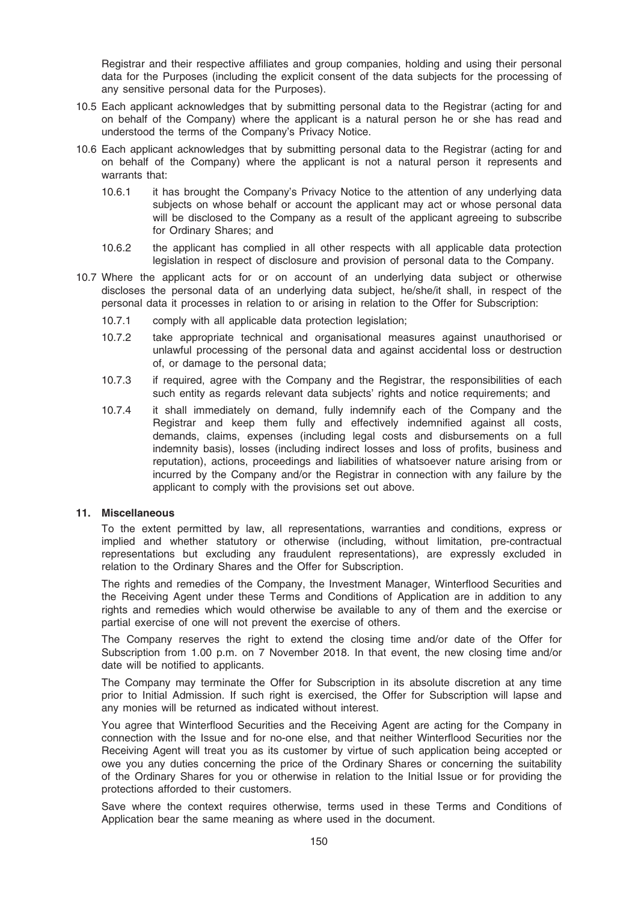Registrar and their respective affiliates and group companies, holding and using their personal data for the Purposes (including the explicit consent of the data subjects for the processing of any sensitive personal data for the Purposes).

10.5 Each applicant acknowledges that by submitting personal data to the Registrar (acting for and on behalf of the Company) where the applicant is a natural person he or she has read and understood the terms of the Company's Privacy Notice.

10.6 Each applicant acknowledges that by submitting personal data to the Registrar (acting for and on behalf of the Company) where the applicant is not a natural person it represents and warrants that:

10.6.1 it has brought the Company's Privacy Notice to the attention of any underlying data subjects on whose behalf or account the applicant may act or whose personal data will be disclosed to the Company as a result of the applicant agreeing to subscribe for Ordinary Shares; and

10.6.2 the applicant has complied in all other respects with all applicable data protection legislation in respect of disclosure and provision of personal data to the Company.

10.7 Where the applicant acts for or on account of an underlying data subject or otherwise discloses the personal data of an underlying data subject, he/she/it shall, in respect of the personal data it processes in relation to or arising in relation to the Offer for Subscription:

10.7.1 comply with all applicable data protection legislation;

10.7.2 take appropriate technical and organisational measures against unauthorised or unlawful processing of the personal data and against accidental loss or destruction of, or damage to the personal data;

10.7.3 if required, agree with the Company and the Registrar, the responsibilities of each such entity as regards relevant data subjects' rights and notice requirements; and

10.7.4 it shall immediately on demand, fully indemnify each of the Company and the Registrar and keep them fully and effectively indemnified against all costs, demands, claims, expenses (including legal costs and disbursements on a full indemnity basis), losses (including indirect losses and loss of profits, business and reputation), actions, proceedings and liabilities of whatsoever nature arising from or incurred by the Company and/or the Registrar in connection with any failure by the applicant to comply with the provisions set out above.

## 11. Miscellaneous

To the extent permitted by law, all representations, warranties and conditions, express or implied and whether statutory or otherwise (including, without limitation, pre-contractual representations but excluding any fraudulent representations), are expressly excluded in relation to the Ordinary Shares and the Offer for Subscription.

The rights and remedies of the Company, the Investment Manager, Winterflood Securities and the Receiving Agent under these Terms and Conditions of Application are in addition to any rights and remedies which would otherwise be available to any of them and the exercise or partial exercise of one will not prevent the exercise of others.

The Company reserves the right to extend the closing time and/or date of the Offer for Subscription from 1.00 p.m. on 7 November 2018. In that event, the new closing time and/or date will be notified to applicants.

The Company may terminate the Offer for Subscription in its absolute discretion at any time prior to Initial Admission. If such right is exercised, the Offer for Subscription will lapse and any monies will be returned as indicated without interest.

You agree that Winterflood Securities and the Receiving Agent are acting for the Company in connection with the Issue and for no-one else, and that neither Winterflood Securities nor the Receiving Agent will treat you as its customer by virtue of such application being accepted or owe you any duties concerning the price of the Ordinary Shares or concerning the suitability of the Ordinary Shares for you or otherwise in relation to the Initial Issue or for providing the protections afforded to their customers.

Save where the context requires otherwise, terms used in these Terms and Conditions of Application bear the same meaning as where used in the document.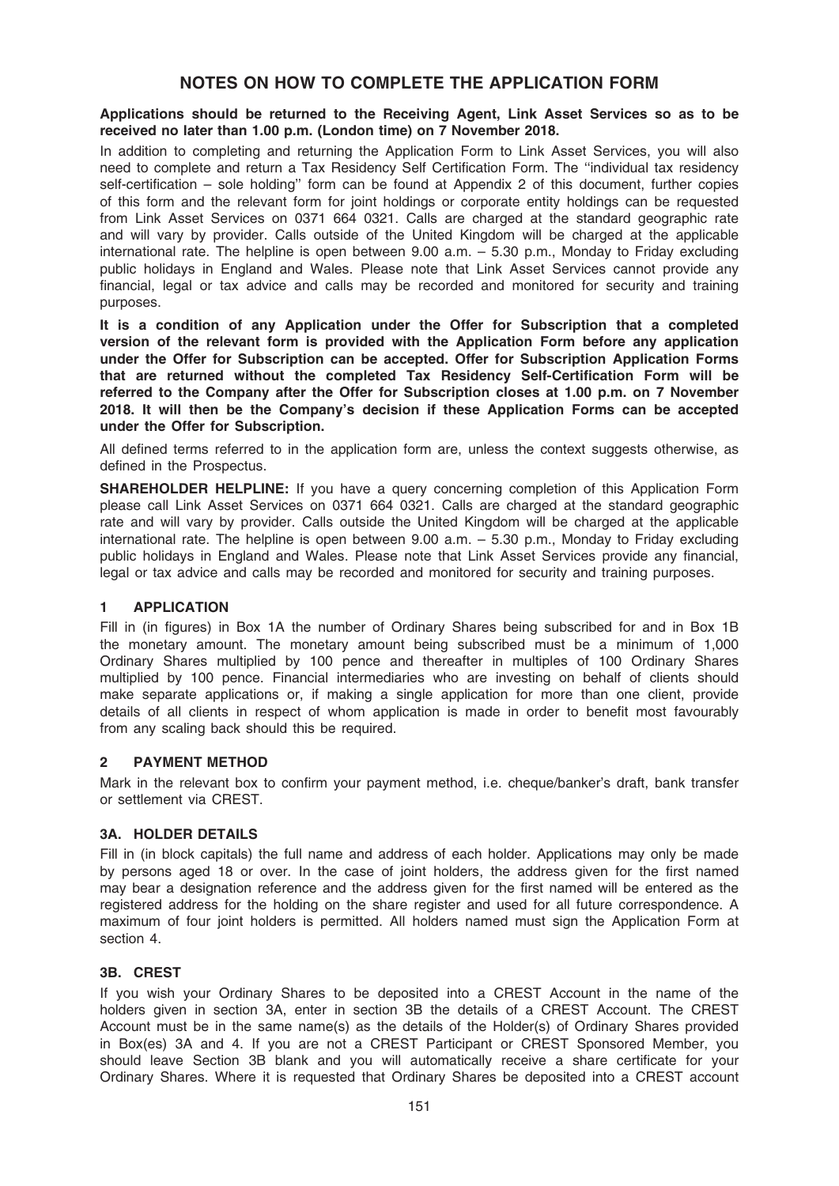# NOTES ON HOW TO COMPLETE THE APPLICATION FORM

**Applications should be returned to the Receiving Agent, Link Asset Services so as to be received no later than 1.00 p.m. (London time) on 7 November 2018.**

In addition to completing and returning the Application Form to Link Asset Services, you will also need to complete and return a Tax Residency Self Certification Form. The ''individual tax residency self-certification – sole holding'' form can be found at Appendix 2 of this document, further copies of this form and the relevant form for joint holdings or corporate entity holdings can be requested from Link Asset Services on 0371 664 0321. Calls are charged at the standard geographic rate and will vary by provider. Calls outside of the United Kingdom will be charged at the applicable international rate. The helpline is open between 9.00 a.m. – 5.30 p.m., Monday to Friday excluding public holidays in England and Wales. Please note that Link Asset Services cannot provide any financial, legal or tax advice and calls may be recorded and monitored for security and training purposes.

**It is a condition of any Application under the Offer for Subscription that a completed version of the relevant form is provided with the Application Form before any application under the Offer for Subscription can be accepted. Offer for Subscription Application Forms that are returned without the completed Tax Residency Self-Certification Form will be referred to the Company after the Offer for Subscription closes at 1.00 p.m. on 7 November 2018. It will then be the Company's decision if these Application Forms can be accepted under the Offer for Subscription.**

All defined terms referred to in the application form are, unless the context suggests otherwise, as defined in the Prospectus.

**SHAREHOLDER HELPLINE:** If you have a query concerning completion of this Application Form please call Link Asset Services on 0371 664 0321. Calls are charged at the standard geographic rate and will vary by provider. Calls outside the United Kingdom will be charged at the applicable international rate. The helpline is open between 9.00 a.m. – 5.30 p.m., Monday to Friday excluding public holidays in England and Wales. Please note that Link Asset Services provide any financial, legal or tax advice and calls may be recorded and monitored for security and training purposes.

## 1 APPLICATION

Fill in (in figures) in Box 1A the number of Ordinary Shares being subscribed for and in Box 1B the monetary amount. The monetary amount being subscribed must be a minimum of 1,000 Ordinary Shares multiplied by 100 pence and thereafter in multiples of 100 Ordinary Shares multiplied by 100 pence. Financial intermediaries who are investing on behalf of clients should make separate applications or, if making a single application for more than one client, provide details of all clients in respect of whom application is made in order to benefit most favourably from any scaling back should this be required.

## 2 PAYMENT METHOD

Mark in the relevant box to confirm your payment method, i.e. cheque/banker's draft, bank transfer or settlement via CREST.

## 3A. HOLDER DETAILS

Fill in (in block capitals) the full name and address of each holder. Applications may only be made by persons aged 18 or over. In the case of joint holders, the address given for the first named may bear a designation reference and the address given for the first named will be entered as the registered address for the holding on the share register and used for all future correspondence. A maximum of four joint holders is permitted. All holders named must sign the Application Form at section 4.

## 3B. CREST

If you wish your Ordinary Shares to be deposited into a CREST Account in the name of the holders given in section 3A, enter in section 3B the details of a CREST Account. The CREST Account must be in the same name(s) as the details of the Holder(s) of Ordinary Shares provided in Box(es) 3A and 4. If you are not a CREST Participant or CREST Sponsored Member, you should leave Section 3B blank and you will automatically receive a share certificate for your Ordinary Shares. Where it is requested that Ordinary Shares be deposited into a CREST account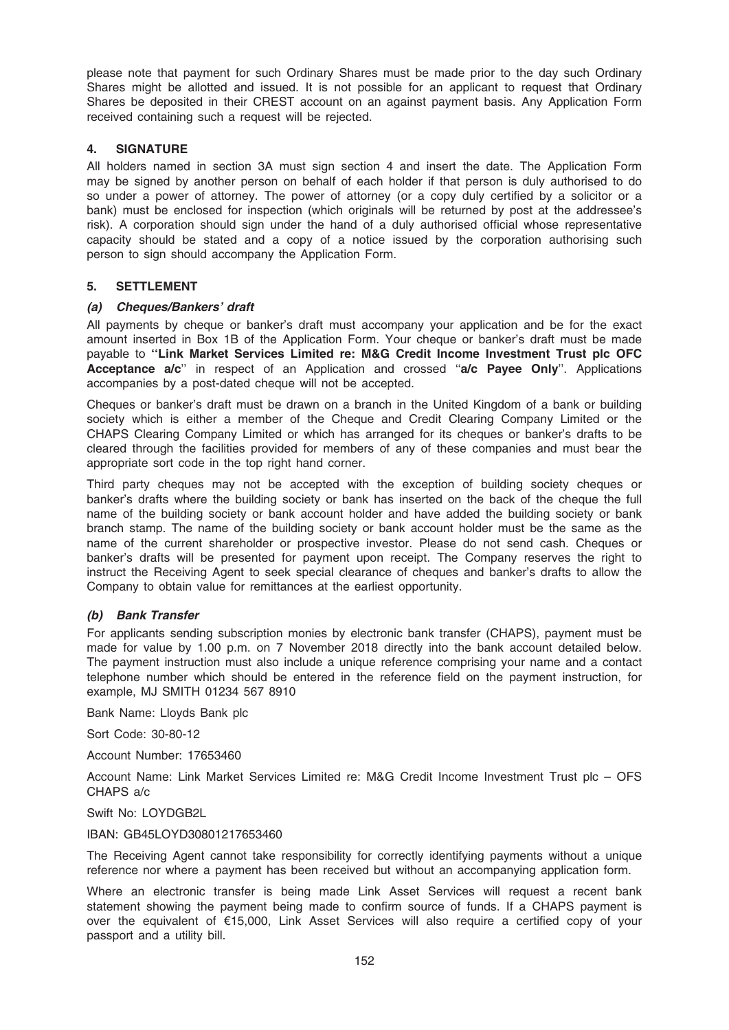please note that payment for such Ordinary Shares must be made prior to the day such Ordinary Shares might be allotted and issued. It is not possible for an applicant to request that Ordinary Shares be deposited in their CREST account on an against payment basis. Any Application Form received containing such a request will be rejected.

## 4. SIGNATURE

All holders named in section 3A must sign section 4 and insert the date. The Application Form may be signed by another person on behalf of each holder if that person is duly authorised to do so under a power of attorney. The power of attorney (or a copy duly certified by a solicitor or a bank) must be enclosed for inspection (which originals will be returned by post at the addressee's risk). A corporation should sign under the hand of a duly authorised official whose representative capacity should be stated and a copy of a notice issued by the corporation authorising such person to sign should accompany the Application Form.

## 5. SETTLEMENT

### *(a) Cheques/Bankers' draft*

All payments by cheque or banker's draft must accompany your application and be for the exact amount inserted in Box 1B of the Application Form. Your cheque or banker's draft must be made payable to **''Link Market Services Limited re: M&G Credit Income Investment Trust plc OFC Acceptance a/c''** in respect of an Application and crossed ''**a/c Payee Only**''. Applications accompanies by a post-dated cheque will not be accepted.

Cheques or banker's draft must be drawn on a branch in the United Kingdom of a bank or building society which is either a member of the Cheque and Credit Clearing Company Limited or the CHAPS Clearing Company Limited or which has arranged for its cheques or banker's drafts to be cleared through the facilities provided for members of any of these companies and must bear the appropriate sort code in the top right hand corner.

Third party cheques may not be accepted with the exception of building society cheques or banker's drafts where the building society or bank has inserted on the back of the cheque the full name of the building society or bank account holder and have added the building society or bank branch stamp. The name of the building society or bank account holder must be the same as the name of the current shareholder or prospective investor. Please do not send cash. Cheques or banker's drafts will be presented for payment upon receipt. The Company reserves the right to instruct the Receiving Agent to seek special clearance of cheques and banker's drafts to allow the Company to obtain value for remittances at the earliest opportunity.

### *(b) Bank Transfer*

For applicants sending subscription monies by electronic bank transfer (CHAPS), payment must be made for value by 1.00 p.m. on 7 November 2018 directly into the bank account detailed below. The payment instruction must also include a unique reference comprising your name and a contact telephone number which should be entered in the reference field on the payment instruction, for example, MJ SMITH 01234 567 8910

Bank Name: Lloyds Bank plc

Sort Code: 30-80-12

Account Number: 17653460

Account Name: Link Market Services Limited re: M&G Credit Income Investment Trust plc – OFS CHAPS a/c

Swift No: LOYDGB2L

IBAN: GB45LOYD30801217653460

The Receiving Agent cannot take responsibility for correctly identifying payments without a unique reference nor where a payment has been received but without an accompanying application form.

Where an electronic transfer is being made Link Asset Services will request a recent bank statement showing the payment being made to confirm source of funds. If a CHAPS payment is over the equivalent of €15,000, Link Asset Services will also require a certified copy of your passport and a utility bill.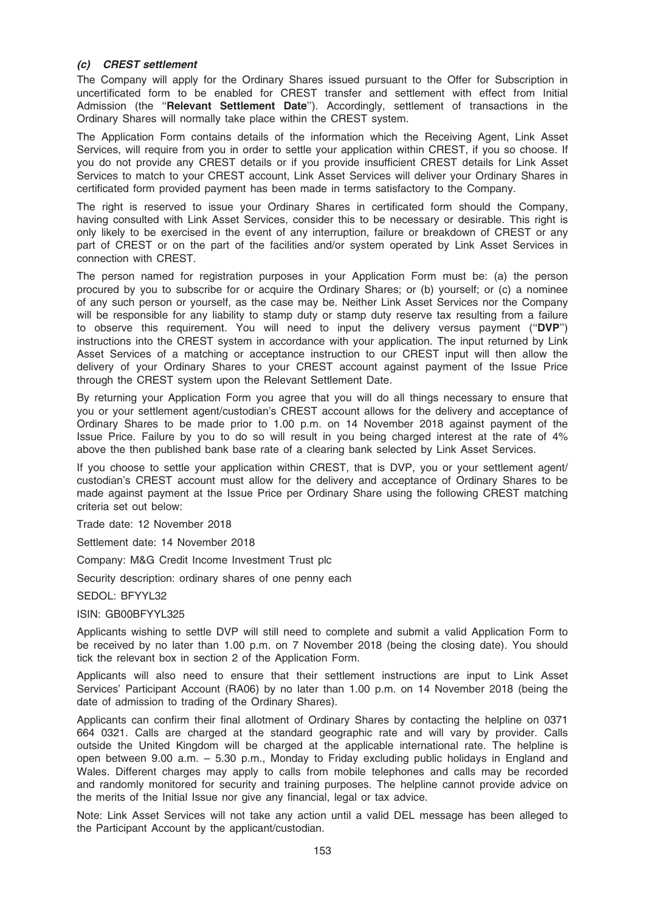### *(c) CREST settlement*

The Company will apply for the Ordinary Shares issued pursuant to the Offer for Subscription in uncertificated form to be enabled for CREST transfer and settlement with effect from Initial Admission (the "**Relevant Settlement Date**"). Accordingly, settlement of transactions in the Ordinary Shares will normally take place within the CREST system.

The Application Form contains details of the information which the Receiving Agent, Link Asset Services, will require from you in order to settle your application within CREST, if you so choose. If you do not provide any CREST details or if you provide insufficient CREST details for Link Asset Services to match to your CREST account, Link Asset Services will deliver your Ordinary Shares in certificated form provided payment has been made in terms satisfactory to the Company.

The right is reserved to issue your Ordinary Shares in certificated form should the Company, having consulted with Link Asset Services, consider this to be necessary or desirable. This right is only likely to be exercised in the event of any interruption, failure or breakdown of CREST or any part of CREST or on the part of the facilities and/or system operated by Link Asset Services in connection with CREST.

The person named for registration purposes in your Application Form must be: (a) the person procured by you to subscribe for or acquire the Ordinary Shares; or (b) yourself; or (c) a nominee of any such person or yourself, as the case may be. Neither Link Asset Services nor the Company will be responsible for any liability to stamp duty or stamp duty reserve tax resulting from a failure to observe this requirement. You will need to input the delivery versus payment ("**DVP**") instructions into the CREST system in accordance with your application. The input returned by Link Asset Services of a matching or acceptance instruction to our CREST input will then allow the delivery of your Ordinary Shares to your CREST account against payment of the Issue Price through the CREST system upon the Relevant Settlement Date.

By returning your Application Form you agree that you will do all things necessary to ensure that you or your settlement agent/custodian's CREST account allows for the delivery and acceptance of Ordinary Shares to be made prior to 1.00 p.m. on 14 November 2018 against payment of the Issue Price. Failure by you to do so will result in you being charged interest at the rate of 4% above the then published bank base rate of a clearing bank selected by Link Asset Services.

If you choose to settle your application within CREST, that is DVP, you or your settlement agent/ custodian's CREST account must allow for the delivery and acceptance of Ordinary Shares to be made against payment at the Issue Price per Ordinary Share using the following CREST matching criteria set out below:

Trade date: 12 November 2018

Settlement date: 14 November 2018

Company: M&G Credit Income Investment Trust plc

Security description: ordinary shares of one penny each

SEDOL: BFYYL32

ISIN: GB00BFYYL325

Applicants wishing to settle DVP will still need to complete and submit a valid Application Form to be received by no later than 1.00 p.m. on 7 November 2018 (being the closing date). You should tick the relevant box in section 2 of the Application Form.

Applicants will also need to ensure that their settlement instructions are input to Link Asset Services' Participant Account (RA06) by no later than 1.00 p.m. on 14 November 2018 (being the date of admission to trading of the Ordinary Shares).

Applicants can confirm their final allotment of Ordinary Shares by contacting the helpline on 0371 664 0321. Calls are charged at the standard geographic rate and will vary by provider. Calls outside the United Kingdom will be charged at the applicable international rate. The helpline is open between 9.00 a.m. – 5.30 p.m., Monday to Friday excluding public holidays in England and Wales. Different charges may apply to calls from mobile telephones and calls may be recorded and randomly monitored for security and training purposes. The helpline cannot provide advice on the merits of the Initial Issue nor give any financial, legal or tax advice.

Note: Link Asset Services will not take any action until a valid DEL message has been alleged to the Participant Account by the applicant/custodian.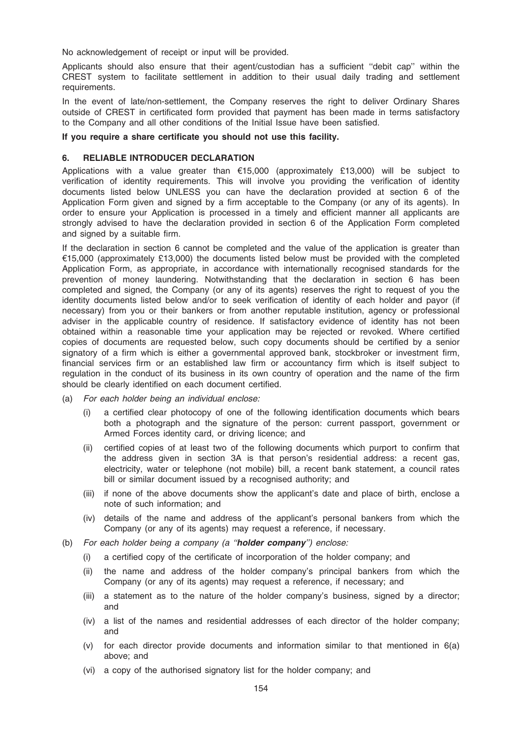No acknowledgement of receipt or input will be provided.

Applicants should also ensure that their agent/custodian has a sufficient ''debit cap'' within the CREST system to facilitate settlement in addition to their usual daily trading and settlement requirements.

In the event of late/non-settlement, the Company reserves the right to deliver Ordinary Shares outside of CREST in certificated form provided that payment has been made in terms satisfactory to the Company and all other conditions of the Initial Issue have been satisfied.

**If you require a share certificate you should not use this facility.**

## 6. RELIABLE INTRODUCER DECLARATION

Applications with a value greater than €15,000 (approximately £13,000) will be subject to verification of identity requirements. This will involve you providing the verification of identity documents listed below UNLESS you can have the declaration provided at section 6 of the Application Form given and signed by a firm acceptable to the Company (or any of its agents). In order to ensure your Application is processed in a timely and efficient manner all applicants are strongly advised to have the declaration provided in section 6 of the Application Form completed and signed by a suitable firm.

If the declaration in section 6 cannot be completed and the value of the application is greater than €15,000 (approximately £13,000) the documents listed below must be provided with the completed Application Form, as appropriate, in accordance with internationally recognised standards for the prevention of money laundering. Notwithstanding that the declaration in section 6 has been completed and signed, the Company (or any of its agents) reserves the right to request of you the identity documents listed below and/or to seek verification of identity of each holder and payor (if necessary) from you or their bankers or from another reputable institution, agency or professional adviser in the applicable country of residence. If satisfactory evidence of identity has not been obtained within a reasonable time your application may be rejected or revoked. Where certified copies of documents are requested below, such copy documents should be certified by a senior signatory of a firm which is either a governmental approved bank, stockbroker or investment firm, financial services firm or an established law firm or accountancy firm which is itself subject to regulation in the conduct of its business in its own country of operation and the name of the firm should be clearly identified on each document certified.

(a) *For each holder being an individual enclose:*

   (i) a certified clear photocopy of one of the following identification documents which bears both a photograph and the signature of the person: current passport, government or Armed Forces identity card, or driving licence; and

   (ii) certified copies of at least two of the following documents which purport to confirm that the address given in section 3A is that person's residential address: a recent gas, electricity, water or telephone (not mobile) bill, a recent bank statement, a council rates bill or similar document issued by a recognised authority; and

   (iii) if none of the above documents show the applicant's date and place of birth, enclose a note of such information; and

   (iv) details of the name and address of the applicant's personal bankers from which the Company (or any of its agents) may request a reference, if necessary.

(b) *For each holder being a company (a ''**holder company**'') enclose:*

   (i) a certified copy of the certificate of incorporation of the holder company; and

   (ii) the name and address of the holder company's principal bankers from which the Company (or any of its agents) may request a reference, if necessary; and

   (iii) a statement as to the nature of the holder company's business, signed by a director; and

   (iv) a list of the names and residential addresses of each director of the holder company; and

   (v) for each director provide documents and information similar to that mentioned in 6(a) above; and

   (vi) a copy of the authorised signatory list for the holder company; and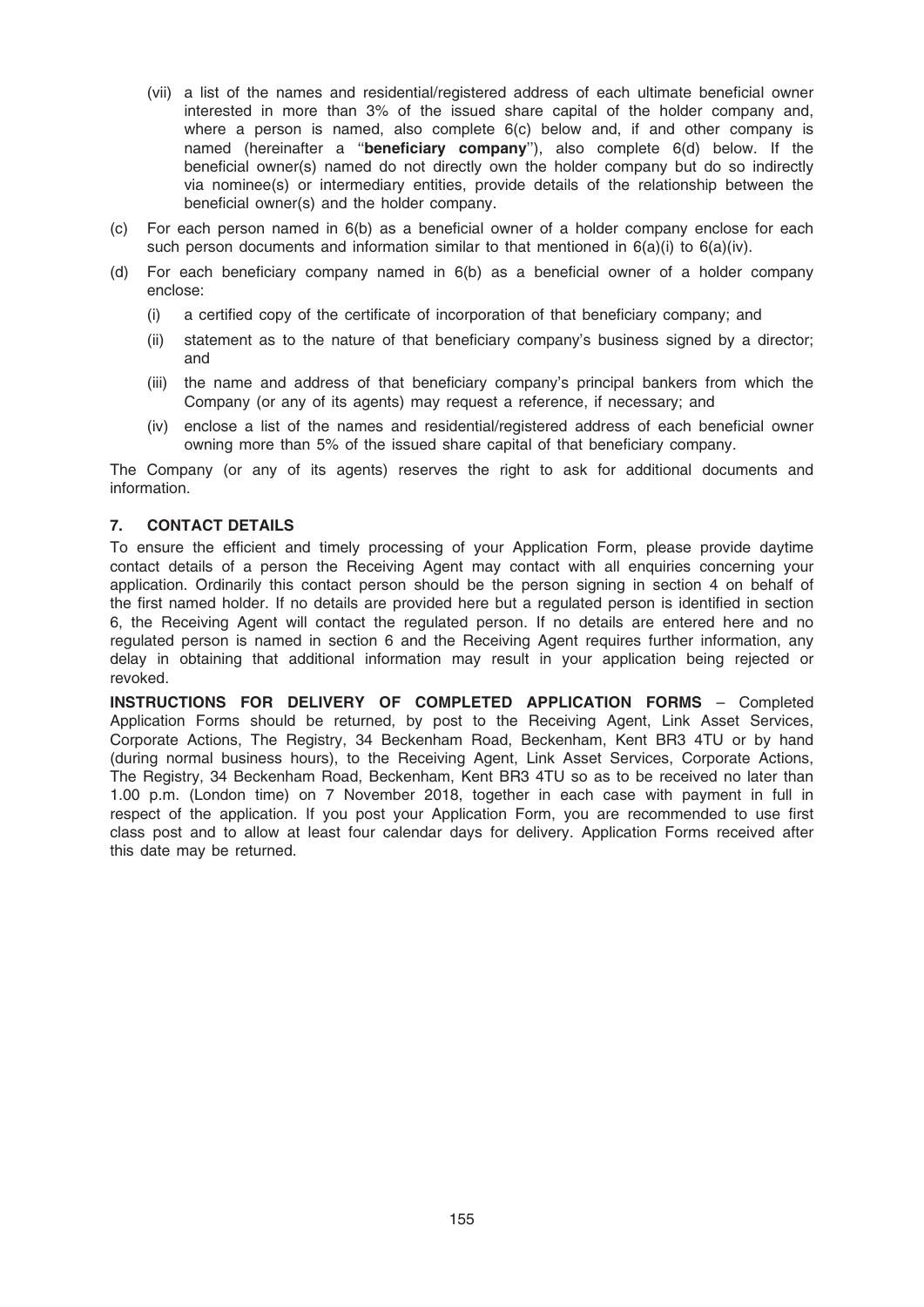(vii) a list of the names and residential/registered address of each ultimate beneficial owner interested in more than 3% of the issued share capital of the holder company and, where a person is named, also complete 6(c) below and, if and other company is named (hereinafter a "**beneficiary company**"), also complete 6(d) below. If the beneficial owner(s) named do not directly own the holder company but do so indirectly via nominee(s) or intermediary entities, provide details of the relationship between the beneficial owner(s) and the holder company.

(c) For each person named in 6(b) as a beneficial owner of a holder company enclose for each such person documents and information similar to that mentioned in 6(a)(i) to 6(a)(iv).

(d) For each beneficiary company named in 6(b) as a beneficial owner of a holder company enclose:

(i) a certified copy of the certificate of incorporation of that beneficiary company; and

(ii) statement as to the nature of that beneficiary company's business signed by a director; and

(iii) the name and address of that beneficiary company's principal bankers from which the Company (or any of its agents) may request a reference, if necessary; and

(iv) enclose a list of the names and residential/registered address of each beneficial owner owning more than 5% of the issued share capital of that beneficiary company.

The Company (or any of its agents) reserves the right to ask for additional documents and information.

## 7. CONTACT DETAILS

To ensure the efficient and timely processing of your Application Form, please provide daytime contact details of a person the Receiving Agent may contact with all enquiries concerning your application. Ordinarily this contact person should be the person signing in section 4 on behalf of the first named holder. If no details are provided here but a regulated person is identified in section 6, the Receiving Agent will contact the regulated person. If no details are entered here and no regulated person is named in section 6 and the Receiving Agent requires further information, any delay in obtaining that additional information may result in your application being rejected or revoked.

**INSTRUCTIONS FOR DELIVERY OF COMPLETED APPLICATION FORMS** – Completed Application Forms should be returned, by post to the Receiving Agent, Link Asset Services, Corporate Actions, The Registry, 34 Beckenham Road, Beckenham, Kent BR3 4TU or by hand (during normal business hours), to the Receiving Agent, Link Asset Services, Corporate Actions, The Registry, 34 Beckenham Road, Beckenham, Kent BR3 4TU so as to be received no later than 1.00 p.m. (London time) on 7 November 2018, together in each case with payment in full in respect of the application. If you post your Application Form, you are recommended to use first class post and to allow at least four calendar days for delivery. Application Forms received after this date may be returned.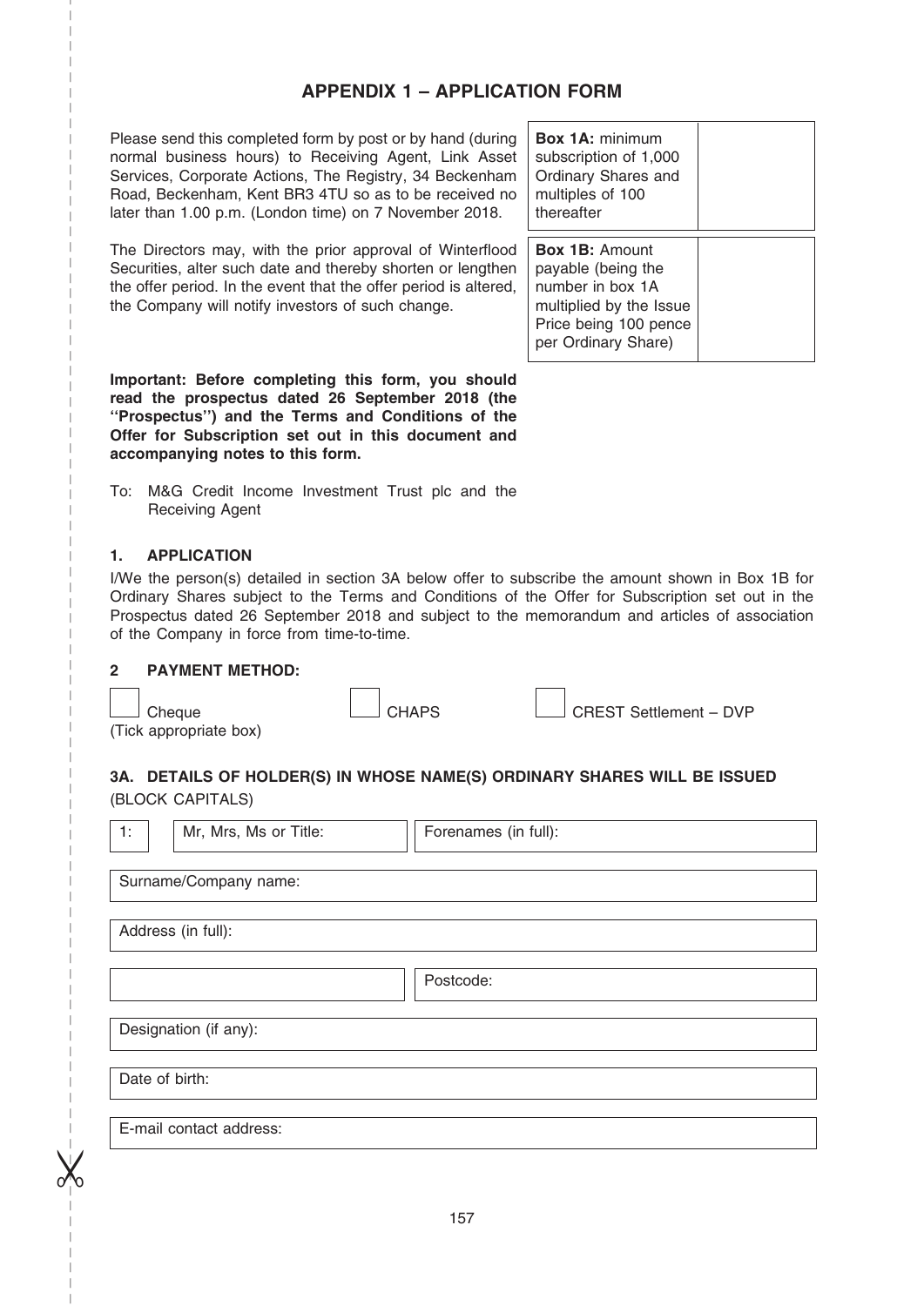# APPENDIX 1 – APPLICATION FORM

Please send this completed form by post or by hand (during normal business hours) to Receiving Agent, Link Asset Services, Corporate Actions, The Registry, 34 Beckenham Road, Beckenham, Kent BR3 4TU so as to be received no later than 1.00 p.m. (London time) on 7 November 2018.

The Directors may, with the prior approval of Winterflood Securities, alter such date and thereby shorten or lengthen the offer period. In the event that the offer period is altered, the Company will notify investors of such change.

| | |
|---|---|
| **Box 1A:** minimum subscription of 1,000 Ordinary Shares and multiples of 100 thereafter | |
| **Box 1B:** Amount payable (being the number in box 1A multiplied by the Issue Price being 100 pence per Ordinary Share) | |

**Important: Before completing this form, you should read the prospectus dated 26 September 2018 (the "Prospectus") and the Terms and Conditions of the Offer for Subscription set out in this document and accompanying notes to this form.**

To: M&G Credit Income Investment Trust plc and the Receiving Agent

## 1. APPLICATION

I/We the person(s) detailed in section 3A below offer to subscribe the amount shown in Box 1B for Ordinary Shares subject to the Terms and Conditions of the Offer for Subscription set out in the Prospectus dated 26 September 2018 and subject to the memorandum and articles of association of the Company in force from time-to-time.

## 2 PAYMENT METHOD:

☐ Cheque ☐ CHAPS ☐ CREST Settlement – DVP

(Tick appropriate box)

## 3A. DETAILS OF HOLDER(S) IN WHOSE NAME(S) ORDINARY SHARES WILL BE ISSUED

(BLOCK CAPITALS)

| | | |
|---|---|---|
| 1: | Mr, Mrs, Ms or Title: | Forenames (in full): |
| Surname/Company name: | | |
| Address (in full): | | |
| | | Postcode: |
| Designation (if any): | | |
| Date of birth: | | |
| E-mail contact address: | | |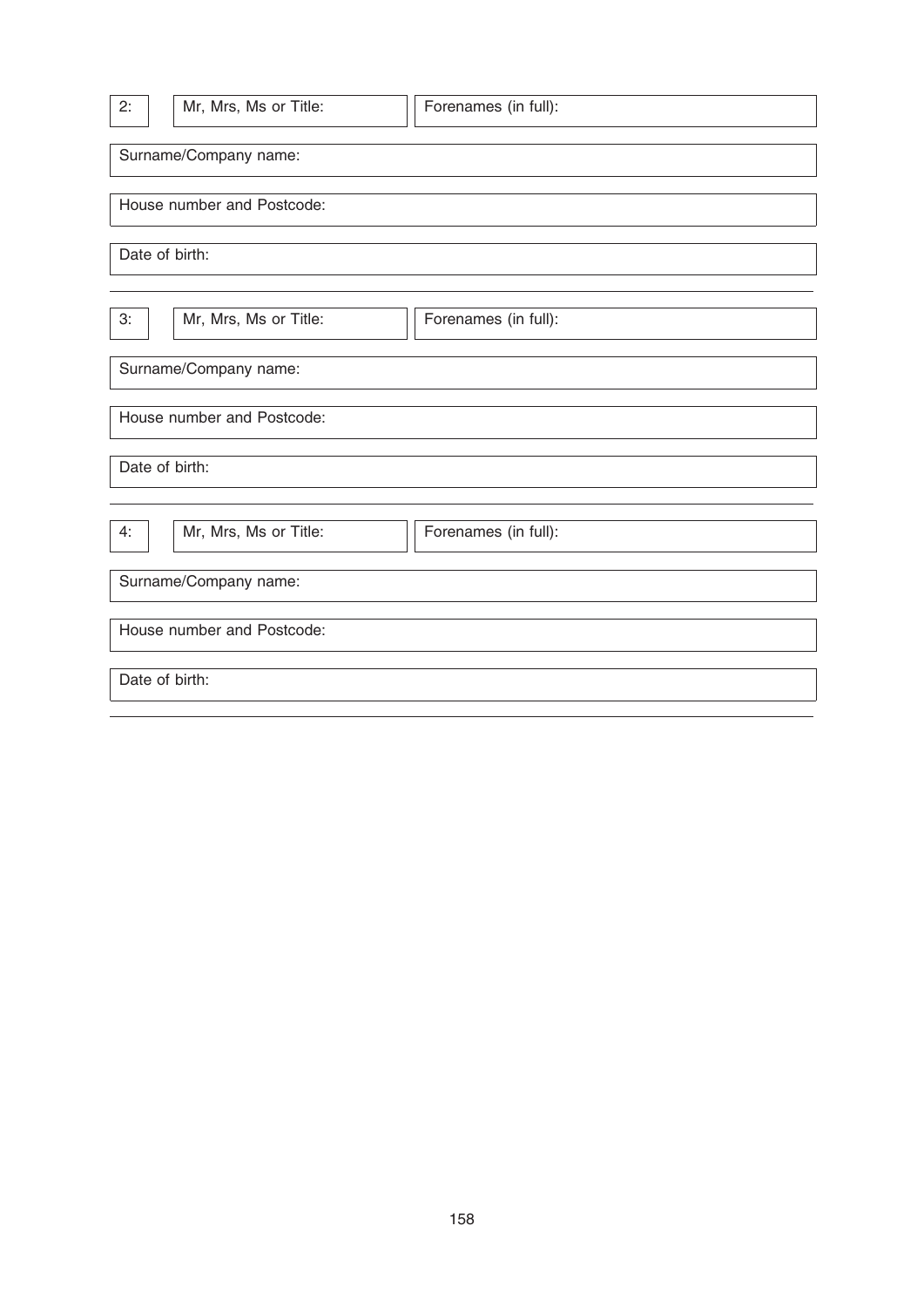| 2: | Mr, Mrs, Ms or Title: | Forenames (in full): |
|---|---|---|

| Surname/Company name: |
|---|
| House number and Postcode: |
| Date of birth: |

---

| 3: | Mr, Mrs, Ms or Title: | Forenames (in full): |
|---|---|---|

| Surname/Company name: |
|---|
| House number and Postcode: |
| Date of birth: |

---

| 4: | Mr, Mrs, Ms or Title: | Forenames (in full): |
|---|---|---|

| Surname/Company name: |
|---|
| House number and Postcode: |
| Date of birth: |

---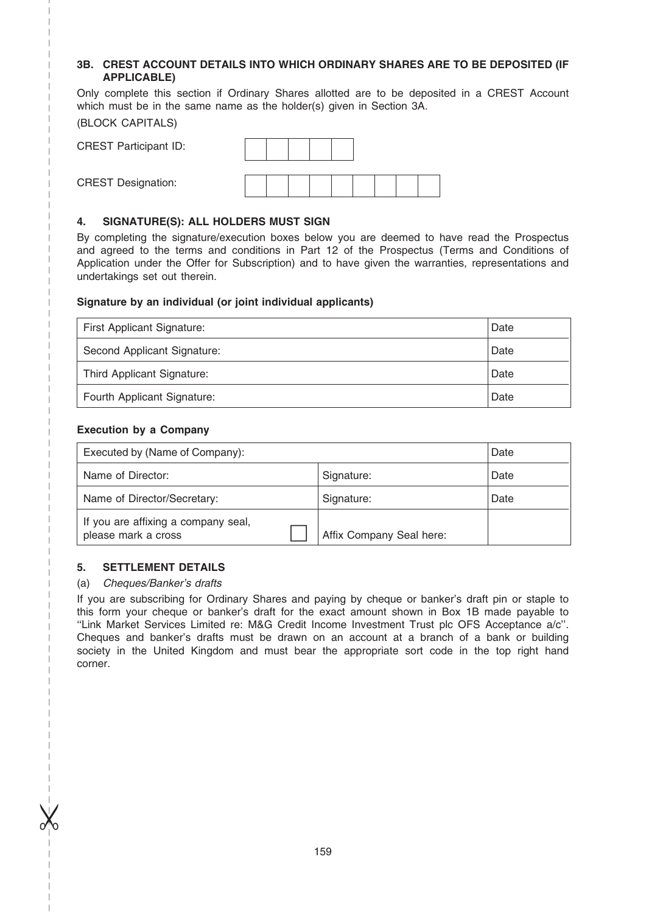### 3B. CREST ACCOUNT DETAILS INTO WHICH ORDINARY SHARES ARE TO BE DEPOSITED (IF APPLICABLE)

Only complete this section if Ordinary Shares allotted are to be deposited in a CREST Account which must be in the same name as the holder(s) given in Section 3A.

(BLOCK CAPITALS)

| CREST Participant ID: | | | | | |
|---|---|---|---|---|---|

| CREST Designation: | | | | | | | | |
|---|---|---|---|---|---|---|---|---|

### 4. SIGNATURE(S): ALL HOLDERS MUST SIGN

By completing the signature/execution boxes below you are deemed to have read the Prospectus and agreed to the terms and conditions in Part 12 of the Prospectus (Terms and Conditions of Application under the Offer for Subscription) and to have given the warranties, representations and undertakings set out therein.

**Signature by an individual (or joint individual applicants)**

| | |
|---|---|
| First Applicant Signature: | Date |
| Second Applicant Signature: | Date |
| Third Applicant Signature: | Date |
| Fourth Applicant Signature: | Date |

**Execution by a Company**

| | | |
|---|---|---|
| Executed by (Name of Company): | | Date |
| Name of Director: | Signature: | Date |
| Name of Director/Secretary: | Signature: | Date |
| If you are affixing a company seal, please mark a cross ☐ | Affix Company Seal here: | |

### 5. SETTLEMENT DETAILS

(a) *Cheques/Banker's drafts*

If you are subscribing for Ordinary Shares and paying by cheque or banker's draft pin or staple to this form your cheque or banker's draft for the exact amount shown in Box 1B made payable to "Link Market Services Limited re: M&G Credit Income Investment Trust plc OFS Acceptance a/c". Cheques and banker's drafts must be drawn on an account at a branch of a bank or building society in the United Kingdom and must bear the appropriate sort code in the top right hand corner.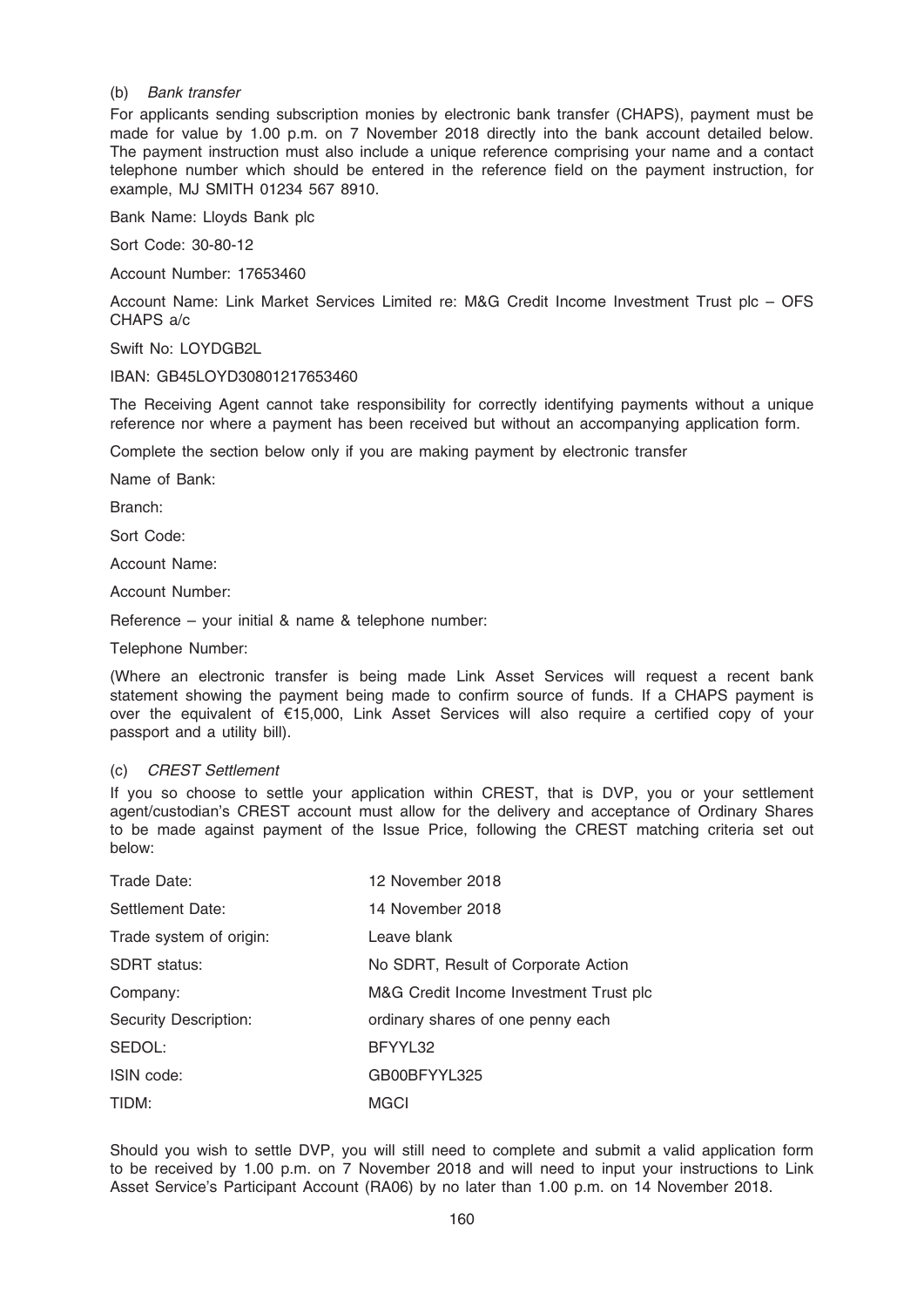(b) *Bank transfer*

For applicants sending subscription monies by electronic bank transfer (CHAPS), payment must be made for value by 1.00 p.m. on 7 November 2018 directly into the bank account detailed below. The payment instruction must also include a unique reference comprising your name and a contact telephone number which should be entered in the reference field on the payment instruction, for example, MJ SMITH 01234 567 8910.

Bank Name: Lloyds Bank plc

Sort Code: 30-80-12

Account Number: 17653460

Account Name: Link Market Services Limited re: M&G Credit Income Investment Trust plc – OFS CHAPS a/c

Swift No: LOYDGB2L

IBAN: GB45LOYD30801217653460

The Receiving Agent cannot take responsibility for correctly identifying payments without a unique reference nor where a payment has been received but without an accompanying application form.

Complete the section below only if you are making payment by electronic transfer

Name of Bank:

Branch:

Sort Code:

Account Name:

Account Number:

Reference – your initial & name & telephone number:

Telephone Number:

(Where an electronic transfer is being made Link Asset Services will request a recent bank statement showing the payment being made to confirm source of funds. If a CHAPS payment is over the equivalent of €15,000, Link Asset Services will also require a certified copy of your passport and a utility bill).

(c) *CREST Settlement*

If you so choose to settle your application within CREST, that is DVP, you or your settlement agent/custodian's CREST account must allow for the delivery and acceptance of Ordinary Shares to be made against payment of the Issue Price, following the CREST matching criteria set out below:

| | |
|---|---|
| Trade Date: | 12 November 2018 |
| Settlement Date: | 14 November 2018 |
| Trade system of origin: | Leave blank |
| SDRT status: | No SDRT, Result of Corporate Action |
| Company: | M&G Credit Income Investment Trust plc |
| Security Description: | ordinary shares of one penny each |
| SEDOL: | BFYYL32 |
| ISIN code: | GB00BFYYL325 |
| TIDM: | MGCI |

Should you wish to settle DVP, you will still need to complete and submit a valid application form to be received by 1.00 p.m. on 7 November 2018 and will need to input your instructions to Link Asset Service's Participant Account (RA06) by no later than 1.00 p.m. on 14 November 2018.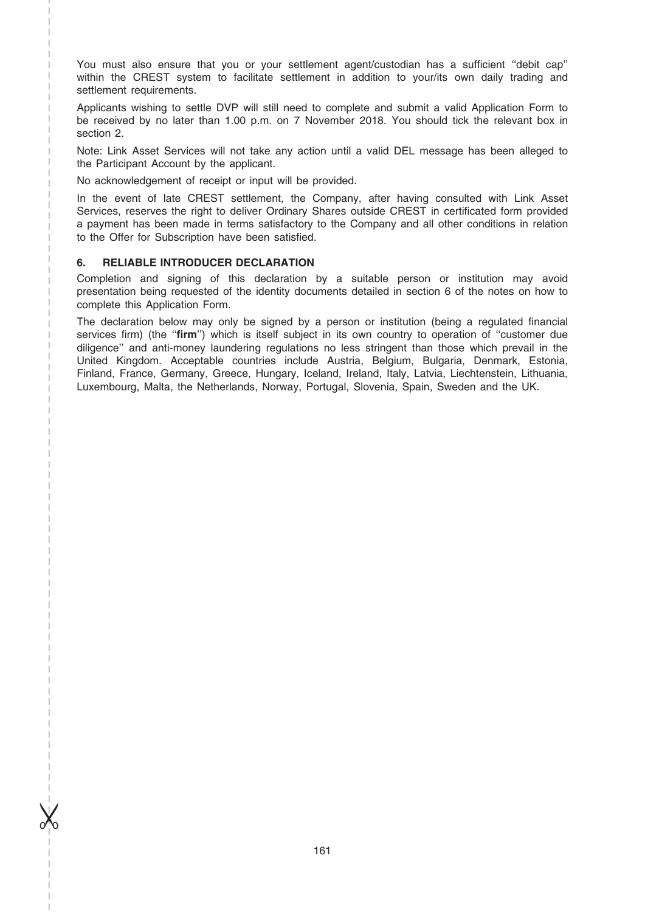You must also ensure that you or your settlement agent/custodian has a sufficient ''debit cap'' within the CREST system to facilitate settlement in addition to your/its own daily trading and settlement requirements.

Applicants wishing to settle DVP will still need to complete and submit a valid Application Form to be received by no later than 1.00 p.m. on 7 November 2018. You should tick the relevant box in section 2.

Note: Link Asset Services will not take any action until a valid DEL message has been alleged to the Participant Account by the applicant.

No acknowledgement of receipt or input will be provided.

In the event of late CREST settlement, the Company, after having consulted with Link Asset Services, reserves the right to deliver Ordinary Shares outside CREST in certificated form provided a payment has been made in terms satisfactory to the Company and all other conditions in relation to the Offer for Subscription have been satisfied.

## 6. RELIABLE INTRODUCER DECLARATION

Completion and signing of this declaration by a suitable person or institution may avoid presentation being requested of the identity documents detailed in section 6 of the notes on how to complete this Application Form.

The declaration below may only be signed by a person or institution (being a regulated financial services firm) (the ''**firm**'') which is itself subject in its own country to operation of ''customer due diligence'' and anti-money laundering regulations no less stringent than those which prevail in the United Kingdom. Acceptable countries include Austria, Belgium, Bulgaria, Denmark, Estonia, Finland, France, Germany, Greece, Hungary, Iceland, Ireland, Italy, Latvia, Liechtenstein, Lithuania, Luxembourg, Malta, the Netherlands, Norway, Portugal, Slovenia, Spain, Sweden and the UK.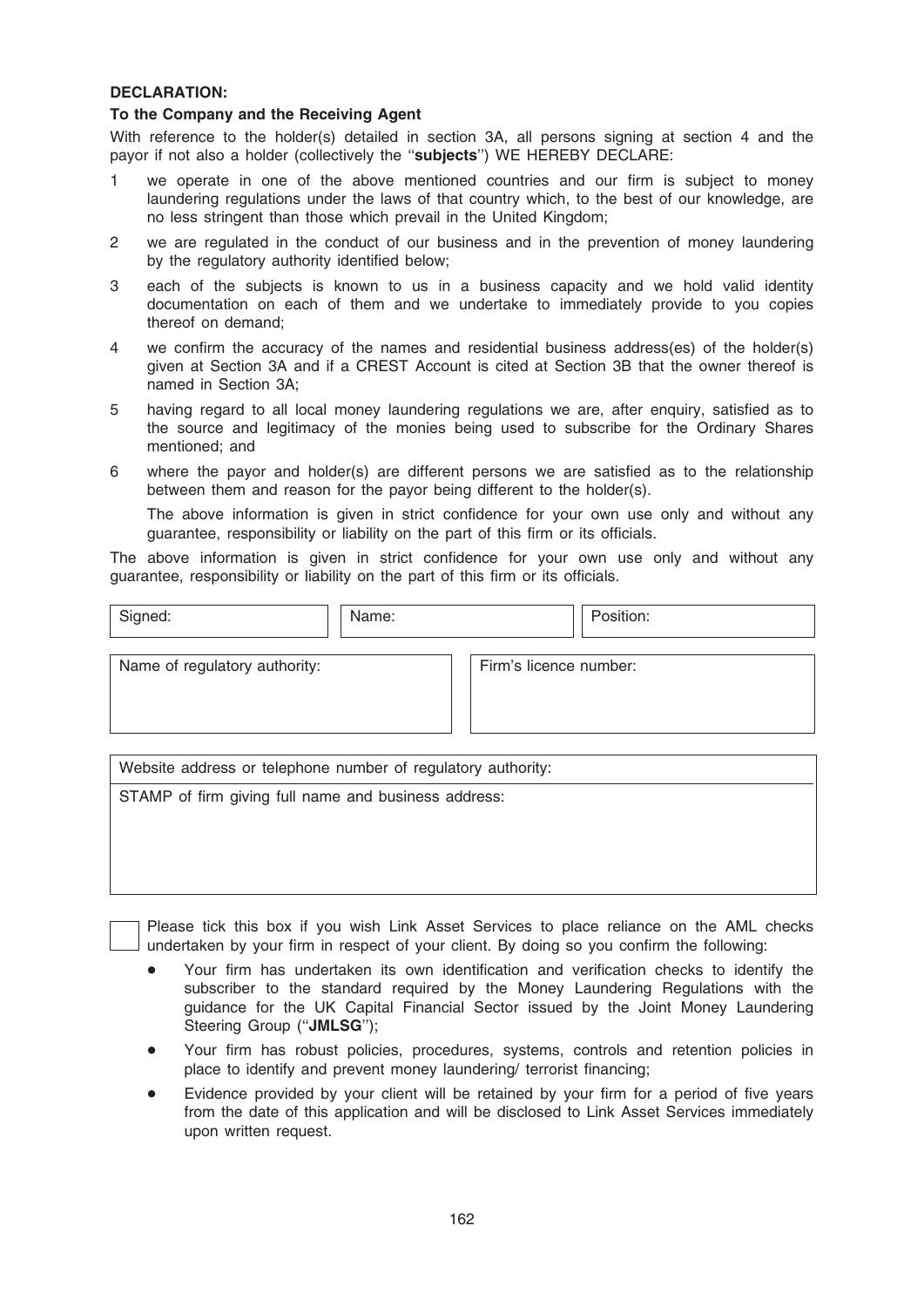**DECLARATION:**

**To the Company and the Receiving Agent**

With reference to the holder(s) detailed in section 3A, all persons signing at section 4 and the payor if not also a holder (collectively the ''**subjects**'') WE HEREBY DECLARE:

1 we operate in one of the above mentioned countries and our firm is subject to money laundering regulations under the laws of that country which, to the best of our knowledge, are no less stringent than those which prevail in the United Kingdom;

2 we are regulated in the conduct of our business and in the prevention of money laundering by the regulatory authority identified below;

3 each of the subjects is known to us in a business capacity and we hold valid identity documentation on each of them and we undertake to immediately provide to you copies thereof on demand;

4 we confirm the accuracy of the names and residential business address(es) of the holder(s) given at Section 3A and if a CREST Account is cited at Section 3B that the owner thereof is named in Section 3A;

5 having regard to all local money laundering regulations we are, after enquiry, satisfied as to the source and legitimacy of the monies being used to subscribe for the Ordinary Shares mentioned; and

6 where the payor and holder(s) are different persons we are satisfied as to the relationship between them and reason for the payor being different to the holder(s).

   The above information is given in strict confidence for your own use only and without any guarantee, responsibility or liability on the part of this firm or its officials.

The above information is given in strict confidence for your own use only and without any guarantee, responsibility or liability on the part of this firm or its officials.

| Signed: | Name: | Position: |
| --- | --- | --- |
| | | |

| Name of regulatory authority: | Firm's licence number: |
| --- | --- |
| | |

| Website address or telephone number of regulatory authority: |
| --- |
| STAMP of firm giving full name and business address: |

☐ Please tick this box if you wish Link Asset Services to place reliance on the AML checks undertaken by your firm in respect of your client. By doing so you confirm the following:

- Your firm has undertaken its own identification and verification checks to identify the subscriber to the standard required by the Money Laundering Regulations with the guidance for the UK Capital Financial Sector issued by the Joint Money Laundering Steering Group (''**JMLSG**'');
- Your firm has robust policies, procedures, systems, controls and retention policies in place to identify and prevent money laundering/ terrorist financing;
- Evidence provided by your client will be retained by your firm for a period of five years from the date of this application and will be disclosed to Link Asset Services immediately upon written request.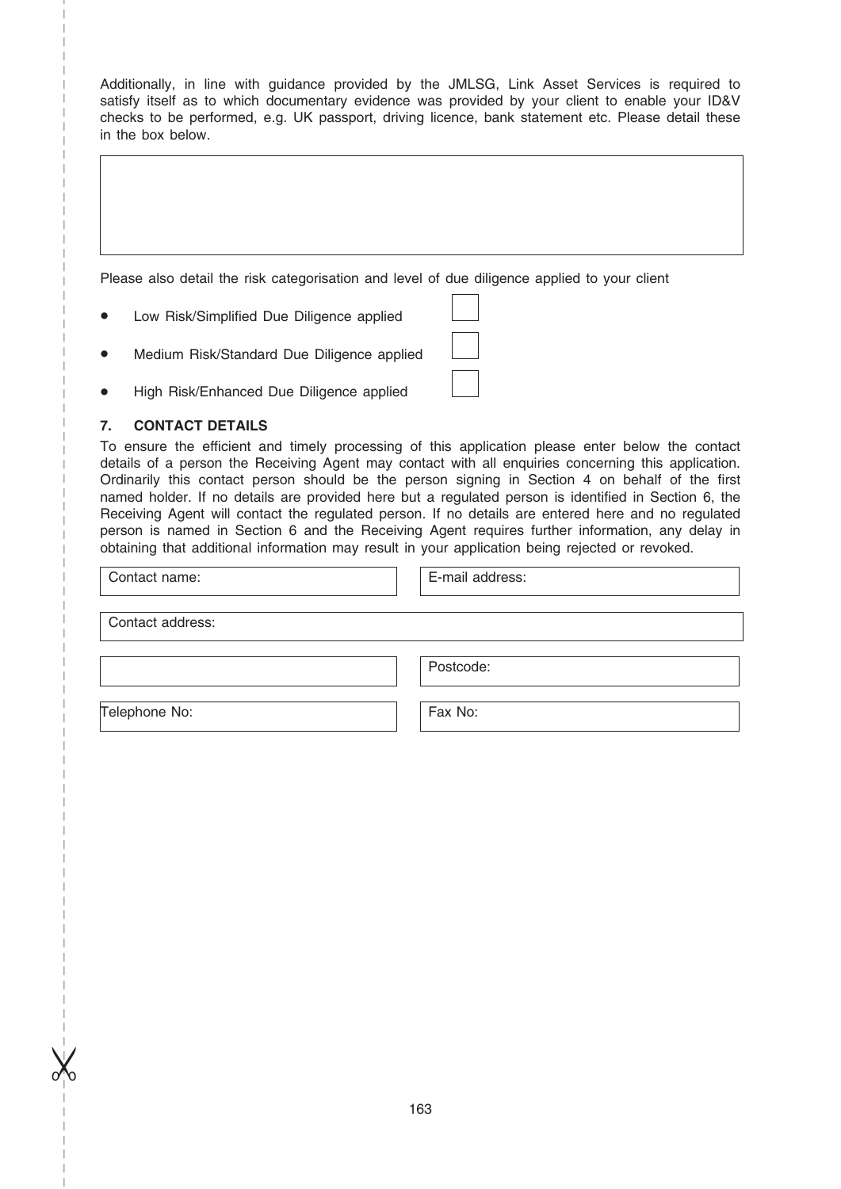Additionally, in line with guidance provided by the JMLSG, Link Asset Services is required to satisfy itself as to which documentary evidence was provided by your client to enable your ID&V checks to be performed, e.g. UK passport, driving licence, bank statement etc. Please detail these in the box below.

Please also detail the risk categorisation and level of due diligence applied to your client

- Low Risk/Simplified Due Diligence applied ☐
- Medium Risk/Standard Due Diligence applied ☐
- High Risk/Enhanced Due Diligence applied ☐

## 7. CONTACT DETAILS

To ensure the efficient and timely processing of this application please enter below the contact details of a person the Receiving Agent may contact with all enquiries concerning this application. Ordinarily this contact person should be the person signing in Section 4 on behalf of the first named holder. If no details are provided here but a regulated person is identified in Section 6, the Receiving Agent will contact the regulated person. If no details are entered here and no regulated person is named in Section 6 and the Receiving Agent requires further information, any delay in obtaining that additional information may result in your application being rejected or revoked.

| Contact name: | E-mail address: |
|---|---|
| Contact address: | |
| | Postcode: |
| Telephone No: | Fax No: |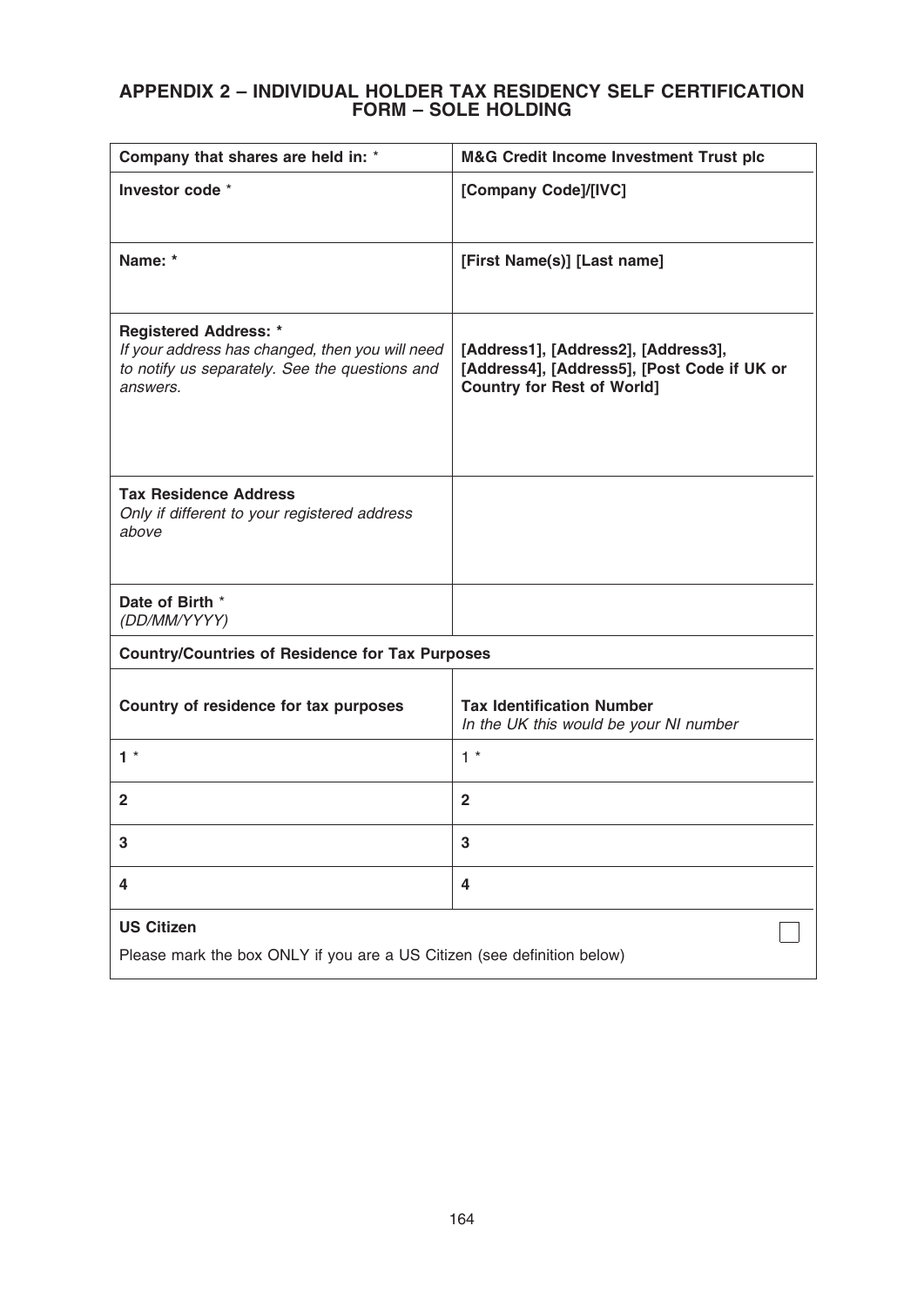## APPENDIX 2 – INDIVIDUAL HOLDER TAX RESIDENCY SELF CERTIFICATION FORM – SOLE HOLDING

| | |
|---|---|
| **Company that shares are held in:** * | **M&G Credit Income Investment Trust plc** |
| **Investor code** * | **[Company Code]/[IVC]** |
| **Name:** * | **[First Name(s)] [Last name]** |
| **Registered Address:** * *If your address has changed, then you will need to notify us separately. See the questions and answers.* | **[Address1], [Address2], [Address3], [Address4], [Address5], [Post Code if UK or Country for Rest of World]** |
| **Tax Residence Address** *Only if different to your registered address above* | |
| **Date of Birth** * *(DD/MM/YYYY)* | |
| **Country/Countries of Residence for Tax Purposes** | |
| **Country of residence for tax purposes** | **Tax Identification Number** *In the UK this would be your NI number* |
| **1** * | 1 * |
| **2** | **2** |
| **3** | **3** |
| **4** | **4** |
| **US Citizen** Please mark the box ONLY if you are a US Citizen (see definition below) | ☐ |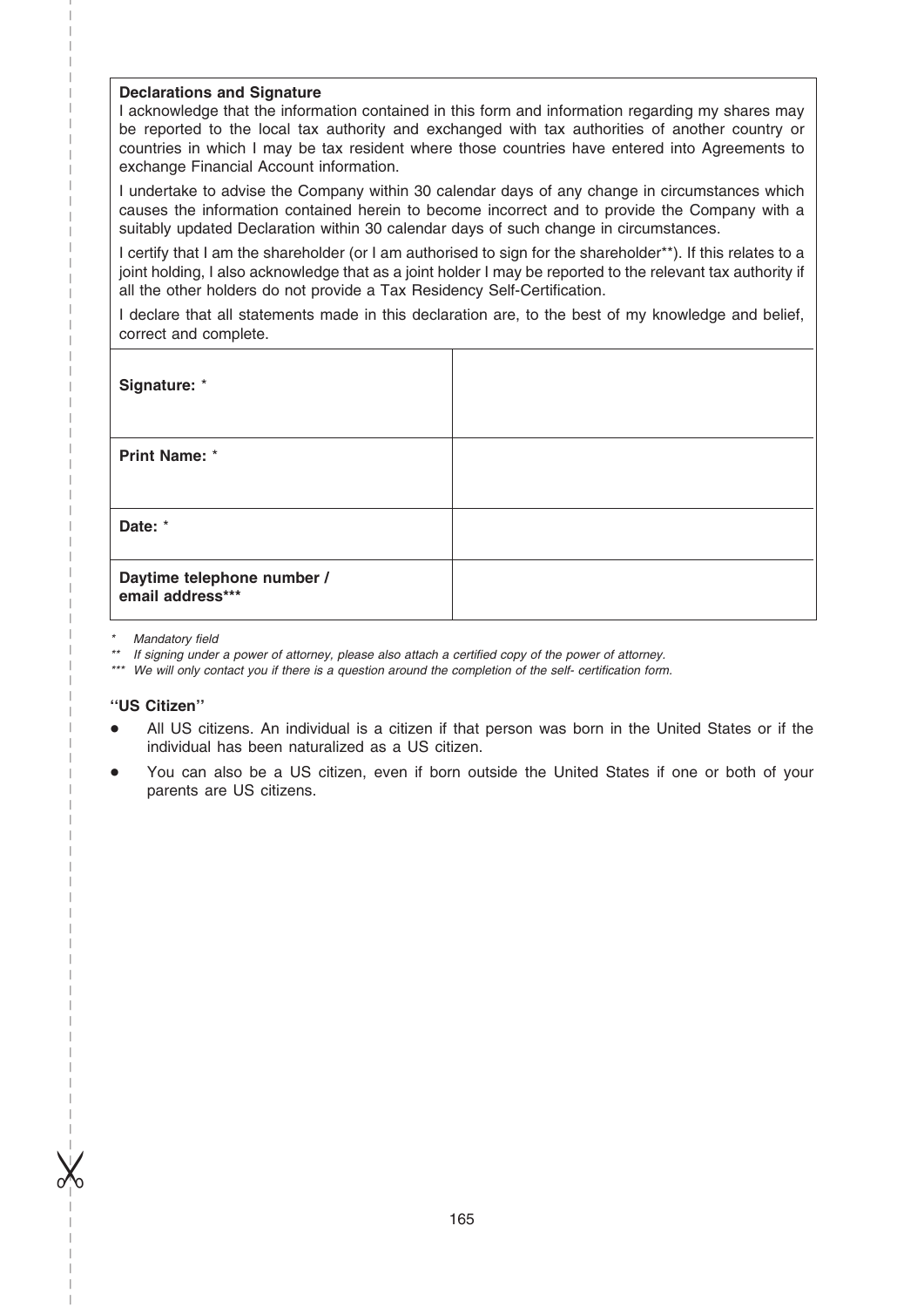**Declarations and Signature**

I acknowledge that the information contained in this form and information regarding my shares may be reported to the local tax authority and exchanged with tax authorities of another country or countries in which I may be tax resident where those countries have entered into Agreements to exchange Financial Account information.

I undertake to advise the Company within 30 calendar days of any change in circumstances which causes the information contained herein to become incorrect and to provide the Company with a suitably updated Declaration within 30 calendar days of such change in circumstances.

I certify that I am the shareholder (or I am authorised to sign for the shareholder**). If this relates to a joint holding, I also acknowledge that as a joint holder I may be reported to the relevant tax authority if all the other holders do not provide a Tax Residency Self-Certification.

I declare that all statements made in this declaration are, to the best of my knowledge and belief, correct and complete.

| | |
|---|---|
| **Signature:** * | |
| **Print Name:** * | |
| **Date:** * | |
| **Daytime telephone number / email address***** | |

\* *Mandatory field*

\** *If signing under a power of attorney, please also attach a certified copy of the power of attorney.*

\*** *We will only contact you if there is a question around the completion of the self- certification form.*

**"US Citizen"**

- All US citizens. An individual is a citizen if that person was born in the United States or if the individual has been naturalized as a US citizen.
- You can also be a US citizen, even if born outside the United States if one or both of your parents are US citizens.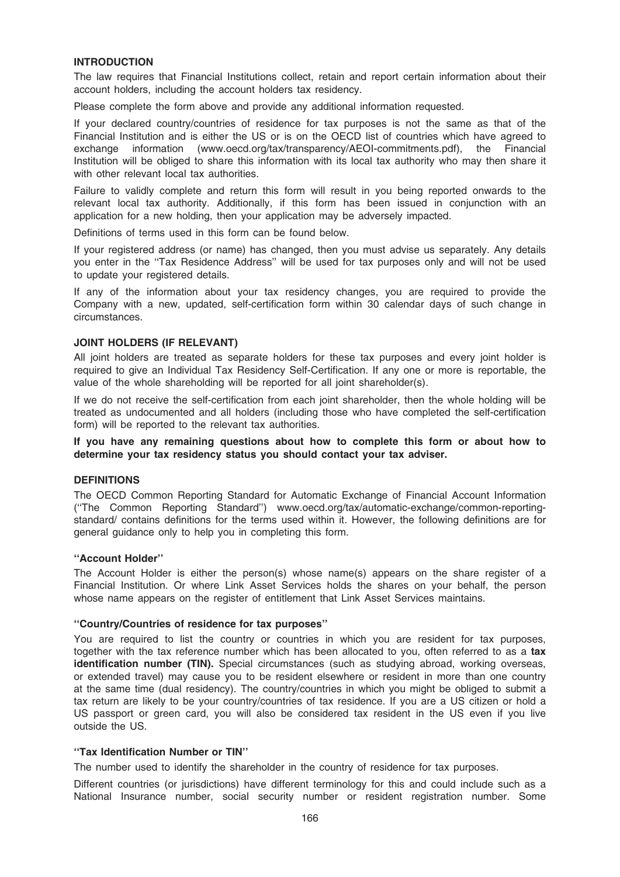## INTRODUCTION

The law requires that Financial Institutions collect, retain and report certain information about their account holders, including the account holders tax residency.

Please complete the form above and provide any additional information requested.

If your declared country/countries of residence for tax purposes is not the same as that of the Financial Institution and is either the US or is on the OECD list of countries which have agreed to exchange information (www.oecd.org/tax/transparency/AEOI-commitments.pdf), the Financial Institution will be obliged to share this information with its local tax authority who may then share it with other relevant local tax authorities.

Failure to validly complete and return this form will result in you being reported onwards to the relevant local tax authority. Additionally, if this form has been issued in conjunction with an application for a new holding, then your application may be adversely impacted.

Definitions of terms used in this form can be found below.

If your registered address (or name) has changed, then you must advise us separately. Any details you enter in the ''Tax Residence Address'' will be used for tax purposes only and will not be used to update your registered details.

If any of the information about your tax residency changes, you are required to provide the Company with a new, updated, self-certification form within 30 calendar days of such change in circumstances.

## JOINT HOLDERS (IF RELEVANT)

All joint holders are treated as separate holders for these tax purposes and every joint holder is required to give an Individual Tax Residency Self-Certification. If any one or more is reportable, the value of the whole shareholding will be reported for all joint shareholder(s).

If we do not receive the self-certification from each joint shareholder, then the whole holding will be treated as undocumented and all holders (including those who have completed the self-certification form) will be reported to the relevant tax authorities.

**If you have any remaining questions about how to complete this form or about how to determine your tax residency status you should contact your tax adviser.**

## DEFINITIONS

The OECD Common Reporting Standard for Automatic Exchange of Financial Account Information (''The Common Reporting Standard'') www.oecd.org/tax/automatic-exchange/common-reporting-standard/ contains definitions for the terms used within it. However, the following definitions are for general guidance only to help you in completing this form.

### ''Account Holder''

The Account Holder is either the person(s) whose name(s) appears on the share register of a Financial Institution. Or where Link Asset Services holds the shares on your behalf, the person whose name appears on the register of entitlement that Link Asset Services maintains.

### ''Country/Countries of residence for tax purposes''

You are required to list the country or countries in which you are resident for tax purposes, together with the tax reference number which has been allocated to you, often referred to as a **tax identification number (TIN).** Special circumstances (such as studying abroad, working overseas, or extended travel) may cause you to be resident elsewhere or resident in more than one country at the same time (dual residency). The country/countries in which you might be obliged to submit a tax return are likely to be your country/countries of tax residence. If you are a US citizen or hold a US passport or green card, you will also be considered tax resident in the US even if you live outside the US.

### ''Tax Identification Number or TIN''

The number used to identify the shareholder in the country of residence for tax purposes.

Different countries (or jurisdictions) have different terminology for this and could include such as a National Insurance number, social security number or resident registration number. Some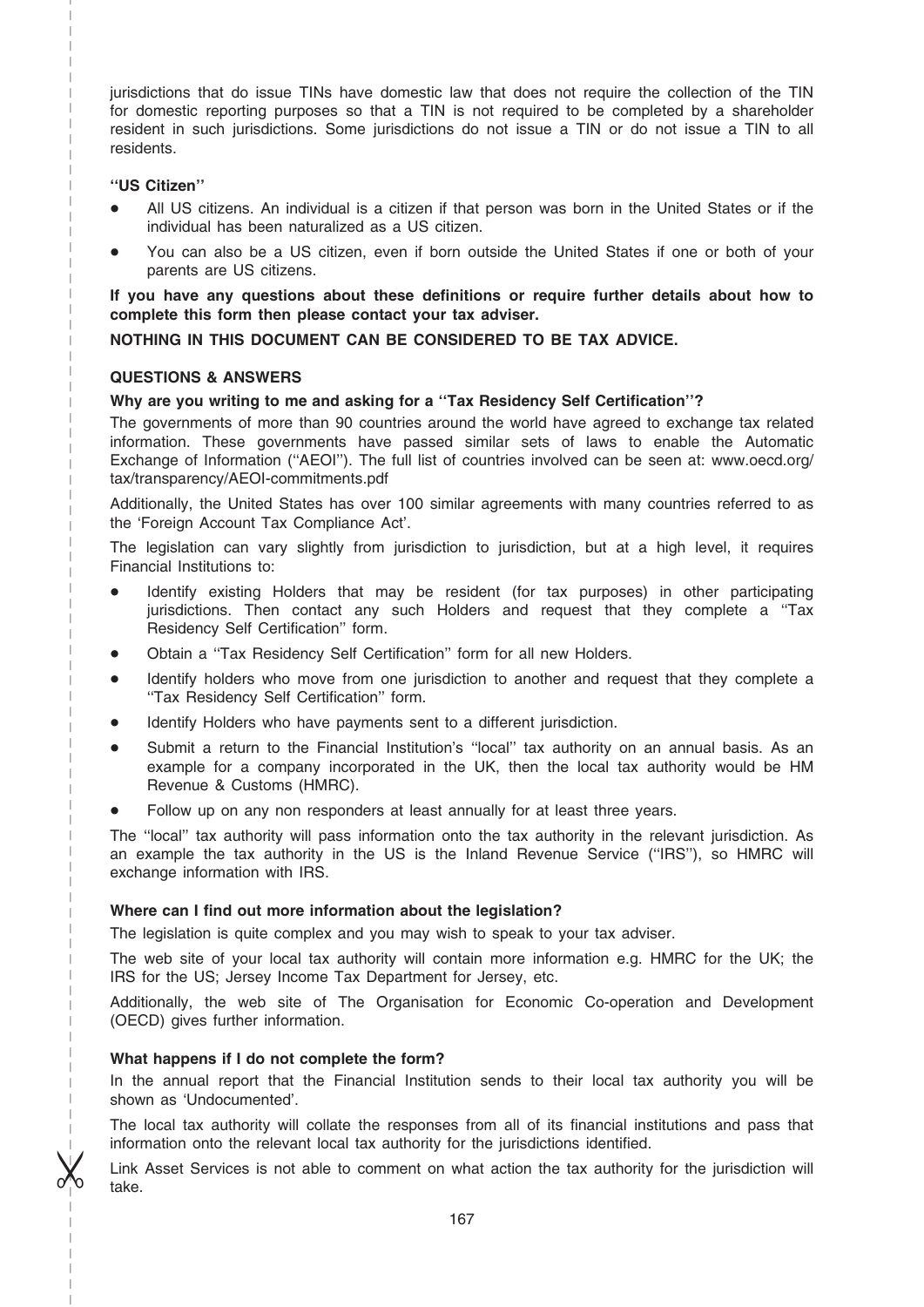jurisdictions that do issue TINs have domestic law that does not require the collection of the TIN for domestic reporting purposes so that a TIN is not required to be completed by a shareholder resident in such jurisdictions. Some jurisdictions do not issue a TIN or do not issue a TIN to all residents.

**''US Citizen''**

- All US citizens. An individual is a citizen if that person was born in the United States or if the individual has been naturalized as a US citizen.
- You can also be a US citizen, even if born outside the United States if one or both of your parents are US citizens.

**If you have any questions about these definitions or require further details about how to complete this form then please contact your tax adviser.**

**NOTHING IN THIS DOCUMENT CAN BE CONSIDERED TO BE TAX ADVICE.**

**QUESTIONS & ANSWERS**

**Why are you writing to me and asking for a ''Tax Residency Self Certification''?**

The governments of more than 90 countries around the world have agreed to exchange tax related information. These governments have passed similar sets of laws to enable the Automatic Exchange of Information (''AEOI''). The full list of countries involved can be seen at: www.oecd.org/tax/transparency/AEOI-commitments.pdf

Additionally, the United States has over 100 similar agreements with many countries referred to as the 'Foreign Account Tax Compliance Act'.

The legislation can vary slightly from jurisdiction to jurisdiction, but at a high level, it requires Financial Institutions to:

- Identify existing Holders that may be resident (for tax purposes) in other participating jurisdictions. Then contact any such Holders and request that they complete a ''Tax Residency Self Certification'' form.
- Obtain a ''Tax Residency Self Certification'' form for all new Holders.
- Identify holders who move from one jurisdiction to another and request that they complete a ''Tax Residency Self Certification'' form.
- Identify Holders who have payments sent to a different jurisdiction.
- Submit a return to the Financial Institution's ''local'' tax authority on an annual basis. As an example for a company incorporated in the UK, then the local tax authority would be HM Revenue & Customs (HMRC).
- Follow up on any non responders at least annually for at least three years.

The ''local'' tax authority will pass information onto the tax authority in the relevant jurisdiction. As an example the tax authority in the US is the Inland Revenue Service (''IRS''), so HMRC will exchange information with IRS.

**Where can I find out more information about the legislation?**

The legislation is quite complex and you may wish to speak to your tax adviser.

The web site of your local tax authority will contain more information e.g. HMRC for the UK; the IRS for the US; Jersey Income Tax Department for Jersey, etc.

Additionally, the web site of The Organisation for Economic Co-operation and Development (OECD) gives further information.

**What happens if I do not complete the form?**

In the annual report that the Financial Institution sends to their local tax authority you will be shown as 'Undocumented'.

The local tax authority will collate the responses from all of its financial institutions and pass that information onto the relevant local tax authority for the jurisdictions identified.

Link Asset Services is not able to comment on what action the tax authority for the jurisdiction will take.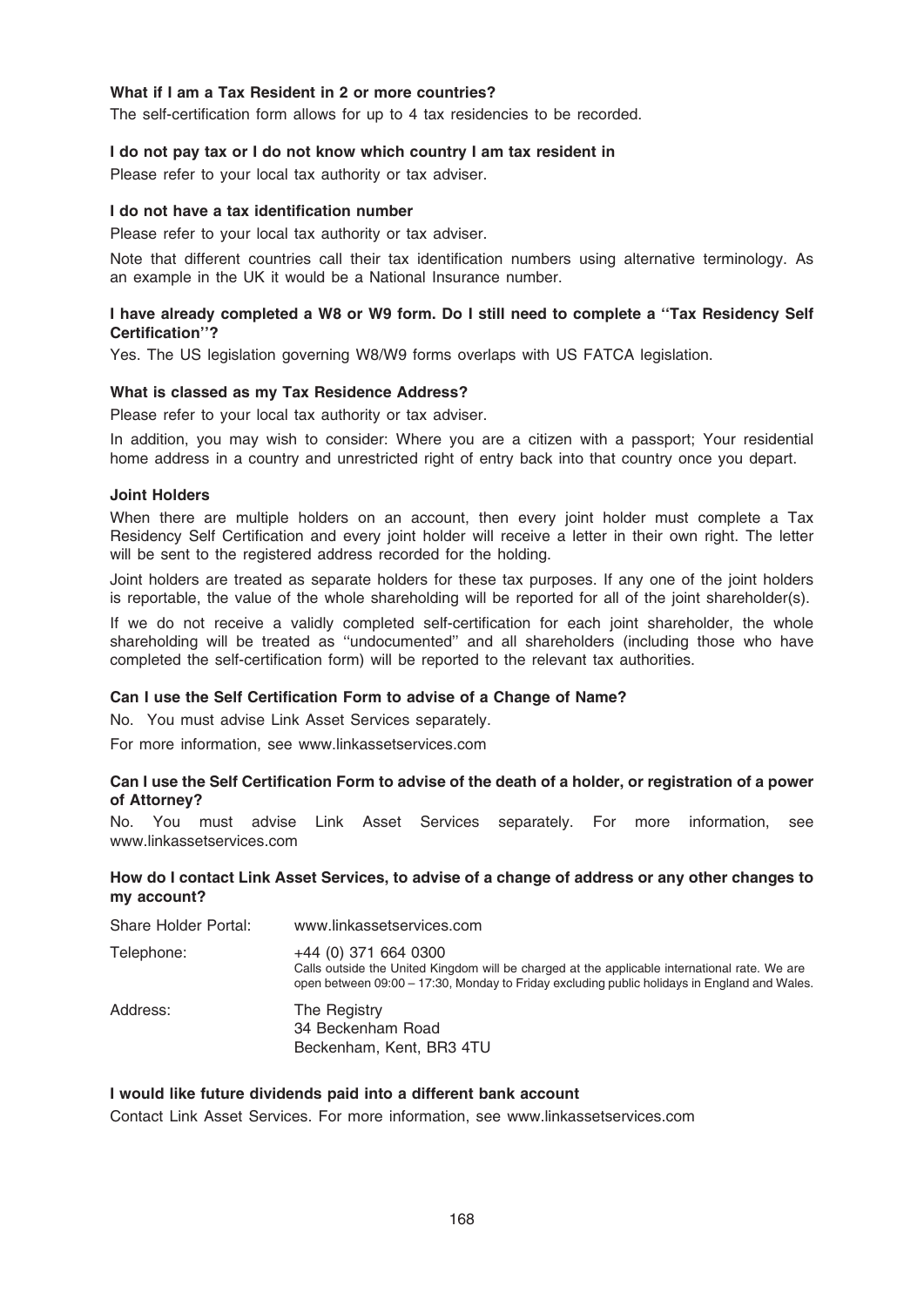**What if I am a Tax Resident in 2 or more countries?**

The self-certification form allows for up to 4 tax residencies to be recorded.

**I do not pay tax or I do not know which country I am tax resident in**

Please refer to your local tax authority or tax adviser.

**I do not have a tax identification number**

Please refer to your local tax authority or tax adviser.

Note that different countries call their tax identification numbers using alternative terminology. As an example in the UK it would be a National Insurance number.

**I have already completed a W8 or W9 form. Do I still need to complete a ''Tax Residency Self Certification''?**

Yes. The US legislation governing W8/W9 forms overlaps with US FATCA legislation.

**What is classed as my Tax Residence Address?**

Please refer to your local tax authority or tax adviser.

In addition, you may wish to consider: Where you are a citizen with a passport; Your residential home address in a country and unrestricted right of entry back into that country once you depart.

**Joint Holders**

When there are multiple holders on an account, then every joint holder must complete a Tax Residency Self Certification and every joint holder will receive a letter in their own right. The letter will be sent to the registered address recorded for the holding.

Joint holders are treated as separate holders for these tax purposes. If any one of the joint holders is reportable, the value of the whole shareholding will be reported for all of the joint shareholder(s).

If we do not receive a validly completed self-certification for each joint shareholder, the whole shareholding will be treated as ''undocumented'' and all shareholders (including those who have completed the self-certification form) will be reported to the relevant tax authorities.

**Can I use the Self Certification Form to advise of a Change of Name?**

No. You must advise Link Asset Services separately.

For more information, see www.linkassetservices.com

**Can I use the Self Certification Form to advise of the death of a holder, or registration of a power of Attorney?**

No. You must advise Link Asset Services separately. For more information, see www.linkassetservices.com

**How do I contact Link Asset Services, to advise of a change of address or any other changes to my account?**

| | |
|---|---|
| Share Holder Portal: | www.linkassetservices.com |
| Telephone: | +44 (0) 371 664 0300<br>Calls outside the United Kingdom will be charged at the applicable international rate. We are open between 09:00 – 17:30, Monday to Friday excluding public holidays in England and Wales. |
| Address: | The Registry<br>34 Beckenham Road<br>Beckenham, Kent, BR3 4TU |

**I would like future dividends paid into a different bank account**

Contact Link Asset Services. For more information, see www.linkassetservices.com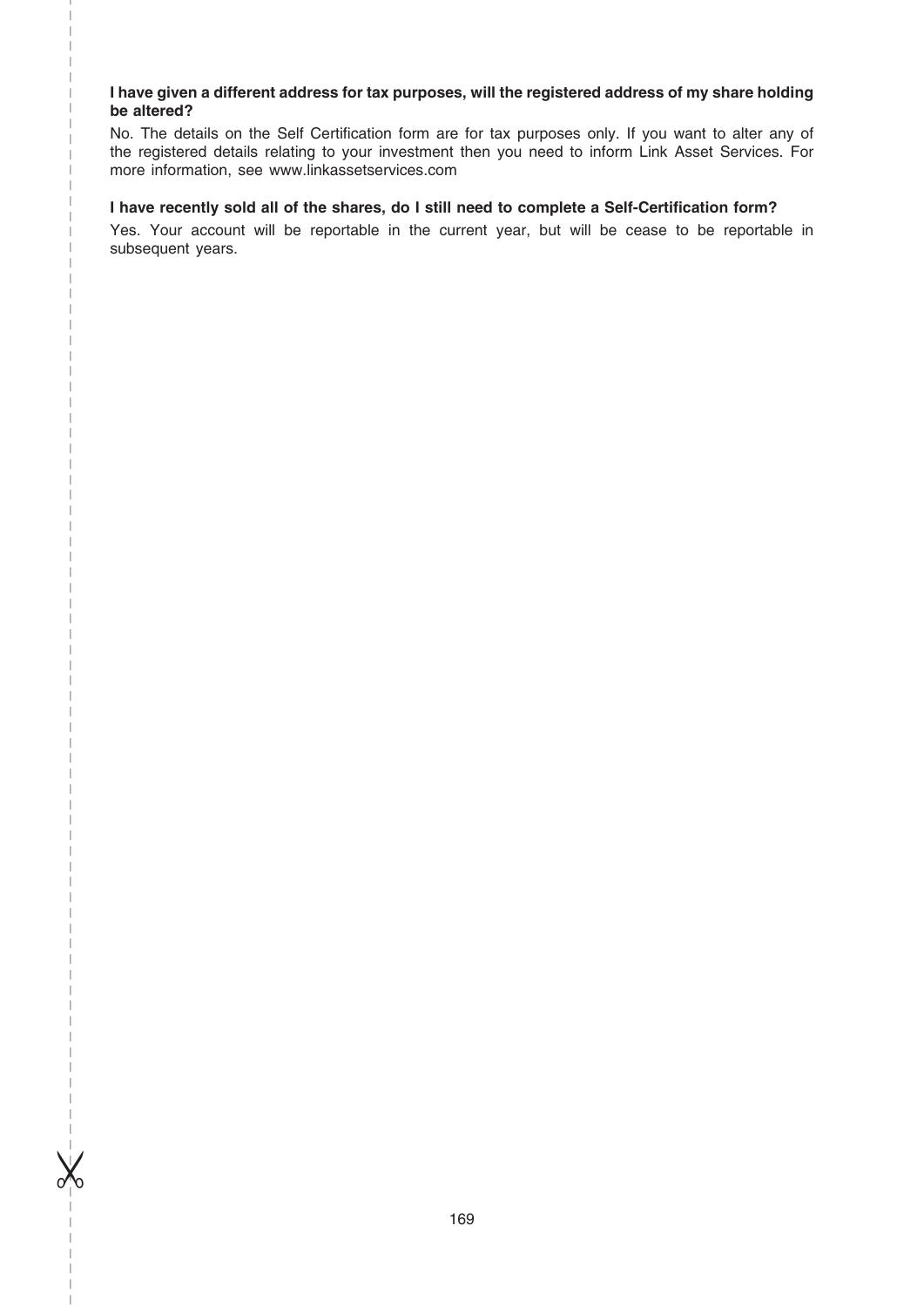**I have given a different address for tax purposes, will the registered address of my share holding be altered?**

No. The details on the Self Certification form are for tax purposes only. If you want to alter any of the registered details relating to your investment then you need to inform Link Asset Services. For more information, see www.linkassetservices.com

**I have recently sold all of the shares, do I still need to complete a Self-Certification form?**

Yes. Your account will be reportable in the current year, but will be cease to be reportable in subsequent years.